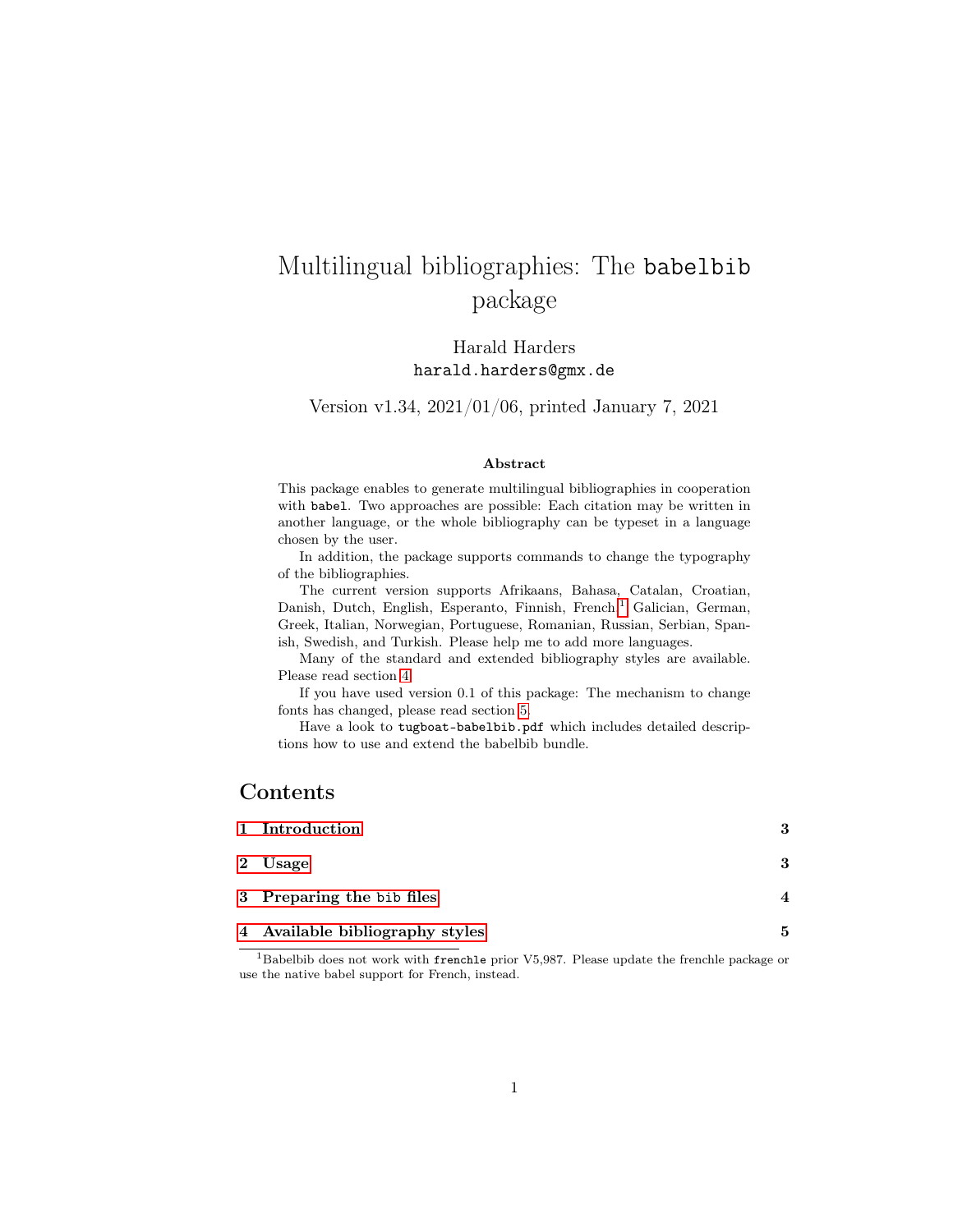# Multilingual bibliographies: The `babelbib` package

Harald Harders
`harald.harders@gmx.de`

Version v1.34, 2021/01/06, printed January 7, 2021

**Abstract**

This package enables to generate multilingual bibliographies in cooperation with `babel`. Two approaches are possible: Each citation may be written in another language, or the whole bibliography can be typeset in a language chosen by the user.

In addition, the package supports commands to change the typography of the bibliographies.

The current version supports Afrikaans, Bahasa, Catalan, Croatian, Danish, Dutch, English, Esperanto, Finnish, French,[1] Galician, German, Greek, Italian, Norwegian, Portuguese, Romanian, Russian, Serbian, Spanish, Swedish, and Turkish. Please help me to add more languages.

Many of the standard and extended bibliography styles are available. Please read section 4.

If you have used version 0.1 of this package: The mechanism to change fonts has changed, please read section 5.

Have a look to `tugboat-babelbib.pdf` which includes detailed descriptions how to use and extend the babelbib bundle.

## Contents

| | |
|---|---|
| **1 Introduction** | **3** |
| **2 Usage** | **3** |
| **3 Preparing the `bib` files** | **4** |
| **4 Available bibliography styles** | **5** |

[1] Babelbib does not work with `frenchle` prior V5,987. Please update the frenchle package or use the native babel support for French, instead.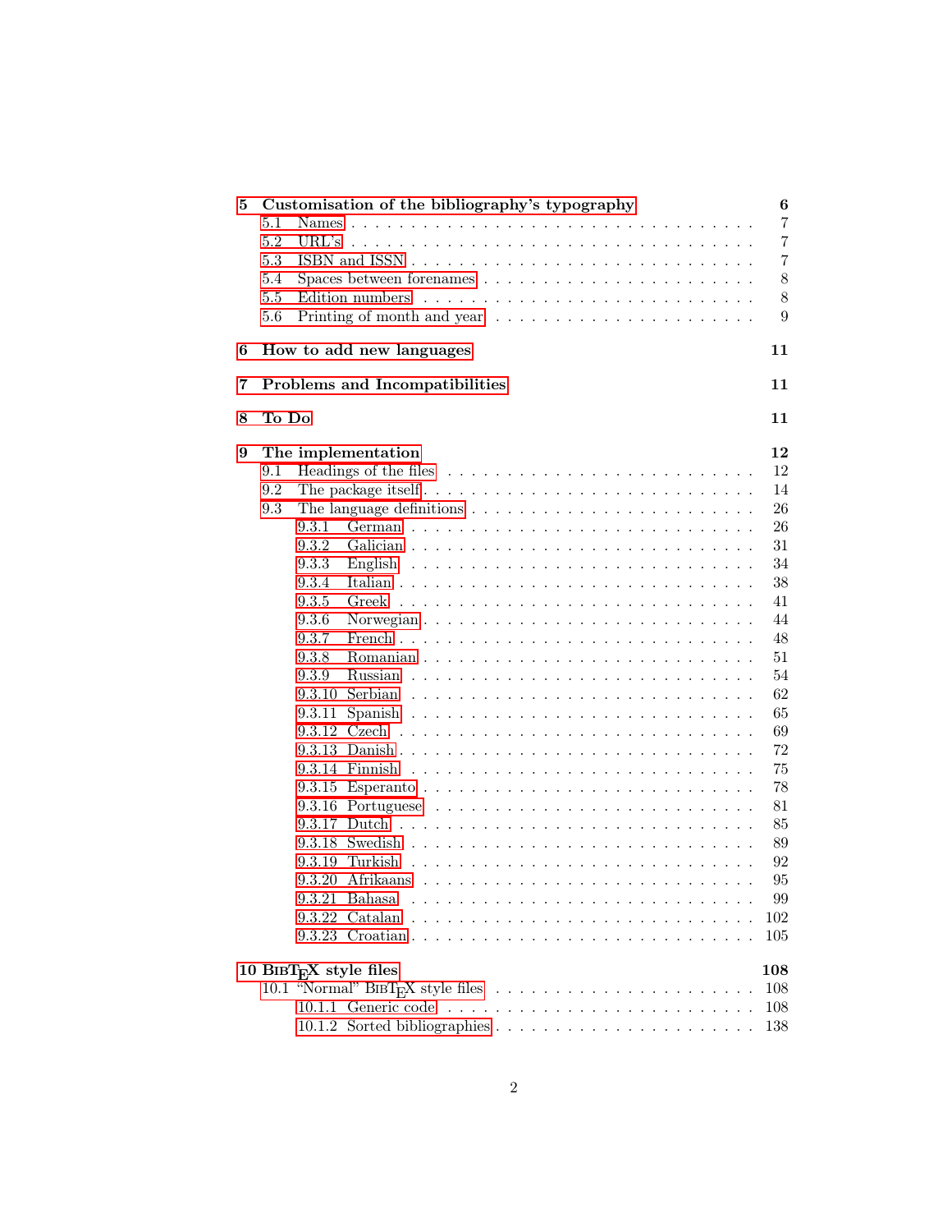**5 Customisation of the bibliography's typography** 6

- 5.1 Names . . . 7
- 5.2 URL's . . . 7
- 5.3 ISBN and ISSN . . . 7
- 5.4 Spaces between forenames . . . 8
- 5.5 Edition numbers . . . 8
- 5.6 Printing of month and year . . . 9

**6 How to add new languages** 11

**7 Problems and Incompatibilities** 11

**8 To Do** 11

**9 The implementation** 12

- 9.1 Headings of the files . . . 12
- 9.2 The package itself . . . 14
- 9.3 The language definitions . . . 26
  - 9.3.1 German . . . 26
  - 9.3.2 Galician . . . 31
  - 9.3.3 English . . . 34
  - 9.3.4 Italian . . . 38
  - 9.3.5 Greek . . . 41
  - 9.3.6 Norwegian . . . 44
  - 9.3.7 French . . . 48
  - 9.3.8 Romanian . . . 51
  - 9.3.9 Russian . . . 54
  - 9.3.10 Serbian . . . 62
  - 9.3.11 Spanish . . . 65
  - 9.3.12 Czech . . . 69
  - 9.3.13 Danish . . . 72
  - 9.3.14 Finnish . . . 75
  - 9.3.15 Esperanto . . . 78
  - 9.3.16 Portuguese . . . 81
  - 9.3.17 Dutch . . . 85
  - 9.3.18 Swedish . . . 89
  - 9.3.19 Turkish . . . 92
  - 9.3.20 Afrikaans . . . 95
  - 9.3.21 Bahasa . . . 99
  - 9.3.22 Catalan . . . 102
  - 9.3.23 Croatian . . . 105

**10 BibTeX style files** 108

- 10.1 "Normal" BibTeX style files . . . 108
  - 10.1.1 Generic code . . . 108
  - 10.1.2 Sorted bibliographies . . . 138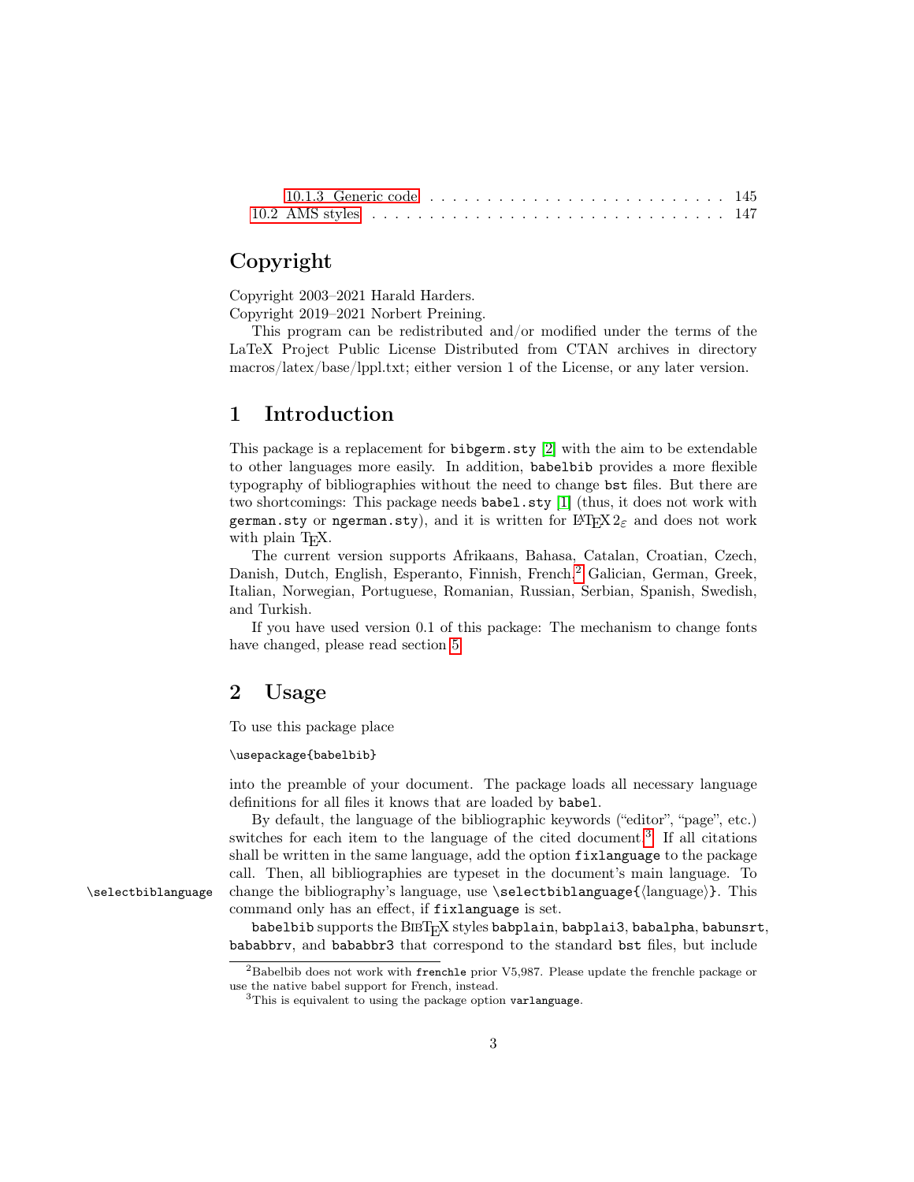10.1.3 Generic code . . . . . . . . . . . . . . . . . . . . . . . . . . 145
10.2 AMS styles . . . . . . . . . . . . . . . . . . . . . . . . . . . . . . 147

## Copyright

Copyright 2003–2021 Harald Harders.
Copyright 2019–2021 Norbert Preining.

This program can be redistributed and/or modified under the terms of the LaTeX Project Public License Distributed from CTAN archives in directory macros/latex/base/lppl.txt; either version 1 of the License, or any later version.

## 1 Introduction

This package is a replacement for `bibgerm.sty` [2] with the aim to be extendable to other languages more easily. In addition, `babelbib` provides a more flexible typography of bibliographies without the need to change `bst` files. But there are two shortcomings: This package needs `babel.sty` [1] (thus, it does not work with `german.sty` or `ngerman.sty`), and it is written for LaTeX 2ε and does not work with plain TeX.

The current version supports Afrikaans, Bahasa, Catalan, Croatian, Czech, Danish, Dutch, English, Esperanto, Finnish, French,[2] Galician, German, Greek, Italian, Norwegian, Portuguese, Romanian, Russian, Serbian, Spanish, Swedish, and Turkish.

If you have used version 0.1 of this package: The mechanism to change fonts have changed, please read section 5.

## 2 Usage

To use this package place

```
\usepackage{babelbib}
```

into the preamble of your document. The package loads all necessary language definitions for all files it knows that are loaded by `babel`.

By default, the language of the bibliographic keywords (“editor”, “page”, etc.) switches for each item to the language of the cited document.[3] If all citations shall be written in the same language, add the option `fixlanguage` to the package call. Then, all bibliographies are typeset in the document's main language. To change the bibliography's language, use `\selectbiblanguage{⟨language⟩}`. This command only has an effect, if `fixlanguage` is set.

`\selectbiblanguage`

`babelbib` supports the BibTeX styles `babplain`, `babplai3`, `babalpha`, `babunsrt`, `bababbrv`, and `bababbr3` that correspond to the standard `bst` files, but include

[2] Babelbib does not work with `frenchle` prior V5,987. Please update the frenchle package or use the native babel support for French, instead.

[3] This is equivalent to using the package option `varlanguage`.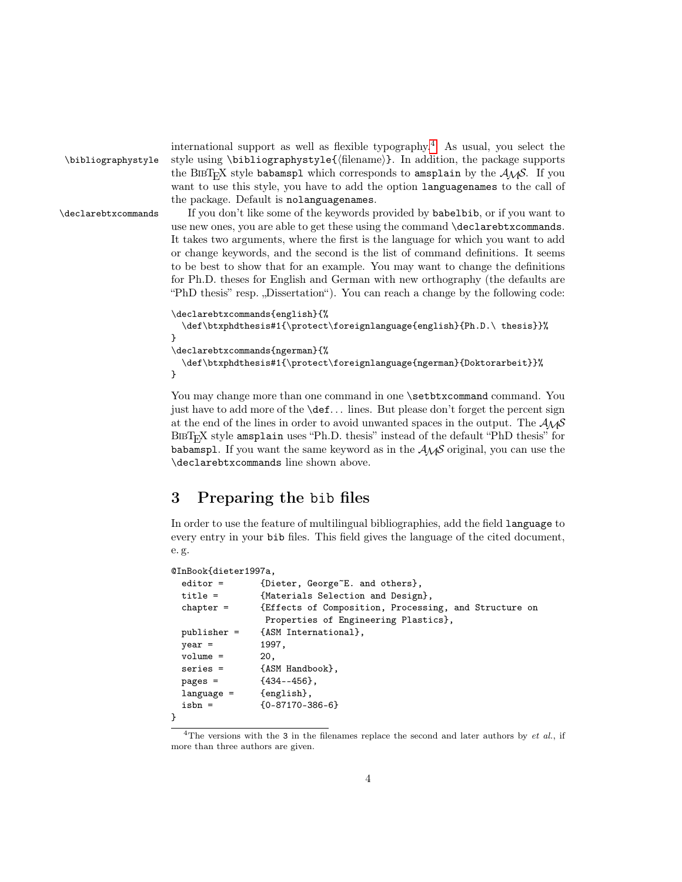international support as well as flexible typography.[4] As usual, you select the style using `\bibliographystyle{⟨filename⟩}`. In addition, the package supports the BibTeX style `babamspl` which corresponds to `amsplain` by the AMS. If you want to use this style, you have to add the option `languagenames` to the call of the package. Default is `nolanguagenames`.

If you don't like some of the keywords provided by `babelbib`, or if you want to use new ones, you are able to get these using the command `\declarebtxcommands`. It takes two arguments, where the first is the language for which you want to add or change keywords, and the second is the list of command definitions. It seems to be best to show that for an example. You may want to change the definitions for Ph.D. theses for English and German with new orthography (the defaults are "PhD thesis" resp. „Dissertation"). You can reach a change by the following code:

```
\declarebtxcommands{english}{%
  \def\btxphdthesis#1{\protect\foreignlanguage{english}{Ph.D.\ thesis}}%
}
\declarebtxcommands{ngerman}{%
  \def\btxphdthesis#1{\protect\foreignlanguage{ngerman}{Doktorarbeit}}%
}
```

You may change more than one command in one `\setbtxcommand` command. You just have to add more of the `\def`... lines. But please don't forget the percent sign at the end of the lines in order to avoid unwanted spaces in the output. The AMS BibTeX style `amsplain` uses "Ph.D. thesis" instead of the default "PhD thesis" for `babamspl`. If you want the same keyword as in the AMS original, you can use the `\declarebtxcommands` line shown above.

## 3 Preparing the bib files

In order to use the feature of multilingual bibliographies, add the field `language` to every entry in your `bib` files. This field gives the language of the cited document, e. g.

```
@InBook{dieter1997a,
  editor =       {Dieter, George~E. and others},
  title =        {Materials Selection and Design},
  chapter =      {Effects of Composition, Processing, and Structure on
                  Properties of Engineering Plastics},
  publisher =    {ASM International},
  year =         1997,
  volume =       20,
  series =       {ASM Handbook},
  pages =        {434--456},
  language =     {english},
  isbn =         {0-87170-386-6}
}
```

[4] The versions with the `3` in the filenames replace the second and later authors by *et al.*, if more than three authors are given.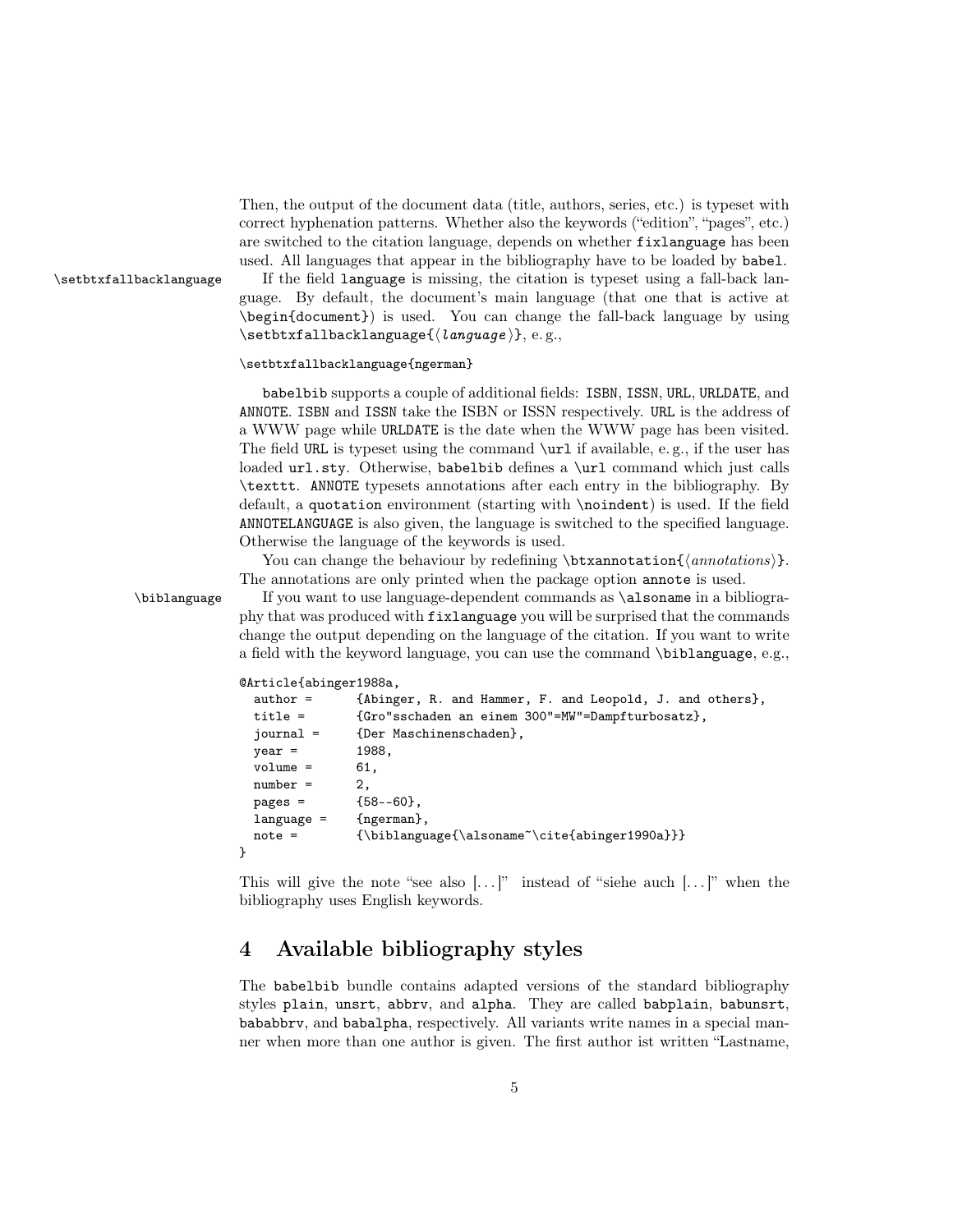Then, the output of the document data (title, authors, series, etc.) is typeset with correct hyphenation patterns. Whether also the keywords ("edition", "pages", etc.) are switched to the citation language, depends on whether `fixlanguage` has been used. All languages that appear in the bibliography have to be loaded by `babel`.

`\setbtxfallbacklanguage` If the field `language` is missing, the citation is typeset using a fall-back language. By default, the document's main language (that one that is active at `\begin{document}`) is used. You can change the fall-back language by using `\setbtxfallbacklanguage{⟨language⟩}`, e. g.,

```
\setbtxfallbacklanguage{ngerman}
```

`babelbib` supports a couple of additional fields: `ISBN`, `ISSN`, `URL`, `URLDATE`, and `ANNOTE`. `ISBN` and `ISSN` take the ISBN or ISSN respectively. `URL` is the address of a WWW page while `URLDATE` is the date when the WWW page has been visited. The field `URL` is typeset using the command `\url` if available, e. g., if the user has loaded `url.sty`. Otherwise, `babelbib` defines a `\url` command which just calls `\texttt`. `ANNOTE` typesets annotations after each entry in the bibliography. By default, a `quotation` environment (starting with `\noindent`) is used. If the field `ANNOTELANGUAGE` is also given, the language is switched to the specified language. Otherwise the language of the keywords is used.

You can change the behaviour by redefining `\btxannotation{⟨annotations⟩}`. The annotations are only printed when the package option `annote` is used.

`\biblanguage` If you want to use language-dependent commands as `\alsoname` in a bibliography that was produced with `fixlanguage` you will be surprised that the commands change the output depending on the language of the citation. If you want to write a field with the keyword language, you can use the command `\biblanguage`, e.g.,

```
@Article{abinger1988a,
  author =      {Abinger, R. and Hammer, F. and Leopold, J. and others},
  title =       {Gro"sschaden an einem 300"=MW"=Dampfturbosatz},
  journal =     {Der Maschinenschaden},
  year =        1988,
  volume =      61,
  number =      2,
  pages =       {58--60},
  language =    {ngerman},
  note =        {\biblanguage{\alsoname~\cite{abinger1990a}}}
}
```

This will give the note "see also [. . . ]" instead of "siehe auch [. . . ]" when the bibliography uses English keywords.

# 4 Available bibliography styles

The `babelbib` bundle contains adapted versions of the standard bibliography styles `plain`, `unsrt`, `abbrv`, and `alpha`. They are called `babplain`, `babunsrt`, `bababbrv`, and `babalpha`, respectively. All variants write names in a special manner when more than one author is given. The first author ist written "Lastname,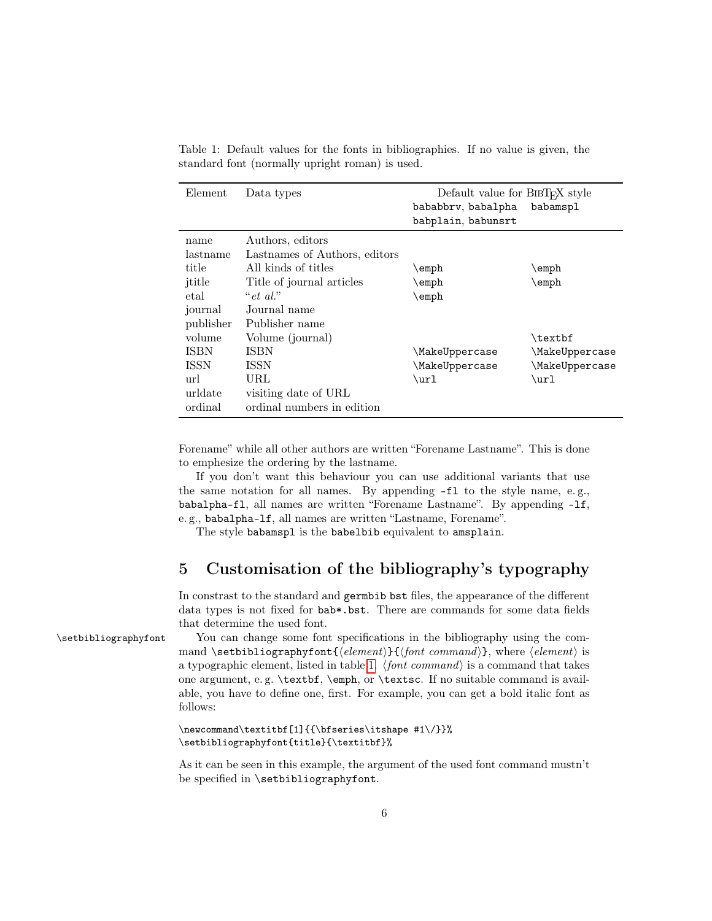Table 1: Default values for the fonts in bibliographies. If no value is given, the standard font (normally upright roman) is used.

| Element | Data types | Default value for BibTeX style | |
|---|---|---|---|
| | | `bababbrv`, `babalpha` `babplain`, `babunsrt` | `babamspl` |
| name | Authors, editors | | |
| lastname | Lastnames of Authors, editors | | |
| title | All kinds of titles | `\emph` | `\emph` |
| jtitle | Title of journal articles | `\emph` | `\emph` |
| etal | "*et al.*" | `\emph` | |
| journal | Journal name | | |
| publisher | Publisher name | | |
| volume | Volume (journal) | | `\textbf` |
| ISBN | ISBN | `\MakeUppercase` | `\MakeUppercase` |
| ISSN | ISSN | `\MakeUppercase` | `\MakeUppercase` |
| url | URL | `\url` | `\url` |
| urldate | visiting date of URL | | |
| ordinal | ordinal numbers in edition | | |

Forename" while all other authors are written "Forename Lastname". This is done to emphesize the ordering by the lastname.

If you don't want this behaviour you can use additional variants that use the same notation for all names. By appending `-fl` to the style name, e. g., `babalpha-fl`, all names are written "Forename Lastname". By appending `-lf`, e. g., `babalpha-lf`, all names are written "Lastname, Forename".

The style `babamspl` is the `babelbib` equivalent to `amsplain`.

# 5 Customisation of the bibliography's typography

In constrast to the standard and `germbib` `bst` files, the appearance of the different data types is not fixed for `bab*.bst`. There are commands for some data fields that determine the used font.

`\setbibliographyfont` You can change some font specifications in the bibliography using the command `\setbibliographyfont{`⟨*element*⟩`}{`⟨*font command*⟩`}`, where ⟨*element*⟩ is a typographic element, listed in table 1. ⟨*font command*⟩ is a command that takes one argument, e. g. `\textbf`, `\emph`, or `\textsc`. If no suitable command is available, you have to define one, first. For example, you can get a bold italic font as follows:

```
\newcommand\textitbf[1]{{\bfseries\itshape #1\/}}%
\setbibliographyfont{title}{\textitbf}%
```

As it can be seen in this example, the argument of the used font command mustn't be specified in `\setbibliographyfont`.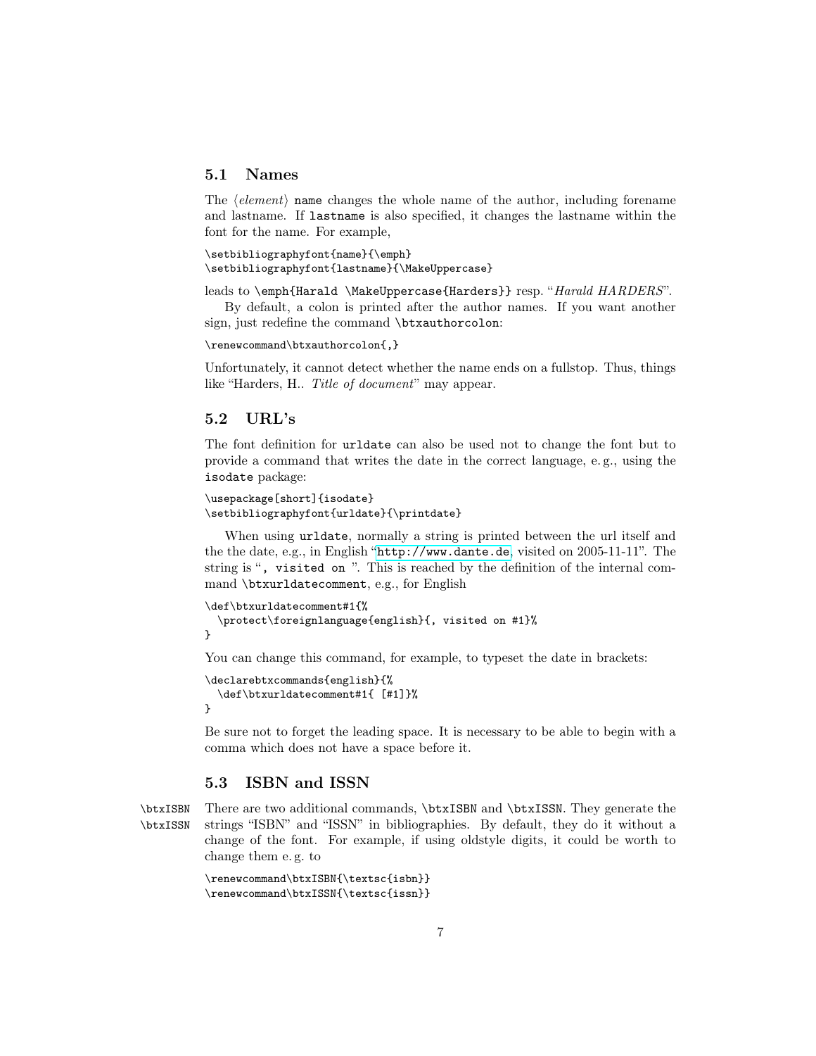### 5.1 Names

The ⟨*element*⟩ `name` changes the whole name of the author, including forename and lastname. If `lastname` is also specified, it changes the lastname within the font for the name. For example,

```
\setbibliographyfont{name}{\emph}
\setbibliographyfont{lastname}{\MakeUppercase}
```

leads to `\emph{Harald \MakeUppercase{Harders}}` resp. "*Harald HARDERS*".

By default, a colon is printed after the author names. If you want another sign, just redefine the command `\btxauthorcolon`:

```
\renewcommand\btxauthorcolon{,}
```

Unfortunately, it cannot detect whether the name ends on a fullstop. Thus, things like "Harders, H.. *Title of document*" may appear.

### 5.2 URL's

The font definition for `urldate` can also be used not to change the font but to provide a command that writes the date in the correct language, e. g., using the `isodate` package:

```
\usepackage[short]{isodate}
\setbibliographyfont{urldate}{\printdate}
```

When using `urldate`, normally a string is printed between the url itself and the the date, e.g., in English "`http://www.dante.de`, visited on 2005-11-11". The string is "`, visited on `". This is reached by the definition of the internal command `\btxurldatecomment`, e.g., for English

```
\def\btxurldatecomment#1{%
  \protect\foreignlanguage{english}{, visited on #1}%
}
```

You can change this command, for example, to typeset the date in brackets:

```
\declarebtxcommands{english}{%
  \def\btxurldatecomment#1{ [#1]}%
}
```

Be sure not to forget the leading space. It is necessary to be able to begin with a comma which does not have a space before it.

### 5.3 ISBN and ISSN

`\btxISBN` `\btxISSN`

There are two additional commands, `\btxISBN` and `\btxISSN`. They generate the strings "ISBN" and "ISSN" in bibliographies. By default, they do it without a change of the font. For example, if using oldstyle digits, it could be worth to change them e. g. to

```
\renewcommand\btxISBN{\textsc{isbn}}
\renewcommand\btxISSN{\textsc{issn}}
```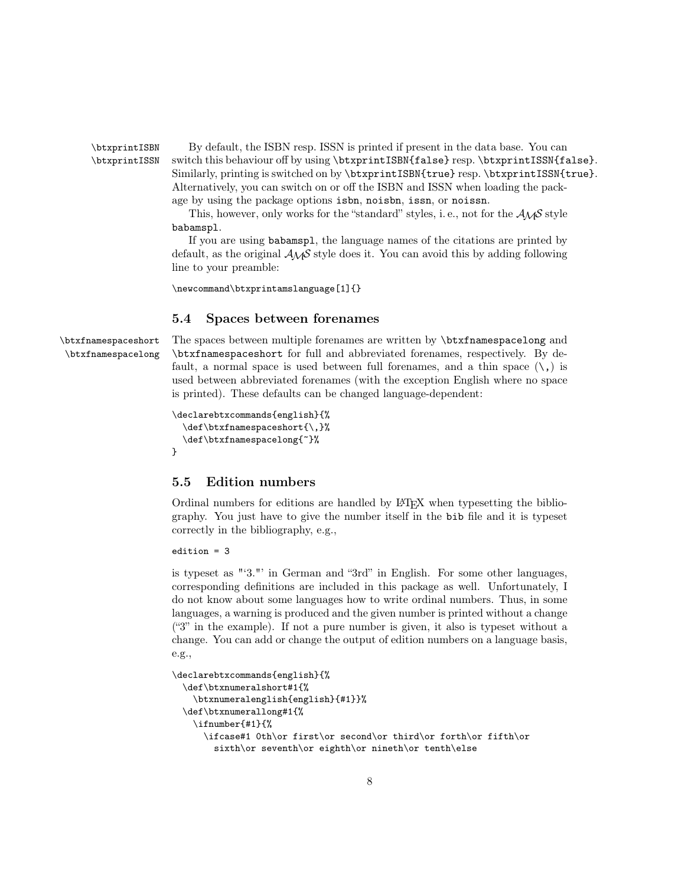`\btxprintISBN` `\btxprintISSN` By default, the ISBN resp. ISSN is printed if present in the data base. You can switch this behaviour off by using `\btxprintISBN{false}` resp. `\btxprintISSN{false}`. Similarly, printing is switched on by `\btxprintISBN{true}` resp. `\btxprintISSN{true}`. Alternatively, you can switch on or off the ISBN and ISSN when loading the package by using the package options `isbn`, `noisbn`, `issn`, or `noissn`.

This, however, only works for the "standard" styles, i. e., not for the $\mathcal{AMS}$ style `babamspl`.

If you are using `babamspl`, the language names of the citations are printed by default, as the original $\mathcal{AMS}$ style does it. You can avoid this by adding following line to your preamble:

```
\newcommand\btxprintamslanguage[1]{}
```

### 5.4 Spaces between forenames

`\btxfnamespaceshort` `\btxfnamespacelong` The spaces between multiple forenames are written by `\btxfnamespacelong` and `\btxfnamespaceshort` for full and abbreviated forenames, respectively. By default, a normal space is used between full forenames, and a thin space (`\,`) is used between abbreviated forenames (with the exception English where no space is printed). These defaults can be changed language-dependent:

```
\declarebtxcommands{english}{%
  \def\btxfnamespaceshort{\,}%
  \def\btxfnamespacelong{~}%
}
```

### 5.5 Edition numbers

Ordinal numbers for editions are handled by LaTeX when typesetting the bibliography. You just have to give the number itself in the `bib` file and it is typeset correctly in the bibliography, e.g.,

```
edition = 3
```

is typeset as "'3."' in German and "3rd" in English. For some other languages, corresponding definitions are included in this package as well. Unfortunately, I do not know about some languages how to write ordinal numbers. Thus, in some languages, a warning is produced and the given number is printed without a change ("3" in the example). If not a pure number is given, it also is typeset without a change. You can add or change the output of edition numbers on a language basis, e.g.,

```
\declarebtxcommands{english}{%
  \def\btxnumeralshort#1{%
    \btxnumeralenglish{english}{#1}}%
  \def\btxnumerallong#1{%
    \ifnumber{#1}{%
      \ifcase#1 0th\or first\or second\or third\or forth\or fifth\or
        sixth\or seventh\or eighth\or nineth\or tenth\else
```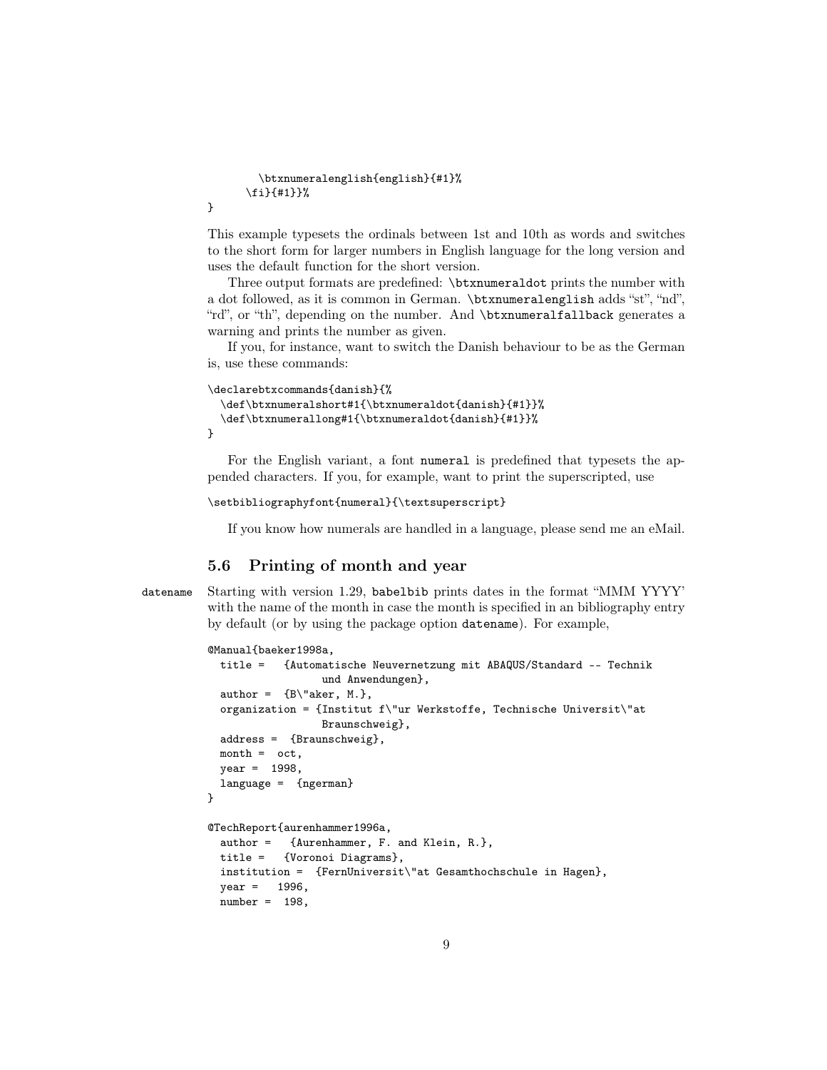```
        \btxnumeralenglish{english}{#1}%
      \fi}{#1}}%
}
```

This example typesets the ordinals between 1st and 10th as words and switches to the short form for larger numbers in English language for the long version and uses the default function for the short version.

Three output formats are predefined: `\btxnumeraldot` prints the number with a dot followed, as it is common in German. `\btxnumeralenglish` adds "st", "nd", "rd", or "th", depending on the number. And `\btxnumeralfallback` generates a warning and prints the number as given.

If you, for instance, want to switch the Danish behaviour to be as the German is, use these commands:

```
\declarebtxcommands{danish}{%
  \def\btxnumeralshort#1{\btxnumeraldot{danish}{#1}}%
  \def\btxnumerallong#1{\btxnumeraldot{danish}{#1}}%
}
```

For the English variant, a font `numeral` is predefined that typesets the appended characters. If you, for example, want to print the superscripted, use

```
\setbibliographyfont{numeral}{\textsuperscript}
```

If you know how numerals are handled in a language, please send me an eMail.

## 5.6 Printing of month and year

`datename` Starting with version 1.29, `babelbib` prints dates in the format "MMM YYYY' with the name of the month in case the month is specified in an bibliography entry by default (or by using the package option `datename`). For example,

```
@Manual{baeker1998a,
  title =   {Automatische Neuvernetzung mit ABAQUS/Standard -- Technik
                und Anwendungen},
  author =  {B\"aker, M.},
  organization = {Institut f\"ur Werkstoffe, Technische Universit\"at
                Braunschweig},
  address =  {Braunschweig},
  month =  oct,
  year =  1998,
  language =  {ngerman}
}

@TechReport{aurenhammer1996a,
  author =   {Aurenhammer, F. and Klein, R.},
  title =   {Voronoi Diagrams},
  institution =  {FernUniversit\"at Gesamthochschule in Hagen},
  year =   1996,
  number =  198,
```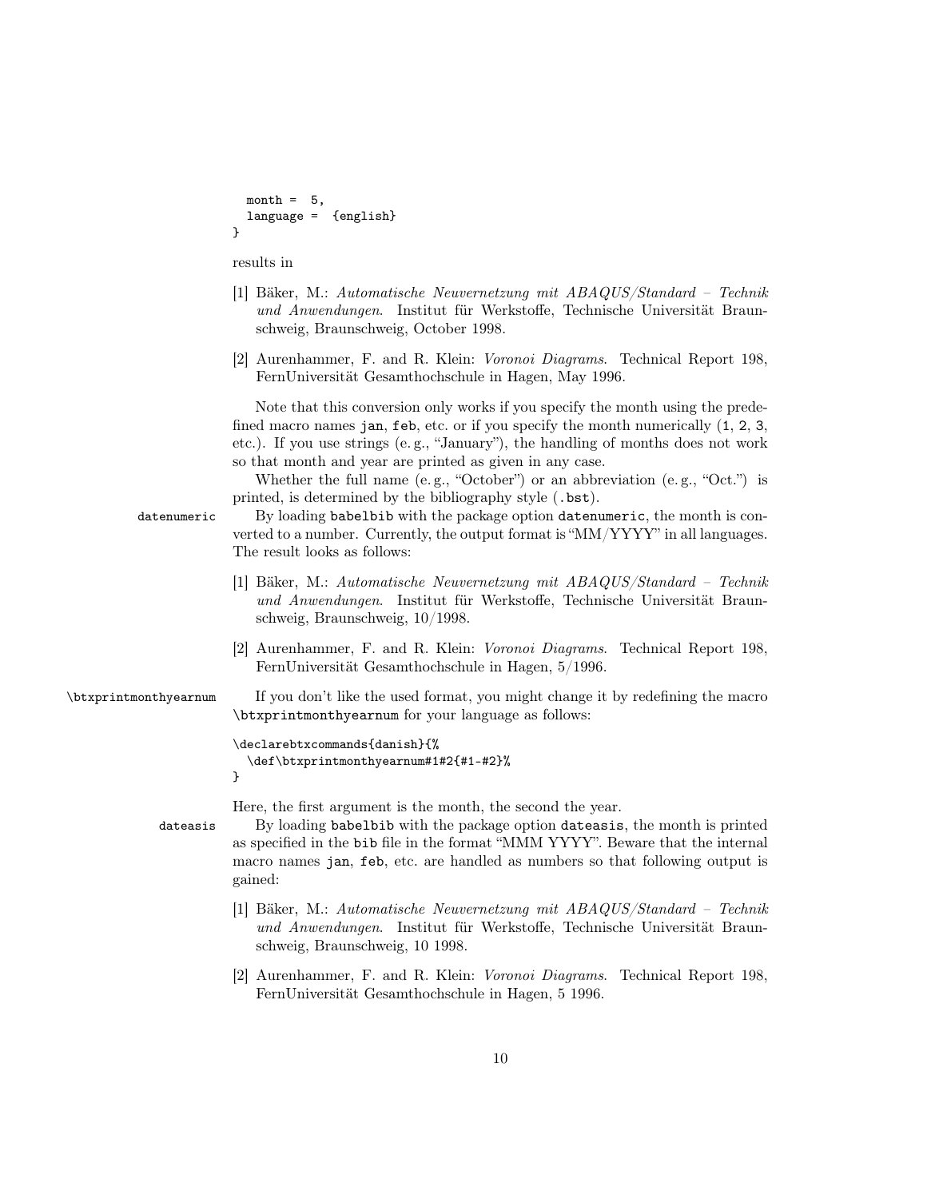```
  month =  5,
  language =  {english}
}
```

results in

[1] Bäker, M.: *Automatische Neuvernetzung mit ABAQUS/Standard – Technik und Anwendungen*. Institut für Werkstoffe, Technische Universität Braunschweig, Braunschweig, October 1998.

[2] Aurenhammer, F. and R. Klein: *Voronoi Diagrams*. Technical Report 198, FernUniversität Gesamthochschule in Hagen, May 1996.

Note that this conversion only works if you specify the month using the predefined macro names `jan`, `feb`, etc. or if you specify the month numerically (`1`, `2`, `3`, etc.). If you use strings (e. g., "January"), the handling of months does not work so that month and year are printed as given in any case.

Whether the full name (e. g., "October") or an abbreviation (e. g., "Oct.") is printed, is determined by the bibliography style (`.bst`).

`datenumeric` By loading `babelbib` with the package option `datenumeric`, the month is converted to a number. Currently, the output format is "MM/YYYY" in all languages. The result looks as follows:

[1] Bäker, M.: *Automatische Neuvernetzung mit ABAQUS/Standard – Technik und Anwendungen*. Institut für Werkstoffe, Technische Universität Braunschweig, Braunschweig, 10/1998.

[2] Aurenhammer, F. and R. Klein: *Voronoi Diagrams*. Technical Report 198, FernUniversität Gesamthochschule in Hagen, 5/1996.

`\btxprintmonthyearnum` If you don't like the used format, you might change it by redefining the macro `\btxprintmonthyearnum` for your language as follows:

```
\declarebtxcommands{danish}{%
  \def\btxprintmonthyearnum#1#2{#1-#2}%
}
```

Here, the first argument is the month, the second the year.

`dateasis` By loading `babelbib` with the package option `dateasis`, the month is printed as specified in the `bib` file in the format "MMM YYYY". Beware that the internal macro names `jan`, `feb`, etc. are handled as numbers so that following output is gained:

[1] Bäker, M.: *Automatische Neuvernetzung mit ABAQUS/Standard – Technik und Anwendungen*. Institut für Werkstoffe, Technische Universität Braunschweig, Braunschweig, 10 1998.

[2] Aurenhammer, F. and R. Klein: *Voronoi Diagrams*. Technical Report 198, FernUniversität Gesamthochschule in Hagen, 5 1996.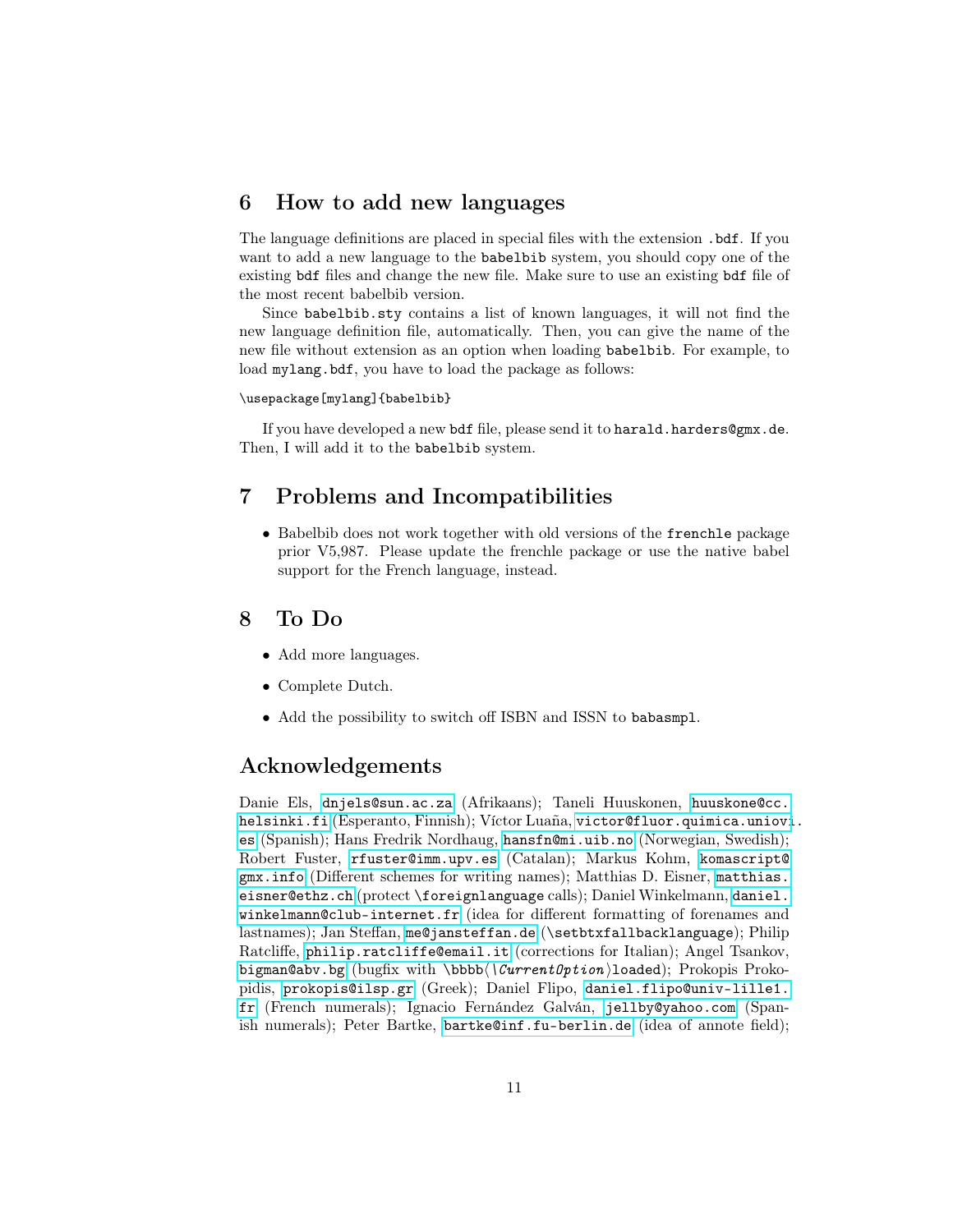## 6 How to add new languages

The language definitions are placed in special files with the extension `.bdf`. If you want to add a new language to the `babelbib` system, you should copy one of the existing `bdf` files and change the new file. Make sure to use an existing `bdf` file of the most recent babelbib version.

Since `babelbib.sty` contains a list of known languages, it will not find the new language definition file, automatically. Then, you can give the name of the new file without extension as an option when loading `babelbib`. For example, to load `mylang.bdf`, you have to load the package as follows:

```
\usepackage[mylang]{babelbib}
```

If you have developed a new `bdf` file, please send it to `harald.harders@gmx.de`. Then, I will add it to the `babelbib` system.

## 7 Problems and Incompatibilities

- Babelbib does not work together with old versions of the `frenchle` package prior V5,987. Please update the frenchle package or use the native babel support for the French language, instead.

## 8 To Do

- Add more languages.
- Complete Dutch.
- Add the possibility to switch off ISBN and ISSN to `babasmpl`.

## Acknowledgements

Danie Els, `dnjels@sun.ac.za` (Afrikaans); Taneli Huuskonen, `huuskone@cc.helsinki.fi` (Esperanto, Finnish); Víctor Luaña, `victor@fluor.quimica.uniovi.es` (Spanish); Hans Fredrik Nordhaug, `hansfn@mi.uib.no` (Norwegian, Swedish); Robert Fuster, `rfuster@imm.upv.es` (Catalan); Markus Kohm, `komascript@gmx.info` (Different schemes for writing names); Matthias D. Eisner, `matthias.eisner@ethz.ch` (protect `\foreignlanguage` calls); Daniel Winkelmann, `daniel.winkelmann@club-internet.fr` (idea for different formatting of forenames and lastnames); Jan Steffan, `me@jansteffan.de` (`\setbtxfallbacklanguage`); Philip Ratcliffe, `philip.ratcliffe@email.it` (corrections for Italian); Angel Tsankov, `bigman@abv.bg` (bugfix with `\bbbb`⟨*\CurrentOption*⟩`loaded`); Prokopis Prokopidis, `prokopis@ilsp.gr` (Greek); Daniel Flipo, `daniel.flipo@univ-lille1.fr` (French numerals); Ignacio Fernández Galván, `jellby@yahoo.com` (Spanish numerals); Peter Bartke, `bartke@inf.fu-berlin.de` (idea of annote field);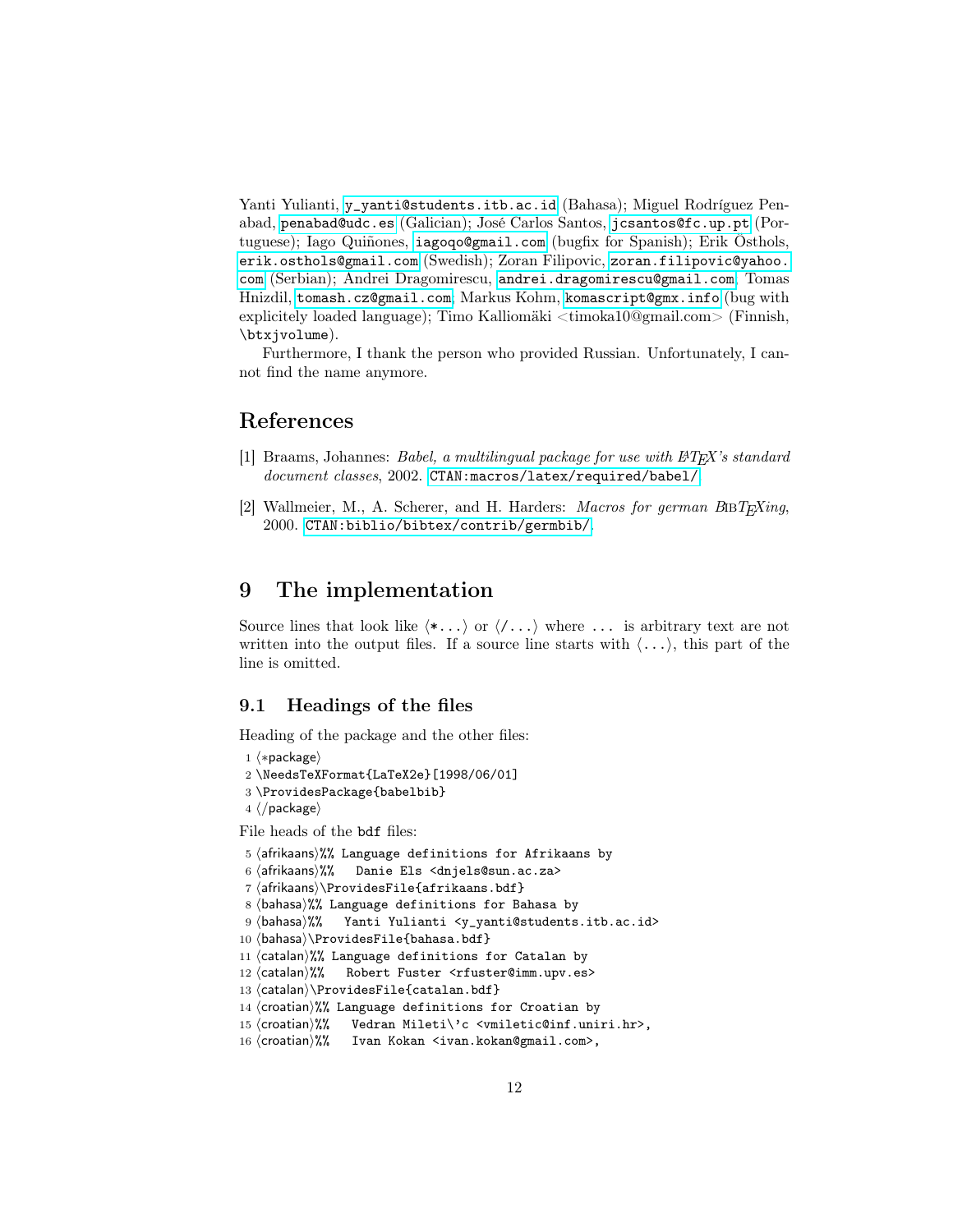Yanti Yulianti, `y_yanti@students.itb.ac.id` (Bahasa); Miguel Rodríguez Penabad, `penabad@udc.es` (Galician); José Carlos Santos, `jcsantos@fc.up.pt` (Portuguese); Iago Quiñones, `iagoqo@gmail.com` (bugfix for Spanish); Erik Östhols, `erik.osthols@gmail.com` (Swedish); Zoran Filipovic, `zoran.filipovic@yahoo.com` (Serbian); Andrei Dragomirescu, `andrei.dragomirescu@gmail.com`, Tomas Hnizdil, `tomash.cz@gmail.com`, Markus Kohm, `komascript@gmx.info` (bug with explicitely loaded language); Timo Kalliomäki <timoka10@gmail.com> (Finnish, `\btxjvolume`).

Furthermore, I thank the person who provided Russian. Unfortunately, I cannot find the name anymore.

## References

[1] Braams, Johannes: *Babel, a multilingual package for use with LaTeX's standard document classes*, 2002. `CTAN:macros/latex/required/babel/`.

[2] Wallmeier, M., A. Scherer, and H. Harders: *Macros for german BibTeXing*, 2000. `CTAN:biblio/bibtex/contrib/germbib/`.

# 9 The implementation

Source lines that look like ⟨*...⟩ or ⟨/...⟩ where ... is arbitrary text are not written into the output files. If a source line starts with ⟨...⟩, this part of the line is omitted.

## 9.1 Headings of the files

Heading of the package and the other files:

```
1 ⟨*package⟩
2 \NeedsTeXFormat{LaTeX2e}[1998/06/01]
3 \ProvidesPackage{babelbib}
4 ⟨/package⟩
```

File heads of the bdf files:

```
5 ⟨afrikaans⟩%% Language definitions for Afrikaans by
6 ⟨afrikaans⟩%%   Danie Els <dnjels@sun.ac.za>
7 ⟨afrikaans⟩\ProvidesFile{afrikaans.bdf}
8 ⟨bahasa⟩%% Language definitions for Bahasa by
9 ⟨bahasa⟩%%   Yanti Yulianti <y_yanti@students.itb.ac.id>
10 ⟨bahasa⟩\ProvidesFile{bahasa.bdf}
11 ⟨catalan⟩%% Language definitions for Catalan by
12 ⟨catalan⟩%%   Robert Fuster <rfuster@imm.upv.es>
13 ⟨catalan⟩\ProvidesFile{catalan.bdf}
14 ⟨croatian⟩%% Language definitions for Croatian by
15 ⟨croatian⟩%%   Vedran Mileti\'c <vmiletic@inf.uniri.hr>,
16 ⟨croatian⟩%%   Ivan Kokan <ivan.kokan@gmail.com>,
```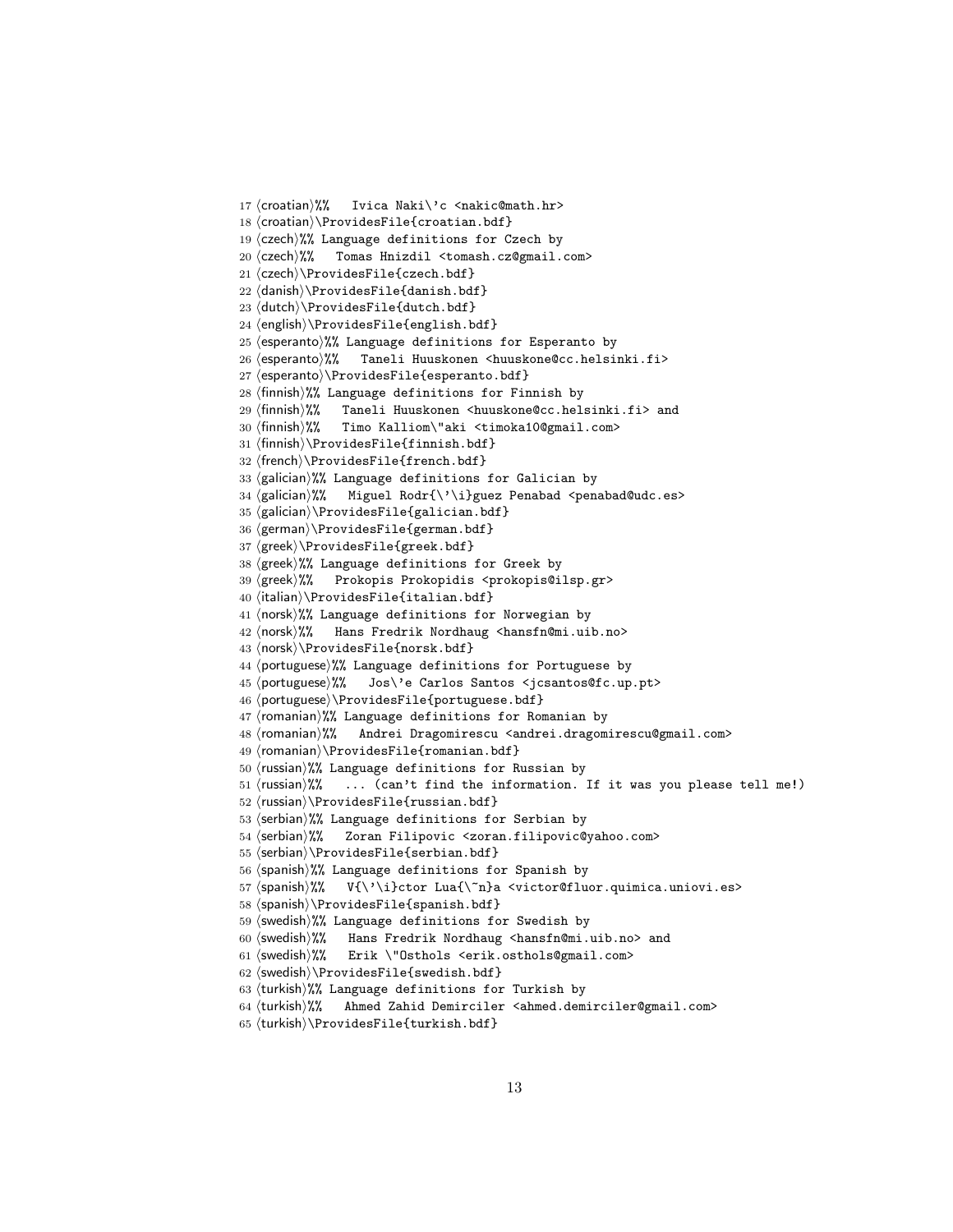```
17 ⟨croatian⟩%%   Ivica Naki\'c <nakic@math.hr>
18 ⟨croatian⟩\ProvidesFile{croatian.bdf}
19 ⟨czech⟩%% Language definitions for Czech by
20 ⟨czech⟩%%   Tomas Hnizdil <tomash.cz@gmail.com>
21 ⟨czech⟩\ProvidesFile{czech.bdf}
22 ⟨danish⟩\ProvidesFile{danish.bdf}
23 ⟨dutch⟩\ProvidesFile{dutch.bdf}
24 ⟨english⟩\ProvidesFile{english.bdf}
25 ⟨esperanto⟩%% Language definitions for Esperanto by
26 ⟨esperanto⟩%%   Taneli Huuskonen <huuskone@cc.helsinki.fi>
27 ⟨esperanto⟩\ProvidesFile{esperanto.bdf}
28 ⟨finnish⟩%% Language definitions for Finnish by
29 ⟨finnish⟩%%   Taneli Huuskonen <huuskone@cc.helsinki.fi> and
30 ⟨finnish⟩%%   Timo Kalliom\"aki <timoka10@gmail.com>
31 ⟨finnish⟩\ProvidesFile{finnish.bdf}
32 ⟨french⟩\ProvidesFile{french.bdf}
33 ⟨galician⟩%% Language definitions for Galician by
34 ⟨galician⟩%%   Miguel Rodr{\'\i}guez Penabad <penabad@udc.es>
35 ⟨galician⟩\ProvidesFile{galician.bdf}
36 ⟨german⟩\ProvidesFile{german.bdf}
37 ⟨greek⟩\ProvidesFile{greek.bdf}
38 ⟨greek⟩%% Language definitions for Greek by
39 ⟨greek⟩%%   Prokopis Prokopidis <prokopis@ilsp.gr>
40 ⟨italian⟩\ProvidesFile{italian.bdf}
41 ⟨norsk⟩%% Language definitions for Norwegian by
42 ⟨norsk⟩%%   Hans Fredrik Nordhaug <hansfn@mi.uib.no>
43 ⟨norsk⟩\ProvidesFile{norsk.bdf}
44 ⟨portuguese⟩%% Language definitions for Portuguese by
45 ⟨portuguese⟩%%   Jos\'e Carlos Santos <jcsantos@fc.up.pt>
46 ⟨portuguese⟩\ProvidesFile{portuguese.bdf}
47 ⟨romanian⟩%% Language definitions for Romanian by
48 ⟨romanian⟩%%   Andrei Dragomirescu <andrei.dragomirescu@gmail.com>
49 ⟨romanian⟩\ProvidesFile{romanian.bdf}
50 ⟨russian⟩%% Language definitions for Russian by
51 ⟨russian⟩%%   ... (can't find the information. If it was you please tell me!)
52 ⟨russian⟩\ProvidesFile{russian.bdf}
53 ⟨serbian⟩%% Language definitions for Serbian by
54 ⟨serbian⟩%%   Zoran Filipovic <zoran.filipovic@yahoo.com>
55 ⟨serbian⟩\ProvidesFile{serbian.bdf}
56 ⟨spanish⟩%% Language definitions for Spanish by
57 ⟨spanish⟩%%   V{\'\i}ctor Lua{\~n}a <victor@fluor.quimica.uniovi.es>
58 ⟨spanish⟩\ProvidesFile{spanish.bdf}
59 ⟨swedish⟩%% Language definitions for Swedish by
60 ⟨swedish⟩%%   Hans Fredrik Nordhaug <hansfn@mi.uib.no> and
61 ⟨swedish⟩%%   Erik \"Osthols <erik.osthols@gmail.com>
62 ⟨swedish⟩\ProvidesFile{swedish.bdf}
63 ⟨turkish⟩%% Language definitions for Turkish by
64 ⟨turkish⟩%%   Ahmed Zahid Demirciler <ahmed.demirciler@gmail.com>
65 ⟨turkish⟩\ProvidesFile{turkish.bdf}
```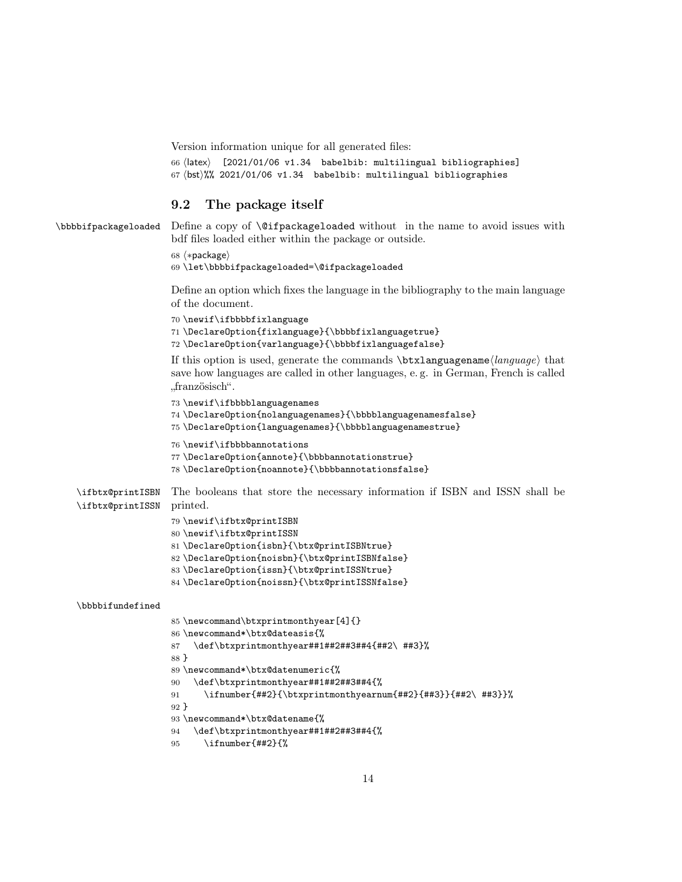Version information unique for all generated files:

```
66 ⟨latex⟩   [2021/01/06 v1.34  babelbib: multilingual bibliographies]
67 ⟨bst⟩%% 2021/01/06 v1.34  babelbib: multilingual bibliographies
```

## 9.2 The package itself

\bbbbifpackageloaded

Define a copy of `\@ifpackageloaded` without  in the name to avoid issues with bdf files loaded either within the package or outside.

```
68 ⟨*package⟩
69 \let\bbbbifpackageloaded=\@ifpackageloaded
```

Define an option which fixes the language in the bibliography to the main language of the document.

```
70 \newif\ifbbbbfixlanguage
71 \DeclareOption{fixlanguage}{\bbbbfixlanguagetrue}
72 \DeclareOption{varlanguage}{\bbbbfixlanguagefalse}
```

If this option is used, generate the commands `\btxlanguagename`⟨*language*⟩ that save how languages are called in other languages, e. g. in German, French is called „französisch".

```
73 \newif\ifbbbblanguagenames
74 \DeclareOption{nolanguagenames}{\bbbblanguagenamesfalse}
75 \DeclareOption{languagenames}{\bbbblanguagenamestrue}
76 \newif\ifbbbbannotations
77 \DeclareOption{annote}{\bbbbannotationstrue}
78 \DeclareOption{noannote}{\bbbbannotationsfalse}
```

\ifbtx@printISBN
\ifbtx@printISSN

The booleans that store the necessary information if ISBN and ISSN shall be printed.

```
79 \newif\ifbtx@printISBN
80 \newif\ifbtx@printISSN
81 \DeclareOption{isbn}{\btx@printISBNtrue}
82 \DeclareOption{noisbn}{\btx@printISBNfalse}
83 \DeclareOption{issn}{\btx@printISSNtrue}
84 \DeclareOption{noissn}{\btx@printISSNfalse}
```

\bbbbifundefined

```
85 \newcommand\btxprintmonthyear[4]{}
86 \newcommand*\btx@dateasis{%
87   \def\btxprintmonthyear##1##2##3##4{##2\ ##3}%
88 }
89 \newcommand*\btx@datenumeric{%
90   \def\btxprintmonthyear##1##2##3##4{%
91     \ifnumber{##2}{\btxprintmonthyearnum{##2}{##3}}{##2\ ##3}}%
92 }
93 \newcommand*\btx@datename{%
94   \def\btxprintmonthyear##1##2##3##4{%
95     \ifnumber{##2}{%
```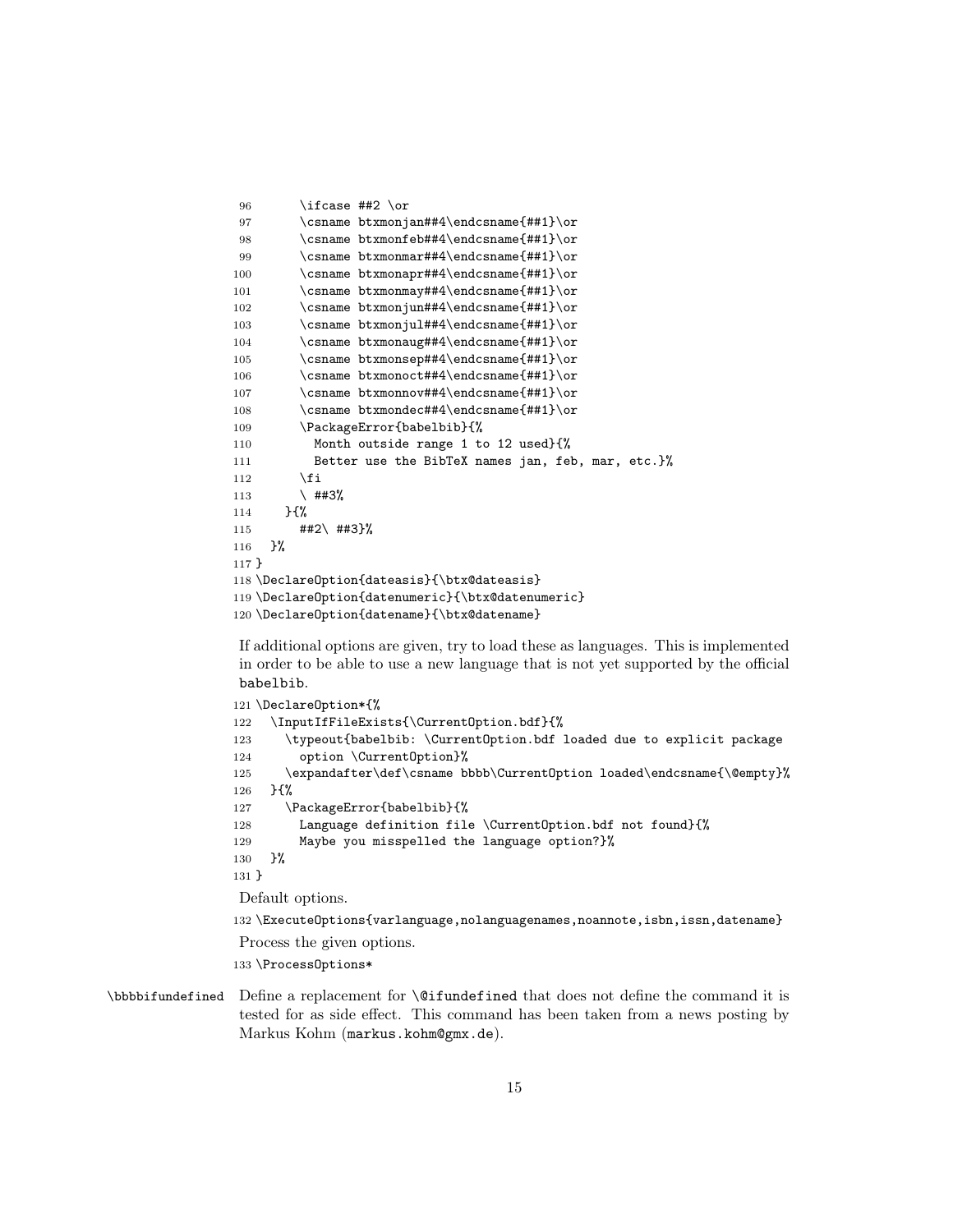```
96      \ifcase ##2 \or
97      \csname btxmonjan##4\endcsname{##1}\or
98      \csname btxmonfeb##4\endcsname{##1}\or
99      \csname btxmonmar##4\endcsname{##1}\or
100     \csname btxmonapr##4\endcsname{##1}\or
101     \csname btxmonmay##4\endcsname{##1}\or
102     \csname btxmonjun##4\endcsname{##1}\or
103     \csname btxmonjul##4\endcsname{##1}\or
104     \csname btxmonaug##4\endcsname{##1}\or
105     \csname btxmonsep##4\endcsname{##1}\or
106     \csname btxmonoct##4\endcsname{##1}\or
107     \csname btxmonnov##4\endcsname{##1}\or
108     \csname btxmondec##4\endcsname{##1}\or
109     \PackageError{babelbib}{%
110       Month outside range 1 to 12 used}{%
111       Better use the BibTeX names jan, feb, mar, etc.}%
112     \fi
113     \ ##3%
114   }{%
115     ##2\ ##3}%
116 }%
117 }
118 \DeclareOption{dateasis}{\btx@dateasis}
119 \DeclareOption{datenumeric}{\btx@datenumeric}
120 \DeclareOption{datename}{\btx@datename}
```

If additional options are given, try to load these as languages. This is implemented in order to be able to use a new language that is not yet supported by the official babelbib.

```
121 \DeclareOption*{%
122   \InputIfFileExists{\CurrentOption.bdf}{%
123     \typeout{babelbib: \CurrentOption.bdf loaded due to explicit package
124       option \CurrentOption}%
125     \expandafter\def\csname bbbb\CurrentOption loaded\endcsname{\@empty}%
126   }{%
127     \PackageError{babelbib}{%
128       Language definition file \CurrentOption.bdf not found}{%
129       Maybe you misspelled the language option?}%
130   }%
131 }
```

Default options.

```
132 \ExecuteOptions{varlanguage,nolanguagenames,noannote,isbn,issn,datename}
```

Process the given options.

```
133 \ProcessOptions*
```

`\bbbbifundefined` Define a replacement for `\@ifundefined` that does not define the command it is tested for as side effect. This command has been taken from a news posting by Markus Kohm (markus.kohm@gmx.de).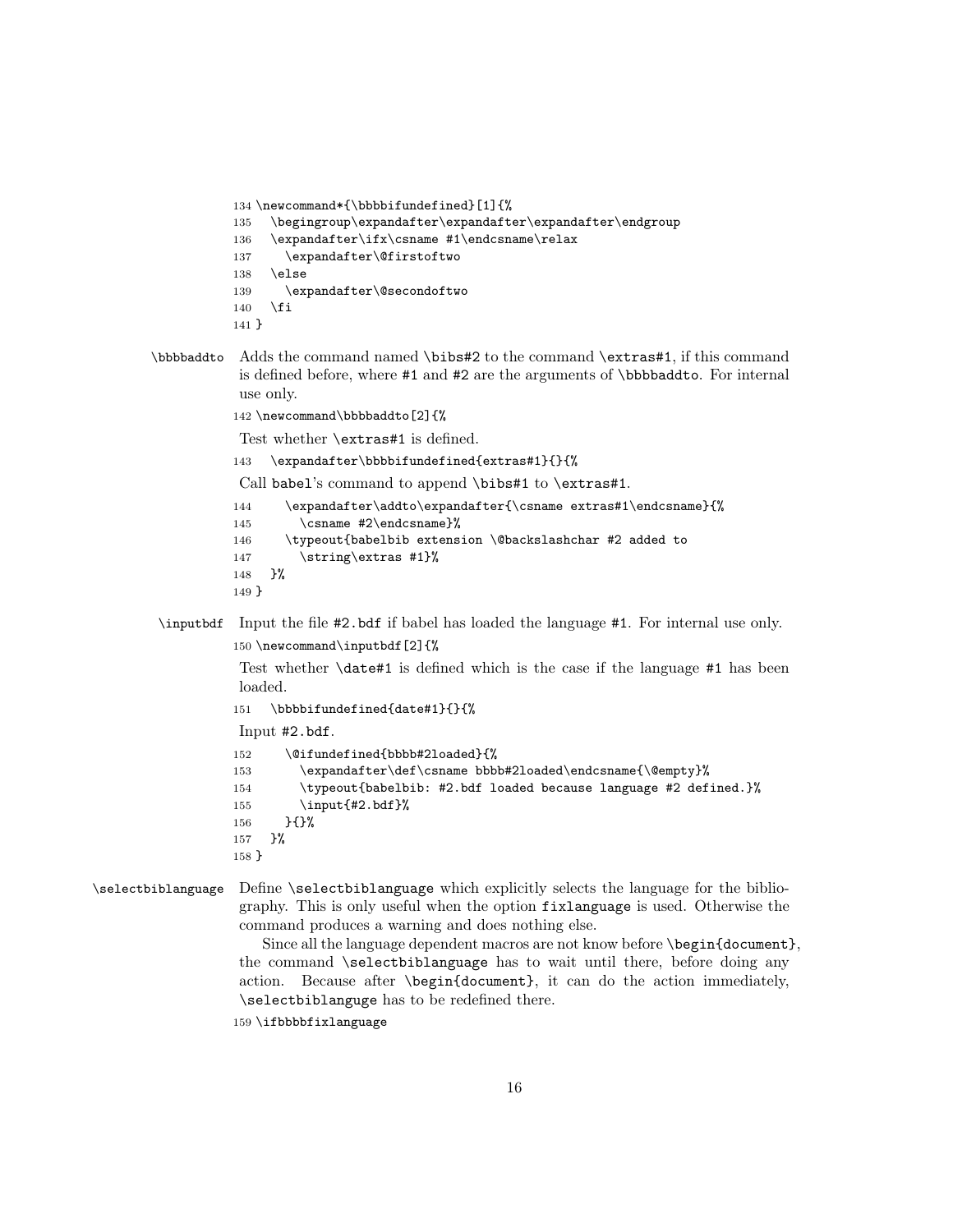```
134 \newcommand*{\bbbbifundefined}[1]{%
135   \begingroup\expandafter\expandafter\expandafter\endgroup
136   \expandafter\ifx\csname #1\endcsname\relax
137     \expandafter\@firstoftwo
138   \else
139     \expandafter\@secondoftwo
140   \fi
141 }
```

**\bbbbaddto** Adds the command named `\bibs#2` to the command `\extras#1`, if this command is defined before, where `#1` and `#2` are the arguments of `\bbbbaddto`. For internal use only.

```
142 \newcommand\bbbbaddto[2]{%
```

Test whether `\extras#1` is defined.

```
143   \expandafter\bbbbifundefined{extras#1}{}{%
```

Call babel's command to append `\bibs#1` to `\extras#1`.

```
144     \expandafter\addto\expandafter{\csname extras#1\endcsname}{%
145       \csname #2\endcsname}%
146     \typeout{babelbib extension \@backslashchar #2 added to
147       \string\extras #1}%
148   }%
149 }
```

**\inputbdf** Input the file `#2.bdf` if babel has loaded the language `#1`. For internal use only.

```
150 \newcommand\inputbdf[2]{%
```

Test whether `\date#1` is defined which is the case if the language `#1` has been loaded.

```
151   \bbbbifundefined{date#1}{}{%
```

Input `#2.bdf`.

```
152     \@ifundefined{bbbb#2loaded}{%
153       \expandafter\def\csname bbbb#2loaded\endcsname{\@empty}%
154       \typeout{babelbib: #2.bdf loaded because language #2 defined.}%
155       \input{#2.bdf}%
156     }{}%
157   }%
158 }
```

**\selectbiblanguage** Define `\selectbiblanguage` which explicitly selects the language for the bibliography. This is only useful when the option `fixlanguage` is used. Otherwise the command produces a warning and does nothing else.

Since all the language dependent macros are not know before `\begin{document}`, the command `\selectbiblanguage` has to wait until there, before doing any action. Because after `\begin{document}`, it can do the action immediately, `\selectbiblanguge` has to be redefined there.

```
159 \ifbbbbfixlanguage
```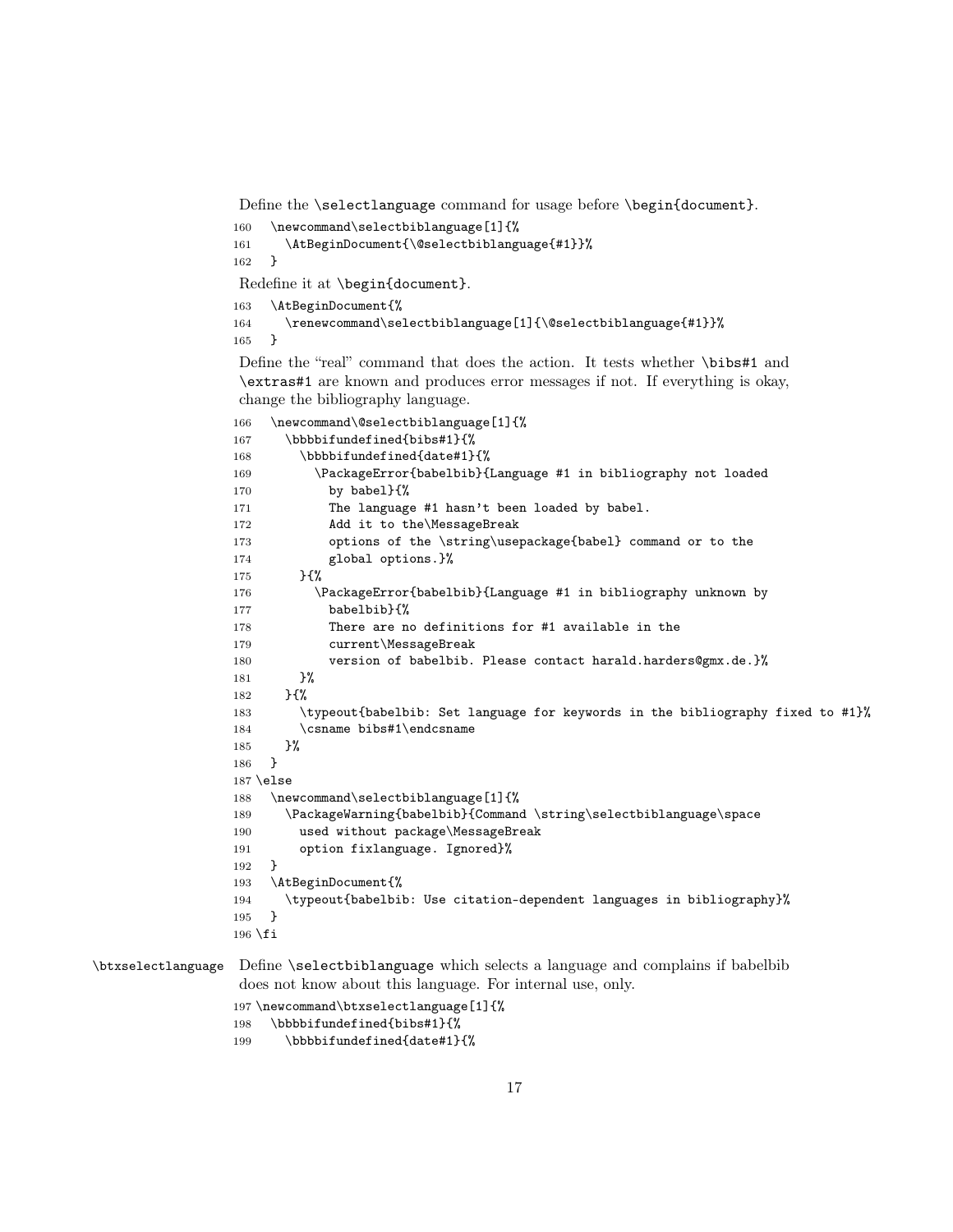Define the \selectlanguage command for usage before \begin{document}.

```
160   \newcommand\selectbiblanguage[1]{%
161     \AtBeginDocument{\@selectbiblanguage{#1}}%
162   }
```

Redefine it at \begin{document}.

```
163   \AtBeginDocument{%
164     \renewcommand\selectbiblanguage[1]{\@selectbiblanguage{#1}}%
165   }
```

Define the "real" command that does the action. It tests whether \bibs#1 and \extras#1 are known and produces error messages if not. If everything is okay, change the bibliography language.

```
166   \newcommand\@selectbiblanguage[1]{%
167     \bbbbifundefined{bibs#1}{%
168       \bbbbifundefined{date#1}{%
169         \PackageError{babelbib}{Language #1 in bibliography not loaded
170           by babel}{%
171           The language #1 hasn't been loaded by babel.
172           Add it to the\MessageBreak
173           options of the \string\usepackage{babel} command or to the
174           global options.}%
175       }{%
176         \PackageError{babelbib}{Language #1 in bibliography unknown by
177           babelbib}{%
178           There are no definitions for #1 available in the
179           current\MessageBreak
180           version of babelbib. Please contact harald.harders@gmx.de.}%
181       }%
182     }{%
183       \typeout{babelbib: Set language for keywords in the bibliography fixed to #1}%
184       \csname bibs#1\endcsname
185     }%
186   }
187 \else
188   \newcommand\selectbiblanguage[1]{%
189     \PackageWarning{babelbib}{Command \string\selectbiblanguage\space
190       used without package\MessageBreak
191       option fixlanguage. Ignored}%
192   }
193   \AtBeginDocument{%
194     \typeout{babelbib: Use citation-dependent languages in bibliography}%
195   }
196 \fi
```

\btxselectlanguage Define \selectbiblanguage which selects a language and complains if babelbib does not know about this language. For internal use, only.

```
197 \newcommand\btxselectlanguage[1]{%
198   \bbbbifundefined{bibs#1}{%
199     \bbbbifundefined{date#1}{%
```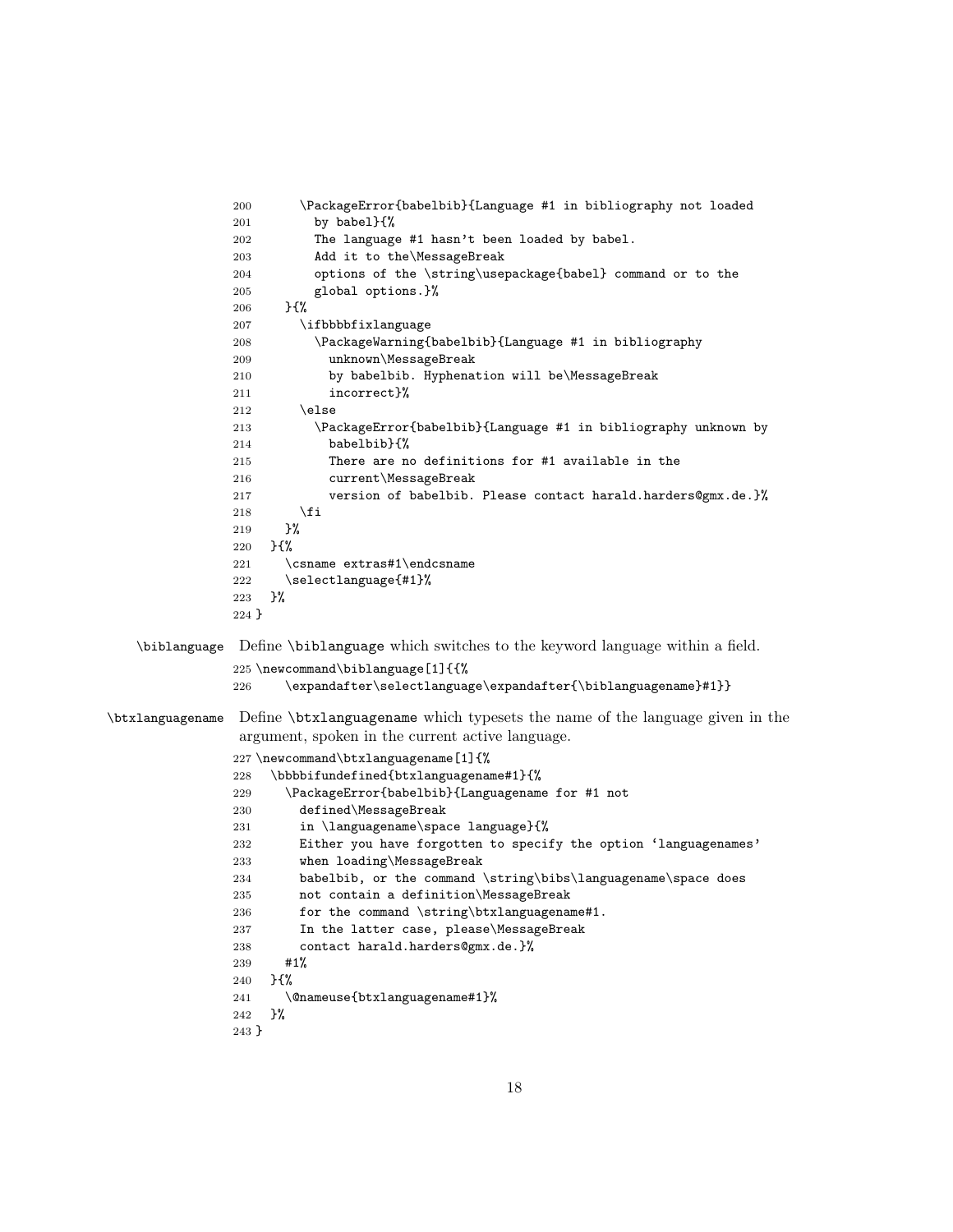```
200       \PackageError{babelbib}{Language #1 in bibliography not loaded
201         by babel}{%
202         The language #1 hasn't been loaded by babel.
203         Add it to the\MessageBreak
204         options of the \string\usepackage{babel} command or to the
205         global options.}%
206     }{%
207       \ifbbbbfixlanguage
208         \PackageWarning{babelbib}{Language #1 in bibliography
209           unknown\MessageBreak
210           by babelbib. Hyphenation will be\MessageBreak
211           incorrect}%
212       \else
213         \PackageError{babelbib}{Language #1 in bibliography unknown by
214           babelbib}{%
215           There are no definitions for #1 available in the
216           current\MessageBreak
217           version of babelbib. Please contact harald.harders@gmx.de.}%
218       \fi
219     }%
220   }{%
221     \csname extras#1\endcsname
222     \selectlanguage{#1}%
223   }%
224 }
```

`\biblanguage` Define `\biblanguage` which switches to the keyword language within a field.

```
225 \newcommand\biblanguage[1]{{%
226     \expandafter\selectlanguage\expandafter{\biblanguagename}#1}}
```

`\btxlanguagename` Define `\btxlanguagename` which typesets the name of the language given in the argument, spoken in the current active language.

```
227 \newcommand\btxlanguagename[1]{%
228   \bbbbifundefined{btxlanguagename#1}{%
229     \PackageError{babelbib}{Languagename for #1 not
230       defined\MessageBreak
231       in \languagename\space language}{%
232       Either you have forgotten to specify the option `languagenames'
233       when loading\MessageBreak
234       babelbib, or the command \string\bibs\languagename\space does
235       not contain a definition\MessageBreak
236       for the command \string\btxlanguagename#1.
237       In the latter case, please\MessageBreak
238       contact harald.harders@gmx.de.}%
239     #1%
240   }{%
241     \@nameuse{btxlanguagename#1}%
242   }%
243 }
```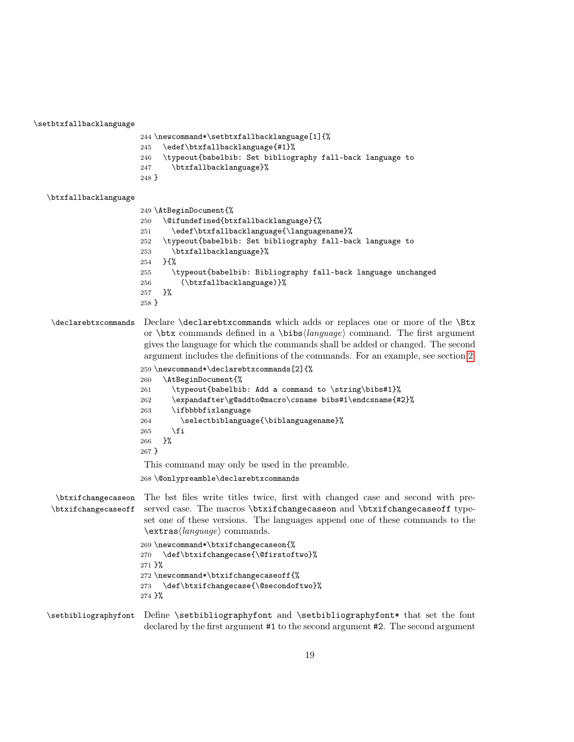\setbtxfallbacklanguage

```
244 \newcommand*\setbtxfallbacklanguage[1]{%
245   \edef\btxfallbacklanguage{#1}%
246   \typeout{babelbib: Set bibliography fall-back language to
247     \btxfallbacklanguage}%
248 }
```

\btxfallbacklanguage

```
249 \AtBeginDocument{%
250   \@ifundefined{btxfallbacklanguage}{%
251     \edef\btxfallbacklanguage{\languagename}%
252   \typeout{babelbib: Set bibliography fall-back language to
253     \btxfallbacklanguage}%
254   }{%
255     \typeout{babelbib: Bibliography fall-back language unchanged
256       (\btxfallbacklanguage)}%
257   }%
258 }
```

\declarebtxcommands

Declare `\declarebtxcommands` which adds or replaces one or more of the `\Btx` or `\btx` commands defined in a `\bibs`⟨*language*⟩ command. The first argument gives the language for which the commands shall be added or changed. The second argument includes the definitions of the commands. For an example, see section 2.

```
259 \newcommand*\declarebtxcommands[2]{%
260   \AtBeginDocument{%
261     \typeout{babelbib: Add a command to \string\bibs#1}%
262     \expandafter\g@addto@macro\csname bibs#1\endcsname{#2}%
263     \ifbbbbfixlanguage
264       \selectbiblanguage{\biblanguagename}%
265     \fi
266   }%
267 }
```

This command may only be used in the preamble.

```
268 \@onlypreamble\declarebtxcommands
```

\btxifchangecaseon
\btxifchangecaseoff

The bst files write titles twice, first with changed case and second with preserved case. The macros `\btxifchangecaseon` and `\btxifchangecaseoff` typeset one of these versions. The languages append one of these commands to the `\extras`⟨*language*⟩ commands.

```
269 \newcommand*\btxifchangecaseon{%
270   \def\btxifchangecase{\@firstoftwo}%
271 }%
272 \newcommand*\btxifchangecaseoff{%
273   \def\btxifchangecase{\@secondoftwo}%
274 }%
```

\setbibliographyfont

Define `\setbibliographyfont` and `\setbibliographyfont*` that set the font declared by the first argument `#1` to the second argument `#2`. The second argument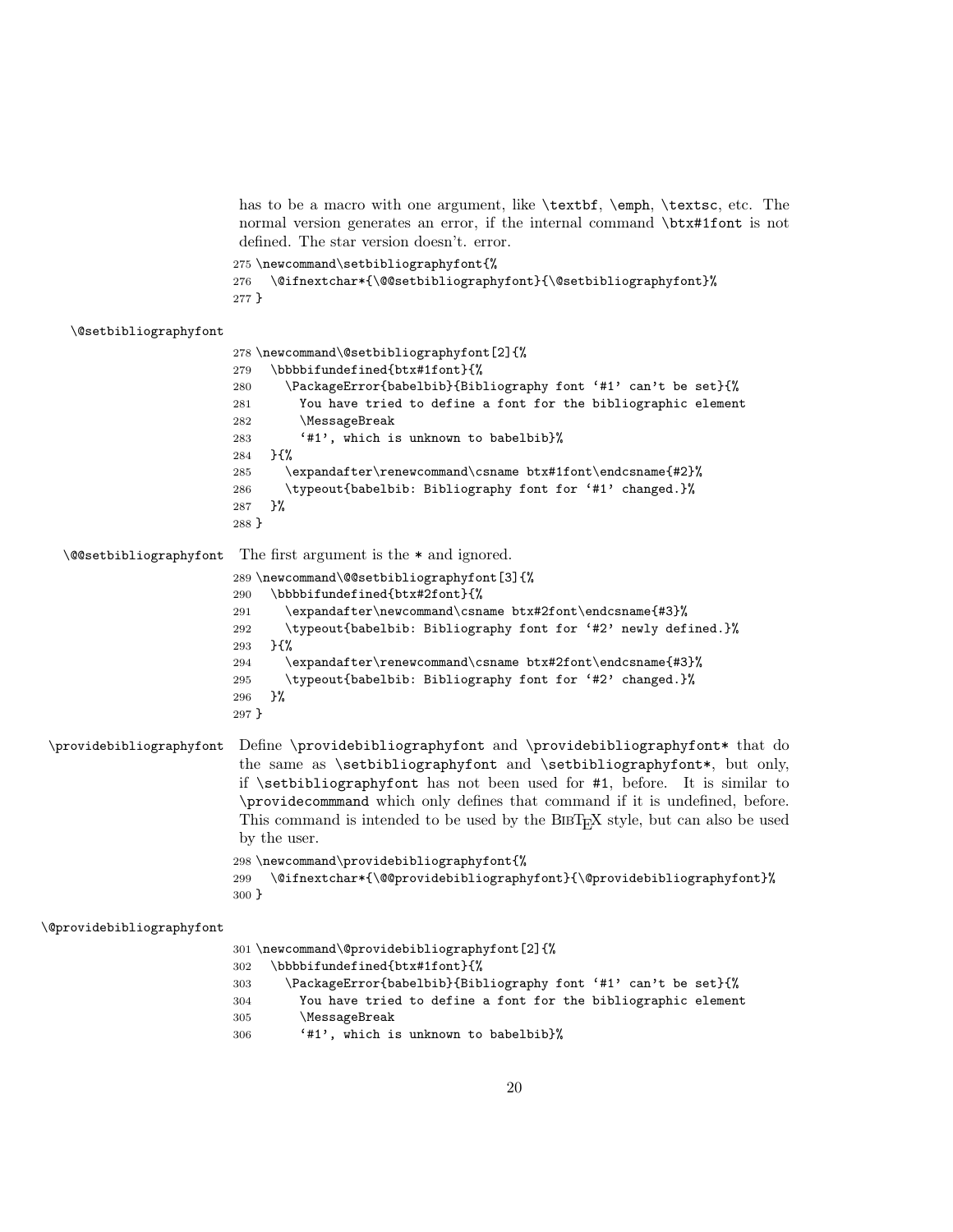has to be a macro with one argument, like \textbf, \emph, \textsc, etc. The normal version generates an error, if the internal command \btx#1font is not defined. The star version doesn't. error.

```
275 \newcommand\setbibliographyfont{%
276   \@ifnextchar*{\@@setbibliographyfont}{\@setbibliographyfont}%
277 }
```

\@setbibliographyfont

```
278 \newcommand\@setbibliographyfont[2]{%
279   \bbbbifundefined{btx#1font}{%
280     \PackageError{babelbib}{Bibliography font `#1' can't be set}{%
281       You have tried to define a font for the bibliographic element
282       \MessageBreak
283       `#1', which is unknown to babelbib}%
284   }{%
285     \expandafter\renewcommand\csname btx#1font\endcsname{#2}%
286     \typeout{babelbib: Bibliography font for `#1' changed.}%
287   }%
288 }
```

\@@setbibliographyfont The first argument is the * and ignored.

```
289 \newcommand\@@setbibliographyfont[3]{%
290   \bbbbifundefined{btx#2font}{%
291     \expandafter\newcommand\csname btx#2font\endcsname{#3}%
292     \typeout{babelbib: Bibliography font for `#2' newly defined.}%
293   }{%
294     \expandafter\renewcommand\csname btx#2font\endcsname{#3}%
295     \typeout{babelbib: Bibliography font for `#2' changed.}%
296   }%
297 }
```

\providebibliographyfont Define \providebibliographyfont and \providebibliographyfont* that do the same as \setbibliographyfont and \setbibliographyfont*, but only, if \setbibliographyfont has not been used for #1, before. It is similar to \providecommmand which only defines that command if it is undefined, before. This command is intended to be used by the BibTeX style, but can also be used by the user.

```
298 \newcommand\providebibliographyfont{%
299   \@ifnextchar*{\@@providebibliographyfont}{\@providebibliographyfont}%
300 }
```

\@providebibliographyfont

```
301 \newcommand\@providebibliographyfont[2]{%
302   \bbbbifundefined{btx#1font}{%
303     \PackageError{babelbib}{Bibliography font `#1' can't be set}{%
304       You have tried to define a font for the bibliographic element
305       \MessageBreak
306       `#1', which is unknown to babelbib}%
```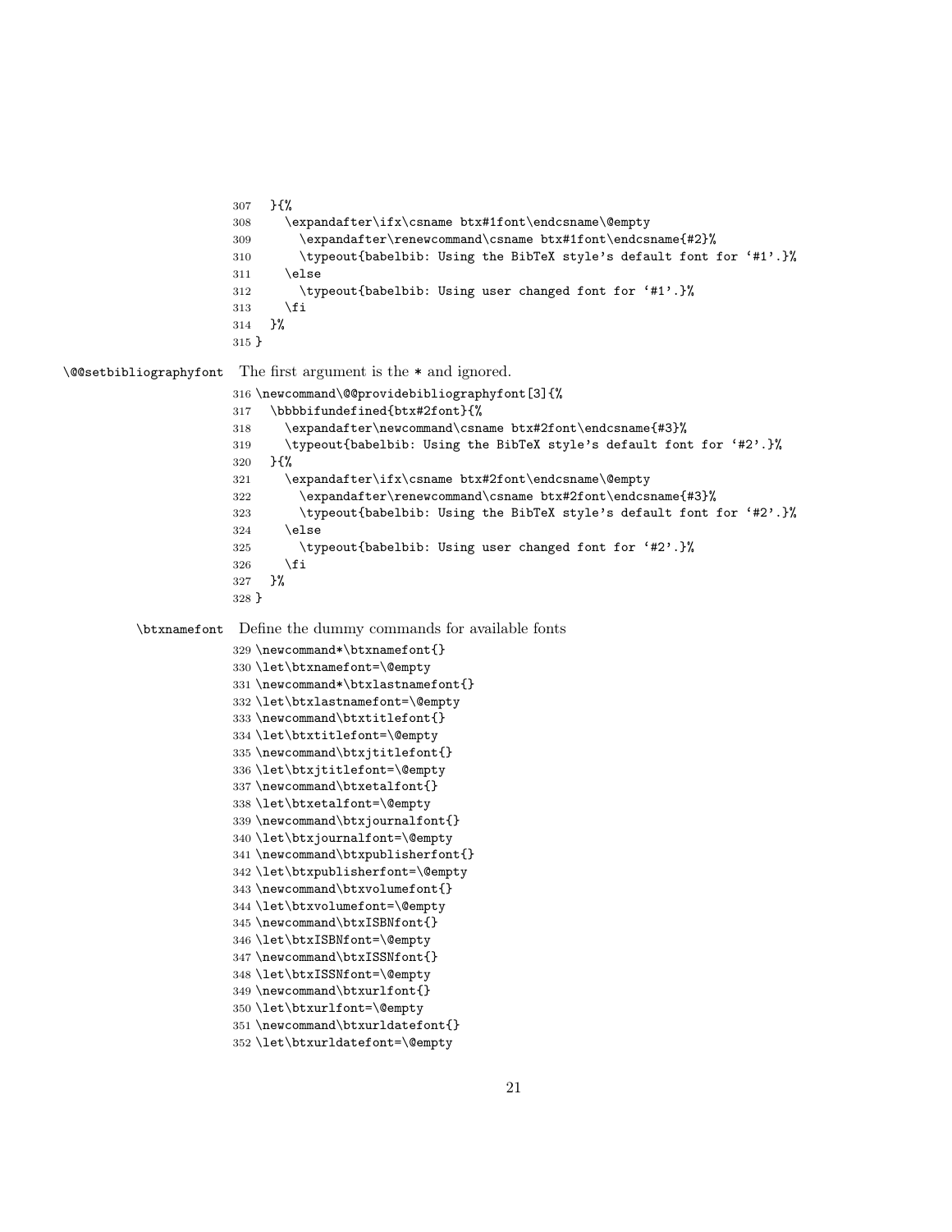```
307   }{%
308     \expandafter\ifx\csname btx#1font\endcsname\@empty
309       \expandafter\renewcommand\csname btx#1font\endcsname{#2}%
310       \typeout{babelbib: Using the BibTeX style's default font for '#1'.}%
311     \else
312       \typeout{babelbib: Using user changed font for '#1'.}%
313     \fi
314   }%
315 }
```

`\@@setbibliographyfont` The first argument is the * and ignored.

```
316 \newcommand\@@providebibliographyfont[3]{%
317   \bbbbifundefined{btx#2font}{%
318     \expandafter\newcommand\csname btx#2font\endcsname{#3}%
319     \typeout{babelbib: Using the BibTeX style's default font for '#2'.}%
320   }{%
321     \expandafter\ifx\csname btx#2font\endcsname\@empty
322       \expandafter\renewcommand\csname btx#2font\endcsname{#3}%
323       \typeout{babelbib: Using the BibTeX style's default font for '#2'.}%
324     \else
325       \typeout{babelbib: Using user changed font for '#2'.}%
326     \fi
327   }%
328 }
```

`\btxnamefont` Define the dummy commands for available fonts

```
329 \newcommand*\btxnamefont{}
330 \let\btxnamefont=\@empty
331 \newcommand*\btxlastnamefont{}
332 \let\btxlastnamefont=\@empty
333 \newcommand\btxtitlefont{}
334 \let\btxtitlefont=\@empty
335 \newcommand\btxjtitlefont{}
336 \let\btxjtitlefont=\@empty
337 \newcommand\btxetalfont{}
338 \let\btxetalfont=\@empty
339 \newcommand\btxjournalfont{}
340 \let\btxjournalfont=\@empty
341 \newcommand\btxpublisherfont{}
342 \let\btxpublisherfont=\@empty
343 \newcommand\btxvolumefont{}
344 \let\btxvolumefont=\@empty
345 \newcommand\btxISBNfont{}
346 \let\btxISBNfont=\@empty
347 \newcommand\btxISSNfont{}
348 \let\btxISSNfont=\@empty
349 \newcommand\btxurlfont{}
350 \let\btxurlfont=\@empty
351 \newcommand\btxurldatefont{}
352 \let\btxurldatefont=\@empty
```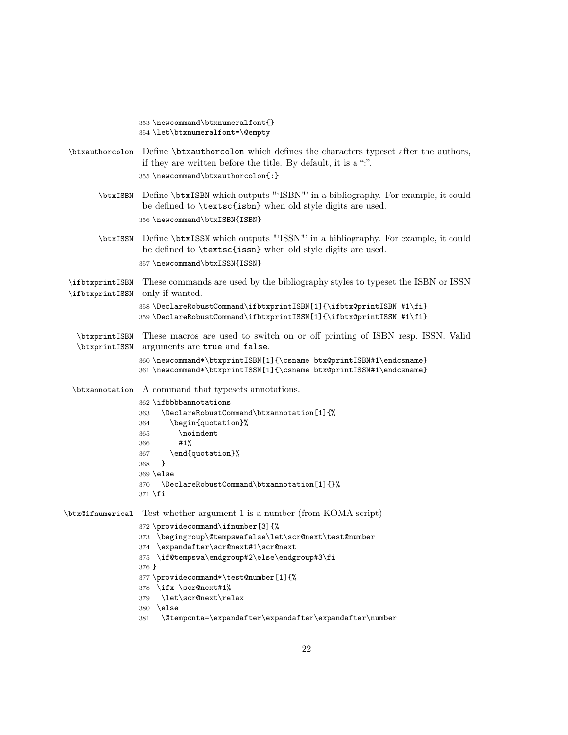```
353 \newcommand\btxnumeralfont{}
354 \let\btxnumeralfont=\@empty
```

**\btxauthorcolon** Define \btxauthorcolon which defines the characters typeset after the authors, if they are written before the title. By default, it is a ":".

```
355 \newcommand\btxauthorcolon{:}
```

**\btxISBN** Define \btxISBN which outputs "'ISBN"' in a bibliography. For example, it could be defined to \textsc{isbn} when old style digits are used.

```
356 \newcommand\btxISBN{ISBN}
```

**\btxISSN** Define \btxISSN which outputs "'ISSN"' in a bibliography. For example, it could be defined to \textsc{issn} when old style digits are used.

```
357 \newcommand\btxISSN{ISSN}
```

**\ifbtxprintISBN**
**\ifbtxprintISSN** These commands are used by the bibliography styles to typeset the ISBN or ISSN only if wanted.

```
358 \DeclareRobustCommand\ifbtxprintISBN[1]{\ifbtx@printISBN #1\fi}
359 \DeclareRobustCommand\ifbtxprintISSN[1]{\ifbtx@printISSN #1\fi}
```

**\btxprintISBN**
**\btxprintISSN** These macros are used to switch on or off printing of ISBN resp. ISSN. Valid arguments are true and false.

```
360 \newcommand*\btxprintISBN[1]{\csname btx@printISBN#1\endcsname}
361 \newcommand*\btxprintISSN[1]{\csname btx@printISSN#1\endcsname}
```

**\btxannotation** A command that typesets annotations.

```
362 \ifbbbannotations
363   \DeclareRobustCommand\btxannotation[1]{%
364     \begin{quotation}%
365       \noindent
366       #1%
367     \end{quotation}%
368   }
369 \else
370   \DeclareRobustCommand\btxannotation[1]{}%
371 \fi
```

**\btx@ifnumerical** Test whether argument 1 is a number (from KOMA script)

```
372 \providecommand\ifnumber[3]{%
373  \begingroup\@tempswafalse\let\scr@next\test@number
374  \expandafter\scr@next#1\scr@next
375  \if@tempswa\endgroup#2\else\endgroup#3\fi
376 }
377 \providecommand*\test@number[1]{%
378  \ifx \scr@next#1%
379   \let\scr@next\relax
380  \else
381   \@tempcnta=\expandafter\expandafter\expandafter\number
```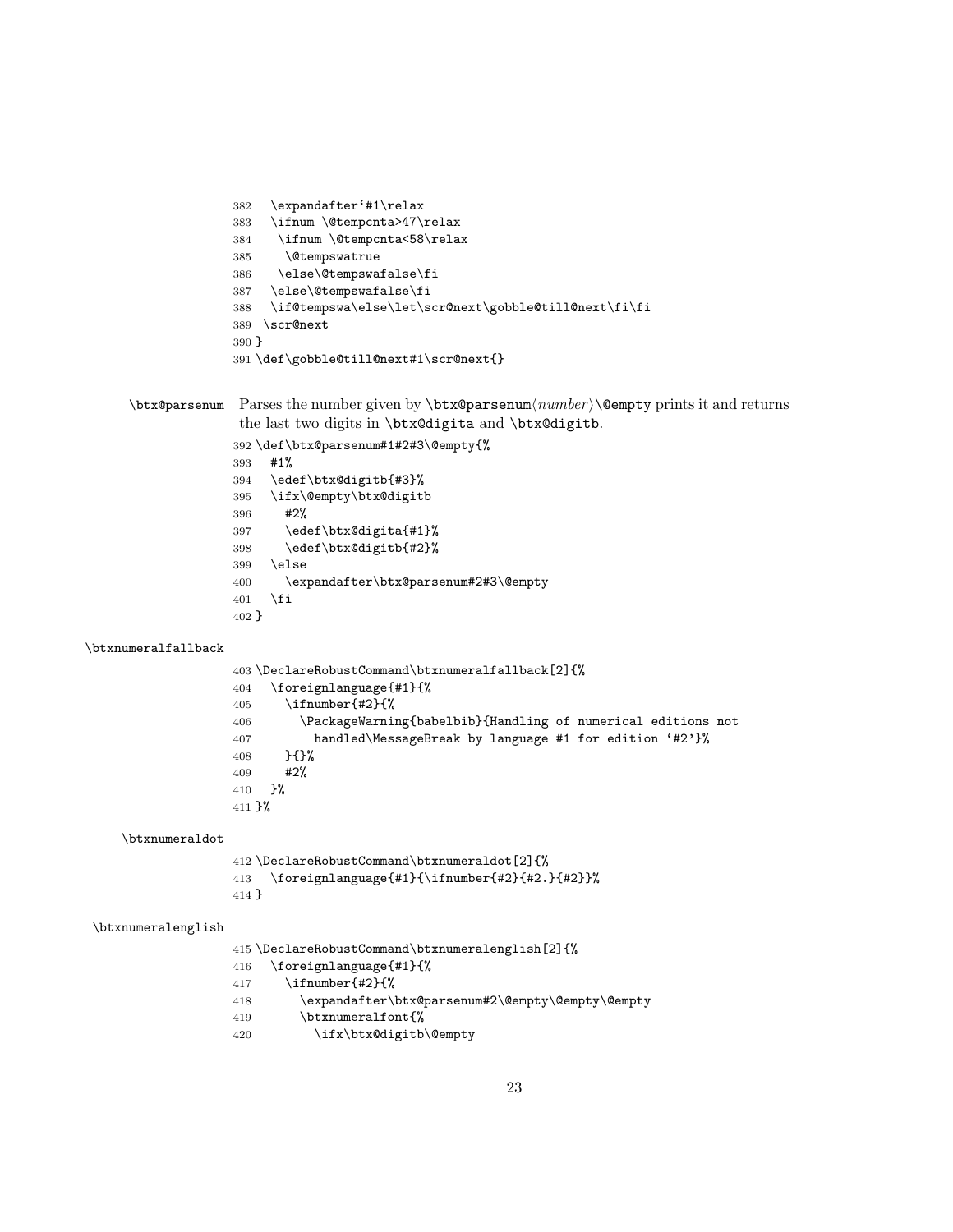```
382   \expandafter`#1\relax
383   \ifnum \@tempcnta>47\relax
384    \ifnum \@tempcnta<58\relax
385     \@tempswatrue
386    \else\@tempswafalse\fi
387   \else\@tempswafalse\fi
388   \if@tempswa\else\let\scr@next\gobble@till@next\fi\fi
389  \scr@next
390 }
391 \def\gobble@till@next#1\scr@next{}
```

**\btx@parsenum** Parses the number given by `\btx@parsenum`⟨*number*⟩`\@empty` prints it and returns the last two digits in `\btx@digita` and `\btx@digitb`.

```
392 \def\btx@parsenum#1#2#3\@empty{%
393   #1%
394   \edef\btx@digitb{#3}%
395   \ifx\@empty\btx@digitb
396     #2%
397     \edef\btx@digita{#1}%
398     \edef\btx@digitb{#2}%
399   \else
400     \expandafter\btx@parsenum#2#3\@empty
401   \fi
402 }
```

**\btxnumeralfallback**

```
403 \DeclareRobustCommand\btxnumeralfallback[2]{%
404   \foreignlanguage{#1}{%
405     \ifnumber{#2}{%
406       \PackageWarning{babelbib}{Handling of numerical editions not
407         handled\MessageBreak by language #1 for edition `#2'}%
408     }{}%
409     #2%
410   }%
411 }%
```

**\btxnumeraldot**

```
412 \DeclareRobustCommand\btxnumeraldot[2]{%
413   \foreignlanguage{#1}{\ifnumber{#2}{#2.}{#2}}%
414 }
```

**\btxnumeralenglish**

```
415 \DeclareRobustCommand\btxnumeralenglish[2]{%
416   \foreignlanguage{#1}{%
417     \ifnumber{#2}{%
418       \expandafter\btx@parsenum#2\@empty\@empty\@empty
419       \btxnumeralfont{%
420         \ifx\btx@digitb\@empty
```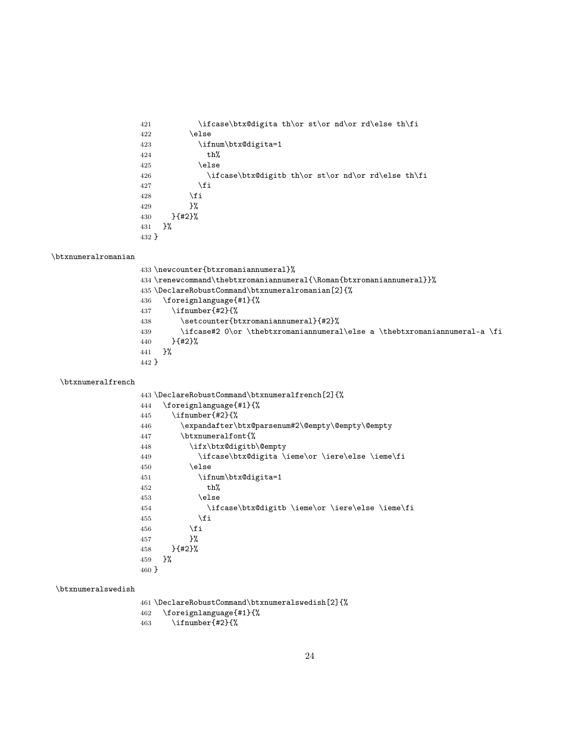```
421          \ifcase\btx@digita th\or st\or nd\or rd\else th\fi
422        \else
423          \ifnum\btx@digita=1
424            th%
425          \else
426            \ifcase\btx@digitb th\or st\or nd\or rd\else th\fi
427          \fi
428        \fi
429        }%
430    }{#2}%
431  }%
432 }
```

\btxnumeralromanian

```
433 \newcounter{btxromaniannumeral}%
434 \renewcommand\thebtxromaniannumeral{\Roman{btxromaniannumeral}}%
435 \DeclareRobustCommand\btxnumeralromanian[2]{%
436   \foreignlanguage{#1}{%
437     \ifnumber{#2}{%
438       \setcounter{btxromaniannumeral}{#2}%
439       \ifcase#2 0\or \thebtxromaniannumeral\else a \thebtxromaniannumeral-a \fi
440     }{#2}%
441   }%
442 }
```

\btxnumeralfrench

```
443 \DeclareRobustCommand\btxnumeralfrench[2]{%
444   \foreignlanguage{#1}{%
445     \ifnumber{#2}{%
446       \expandafter\btx@parsenum#2\@empty\@empty\@empty
447       \btxnumeralfont{%
448         \ifx\btx@digitb\@empty
449           \ifcase\btx@digita \ieme\or \iere\else \ieme\fi
450         \else
451           \ifnum\btx@digita=1
452             th%
453           \else
454             \ifcase\btx@digitb \ieme\or \iere\else \ieme\fi
455           \fi
456         \fi
457         }%
458     }{#2}%
459   }%
460 }
```

\btxnumeralswedish

```
461 \DeclareRobustCommand\btxnumeralswedish[2]{%
462   \foreignlanguage{#1}{%
463     \ifnumber{#2}{%
```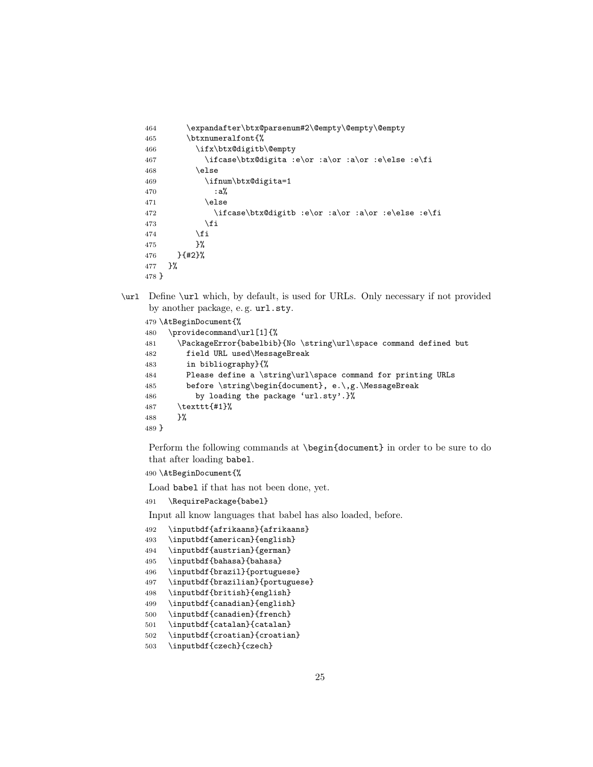```
464       \expandafter\btx@parsenum#2\@empty\@empty\@empty
465       \btxnumeralfont{%
466         \ifx\btx@digitb\@empty
467           \ifcase\btx@digita :e\or :a\or :a\or :e\else :e\fi
468         \else
469           \ifnum\btx@digita=1
470             :a%
471           \else
472             \ifcase\btx@digitb :e\or :a\or :a\or :e\else :e\fi
473           \fi
474         \fi
475         }%
476     }{#2}%
477   }%
478 }
```

`\url` Define `\url` which, by default, is used for URLs. Only necessary if not provided by another package, e. g. `url.sty`.

```
479 \AtBeginDocument{%
480   \providecommand\url[1]{%
481     \PackageError{babelbib}{No \string\url\space command defined but
482       field URL used\MessageBreak
483       in bibliography}{%
484       Please define a \string\url\space command for printing URLs
485       before \string\begin{document}, e.\,g.\MessageBreak
486         by loading the package `url.sty'.}%
487     \texttt{#1}%
488     }%
489 }
```

Perform the following commands at `\begin{document}` in order to be sure to do that after loading `babel`.

```
490 \AtBeginDocument{%
```

Load `babel` if that has not been done, yet.

```
491   \RequirePackage{babel}
```

Input all know languages that babel has also loaded, before.

```
492   \inputbdf{afrikaans}{afrikaans}
493   \inputbdf{american}{english}
494   \inputbdf{austrian}{german}
495   \inputbdf{bahasa}{bahasa}
496   \inputbdf{brazil}{portuguese}
497   \inputbdf{brazilian}{portuguese}
498   \inputbdf{british}{english}
499   \inputbdf{canadian}{english}
500   \inputbdf{canadien}{french}
501   \inputbdf{catalan}{catalan}
502   \inputbdf{croatian}{croatian}
503   \inputbdf{czech}{czech}
```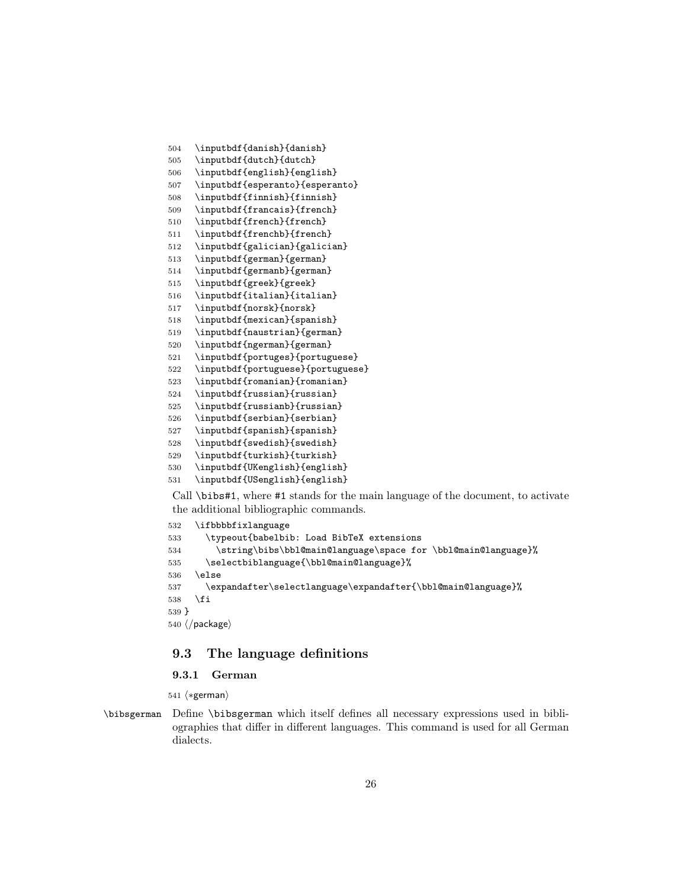```
504   \inputbdf{danish}{danish}
505   \inputbdf{dutch}{dutch}
506   \inputbdf{english}{english}
507   \inputbdf{esperanto}{esperanto}
508   \inputbdf{finnish}{finnish}
509   \inputbdf{francais}{french}
510   \inputbdf{french}{french}
511   \inputbdf{frenchb}{french}
512   \inputbdf{galician}{galician}
513   \inputbdf{german}{german}
514   \inputbdf{germanb}{german}
515   \inputbdf{greek}{greek}
516   \inputbdf{italian}{italian}
517   \inputbdf{norsk}{norsk}
518   \inputbdf{mexican}{spanish}
519   \inputbdf{naustrian}{german}
520   \inputbdf{ngerman}{german}
521   \inputbdf{portuges}{portuguese}
522   \inputbdf{portuguese}{portuguese}
523   \inputbdf{romanian}{romanian}
524   \inputbdf{russian}{russian}
525   \inputbdf{russianb}{russian}
526   \inputbdf{serbian}{serbian}
527   \inputbdf{spanish}{spanish}
528   \inputbdf{swedish}{swedish}
529   \inputbdf{turkish}{turkish}
530   \inputbdf{UKenglish}{english}
531   \inputbdf{USenglish}{english}
```

Call `\bibs#1`, where `#1` stands for the main language of the document, to activate the additional bibliographic commands.

```
532   \ifbbbbfixlanguage
533     \typeout{babelbib: Load BibTeX extensions
534       \string\bibs\bbl@main@language\space for \bbl@main@language}%
535     \selectbiblanguage{\bbl@main@language}%
536   \else
537     \expandafter\selectlanguage\expandafter{\bbl@main@language}%
538   \fi
539 }
540 </package>
```

## 9.3 The language definitions

### 9.3.1 German

```
541 <*german>
```

`\bibsgerman` Define `\bibsgerman` which itself defines all necessary expressions used in bibliographies that differ in different languages. This command is used for all German dialects.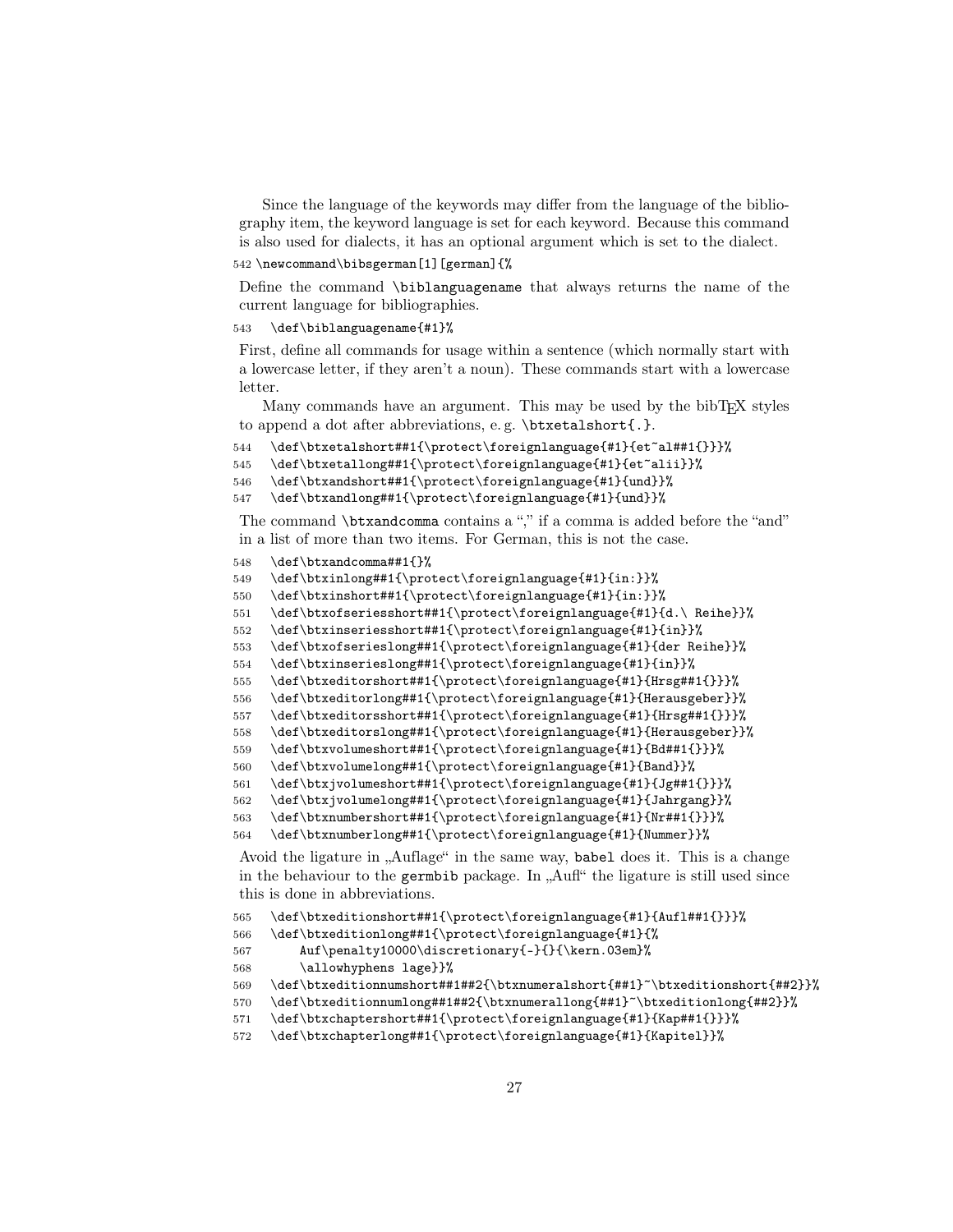Since the language of the keywords may differ from the language of the bibliography item, the keyword language is set for each keyword. Because this command is also used for dialects, it has an optional argument which is set to the dialect.

```
542 \newcommand\bibsgerman[1][german]{%
```

Define the command `\biblanguagename` that always returns the name of the current language for bibliographies.

```
543   \def\biblanguagename{#1}%
```

First, define all commands for usage within a sentence (which normally start with a lowercase letter, if they aren't a noun). These commands start with a lowercase letter.

Many commands have an argument. This may be used by the bibTEX styles to append a dot after abbreviations, e. g. `\btxetalshort{.}`.

```
544   \def\btxetalshort##1{\protect\foreignlanguage{#1}{et~al##1{}}}%
545   \def\btxetallong##1{\protect\foreignlanguage{#1}{et~alii}}%
546   \def\btxandshort##1{\protect\foreignlanguage{#1}{und}}%
547   \def\btxandlong##1{\protect\foreignlanguage{#1}{und}}%
```

The command `\btxandcomma` contains a "," if a comma is added before the "and" in a list of more than two items. For German, this is not the case.

```
548   \def\btxandcomma##1{}%
549   \def\btxinlong##1{\protect\foreignlanguage{#1}{in:}}%
550   \def\btxinshort##1{\protect\foreignlanguage{#1}{in:}}%
551   \def\btxofseriesshort##1{\protect\foreignlanguage{#1}{d.\ Reihe}}%
552   \def\btxinseriesshort##1{\protect\foreignlanguage{#1}{in}}%
553   \def\btxofserieslong##1{\protect\foreignlanguage{#1}{der Reihe}}%
554   \def\btxinserieslong##1{\protect\foreignlanguage{#1}{in}}%
555   \def\btxeditorshort##1{\protect\foreignlanguage{#1}{Hrsg##1{}}}%
556   \def\btxeditorlong##1{\protect\foreignlanguage{#1}{Herausgeber}}%
557   \def\btxeditorsshort##1{\protect\foreignlanguage{#1}{Hrsg##1{}}}%
558   \def\btxeditorslong##1{\protect\foreignlanguage{#1}{Herausgeber}}%
559   \def\btxvolumeshort##1{\protect\foreignlanguage{#1}{Bd##1{}}}%
560   \def\btxvolumelong##1{\protect\foreignlanguage{#1}{Band}}%
561   \def\btxjvolumeshort##1{\protect\foreignlanguage{#1}{Jg##1{}}}%
562   \def\btxjvolumelong##1{\protect\foreignlanguage{#1}{Jahrgang}}%
563   \def\btxnumbershort##1{\protect\foreignlanguage{#1}{Nr##1{}}}%
564   \def\btxnumberlong##1{\protect\foreignlanguage{#1}{Nummer}}%
```

Avoid the ligature in „Auflage" in the same way, `babel` does it. This is a change in the behaviour to the `germbib` package. In „Aufl" the ligature is still used since this is done in abbreviations.

```
565   \def\btxeditionshort##1{\protect\foreignlanguage{#1}{Aufl##1{}}}%
566   \def\btxeditionlong##1{\protect\foreignlanguage{#1}{%
567       Auf\penalty10000\discretionary{-}{}{\kern.03em}%
568       \allowhyphens lage}}%
569   \def\btxeditionnumshort##1##2{\btxnumeralshort{##1}~\btxeditionshort{##2}}%
570   \def\btxeditionnumlong##1##2{\btxnumerallong{##1}~\btxeditionlong{##2}}%
571   \def\btxchaptershort##1{\protect\foreignlanguage{#1}{Kap##1{}}}%
572   \def\btxchapterlong##1{\protect\foreignlanguage{#1}{Kapitel}}%
```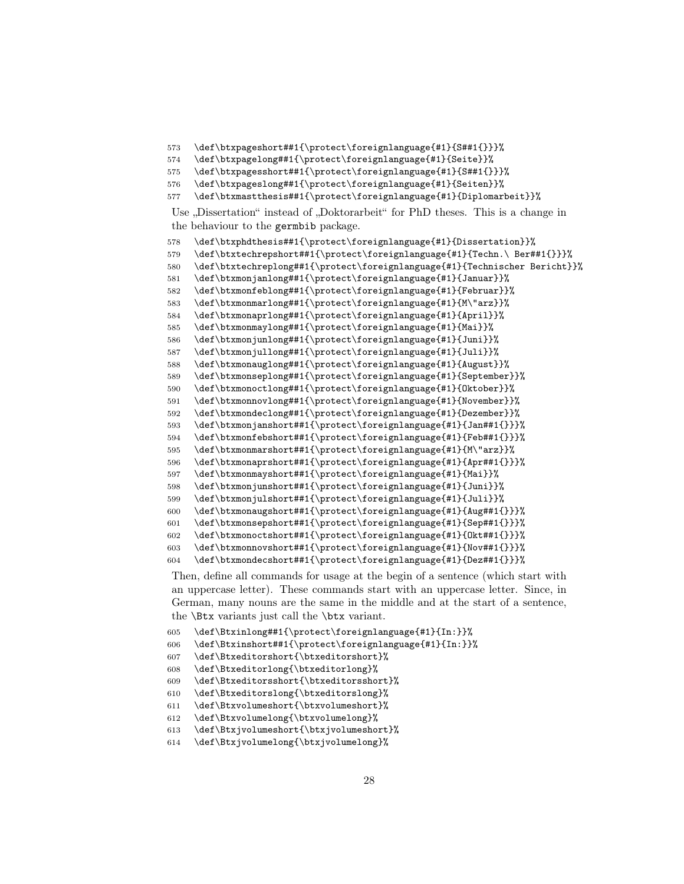```
573   \def\btxpageshort##1{\protect\foreignlanguage{#1}{S##1{}}}%
574   \def\btxpagelong##1{\protect\foreignlanguage{#1}{Seite}}%
575   \def\btxpagesshort##1{\protect\foreignlanguage{#1}{S##1{}}}%
576   \def\btxpageslong##1{\protect\foreignlanguage{#1}{Seiten}}%
577   \def\btxmastthesis##1{\protect\foreignlanguage{#1}{Diplomarbeit}}%
```

Use „Dissertation“ instead of „Doktorarbeit“ for PhD theses. This is a change in the behaviour to the germbib package.

```
578   \def\btxphdthesis##1{\protect\foreignlanguage{#1}{Dissertation}}%
579   \def\btxtechrepshort##1{\protect\foreignlanguage{#1}{Techn.\ Ber##1{}}}%
580   \def\btxtechreplong##1{\protect\foreignlanguage{#1}{Technischer Bericht}}%
581   \def\btxmonjanlong##1{\protect\foreignlanguage{#1}{Januar}}%
582   \def\btxmonfeblong##1{\protect\foreignlanguage{#1}{Februar}}%
583   \def\btxmonmarlong##1{\protect\foreignlanguage{#1}{M\"arz}}%
584   \def\btxmonaprlong##1{\protect\foreignlanguage{#1}{April}}%
585   \def\btxmonmaylong##1{\protect\foreignlanguage{#1}{Mai}}%
586   \def\btxmonjunlong##1{\protect\foreignlanguage{#1}{Juni}}%
587   \def\btxmonjullong##1{\protect\foreignlanguage{#1}{Juli}}%
588   \def\btxmonauglong##1{\protect\foreignlanguage{#1}{August}}%
589   \def\btxmonseplong##1{\protect\foreignlanguage{#1}{September}}%
590   \def\btxmonoctlong##1{\protect\foreignlanguage{#1}{Oktober}}%
591   \def\btxmonnovlong##1{\protect\foreignlanguage{#1}{November}}%
592   \def\btxmondeclong##1{\protect\foreignlanguage{#1}{Dezember}}%
593   \def\btxmonjanshort##1{\protect\foreignlanguage{#1}{Jan##1{}}}%
594   \def\btxmonfebshort##1{\protect\foreignlanguage{#1}{Feb##1{}}}%
595   \def\btxmonmarshort##1{\protect\foreignlanguage{#1}{M\"arz}}%
596   \def\btxmonaprshort##1{\protect\foreignlanguage{#1}{Apr##1{}}}%
597   \def\btxmonmayshort##1{\protect\foreignlanguage{#1}{Mai}}%
598   \def\btxmonjunshort##1{\protect\foreignlanguage{#1}{Juni}}%
599   \def\btxmonjulshort##1{\protect\foreignlanguage{#1}{Juli}}%
600   \def\btxmonaugshort##1{\protect\foreignlanguage{#1}{Aug##1{}}}%
601   \def\btxmonsepshort##1{\protect\foreignlanguage{#1}{Sep##1{}}}%
602   \def\btxmonoctshort##1{\protect\foreignlanguage{#1}{Okt##1{}}}%
603   \def\btxmonnovshort##1{\protect\foreignlanguage{#1}{Nov##1{}}}%
604   \def\btxmondecshort##1{\protect\foreignlanguage{#1}{Dez##1{}}}%
```

Then, define all commands for usage at the begin of a sentence (which start with an uppercase letter). These commands start with an uppercase letter. Since, in German, many nouns are the same in the middle and at the start of a sentence, the \Btx variants just call the \btx variant.

```
605   \def\Btxinlong##1{\protect\foreignlanguage{#1}{In:}}%
606   \def\Btxinshort##1{\protect\foreignlanguage{#1}{In:}}%
607   \def\Btxeditorshort{\btxeditorshort}%
608   \def\Btxeditorlong{\btxeditorlong}%
609   \def\Btxeditorsshort{\btxeditorsshort}%
610   \def\Btxeditorslong{\btxeditorslong}%
611   \def\Btxvolumeshort{\btxvolumeshort}%
612   \def\Btxvolumelong{\btxvolumelong}%
613   \def\Btxjvolumeshort{\btxjvolumeshort}%
614   \def\Btxjvolumelong{\btxjvolumelong}%
```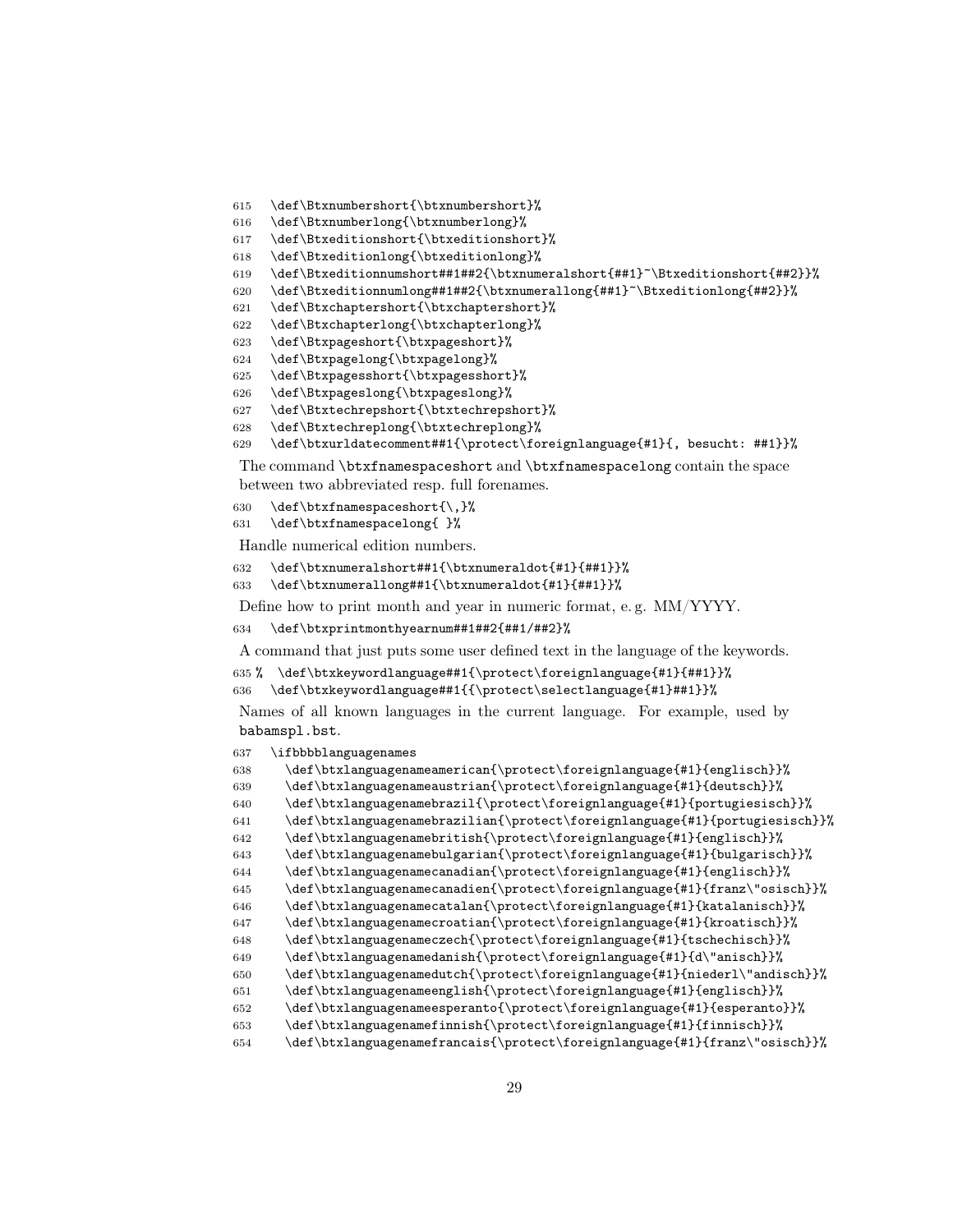```
615   \def\Btxnumbershort{\btxnumbershort}%
616   \def\Btxnumberlong{\btxnumberlong}%
617   \def\Btxeditionshort{\btxeditionshort}%
618   \def\Btxeditionlong{\btxeditionlong}%
619   \def\Btxeditionnumshort##1##2{\btxnumeralshort{##1}~\Btxeditionshort{##2}}%
620   \def\Btxeditionnumlong##1##2{\btxnumerallong{##1}~\Btxeditionlong{##2}}%
621   \def\Btxchaptershort{\btxchaptershort}%
622   \def\Btxchapterlong{\btxchapterlong}%
623   \def\Btxpageshort{\btxpageshort}%
624   \def\Btxpagelong{\btxpagelong}%
625   \def\Btxpagesshort{\btxpagesshort}%
626   \def\Btxpageslong{\btxpageslong}%
627   \def\Btxtechrepshort{\btxtechrepshort}%
628   \def\Btxtechreplong{\btxtechreplong}%
629   \def\btxurldatecomment##1{\protect\foreignlanguage{#1}{, besucht: ##1}}%
```

The command `\btxfnamespaceshort` and `\btxfnamespacelong` contain the space between two abbreviated resp. full forenames.

```
630   \def\btxfnamespaceshort{\,}%
631   \def\btxfnamespacelong{ }%
```

Handle numerical edition numbers.

```
632   \def\btxnumeralshort##1{\btxnumeraldot{#1}{##1}}%
633   \def\btxnumerallong##1{\btxnumeraldot{#1}{##1}}%
```

Define how to print month and year in numeric format, e. g. MM/YYYY.

```
634   \def\btxprintmonthyearnum##1##2{##1/##2}%
```

A command that just puts some user defined text in the language of the keywords.

```
635 %  \def\btxkeywordlanguage##1{\protect\foreignlanguage{#1}{##1}}%
636   \def\btxkeywordlanguage##1{{\protect\selectlanguage{#1}##1}}%
```

Names of all known languages in the current language. For example, used by `babamspl.bst`.

```
637   \ifbbbblanguagenames
638     \def\btxlanguagenameamerican{\protect\foreignlanguage{#1}{englisch}}%
639     \def\btxlanguagenameaustrian{\protect\foreignlanguage{#1}{deutsch}}%
640     \def\btxlanguagenamebrazil{\protect\foreignlanguage{#1}{portugiesisch}}%
641     \def\btxlanguagenamebrazilian{\protect\foreignlanguage{#1}{portugiesisch}}%
642     \def\btxlanguagenamebritish{\protect\foreignlanguage{#1}{englisch}}%
643     \def\btxlanguagenamebulgarian{\protect\foreignlanguage{#1}{bulgarisch}}%
644     \def\btxlanguagenamecanadian{\protect\foreignlanguage{#1}{englisch}}%
645     \def\btxlanguagenamecanadien{\protect\foreignlanguage{#1}{franz\"osisch}}%
646     \def\btxlanguagenamecatalan{\protect\foreignlanguage{#1}{katalanisch}}%
647     \def\btxlanguagenamecroatian{\protect\foreignlanguage{#1}{kroatisch}}%
648     \def\btxlanguagenameczech{\protect\foreignlanguage{#1}{tschechisch}}%
649     \def\btxlanguagenamedanish{\protect\foreignlanguage{#1}{d\"anisch}}%
650     \def\btxlanguagenamedutch{\protect\foreignlanguage{#1}{niederl\"andisch}}%
651     \def\btxlanguagenameenglish{\protect\foreignlanguage{#1}{englisch}}%
652     \def\btxlanguagenameesperanto{\protect\foreignlanguage{#1}{esperanto}}%
653     \def\btxlanguagenamefinnish{\protect\foreignlanguage{#1}{finnisch}}%
654     \def\btxlanguagenamefrancais{\protect\foreignlanguage{#1}{franz\"osisch}}%
```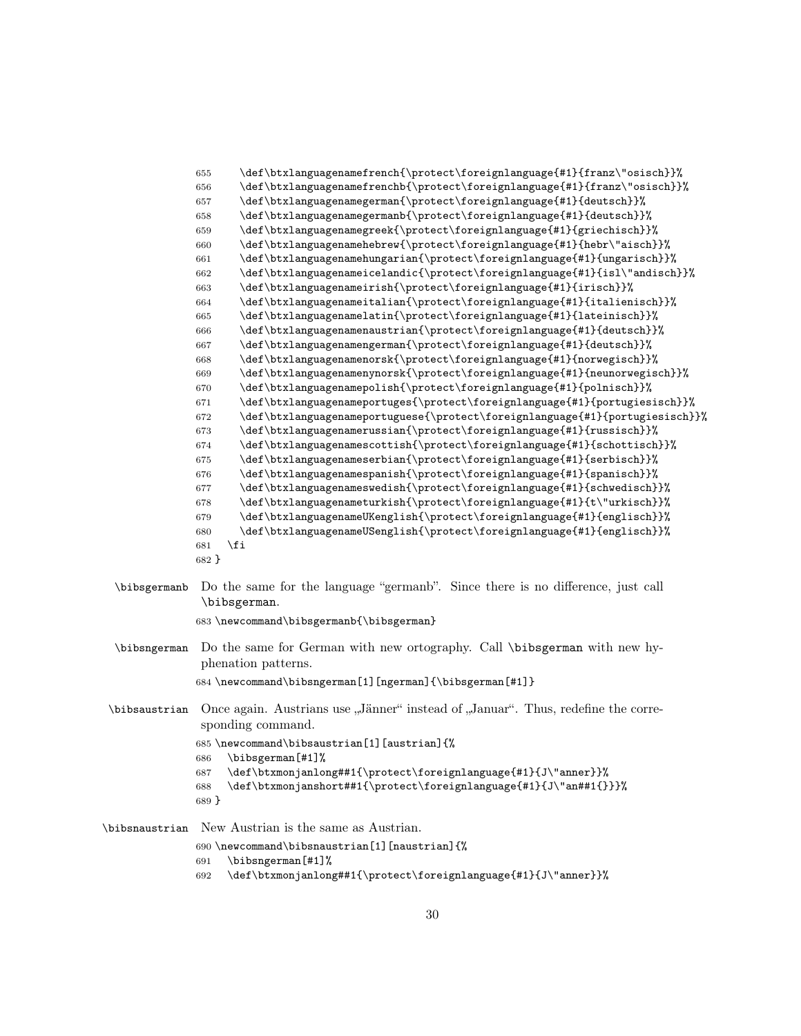```
655     \def\btxlanguagenamefrench{\protect\foreignlanguage{#1}{franz\"osisch}}%
656     \def\btxlanguagenamefrenchb{\protect\foreignlanguage{#1}{franz\"osisch}}%
657     \def\btxlanguagenamegerman{\protect\foreignlanguage{#1}{deutsch}}%
658     \def\btxlanguagenamegermanb{\protect\foreignlanguage{#1}{deutsch}}%
659     \def\btxlanguagenamegreek{\protect\foreignlanguage{#1}{griechisch}}%
660     \def\btxlanguagenamehebrew{\protect\foreignlanguage{#1}{hebr\"aisch}}%
661     \def\btxlanguagenamehungarian{\protect\foreignlanguage{#1}{ungarisch}}%
662     \def\btxlanguagenameicelandic{\protect\foreignlanguage{#1}{isl\"andisch}}%
663     \def\btxlanguagenameirish{\protect\foreignlanguage{#1}{irisch}}%
664     \def\btxlanguagenameitalian{\protect\foreignlanguage{#1}{italienisch}}%
665     \def\btxlanguagenamelatin{\protect\foreignlanguage{#1}{lateinisch}}%
666     \def\btxlanguagenamenaustrian{\protect\foreignlanguage{#1}{deutsch}}%
667     \def\btxlanguagenamengerman{\protect\foreignlanguage{#1}{deutsch}}%
668     \def\btxlanguagenamenorsk{\protect\foreignlanguage{#1}{norwegisch}}%
669     \def\btxlanguagenamenynorsk{\protect\foreignlanguage{#1}{neunorwegisch}}%
670     \def\btxlanguagenamepolish{\protect\foreignlanguage{#1}{polnisch}}%
671     \def\btxlanguagenameportuges{\protect\foreignlanguage{#1}{portugiesisch}}%
672     \def\btxlanguagenameportuguese{\protect\foreignlanguage{#1}{portugiesisch}}%
673     \def\btxlanguagenamerussian{\protect\foreignlanguage{#1}{russisch}}%
674     \def\btxlanguagenamescottish{\protect\foreignlanguage{#1}{schottisch}}%
675     \def\btxlanguagenameserbian{\protect\foreignlanguage{#1}{serbisch}}%
676     \def\btxlanguagenamespanish{\protect\foreignlanguage{#1}{spanisch}}%
677     \def\btxlanguagenameswedish{\protect\foreignlanguage{#1}{schwedisch}}%
678     \def\btxlanguagenameturkish{\protect\foreignlanguage{#1}{t\"urkisch}}%
679     \def\btxlanguagenameUKenglish{\protect\foreignlanguage{#1}{englisch}}%
680     \def\btxlanguagenameUSenglish{\protect\foreignlanguage{#1}{englisch}}%
681   \fi
682 }
```

\bibsgermanb — Do the same for the language "germanb". Since there is no difference, just call `\bibsgerman`.

```
683 \newcommand\bibsgermanb{\bibsgerman}
```

\bibsngerman — Do the same for German with new ortography. Call `\bibsgerman` with new hyphenation patterns.

```
684 \newcommand\bibsngerman[1][ngerman]{\bibsgerman[#1]}
```

\bibsaustrian — Once again. Austrians use „Jänner" instead of „Januar". Thus, redefine the corresponding command.

```
685 \newcommand\bibsaustrian[1][austrian]{%
686   \bibsgerman[#1]%
687   \def\btxmonjanlong##1{\protect\foreignlanguage{#1}{J\"anner}}%
688   \def\btxmonjanshort##1{\protect\foreignlanguage{#1}{J\"an##1{}}}%
689 }
```

\bibsnaustrian — New Austrian is the same as Austrian.

```
690 \newcommand\bibsnaustrian[1][naustrian]{%
691   \bibsngerman[#1]%
692   \def\btxmonjanlong##1{\protect\foreignlanguage{#1}{J\"anner}}%
```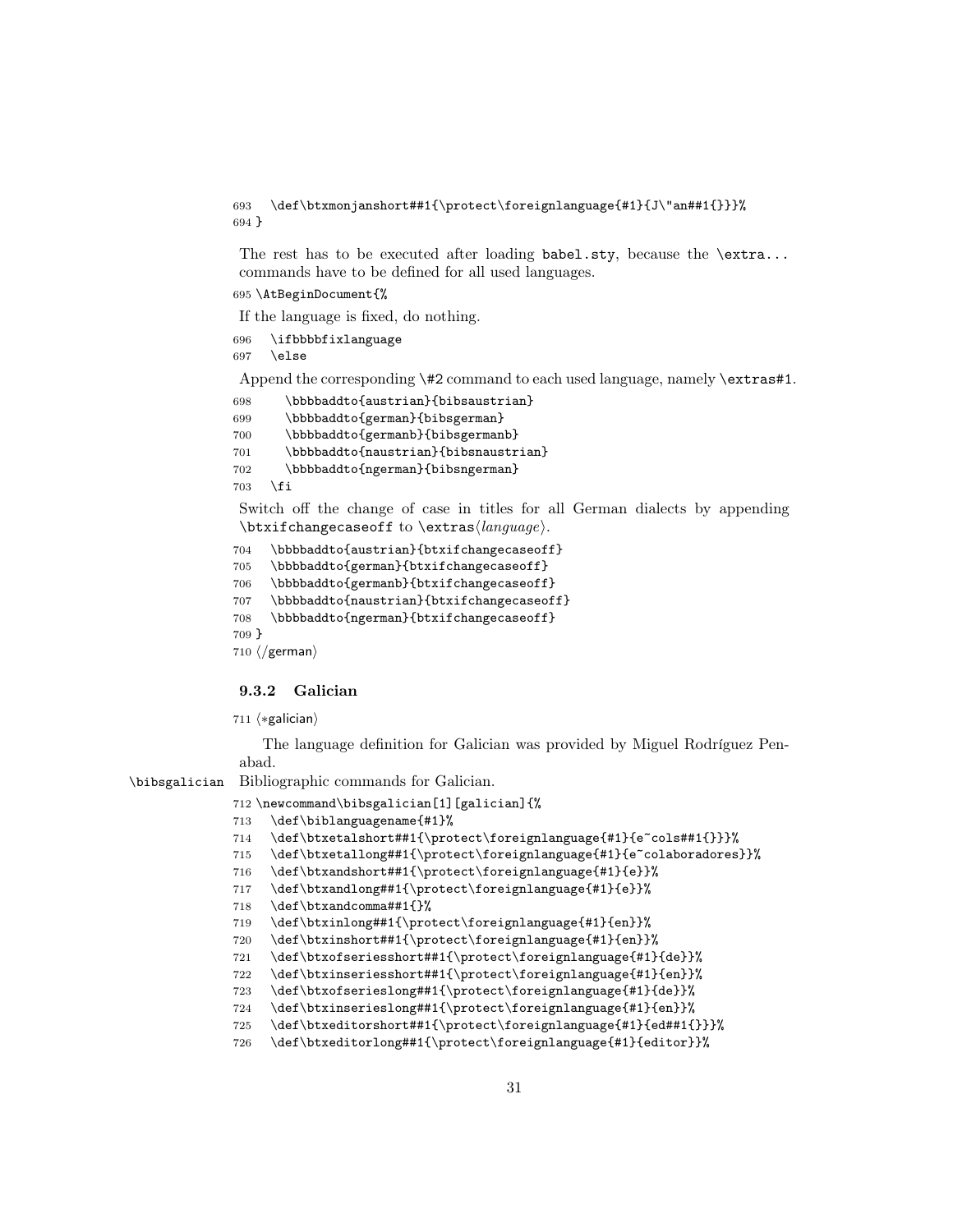```
693   \def\btxmonjanshort##1{\protect\foreignlanguage{#1}{J\"an##1{}}}%
694 }
```

The rest has to be executed after loading babel.sty, because the `\extra...` commands have to be defined for all used languages.

```
695 \AtBeginDocument{%
```

If the language is fixed, do nothing.

```
696   \ifbbbbfixlanguage
697   \else
```

Append the corresponding `\#2` command to each used language, namely `\extras#1`.

```
698     \bbbbaddto{austrian}{bibsaustrian}
699     \bbbbaddto{german}{bibsgerman}
700     \bbbbaddto{germanb}{bibsgermanb}
701     \bbbbaddto{naustrian}{bibsnaustrian}
702     \bbbbaddto{ngerman}{bibsngerman}
703   \fi
```

Switch off the change of case in titles for all German dialects by appending `\btxifchangecaseoff` to `\extras`⟨*language*⟩.

```
704   \bbbbaddto{austrian}{btxifchangecaseoff}
705   \bbbbaddto{german}{btxifchangecaseoff}
706   \bbbbaddto{germanb}{btxifchangecaseoff}
707   \bbbbaddto{naustrian}{btxifchangecaseoff}
708   \bbbbaddto{ngerman}{btxifchangecaseoff}
709 }
710 ⟨/german⟩
```

### 9.3.2 Galician

```
711 ⟨*galician⟩
```

The language definition for Galician was provided by Miguel Rodríguez Penabad.

`\bibsgalician` Bibliographic commands for Galician.

```
712 \newcommand\bibsgalician[1][galician]{%
713   \def\biblanguagename{#1}%
714   \def\btxetalshort##1{\protect\foreignlanguage{#1}{e~cols##1{}}}%
715   \def\btxetallong##1{\protect\foreignlanguage{#1}{e~colaboradores}}%
716   \def\btxandshort##1{\protect\foreignlanguage{#1}{e}}%
717   \def\btxandlong##1{\protect\foreignlanguage{#1}{e}}%
718   \def\btxandcomma##1{}%
719   \def\btxinlong##1{\protect\foreignlanguage{#1}{en}}%
720   \def\btxinshort##1{\protect\foreignlanguage{#1}{en}}%
721   \def\btxofseriesshort##1{\protect\foreignlanguage{#1}{de}}%
722   \def\btxinseriesshort##1{\protect\foreignlanguage{#1}{en}}%
723   \def\btxofserieslong##1{\protect\foreignlanguage{#1}{de}}%
724   \def\btxinserieslong##1{\protect\foreignlanguage{#1}{en}}%
725   \def\btxeditorshort##1{\protect\foreignlanguage{#1}{ed##1{}}}%
726   \def\btxeditorlong##1{\protect\foreignlanguage{#1}{editor}}%
```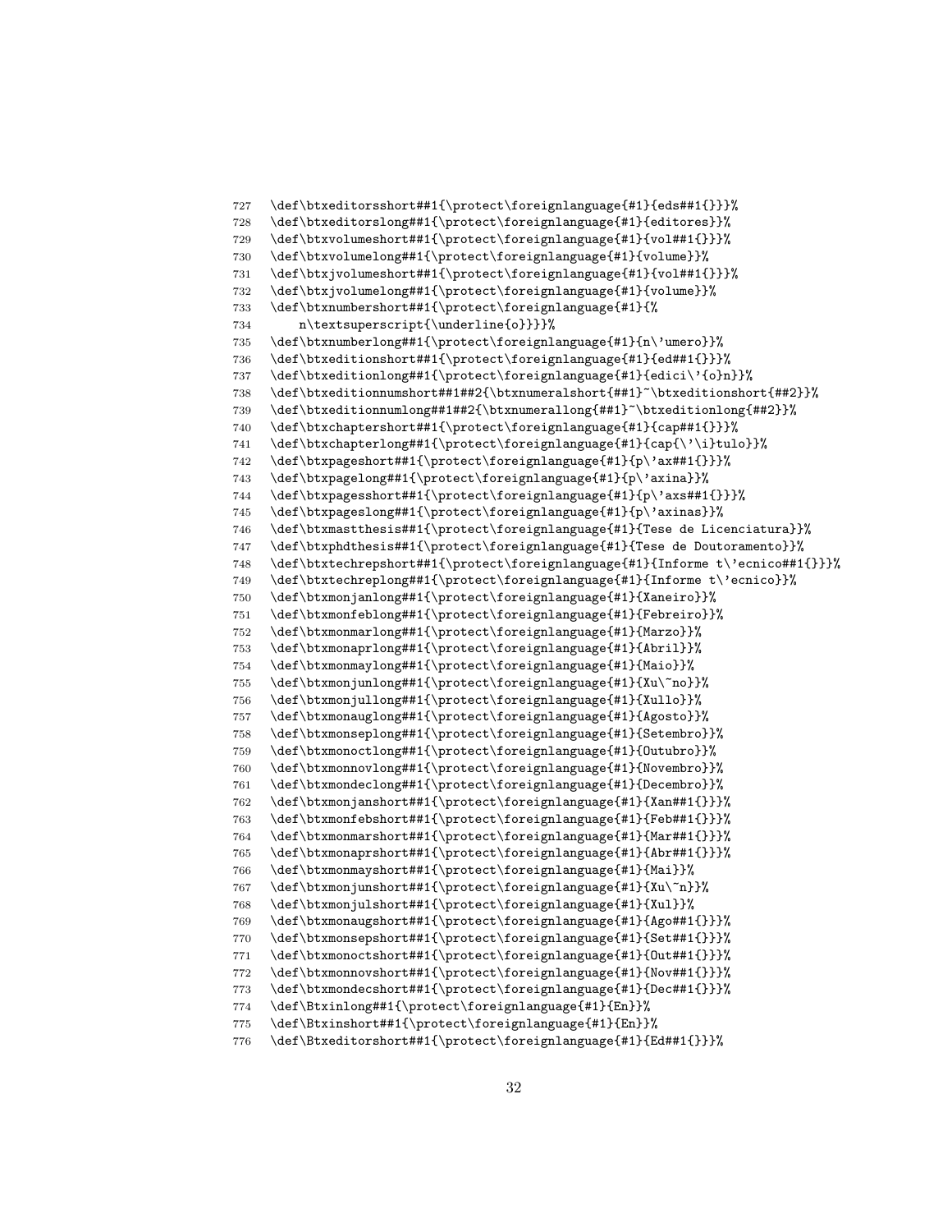```
727 \def\btxeditorsshort##1{\protect\foreignlanguage{#1}{eds##1{}}}%
728 \def\btxeditorslong##1{\protect\foreignlanguage{#1}{editores}}%
729 \def\btxvolumeshort##1{\protect\foreignlanguage{#1}{vol##1{}}}%
730 \def\btxvolumelong##1{\protect\foreignlanguage{#1}{volume}}%
731 \def\btxjvolumeshort##1{\protect\foreignlanguage{#1}{vol##1{}}}%
732 \def\btxjvolumelong##1{\protect\foreignlanguage{#1}{volume}}%
733 \def\btxnumbershort##1{\protect\foreignlanguage{#1}{%
734     n\textsuperscript{\underline{o}}}}%
735 \def\btxnumberlong##1{\protect\foreignlanguage{#1}{n\'umero}}%
736 \def\btxeditionshort##1{\protect\foreignlanguage{#1}{ed##1{}}}%
737 \def\btxeditionlong##1{\protect\foreignlanguage{#1}{edici\'{o}n}}%
738 \def\btxeditionnumshort##1##2{\btxnumeralshort{##1}~\btxeditionshort{##2}}%
739 \def\btxeditionnumlong##1##2{\btxnumerallong{##1}~\btxeditionlong{##2}}%
740 \def\btxchaptershort##1{\protect\foreignlanguage{#1}{cap##1{}}}%
741 \def\btxchapterlong##1{\protect\foreignlanguage{#1}{cap{\'\i}tulo}}%
742 \def\btxpageshort##1{\protect\foreignlanguage{#1}{p\'ax##1{}}}%
743 \def\btxpagelong##1{\protect\foreignlanguage{#1}{p\'axina}}%
744 \def\btxpagesshort##1{\protect\foreignlanguage{#1}{p\'axs##1{}}}%
745 \def\btxpageslong##1{\protect\foreignlanguage{#1}{p\'axinas}}%
746 \def\btxmastthesis##1{\protect\foreignlanguage{#1}{Tese de Licenciatura}}%
747 \def\btxphdthesis##1{\protect\foreignlanguage{#1}{Tese de Doutoramento}}%
748 \def\btxtechrepshort##1{\protect\foreignlanguage{#1}{Informe t\'ecnico##1{}}}%
749 \def\btxtechreplong##1{\protect\foreignlanguage{#1}{Informe t\'ecnico}}%
750 \def\btxmonjanlong##1{\protect\foreignlanguage{#1}{Xaneiro}}%
751 \def\btxmonfeblong##1{\protect\foreignlanguage{#1}{Febreiro}}%
752 \def\btxmonmarlong##1{\protect\foreignlanguage{#1}{Marzo}}%
753 \def\btxmonaprlong##1{\protect\foreignlanguage{#1}{Abril}}%
754 \def\btxmonmaylong##1{\protect\foreignlanguage{#1}{Maio}}%
755 \def\btxmonjunlong##1{\protect\foreignlanguage{#1}{Xu\~no}}%
756 \def\btxmonjullong##1{\protect\foreignlanguage{#1}{Xullo}}%
757 \def\btxmonauglong##1{\protect\foreignlanguage{#1}{Agosto}}%
758 \def\btxmonseplong##1{\protect\foreignlanguage{#1}{Setembro}}%
759 \def\btxmonoctlong##1{\protect\foreignlanguage{#1}{Outubro}}%
760 \def\btxmonnovlong##1{\protect\foreignlanguage{#1}{Novembro}}%
761 \def\btxmondeclong##1{\protect\foreignlanguage{#1}{Decembro}}%
762 \def\btxmonjanshort##1{\protect\foreignlanguage{#1}{Xan##1{}}}%
763 \def\btxmonfebshort##1{\protect\foreignlanguage{#1}{Feb##1{}}}%
764 \def\btxmonmarshort##1{\protect\foreignlanguage{#1}{Mar##1{}}}%
765 \def\btxmonaprshort##1{\protect\foreignlanguage{#1}{Abr##1{}}}%
766 \def\btxmonmayshort##1{\protect\foreignlanguage{#1}{Mai}}%
767 \def\btxmonjunshort##1{\protect\foreignlanguage{#1}{Xu\~n}}%
768 \def\btxmonjulshort##1{\protect\foreignlanguage{#1}{Xul}}%
769 \def\btxmonaugshort##1{\protect\foreignlanguage{#1}{Ago##1{}}}%
770 \def\btxmonsepshort##1{\protect\foreignlanguage{#1}{Set##1{}}}%
771 \def\btxmonoctshort##1{\protect\foreignlanguage{#1}{Out##1{}}}%
772 \def\btxmonnovshort##1{\protect\foreignlanguage{#1}{Nov##1{}}}%
773 \def\btxmondecshort##1{\protect\foreignlanguage{#1}{Dec##1{}}}%
774 \def\Btxinlong##1{\protect\foreignlanguage{#1}{En}}%
775 \def\Btxinshort##1{\protect\foreignlanguage{#1}{En}}%
776 \def\Btxeditorshort##1{\protect\foreignlanguage{#1}{Ed##1{}}}%
```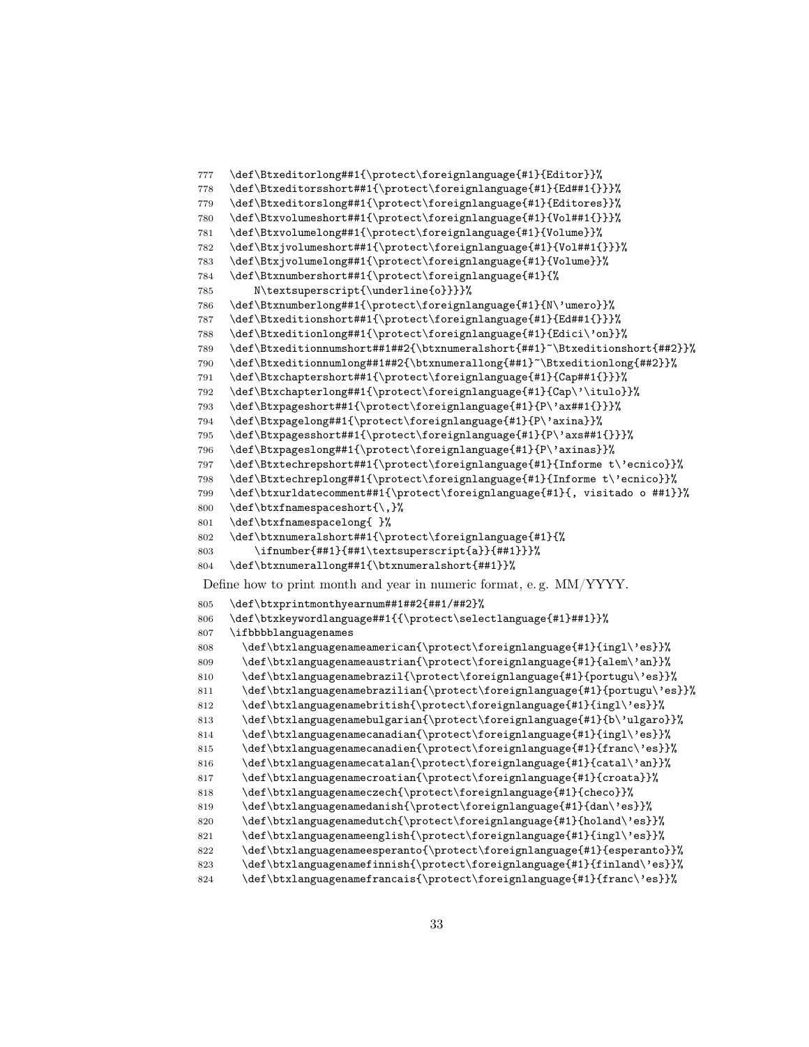```
777  \def\Btxeditorlong##1{\protect\foreignlanguage{#1}{Editor}}%
778  \def\Btxeditorsshort##1{\protect\foreignlanguage{#1}{Ed##1{}}}%
779  \def\Btxeditorslong##1{\protect\foreignlanguage{#1}{Editores}}%
780  \def\Btxvolumeshort##1{\protect\foreignlanguage{#1}{Vol##1{}}}%
781  \def\Btxvolumelong##1{\protect\foreignlanguage{#1}{Volume}}%
782  \def\Btxjvolumeshort##1{\protect\foreignlanguage{#1}{Vol##1{}}}%
783  \def\Btxjvolumelong##1{\protect\foreignlanguage{#1}{Volume}}%
784  \def\Btxnumbershort##1{\protect\foreignlanguage{#1}{%
785      N\textsuperscript{\underline{o}}}}%
786  \def\Btxnumberlong##1{\protect\foreignlanguage{#1}{N\'umero}}%
787  \def\Btxeditionshort##1{\protect\foreignlanguage{#1}{Ed##1{}}}%
788  \def\Btxeditionlong##1{\protect\foreignlanguage{#1}{Edici\'on}}%
789  \def\Btxeditionnumshort##1##2{\btxnumeralshort{##1}~\Btxeditionshort{##2}}%
790  \def\Btxeditionnumlong##1##2{\btxnumerallong{##1}~\Btxeditionlong{##2}}%
791  \def\Btxchaptershort##1{\protect\foreignlanguage{#1}{Cap##1{}}}%
792  \def\Btxchapterlong##1{\protect\foreignlanguage{#1}{Cap\'\itulo}}%
793  \def\Btxpageshort##1{\protect\foreignlanguage{#1}{P\'ax##1{}}}%
794  \def\Btxpagelong##1{\protect\foreignlanguage{#1}{P\'axina}}%
795  \def\Btxpagesshort##1{\protect\foreignlanguage{#1}{P\'axs##1{}}}%
796  \def\Btxpageslong##1{\protect\foreignlanguage{#1}{P\'axinas}}%
797  \def\Btxtechrepshort##1{\protect\foreignlanguage{#1}{Informe t\'ecnico}}%
798  \def\Btxtechreplong##1{\protect\foreignlanguage{#1}{Informe t\'ecnico}}%
799  \def\btxurldatecomment##1{\protect\foreignlanguage{#1}{, visitado o ##1}}%
800  \def\btxfnamespaceshort{\,}%
801  \def\btxfnamespacelong{ }%
802  \def\btxnumeralshort##1{\protect\foreignlanguage{#1}{%
803      \ifnumber{##1}{##1\textsuperscript{a}}{##1}}}%
804  \def\btxnumerallong##1{\btxnumeralshort{##1}}%
```

Define how to print month and year in numeric format, e. g. MM/YYYY.

```
805  \def\btxprintmonthyearnum##1##2{##1/##2}%
806  \def\btxkeywordlanguage##1{{\protect\selectlanguage{#1}##1}}%
807  \ifbbbblanguagenames
808    \def\btxlanguagenameamerican{\protect\foreignlanguage{#1}{ingl\'es}}%
809    \def\btxlanguagenameaustrian{\protect\foreignlanguage{#1}{alem\'an}}%
810    \def\btxlanguagenamebrazil{\protect\foreignlanguage{#1}{portugu\'es}}%
811    \def\btxlanguagenamebrazilian{\protect\foreignlanguage{#1}{portugu\'es}}%
812    \def\btxlanguagenamebritish{\protect\foreignlanguage{#1}{ingl\'es}}%
813    \def\btxlanguagenamebulgarian{\protect\foreignlanguage{#1}{b\'ulgaro}}%
814    \def\btxlanguagenamecanadian{\protect\foreignlanguage{#1}{ingl\'es}}%
815    \def\btxlanguagenamecanadien{\protect\foreignlanguage{#1}{franc\'es}}%
816    \def\btxlanguagenamecatalan{\protect\foreignlanguage{#1}{catal\'an}}%
817    \def\btxlanguagenamecroatian{\protect\foreignlanguage{#1}{croata}}%
818    \def\btxlanguagenameczech{\protect\foreignlanguage{#1}{checo}}%
819    \def\btxlanguagenamedanish{\protect\foreignlanguage{#1}{dan\'es}}%
820    \def\btxlanguagenamedutch{\protect\foreignlanguage{#1}{holand\'es}}%
821    \def\btxlanguagenameenglish{\protect\foreignlanguage{#1}{ingl\'es}}%
822    \def\btxlanguagenameesperanto{\protect\foreignlanguage{#1}{esperanto}}%
823    \def\btxlanguagenamefinnish{\protect\foreignlanguage{#1}{finland\'es}}%
824    \def\btxlanguagenamefrancais{\protect\foreignlanguage{#1}{franc\'es}}%
```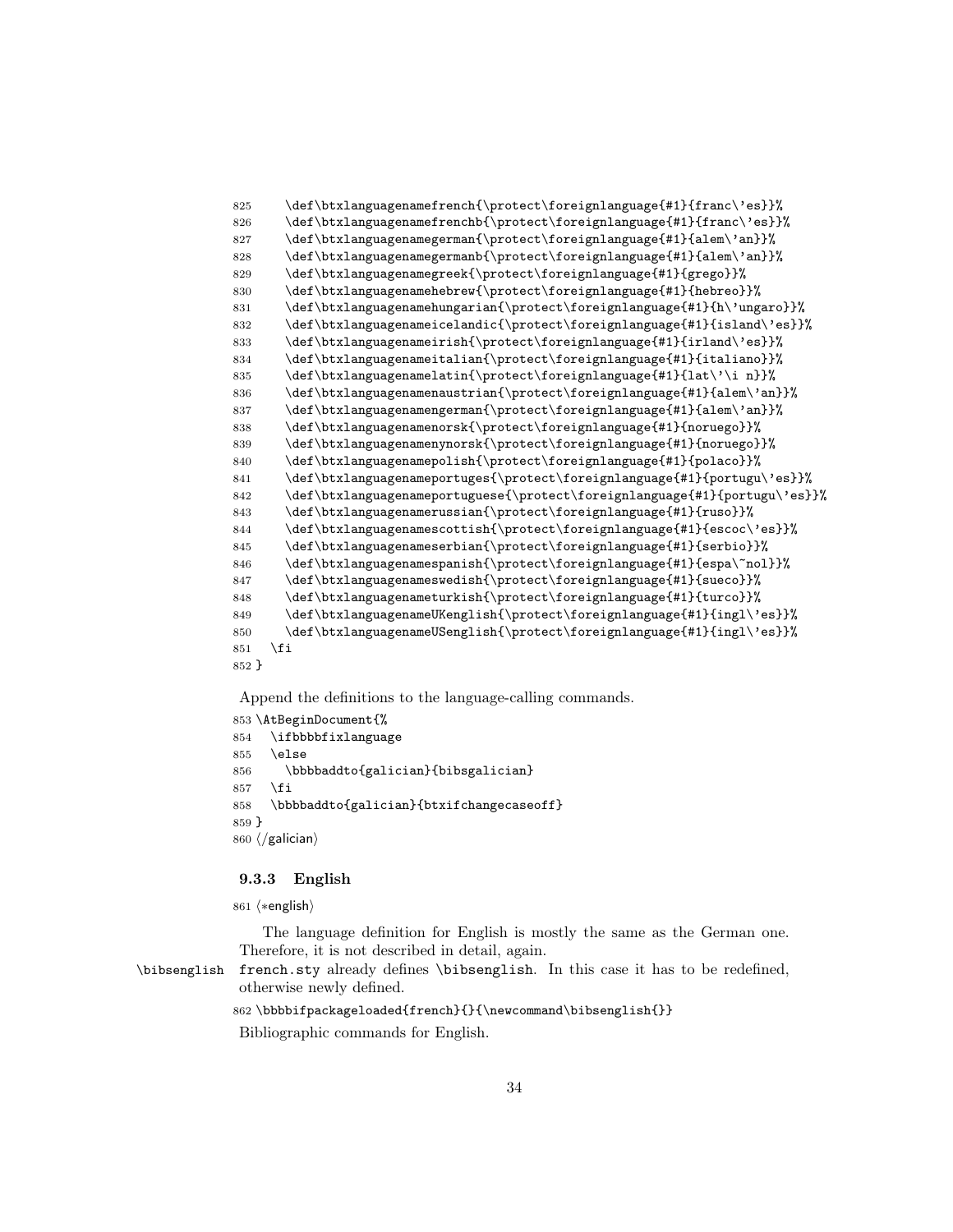```
825     \def\btxlanguagenamefrench{\protect\foreignlanguage{#1}{franc\'es}}%
826     \def\btxlanguagenamefrenchb{\protect\foreignlanguage{#1}{franc\'es}}%
827     \def\btxlanguagenamegerman{\protect\foreignlanguage{#1}{alem\'an}}%
828     \def\btxlanguagenamegermanb{\protect\foreignlanguage{#1}{alem\'an}}%
829     \def\btxlanguagenamegreek{\protect\foreignlanguage{#1}{grego}}%
830     \def\btxlanguagenamehebrew{\protect\foreignlanguage{#1}{hebreo}}%
831     \def\btxlanguagenamehungarian{\protect\foreignlanguage{#1}{h\'ungaro}}%
832     \def\btxlanguagenameicelandic{\protect\foreignlanguage{#1}{island\'es}}%
833     \def\btxlanguagenameirish{\protect\foreignlanguage{#1}{irland\'es}}%
834     \def\btxlanguagenameitalian{\protect\foreignlanguage{#1}{italiano}}%
835     \def\btxlanguagenamelatin{\protect\foreignlanguage{#1}{lat\'\i n}}%
836     \def\btxlanguagenamenaustrian{\protect\foreignlanguage{#1}{alem\'an}}%
837     \def\btxlanguagenamengerman{\protect\foreignlanguage{#1}{alem\'an}}%
838     \def\btxlanguagenamenorsk{\protect\foreignlanguage{#1}{noruego}}%
839     \def\btxlanguagenamenynorsk{\protect\foreignlanguage{#1}{noruego}}%
840     \def\btxlanguagenamepolish{\protect\foreignlanguage{#1}{polaco}}%
841     \def\btxlanguagenameportuges{\protect\foreignlanguage{#1}{portugu\'es}}%
842     \def\btxlanguagenameportuguese{\protect\foreignlanguage{#1}{portugu\'es}}%
843     \def\btxlanguagenamerussian{\protect\foreignlanguage{#1}{ruso}}%
844     \def\btxlanguagenamescottish{\protect\foreignlanguage{#1}{escoc\'es}}%
845     \def\btxlanguagenameserbian{\protect\foreignlanguage{#1}{serbio}}%
846     \def\btxlanguagenamespanish{\protect\foreignlanguage{#1}{espa\~nol}}%
847     \def\btxlanguagenameswedish{\protect\foreignlanguage{#1}{sueco}}%
848     \def\btxlanguagenameturkish{\protect\foreignlanguage{#1}{turco}}%
849     \def\btxlanguagenameUKenglish{\protect\foreignlanguage{#1}{ingl\'es}}%
850     \def\btxlanguagenameUSenglish{\protect\foreignlanguage{#1}{ingl\'es}}%
851   \fi
852 }
```

Append the definitions to the language-calling commands.

```
853 \AtBeginDocument{%
854   \ifbbbbfixlanguage
855   \else
856     \bbbbaddto{galician}{bibsgalician}
857   \fi
858   \bbbbaddto{galician}{btxifchangecaseoff}
859 }
860 ⟨/galician⟩
```

### 9.3.3 English

```
861 ⟨*english⟩
```

The language definition for English is mostly the same as the German one. Therefore, it is not described in detail, again.

\bibsenglish french.sty already defines \bibsenglish. In this case it has to be redefined, otherwise newly defined.

```
862 \bbbbifpackageloaded{french}{}{\newcommand\bibsenglish{}}
```

Bibliographic commands for English.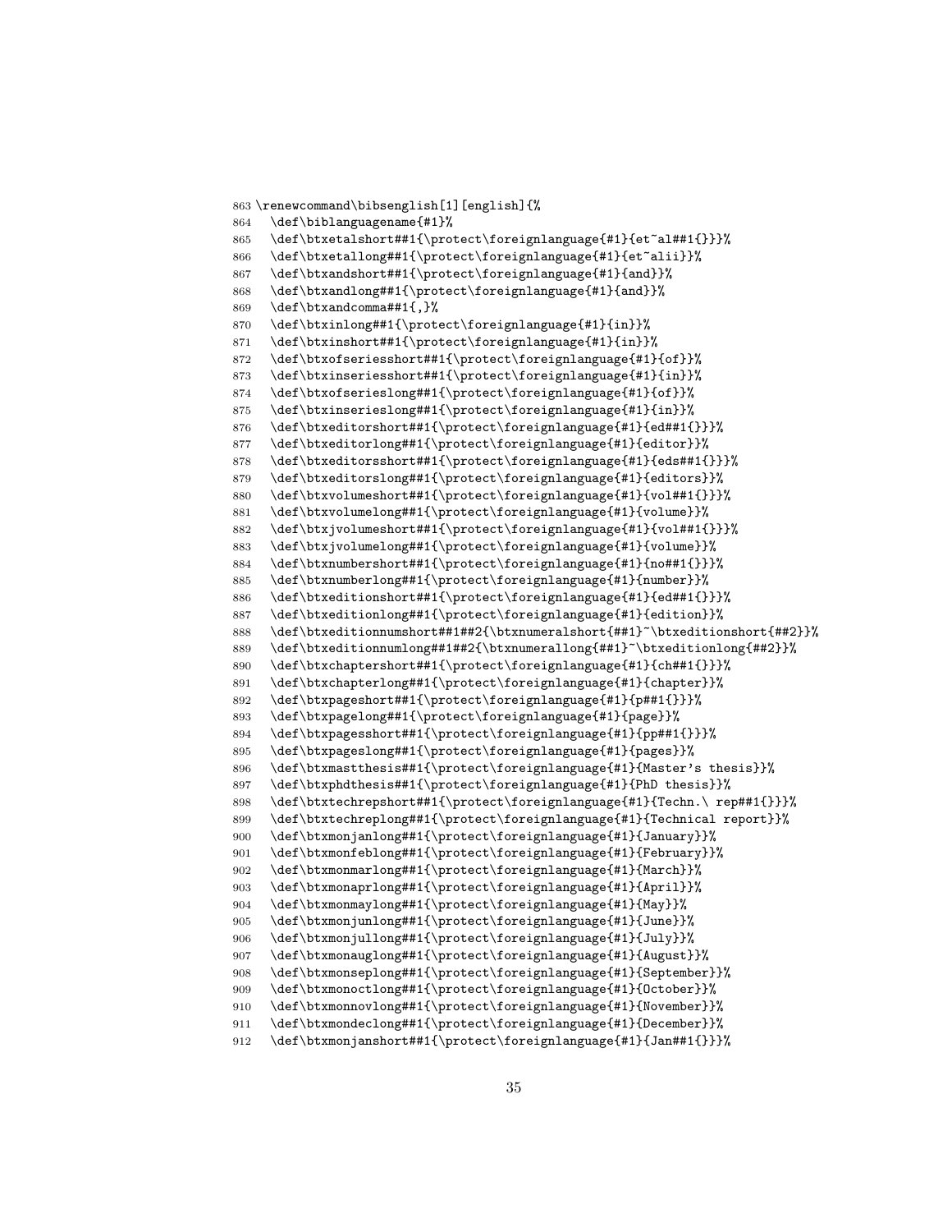```
863 \renewcommand\bibsenglish[1][english]{%
864   \def\biblanguagename{#1}%
865   \def\btxetalshort##1{\protect\foreignlanguage{#1}{et~al##1{}}}%
866   \def\btxetallong##1{\protect\foreignlanguage{#1}{et~alii}}%
867   \def\btxandshort##1{\protect\foreignlanguage{#1}{and}}%
868   \def\btxandlong##1{\protect\foreignlanguage{#1}{and}}%
869   \def\btxandcomma##1{,}%
870   \def\btxinlong##1{\protect\foreignlanguage{#1}{in}}%
871   \def\btxinshort##1{\protect\foreignlanguage{#1}{in}}%
872   \def\btxofseriesshort##1{\protect\foreignlanguage{#1}{of}}%
873   \def\btxinseriesshort##1{\protect\foreignlanguage{#1}{in}}%
874   \def\btxofserieslong##1{\protect\foreignlanguage{#1}{of}}%
875   \def\btxinserieslong##1{\protect\foreignlanguage{#1}{in}}%
876   \def\btxeditorshort##1{\protect\foreignlanguage{#1}{ed##1{}}}%
877   \def\btxeditorlong##1{\protect\foreignlanguage{#1}{editor}}%
878   \def\btxeditorsshort##1{\protect\foreignlanguage{#1}{eds##1{}}}%
879   \def\btxeditorslong##1{\protect\foreignlanguage{#1}{editors}}%
880   \def\btxvolumeshort##1{\protect\foreignlanguage{#1}{vol##1{}}}%
881   \def\btxvolumelong##1{\protect\foreignlanguage{#1}{volume}}%
882   \def\btxjvolumeshort##1{\protect\foreignlanguage{#1}{vol##1{}}}%
883   \def\btxjvolumelong##1{\protect\foreignlanguage{#1}{volume}}%
884   \def\btxnumbershort##1{\protect\foreignlanguage{#1}{no##1{}}}%
885   \def\btxnumberlong##1{\protect\foreignlanguage{#1}{number}}%
886   \def\btxeditionshort##1{\protect\foreignlanguage{#1}{ed##1{}}}%
887   \def\btxeditionlong##1{\protect\foreignlanguage{#1}{edition}}%
888   \def\btxeditionnumshort##1##2{\btxnumeralshort{##1}~\btxeditionshort{##2}}%
889   \def\btxeditionnumlong##1##2{\btxnumerallong{##1}~\btxeditionlong{##2}}%
890   \def\btxchaptershort##1{\protect\foreignlanguage{#1}{ch##1{}}}%
891   \def\btxchapterlong##1{\protect\foreignlanguage{#1}{chapter}}%
892   \def\btxpageshort##1{\protect\foreignlanguage{#1}{p##1{}}}%
893   \def\btxpagelong##1{\protect\foreignlanguage{#1}{page}}%
894   \def\btxpagesshort##1{\protect\foreignlanguage{#1}{pp##1{}}}%
895   \def\btxpageslong##1{\protect\foreignlanguage{#1}{pages}}%
896   \def\btxmastthesis##1{\protect\foreignlanguage{#1}{Master's thesis}}%
897   \def\btxphdthesis##1{\protect\foreignlanguage{#1}{PhD thesis}}%
898   \def\btxtechrepshort##1{\protect\foreignlanguage{#1}{Techn.\ rep##1{}}}%
899   \def\btxtechreplong##1{\protect\foreignlanguage{#1}{Technical report}}%
900   \def\btxmonjanlong##1{\protect\foreignlanguage{#1}{January}}%
901   \def\btxmonfeblong##1{\protect\foreignlanguage{#1}{February}}%
902   \def\btxmonmarlong##1{\protect\foreignlanguage{#1}{March}}%
903   \def\btxmonaprlong##1{\protect\foreignlanguage{#1}{April}}%
904   \def\btxmonmaylong##1{\protect\foreignlanguage{#1}{May}}%
905   \def\btxmonjunlong##1{\protect\foreignlanguage{#1}{June}}%
906   \def\btxmonjullong##1{\protect\foreignlanguage{#1}{July}}%
907   \def\btxmonauglong##1{\protect\foreignlanguage{#1}{August}}%
908   \def\btxmonseplong##1{\protect\foreignlanguage{#1}{September}}%
909   \def\btxmonoctlong##1{\protect\foreignlanguage{#1}{October}}%
910   \def\btxmonnovlong##1{\protect\foreignlanguage{#1}{November}}%
911   \def\btxmondeclong##1{\protect\foreignlanguage{#1}{December}}%
912   \def\btxmonjanshort##1{\protect\foreignlanguage{#1}{Jan##1{}}}%
```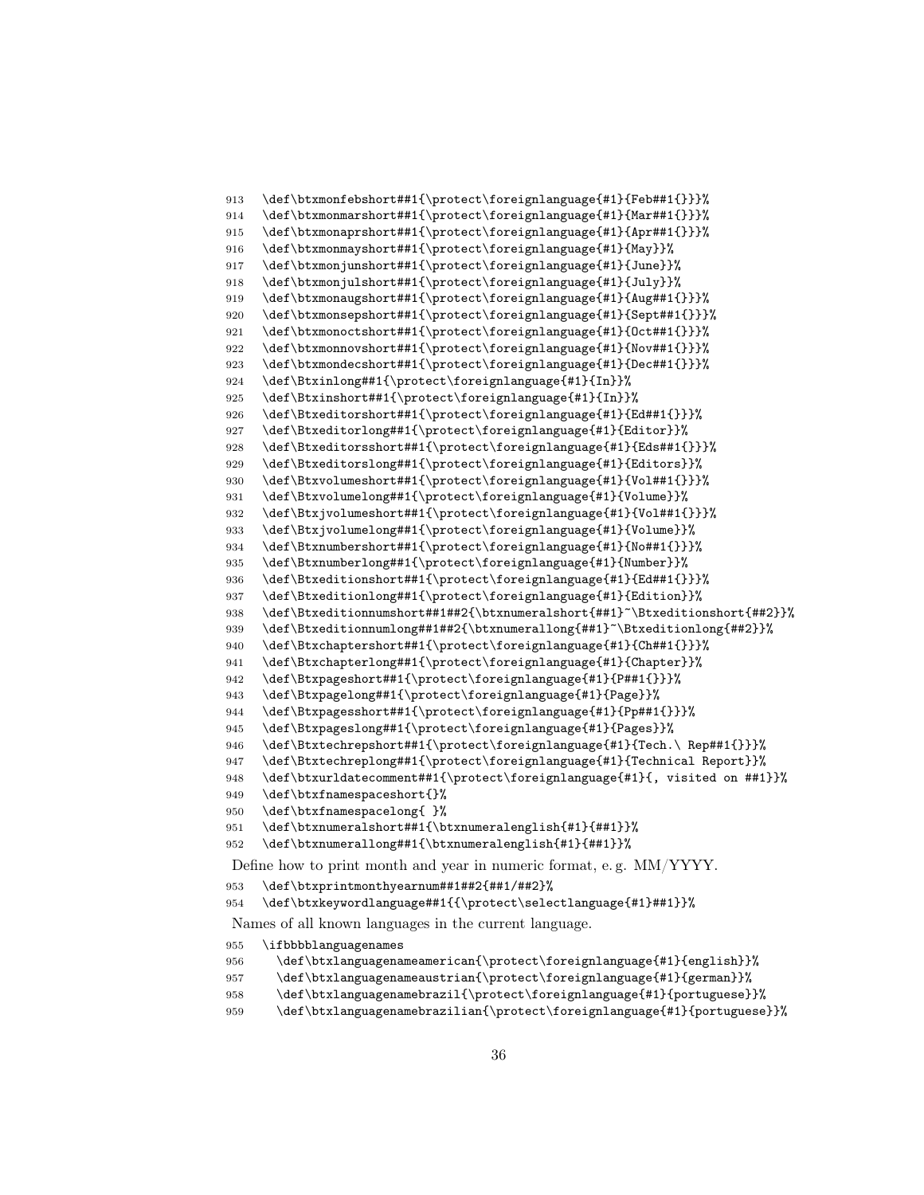```
913 \def\btxmonfebshort##1{\protect\foreignlanguage{#1}{Feb##1{}}}%
914 \def\btxmonmarshort##1{\protect\foreignlanguage{#1}{Mar##1{}}}%
915 \def\btxmonaprshort##1{\protect\foreignlanguage{#1}{Apr##1{}}}%
916 \def\btxmonmayshort##1{\protect\foreignlanguage{#1}{May}}%
917 \def\btxmonjunshort##1{\protect\foreignlanguage{#1}{June}}%
918 \def\btxmonjulshort##1{\protect\foreignlanguage{#1}{July}}%
919 \def\btxmonaugshort##1{\protect\foreignlanguage{#1}{Aug##1{}}}%
920 \def\btxmonsepshort##1{\protect\foreignlanguage{#1}{Sept##1{}}}%
921 \def\btxmonoctshort##1{\protect\foreignlanguage{#1}{Oct##1{}}}%
922 \def\btxmonnovshort##1{\protect\foreignlanguage{#1}{Nov##1{}}}%
923 \def\btxmondecshort##1{\protect\foreignlanguage{#1}{Dec##1{}}}%
924 \def\Btxinlong##1{\protect\foreignlanguage{#1}{In}}%
925 \def\Btxinshort##1{\protect\foreignlanguage{#1}{In}}%
926 \def\Btxeditorshort##1{\protect\foreignlanguage{#1}{Ed##1{}}}%
927 \def\Btxeditorlong##1{\protect\foreignlanguage{#1}{Editor}}%
928 \def\Btxeditorsshort##1{\protect\foreignlanguage{#1}{Eds##1{}}}%
929 \def\Btxeditorslong##1{\protect\foreignlanguage{#1}{Editors}}%
930 \def\Btxvolumeshort##1{\protect\foreignlanguage{#1}{Vol##1{}}}%
931 \def\Btxvolumelong##1{\protect\foreignlanguage{#1}{Volume}}%
932 \def\Btxjvolumeshort##1{\protect\foreignlanguage{#1}{Vol##1{}}}%
933 \def\Btxjvolumelong##1{\protect\foreignlanguage{#1}{Volume}}%
934 \def\Btxnumbershort##1{\protect\foreignlanguage{#1}{No##1{}}}%
935 \def\Btxnumberlong##1{\protect\foreignlanguage{#1}{Number}}%
936 \def\Btxeditionshort##1{\protect\foreignlanguage{#1}{Ed##1{}}}%
937 \def\Btxeditionlong##1{\protect\foreignlanguage{#1}{Edition}}%
938 \def\Btxeditionnumshort##1##2{\btxnumeralshort{##1}~\Btxeditionshort{##2}}%
939 \def\Btxeditionnumlong##1##2{\btxnumerallong{##1}~\Btxeditionlong{##2}}%
940 \def\Btxchaptershort##1{\protect\foreignlanguage{#1}{Ch##1{}}}%
941 \def\Btxchapterlong##1{\protect\foreignlanguage{#1}{Chapter}}%
942 \def\Btxpageshort##1{\protect\foreignlanguage{#1}{P##1{}}}%
943 \def\Btxpagelong##1{\protect\foreignlanguage{#1}{Page}}%
944 \def\Btxpagesshort##1{\protect\foreignlanguage{#1}{Pp##1{}}}%
945 \def\Btxpageslong##1{\protect\foreignlanguage{#1}{Pages}}%
946 \def\Btxtechrepshort##1{\protect\foreignlanguage{#1}{Tech.\ Rep##1{}}}%
947 \def\Btxtechreplong##1{\protect\foreignlanguage{#1}{Technical Report}}%
948 \def\btxurldatecomment##1{\protect\foreignlanguage{#1}{, visited on ##1}}%
949 \def\btxfnamespaceshort{}%
950 \def\btxfnamespacelong{ }%
951 \def\btxnumeralshort##1{\btxnumeralenglish{#1}{##1}}%
952 \def\btxnumerallong##1{\btxnumeralenglish{#1}{##1}}%
```

Define how to print month and year in numeric format, e. g. MM/YYYY.

```
953 \def\btxprintmonthyearnum##1##2{##1/##2}%
954 \def\btxkeywordlanguage##1{{\protect\selectlanguage{#1}##1}}%
```

Names of all known languages in the current language.

```
955 \ifbbbblanguagenames
956   \def\btxlanguagenameamerican{\protect\foreignlanguage{#1}{english}}%
957   \def\btxlanguagenameaustrian{\protect\foreignlanguage{#1}{german}}%
958   \def\btxlanguagenamebrazil{\protect\foreignlanguage{#1}{portuguese}}%
959   \def\btxlanguagenamebrazilian{\protect\foreignlanguage{#1}{portuguese}}%
```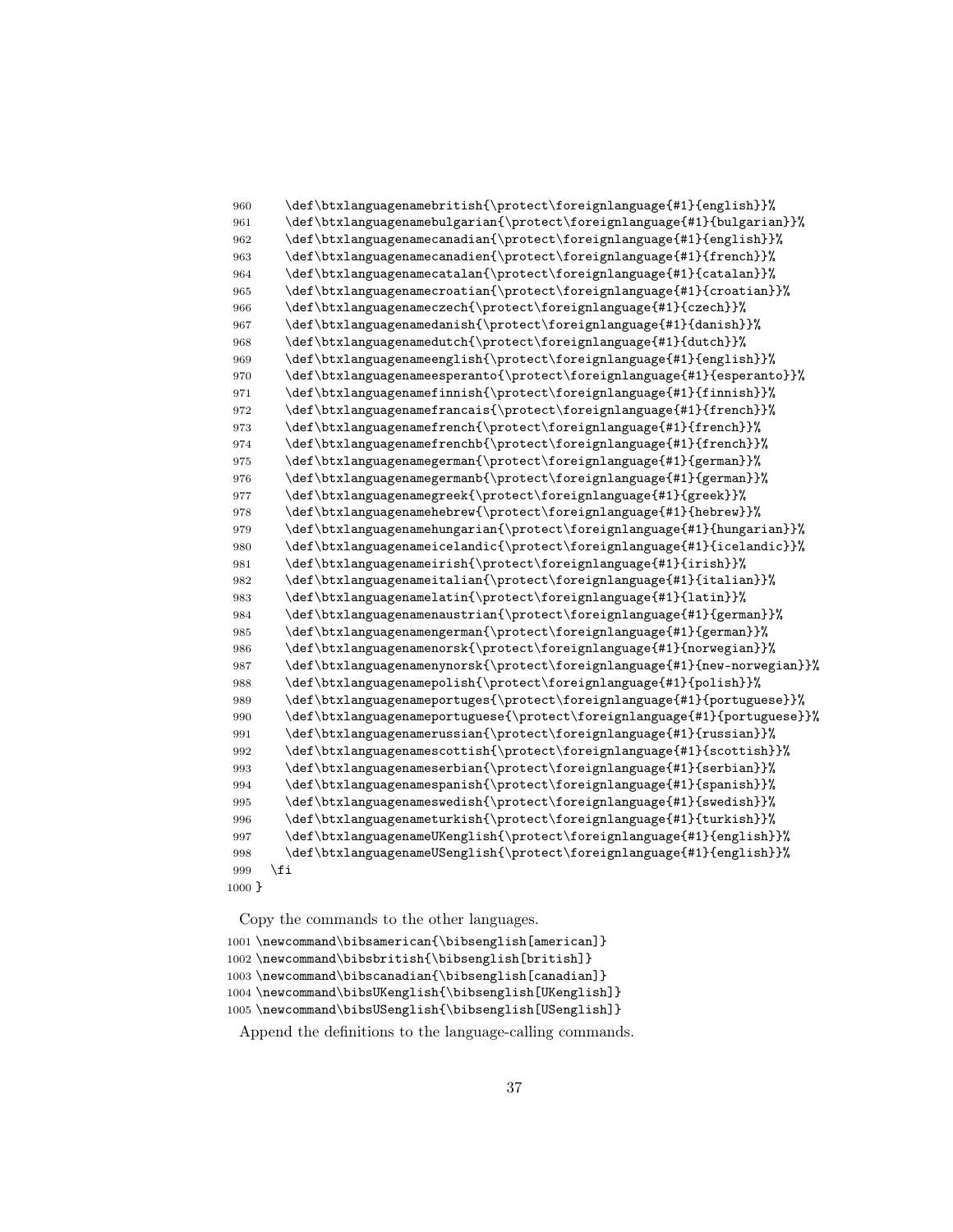```
960     \def\btxlanguagenamebritish{\protect\foreignlanguage{#1}{english}}%
961     \def\btxlanguagenamebulgarian{\protect\foreignlanguage{#1}{bulgarian}}%
962     \def\btxlanguagenamecanadian{\protect\foreignlanguage{#1}{english}}%
963     \def\btxlanguagenamecanadien{\protect\foreignlanguage{#1}{french}}%
964     \def\btxlanguagenamecatalan{\protect\foreignlanguage{#1}{catalan}}%
965     \def\btxlanguagenamecroatian{\protect\foreignlanguage{#1}{croatian}}%
966     \def\btxlanguagenameczech{\protect\foreignlanguage{#1}{czech}}%
967     \def\btxlanguagenamedanish{\protect\foreignlanguage{#1}{danish}}%
968     \def\btxlanguagenamedutch{\protect\foreignlanguage{#1}{dutch}}%
969     \def\btxlanguagenameenglish{\protect\foreignlanguage{#1}{english}}%
970     \def\btxlanguagenameesperanto{\protect\foreignlanguage{#1}{esperanto}}%
971     \def\btxlanguagenamefinnish{\protect\foreignlanguage{#1}{finnish}}%
972     \def\btxlanguagenamefrancais{\protect\foreignlanguage{#1}{french}}%
973     \def\btxlanguagenamefrench{\protect\foreignlanguage{#1}{french}}%
974     \def\btxlanguagenamefrenchb{\protect\foreignlanguage{#1}{french}}%
975     \def\btxlanguagenamegerman{\protect\foreignlanguage{#1}{german}}%
976     \def\btxlanguagenamegermanb{\protect\foreignlanguage{#1}{german}}%
977     \def\btxlanguagenamegreek{\protect\foreignlanguage{#1}{greek}}%
978     \def\btxlanguagenamehebrew{\protect\foreignlanguage{#1}{hebrew}}%
979     \def\btxlanguagenamehungarian{\protect\foreignlanguage{#1}{hungarian}}%
980     \def\btxlanguagenameicelandic{\protect\foreignlanguage{#1}{icelandic}}%
981     \def\btxlanguagenameirish{\protect\foreignlanguage{#1}{irish}}%
982     \def\btxlanguagenameitalian{\protect\foreignlanguage{#1}{italian}}%
983     \def\btxlanguagenamelatin{\protect\foreignlanguage{#1}{latin}}%
984     \def\btxlanguagenamenaustrian{\protect\foreignlanguage{#1}{german}}%
985     \def\btxlanguagenamengerman{\protect\foreignlanguage{#1}{german}}%
986     \def\btxlanguagenamenorsk{\protect\foreignlanguage{#1}{norwegian}}%
987     \def\btxlanguagenamenynorsk{\protect\foreignlanguage{#1}{new-norwegian}}%
988     \def\btxlanguagenamepolish{\protect\foreignlanguage{#1}{polish}}%
989     \def\btxlanguagenameportuges{\protect\foreignlanguage{#1}{portuguese}}%
990     \def\btxlanguagenameportuguese{\protect\foreignlanguage{#1}{portuguese}}%
991     \def\btxlanguagenamerussian{\protect\foreignlanguage{#1}{russian}}%
992     \def\btxlanguagenamescottish{\protect\foreignlanguage{#1}{scottish}}%
993     \def\btxlanguagenameserbian{\protect\foreignlanguage{#1}{serbian}}%
994     \def\btxlanguagenamespanish{\protect\foreignlanguage{#1}{spanish}}%
995     \def\btxlanguagenameswedish{\protect\foreignlanguage{#1}{swedish}}%
996     \def\btxlanguagenameturkish{\protect\foreignlanguage{#1}{turkish}}%
997     \def\btxlanguagenameUKenglish{\protect\foreignlanguage{#1}{english}}%
998     \def\btxlanguagenameUSenglish{\protect\foreignlanguage{#1}{english}}%
999   \fi
1000 }
```

Copy the commands to the other languages.

```
1001 \newcommand\bibsamerican{\bibsenglish[american]}
1002 \newcommand\bibsbritish{\bibsenglish[british]}
1003 \newcommand\bibscanadian{\bibsenglish[canadian]}
1004 \newcommand\bibsUKenglish{\bibsenglish[UKenglish]}
1005 \newcommand\bibsUSenglish{\bibsenglish[USenglish]}
```

Append the definitions to the language-calling commands.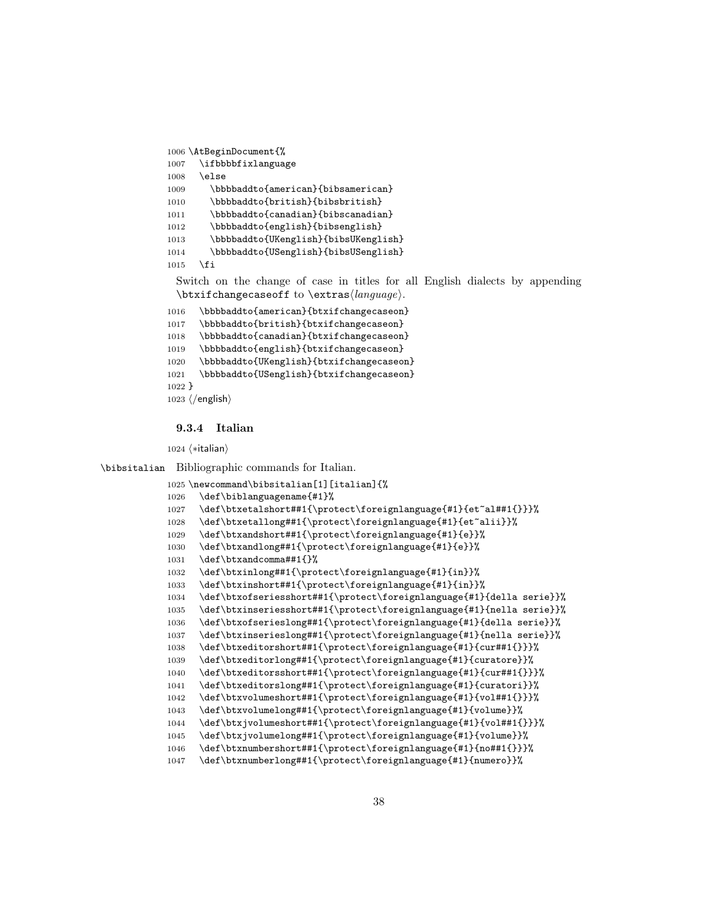```
1006 \AtBeginDocument{%
1007   \ifbbbbfixlanguage
1008   \else
1009     \bbbbaddto{american}{bibsamerican}
1010     \bbbbaddto{british}{bibsbritish}
1011     \bbbbaddto{canadian}{bibscanadian}
1012     \bbbbaddto{english}{bibsenglish}
1013     \bbbbaddto{UKenglish}{bibsUKenglish}
1014     \bbbbaddto{USenglish}{bibsUSenglish}
1015   \fi
```

Switch on the change of case in titles for all English dialects by appending `\btxifchangecaseoff` to `\extras`⟨*language*⟩.

```
1016   \bbbbaddto{american}{btxifchangecaseon}
1017   \bbbbaddto{british}{btxifchangecaseon}
1018   \bbbbaddto{canadian}{btxifchangecaseon}
1019   \bbbbaddto{english}{btxifchangecaseon}
1020   \bbbbaddto{UKenglish}{btxifchangecaseon}
1021   \bbbbaddto{USenglish}{btxifchangecaseon}
1022 }
1023 ⟨/english⟩
```

### 9.3.4 Italian

```
1024 ⟨*italian⟩
```

`\bibsitalian` Bibliographic commands for Italian.

```
1025 \newcommand\bibsitalian[1][italian]{%
1026   \def\biblanguagename{#1}%
1027   \def\btxetalshort##1{\protect\foreignlanguage{#1}{et~al##1{}}}%
1028   \def\btxetallong##1{\protect\foreignlanguage{#1}{et~alii}}%
1029   \def\btxandshort##1{\protect\foreignlanguage{#1}{e}}%
1030   \def\btxandlong##1{\protect\foreignlanguage{#1}{e}}%
1031   \def\btxandcomma##1{}%
1032   \def\btxinlong##1{\protect\foreignlanguage{#1}{in}}%
1033   \def\btxinshort##1{\protect\foreignlanguage{#1}{in}}%
1034   \def\btxofseriesshort##1{\protect\foreignlanguage{#1}{della serie}}%
1035   \def\btxinseriesshort##1{\protect\foreignlanguage{#1}{nella serie}}%
1036   \def\btxofserieslong##1{\protect\foreignlanguage{#1}{della serie}}%
1037   \def\btxinserieslong##1{\protect\foreignlanguage{#1}{nella serie}}%
1038   \def\btxeditorshort##1{\protect\foreignlanguage{#1}{cur##1{}}}%
1039   \def\btxeditorlong##1{\protect\foreignlanguage{#1}{curatore}}%
1040   \def\btxeditorsshort##1{\protect\foreignlanguage{#1}{cur##1{}}}%
1041   \def\btxeditorslong##1{\protect\foreignlanguage{#1}{curatori}}%
1042   \def\btxvolumeshort##1{\protect\foreignlanguage{#1}{vol##1{}}}%
1043   \def\btxvolumelong##1{\protect\foreignlanguage{#1}{volume}}%
1044   \def\btxjvolumeshort##1{\protect\foreignlanguage{#1}{vol##1{}}}%
1045   \def\btxjvolumelong##1{\protect\foreignlanguage{#1}{volume}}%
1046   \def\btxnumbershort##1{\protect\foreignlanguage{#1}{no##1{}}}%
1047   \def\btxnumberlong##1{\protect\foreignlanguage{#1}{numero}}%
```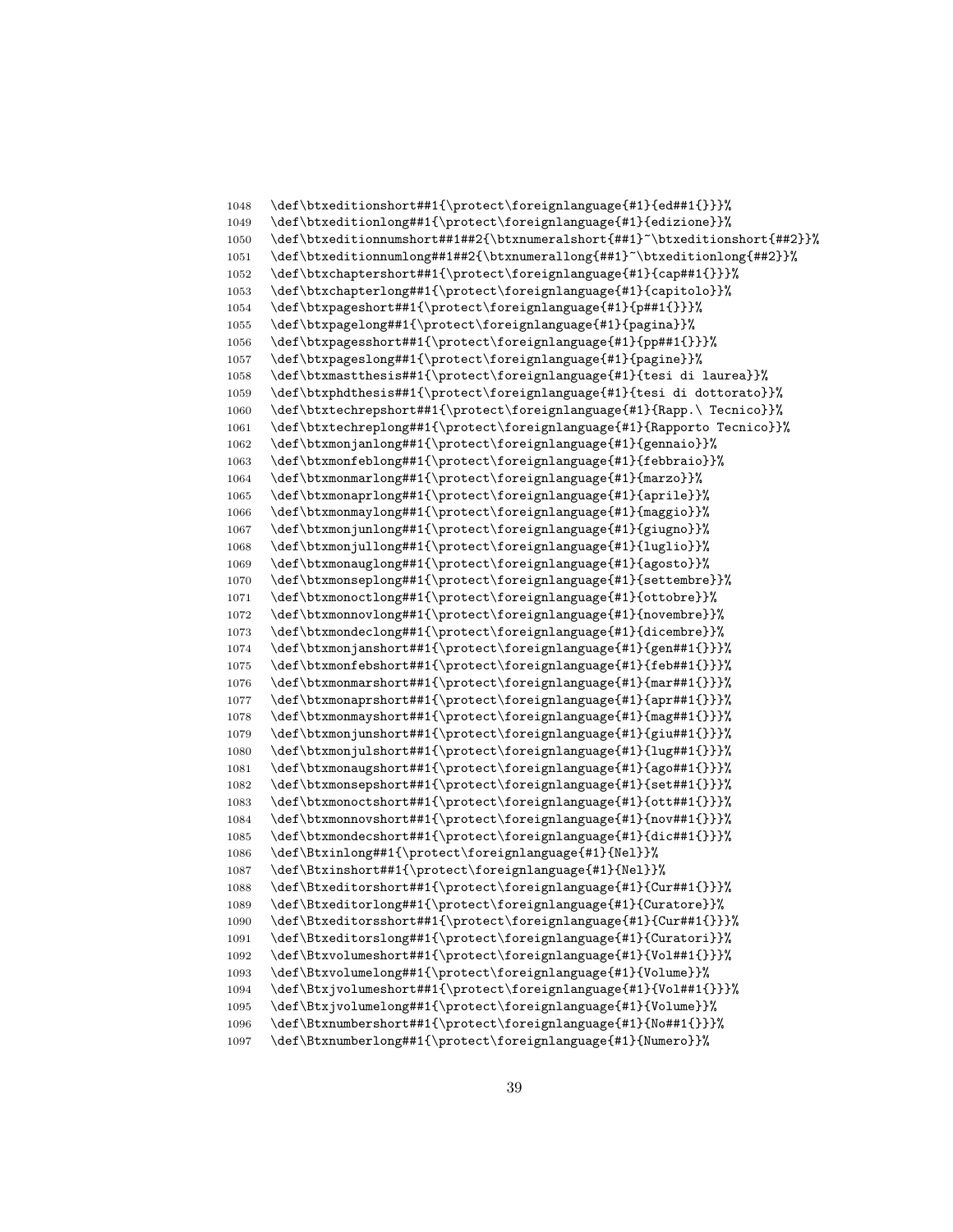```
1048 \def\btxeditionshort##1{\protect\foreignlanguage{#1}{ed##1{}}}%
1049 \def\btxeditionlong##1{\protect\foreignlanguage{#1}{edizione}}%
1050 \def\btxeditionnumshort##1##2{\btxnumeralshort{##1}~\btxeditionshort{##2}}%
1051 \def\btxeditionnumlong##1##2{\btxnumerallong{##1}~\btxeditionlong{##2}}%
1052 \def\btxchaptershort##1{\protect\foreignlanguage{#1}{cap##1{}}}%
1053 \def\btxchapterlong##1{\protect\foreignlanguage{#1}{capitolo}}%
1054 \def\btxpageshort##1{\protect\foreignlanguage{#1}{p##1{}}}%
1055 \def\btxpagelong##1{\protect\foreignlanguage{#1}{pagina}}%
1056 \def\btxpagesshort##1{\protect\foreignlanguage{#1}{pp##1{}}}%
1057 \def\btxpageslong##1{\protect\foreignlanguage{#1}{pagine}}%
1058 \def\btxmastthesis##1{\protect\foreignlanguage{#1}{tesi di laurea}}%
1059 \def\btxphdthesis##1{\protect\foreignlanguage{#1}{tesi di dottorato}}%
1060 \def\btxtechrepshort##1{\protect\foreignlanguage{#1}{Rapp.\ Tecnico}}%
1061 \def\btxtechreplong##1{\protect\foreignlanguage{#1}{Rapporto Tecnico}}%
1062 \def\btxmonjanlong##1{\protect\foreignlanguage{#1}{gennaio}}%
1063 \def\btxmonfeblong##1{\protect\foreignlanguage{#1}{febbraio}}%
1064 \def\btxmonmarlong##1{\protect\foreignlanguage{#1}{marzo}}%
1065 \def\btxmonaprlong##1{\protect\foreignlanguage{#1}{aprile}}%
1066 \def\btxmonmaylong##1{\protect\foreignlanguage{#1}{maggio}}%
1067 \def\btxmonjunlong##1{\protect\foreignlanguage{#1}{giugno}}%
1068 \def\btxmonjullong##1{\protect\foreignlanguage{#1}{luglio}}%
1069 \def\btxmonauglong##1{\protect\foreignlanguage{#1}{agosto}}%
1070 \def\btxmonseplong##1{\protect\foreignlanguage{#1}{settembre}}%
1071 \def\btxmonoctlong##1{\protect\foreignlanguage{#1}{ottobre}}%
1072 \def\btxmonnovlong##1{\protect\foreignlanguage{#1}{novembre}}%
1073 \def\btxmondeclong##1{\protect\foreignlanguage{#1}{dicembre}}%
1074 \def\btxmonjanshort##1{\protect\foreignlanguage{#1}{gen##1{}}}%
1075 \def\btxmonfebshort##1{\protect\foreignlanguage{#1}{feb##1{}}}%
1076 \def\btxmonmarshort##1{\protect\foreignlanguage{#1}{mar##1{}}}%
1077 \def\btxmonaprshort##1{\protect\foreignlanguage{#1}{apr##1{}}}%
1078 \def\btxmonmayshort##1{\protect\foreignlanguage{#1}{mag##1{}}}%
1079 \def\btxmonjunshort##1{\protect\foreignlanguage{#1}{giu##1{}}}%
1080 \def\btxmonjulshort##1{\protect\foreignlanguage{#1}{lug##1{}}}%
1081 \def\btxmonaugshort##1{\protect\foreignlanguage{#1}{ago##1{}}}%
1082 \def\btxmonsepshort##1{\protect\foreignlanguage{#1}{set##1{}}}%
1083 \def\btxmonoctshort##1{\protect\foreignlanguage{#1}{ott##1{}}}%
1084 \def\btxmonnovshort##1{\protect\foreignlanguage{#1}{nov##1{}}}%
1085 \def\btxmondecshort##1{\protect\foreignlanguage{#1}{dic##1{}}}%
1086 \def\Btxinlong##1{\protect\foreignlanguage{#1}{Nel}}%
1087 \def\Btxinshort##1{\protect\foreignlanguage{#1}{Nel}}%
1088 \def\Btxeditorshort##1{\protect\foreignlanguage{#1}{Cur##1{}}}%
1089 \def\Btxeditorlong##1{\protect\foreignlanguage{#1}{Curatore}}%
1090 \def\Btxeditorsshort##1{\protect\foreignlanguage{#1}{Cur##1{}}}%
1091 \def\Btxeditorslong##1{\protect\foreignlanguage{#1}{Curatori}}%
1092 \def\Btxvolumeshort##1{\protect\foreignlanguage{#1}{Vol##1{}}}%
1093 \def\Btxvolumelong##1{\protect\foreignlanguage{#1}{Volume}}%
1094 \def\Btxjvolumeshort##1{\protect\foreignlanguage{#1}{Vol##1{}}}%
1095 \def\Btxjvolumelong##1{\protect\foreignlanguage{#1}{Volume}}%
1096 \def\Btxnumbershort##1{\protect\foreignlanguage{#1}{No##1{}}}%
1097 \def\Btxnumberlong##1{\protect\foreignlanguage{#1}{Numero}}%
```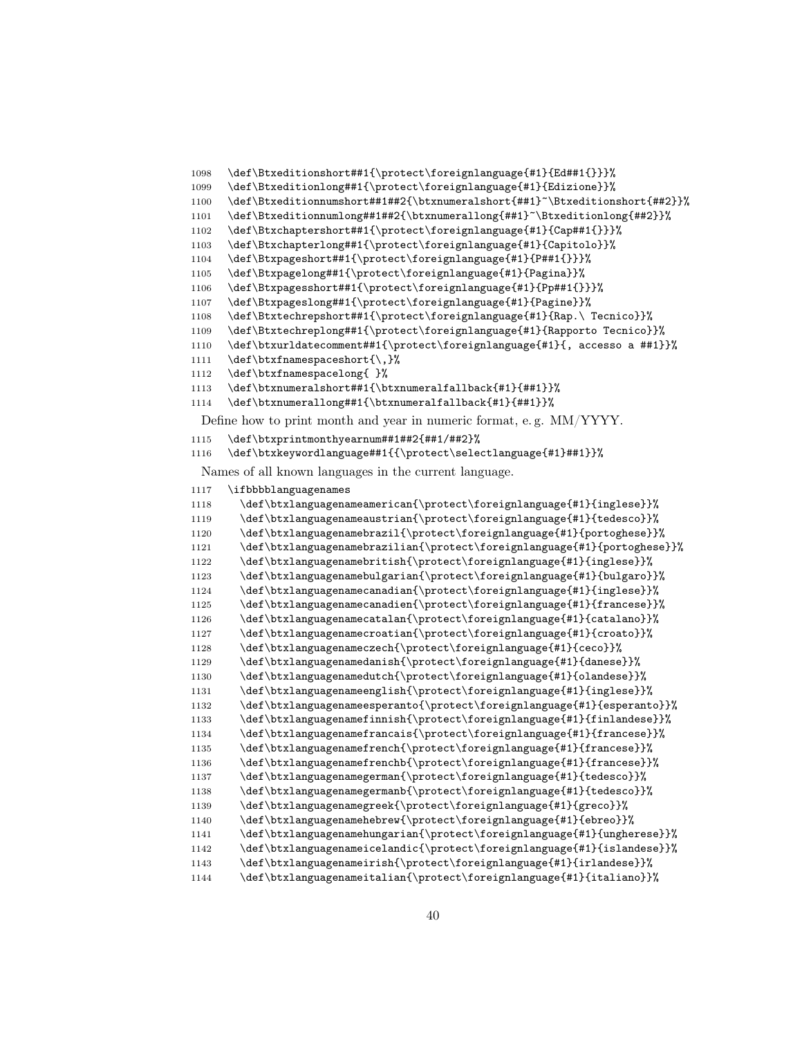```
1098   \def\Btxeditionshort##1{\protect\foreignlanguage{#1}{Ed##1{}}}%
1099   \def\Btxeditionlong##1{\protect\foreignlanguage{#1}{Edizione}}%
1100   \def\Btxeditionnumshort##1##2{\btxnumeralshort{##1}~\Btxeditionshort{##2}}%
1101   \def\Btxeditionnumlong##1##2{\btxnumerallong{##1}~\Btxeditionlong{##2}}%
1102   \def\Btxchaptershort##1{\protect\foreignlanguage{#1}{Cap##1{}}}%
1103   \def\Btxchapterlong##1{\protect\foreignlanguage{#1}{Capitolo}}%
1104   \def\Btxpageshort##1{\protect\foreignlanguage{#1}{P##1{}}}%
1105   \def\Btxpagelong##1{\protect\foreignlanguage{#1}{Pagina}}%
1106   \def\Btxpagesshort##1{\protect\foreignlanguage{#1}{Pp##1{}}}%
1107   \def\Btxpageslong##1{\protect\foreignlanguage{#1}{Pagine}}%
1108   \def\Btxtechrepshort##1{\protect\foreignlanguage{#1}{Rap.\ Tecnico}}%
1109   \def\Btxtechreplong##1{\protect\foreignlanguage{#1}{Rapporto Tecnico}}%
1110   \def\btxurldatecomment##1{\protect\foreignlanguage{#1}{, accesso a ##1}}%
1111   \def\btxfnamespaceshort{\,}%
1112   \def\btxfnamespacelong{ }%
1113   \def\btxnumeralshort##1{\btxnumeralfallback{#1}{##1}}%
1114   \def\btxnumerallong##1{\btxnumeralfallback{#1}{##1}}%
```

Define how to print month and year in numeric format, e. g. MM/YYYY.

```
1115   \def\btxprintmonthyearnum##1##2{##1/##2}%
1116   \def\btxkeywordlanguage##1{{\protect\selectlanguage{#1}##1}}%
```

Names of all known languages in the current language.

```
1117   \ifbbbblanguagenames
1118     \def\btxlanguagenameamerican{\protect\foreignlanguage{#1}{inglese}}%
1119     \def\btxlanguagenameaustrian{\protect\foreignlanguage{#1}{tedesco}}%
1120     \def\btxlanguagenamebrazil{\protect\foreignlanguage{#1}{portoghese}}%
1121     \def\btxlanguagenamebrazilian{\protect\foreignlanguage{#1}{portoghese}}%
1122     \def\btxlanguagenamebritish{\protect\foreignlanguage{#1}{inglese}}%
1123     \def\btxlanguagenamebulgarian{\protect\foreignlanguage{#1}{bulgaro}}%
1124     \def\btxlanguagenamecanadian{\protect\foreignlanguage{#1}{inglese}}%
1125     \def\btxlanguagenamecanadien{\protect\foreignlanguage{#1}{francese}}%
1126     \def\btxlanguagenamecatalan{\protect\foreignlanguage{#1}{catalano}}%
1127     \def\btxlanguagenamecroatian{\protect\foreignlanguage{#1}{croato}}%
1128     \def\btxlanguagenameczech{\protect\foreignlanguage{#1}{ceco}}%
1129     \def\btxlanguagenamedanish{\protect\foreignlanguage{#1}{danese}}%
1130     \def\btxlanguagenamedutch{\protect\foreignlanguage{#1}{olandese}}%
1131     \def\btxlanguagenameenglish{\protect\foreignlanguage{#1}{inglese}}%
1132     \def\btxlanguagenameesperanto{\protect\foreignlanguage{#1}{esperanto}}%
1133     \def\btxlanguagenamefinnish{\protect\foreignlanguage{#1}{finlandese}}%
1134     \def\btxlanguagenamefrancais{\protect\foreignlanguage{#1}{francese}}%
1135     \def\btxlanguagenamefrench{\protect\foreignlanguage{#1}{francese}}%
1136     \def\btxlanguagenamefrenchb{\protect\foreignlanguage{#1}{francese}}%
1137     \def\btxlanguagenamegerman{\protect\foreignlanguage{#1}{tedesco}}%
1138     \def\btxlanguagenamegermanb{\protect\foreignlanguage{#1}{tedesco}}%
1139     \def\btxlanguagenamegreek{\protect\foreignlanguage{#1}{greco}}%
1140     \def\btxlanguagenamehebrew{\protect\foreignlanguage{#1}{ebreo}}%
1141     \def\btxlanguagenamehungarian{\protect\foreignlanguage{#1}{ungherese}}%
1142     \def\btxlanguagenameicelandic{\protect\foreignlanguage{#1}{islandese}}%
1143     \def\btxlanguagenameirish{\protect\foreignlanguage{#1}{irlandese}}%
1144     \def\btxlanguagenameitalian{\protect\foreignlanguage{#1}{italiano}}%
```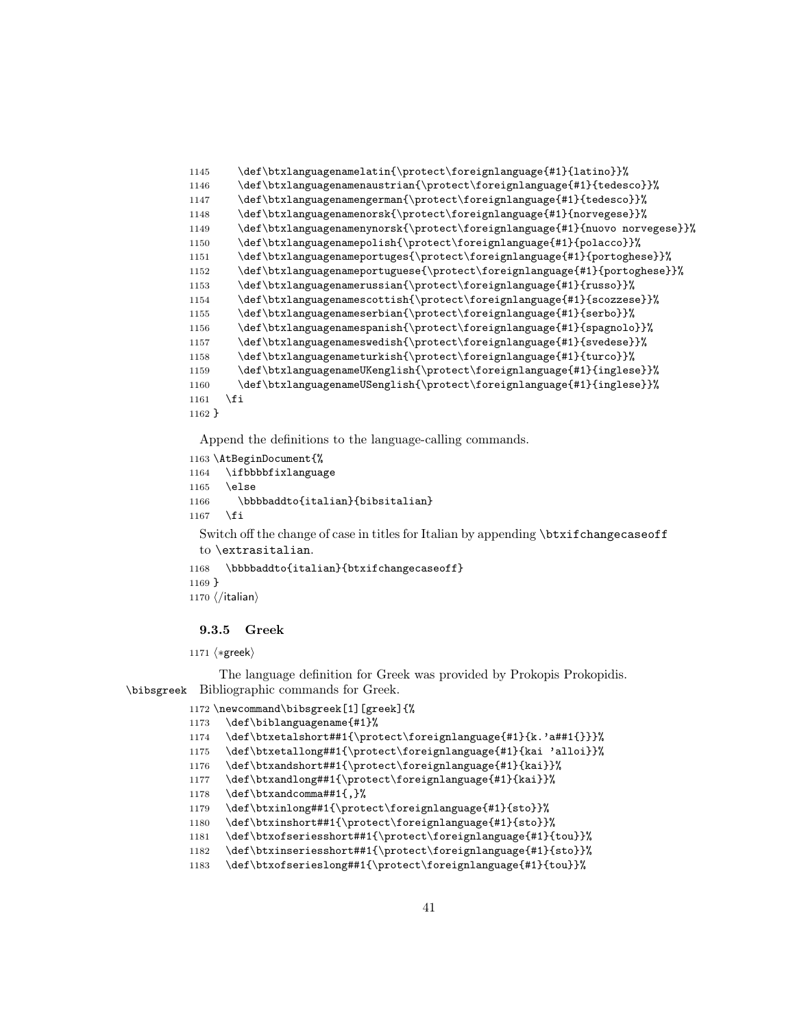```
1145     \def\btxlanguagenamelatin{\protect\foreignlanguage{#1}{latino}}%
1146     \def\btxlanguagenamenaustrian{\protect\foreignlanguage{#1}{tedesco}}%
1147     \def\btxlanguagenamengerman{\protect\foreignlanguage{#1}{tedesco}}%
1148     \def\btxlanguagenamenorsk{\protect\foreignlanguage{#1}{norvegese}}%
1149     \def\btxlanguagenamenynorsk{\protect\foreignlanguage{#1}{nuovo norvegese}}%
1150     \def\btxlanguagenamepolish{\protect\foreignlanguage{#1}{polacco}}%
1151     \def\btxlanguagenameportuges{\protect\foreignlanguage{#1}{portoghese}}%
1152     \def\btxlanguagenameportuguese{\protect\foreignlanguage{#1}{portoghese}}%
1153     \def\btxlanguagenamerussian{\protect\foreignlanguage{#1}{russo}}%
1154     \def\btxlanguagenamescottish{\protect\foreignlanguage{#1}{scozzese}}%
1155     \def\btxlanguagenameserbian{\protect\foreignlanguage{#1}{serbo}}%
1156     \def\btxlanguagenamespanish{\protect\foreignlanguage{#1}{spagnolo}}%
1157     \def\btxlanguagenameswedish{\protect\foreignlanguage{#1}{svedese}}%
1158     \def\btxlanguagenameturkish{\protect\foreignlanguage{#1}{turco}}%
1159     \def\btxlanguagenameUKenglish{\protect\foreignlanguage{#1}{inglese}}%
1160     \def\btxlanguagenameUSenglish{\protect\foreignlanguage{#1}{inglese}}%
1161   \fi
1162 }
```

Append the definitions to the language-calling commands.

```
1163 \AtBeginDocument{%
1164   \ifbbbbfixlanguage
1165   \else
1166     \bbbbaddto{italian}{bibsitalian}
1167   \fi
```

Switch off the change of case in titles for Italian by appending `\btxifchangecaseoff` to `\extrasitalian`.

```
1168   \bbbbaddto{italian}{btxifchangecaseoff}
1169 }
1170 ⟨/italian⟩
```

### 9.3.5 Greek

```
1171 ⟨*greek⟩
```

The language definition for Greek was provided by Prokopis Prokopidis.

`\bibsgreek` Bibliographic commands for Greek.

```
1172 \newcommand\bibsgreek[1][greek]{%
1173   \def\biblanguagename{#1}%
1174   \def\btxetalshort##1{\protect\foreignlanguage{#1}{k.'a##1{}}}%
1175   \def\btxetallong##1{\protect\foreignlanguage{#1}{kai 'alloi}}%
1176   \def\btxandshort##1{\protect\foreignlanguage{#1}{kai}}%
1177   \def\btxandlong##1{\protect\foreignlanguage{#1}{kai}}%
1178   \def\btxandcomma##1{,}%
1179   \def\btxinlong##1{\protect\foreignlanguage{#1}{sto}}%
1180   \def\btxinshort##1{\protect\foreignlanguage{#1}{sto}}%
1181   \def\btxofseriesshort##1{\protect\foreignlanguage{#1}{tou}}%
1182   \def\btxinseriesshort##1{\protect\foreignlanguage{#1}{sto}}%
1183   \def\btxofserieslong##1{\protect\foreignlanguage{#1}{tou}}%
```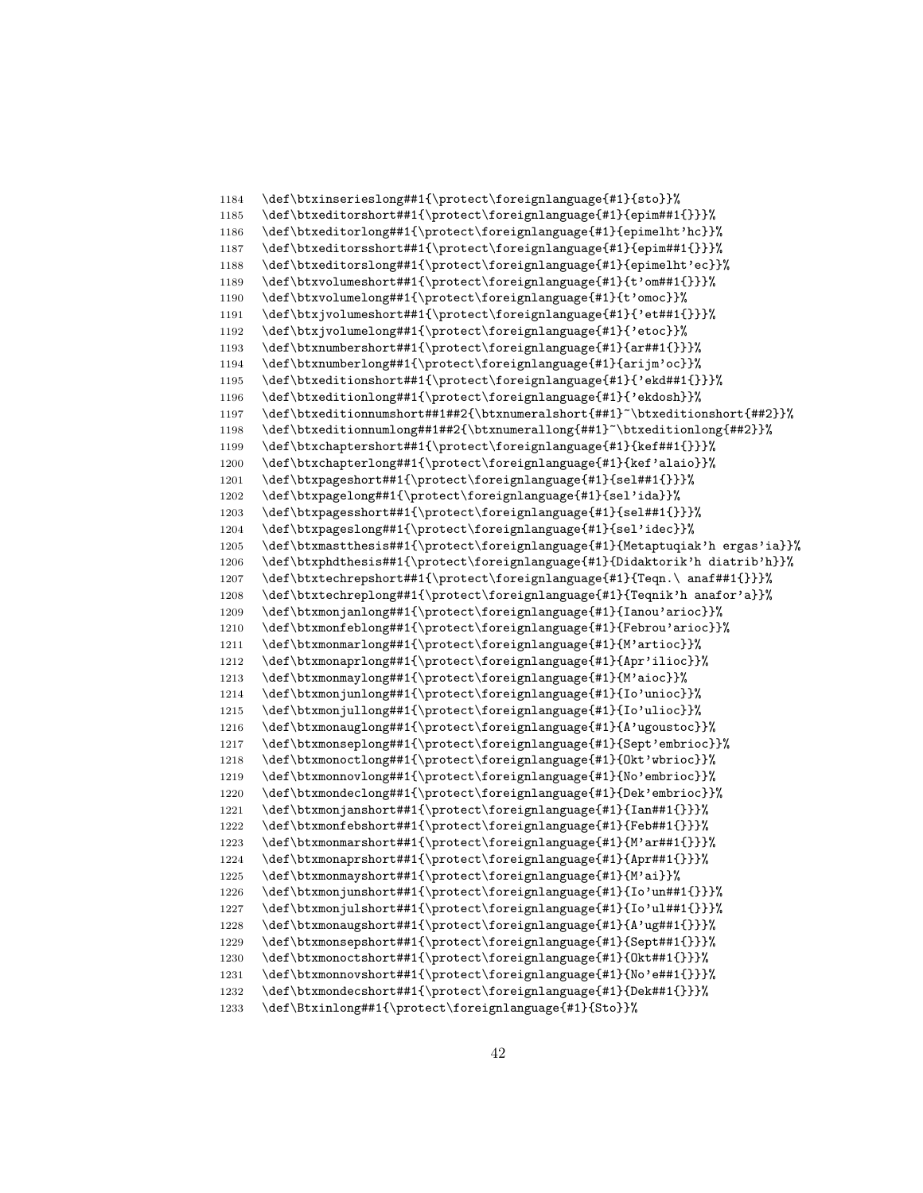```
1184   \def\btxinserieslong##1{\protect\foreignlanguage{#1}{sto}}%
1185   \def\btxeditorshort##1{\protect\foreignlanguage{#1}{epim##1{}}}%
1186   \def\btxeditorlong##1{\protect\foreignlanguage{#1}{epimelht'hc}}%
1187   \def\btxeditorsshort##1{\protect\foreignlanguage{#1}{epim##1{}}}%
1188   \def\btxeditorslong##1{\protect\foreignlanguage{#1}{epimelht'ec}}%
1189   \def\btxvolumeshort##1{\protect\foreignlanguage{#1}{t'om##1{}}}%
1190   \def\btxvolumelong##1{\protect\foreignlanguage{#1}{t'omoc}}%
1191   \def\btxjvolumeshort##1{\protect\foreignlanguage{#1}{'et##1{}}}%
1192   \def\btxjvolumelong##1{\protect\foreignlanguage{#1}{'etoc}}%
1193   \def\btxnumbershort##1{\protect\foreignlanguage{#1}{ar##1{}}}%
1194   \def\btxnumberlong##1{\protect\foreignlanguage{#1}{arijm'oc}}%
1195   \def\btxeditionshort##1{\protect\foreignlanguage{#1}{'ekd##1{}}}%
1196   \def\btxeditionlong##1{\protect\foreignlanguage{#1}{'ekdosh}}%
1197   \def\btxeditionnumshort##1##2{\btxnumeralshort{##1}~\btxeditionshort{##2}}%
1198   \def\btxeditionnumlong##1##2{\btxnumerallong{##1}~\btxeditionlong{##2}}%
1199   \def\btxchaptershort##1{\protect\foreignlanguage{#1}{kef##1{}}}%
1200   \def\btxchapterlong##1{\protect\foreignlanguage{#1}{kef'alaio}}%
1201   \def\btxpageshort##1{\protect\foreignlanguage{#1}{sel##1{}}}%
1202   \def\btxpagelong##1{\protect\foreignlanguage{#1}{sel'ida}}%
1203   \def\btxpagesshort##1{\protect\foreignlanguage{#1}{sel##1{}}}%
1204   \def\btxpageslong##1{\protect\foreignlanguage{#1}{sel'idec}}%
1205   \def\btxmastthesis##1{\protect\foreignlanguage{#1}{Metaptuqiak'h ergas'ia}}%
1206   \def\btxphdthesis##1{\protect\foreignlanguage{#1}{Didaktorik'h diatrib'h}}%
1207   \def\btxtechrepshort##1{\protect\foreignlanguage{#1}{Teqn.\ anaf##1{}}}%
1208   \def\btxtechreplong##1{\protect\foreignlanguage{#1}{Teqnik'h anafor'a}}%
1209   \def\btxmonjanlong##1{\protect\foreignlanguage{#1}{Ianou'arioc}}%
1210   \def\btxmonfeblong##1{\protect\foreignlanguage{#1}{Febrou'arioc}}%
1211   \def\btxmonmarlong##1{\protect\foreignlanguage{#1}{M'artioc}}%
1212   \def\btxmonaprlong##1{\protect\foreignlanguage{#1}{Apr'ilioc}}%
1213   \def\btxmonmaylong##1{\protect\foreignlanguage{#1}{M'aioc}}%
1214   \def\btxmonjunlong##1{\protect\foreignlanguage{#1}{Io'unioc}}%
1215   \def\btxmonjullong##1{\protect\foreignlanguage{#1}{Io'ulioc}}%
1216   \def\btxmonauglong##1{\protect\foreignlanguage{#1}{A'ugoustoc}}%
1217   \def\btxmonseplong##1{\protect\foreignlanguage{#1}{Sept'embrioc}}%
1218   \def\btxmonoctlong##1{\protect\foreignlanguage{#1}{Okt'wbrioc}}%
1219   \def\btxmonnovlong##1{\protect\foreignlanguage{#1}{No'embrioc}}%
1220   \def\btxmondeclong##1{\protect\foreignlanguage{#1}{Dek'embrioc}}%
1221   \def\btxmonjanshort##1{\protect\foreignlanguage{#1}{Ian##1{}}}%
1222   \def\btxmonfebshort##1{\protect\foreignlanguage{#1}{Feb##1{}}}%
1223   \def\btxmonmarshort##1{\protect\foreignlanguage{#1}{M'ar##1{}}}%
1224   \def\btxmonaprshort##1{\protect\foreignlanguage{#1}{Apr##1{}}}%
1225   \def\btxmonmayshort##1{\protect\foreignlanguage{#1}{M'ai}}%
1226   \def\btxmonjunshort##1{\protect\foreignlanguage{#1}{Io'un##1{}}}%
1227   \def\btxmonjulshort##1{\protect\foreignlanguage{#1}{Io'ul##1{}}}%
1228   \def\btxmonaugshort##1{\protect\foreignlanguage{#1}{A'ug##1{}}}%
1229   \def\btxmonsepshort##1{\protect\foreignlanguage{#1}{Sept##1{}}}%
1230   \def\btxmonoctshort##1{\protect\foreignlanguage{#1}{Okt##1{}}}%
1231   \def\btxmonnovshort##1{\protect\foreignlanguage{#1}{No'e##1{}}}%
1232   \def\btxmondecshort##1{\protect\foreignlanguage{#1}{Dek##1{}}}%
1233   \def\Btxinlong##1{\protect\foreignlanguage{#1}{Sto}}%
```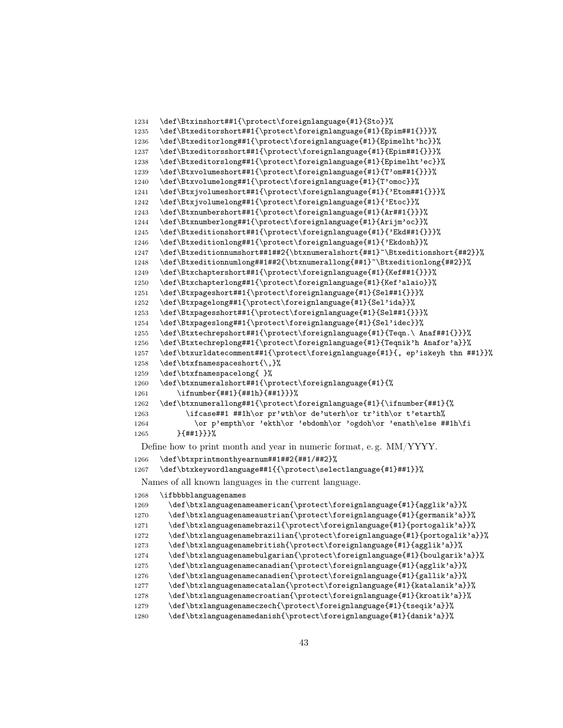```
1234 \def\Btxinshort##1{\protect\foreignlanguage{#1}{Sto}}%
1235 \def\Btxeditorshort##1{\protect\foreignlanguage{#1}{Epim##1{}}}%
1236 \def\Btxeditorlong##1{\protect\foreignlanguage{#1}{Epimelht'hc}}%
1237 \def\Btxeditorsshort##1{\protect\foreignlanguage{#1}{Epim##1{}}}%
1238 \def\Btxeditorslong##1{\protect\foreignlanguage{#1}{Epimelht'ec}}%
1239 \def\Btxvolumeshort##1{\protect\foreignlanguage{#1}{T'om##1{}}}%
1240 \def\Btxvolumelong##1{\protect\foreignlanguage{#1}{T'omoc}}%
1241 \def\Btxjvolumeshort##1{\protect\foreignlanguage{#1}{'Etom##1{}}}%
1242 \def\Btxjvolumelong##1{\protect\foreignlanguage{#1}{'Etoc}}%
1243 \def\Btxnumbershort##1{\protect\foreignlanguage{#1}{Ar##1{}}}%
1244 \def\Btxnumberlong##1{\protect\foreignlanguage{#1}{Arijm'oc}}%
1245 \def\Btxeditionshort##1{\protect\foreignlanguage{#1}{'Ekd##1{}}}%
1246 \def\Btxeditionlong##1{\protect\foreignlanguage{#1}{'Ekdosh}}%
1247 \def\Btxeditionnumshort##1##2{\btxnumeralshort{##1}~\Btxeditionshort{##2}}%
1248 \def\Btxeditionnumlong##1##2{\btxnumerallong{##1}~\Btxeditionlong{##2}}%
1249 \def\Btxchaptershort##1{\protect\foreignlanguage{#1}{Kef##1{}}}%
1250 \def\Btxchapterlong##1{\protect\foreignlanguage{#1}{Kef'alaio}}%
1251 \def\Btxpageshort##1{\protect\foreignlanguage{#1}{Sel##1{}}}%
1252 \def\Btxpagelong##1{\protect\foreignlanguage{#1}{Sel'ida}}%
1253 \def\Btxpagesshort##1{\protect\foreignlanguage{#1}{Sel##1{}}}%
1254 \def\Btxpageslong##1{\protect\foreignlanguage{#1}{Sel'idec}}%
1255 \def\Btxtechrepshort##1{\protect\foreignlanguage{#1}{Teqn.\ Anaf##1{}}}%
1256 \def\Btxtechreplong##1{\protect\foreignlanguage{#1}{Teqnik'h Anafor'a}}%
1257 \def\btxurldatecomment##1{\protect\foreignlanguage{#1}{, ep'iskeyh thn ##1}}%
1258 \def\btxfnamespaceshort{\,}%
1259 \def\btxfnamespacelong{ }%
1260 \def\btxnumeralshort##1{\protect\foreignlanguage{#1}{%
1261     \ifnumber{##1}{##1h}{##1}}}%
1262 \def\btxnumerallong##1{\protect\foreignlanguage{#1}{\ifnumber{##1}{%
1263       \ifcase##1 ##1h\or pr'wth\or de'uterh\or tr'ith\or t'etarth%
1264         \or p'empth\or 'ekth\or 'ebdomh\or 'ogdoh\or 'enath\else ##1h\fi
1265     }{##1}}}%
```

Define how to print month and year in numeric format, e. g. MM/YYYY.

```
1266 \def\btxprintmonthyearnum##1##2{##1/##2}%
1267 \def\btxkeywordlanguage##1{{\protect\selectlanguage{#1}##1}}%
```

Names of all known languages in the current language.

```
1268 \ifbbbblanguagenames
1269   \def\btxlanguagenameamerican{\protect\foreignlanguage{#1}{agglik'a}}%
1270   \def\btxlanguagenameaustrian{\protect\foreignlanguage{#1}{germanik'a}}%
1271   \def\btxlanguagenamebrazil{\protect\foreignlanguage{#1}{portogalik'a}}%
1272   \def\btxlanguagenamebrazilian{\protect\foreignlanguage{#1}{portogalik'a}}%
1273   \def\btxlanguagenamebritish{\protect\foreignlanguage{#1}{agglik'a}}%
1274   \def\btxlanguagenamebulgarian{\protect\foreignlanguage{#1}{boulgarik'a}}%
1275   \def\btxlanguagenamecanadian{\protect\foreignlanguage{#1}{agglik'a}}%
1276   \def\btxlanguagenamecanadien{\protect\foreignlanguage{#1}{gallik'a}}%
1277   \def\btxlanguagenamecatalan{\protect\foreignlanguage{#1}{katalanik'a}}%
1278   \def\btxlanguagenamecroatian{\protect\foreignlanguage{#1}{kroatik'a}}%
1279   \def\btxlanguagenameczech{\protect\foreignlanguage{#1}{tseqik'a}}%
1280   \def\btxlanguagenamedanish{\protect\foreignlanguage{#1}{danik'a}}%
```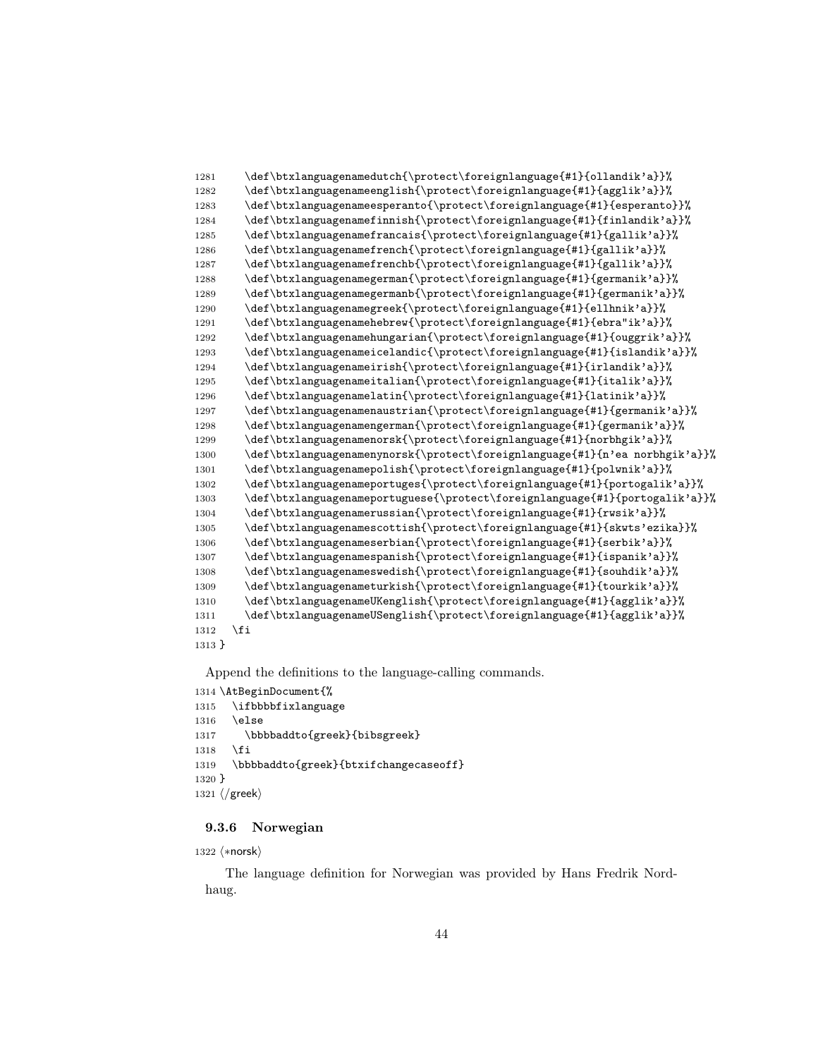```
1281     \def\btxlanguagenamedutch{\protect\foreignlanguage{#1}{ollandik'a}}%
1282     \def\btxlanguagenameenglish{\protect\foreignlanguage{#1}{agglik'a}}%
1283     \def\btxlanguagenameesperanto{\protect\foreignlanguage{#1}{esperanto}}%
1284     \def\btxlanguagenamefinnish{\protect\foreignlanguage{#1}{finlandik'a}}%
1285     \def\btxlanguagenamefrancais{\protect\foreignlanguage{#1}{gallik'a}}%
1286     \def\btxlanguagenamefrench{\protect\foreignlanguage{#1}{gallik'a}}%
1287     \def\btxlanguagenamefrenchb{\protect\foreignlanguage{#1}{gallik'a}}%
1288     \def\btxlanguagenamegerman{\protect\foreignlanguage{#1}{germanik'a}}%
1289     \def\btxlanguagenamegermanb{\protect\foreignlanguage{#1}{germanik'a}}%
1290     \def\btxlanguagenamegreek{\protect\foreignlanguage{#1}{ellhnik'a}}%
1291     \def\btxlanguagenamehebrew{\protect\foreignlanguage{#1}{ebra"ik'a}}%
1292     \def\btxlanguagenamehungarian{\protect\foreignlanguage{#1}{ouggrik'a}}%
1293     \def\btxlanguagenameicelandic{\protect\foreignlanguage{#1}{islandik'a}}%
1294     \def\btxlanguagenameirish{\protect\foreignlanguage{#1}{irlandik'a}}%
1295     \def\btxlanguagenameitalian{\protect\foreignlanguage{#1}{italik'a}}%
1296     \def\btxlanguagenamelatin{\protect\foreignlanguage{#1}{latinik'a}}%
1297     \def\btxlanguagenamenaustrian{\protect\foreignlanguage{#1}{germanik'a}}%
1298     \def\btxlanguagenamengerman{\protect\foreignlanguage{#1}{germanik'a}}%
1299     \def\btxlanguagenamenorsk{\protect\foreignlanguage{#1}{norbhgik'a}}%
1300     \def\btxlanguagenamenynorsk{\protect\foreignlanguage{#1}{n'ea norbhgik'a}}%
1301     \def\btxlanguagenamepolish{\protect\foreignlanguage{#1}{polwnik'a}}%
1302     \def\btxlanguagenameportuges{\protect\foreignlanguage{#1}{portogalik'a}}%
1303     \def\btxlanguagenameportuguese{\protect\foreignlanguage{#1}{portogalik'a}}%
1304     \def\btxlanguagenamerussian{\protect\foreignlanguage{#1}{rwsik'a}}%
1305     \def\btxlanguagenamescottish{\protect\foreignlanguage{#1}{skwts'ezika}}%
1306     \def\btxlanguagenameserbian{\protect\foreignlanguage{#1}{serbik'a}}%
1307     \def\btxlanguagenamespanish{\protect\foreignlanguage{#1}{ispanik'a}}%
1308     \def\btxlanguagenameswedish{\protect\foreignlanguage{#1}{souhdik'a}}%
1309     \def\btxlanguagenameturkish{\protect\foreignlanguage{#1}{tourkik'a}}%
1310     \def\btxlanguagenameUKenglish{\protect\foreignlanguage{#1}{agglik'a}}%
1311     \def\btxlanguagenameUSenglish{\protect\foreignlanguage{#1}{agglik'a}}%
1312   \fi
1313 }
```

Append the definitions to the language-calling commands.

```
1314 \AtBeginDocument{%
1315   \ifbbbbfixlanguage
1316   \else
1317     \bbbbaddto{greek}{bibsgreek}
1318   \fi
1319   \bbbbaddto{greek}{btxifchangecaseoff}
1320 }
1321 ⟨/greek⟩
```

### 9.3.6 Norwegian

```
1322 ⟨*norsk⟩
```

The language definition for Norwegian was provided by Hans Fredrik Nordhaug.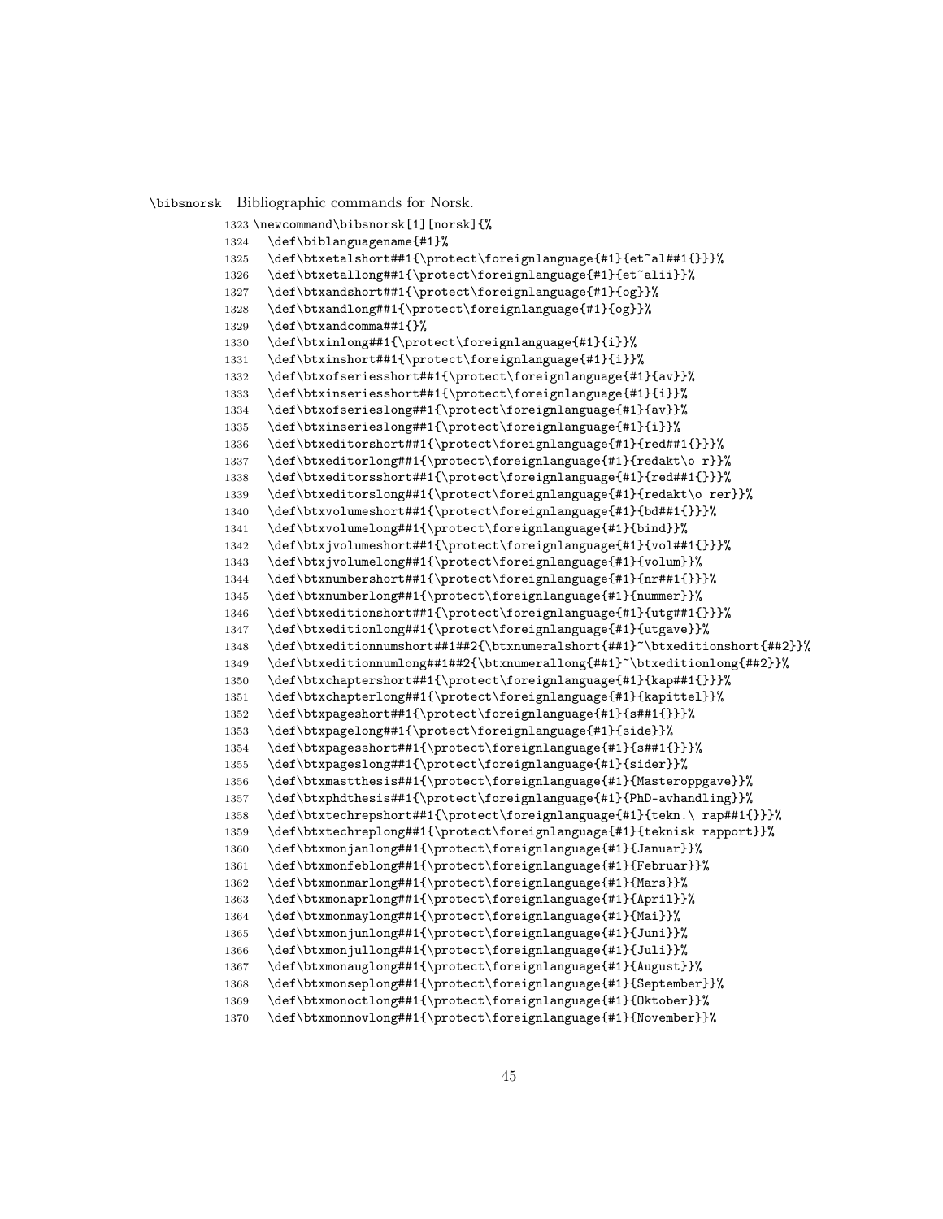`\bibsnorsk` Bibliographic commands for Norsk.

```
1323 \newcommand\bibsnorsk[1][norsk]{%
1324   \def\biblanguagename{#1}%
1325   \def\btxetalshort##1{\protect\foreignlanguage{#1}{et~al##1{}}}%
1326   \def\btxetallong##1{\protect\foreignlanguage{#1}{et~alii}}%
1327   \def\btxandshort##1{\protect\foreignlanguage{#1}{og}}%
1328   \def\btxandlong##1{\protect\foreignlanguage{#1}{og}}%
1329   \def\btxandcomma##1{}%
1330   \def\btxinlong##1{\protect\foreignlanguage{#1}{i}}%
1331   \def\btxinshort##1{\protect\foreignlanguage{#1}{i}}%
1332   \def\btxofseriesshort##1{\protect\foreignlanguage{#1}{av}}%
1333   \def\btxinseriesshort##1{\protect\foreignlanguage{#1}{i}}%
1334   \def\btxofserieslong##1{\protect\foreignlanguage{#1}{av}}%
1335   \def\btxinserieslong##1{\protect\foreignlanguage{#1}{i}}%
1336   \def\btxeditorshort##1{\protect\foreignlanguage{#1}{red##1{}}}%
1337   \def\btxeditorlong##1{\protect\foreignlanguage{#1}{redakt\o r}}%
1338   \def\btxeditorsshort##1{\protect\foreignlanguage{#1}{red##1{}}}%
1339   \def\btxeditorslong##1{\protect\foreignlanguage{#1}{redakt\o rer}}%
1340   \def\btxvolumeshort##1{\protect\foreignlanguage{#1}{bd##1{}}}%
1341   \def\btxvolumelong##1{\protect\foreignlanguage{#1}{bind}}%
1342   \def\btxjvolumeshort##1{\protect\foreignlanguage{#1}{vol##1{}}}%
1343   \def\btxjvolumelong##1{\protect\foreignlanguage{#1}{volum}}%
1344   \def\btxnumbershort##1{\protect\foreignlanguage{#1}{nr##1{}}}%
1345   \def\btxnumberlong##1{\protect\foreignlanguage{#1}{nummer}}%
1346   \def\btxeditionshort##1{\protect\foreignlanguage{#1}{utg##1{}}}%
1347   \def\btxeditionlong##1{\protect\foreignlanguage{#1}{utgave}}%
1348   \def\btxeditionnumshort##1##2{\btxnumeralshort{##1}~\btxeditionshort{##2}}%
1349   \def\btxeditionnumlong##1##2{\btxnumerallong{##1}~\btxeditionlong{##2}}%
1350   \def\btxchaptershort##1{\protect\foreignlanguage{#1}{kap##1{}}}%
1351   \def\btxchapterlong##1{\protect\foreignlanguage{#1}{kapittel}}%
1352   \def\btxpageshort##1{\protect\foreignlanguage{#1}{s##1{}}}%
1353   \def\btxpagelong##1{\protect\foreignlanguage{#1}{side}}%
1354   \def\btxpagesshort##1{\protect\foreignlanguage{#1}{s##1{}}}%
1355   \def\btxpageslong##1{\protect\foreignlanguage{#1}{sider}}%
1356   \def\btxmastthesis##1{\protect\foreignlanguage{#1}{Masteroppgave}}%
1357   \def\btxphdthesis##1{\protect\foreignlanguage{#1}{PhD-avhandling}}%
1358   \def\btxtechrepshort##1{\protect\foreignlanguage{#1}{tekn.\ rap##1{}}}%
1359   \def\btxtechreplong##1{\protect\foreignlanguage{#1}{teknisk rapport}}%
1360   \def\btxmonjanlong##1{\protect\foreignlanguage{#1}{Januar}}%
1361   \def\btxmonfeblong##1{\protect\foreignlanguage{#1}{Februar}}%
1362   \def\btxmonmarlong##1{\protect\foreignlanguage{#1}{Mars}}%
1363   \def\btxmonaprlong##1{\protect\foreignlanguage{#1}{April}}%
1364   \def\btxmonmaylong##1{\protect\foreignlanguage{#1}{Mai}}%
1365   \def\btxmonjunlong##1{\protect\foreignlanguage{#1}{Juni}}%
1366   \def\btxmonjullong##1{\protect\foreignlanguage{#1}{Juli}}%
1367   \def\btxmonauglong##1{\protect\foreignlanguage{#1}{August}}%
1368   \def\btxmonseplong##1{\protect\foreignlanguage{#1}{September}}%
1369   \def\btxmonoctlong##1{\protect\foreignlanguage{#1}{Oktober}}%
1370   \def\btxmonnovlong##1{\protect\foreignlanguage{#1}{November}}%
```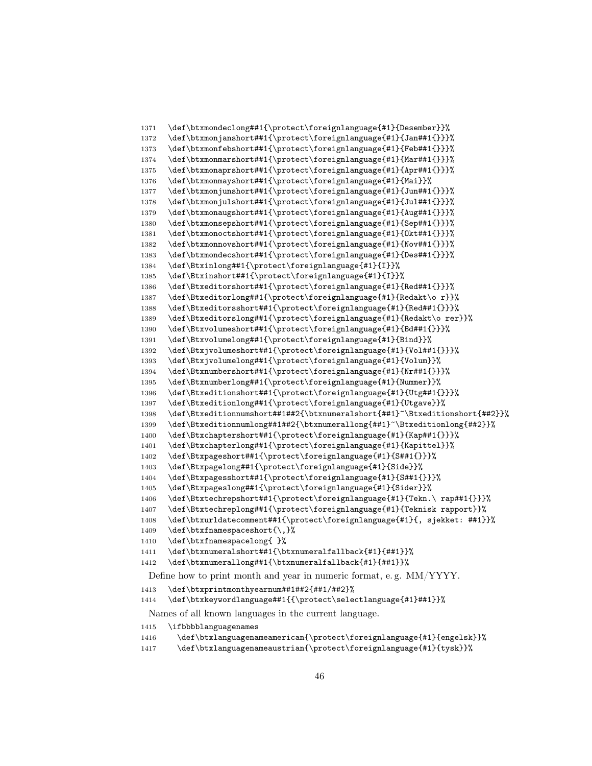```
1371 \def\btxmondeclong##1{\protect\foreignlanguage{#1}{Desember}}%
1372 \def\btxmonjanshort##1{\protect\foreignlanguage{#1}{Jan##1{}}}%
1373 \def\btxmonfebshort##1{\protect\foreignlanguage{#1}{Feb##1{}}}%
1374 \def\btxmonmarshort##1{\protect\foreignlanguage{#1}{Mar##1{}}}%
1375 \def\btxmonaprshort##1{\protect\foreignlanguage{#1}{Apr##1{}}}%
1376 \def\btxmonmayshort##1{\protect\foreignlanguage{#1}{Mai}}%
1377 \def\btxmonjunshort##1{\protect\foreignlanguage{#1}{Jun##1{}}}%
1378 \def\btxmonjulshort##1{\protect\foreignlanguage{#1}{Jul##1{}}}%
1379 \def\btxmonaugshort##1{\protect\foreignlanguage{#1}{Aug##1{}}}%
1380 \def\btxmonsepshort##1{\protect\foreignlanguage{#1}{Sep##1{}}}%
1381 \def\btxmonoctshort##1{\protect\foreignlanguage{#1}{Okt##1{}}}%
1382 \def\btxmonnovshort##1{\protect\foreignlanguage{#1}{Nov##1{}}}%
1383 \def\btxmondecshort##1{\protect\foreignlanguage{#1}{Des##1{}}}%
1384 \def\Btxinlong##1{\protect\foreignlanguage{#1}{I}}%
1385 \def\Btxinshort##1{\protect\foreignlanguage{#1}{I}}%
1386 \def\Btxeditorshort##1{\protect\foreignlanguage{#1}{Red##1{}}}%
1387 \def\Btxeditorlong##1{\protect\foreignlanguage{#1}{Redakt\o r}}%
1388 \def\Btxeditorsshort##1{\protect\foreignlanguage{#1}{Red##1{}}}%
1389 \def\Btxeditorslong##1{\protect\foreignlanguage{#1}{Redakt\o rer}}%
1390 \def\Btxvolumeshort##1{\protect\foreignlanguage{#1}{Bd##1{}}}%
1391 \def\Btxvolumelong##1{\protect\foreignlanguage{#1}{Bind}}%
1392 \def\Btxjvolumeshort##1{\protect\foreignlanguage{#1}{Vol##1{}}}%
1393 \def\Btxjvolumelong##1{\protect\foreignlanguage{#1}{Volum}}%
1394 \def\Btxnumbershort##1{\protect\foreignlanguage{#1}{Nr##1{}}}%
1395 \def\Btxnumberlong##1{\protect\foreignlanguage{#1}{Nummer}}%
1396 \def\Btxeditionshort##1{\protect\foreignlanguage{#1}{Utg##1{}}}%
1397 \def\Btxeditionlong##1{\protect\foreignlanguage{#1}{Utgave}}%
1398 \def\Btxeditionnumshort##1##2{\btxnumeralshort{##1}~\Btxeditionshort{##2}}%
1399 \def\Btxeditionnumlong##1##2{\btxnumerallong{##1}~\Btxeditionlong{##2}}%
1400 \def\Btxchaptershort##1{\protect\foreignlanguage{#1}{Kap##1{}}}%
1401 \def\Btxchapterlong##1{\protect\foreignlanguage{#1}{Kapittel}}%
1402 \def\Btxpageshort##1{\protect\foreignlanguage{#1}{S##1{}}}%
1403 \def\Btxpagelong##1{\protect\foreignlanguage{#1}{Side}}%
1404 \def\Btxpagesshort##1{\protect\foreignlanguage{#1}{S##1{}}}%
1405 \def\Btxpageslong##1{\protect\foreignlanguage{#1}{Sider}}%
1406 \def\Btxtechrepshort##1{\protect\foreignlanguage{#1}{Tekn.\ rap##1{}}}%
1407 \def\Btxtechreplong##1{\protect\foreignlanguage{#1}{Teknisk rapport}}%
1408 \def\btxurldatecomment##1{\protect\foreignlanguage{#1}{, sjekket: ##1}}%
1409 \def\btxfnamespaceshort{\,}%
1410 \def\btxfnamespacelong{ }%
1411 \def\btxnumeralshort##1{\btxnumeralfallback{#1}{##1}}%
1412 \def\btxnumerallong##1{\btxnumeralfallback{#1}{##1}}%
```

Define how to print month and year in numeric format, e. g. MM/YYYY.

```
1413 \def\btxprintmonthyearnum##1##2{##1/##2}%
1414 \def\btxkeywordlanguage##1{{\protect\selectlanguage{#1}##1}}%
```

Names of all known languages in the current language.

```
1415 \ifbbbblanguagenames
1416   \def\btxlanguagenameamerican{\protect\foreignlanguage{#1}{engelsk}}%
1417   \def\btxlanguagenameaustrian{\protect\foreignlanguage{#1}{tysk}}%
```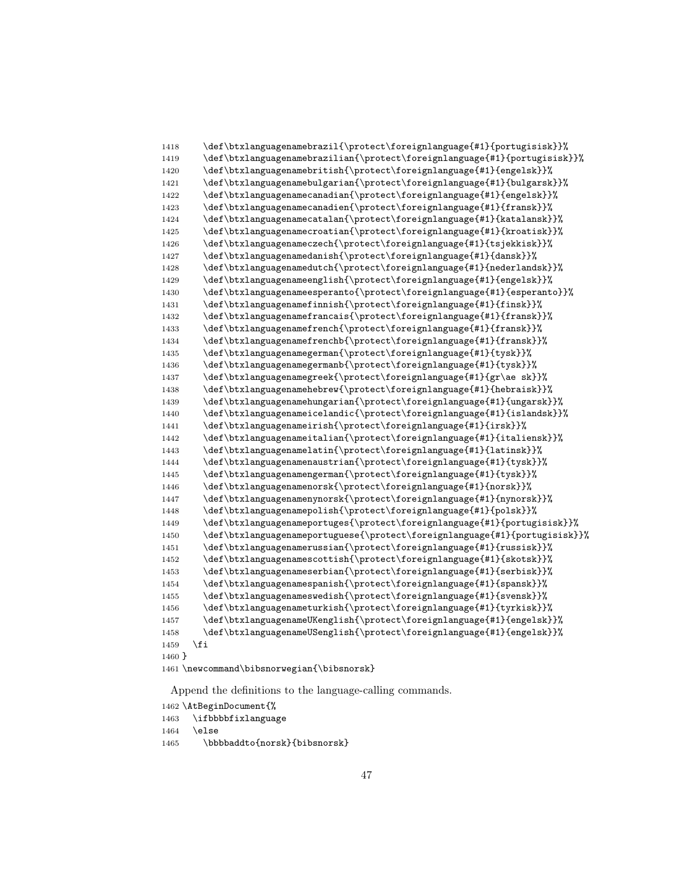```
1418      \def\btxlanguagenamebrazil{\protect\foreignlanguage{#1}{portugisisk}}%
1419      \def\btxlanguagenamebrazilian{\protect\foreignlanguage{#1}{portugisisk}}%
1420      \def\btxlanguagenamebritish{\protect\foreignlanguage{#1}{engelsk}}%
1421      \def\btxlanguagenamebulgarian{\protect\foreignlanguage{#1}{bulgarsk}}%
1422      \def\btxlanguagenamecanadian{\protect\foreignlanguage{#1}{engelsk}}%
1423      \def\btxlanguagenamecanadien{\protect\foreignlanguage{#1}{fransk}}%
1424      \def\btxlanguagenamecatalan{\protect\foreignlanguage{#1}{katalansk}}%
1425      \def\btxlanguagenamecroatian{\protect\foreignlanguage{#1}{kroatisk}}%
1426      \def\btxlanguagenameczech{\protect\foreignlanguage{#1}{tsjekkisk}}%
1427      \def\btxlanguagenamedanish{\protect\foreignlanguage{#1}{dansk}}%
1428      \def\btxlanguagenamedutch{\protect\foreignlanguage{#1}{nederlandsk}}%
1429      \def\btxlanguagenameenglish{\protect\foreignlanguage{#1}{engelsk}}%
1430      \def\btxlanguagenameesperanto{\protect\foreignlanguage{#1}{esperanto}}%
1431      \def\btxlanguagenamefinnish{\protect\foreignlanguage{#1}{finsk}}%
1432      \def\btxlanguagenamefrancais{\protect\foreignlanguage{#1}{fransk}}%
1433      \def\btxlanguagenamefrench{\protect\foreignlanguage{#1}{fransk}}%
1434      \def\btxlanguagenamefrenchb{\protect\foreignlanguage{#1}{fransk}}%
1435      \def\btxlanguagenamegerman{\protect\foreignlanguage{#1}{tysk}}%
1436      \def\btxlanguagenamegermanb{\protect\foreignlanguage{#1}{tysk}}%
1437      \def\btxlanguagenamegreek{\protect\foreignlanguage{#1}{gr\ae sk}}%
1438      \def\btxlanguagenamehebrew{\protect\foreignlanguage{#1}{hebraisk}}%
1439      \def\btxlanguagenamehungarian{\protect\foreignlanguage{#1}{ungarsk}}%
1440      \def\btxlanguagenameicelandic{\protect\foreignlanguage{#1}{islandsk}}%
1441      \def\btxlanguagenameirish{\protect\foreignlanguage{#1}{irsk}}%
1442      \def\btxlanguagenameitalian{\protect\foreignlanguage{#1}{italiensk}}%
1443      \def\btxlanguagenamelatin{\protect\foreignlanguage{#1}{latinsk}}%
1444      \def\btxlanguagenamenaustrian{\protect\foreignlanguage{#1}{tysk}}%
1445      \def\btxlanguagenamengerman{\protect\foreignlanguage{#1}{tysk}}%
1446      \def\btxlanguagenamenorsk{\protect\foreignlanguage{#1}{norsk}}%
1447      \def\btxlanguagenamenynorsk{\protect\foreignlanguage{#1}{nynorsk}}%
1448      \def\btxlanguagenamepolish{\protect\foreignlanguage{#1}{polsk}}%
1449      \def\btxlanguagenameportuges{\protect\foreignlanguage{#1}{portugisisk}}%
1450      \def\btxlanguagenameportuguese{\protect\foreignlanguage{#1}{portugisisk}}%
1451      \def\btxlanguagenamerussian{\protect\foreignlanguage{#1}{russisk}}%
1452      \def\btxlanguagenamescottish{\protect\foreignlanguage{#1}{skotsk}}%
1453      \def\btxlanguagenameserbian{\protect\foreignlanguage{#1}{serbisk}}%
1454      \def\btxlanguagenamespanish{\protect\foreignlanguage{#1}{spansk}}%
1455      \def\btxlanguagenameswedish{\protect\foreignlanguage{#1}{svensk}}%
1456      \def\btxlanguagenameturkish{\protect\foreignlanguage{#1}{tyrkisk}}%
1457      \def\btxlanguagenameUKenglish{\protect\foreignlanguage{#1}{engelsk}}%
1458      \def\btxlanguagenameUSenglish{\protect\foreignlanguage{#1}{engelsk}}%
1459    \fi
1460 }
1461 \newcommand\bibsnorwegian{\bibsnorsk}
```

Append the definitions to the language-calling commands.

```
1462 \AtBeginDocument{%
1463   \ifbbbbfixlanguage
1464   \else
1465     \bbbbaddto{norsk}{bibsnorsk}
```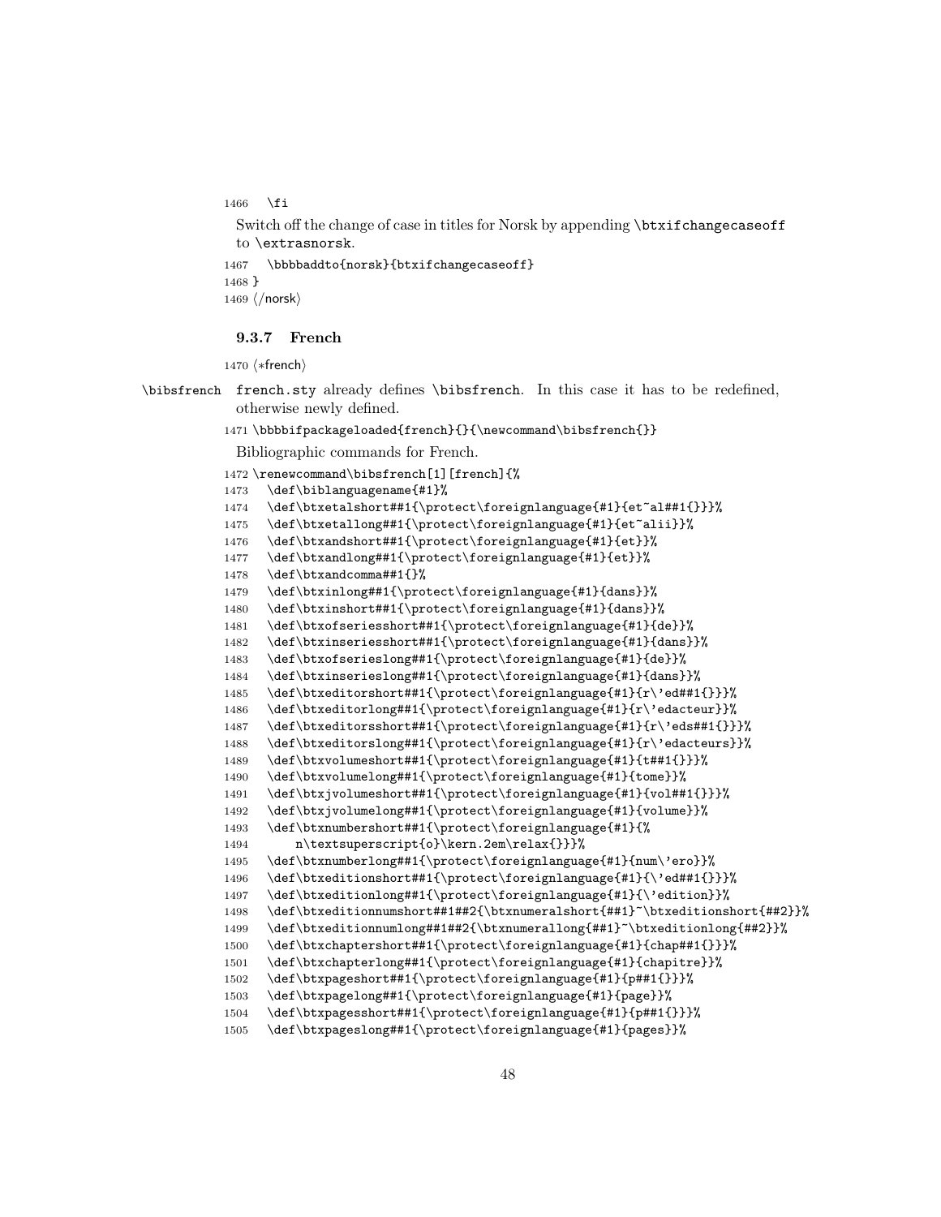```
1466   \fi
```

Switch off the change of case in titles for Norsk by appending `\btxifchangecaseoff` to `\extrasnorsk`.

```
1467   \bbbbaddto{norsk}{btxifchangecaseoff}
1468 }
1469 ⟨/norsk⟩
```

### 9.3.7 French

```
1470 ⟨*french⟩
```

`\bibsfrench` french.sty already defines `\bibsfrench`. In this case it has to be redefined, otherwise newly defined.

```
1471 \bbbbifpackageloaded{french}{}{\newcommand\bibsfrench{}}
```

Bibliographic commands for French.

```
1472 \renewcommand\bibsfrench[1][french]{%
1473   \def\biblanguagename{#1}%
1474   \def\btxetalshort##1{\protect\foreignlanguage{#1}{et~al##1{}}}%
1475   \def\btxetallong##1{\protect\foreignlanguage{#1}{et~alii}}%
1476   \def\btxandshort##1{\protect\foreignlanguage{#1}{et}}%
1477   \def\btxandlong##1{\protect\foreignlanguage{#1}{et}}%
1478   \def\btxandcomma##1{}%
1479   \def\btxinlong##1{\protect\foreignlanguage{#1}{dans}}%
1480   \def\btxinshort##1{\protect\foreignlanguage{#1}{dans}}%
1481   \def\btxofseriesshort##1{\protect\foreignlanguage{#1}{de}}%
1482   \def\btxinseriesshort##1{\protect\foreignlanguage{#1}{dans}}%
1483   \def\btxofserieslong##1{\protect\foreignlanguage{#1}{de}}%
1484   \def\btxinserieslong##1{\protect\foreignlanguage{#1}{dans}}%
1485   \def\btxeditorshort##1{\protect\foreignlanguage{#1}{r\'ed##1{}}}%
1486   \def\btxeditorlong##1{\protect\foreignlanguage{#1}{r\'edacteur}}%
1487   \def\btxeditorsshort##1{\protect\foreignlanguage{#1}{r\'eds##1{}}}%
1488   \def\btxeditorslong##1{\protect\foreignlanguage{#1}{r\'edacteurs}}%
1489   \def\btxvolumeshort##1{\protect\foreignlanguage{#1}{t##1{}}}%
1490   \def\btxvolumelong##1{\protect\foreignlanguage{#1}{tome}}%
1491   \def\btxjvolumeshort##1{\protect\foreignlanguage{#1}{vol##1{}}}%
1492   \def\btxjvolumelong##1{\protect\foreignlanguage{#1}{volume}}%
1493   \def\btxnumbershort##1{\protect\foreignlanguage{#1}{%
1494       n\textsuperscript{o}\kern.2em\relax{}}}%
1495   \def\btxnumberlong##1{\protect\foreignlanguage{#1}{num\'ero}}%
1496   \def\btxeditionshort##1{\protect\foreignlanguage{#1}{\'ed##1{}}}%
1497   \def\btxeditionlong##1{\protect\foreignlanguage{#1}{\'edition}}%
1498   \def\btxeditionnumshort##1##2{\btxnumeralshort{##1}~\btxeditionshort{##2}}%
1499   \def\btxeditionnumlong##1##2{\btxnumerallong{##1}~\btxeditionlong{##2}}%
1500   \def\btxchaptershort##1{\protect\foreignlanguage{#1}{chap##1{}}}%
1501   \def\btxchapterlong##1{\protect\foreignlanguage{#1}{chapitre}}%
1502   \def\btxpageshort##1{\protect\foreignlanguage{#1}{p##1{}}}%
1503   \def\btxpagelong##1{\protect\foreignlanguage{#1}{page}}%
1504   \def\btxpagesshort##1{\protect\foreignlanguage{#1}{p##1{}}}%
1505   \def\btxpageslong##1{\protect\foreignlanguage{#1}{pages}}%
```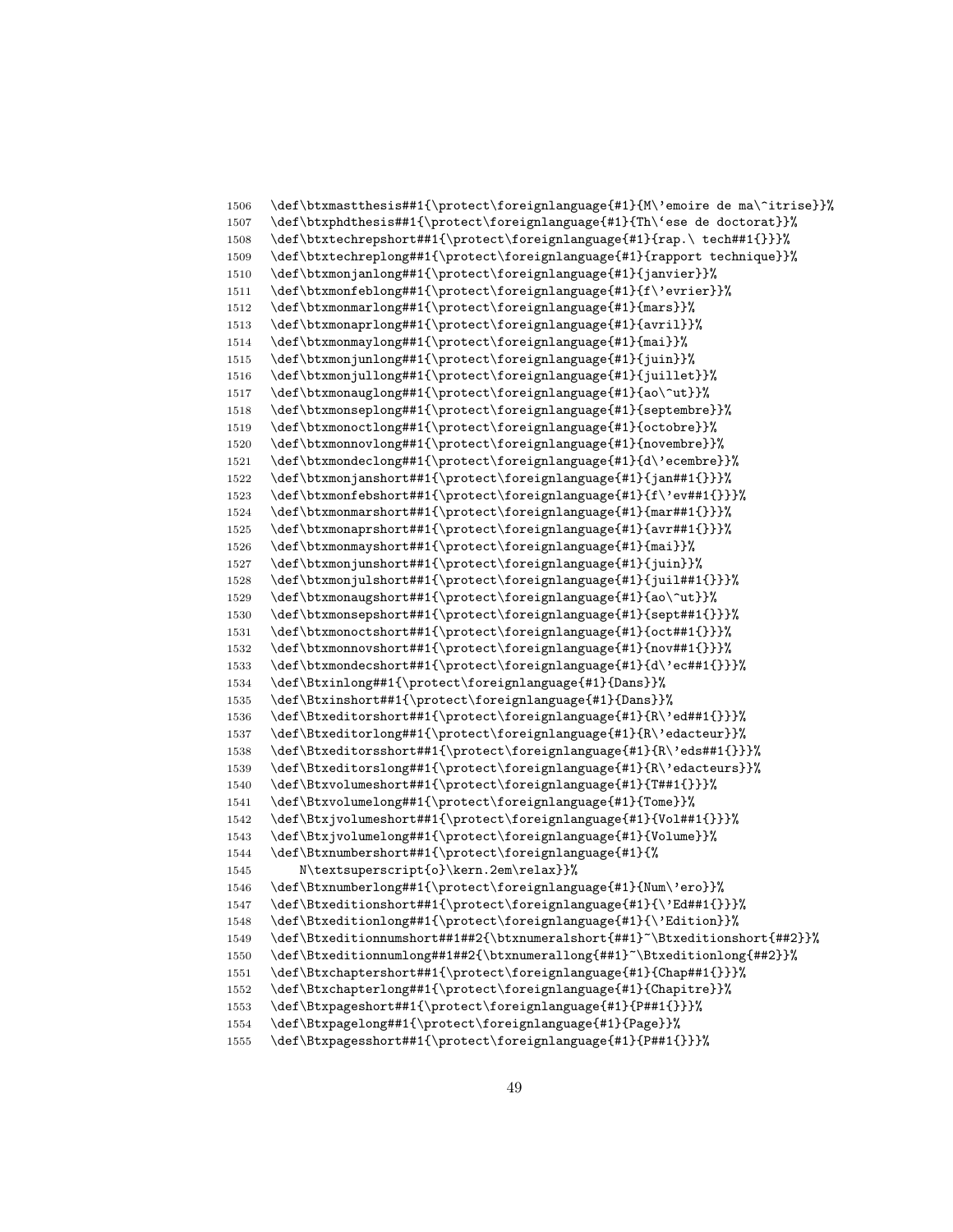```
1506 \def\btxmastthesis##1{\protect\foreignlanguage{#1}{M\'emoire de ma\^itrise}}%
1507 \def\btxphdthesis##1{\protect\foreignlanguage{#1}{Th\`ese de doctorat}}%
1508 \def\btxtechrepshort##1{\protect\foreignlanguage{#1}{rap.\ tech##1{}}}%
1509 \def\btxtechreplong##1{\protect\foreignlanguage{#1}{rapport technique}}%
1510 \def\btxmonjanlong##1{\protect\foreignlanguage{#1}{janvier}}%
1511 \def\btxmonfeblong##1{\protect\foreignlanguage{#1}{f\'evrier}}%
1512 \def\btxmonmarlong##1{\protect\foreignlanguage{#1}{mars}}%
1513 \def\btxmonaprlong##1{\protect\foreignlanguage{#1}{avril}}%
1514 \def\btxmonmaylong##1{\protect\foreignlanguage{#1}{mai}}%
1515 \def\btxmonjunlong##1{\protect\foreignlanguage{#1}{juin}}%
1516 \def\btxmonjullong##1{\protect\foreignlanguage{#1}{juillet}}%
1517 \def\btxmonauglong##1{\protect\foreignlanguage{#1}{ao\^ut}}%
1518 \def\btxmonseplong##1{\protect\foreignlanguage{#1}{septembre}}%
1519 \def\btxmonoctlong##1{\protect\foreignlanguage{#1}{octobre}}%
1520 \def\btxmonnovlong##1{\protect\foreignlanguage{#1}{novembre}}%
1521 \def\btxmondeclong##1{\protect\foreignlanguage{#1}{d\'ecembre}}%
1522 \def\btxmonjanshort##1{\protect\foreignlanguage{#1}{jan##1{}}}%
1523 \def\btxmonfebshort##1{\protect\foreignlanguage{#1}{f\'ev##1{}}}%
1524 \def\btxmonmarshort##1{\protect\foreignlanguage{#1}{mar##1{}}}%
1525 \def\btxmonaprshort##1{\protect\foreignlanguage{#1}{avr##1{}}}%
1526 \def\btxmonmayshort##1{\protect\foreignlanguage{#1}{mai}}%
1527 \def\btxmonjunshort##1{\protect\foreignlanguage{#1}{juin}}%
1528 \def\btxmonjulshort##1{\protect\foreignlanguage{#1}{juil##1{}}}%
1529 \def\btxmonaugshort##1{\protect\foreignlanguage{#1}{ao\^ut}}%
1530 \def\btxmonsepshort##1{\protect\foreignlanguage{#1}{sept##1{}}}%
1531 \def\btxmonoctshort##1{\protect\foreignlanguage{#1}{oct##1{}}}%
1532 \def\btxmonnovshort##1{\protect\foreignlanguage{#1}{nov##1{}}}%
1533 \def\btxmondecshort##1{\protect\foreignlanguage{#1}{d\'ec##1{}}}%
1534 \def\Btxinlong##1{\protect\foreignlanguage{#1}{Dans}}%
1535 \def\Btxinshort##1{\protect\foreignlanguage{#1}{Dans}}%
1536 \def\Btxeditorshort##1{\protect\foreignlanguage{#1}{R\'ed##1{}}}%
1537 \def\Btxeditorlong##1{\protect\foreignlanguage{#1}{R\'edacteur}}%
1538 \def\Btxeditorsshort##1{\protect\foreignlanguage{#1}{R\'eds##1{}}}%
1539 \def\Btxeditorslong##1{\protect\foreignlanguage{#1}{R\'edacteurs}}%
1540 \def\Btxvolumeshort##1{\protect\foreignlanguage{#1}{T##1{}}}%
1541 \def\Btxvolumelong##1{\protect\foreignlanguage{#1}{Tome}}%
1542 \def\Btxjvolumeshort##1{\protect\foreignlanguage{#1}{Vol##1{}}}%
1543 \def\Btxjvolumelong##1{\protect\foreignlanguage{#1}{Volume}}%
1544 \def\Btxnumbershort##1{\protect\foreignlanguage{#1}{%
1545     N\textsuperscript{o}\kern.2em\relax}}%
1546 \def\Btxnumberlong##1{\protect\foreignlanguage{#1}{Num\'ero}}%
1547 \def\Btxeditionshort##1{\protect\foreignlanguage{#1}{\'Ed##1{}}}%
1548 \def\Btxeditionlong##1{\protect\foreignlanguage{#1}{\'Edition}}%
1549 \def\Btxeditionnumshort##1##2{\btxnumeralshort{##1}~\Btxeditionshort{##2}}%
1550 \def\Btxeditionnumlong##1##2{\btxnumerallong{##1}~\Btxeditionlong{##2}}%
1551 \def\Btxchaptershort##1{\protect\foreignlanguage{#1}{Chap##1{}}}%
1552 \def\Btxchapterlong##1{\protect\foreignlanguage{#1}{Chapitre}}%
1553 \def\Btxpageshort##1{\protect\foreignlanguage{#1}{P##1{}}}%
1554 \def\Btxpagelong##1{\protect\foreignlanguage{#1}{Page}}%
1555 \def\Btxpagesshort##1{\protect\foreignlanguage{#1}{P##1{}}}%
```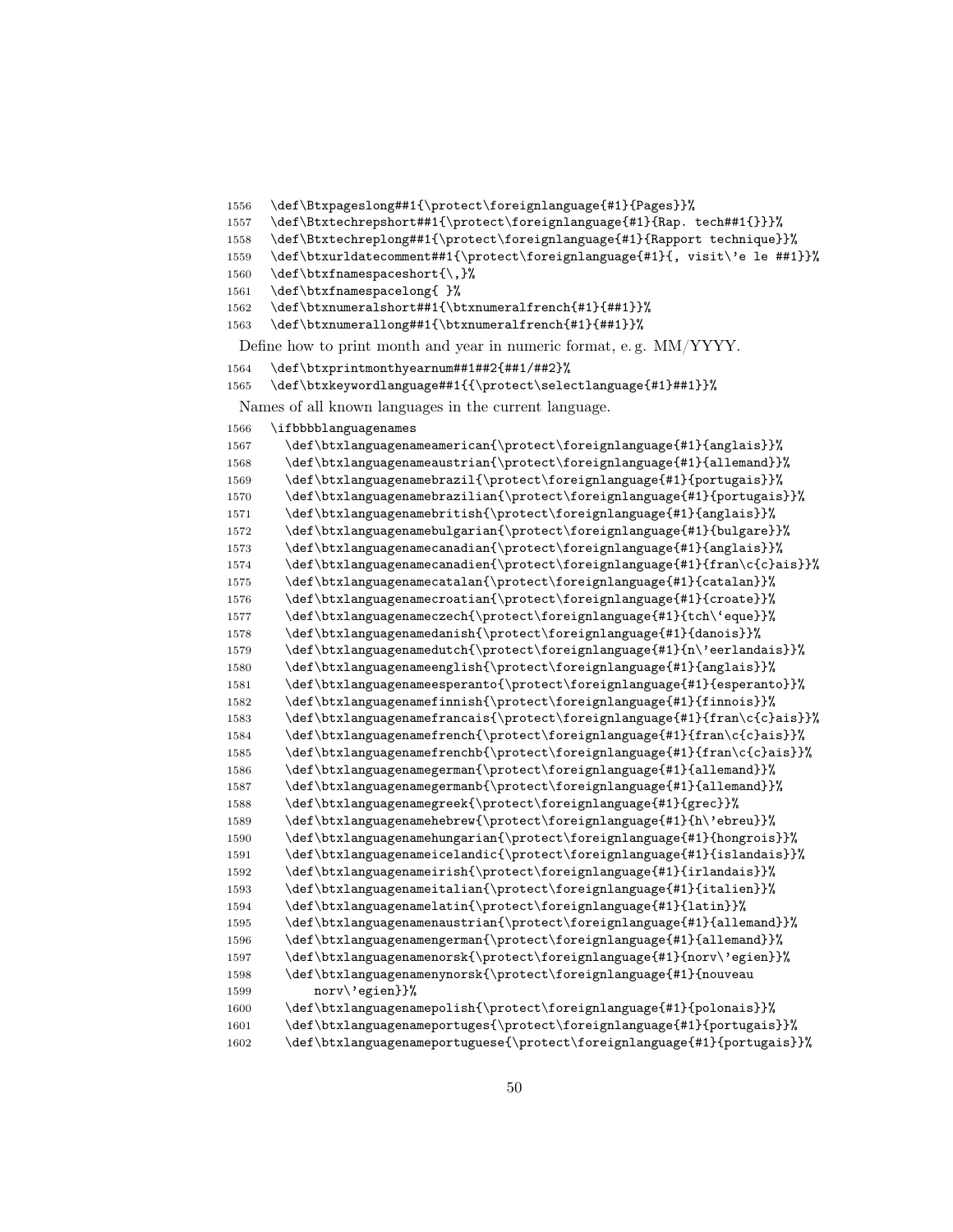```
1556  \def\Btxpageslong##1{\protect\foreignlanguage{#1}{Pages}}%
1557  \def\Btxtechrepshort##1{\protect\foreignlanguage{#1}{Rap. tech##1{}}}%
1558  \def\Btxtechreplong##1{\protect\foreignlanguage{#1}{Rapport technique}}%
1559  \def\btxurldatecomment##1{\protect\foreignlanguage{#1}{, visit\'e le ##1}}%
1560  \def\btxfnamespaceshort{\,}%
1561  \def\btxfnamespacelong{ }%
1562  \def\btxnumeralshort##1{\btxnumeralfrench{#1}{##1}}%
1563  \def\btxnumerallong##1{\btxnumeralfrench{#1}{##1}}%
```

Define how to print month and year in numeric format, e. g. MM/YYYY.

```
1564  \def\btxprintmonthyearnum##1##2{##1/##2}%
1565  \def\btxkeywordlanguage##1{{\protect\selectlanguage{#1}##1}}%
```

Names of all known languages in the current language.

```
1566  \ifbbbblanguagenames
1567    \def\btxlanguagenameamerican{\protect\foreignlanguage{#1}{anglais}}%
1568    \def\btxlanguagenameaustrian{\protect\foreignlanguage{#1}{allemand}}%
1569    \def\btxlanguagenamebrazil{\protect\foreignlanguage{#1}{portugais}}%
1570    \def\btxlanguagenamebrazilian{\protect\foreignlanguage{#1}{portugais}}%
1571    \def\btxlanguagenamebritish{\protect\foreignlanguage{#1}{anglais}}%
1572    \def\btxlanguagenamebulgarian{\protect\foreignlanguage{#1}{bulgare}}%
1573    \def\btxlanguagenamecanadian{\protect\foreignlanguage{#1}{anglais}}%
1574    \def\btxlanguagenamecanadien{\protect\foreignlanguage{#1}{fran\c{c}ais}}%
1575    \def\btxlanguagenamecatalan{\protect\foreignlanguage{#1}{catalan}}%
1576    \def\btxlanguagenamecroatian{\protect\foreignlanguage{#1}{croate}}%
1577    \def\btxlanguagenameczech{\protect\foreignlanguage{#1}{tch\`eque}}%
1578    \def\btxlanguagenamedanish{\protect\foreignlanguage{#1}{danois}}%
1579    \def\btxlanguagenamedutch{\protect\foreignlanguage{#1}{n\'eerlandais}}%
1580    \def\btxlanguagenameenglish{\protect\foreignlanguage{#1}{anglais}}%
1581    \def\btxlanguagenameesperanto{\protect\foreignlanguage{#1}{esperanto}}%
1582    \def\btxlanguagenamefinnish{\protect\foreignlanguage{#1}{finnois}}%
1583    \def\btxlanguagenamefrancais{\protect\foreignlanguage{#1}{fran\c{c}ais}}%
1584    \def\btxlanguagenamefrench{\protect\foreignlanguage{#1}{fran\c{c}ais}}%
1585    \def\btxlanguagenamefrenchb{\protect\foreignlanguage{#1}{fran\c{c}ais}}%
1586    \def\btxlanguagenamegerman{\protect\foreignlanguage{#1}{allemand}}%
1587    \def\btxlanguagenamegermanb{\protect\foreignlanguage{#1}{allemand}}%
1588    \def\btxlanguagenamegreek{\protect\foreignlanguage{#1}{grec}}%
1589    \def\btxlanguagenamehebrew{\protect\foreignlanguage{#1}{h\'ebreu}}%
1590    \def\btxlanguagenamehungarian{\protect\foreignlanguage{#1}{hongrois}}%
1591    \def\btxlanguagenameicelandic{\protect\foreignlanguage{#1}{islandais}}%
1592    \def\btxlanguagenameirish{\protect\foreignlanguage{#1}{irlandais}}%
1593    \def\btxlanguagenameitalian{\protect\foreignlanguage{#1}{italien}}%
1594    \def\btxlanguagenamelatin{\protect\foreignlanguage{#1}{latin}}%
1595    \def\btxlanguagenamenaustrian{\protect\foreignlanguage{#1}{allemand}}%
1596    \def\btxlanguagenamengerman{\protect\foreignlanguage{#1}{allemand}}%
1597    \def\btxlanguagenamenorsk{\protect\foreignlanguage{#1}{norv\'egien}}%
1598    \def\btxlanguagenamenynorsk{\protect\foreignlanguage{#1}{nouveau
1599        norv\'egien}}%
1600    \def\btxlanguagenamepolish{\protect\foreignlanguage{#1}{polonais}}%
1601    \def\btxlanguagenameportuges{\protect\foreignlanguage{#1}{portugais}}%
1602    \def\btxlanguagenameportuguese{\protect\foreignlanguage{#1}{portugais}}%
```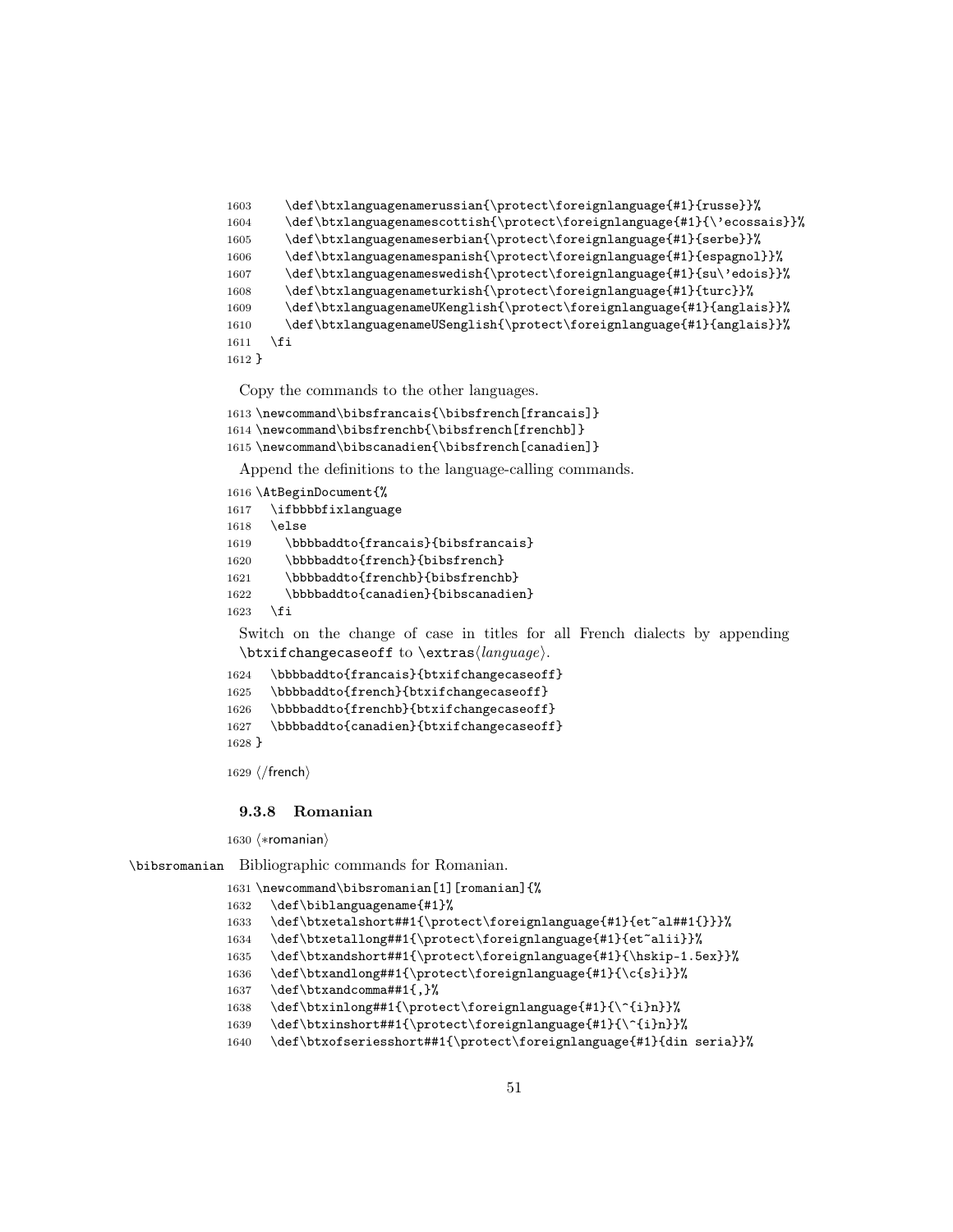```
1603     \def\btxlanguagenamerussian{\protect\foreignlanguage{#1}{russe}}%
1604     \def\btxlanguagenamescottish{\protect\foreignlanguage{#1}{\'ecossais}}%
1605     \def\btxlanguagenameserbian{\protect\foreignlanguage{#1}{serbe}}%
1606     \def\btxlanguagenamespanish{\protect\foreignlanguage{#1}{espagnol}}%
1607     \def\btxlanguagenameswedish{\protect\foreignlanguage{#1}{su\'edois}}%
1608     \def\btxlanguagenameturkish{\protect\foreignlanguage{#1}{turc}}%
1609     \def\btxlanguagenameUKenglish{\protect\foreignlanguage{#1}{anglais}}%
1610     \def\btxlanguagenameUSenglish{\protect\foreignlanguage{#1}{anglais}}%
1611   \fi
1612 }
```

Copy the commands to the other languages.

```
1613 \newcommand\bibsfrancais{\bibsfrench[francais]}
1614 \newcommand\bibsfrenchb{\bibsfrench[frenchb]}
1615 \newcommand\bibscanadien{\bibsfrench[canadien]}
```

Append the definitions to the language-calling commands.

```
1616 \AtBeginDocument{%
1617   \ifbbbbfixlanguage
1618   \else
1619     \bbbbaddto{francais}{bibsfrancais}
1620     \bbbbaddto{french}{bibsfrench}
1621     \bbbbaddto{frenchb}{bibsfrenchb}
1622     \bbbbaddto{canadien}{bibscanadien}
1623   \fi
```

Switch on the change of case in titles for all French dialects by appending `\btxifchangecaseoff` to `\extras`⟨*language*⟩.

```
1624   \bbbbaddto{francais}{btxifchangecaseoff}
1625   \bbbbaddto{french}{btxifchangecaseoff}
1626   \bbbbaddto{frenchb}{btxifchangecaseoff}
1627   \bbbbaddto{canadien}{btxifchangecaseoff}
1628 }
```

1629 ⟨/french⟩

### 9.3.8 Romanian

1630 ⟨*romanian⟩

`\bibsromanian` Bibliographic commands for Romanian.

```
1631 \newcommand\bibsromanian[1][romanian]{%
1632   \def\biblanguagename{#1}%
1633   \def\btxetalshort##1{\protect\foreignlanguage{#1}{et~al##1{}}}%
1634   \def\btxetallong##1{\protect\foreignlanguage{#1}{et~alii}}%
1635   \def\btxandshort##1{\protect\foreignlanguage{#1}{\hskip-1.5ex}}%
1636   \def\btxandlong##1{\protect\foreignlanguage{#1}{\c{s}i}}%
1637   \def\btxandcomma##1{,}%
1638   \def\btxinlong##1{\protect\foreignlanguage{#1}{\^{i}n}}%
1639   \def\btxinshort##1{\protect\foreignlanguage{#1}{\^{i}n}}%
1640   \def\btxofseriesshort##1{\protect\foreignlanguage{#1}{din seria}}%
```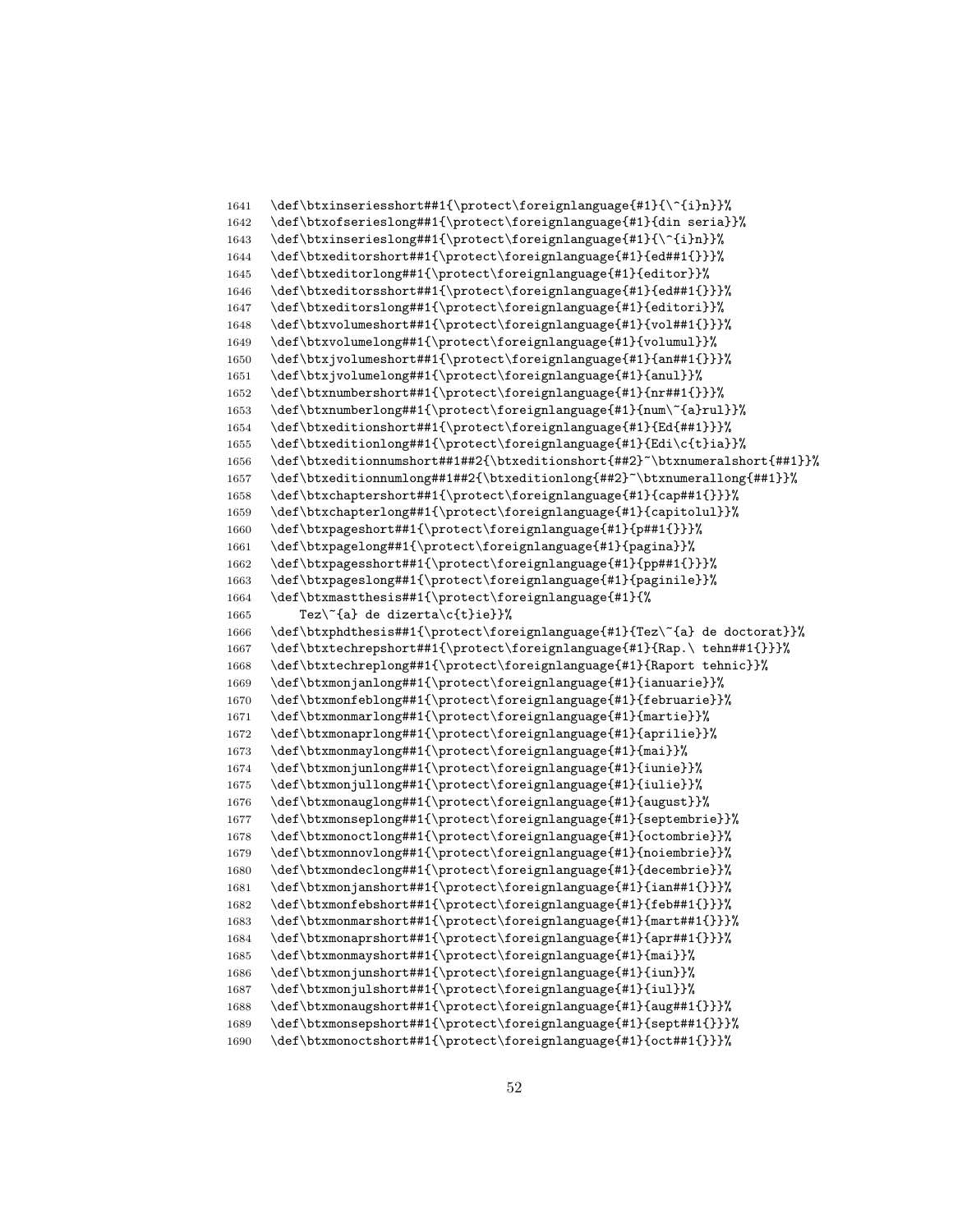```
1641 \def\btxinseriesshort##1{\protect\foreignlanguage{#1}{\^{i}n}}%
1642 \def\btxofserieslong##1{\protect\foreignlanguage{#1}{din seria}}%
1643 \def\btxinserieslong##1{\protect\foreignlanguage{#1}{\^{i}n}}%
1644 \def\btxeditorshort##1{\protect\foreignlanguage{#1}{ed##1{}}}%
1645 \def\btxeditorlong##1{\protect\foreignlanguage{#1}{editor}}%
1646 \def\btxeditorsshort##1{\protect\foreignlanguage{#1}{ed##1{}}}%
1647 \def\btxeditorslong##1{\protect\foreignlanguage{#1}{editori}}%
1648 \def\btxvolumeshort##1{\protect\foreignlanguage{#1}{vol##1{}}}%
1649 \def\btxvolumelong##1{\protect\foreignlanguage{#1}{volumul}}%
1650 \def\btxjvolumeshort##1{\protect\foreignlanguage{#1}{an##1{}}}%
1651 \def\btxjvolumelong##1{\protect\foreignlanguage{#1}{anul}}%
1652 \def\btxnumbershort##1{\protect\foreignlanguage{#1}{nr##1{}}}%
1653 \def\btxnumberlong##1{\protect\foreignlanguage{#1}{num\~{a}rul}}%
1654 \def\btxeditionshort##1{\protect\foreignlanguage{#1}{Ed{##1}}}%
1655 \def\btxeditionlong##1{\protect\foreignlanguage{#1}{Edi\c{t}ia}}%
1656 \def\btxeditionnumshort##1##2{\btxeditionshort{##2}~\btxnumeralshort{##1}}%
1657 \def\btxeditionnumlong##1##2{\btxeditionlong{##2}~\btxnumerallong{##1}}%
1658 \def\btxchaptershort##1{\protect\foreignlanguage{#1}{cap##1{}}}%
1659 \def\btxchapterlong##1{\protect\foreignlanguage{#1}{capitolul}}%
1660 \def\btxpageshort##1{\protect\foreignlanguage{#1}{p##1{}}}%
1661 \def\btxpagelong##1{\protect\foreignlanguage{#1}{pagina}}%
1662 \def\btxpagesshort##1{\protect\foreignlanguage{#1}{pp##1{}}}%
1663 \def\btxpageslong##1{\protect\foreignlanguage{#1}{paginile}}%
1664 \def\btxmastthesis##1{\protect\foreignlanguage{#1}{%
1665     Tez\~{a} de dizerta\c{t}ie}}%
1666 \def\btxphdthesis##1{\protect\foreignlanguage{#1}{Tez\~{a} de doctorat}}%
1667 \def\btxtechrepshort##1{\protect\foreignlanguage{#1}{Rap.\ tehn##1{}}}%
1668 \def\btxtechreplong##1{\protect\foreignlanguage{#1}{Raport tehnic}}%
1669 \def\btxmonjanlong##1{\protect\foreignlanguage{#1}{ianuarie}}%
1670 \def\btxmonfeblong##1{\protect\foreignlanguage{#1}{februarie}}%
1671 \def\btxmonmarlong##1{\protect\foreignlanguage{#1}{martie}}%
1672 \def\btxmonaprlong##1{\protect\foreignlanguage{#1}{aprilie}}%
1673 \def\btxmonmaylong##1{\protect\foreignlanguage{#1}{mai}}%
1674 \def\btxmonjunlong##1{\protect\foreignlanguage{#1}{iunie}}%
1675 \def\btxmonjullong##1{\protect\foreignlanguage{#1}{iulie}}%
1676 \def\btxmonauglong##1{\protect\foreignlanguage{#1}{august}}%
1677 \def\btxmonseplong##1{\protect\foreignlanguage{#1}{septembrie}}%
1678 \def\btxmonoctlong##1{\protect\foreignlanguage{#1}{octombrie}}%
1679 \def\btxmonnovlong##1{\protect\foreignlanguage{#1}{noiembrie}}%
1680 \def\btxmondeclong##1{\protect\foreignlanguage{#1}{decembrie}}%
1681 \def\btxmonjanshort##1{\protect\foreignlanguage{#1}{ian##1{}}}%
1682 \def\btxmonfebshort##1{\protect\foreignlanguage{#1}{feb##1{}}}%
1683 \def\btxmonmarshort##1{\protect\foreignlanguage{#1}{mart##1{}}}%
1684 \def\btxmonaprshort##1{\protect\foreignlanguage{#1}{apr##1{}}}%
1685 \def\btxmonmayshort##1{\protect\foreignlanguage{#1}{mai}}%
1686 \def\btxmonjunshort##1{\protect\foreignlanguage{#1}{iun}}%
1687 \def\btxmonjulshort##1{\protect\foreignlanguage{#1}{iul}}%
1688 \def\btxmonaugshort##1{\protect\foreignlanguage{#1}{aug##1{}}}%
1689 \def\btxmonsepshort##1{\protect\foreignlanguage{#1}{sept##1{}}}%
1690 \def\btxmonoctshort##1{\protect\foreignlanguage{#1}{oct##1{}}}%
```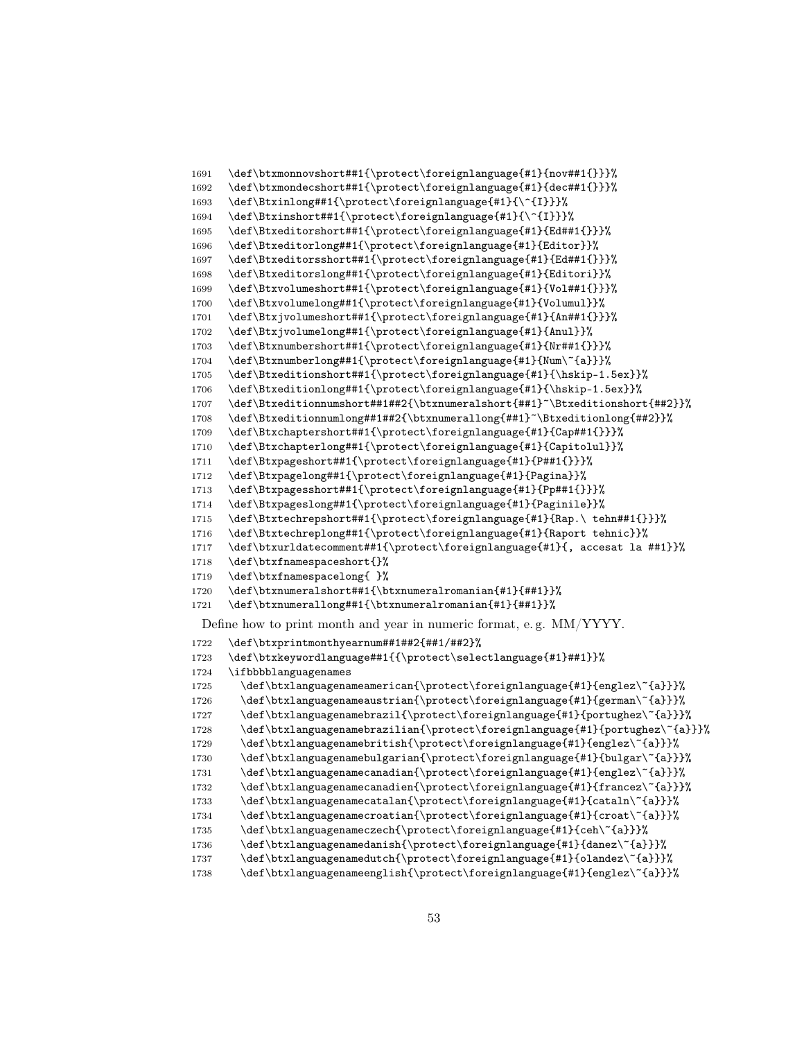```
1691 \def\btxmonnovshort##1{\protect\foreignlanguage{#1}{nov##1{}}}%
1692 \def\btxmondecshort##1{\protect\foreignlanguage{#1}{dec##1{}}}%
1693 \def\Btxinlong##1{\protect\foreignlanguage{#1}{\^{I}}}%
1694 \def\Btxinshort##1{\protect\foreignlanguage{#1}{\^{I}}}%
1695 \def\Btxeditorshort##1{\protect\foreignlanguage{#1}{Ed##1{}}}%
1696 \def\Btxeditorlong##1{\protect\foreignlanguage{#1}{Editor}}%
1697 \def\Btxeditorsshort##1{\protect\foreignlanguage{#1}{Ed##1{}}}%
1698 \def\Btxeditorslong##1{\protect\foreignlanguage{#1}{Editori}}%
1699 \def\Btxvolumeshort##1{\protect\foreignlanguage{#1}{Vol##1{}}}%
1700 \def\Btxvolumelong##1{\protect\foreignlanguage{#1}{Volumul}}%
1701 \def\Btxjvolumeshort##1{\protect\foreignlanguage{#1}{An##1{}}}%
1702 \def\Btxjvolumelong##1{\protect\foreignlanguage{#1}{Anul}}%
1703 \def\Btxnumbershort##1{\protect\foreignlanguage{#1}{Nr##1{}}}%
1704 \def\Btxnumberlong##1{\protect\foreignlanguage{#1}{Num\~{a}}}%
1705 \def\Btxeditionshort##1{\protect\foreignlanguage{#1}{\hskip-1.5ex}}%
1706 \def\Btxeditionlong##1{\protect\foreignlanguage{#1}{\hskip-1.5ex}}%
1707 \def\Btxeditionnumshort##1##2{\btxnumeralshort{##1}~\Btxeditionshort{##2}}%
1708 \def\Btxeditionnumlong##1##2{\btxnumerallong{##1}~\Btxeditionlong{##2}}%
1709 \def\Btxchaptershort##1{\protect\foreignlanguage{#1}{Cap##1{}}}%
1710 \def\Btxchapterlong##1{\protect\foreignlanguage{#1}{Capitolul}}%
1711 \def\Btxpageshort##1{\protect\foreignlanguage{#1}{P##1{}}}%
1712 \def\Btxpagelong##1{\protect\foreignlanguage{#1}{Pagina}}%
1713 \def\Btxpagesshort##1{\protect\foreignlanguage{#1}{Pp##1{}}}%
1714 \def\Btxpageslong##1{\protect\foreignlanguage{#1}{Paginile}}%
1715 \def\Btxtechrepshort##1{\protect\foreignlanguage{#1}{Rap.\ tehn##1{}}}%
1716 \def\Btxtechreplong##1{\protect\foreignlanguage{#1}{Raport tehnic}}%
1717 \def\btxurldatecomment##1{\protect\foreignlanguage{#1}{, accesat la ##1}}%
1718 \def\btxfnamespaceshort{}%
1719 \def\btxfnamespacelong{ }%
1720 \def\btxnumeralshort##1{\btxnumeralromanian{#1}{##1}}%
1721 \def\btxnumerallong##1{\btxnumeralromanian{#1}{##1}}%
```

Define how to print month and year in numeric format, e. g. MM/YYYY.

```
1722 \def\btxprintmonthyearnum##1##2{##1/##2}%
1723 \def\btxkeywordlanguage##1{{\protect\selectlanguage{#1}##1}}%
1724 \ifbbbblanguagenames
1725   \def\btxlanguagenameamerican{\protect\foreignlanguage{#1}{englez\~{a}}}%
1726   \def\btxlanguagenameaustrian{\protect\foreignlanguage{#1}{german\~{a}}}%
1727   \def\btxlanguagenamebrazil{\protect\foreignlanguage{#1}{portughez\~{a}}}%
1728   \def\btxlanguagenamebrazilian{\protect\foreignlanguage{#1}{portughez\~{a}}}%
1729   \def\btxlanguagenamebritish{\protect\foreignlanguage{#1}{englez\~{a}}}%
1730   \def\btxlanguagenamebulgarian{\protect\foreignlanguage{#1}{bulgar\~{a}}}%
1731   \def\btxlanguagenamecanadian{\protect\foreignlanguage{#1}{englez\~{a}}}%
1732   \def\btxlanguagenamecanadien{\protect\foreignlanguage{#1}{francez\~{a}}}%
1733   \def\btxlanguagenamecatalan{\protect\foreignlanguage{#1}{cataln\~{a}}}%
1734   \def\btxlanguagenamecroatian{\protect\foreignlanguage{#1}{croat\~{a}}}%
1735   \def\btxlanguagenameczech{\protect\foreignlanguage{#1}{ceh\~{a}}}%
1736   \def\btxlanguagenamedanish{\protect\foreignlanguage{#1}{danez\~{a}}}%
1737   \def\btxlanguagenamedutch{\protect\foreignlanguage{#1}{olandez\~{a}}}%
1738   \def\btxlanguagenameenglish{\protect\foreignlanguage{#1}{englez\~{a}}}%
```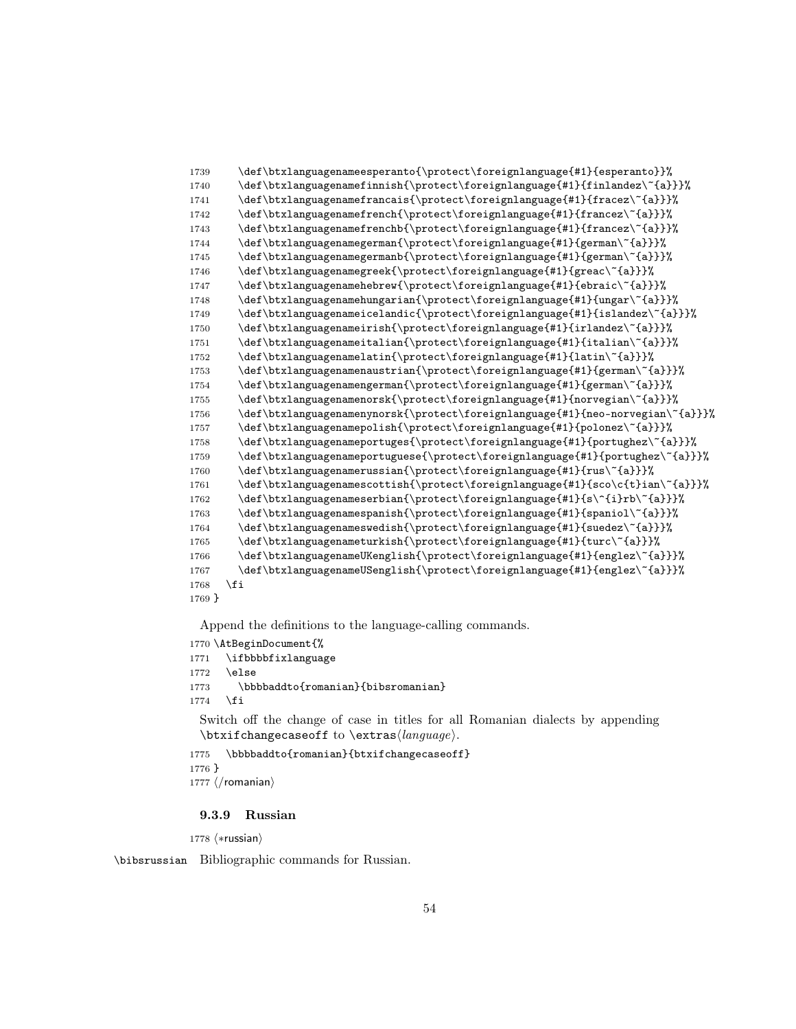```
1739     \def\btxlanguagenameesperanto{\protect\foreignlanguage{#1}{esperanto}}%
1740     \def\btxlanguagenamefinnish{\protect\foreignlanguage{#1}{finlandez\~{a}}}%
1741     \def\btxlanguagenamefrancais{\protect\foreignlanguage{#1}{fracez\~{a}}}%
1742     \def\btxlanguagenamefrench{\protect\foreignlanguage{#1}{francez\~{a}}}%
1743     \def\btxlanguagenamefrenchb{\protect\foreignlanguage{#1}{francez\~{a}}}%
1744     \def\btxlanguagenamegerman{\protect\foreignlanguage{#1}{german\~{a}}}%
1745     \def\btxlanguagenamegermanb{\protect\foreignlanguage{#1}{german\~{a}}}%
1746     \def\btxlanguagenamegreek{\protect\foreignlanguage{#1}{greac\~{a}}}%
1747     \def\btxlanguagenamehebrew{\protect\foreignlanguage{#1}{ebraic\~{a}}}%
1748     \def\btxlanguagenamehungarian{\protect\foreignlanguage{#1}{ungar\~{a}}}%
1749     \def\btxlanguagenameicelandic{\protect\foreignlanguage{#1}{islandez\~{a}}}%
1750     \def\btxlanguagenameirish{\protect\foreignlanguage{#1}{irlandez\~{a}}}%
1751     \def\btxlanguagenameitalian{\protect\foreignlanguage{#1}{italian\~{a}}}%
1752     \def\btxlanguagenamelatin{\protect\foreignlanguage{#1}{latin\~{a}}}%
1753     \def\btxlanguagenamenaustrian{\protect\foreignlanguage{#1}{german\~{a}}}%
1754     \def\btxlanguagenamengerman{\protect\foreignlanguage{#1}{german\~{a}}}%
1755     \def\btxlanguagenamenorsk{\protect\foreignlanguage{#1}{norvegian\~{a}}}%
1756     \def\btxlanguagenamenynorsk{\protect\foreignlanguage{#1}{neo-norvegian\~{a}}}%
1757     \def\btxlanguagenamepolish{\protect\foreignlanguage{#1}{polonez\~{a}}}%
1758     \def\btxlanguagenameportuges{\protect\foreignlanguage{#1}{portughez\~{a}}}%
1759     \def\btxlanguagenameportuguese{\protect\foreignlanguage{#1}{portughez\~{a}}}%
1760     \def\btxlanguagenamerussian{\protect\foreignlanguage{#1}{rus\~{a}}}%
1761     \def\btxlanguagenamescottish{\protect\foreignlanguage{#1}{sco\c{t}ian\~{a}}}%
1762     \def\btxlanguagenameserbian{\protect\foreignlanguage{#1}{s\^{i}rb\~{a}}}%
1763     \def\btxlanguagenamespanish{\protect\foreignlanguage{#1}{spaniol\~{a}}}%
1764     \def\btxlanguagenameswedish{\protect\foreignlanguage{#1}{suedez\~{a}}}%
1765     \def\btxlanguagenameturkish{\protect\foreignlanguage{#1}{turc\~{a}}}%
1766     \def\btxlanguagenameUKenglish{\protect\foreignlanguage{#1}{englez\~{a}}}%
1767     \def\btxlanguagenameUSenglish{\protect\foreignlanguage{#1}{englez\~{a}}}%
1768   \fi
1769 }
```

Append the definitions to the language-calling commands.

```
1770 \AtBeginDocument{%
1771   \ifbbbbfixlanguage
1772   \else
1773     \bbbbaddto{romanian}{bibsromanian}
1774   \fi
```

Switch off the change of case in titles for all Romanian dialects by appending `\btxifchangecaseoff` to `\extras`⟨*language*⟩.

```
1775   \bbbbaddto{romanian}{btxifchangecaseoff}
1776 }
1777 ⟨/romanian⟩
```

### 9.3.9 Russian

```
1778 ⟨*russian⟩
```

`\bibsrussian` Bibliographic commands for Russian.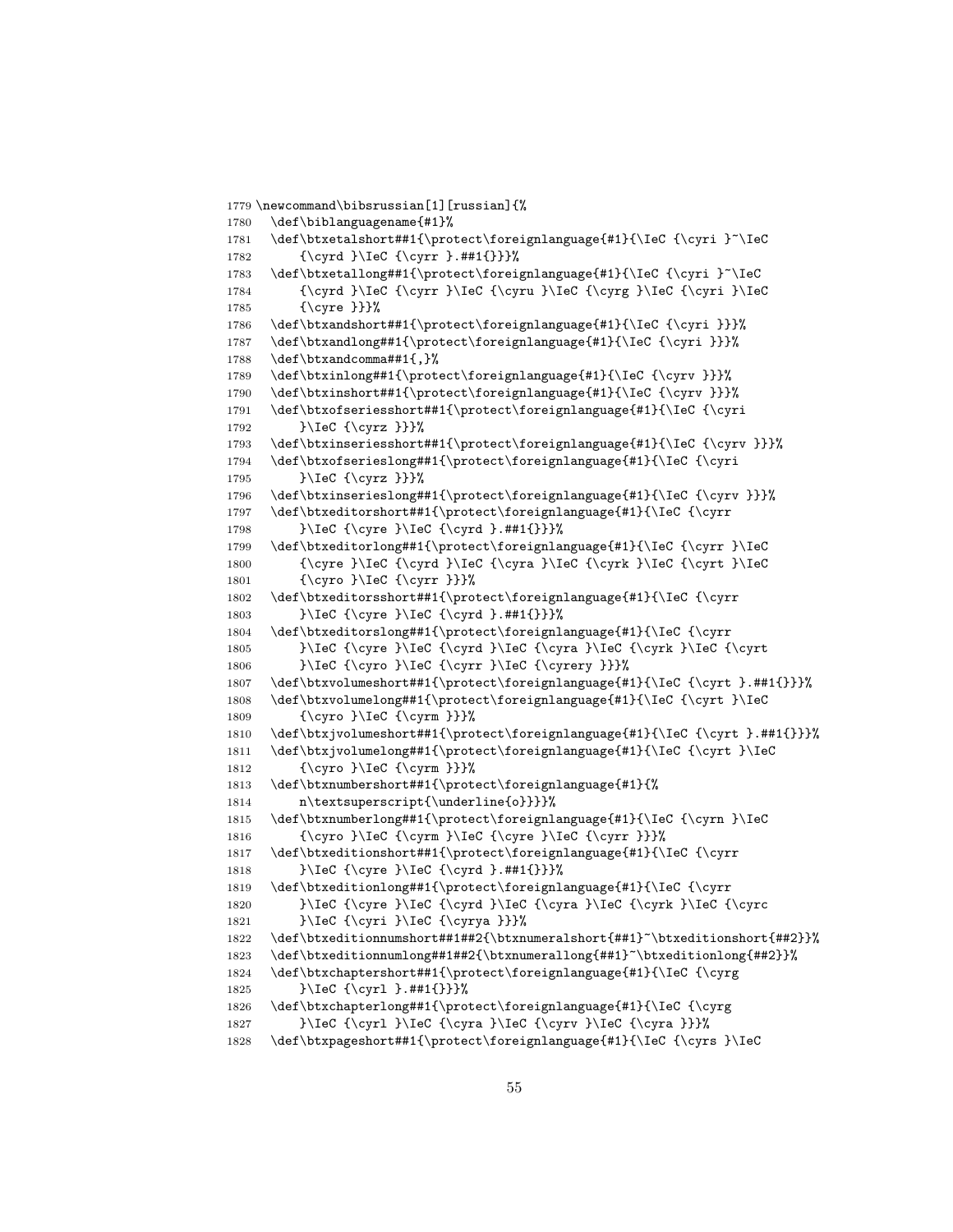```
1779 \newcommand\bibsrussian[1][russian]{%
1780   \def\biblanguagename{#1}%
1781   \def\btxetalshort##1{\protect\foreignlanguage{#1}{\IeC {\cyri }~\IeC
1782       {\cyrd }\IeC {\cyrr }.##1{}}}%
1783   \def\btxetallong##1{\protect\foreignlanguage{#1}{\IeC {\cyri }~\IeC
1784       {\cyrd }\IeC {\cyrr }\IeC {\cyru }\IeC {\cyrg }\IeC {\cyri }\IeC
1785       {\cyre }}}%
1786   \def\btxandshort##1{\protect\foreignlanguage{#1}{\IeC {\cyri }}}%
1787   \def\btxandlong##1{\protect\foreignlanguage{#1}{\IeC {\cyri }}}%
1788   \def\btxandcomma##1{,}%
1789   \def\btxinlong##1{\protect\foreignlanguage{#1}{\IeC {\cyrv }}}%
1790   \def\btxinshort##1{\protect\foreignlanguage{#1}{\IeC {\cyrv }}}%
1791   \def\btxofseriesshort##1{\protect\foreignlanguage{#1}{\IeC {\cyri
1792       }\IeC {\cyrz }}}%
1793   \def\btxinseriesshort##1{\protect\foreignlanguage{#1}{\IeC {\cyrv }}}%
1794   \def\btxofserieslong##1{\protect\foreignlanguage{#1}{\IeC {\cyri
1795       }\IeC {\cyrz }}}%
1796   \def\btxinserieslong##1{\protect\foreignlanguage{#1}{\IeC {\cyrv }}}%
1797   \def\btxeditorshort##1{\protect\foreignlanguage{#1}{\IeC {\cyrr
1798       }\IeC {\cyre }\IeC {\cyrd }.##1{}}}%
1799   \def\btxeditorlong##1{\protect\foreignlanguage{#1}{\IeC {\cyrr }\IeC
1800       {\cyre }\IeC {\cyrd }\IeC {\cyra }\IeC {\cyrk }\IeC {\cyrt }\IeC
1801       {\cyro }\IeC {\cyrr }}}%
1802   \def\btxeditorsshort##1{\protect\foreignlanguage{#1}{\IeC {\cyrr
1803       }\IeC {\cyre }\IeC {\cyrd }.##1{}}}%
1804   \def\btxeditorslong##1{\protect\foreignlanguage{#1}{\IeC {\cyrr
1805       }\IeC {\cyre }\IeC {\cyrd }\IeC {\cyra }\IeC {\cyrk }\IeC {\cyrt
1806       }\IeC {\cyro }\IeC {\cyrr }\IeC {\cyrery }}}%
1807   \def\btxvolumeshort##1{\protect\foreignlanguage{#1}{\IeC {\cyrt }.##1{}}}%
1808   \def\btxvolumelong##1{\protect\foreignlanguage{#1}{\IeC {\cyrt }\IeC
1809       {\cyro }\IeC {\cyrm }}}%
1810   \def\btxjvolumeshort##1{\protect\foreignlanguage{#1}{\IeC {\cyrt }.##1{}}}%
1811   \def\btxjvolumelong##1{\protect\foreignlanguage{#1}{\IeC {\cyrt }\IeC
1812       {\cyro }\IeC {\cyrm }}}%
1813   \def\btxnumbershort##1{\protect\foreignlanguage{#1}{%
1814       n\textsuperscript{\underline{o}}}}%
1815   \def\btxnumberlong##1{\protect\foreignlanguage{#1}{\IeC {\cyrn }\IeC
1816       {\cyro }\IeC {\cyrm }\IeC {\cyre }\IeC {\cyrr }}}%
1817   \def\btxeditionshort##1{\protect\foreignlanguage{#1}{\IeC {\cyrr
1818       }\IeC {\cyre }\IeC {\cyrd }.##1{}}}%
1819   \def\btxeditionlong##1{\protect\foreignlanguage{#1}{\IeC {\cyrr
1820       }\IeC {\cyre }\IeC {\cyrd }\IeC {\cyra }\IeC {\cyrk }\IeC {\cyrc
1821       }\IeC {\cyri }\IeC {\cyrya }}}%
1822   \def\btxeditionnumshort##1##2{\btxnumeralshort{##1}~\btxeditionshort{##2}}%
1823   \def\btxeditionnumlong##1##2{\btxnumerallong{##1}~\btxeditionlong{##2}}%
1824   \def\btxchaptershort##1{\protect\foreignlanguage{#1}{\IeC {\cyrg
1825       }\IeC {\cyrl }.##1{}}}%
1826   \def\btxchapterlong##1{\protect\foreignlanguage{#1}{\IeC {\cyrg
1827       }\IeC {\cyrl }\IeC {\cyra }\IeC {\cyrv }\IeC {\cyra }}}%
1828   \def\btxpageshort##1{\protect\foreignlanguage{#1}{\IeC {\cyrs }\IeC
```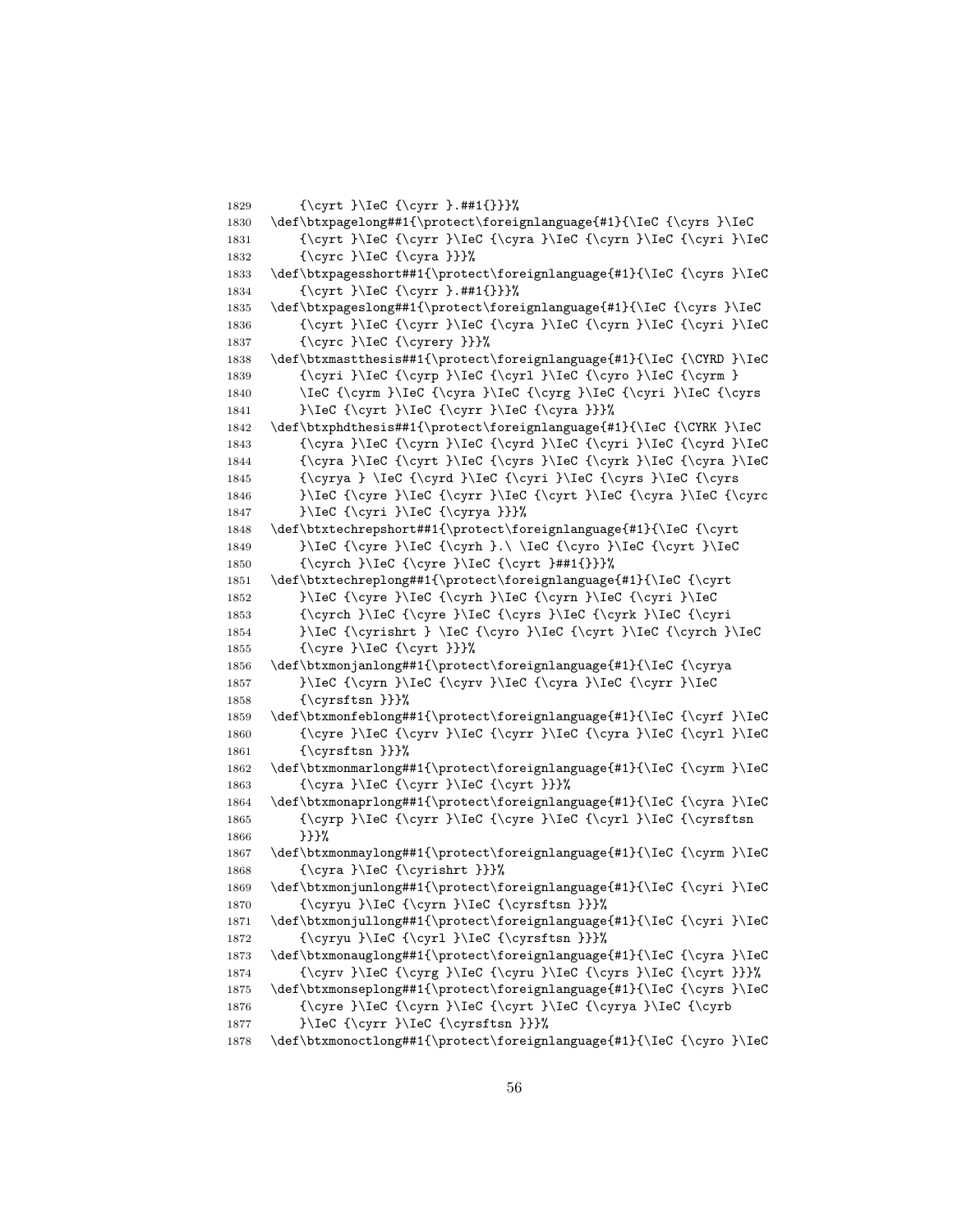```
1829     {\cyrt }\IeC {\cyrr }.##1{}}}%
1830 \def\btxpagelong##1{\protect\foreignlanguage{#1}{\IeC {\cyrs }\IeC
1831     {\cyrt }\IeC {\cyrr }\IeC {\cyra }\IeC {\cyrn }\IeC {\cyri }\IeC
1832     {\cyrc }\IeC {\cyra }}}%
1833 \def\btxpagesshort##1{\protect\foreignlanguage{#1}{\IeC {\cyrs }\IeC
1834     {\cyrt }\IeC {\cyrr }.##1{}}}%
1835 \def\btxpageslong##1{\protect\foreignlanguage{#1}{\IeC {\cyrs }\IeC
1836     {\cyrt }\IeC {\cyrr }\IeC {\cyra }\IeC {\cyrn }\IeC {\cyri }\IeC
1837     {\cyrc }\IeC {\cyrery }}}%
1838 \def\btxmastthesis##1{\protect\foreignlanguage{#1}{\IeC {\CYRD }\IeC
1839     {\cyri }\IeC {\cyrp }\IeC {\cyrl }\IeC {\cyro }\IeC {\cyrm }
1840     \IeC {\cyrm }\IeC {\cyra }\IeC {\cyrg }\IeC {\cyri }\IeC {\cyrs
1841     }\IeC {\cyrt }\IeC {\cyrr }\IeC {\cyra }}}%
1842 \def\btxphdthesis##1{\protect\foreignlanguage{#1}{\IeC {\CYRK }\IeC
1843     {\cyra }\IeC {\cyrn }\IeC {\cyrd }\IeC {\cyri }\IeC {\cyrd }\IeC
1844     {\cyra }\IeC {\cyrt }\IeC {\cyrs }\IeC {\cyrk }\IeC {\cyra }\IeC
1845     {\cyrya } \IeC {\cyrd }\IeC {\cyri }\IeC {\cyrs }\IeC {\cyrs
1846     }\IeC {\cyre }\IeC {\cyrr }\IeC {\cyrt }\IeC {\cyra }\IeC {\cyrc
1847     }\IeC {\cyri }\IeC {\cyrya }}}%
1848 \def\btxtechrepshort##1{\protect\foreignlanguage{#1}{\IeC {\cyrt
1849     }\IeC {\cyre }\IeC {\cyrh }.\ \IeC {\cyro }\IeC {\cyrt }\IeC
1850     {\cyrch }\IeC {\cyre }\IeC {\cyrt }##1{}}}%
1851 \def\btxtechreplong##1{\protect\foreignlanguage{#1}{\IeC {\cyrt
1852     }\IeC {\cyre }\IeC {\cyrh }\IeC {\cyrn }\IeC {\cyri }\IeC
1853     {\cyrch }\IeC {\cyre }\IeC {\cyrs }\IeC {\cyrk }\IeC {\cyri
1854     }\IeC {\cyrishrt } \IeC {\cyro }\IeC {\cyrt }\IeC {\cyrch }\IeC
1855     {\cyre }\IeC {\cyrt }}}%
1856 \def\btxmonjanlong##1{\protect\foreignlanguage{#1}{\IeC {\cyrya
1857     }\IeC {\cyrn }\IeC {\cyrv }\IeC {\cyra }\IeC {\cyrr }\IeC
1858     {\cyrsftsn }}}%
1859 \def\btxmonfeblong##1{\protect\foreignlanguage{#1}{\IeC {\cyrf }\IeC
1860     {\cyre }\IeC {\cyrv }\IeC {\cyrr }\IeC {\cyra }\IeC {\cyrl }\IeC
1861     {\cyrsftsn }}}%
1862 \def\btxmonmarlong##1{\protect\foreignlanguage{#1}{\IeC {\cyrm }\IeC
1863     {\cyra }\IeC {\cyrr }\IeC {\cyrt }}}%
1864 \def\btxmonaprlong##1{\protect\foreignlanguage{#1}{\IeC {\cyra }\IeC
1865     {\cyrp }\IeC {\cyrr }\IeC {\cyre }\IeC {\cyrl }\IeC {\cyrsftsn
1866     }}}%
1867 \def\btxmonmaylong##1{\protect\foreignlanguage{#1}{\IeC {\cyrm }\IeC
1868     {\cyra }\IeC {\cyrishrt }}}%
1869 \def\btxmonjunlong##1{\protect\foreignlanguage{#1}{\IeC {\cyri }\IeC
1870     {\cyryu }\IeC {\cyrn }\IeC {\cyrsftsn }}}%
1871 \def\btxmonjullong##1{\protect\foreignlanguage{#1}{\IeC {\cyri }\IeC
1872     {\cyryu }\IeC {\cyrl }\IeC {\cyrsftsn }}}%
1873 \def\btxmonauglong##1{\protect\foreignlanguage{#1}{\IeC {\cyra }\IeC
1874     {\cyrv }\IeC {\cyrg }\IeC {\cyru }\IeC {\cyrs }\IeC {\cyrt }}}%
1875 \def\btxmonseplong##1{\protect\foreignlanguage{#1}{\IeC {\cyrs }\IeC
1876     {\cyre }\IeC {\cyrn }\IeC {\cyrt }\IeC {\cyrya }\IeC {\cyrb
1877     }\IeC {\cyrr }\IeC {\cyrsftsn }}}%
1878 \def\btxmonoctlong##1{\protect\foreignlanguage{#1}{\IeC {\cyro }\IeC
```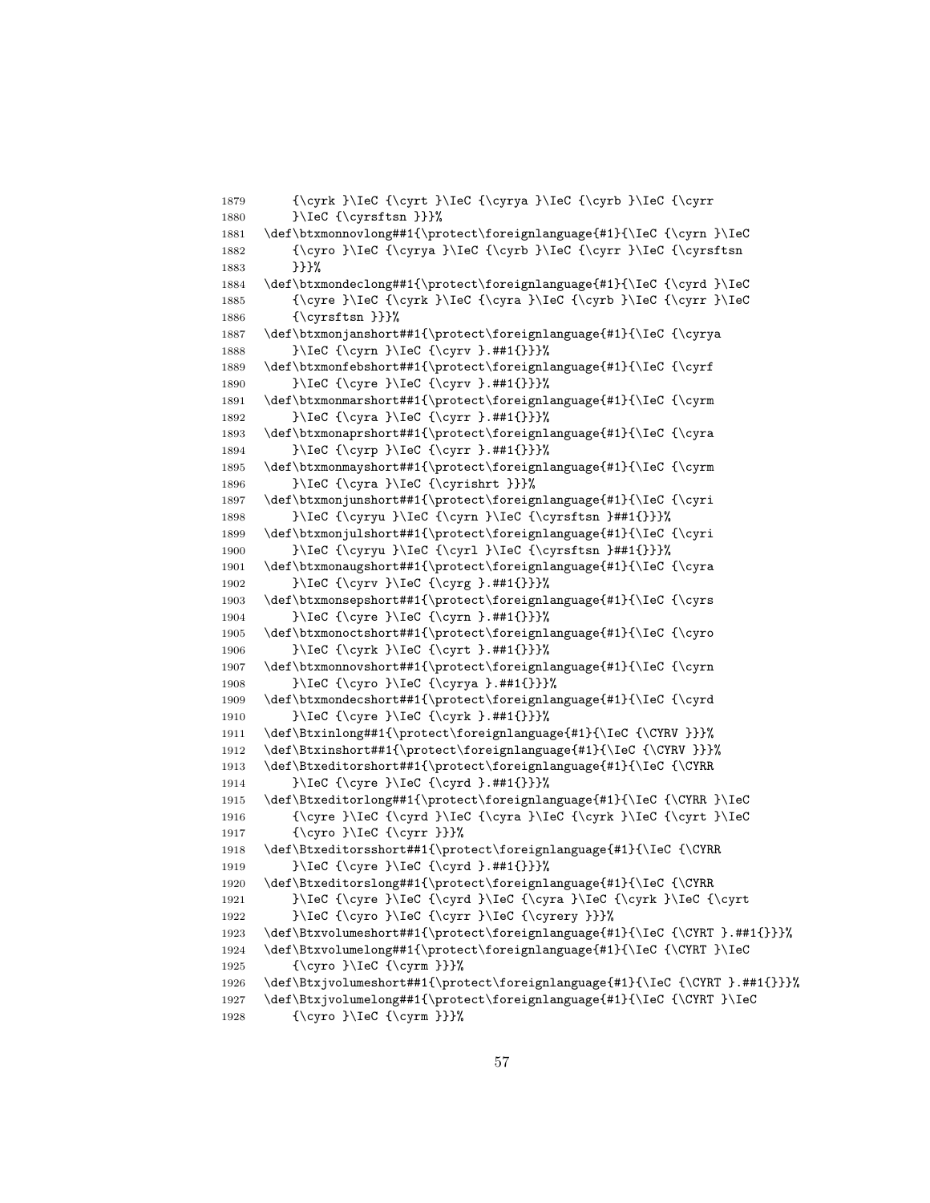```
1879     {\cyrk }\IeC {\cyrt }\IeC {\cyrya }\IeC {\cyrb }\IeC {\cyrr
1880     }\IeC {\cyrsftsn }}}%
1881 \def\btxmonnovlong##1{\protect\foreignlanguage{#1}{\IeC {\cyrn }\IeC
1882     {\cyro }\IeC {\cyrya }\IeC {\cyrb }\IeC {\cyrr }\IeC {\cyrsftsn
1883     }}}%
1884 \def\btxmondeclong##1{\protect\foreignlanguage{#1}{\IeC {\cyrd }\IeC
1885     {\cyre }\IeC {\cyrk }\IeC {\cyra }\IeC {\cyrb }\IeC {\cyrr }\IeC
1886     {\cyrsftsn }}}%
1887 \def\btxmonjanshort##1{\protect\foreignlanguage{#1}{\IeC {\cyrya
1888     }\IeC {\cyrn }\IeC {\cyrv }.##1{}}}%
1889 \def\btxmonfebshort##1{\protect\foreignlanguage{#1}{\IeC {\cyrf
1890     }\IeC {\cyre }\IeC {\cyrv }.##1{}}}%
1891 \def\btxmonmarshort##1{\protect\foreignlanguage{#1}{\IeC {\cyrm
1892     }\IeC {\cyra }\IeC {\cyrr }.##1{}}}%
1893 \def\btxmonaprshort##1{\protect\foreignlanguage{#1}{\IeC {\cyra
1894     }\IeC {\cyrp }\IeC {\cyrr }.##1{}}}%
1895 \def\btxmonmayshort##1{\protect\foreignlanguage{#1}{\IeC {\cyrm
1896     }\IeC {\cyra }\IeC {\cyrishrt }}}%
1897 \def\btxmonjunshort##1{\protect\foreignlanguage{#1}{\IeC {\cyri
1898     }\IeC {\cyryu }\IeC {\cyrn }\IeC {\cyrsftsn }##1{}}}%
1899 \def\btxmonjulshort##1{\protect\foreignlanguage{#1}{\IeC {\cyri
1900     }\IeC {\cyryu }\IeC {\cyrl }\IeC {\cyrsftsn }##1{}}}%
1901 \def\btxmonaugshort##1{\protect\foreignlanguage{#1}{\IeC {\cyra
1902     }\IeC {\cyrv }\IeC {\cyrg }.##1{}}}%
1903 \def\btxmonsepshort##1{\protect\foreignlanguage{#1}{\IeC {\cyrs
1904     }\IeC {\cyre }\IeC {\cyrn }.##1{}}}%
1905 \def\btxmonoctshort##1{\protect\foreignlanguage{#1}{\IeC {\cyro
1906     }\IeC {\cyrk }\IeC {\cyrt }.##1{}}}%
1907 \def\btxmonnovshort##1{\protect\foreignlanguage{#1}{\IeC {\cyrn
1908     }\IeC {\cyro }\IeC {\cyrya }.##1{}}}%
1909 \def\btxmondecshort##1{\protect\foreignlanguage{#1}{\IeC {\cyrd
1910     }\IeC {\cyre }\IeC {\cyrk }.##1{}}}%
1911 \def\Btxinlong##1{\protect\foreignlanguage{#1}{\IeC {\CYRV }}}%
1912 \def\Btxinshort##1{\protect\foreignlanguage{#1}{\IeC {\CYRV }}}%
1913 \def\Btxeditorshort##1{\protect\foreignlanguage{#1}{\IeC {\CYRR
1914     }\IeC {\cyre }\IeC {\cyrd }.##1{}}}%
1915 \def\Btxeditorlong##1{\protect\foreignlanguage{#1}{\IeC {\CYRR }\IeC
1916     {\cyre }\IeC {\cyrd }\IeC {\cyra }\IeC {\cyrk }\IeC {\cyrt }\IeC
1917     {\cyro }\IeC {\cyrr }}}%
1918 \def\Btxeditorsshort##1{\protect\foreignlanguage{#1}{\IeC {\CYRR
1919     }\IeC {\cyre }\IeC {\cyrd }.##1{}}}%
1920 \def\Btxeditorslong##1{\protect\foreignlanguage{#1}{\IeC {\CYRR
1921     }\IeC {\cyre }\IeC {\cyrd }\IeC {\cyra }\IeC {\cyrk }\IeC {\cyrt
1922     }\IeC {\cyro }\IeC {\cyrr }\IeC {\cyrery }}}%
1923 \def\Btxvolumeshort##1{\protect\foreignlanguage{#1}{\IeC {\CYRT }.##1{}}}%
1924 \def\Btxvolumelong##1{\protect\foreignlanguage{#1}{\IeC {\CYRT }\IeC
1925     {\cyro }\IeC {\cyrm }}}%
1926 \def\Btxjvolumeshort##1{\protect\foreignlanguage{#1}{\IeC {\CYRT }.##1{}}}%
1927 \def\Btxjvolumelong##1{\protect\foreignlanguage{#1}{\IeC {\CYRT }\IeC
1928     {\cyro }\IeC {\cyrm }}}%
```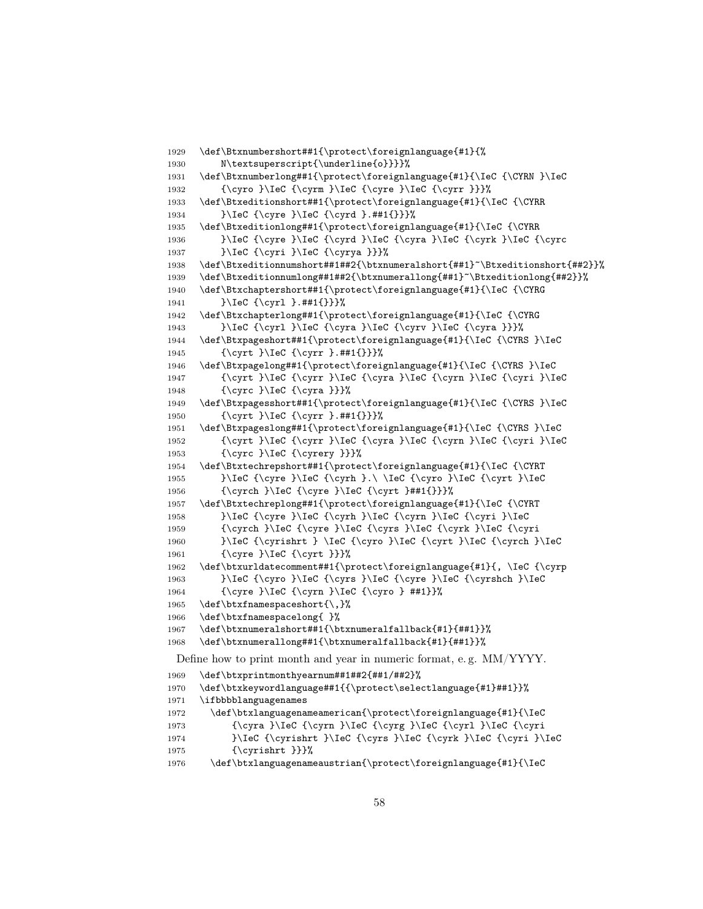```
1929   \def\Btxnumbershort##1{\protect\foreignlanguage{#1}{%
1930       N\textsuperscript{\underline{o}}}}%
1931   \def\Btxnumberlong##1{\protect\foreignlanguage{#1}{\IeC {\CYRN }\IeC
1932       {\cyro }\IeC {\cyrm }\IeC {\cyre }\IeC {\cyrr }}}%
1933   \def\Btxeditionshort##1{\protect\foreignlanguage{#1}{\IeC {\CYRR
1934       }\IeC {\cyre }\IeC {\cyrd }.##1{}}}%
1935   \def\Btxeditionlong##1{\protect\foreignlanguage{#1}{\IeC {\CYRR
1936       }\IeC {\cyre }\IeC {\cyrd }\IeC {\cyra }\IeC {\cyrk }\IeC {\cyrc
1937       }\IeC {\cyri }\IeC {\cyrya }}}%
1938   \def\Btxeditionnumshort##1##2{\btxnumeralshort{##1}~\Btxeditionshort{##2}}%
1939   \def\Btxeditionnumlong##1##2{\btxnumerallong{##1}~\Btxeditionlong{##2}}%
1940   \def\Btxchaptershort##1{\protect\foreignlanguage{#1}{\IeC {\CYRG
1941       }\IeC {\cyrl }.##1{}}}%
1942   \def\Btxchapterlong##1{\protect\foreignlanguage{#1}{\IeC {\CYRG
1943       }\IeC {\cyrl }\IeC {\cyra }\IeC {\cyrv }\IeC {\cyra }}}%
1944   \def\Btxpageshort##1{\protect\foreignlanguage{#1}{\IeC {\CYRS }\IeC
1945       {\cyrt }\IeC {\cyrr }.##1{}}}%
1946   \def\Btxpagelong##1{\protect\foreignlanguage{#1}{\IeC {\CYRS }\IeC
1947       {\cyrt }\IeC {\cyrr }\IeC {\cyra }\IeC {\cyrn }\IeC {\cyri }\IeC
1948       {\cyrc }\IeC {\cyra }}}%
1949   \def\Btxpagesshort##1{\protect\foreignlanguage{#1}{\IeC {\CYRS }\IeC
1950       {\cyrt }\IeC {\cyrr }.##1{}}}%
1951   \def\Btxpageslong##1{\protect\foreignlanguage{#1}{\IeC {\CYRS }\IeC
1952       {\cyrt }\IeC {\cyrr }\IeC {\cyra }\IeC {\cyrn }\IeC {\cyri }\IeC
1953       {\cyrc }\IeC {\cyrery }}}%
1954   \def\Btxtechrepshort##1{\protect\foreignlanguage{#1}{\IeC {\CYRT
1955       }\IeC {\cyre }\IeC {\cyrh }.\ \IeC {\cyro }\IeC {\cyrt }\IeC
1956       {\cyrch }\IeC {\cyre }\IeC {\cyrt }##1{}}}%
1957   \def\Btxtechreplong##1{\protect\foreignlanguage{#1}{\IeC {\CYRT
1958       }\IeC {\cyre }\IeC {\cyrh }\IeC {\cyrn }\IeC {\cyri }\IeC
1959       {\cyrch }\IeC {\cyre }\IeC {\cyrs }\IeC {\cyrk }\IeC {\cyri
1960       }\IeC {\cyrishrt } \IeC {\cyro }\IeC {\cyrt }\IeC {\cyrch }\IeC
1961       {\cyre }\IeC {\cyrt }}}%
1962   \def\btxurldatecomment##1{\protect\foreignlanguage{#1}{, \IeC {\cyrp
1963       }\IeC {\cyro }\IeC {\cyrs }\IeC {\cyre }\IeC {\cyrshch }\IeC
1964       {\cyre }\IeC {\cyrn }\IeC {\cyro } ##1}}%
1965   \def\btxfnamespaceshort{\,}%
1966   \def\btxfnamespacelong{ }%
1967   \def\btxnumeralshort##1{\btxnumeralfallback{#1}{##1}}%
1968   \def\btxnumerallong##1{\btxnumeralfallback{#1}{##1}}%
```

Define how to print month and year in numeric format, e. g. MM/YYYY.

```
1969   \def\btxprintmonthyearnum##1##2{##1/##2}%
1970   \def\btxkeywordlanguage##1{{\protect\selectlanguage{#1}##1}}%
1971   \ifbbbblanguagenames
1972     \def\btxlanguagenameamerican{\protect\foreignlanguage{#1}{\IeC
1973         {\cyra }\IeC {\cyrn }\IeC {\cyrg }\IeC {\cyrl }\IeC {\cyri
1974         }\IeC {\cyrishrt }\IeC {\cyrs }\IeC {\cyrk }\IeC {\cyri }\IeC
1975         {\cyrishrt }}}%
1976     \def\btxlanguagenameaustrian{\protect\foreignlanguage{#1}{\IeC
```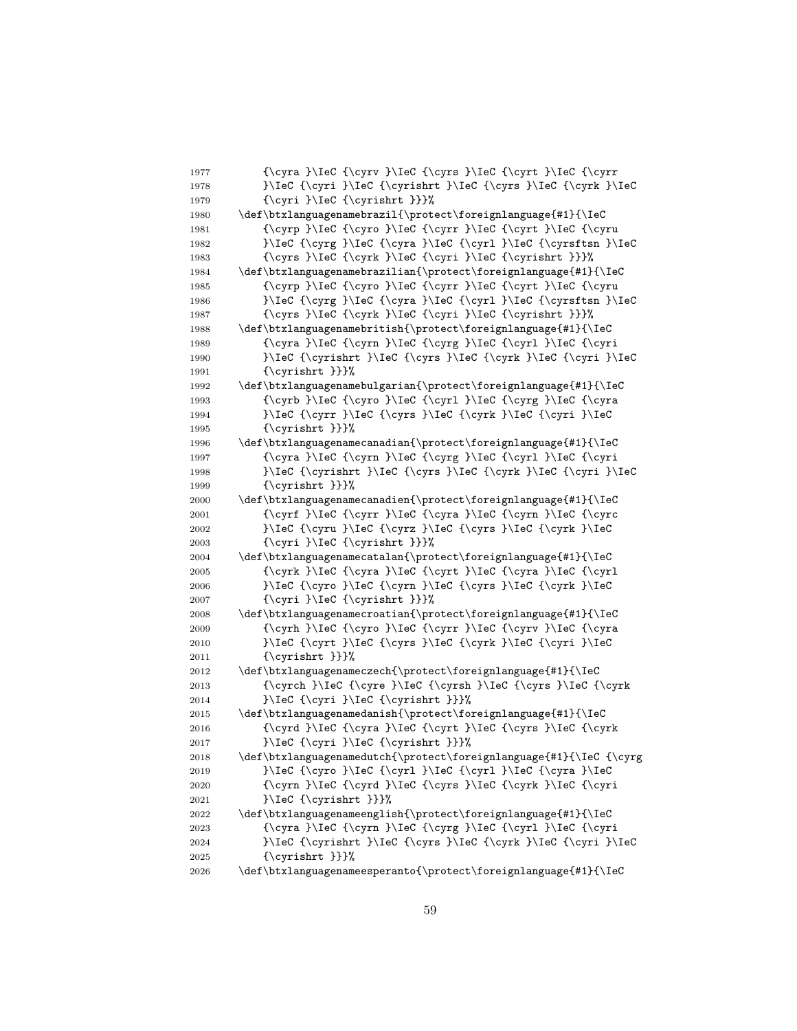```
1977        {\cyra }\IeC {\cyrv }\IeC {\cyrs }\IeC {\cyrt }\IeC {\cyrr
1978        }\IeC {\cyri }\IeC {\cyrishrt }\IeC {\cyrs }\IeC {\cyrk }\IeC
1979        {\cyri }\IeC {\cyrishrt }}}%
1980    \def\btxlanguagenamebrazil{\protect\foreignlanguage{#1}{\IeC
1981        {\cyrp }\IeC {\cyro }\IeC {\cyrr }\IeC {\cyrt }\IeC {\cyru
1982        }\IeC {\cyrg }\IeC {\cyra }\IeC {\cyrl }\IeC {\cyrsftsn }\IeC
1983        {\cyrs }\IeC {\cyrk }\IeC {\cyri }\IeC {\cyrishrt }}}%
1984    \def\btxlanguagenamebrazilian{\protect\foreignlanguage{#1}{\IeC
1985        {\cyrp }\IeC {\cyro }\IeC {\cyrr }\IeC {\cyrt }\IeC {\cyru
1986        }\IeC {\cyrg }\IeC {\cyra }\IeC {\cyrl }\IeC {\cyrsftsn }\IeC
1987        {\cyrs }\IeC {\cyrk }\IeC {\cyri }\IeC {\cyrishrt }}}%
1988    \def\btxlanguagenamebritish{\protect\foreignlanguage{#1}{\IeC
1989        {\cyra }\IeC {\cyrn }\IeC {\cyrg }\IeC {\cyrl }\IeC {\cyri
1990        }\IeC {\cyrishrt }\IeC {\cyrs }\IeC {\cyrk }\IeC {\cyri }\IeC
1991        {\cyrishrt }}}%
1992    \def\btxlanguagenamebulgarian{\protect\foreignlanguage{#1}{\IeC
1993        {\cyrb }\IeC {\cyro }\IeC {\cyrl }\IeC {\cyrg }\IeC {\cyra
1994        }\IeC {\cyrr }\IeC {\cyrs }\IeC {\cyrk }\IeC {\cyri }\IeC
1995        {\cyrishrt }}}%
1996    \def\btxlanguagenamecanadian{\protect\foreignlanguage{#1}{\IeC
1997        {\cyra }\IeC {\cyrn }\IeC {\cyrg }\IeC {\cyrl }\IeC {\cyri
1998        }\IeC {\cyrishrt }\IeC {\cyrs }\IeC {\cyrk }\IeC {\cyri }\IeC
1999        {\cyrishrt }}}%
2000    \def\btxlanguagenamecanadien{\protect\foreignlanguage{#1}{\IeC
2001        {\cyrf }\IeC {\cyrr }\IeC {\cyra }\IeC {\cyrn }\IeC {\cyrc
2002        }\IeC {\cyru }\IeC {\cyrz }\IeC {\cyrs }\IeC {\cyrk }\IeC
2003        {\cyri }\IeC {\cyrishrt }}}%
2004    \def\btxlanguagenamecatalan{\protect\foreignlanguage{#1}{\IeC
2005        {\cyrk }\IeC {\cyra }\IeC {\cyrt }\IeC {\cyra }\IeC {\cyrl
2006        }\IeC {\cyro }\IeC {\cyrn }\IeC {\cyrs }\IeC {\cyrk }\IeC
2007        {\cyri }\IeC {\cyrishrt }}}%
2008    \def\btxlanguagenamecroatian{\protect\foreignlanguage{#1}{\IeC
2009        {\cyrh }\IeC {\cyro }\IeC {\cyrr }\IeC {\cyrv }\IeC {\cyra
2010        }\IeC {\cyrt }\IeC {\cyrs }\IeC {\cyrk }\IeC {\cyri }\IeC
2011        {\cyrishrt }}}%
2012    \def\btxlanguagenameczech{\protect\foreignlanguage{#1}{\IeC
2013        {\cyrch }\IeC {\cyre }\IeC {\cyrsh }\IeC {\cyrs }\IeC {\cyrk
2014        }\IeC {\cyri }\IeC {\cyrishrt }}}%
2015    \def\btxlanguagenamedanish{\protect\foreignlanguage{#1}{\IeC
2016        {\cyrd }\IeC {\cyra }\IeC {\cyrt }\IeC {\cyrs }\IeC {\cyrk
2017        }\IeC {\cyri }\IeC {\cyrishrt }}}%
2018    \def\btxlanguagenamedutch{\protect\foreignlanguage{#1}{\IeC {\cyrg
2019        }\IeC {\cyro }\IeC {\cyrl }\IeC {\cyrl }\IeC {\cyra }\IeC
2020        {\cyrn }\IeC {\cyrd }\IeC {\cyrs }\IeC {\cyrk }\IeC {\cyri
2021        }\IeC {\cyrishrt }}}%
2022    \def\btxlanguagenameenglish{\protect\foreignlanguage{#1}{\IeC
2023        {\cyra }\IeC {\cyrn }\IeC {\cyrg }\IeC {\cyrl }\IeC {\cyri
2024        }\IeC {\cyrishrt }\IeC {\cyrs }\IeC {\cyrk }\IeC {\cyri }\IeC
2025        {\cyrishrt }}}%
2026    \def\btxlanguagenameesperanto{\protect\foreignlanguage{#1}{\IeC
```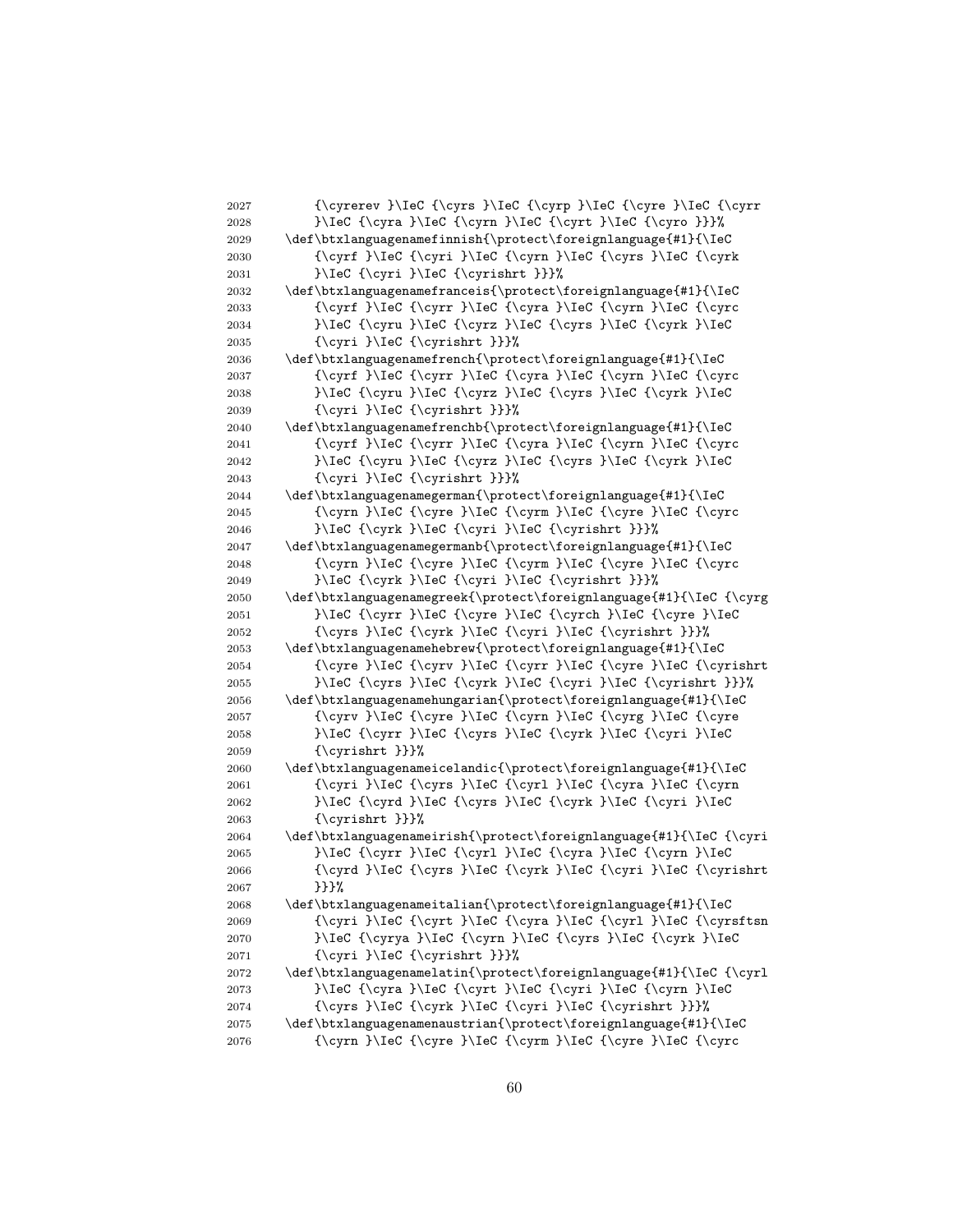```
2027        {\cyrerev }\IeC {\cyrs }\IeC {\cyrp }\IeC {\cyre }\IeC {\cyrr
2028        }\IeC {\cyra }\IeC {\cyrn }\IeC {\cyrt }\IeC {\cyro }}}%
2029    \def\btxlanguagenamefinnish{\protect\foreignlanguage{#1}{\IeC
2030        {\cyrf }\IeC {\cyri }\IeC {\cyrn }\IeC {\cyrs }\IeC {\cyrk
2031        }\IeC {\cyri }\IeC {\cyrishrt }}}%
2032    \def\btxlanguagenamefranceis{\protect\foreignlanguage{#1}{\IeC
2033        {\cyrf }\IeC {\cyrr }\IeC {\cyra }\IeC {\cyrn }\IeC {\cyrc
2034        }\IeC {\cyru }\IeC {\cyrz }\IeC {\cyrs }\IeC {\cyrk }\IeC
2035        {\cyri }\IeC {\cyrishrt }}}%
2036    \def\btxlanguagenamefrench{\protect\foreignlanguage{#1}{\IeC
2037        {\cyrf }\IeC {\cyrr }\IeC {\cyra }\IeC {\cyrn }\IeC {\cyrc
2038        }\IeC {\cyru }\IeC {\cyrz }\IeC {\cyrs }\IeC {\cyrk }\IeC
2039        {\cyri }\IeC {\cyrishrt }}}%
2040    \def\btxlanguagenamefrenchb{\protect\foreignlanguage{#1}{\IeC
2041        {\cyrf }\IeC {\cyrr }\IeC {\cyra }\IeC {\cyrn }\IeC {\cyrc
2042        }\IeC {\cyru }\IeC {\cyrz }\IeC {\cyrs }\IeC {\cyrk }\IeC
2043        {\cyri }\IeC {\cyrishrt }}}%
2044    \def\btxlanguagenamegerman{\protect\foreignlanguage{#1}{\IeC
2045        {\cyrn }\IeC {\cyre }\IeC {\cyrm }\IeC {\cyre }\IeC {\cyrc
2046        }\IeC {\cyrk }\IeC {\cyri }\IeC {\cyrishrt }}}%
2047    \def\btxlanguagenamegermanb{\protect\foreignlanguage{#1}{\IeC
2048        {\cyrn }\IeC {\cyre }\IeC {\cyrm }\IeC {\cyre }\IeC {\cyrc
2049        }\IeC {\cyrk }\IeC {\cyri }\IeC {\cyrishrt }}}%
2050    \def\btxlanguagenamegreek{\protect\foreignlanguage{#1}{\IeC {\cyrg
2051        }\IeC {\cyrr }\IeC {\cyre }\IeC {\cyrch }\IeC {\cyre }\IeC
2052        {\cyrs }\IeC {\cyrk }\IeC {\cyri }\IeC {\cyrishrt }}}%
2053    \def\btxlanguagenamehebrew{\protect\foreignlanguage{#1}{\IeC
2054        {\cyre }\IeC {\cyrv }\IeC {\cyrr }\IeC {\cyre }\IeC {\cyrishrt
2055        }\IeC {\cyrs }\IeC {\cyrk }\IeC {\cyri }\IeC {\cyrishrt }}}%
2056    \def\btxlanguagenamehungarian{\protect\foreignlanguage{#1}{\IeC
2057        {\cyrv }\IeC {\cyre }\IeC {\cyrn }\IeC {\cyrg }\IeC {\cyre
2058        }\IeC {\cyrr }\IeC {\cyrs }\IeC {\cyrk }\IeC {\cyri }\IeC
2059        {\cyrishrt }}}%
2060    \def\btxlanguagenameicelandic{\protect\foreignlanguage{#1}{\IeC
2061        {\cyri }\IeC {\cyrs }\IeC {\cyrl }\IeC {\cyra }\IeC {\cyrn
2062        }\IeC {\cyrd }\IeC {\cyrs }\IeC {\cyrk }\IeC {\cyri }\IeC
2063        {\cyrishrt }}}%
2064    \def\btxlanguagenameirish{\protect\foreignlanguage{#1}{\IeC {\cyri
2065        }\IeC {\cyrr }\IeC {\cyrl }\IeC {\cyra }\IeC {\cyrn }\IeC
2066        {\cyrd }\IeC {\cyrs }\IeC {\cyrk }\IeC {\cyri }\IeC {\cyrishrt
2067        }}}%
2068    \def\btxlanguagenameitalian{\protect\foreignlanguage{#1}{\IeC
2069        {\cyri }\IeC {\cyrt }\IeC {\cyra }\IeC {\cyrl }\IeC {\cyrsftsn
2070        }\IeC {\cyrya }\IeC {\cyrn }\IeC {\cyrs }\IeC {\cyrk }\IeC
2071        {\cyri }\IeC {\cyrishrt }}}%
2072    \def\btxlanguagenamelatin{\protect\foreignlanguage{#1}{\IeC {\cyrl
2073        }\IeC {\cyra }\IeC {\cyrt }\IeC {\cyri }\IeC {\cyrn }\IeC
2074        {\cyrs }\IeC {\cyrk }\IeC {\cyri }\IeC {\cyrishrt }}}%
2075    \def\btxlanguagenamenaustrian{\protect\foreignlanguage{#1}{\IeC
2076        {\cyrn }\IeC {\cyre }\IeC {\cyrm }\IeC {\cyre }\IeC {\cyrc
```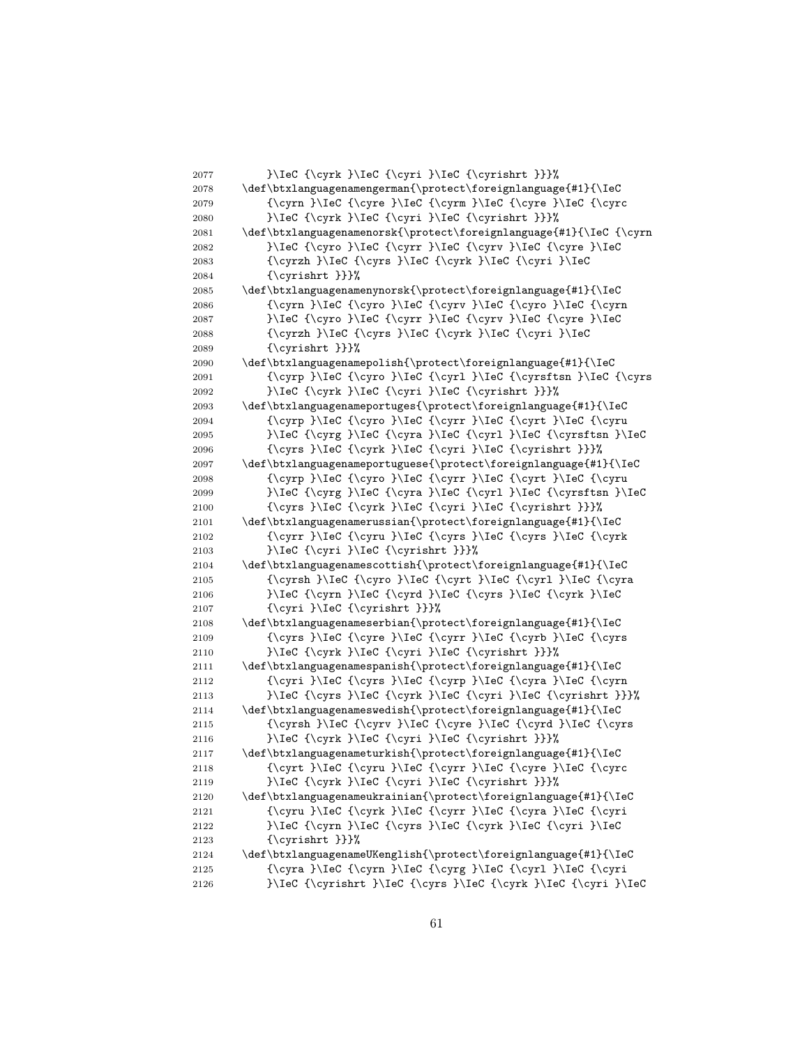```
2077        }\IeC {\cyrk }\IeC {\cyri }\IeC {\cyrishrt }}}%
2078    \def\btxlanguagenamengerman{\protect\foreignlanguage{#1}{\IeC
2079        {\cyrn }\IeC {\cyre }\IeC {\cyrm }\IeC {\cyre }\IeC {\cyrc
2080        }\IeC {\cyrk }\IeC {\cyri }\IeC {\cyrishrt }}}%
2081    \def\btxlanguagenamenorsk{\protect\foreignlanguage{#1}{\IeC {\cyrn
2082        }\IeC {\cyro }\IeC {\cyrr }\IeC {\cyrv }\IeC {\cyre }\IeC
2083        {\cyrzh }\IeC {\cyrs }\IeC {\cyrk }\IeC {\cyri }\IeC
2084        {\cyrishrt }}}%
2085    \def\btxlanguagenamenynorsk{\protect\foreignlanguage{#1}{\IeC
2086        {\cyrn }\IeC {\cyro }\IeC {\cyrv }\IeC {\cyro }\IeC {\cyrn
2087        }\IeC {\cyro }\IeC {\cyrr }\IeC {\cyrv }\IeC {\cyre }\IeC
2088        {\cyrzh }\IeC {\cyrs }\IeC {\cyrk }\IeC {\cyri }\IeC
2089        {\cyrishrt }}}%
2090    \def\btxlanguagenamepolish{\protect\foreignlanguage{#1}{\IeC
2091        {\cyrp }\IeC {\cyro }\IeC {\cyrl }\IeC {\cyrsftsn }\IeC {\cyrs
2092        }\IeC {\cyrk }\IeC {\cyri }\IeC {\cyrishrt }}}%
2093    \def\btxlanguagenameportuges{\protect\foreignlanguage{#1}{\IeC
2094        {\cyrp }\IeC {\cyro }\IeC {\cyrr }\IeC {\cyrt }\IeC {\cyru
2095        }\IeC {\cyrg }\IeC {\cyra }\IeC {\cyrl }\IeC {\cyrsftsn }\IeC
2096        {\cyrs }\IeC {\cyrk }\IeC {\cyri }\IeC {\cyrishrt }}}%
2097    \def\btxlanguagenameportuguese{\protect\foreignlanguage{#1}{\IeC
2098        {\cyrp }\IeC {\cyro }\IeC {\cyrr }\IeC {\cyrt }\IeC {\cyru
2099        }\IeC {\cyrg }\IeC {\cyra }\IeC {\cyrl }\IeC {\cyrsftsn }\IeC
2100        {\cyrs }\IeC {\cyrk }\IeC {\cyri }\IeC {\cyrishrt }}}%
2101    \def\btxlanguagenamerussian{\protect\foreignlanguage{#1}{\IeC
2102        {\cyrr }\IeC {\cyru }\IeC {\cyrs }\IeC {\cyrs }\IeC {\cyrk
2103        }\IeC {\cyri }\IeC {\cyrishrt }}}%
2104    \def\btxlanguagenamescottish{\protect\foreignlanguage{#1}{\IeC
2105        {\cyrsh }\IeC {\cyro }\IeC {\cyrt }\IeC {\cyrl }\IeC {\cyra
2106        }\IeC {\cyrn }\IeC {\cyrd }\IeC {\cyrs }\IeC {\cyrk }\IeC
2107        {\cyri }\IeC {\cyrishrt }}}%
2108    \def\btxlanguagenameserbian{\protect\foreignlanguage{#1}{\IeC
2109        {\cyrs }\IeC {\cyre }\IeC {\cyrr }\IeC {\cyrb }\IeC {\cyrs
2110        }\IeC {\cyrk }\IeC {\cyri }\IeC {\cyrishrt }}}%
2111    \def\btxlanguagenamespanish{\protect\foreignlanguage{#1}{\IeC
2112        {\cyri }\IeC {\cyrs }\IeC {\cyrp }\IeC {\cyra }\IeC {\cyrn
2113        }\IeC {\cyrs }\IeC {\cyrk }\IeC {\cyri }\IeC {\cyrishrt }}}%
2114    \def\btxlanguagenameswedish{\protect\foreignlanguage{#1}{\IeC
2115        {\cyrsh }\IeC {\cyrv }\IeC {\cyre }\IeC {\cyrd }\IeC {\cyrs
2116        }\IeC {\cyrk }\IeC {\cyri }\IeC {\cyrishrt }}}%
2117    \def\btxlanguagenameturkish{\protect\foreignlanguage{#1}{\IeC
2118        {\cyrt }\IeC {\cyru }\IeC {\cyrr }\IeC {\cyre }\IeC {\cyrc
2119        }\IeC {\cyrk }\IeC {\cyri }\IeC {\cyrishrt }}}%
2120    \def\btxlanguagenameukrainian{\protect\foreignlanguage{#1}{\IeC
2121        {\cyru }\IeC {\cyrk }\IeC {\cyrr }\IeC {\cyra }\IeC {\cyri
2122        }\IeC {\cyrn }\IeC {\cyrs }\IeC {\cyrk }\IeC {\cyri }\IeC
2123        {\cyrishrt }}}%
2124    \def\btxlanguagenameUKenglish{\protect\foreignlanguage{#1}{\IeC
2125        {\cyra }\IeC {\cyrn }\IeC {\cyrg }\IeC {\cyrl }\IeC {\cyri
2126        }\IeC {\cyrishrt }\IeC {\cyrs }\IeC {\cyrk }\IeC {\cyri }\IeC
```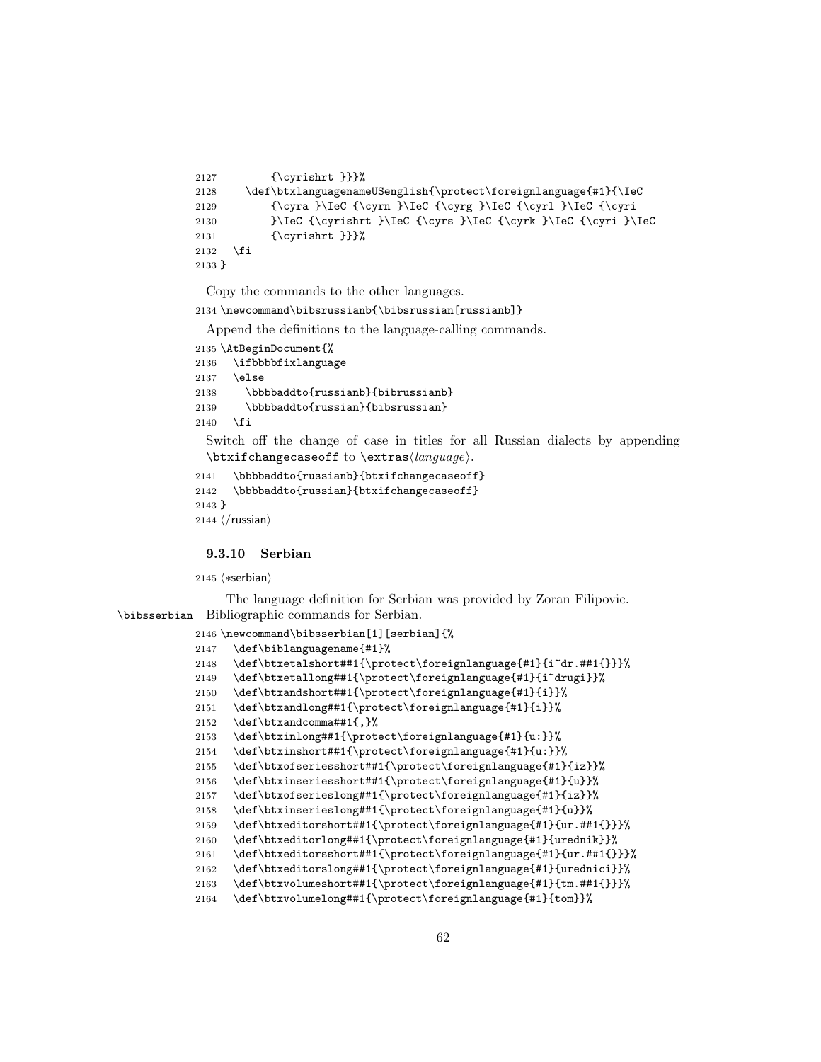```
2127         {\cyrishrt }}}%
2128     \def\btxlanguagenameUSenglish{\protect\foreignlanguage{#1}{\IeC
2129         {\cyra }\IeC {\cyrn }\IeC {\cyrg }\IeC {\cyrl }\IeC {\cyri
2130         }\IeC {\cyrishrt }\IeC {\cyrs }\IeC {\cyrk }\IeC {\cyri }\IeC
2131         {\cyrishrt }}}%
2132   \fi
2133 }
```

Copy the commands to the other languages.

```
2134 \newcommand\bibsrussianb{\bibsrussian[russianb]}
```

Append the definitions to the language-calling commands.

```
2135 \AtBeginDocument{%
2136   \ifbbbbfixlanguage
2137   \else
2138     \bbbbaddto{russianb}{bibrussianb}
2139     \bbbbaddto{russian}{bibsrussian}
2140   \fi
```

Switch off the change of case in titles for all Russian dialects by appending `\btxifchangecaseoff` to `\extras`⟨*language*⟩.

```
2141   \bbbbaddto{russianb}{btxifchangecaseoff}
2142   \bbbbaddto{russian}{btxifchangecaseoff}
2143 }
2144 ⟨/russian⟩
```

### 9.3.10 Serbian

```
2145 ⟨*serbian⟩
```

The language definition for Serbian was provided by Zoran Filipovic.

`\bibsserbian` Bibliographic commands for Serbian.

```
2146 \newcommand\bibsserbian[1][serbian]{%
2147   \def\biblanguagename{#1}%
2148   \def\btxetalshort##1{\protect\foreignlanguage{#1}{i~dr.##1{}}}%
2149   \def\btxetallong##1{\protect\foreignlanguage{#1}{i~drugi}}%
2150   \def\btxandshort##1{\protect\foreignlanguage{#1}{i}}%
2151   \def\btxandlong##1{\protect\foreignlanguage{#1}{i}}%
2152   \def\btxandcomma##1{,}%
2153   \def\btxinlong##1{\protect\foreignlanguage{#1}{u:}}%
2154   \def\btxinshort##1{\protect\foreignlanguage{#1}{u:}}%
2155   \def\btxofseriesshort##1{\protect\foreignlanguage{#1}{iz}}%
2156   \def\btxinseriesshort##1{\protect\foreignlanguage{#1}{u}}%
2157   \def\btxofserieslong##1{\protect\foreignlanguage{#1}{iz}}%
2158   \def\btxinserieslong##1{\protect\foreignlanguage{#1}{u}}%
2159   \def\btxeditorshort##1{\protect\foreignlanguage{#1}{ur.##1{}}}%
2160   \def\btxeditorlong##1{\protect\foreignlanguage{#1}{urednik}}%
2161   \def\btxeditorsshort##1{\protect\foreignlanguage{#1}{ur.##1{}}}%
2162   \def\btxeditorslong##1{\protect\foreignlanguage{#1}{urednici}}%
2163   \def\btxvolumeshort##1{\protect\foreignlanguage{#1}{tm.##1{}}}%
2164   \def\btxvolumelong##1{\protect\foreignlanguage{#1}{tom}}%
```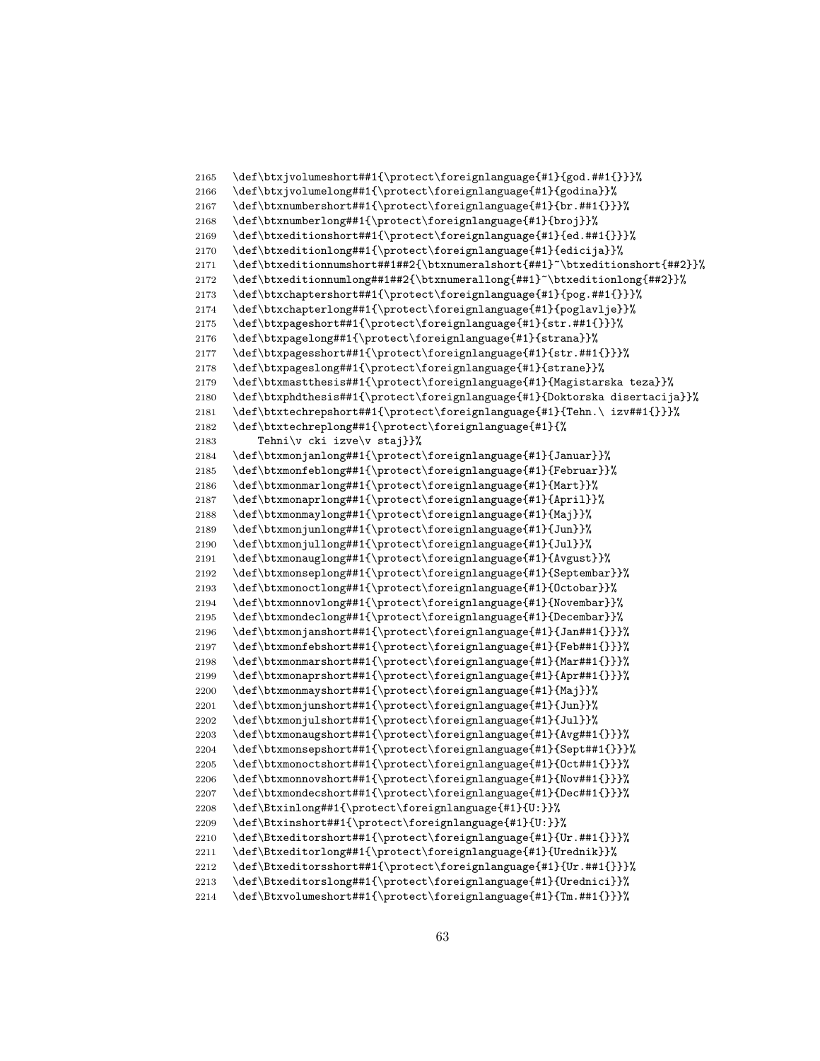```
2165 \def\btxjvolumeshort##1{\protect\foreignlanguage{#1}{god.##1{}}}%
2166 \def\btxjvolumelong##1{\protect\foreignlanguage{#1}{godina}}%
2167 \def\btxnumbershort##1{\protect\foreignlanguage{#1}{br.##1{}}}%
2168 \def\btxnumberlong##1{\protect\foreignlanguage{#1}{broj}}%
2169 \def\btxeditionshort##1{\protect\foreignlanguage{#1}{ed.##1{}}}%
2170 \def\btxeditionlong##1{\protect\foreignlanguage{#1}{edicija}}%
2171 \def\btxeditionnumshort##1##2{\btxnumeralshort{##1}~\btxeditionshort{##2}}%
2172 \def\btxeditionnumlong##1##2{\btxnumerallong{##1}~\btxeditionlong{##2}}%
2173 \def\btxchaptershort##1{\protect\foreignlanguage{#1}{pog.##1{}}}%
2174 \def\btxchapterlong##1{\protect\foreignlanguage{#1}{poglavlje}}%
2175 \def\btxpageshort##1{\protect\foreignlanguage{#1}{str.##1{}}}%
2176 \def\btxpagelong##1{\protect\foreignlanguage{#1}{strana}}%
2177 \def\btxpagesshort##1{\protect\foreignlanguage{#1}{str.##1{}}}%
2178 \def\btxpageslong##1{\protect\foreignlanguage{#1}{strane}}%
2179 \def\btxmastthesis##1{\protect\foreignlanguage{#1}{Magistarska teza}}%
2180 \def\btxphdthesis##1{\protect\foreignlanguage{#1}{Doktorska disertacija}}%
2181 \def\btxtechrepshort##1{\protect\foreignlanguage{#1}{Tehn.\ izv##1{}}}%
2182 \def\btxtechreplong##1{\protect\foreignlanguage{#1}{%
2183     Tehni\v cki izve\v staj}}%
2184 \def\btxmonjanlong##1{\protect\foreignlanguage{#1}{Januar}}%
2185 \def\btxmonfeblong##1{\protect\foreignlanguage{#1}{Februar}}%
2186 \def\btxmonmarlong##1{\protect\foreignlanguage{#1}{Mart}}%
2187 \def\btxmonaprlong##1{\protect\foreignlanguage{#1}{April}}%
2188 \def\btxmonmaylong##1{\protect\foreignlanguage{#1}{Maj}}%
2189 \def\btxmonjunlong##1{\protect\foreignlanguage{#1}{Jun}}%
2190 \def\btxmonjullong##1{\protect\foreignlanguage{#1}{Jul}}%
2191 \def\btxmonauglong##1{\protect\foreignlanguage{#1}{Avgust}}%
2192 \def\btxmonseplong##1{\protect\foreignlanguage{#1}{Septembar}}%
2193 \def\btxmonoctlong##1{\protect\foreignlanguage{#1}{Octobar}}%
2194 \def\btxmonnovlong##1{\protect\foreignlanguage{#1}{Novembar}}%
2195 \def\btxmondeclong##1{\protect\foreignlanguage{#1}{Decembar}}%
2196 \def\btxmonjanshort##1{\protect\foreignlanguage{#1}{Jan##1{}}}%
2197 \def\btxmonfebshort##1{\protect\foreignlanguage{#1}{Feb##1{}}}%
2198 \def\btxmonmarshort##1{\protect\foreignlanguage{#1}{Mar##1{}}}%
2199 \def\btxmonaprshort##1{\protect\foreignlanguage{#1}{Apr##1{}}}%
2200 \def\btxmonmayshort##1{\protect\foreignlanguage{#1}{Maj}}%
2201 \def\btxmonjunshort##1{\protect\foreignlanguage{#1}{Jun}}%
2202 \def\btxmonjulshort##1{\protect\foreignlanguage{#1}{Jul}}%
2203 \def\btxmonaugshort##1{\protect\foreignlanguage{#1}{Avg##1{}}}%
2204 \def\btxmonsepshort##1{\protect\foreignlanguage{#1}{Sept##1{}}}%
2205 \def\btxmonoctshort##1{\protect\foreignlanguage{#1}{Oct##1{}}}%
2206 \def\btxmonnovshort##1{\protect\foreignlanguage{#1}{Nov##1{}}}%
2207 \def\btxmondecshort##1{\protect\foreignlanguage{#1}{Dec##1{}}}%
2208 \def\Btxinlong##1{\protect\foreignlanguage{#1}{U:}}%
2209 \def\Btxinshort##1{\protect\foreignlanguage{#1}{U:}}%
2210 \def\Btxeditorshort##1{\protect\foreignlanguage{#1}{Ur.##1{}}}%
2211 \def\Btxeditorlong##1{\protect\foreignlanguage{#1}{Urednik}}%
2212 \def\Btxeditorsshort##1{\protect\foreignlanguage{#1}{Ur.##1{}}}%
2213 \def\Btxeditorslong##1{\protect\foreignlanguage{#1}{Urednici}}%
2214 \def\Btxvolumeshort##1{\protect\foreignlanguage{#1}{Tm.##1{}}}%
```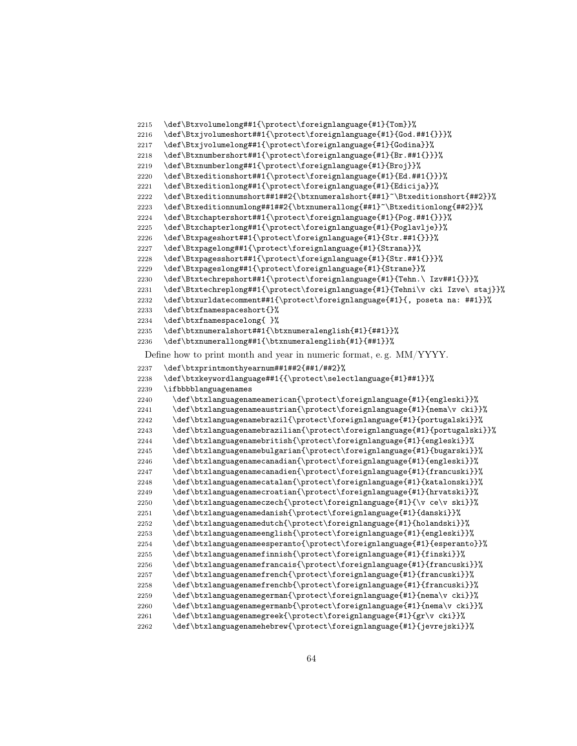```
2215 \def\Btxvolumelong##1{\protect\foreignlanguage{#1}{Tom}}%
2216 \def\Btxjvolumeshort##1{\protect\foreignlanguage{#1}{God.##1{}}}%
2217 \def\Btxjvolumelong##1{\protect\foreignlanguage{#1}{Godina}}%
2218 \def\Btxnumbershort##1{\protect\foreignlanguage{#1}{Br.##1{}}}%
2219 \def\Btxnumberlong##1{\protect\foreignlanguage{#1}{Broj}}%
2220 \def\Btxeditionshort##1{\protect\foreignlanguage{#1}{Ed.##1{}}}%
2221 \def\Btxeditionlong##1{\protect\foreignlanguage{#1}{Edicija}}%
2222 \def\Btxeditionnumshort##1##2{\btxnumeralshort{##1}~\Btxeditionshort{##2}}%
2223 \def\Btxeditionnumlong##1##2{\btxnumerallong{##1}~\Btxeditionlong{##2}}%
2224 \def\Btxchaptershort##1{\protect\foreignlanguage{#1}{Pog.##1{}}}%
2225 \def\Btxchapterlong##1{\protect\foreignlanguage{#1}{Poglavlje}}%
2226 \def\Btxpageshort##1{\protect\foreignlanguage{#1}{Str.##1{}}}%
2227 \def\Btxpagelong##1{\protect\foreignlanguage{#1}{Strana}}%
2228 \def\Btxpagesshort##1{\protect\foreignlanguage{#1}{Str.##1{}}}%
2229 \def\Btxpageslong##1{\protect\foreignlanguage{#1}{Strane}}%
2230 \def\Btxtechrepshort##1{\protect\foreignlanguage{#1}{Tehn.\ Izv##1{}}}%
2231 \def\Btxtechreplong##1{\protect\foreignlanguage{#1}{Tehni\v cki Izve\ staj}}%
2232 \def\btxurldatecomment##1{\protect\foreignlanguage{#1}{, poseta na: ##1}}%
2233 \def\btxfnamespaceshort{}%
2234 \def\btxfnamespacelong{ }%
2235 \def\btxnumeralshort##1{\btxnumeralenglish{#1}{##1}}%
2236 \def\btxnumerallong##1{\btxnumeralenglish{#1}{##1}}%
```

Define how to print month and year in numeric format, e. g. MM/YYYY.

```
2237 \def\btxprintmonthyearnum##1##2{##1/##2}%
2238 \def\btxkeywordlanguage##1{{\protect\selectlanguage{#1}##1}}%
2239 \ifbbbblanguagenames
2240   \def\btxlanguagenameamerican{\protect\foreignlanguage{#1}{engleski}}%
2241   \def\btxlanguagenameaustrian{\protect\foreignlanguage{#1}{nema\v cki}}%
2242   \def\btxlanguagenamebrazil{\protect\foreignlanguage{#1}{portugalski}}%
2243   \def\btxlanguagenamebrazilian{\protect\foreignlanguage{#1}{portugalski}}%
2244   \def\btxlanguagenamebritish{\protect\foreignlanguage{#1}{engleski}}%
2245   \def\btxlanguagenamebulgarian{\protect\foreignlanguage{#1}{bugarski}}%
2246   \def\btxlanguagenamecanadian{\protect\foreignlanguage{#1}{engleski}}%
2247   \def\btxlanguagenamecanadien{\protect\foreignlanguage{#1}{francuski}}%
2248   \def\btxlanguagenamecatalan{\protect\foreignlanguage{#1}{katalonski}}%
2249   \def\btxlanguagenamecroatian{\protect\foreignlanguage{#1}{hrvatski}}%
2250   \def\btxlanguagenameczech{\protect\foreignlanguage{#1}{\v ce\v ski}}%
2251   \def\btxlanguagenamedanish{\protect\foreignlanguage{#1}{danski}}%
2252   \def\btxlanguagenamedutch{\protect\foreignlanguage{#1}{holandski}}%
2253   \def\btxlanguagenameenglish{\protect\foreignlanguage{#1}{engleski}}%
2254   \def\btxlanguagenameesperanto{\protect\foreignlanguage{#1}{esperanto}}%
2255   \def\btxlanguagenamefinnish{\protect\foreignlanguage{#1}{finski}}%
2256   \def\btxlanguagenamefrancais{\protect\foreignlanguage{#1}{francuski}}%
2257   \def\btxlanguagenamefrench{\protect\foreignlanguage{#1}{francuski}}%
2258   \def\btxlanguagenamefrenchb{\protect\foreignlanguage{#1}{francuski}}%
2259   \def\btxlanguagenamegerman{\protect\foreignlanguage{#1}{nema\v cki}}%
2260   \def\btxlanguagenamegermanb{\protect\foreignlanguage{#1}{nema\v cki}}%
2261   \def\btxlanguagenamegreek{\protect\foreignlanguage{#1}{gr\v cki}}%
2262   \def\btxlanguagenamehebrew{\protect\foreignlanguage{#1}{jevrejski}}%
```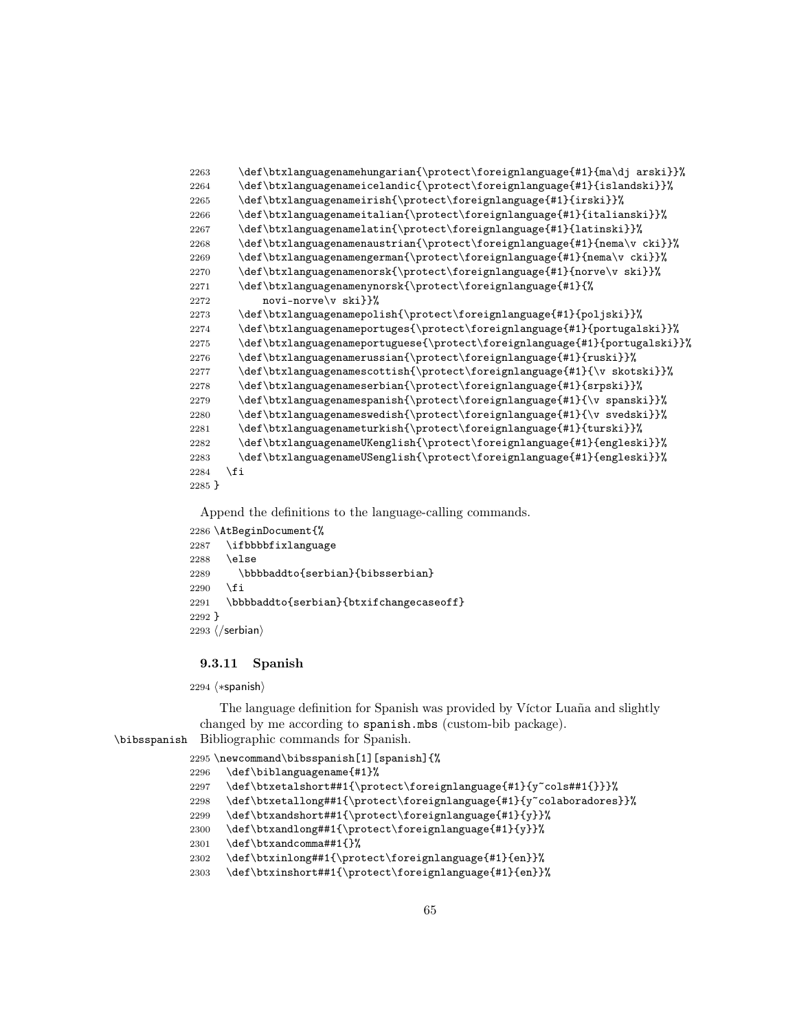```
2263     \def\btxlanguagenamehungarian{\protect\foreignlanguage{#1}{ma\dj arski}}%
2264     \def\btxlanguagenameicelandic{\protect\foreignlanguage{#1}{islandski}}%
2265     \def\btxlanguagenameirish{\protect\foreignlanguage{#1}{irski}}%
2266     \def\btxlanguagenameitalian{\protect\foreignlanguage{#1}{italianski}}%
2267     \def\btxlanguagenamelatin{\protect\foreignlanguage{#1}{latinski}}%
2268     \def\btxlanguagenamenaustrian{\protect\foreignlanguage{#1}{nema\v cki}}%
2269     \def\btxlanguagenamengerman{\protect\foreignlanguage{#1}{nema\v cki}}%
2270     \def\btxlanguagenamenorsk{\protect\foreignlanguage{#1}{norve\v ski}}%
2271     \def\btxlanguagenamenynorsk{\protect\foreignlanguage{#1}{%
2272         novi-norve\v ski}}%
2273     \def\btxlanguagenamepolish{\protect\foreignlanguage{#1}{poljski}}%
2274     \def\btxlanguagenameportuges{\protect\foreignlanguage{#1}{portugalski}}%
2275     \def\btxlanguagenameportuguese{\protect\foreignlanguage{#1}{portugalski}}%
2276     \def\btxlanguagenamerussian{\protect\foreignlanguage{#1}{ruski}}%
2277     \def\btxlanguagenamescottish{\protect\foreignlanguage{#1}{\v skotski}}%
2278     \def\btxlanguagenameserbian{\protect\foreignlanguage{#1}{srpski}}%
2279     \def\btxlanguagenamespanish{\protect\foreignlanguage{#1}{\v spanski}}%
2280     \def\btxlanguagenameswedish{\protect\foreignlanguage{#1}{\v svedski}}%
2281     \def\btxlanguagenameturkish{\protect\foreignlanguage{#1}{turski}}%
2282     \def\btxlanguagenameUKenglish{\protect\foreignlanguage{#1}{engleski}}%
2283     \def\btxlanguagenameUSenglish{\protect\foreignlanguage{#1}{engleski}}%
2284   \fi
2285 }
```

Append the definitions to the language-calling commands.

```
2286 \AtBeginDocument{%
2287   \ifbbbbfixlanguage
2288   \else
2289     \bbbbaddto{serbian}{bibsserbian}
2290   \fi
2291   \bbbbaddto{serbian}{btxifchangecaseoff}
2292 }
2293 ⟨/serbian⟩
```

### 9.3.11 Spanish

```
2294 ⟨*spanish⟩
```

The language definition for Spanish was provided by Víctor Luaña and slightly changed by me according to `spanish.mbs` (custom-bib package).

`\bibsspanish` Bibliographic commands for Spanish.

```
2295 \newcommand\bibsspanish[1][spanish]{%
2296   \def\biblanguagename{#1}%
2297   \def\btxetalshort##1{\protect\foreignlanguage{#1}{y~cols##1{}}}%
2298   \def\btxetallong##1{\protect\foreignlanguage{#1}{y~colaboradores}}%
2299   \def\btxandshort##1{\protect\foreignlanguage{#1}{y}}%
2300   \def\btxandlong##1{\protect\foreignlanguage{#1}{y}}%
2301   \def\btxandcomma##1{}%
2302   \def\btxinlong##1{\protect\foreignlanguage{#1}{en}}%
2303   \def\btxinshort##1{\protect\foreignlanguage{#1}{en}}%
```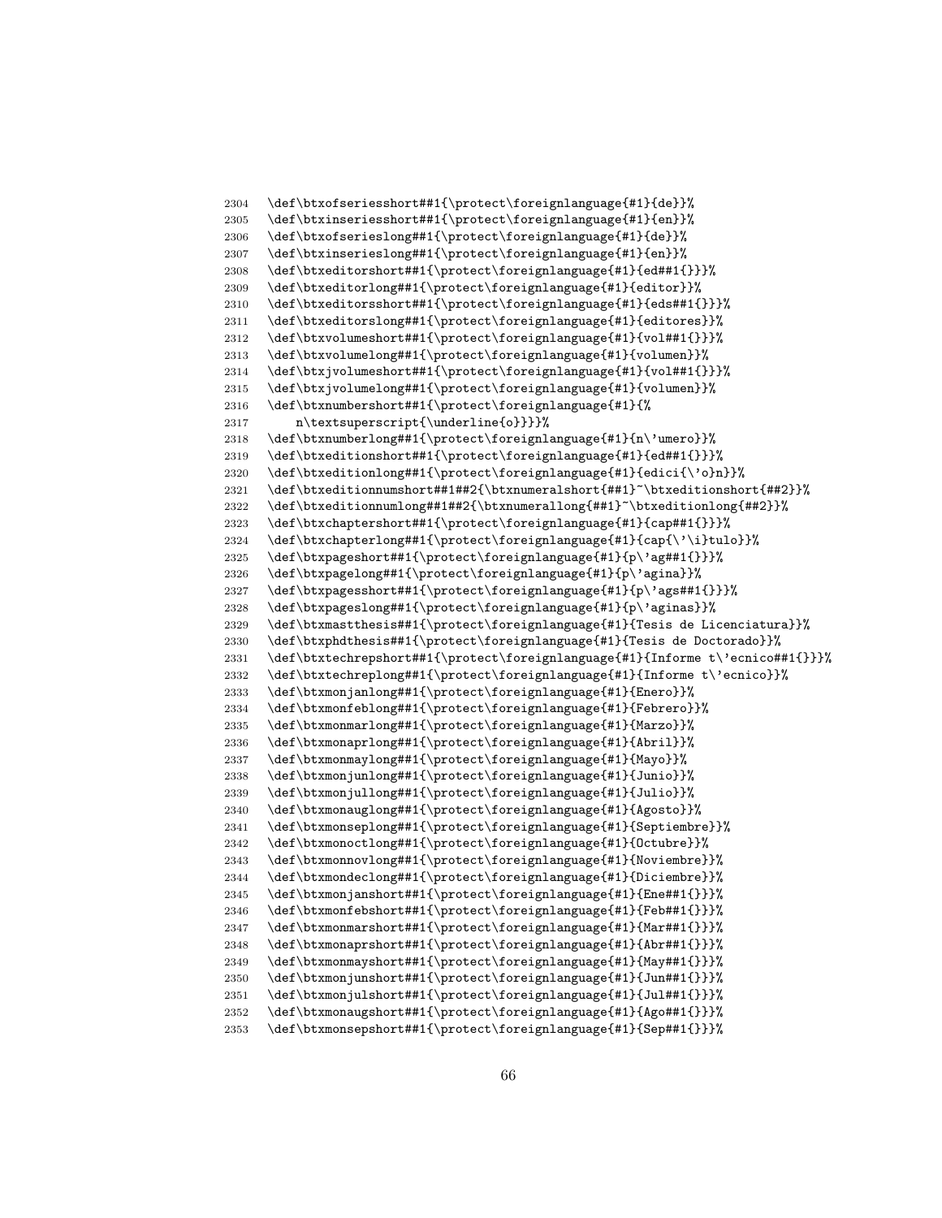```
2304 \def\btxofseriesshort##1{\protect\foreignlanguage{#1}{de}}%
2305 \def\btxinseriesshort##1{\protect\foreignlanguage{#1}{en}}%
2306 \def\btxofserieslong##1{\protect\foreignlanguage{#1}{de}}%
2307 \def\btxinserieslong##1{\protect\foreignlanguage{#1}{en}}%
2308 \def\btxeditorshort##1{\protect\foreignlanguage{#1}{ed##1{}}}%
2309 \def\btxeditorlong##1{\protect\foreignlanguage{#1}{editor}}%
2310 \def\btxeditorsshort##1{\protect\foreignlanguage{#1}{eds##1{}}}%
2311 \def\btxeditorslong##1{\protect\foreignlanguage{#1}{editores}}%
2312 \def\btxvolumeshort##1{\protect\foreignlanguage{#1}{vol##1{}}}%
2313 \def\btxvolumelong##1{\protect\foreignlanguage{#1}{volumen}}%
2314 \def\btxjvolumeshort##1{\protect\foreignlanguage{#1}{vol##1{}}}%
2315 \def\btxjvolumelong##1{\protect\foreignlanguage{#1}{volumen}}%
2316 \def\btxnumbershort##1{\protect\foreignlanguage{#1}{%
2317     n\textsuperscript{\underline{o}}}}%
2318 \def\btxnumberlong##1{\protect\foreignlanguage{#1}{n\'umero}}%
2319 \def\btxeditionshort##1{\protect\foreignlanguage{#1}{ed##1{}}}%
2320 \def\btxeditionlong##1{\protect\foreignlanguage{#1}{edici{\'o}n}}%
2321 \def\btxeditionnumshort##1##2{\btxnumeralshort{##1}~\btxeditionshort{##2}}%
2322 \def\btxeditionnumlong##1##2{\btxnumerallong{##1}~\btxeditionlong{##2}}%
2323 \def\btxchaptershort##1{\protect\foreignlanguage{#1}{cap##1{}}}%
2324 \def\btxchapterlong##1{\protect\foreignlanguage{#1}{cap{\'\i}tulo}}%
2325 \def\btxpageshort##1{\protect\foreignlanguage{#1}{p\'ag##1{}}}%
2326 \def\btxpagelong##1{\protect\foreignlanguage{#1}{p\'agina}}%
2327 \def\btxpagesshort##1{\protect\foreignlanguage{#1}{p\'ags##1{}}}%
2328 \def\btxpageslong##1{\protect\foreignlanguage{#1}{p\'aginas}}%
2329 \def\btxmastthesis##1{\protect\foreignlanguage{#1}{Tesis de Licenciatura}}%
2330 \def\btxphdthesis##1{\protect\foreignlanguage{#1}{Tesis de Doctorado}}%
2331 \def\btxtechrepshort##1{\protect\foreignlanguage{#1}{Informe t\'ecnico##1{}}}%
2332 \def\btxtechreplong##1{\protect\foreignlanguage{#1}{Informe t\'ecnico}}%
2333 \def\btxmonjanlong##1{\protect\foreignlanguage{#1}{Enero}}%
2334 \def\btxmonfeblong##1{\protect\foreignlanguage{#1}{Febrero}}%
2335 \def\btxmonmarlong##1{\protect\foreignlanguage{#1}{Marzo}}%
2336 \def\btxmonaprlong##1{\protect\foreignlanguage{#1}{Abril}}%
2337 \def\btxmonmaylong##1{\protect\foreignlanguage{#1}{Mayo}}%
2338 \def\btxmonjunlong##1{\protect\foreignlanguage{#1}{Junio}}%
2339 \def\btxmonjullong##1{\protect\foreignlanguage{#1}{Julio}}%
2340 \def\btxmonauglong##1{\protect\foreignlanguage{#1}{Agosto}}%
2341 \def\btxmonseplong##1{\protect\foreignlanguage{#1}{Septiembre}}%
2342 \def\btxmonoctlong##1{\protect\foreignlanguage{#1}{Octubre}}%
2343 \def\btxmonnovlong##1{\protect\foreignlanguage{#1}{Noviembre}}%
2344 \def\btxmondeclong##1{\protect\foreignlanguage{#1}{Diciembre}}%
2345 \def\btxmonjanshort##1{\protect\foreignlanguage{#1}{Ene##1{}}}%
2346 \def\btxmonfebshort##1{\protect\foreignlanguage{#1}{Feb##1{}}}%
2347 \def\btxmonmarshort##1{\protect\foreignlanguage{#1}{Mar##1{}}}%
2348 \def\btxmonaprshort##1{\protect\foreignlanguage{#1}{Abr##1{}}}%
2349 \def\btxmonmayshort##1{\protect\foreignlanguage{#1}{May##1{}}}%
2350 \def\btxmonjunshort##1{\protect\foreignlanguage{#1}{Jun##1{}}}%
2351 \def\btxmonjulshort##1{\protect\foreignlanguage{#1}{Jul##1{}}}%
2352 \def\btxmonaugshort##1{\protect\foreignlanguage{#1}{Ago##1{}}}%
2353 \def\btxmonsepshort##1{\protect\foreignlanguage{#1}{Sep##1{}}}%
```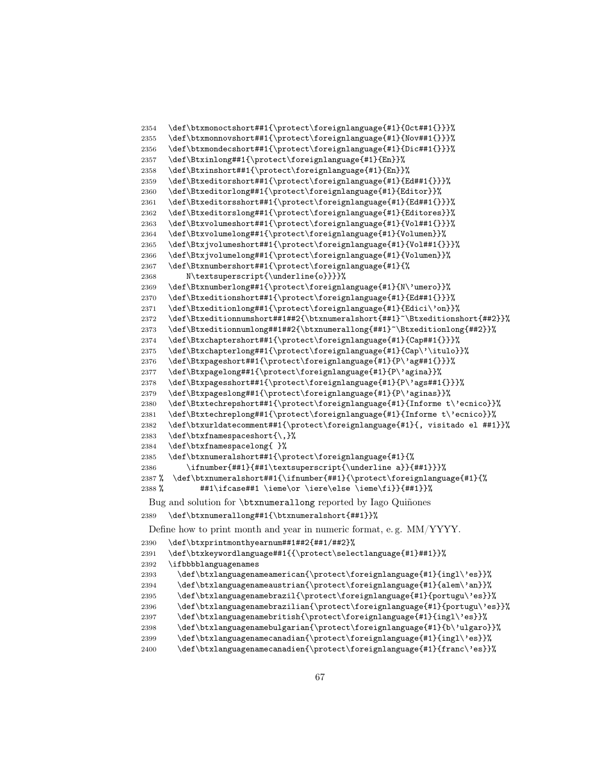```
2354 \def\btxmonoctshort##1{\protect\foreignlanguage{#1}{Oct##1{}}}%
2355 \def\btxmonnovshort##1{\protect\foreignlanguage{#1}{Nov##1{}}}%
2356 \def\btxmondecshort##1{\protect\foreignlanguage{#1}{Dic##1{}}}%
2357 \def\Btxinlong##1{\protect\foreignlanguage{#1}{En}}%
2358 \def\Btxinshort##1{\protect\foreignlanguage{#1}{En}}%
2359 \def\Btxeditorshort##1{\protect\foreignlanguage{#1}{Ed##1{}}}%
2360 \def\Btxeditorlong##1{\protect\foreignlanguage{#1}{Editor}}%
2361 \def\Btxeditorsshort##1{\protect\foreignlanguage{#1}{Ed##1{}}}%
2362 \def\Btxeditorslong##1{\protect\foreignlanguage{#1}{Editores}}%
2363 \def\Btxvolumeshort##1{\protect\foreignlanguage{#1}{Vol##1{}}}%
2364 \def\Btxvolumelong##1{\protect\foreignlanguage{#1}{Volumen}}%
2365 \def\Btxjvolumeshort##1{\protect\foreignlanguage{#1}{Vol##1{}}}%
2366 \def\Btxjvolumelong##1{\protect\foreignlanguage{#1}{Volumen}}%
2367 \def\Btxnumbershort##1{\protect\foreignlanguage{#1}{%
2368     N\textsuperscript{\underline{o}}}}%
2369 \def\Btxnumberlong##1{\protect\foreignlanguage{#1}{N\'umero}}%
2370 \def\Btxeditionshort##1{\protect\foreignlanguage{#1}{Ed##1{}}}%
2371 \def\Btxeditionlong##1{\protect\foreignlanguage{#1}{Edici\'on}}%
2372 \def\Btxeditionnumshort##1##2{\btxnumeralshort{##1}~\Btxeditionshort{##2}}%
2373 \def\Btxeditionnumlong##1##2{\btxnumerallong{##1}~\Btxeditionlong{##2}}%
2374 \def\Btxchaptershort##1{\protect\foreignlanguage{#1}{Cap##1{}}}%
2375 \def\Btxchapterlong##1{\protect\foreignlanguage{#1}{Cap\'\itulo}}%
2376 \def\Btxpageshort##1{\protect\foreignlanguage{#1}{P\'ag##1{}}}%
2377 \def\Btxpagelong##1{\protect\foreignlanguage{#1}{P\'agina}}%
2378 \def\Btxpagesshort##1{\protect\foreignlanguage{#1}{P\'ags##1{}}}%
2379 \def\Btxpageslong##1{\protect\foreignlanguage{#1}{P\'aginas}}%
2380 \def\Btxtechrepshort##1{\protect\foreignlanguage{#1}{Informe t\'ecnico}}%
2381 \def\Btxtechreplong##1{\protect\foreignlanguage{#1}{Informe t\'ecnico}}%
2382 \def\btxurldatecomment##1{\protect\foreignlanguage{#1}{, visitado el ##1}}%
2383 \def\btxfnamespaceshort{\,}%
2384 \def\btxfnamespacelong{ }%
2385 \def\btxnumeralshort##1{\protect\foreignlanguage{#1}{%
2386     \ifnumber{##1}{##1\textsuperscript{\underline a}}{##1}}}%
2387 % \def\btxnumeralshort##1{\ifnumber{##1}{\protect\foreignlanguage{#1}{%
2388 %       ##1\ifcase##1 \ieme\or \iere\else \ieme\fi}}{##1}}%
```

Bug and solution for `\btxnumerallong` reported by Iago Quiñones

```
2389 \def\btxnumerallong##1{\btxnumeralshort{##1}}%
```

Define how to print month and year in numeric format, e. g. MM/YYYY.

```
2390 \def\btxprintmonthyearnum##1##2{##1/##2}%
2391 \def\btxkeywordlanguage##1{{\protect\selectlanguage{#1}##1}}%
2392 \ifbbbblanguagenames
2393   \def\btxlanguagenameamerican{\protect\foreignlanguage{#1}{ingl\'es}}%
2394   \def\btxlanguagenameaustrian{\protect\foreignlanguage{#1}{alem\'an}}%
2395   \def\btxlanguagenamebrazil{\protect\foreignlanguage{#1}{portugu\'es}}%
2396   \def\btxlanguagenamebrazilian{\protect\foreignlanguage{#1}{portugu\'es}}%
2397   \def\btxlanguagenamebritish{\protect\foreignlanguage{#1}{ingl\'es}}%
2398   \def\btxlanguagenamebulgarian{\protect\foreignlanguage{#1}{b\'ulgaro}}%
2399   \def\btxlanguagenamecanadian{\protect\foreignlanguage{#1}{ingl\'es}}%
2400   \def\btxlanguagenamecanadien{\protect\foreignlanguage{#1}{franc\'es}}%
```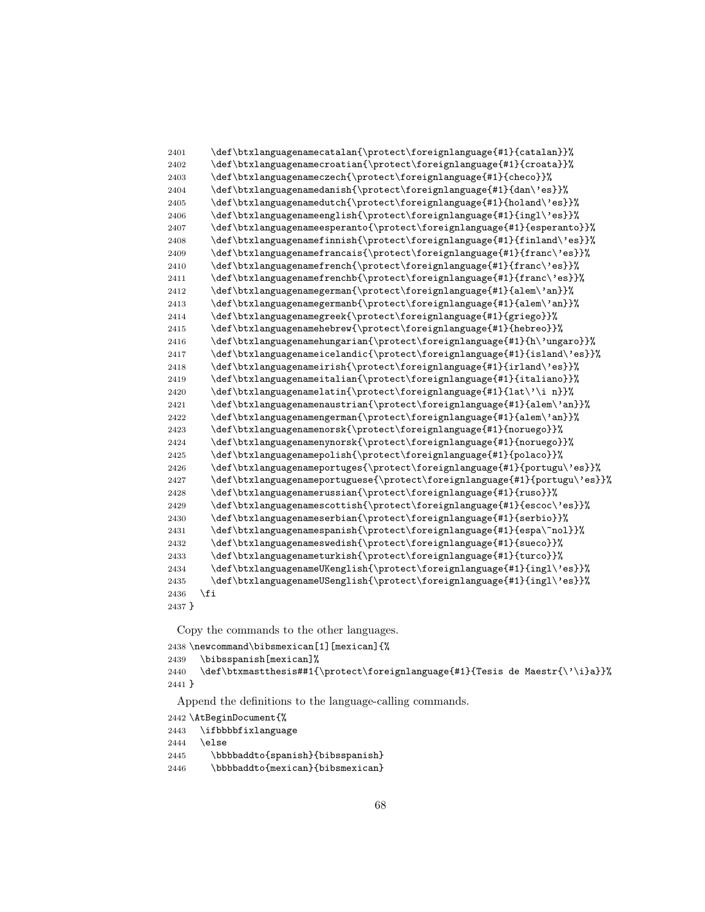```
2401     \def\btxlanguagenamecatalan{\protect\foreignlanguage{#1}{catalan}}%
2402     \def\btxlanguagenamecroatian{\protect\foreignlanguage{#1}{croata}}%
2403     \def\btxlanguagenameczech{\protect\foreignlanguage{#1}{checo}}%
2404     \def\btxlanguagenamedanish{\protect\foreignlanguage{#1}{dan\'es}}%
2405     \def\btxlanguagenamedutch{\protect\foreignlanguage{#1}{holand\'es}}%
2406     \def\btxlanguagenameenglish{\protect\foreignlanguage{#1}{ingl\'es}}%
2407     \def\btxlanguagenameesperanto{\protect\foreignlanguage{#1}{esperanto}}%
2408     \def\btxlanguagenamefinnish{\protect\foreignlanguage{#1}{finland\'es}}%
2409     \def\btxlanguagenamefrancais{\protect\foreignlanguage{#1}{franc\'es}}%
2410     \def\btxlanguagenamefrench{\protect\foreignlanguage{#1}{franc\'es}}%
2411     \def\btxlanguagenamefrenchb{\protect\foreignlanguage{#1}{franc\'es}}%
2412     \def\btxlanguagenamegerman{\protect\foreignlanguage{#1}{alem\'an}}%
2413     \def\btxlanguagenamegermanb{\protect\foreignlanguage{#1}{alem\'an}}%
2414     \def\btxlanguagenamegreek{\protect\foreignlanguage{#1}{griego}}%
2415     \def\btxlanguagenamehebrew{\protect\foreignlanguage{#1}{hebreo}}%
2416     \def\btxlanguagenamehungarian{\protect\foreignlanguage{#1}{h\'ungaro}}%
2417     \def\btxlanguagenameicelandic{\protect\foreignlanguage{#1}{island\'es}}%
2418     \def\btxlanguagenameirish{\protect\foreignlanguage{#1}{irland\'es}}%
2419     \def\btxlanguagenameitalian{\protect\foreignlanguage{#1}{italiano}}%
2420     \def\btxlanguagenamelatin{\protect\foreignlanguage{#1}{lat\'\i n}}%
2421     \def\btxlanguagenamenaustrian{\protect\foreignlanguage{#1}{alem\'an}}%
2422     \def\btxlanguagenamengerman{\protect\foreignlanguage{#1}{alem\'an}}%
2423     \def\btxlanguagenamenorsk{\protect\foreignlanguage{#1}{noruego}}%
2424     \def\btxlanguagenamenynorsk{\protect\foreignlanguage{#1}{noruego}}%
2425     \def\btxlanguagenamepolish{\protect\foreignlanguage{#1}{polaco}}%
2426     \def\btxlanguagenameportuges{\protect\foreignlanguage{#1}{portugu\'es}}%
2427     \def\btxlanguagenameportuguese{\protect\foreignlanguage{#1}{portugu\'es}}%
2428     \def\btxlanguagenamerussian{\protect\foreignlanguage{#1}{ruso}}%
2429     \def\btxlanguagenamescottish{\protect\foreignlanguage{#1}{escoc\'es}}%
2430     \def\btxlanguagenameserbian{\protect\foreignlanguage{#1}{serbio}}%
2431     \def\btxlanguagenamespanish{\protect\foreignlanguage{#1}{espa\~nol}}%
2432     \def\btxlanguagenameswedish{\protect\foreignlanguage{#1}{sueco}}%
2433     \def\btxlanguagenameturkish{\protect\foreignlanguage{#1}{turco}}%
2434     \def\btxlanguagenameUKenglish{\protect\foreignlanguage{#1}{ingl\'es}}%
2435     \def\btxlanguagenameUSenglish{\protect\foreignlanguage{#1}{ingl\'es}}%
2436   \fi
2437 }
```

Copy the commands to the other languages.

```
2438 \newcommand\bibsmexican[1][mexican]{%
2439   \bibsspanish[mexican]%
2440   \def\btxmastthesis##1{\protect\foreignlanguage{#1}{Tesis de Maestr{\'\i}a}}%
2441 }
```

Append the definitions to the language-calling commands.

```
2442 \AtBeginDocument{%
2443   \ifbbbbfixlanguage
2444   \else
2445     \bbbbaddto{spanish}{bibsspanish}
2446     \bbbbaddto{mexican}{bibsmexican}
```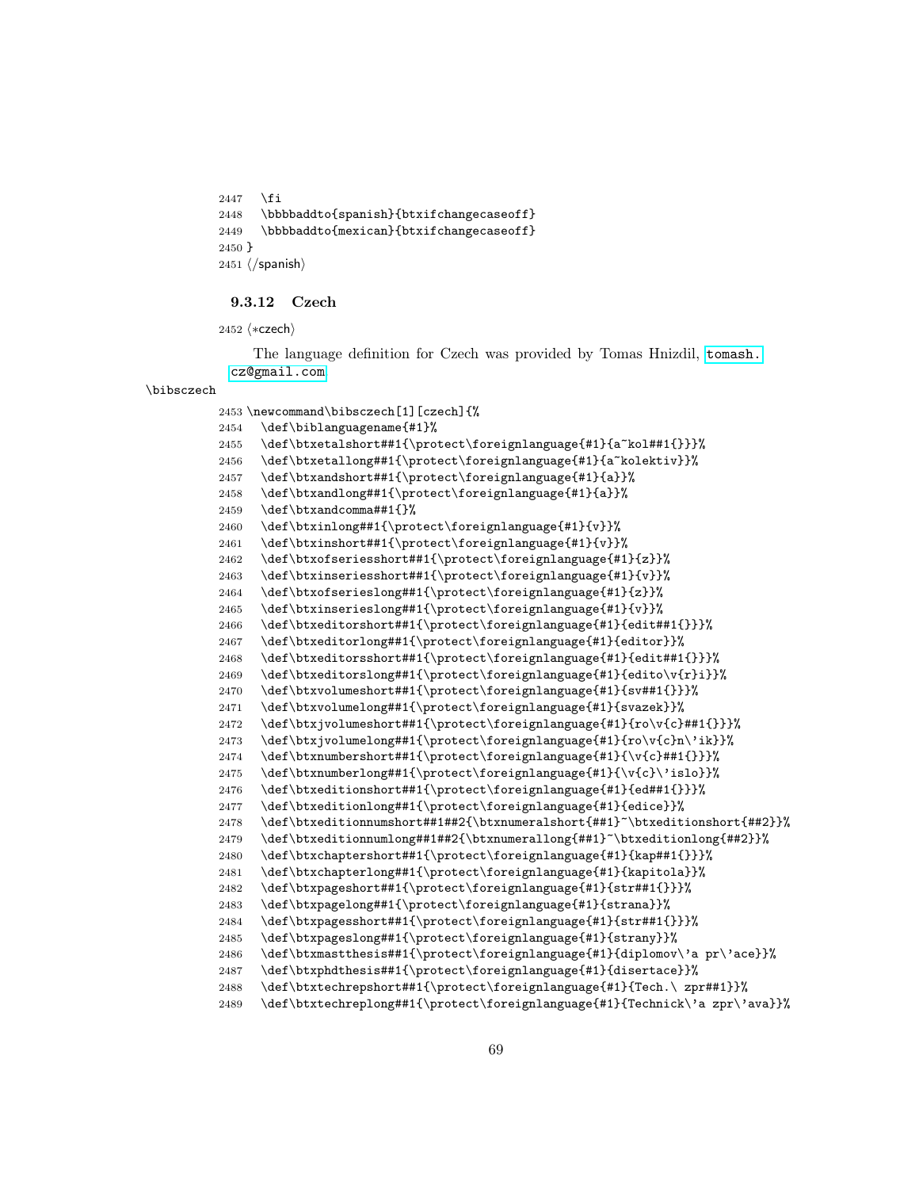```
2447   \fi
2448   \bbbbaddto{spanish}{btxifchangecaseoff}
2449   \bbbbaddto{mexican}{btxifchangecaseoff}
2450 }
2451 ⟨/spanish⟩
```

#### 9.3.12 Czech

```
2452 ⟨*czech⟩
```

The language definition for Czech was provided by Tomas Hnizdil, tomash.cz@gmail.com

\bibsczech

```
2453 \newcommand\bibsczech[1][czech]{%
2454   \def\biblanguagename{#1}%
2455   \def\btxetalshort##1{\protect\foreignlanguage{#1}{a~kol##1{}}}%
2456   \def\btxetallong##1{\protect\foreignlanguage{#1}{a~kolektiv}}%
2457   \def\btxandshort##1{\protect\foreignlanguage{#1}{a}}%
2458   \def\btxandlong##1{\protect\foreignlanguage{#1}{a}}%
2459   \def\btxandcomma##1{}%
2460   \def\btxinlong##1{\protect\foreignlanguage{#1}{v}}%
2461   \def\btxinshort##1{\protect\foreignlanguage{#1}{v}}%
2462   \def\btxofseriesshort##1{\protect\foreignlanguage{#1}{z}}%
2463   \def\btxinseriesshort##1{\protect\foreignlanguage{#1}{v}}%
2464   \def\btxofserieslong##1{\protect\foreignlanguage{#1}{z}}%
2465   \def\btxinserieslong##1{\protect\foreignlanguage{#1}{v}}%
2466   \def\btxeditorshort##1{\protect\foreignlanguage{#1}{edit##1{}}}%
2467   \def\btxeditorlong##1{\protect\foreignlanguage{#1}{editor}}%
2468   \def\btxeditorsshort##1{\protect\foreignlanguage{#1}{edit##1{}}}%
2469   \def\btxeditorslong##1{\protect\foreignlanguage{#1}{edito\v{r}i}}%
2470   \def\btxvolumeshort##1{\protect\foreignlanguage{#1}{sv##1{}}}%
2471   \def\btxvolumelong##1{\protect\foreignlanguage{#1}{svazek}}%
2472   \def\btxjvolumeshort##1{\protect\foreignlanguage{#1}{ro\v{c}##1{}}}%
2473   \def\btxjvolumelong##1{\protect\foreignlanguage{#1}{ro\v{c}n\'ik}}%
2474   \def\btxnumbershort##1{\protect\foreignlanguage{#1}{\v{c}##1{}}}%
2475   \def\btxnumberlong##1{\protect\foreignlanguage{#1}{\v{c}\'islo}}%
2476   \def\btxeditionshort##1{\protect\foreignlanguage{#1}{ed##1{}}}%
2477   \def\btxeditionlong##1{\protect\foreignlanguage{#1}{edice}}%
2478   \def\btxeditionnumshort##1##2{\btxnumeralshort{##1}~\btxeditionshort{##2}}%
2479   \def\btxeditionnumlong##1##2{\btxnumerallong{##1}~\btxeditionlong{##2}}%
2480   \def\btxchaptershort##1{\protect\foreignlanguage{#1}{kap##1{}}}%
2481   \def\btxchapterlong##1{\protect\foreignlanguage{#1}{kapitola}}%
2482   \def\btxpageshort##1{\protect\foreignlanguage{#1}{str##1{}}}%
2483   \def\btxpagelong##1{\protect\foreignlanguage{#1}{strana}}%
2484   \def\btxpagesshort##1{\protect\foreignlanguage{#1}{str##1{}}}%
2485   \def\btxpageslong##1{\protect\foreignlanguage{#1}{strany}}%
2486   \def\btxmastthesis##1{\protect\foreignlanguage{#1}{diplomov\'a pr\'ace}}%
2487   \def\btxphdthesis##1{\protect\foreignlanguage{#1}{disertace}}%
2488   \def\btxtechrepshort##1{\protect\foreignlanguage{#1}{Tech.\ zpr##1}}%
2489   \def\btxtechreplong##1{\protect\foreignlanguage{#1}{Technick\'a zpr\'ava}}%
```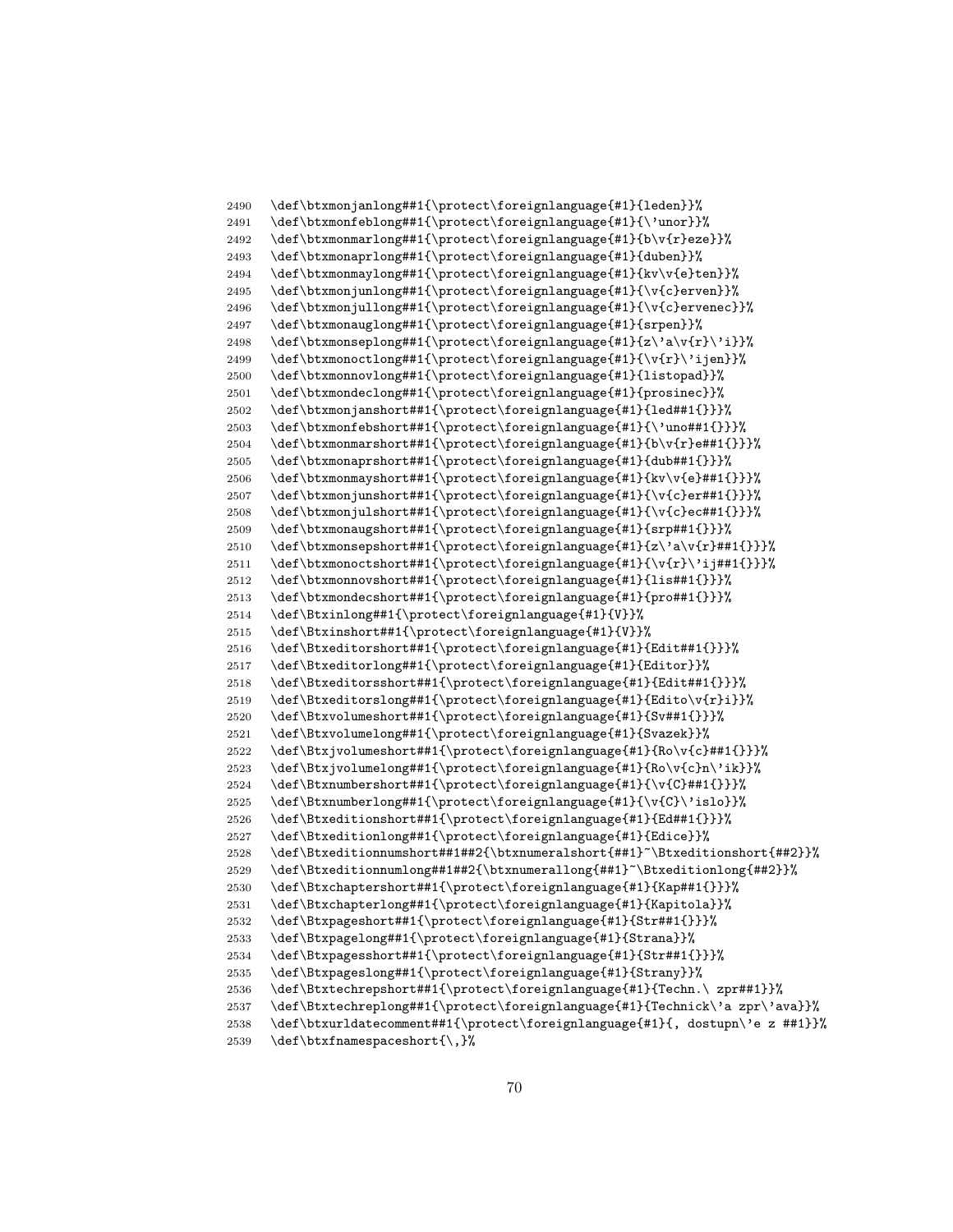```
2490   \def\btxmonjanlong##1{\protect\foreignlanguage{#1}{leden}}%
2491   \def\btxmonfeblong##1{\protect\foreignlanguage{#1}{\'unor}}%
2492   \def\btxmonmarlong##1{\protect\foreignlanguage{#1}{b\v{r}eze}}%
2493   \def\btxmonaprlong##1{\protect\foreignlanguage{#1}{duben}}%
2494   \def\btxmonmaylong##1{\protect\foreignlanguage{#1}{kv\v{e}ten}}%
2495   \def\btxmonjunlong##1{\protect\foreignlanguage{#1}{\v{c}erven}}%
2496   \def\btxmonjullong##1{\protect\foreignlanguage{#1}{\v{c}ervenec}}%
2497   \def\btxmonauglong##1{\protect\foreignlanguage{#1}{srpen}}%
2498   \def\btxmonseplong##1{\protect\foreignlanguage{#1}{z\'a\v{r}\'i}}%
2499   \def\btxmonoctlong##1{\protect\foreignlanguage{#1}{\v{r}\'ijen}}%
2500   \def\btxmonnovlong##1{\protect\foreignlanguage{#1}{listopad}}%
2501   \def\btxmondeclong##1{\protect\foreignlanguage{#1}{prosinec}}%
2502   \def\btxmonjanshort##1{\protect\foreignlanguage{#1}{led##1{}}}%
2503   \def\btxmonfebshort##1{\protect\foreignlanguage{#1}{\'uno##1{}}}%
2504   \def\btxmonmarshort##1{\protect\foreignlanguage{#1}{b\v{r}e##1{}}}%
2505   \def\btxmonaprshort##1{\protect\foreignlanguage{#1}{dub##1{}}}%
2506   \def\btxmonmayshort##1{\protect\foreignlanguage{#1}{kv\v{e}##1{}}}%
2507   \def\btxmonjunshort##1{\protect\foreignlanguage{#1}{\v{c}er##1{}}}%
2508   \def\btxmonjulshort##1{\protect\foreignlanguage{#1}{\v{c}ec##1{}}}%
2509   \def\btxmonaugshort##1{\protect\foreignlanguage{#1}{srp##1{}}}%
2510   \def\btxmonsepshort##1{\protect\foreignlanguage{#1}{z\'a\v{r}##1{}}}%
2511   \def\btxmonoctshort##1{\protect\foreignlanguage{#1}{\v{r}\'ij##1{}}}%
2512   \def\btxmonnovshort##1{\protect\foreignlanguage{#1}{lis##1{}}}%
2513   \def\btxmondecshort##1{\protect\foreignlanguage{#1}{pro##1{}}}%
2514   \def\Btxinlong##1{\protect\foreignlanguage{#1}{V}}%
2515   \def\Btxinshort##1{\protect\foreignlanguage{#1}{V}}%
2516   \def\Btxeditorshort##1{\protect\foreignlanguage{#1}{Edit##1{}}}%
2517   \def\Btxeditorlong##1{\protect\foreignlanguage{#1}{Editor}}%
2518   \def\Btxeditorsshort##1{\protect\foreignlanguage{#1}{Edit##1{}}}%
2519   \def\Btxeditorslong##1{\protect\foreignlanguage{#1}{Edito\v{r}i}}%
2520   \def\Btxvolumeshort##1{\protect\foreignlanguage{#1}{Sv##1{}}}%
2521   \def\Btxvolumelong##1{\protect\foreignlanguage{#1}{Svazek}}%
2522   \def\Btxjvolumeshort##1{\protect\foreignlanguage{#1}{Ro\v{c}##1{}}}%
2523   \def\Btxjvolumelong##1{\protect\foreignlanguage{#1}{Ro\v{c}n\'ik}}%
2524   \def\Btxnumbershort##1{\protect\foreignlanguage{#1}{\v{C}##1{}}}%
2525   \def\Btxnumberlong##1{\protect\foreignlanguage{#1}{\v{C}\'islo}}%
2526   \def\Btxeditionshort##1{\protect\foreignlanguage{#1}{Ed##1{}}}%
2527   \def\Btxeditionlong##1{\protect\foreignlanguage{#1}{Edice}}%
2528   \def\Btxeditionnumshort##1##2{\btxnumeralshort{##1}~\Btxeditionshort{##2}}%
2529   \def\Btxeditionnumlong##1##2{\btxnumerallong{##1}~\Btxeditionlong{##2}}%
2530   \def\Btxchaptershort##1{\protect\foreignlanguage{#1}{Kap##1{}}}%
2531   \def\Btxchapterlong##1{\protect\foreignlanguage{#1}{Kapitola}}%
2532   \def\Btxpageshort##1{\protect\foreignlanguage{#1}{Str##1{}}}%
2533   \def\Btxpagelong##1{\protect\foreignlanguage{#1}{Strana}}%
2534   \def\Btxpagesshort##1{\protect\foreignlanguage{#1}{Str##1{}}}%
2535   \def\Btxpageslong##1{\protect\foreignlanguage{#1}{Strany}}%
2536   \def\Btxtechrepshort##1{\protect\foreignlanguage{#1}{Techn.\ zpr##1}}%
2537   \def\Btxtechreplong##1{\protect\foreignlanguage{#1}{Technick\'a zpr\'ava}}%
2538   \def\btxurldatecomment##1{\protect\foreignlanguage{#1}{, dostupn\'e z ##1}}%
2539   \def\btxfnamespaceshort{\,}%
```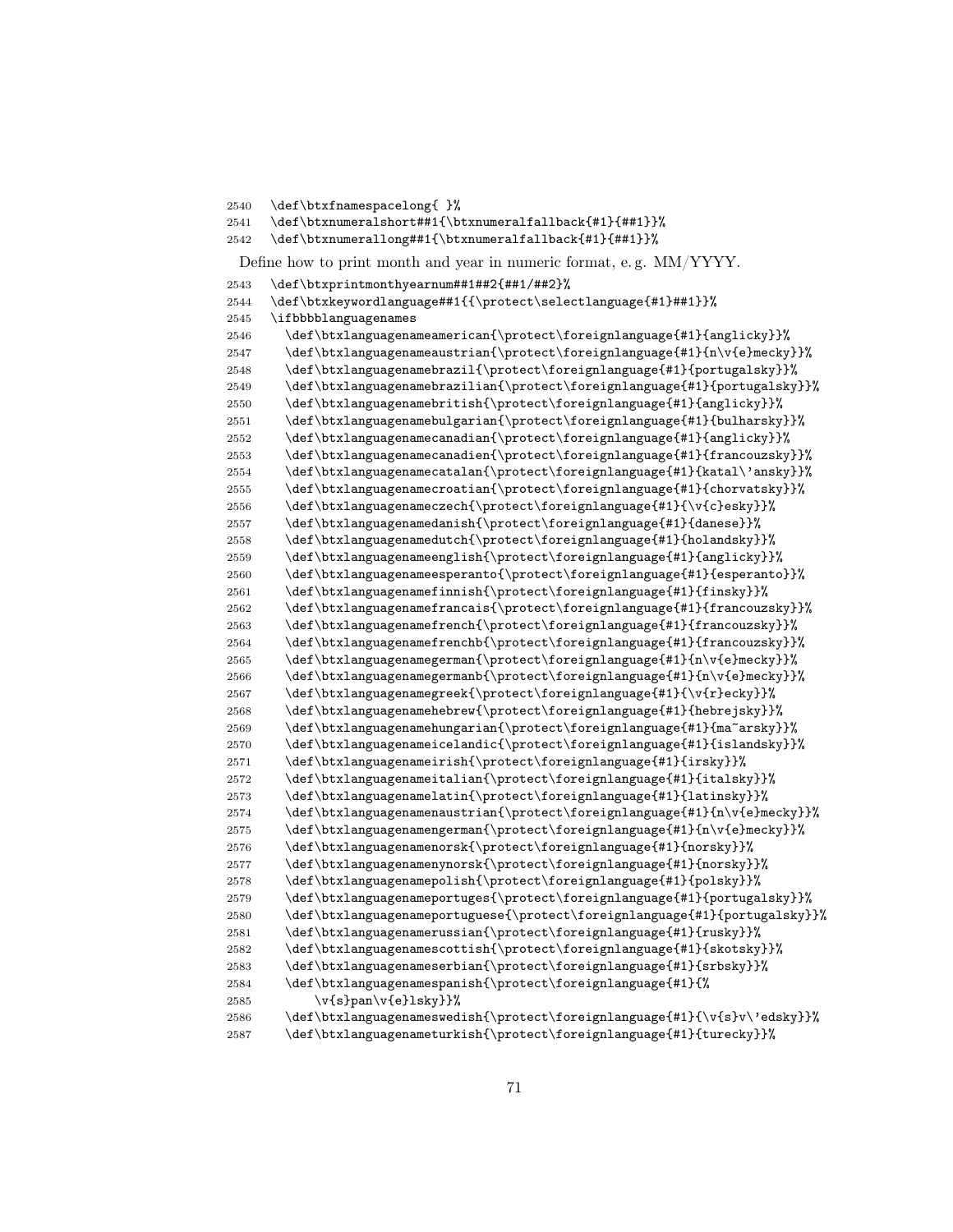```
2540  \def\btxfnamespacelong{ }%
2541  \def\btxnumeralshort##1{\btxnumeralfallback{#1}{##1}}%
2542  \def\btxnumerallong##1{\btxnumeralfallback{#1}{##1}}%
```

Define how to print month and year in numeric format, e. g. MM/YYYY.

```
2543  \def\btxprintmonthyearnum##1##2{##1/##2}%
2544  \def\btxkeywordlanguage##1{{\protect\selectlanguage{#1}##1}}%
2545  \ifbbblanguagenames
2546    \def\btxlanguagenameamerican{\protect\foreignlanguage{#1}{anglicky}}%
2547    \def\btxlanguagenameaustrian{\protect\foreignlanguage{#1}{n\v{e}mecky}}%
2548    \def\btxlanguagenamebrazil{\protect\foreignlanguage{#1}{portugalsky}}%
2549    \def\btxlanguagenamebrazilian{\protect\foreignlanguage{#1}{portugalsky}}%
2550    \def\btxlanguagenamebritish{\protect\foreignlanguage{#1}{anglicky}}%
2551    \def\btxlanguagenamebulgarian{\protect\foreignlanguage{#1}{bulharsky}}%
2552    \def\btxlanguagenamecanadian{\protect\foreignlanguage{#1}{anglicky}}%
2553    \def\btxlanguagenamecanadien{\protect\foreignlanguage{#1}{francouzsky}}%
2554    \def\btxlanguagenamecatalan{\protect\foreignlanguage{#1}{katal\'ansky}}%
2555    \def\btxlanguagenamecroatian{\protect\foreignlanguage{#1}{chorvatsky}}%
2556    \def\btxlanguagenameczech{\protect\foreignlanguage{#1}{\v{c}esky}}%
2557    \def\btxlanguagenamedanish{\protect\foreignlanguage{#1}{danese}}%
2558    \def\btxlanguagenamedutch{\protect\foreignlanguage{#1}{holandsky}}%
2559    \def\btxlanguagenameenglish{\protect\foreignlanguage{#1}{anglicky}}%
2560    \def\btxlanguagenameesperanto{\protect\foreignlanguage{#1}{esperanto}}%
2561    \def\btxlanguagenamefinnish{\protect\foreignlanguage{#1}{finsky}}%
2562    \def\btxlanguagenamefrancais{\protect\foreignlanguage{#1}{francouzsky}}%
2563    \def\btxlanguagenamefrench{\protect\foreignlanguage{#1}{francouzsky}}%
2564    \def\btxlanguagenamefrenchb{\protect\foreignlanguage{#1}{francouzsky}}%
2565    \def\btxlanguagenamegerman{\protect\foreignlanguage{#1}{n\v{e}mecky}}%
2566    \def\btxlanguagenamegermanb{\protect\foreignlanguage{#1}{n\v{e}mecky}}%
2567    \def\btxlanguagenamegreek{\protect\foreignlanguage{#1}{\v{r}ecky}}%
2568    \def\btxlanguagenamehebrew{\protect\foreignlanguage{#1}{hebrejsky}}%
2569    \def\btxlanguagenamehungarian{\protect\foreignlanguage{#1}{ma~arsky}}%
2570    \def\btxlanguagenameicelandic{\protect\foreignlanguage{#1}{islandsky}}%
2571    \def\btxlanguagenameirish{\protect\foreignlanguage{#1}{irsky}}%
2572    \def\btxlanguagenameitalian{\protect\foreignlanguage{#1}{italsky}}%
2573    \def\btxlanguagenamelatin{\protect\foreignlanguage{#1}{latinsky}}%
2574    \def\btxlanguagenamenaustrian{\protect\foreignlanguage{#1}{n\v{e}mecky}}%
2575    \def\btxlanguagenamengerman{\protect\foreignlanguage{#1}{n\v{e}mecky}}%
2576    \def\btxlanguagenamenorsk{\protect\foreignlanguage{#1}{norsky}}%
2577    \def\btxlanguagenamenynorsk{\protect\foreignlanguage{#1}{norsky}}%
2578    \def\btxlanguagenamepolish{\protect\foreignlanguage{#1}{polsky}}%
2579    \def\btxlanguagenameportuges{\protect\foreignlanguage{#1}{portugalsky}}%
2580    \def\btxlanguagenameportuguese{\protect\foreignlanguage{#1}{portugalsky}}%
2581    \def\btxlanguagenamerussian{\protect\foreignlanguage{#1}{rusky}}%
2582    \def\btxlanguagenamescottish{\protect\foreignlanguage{#1}{skotsky}}%
2583    \def\btxlanguagenameserbian{\protect\foreignlanguage{#1}{srbsky}}%
2584    \def\btxlanguagenamespanish{\protect\foreignlanguage{#1}{%
2585        \v{s}pan\v{e}lsky}}%
2586    \def\btxlanguagenameswedish{\protect\foreignlanguage{#1}{\v{s}v\'edsky}}%
2587    \def\btxlanguagenameturkish{\protect\foreignlanguage{#1}{turecky}}%
```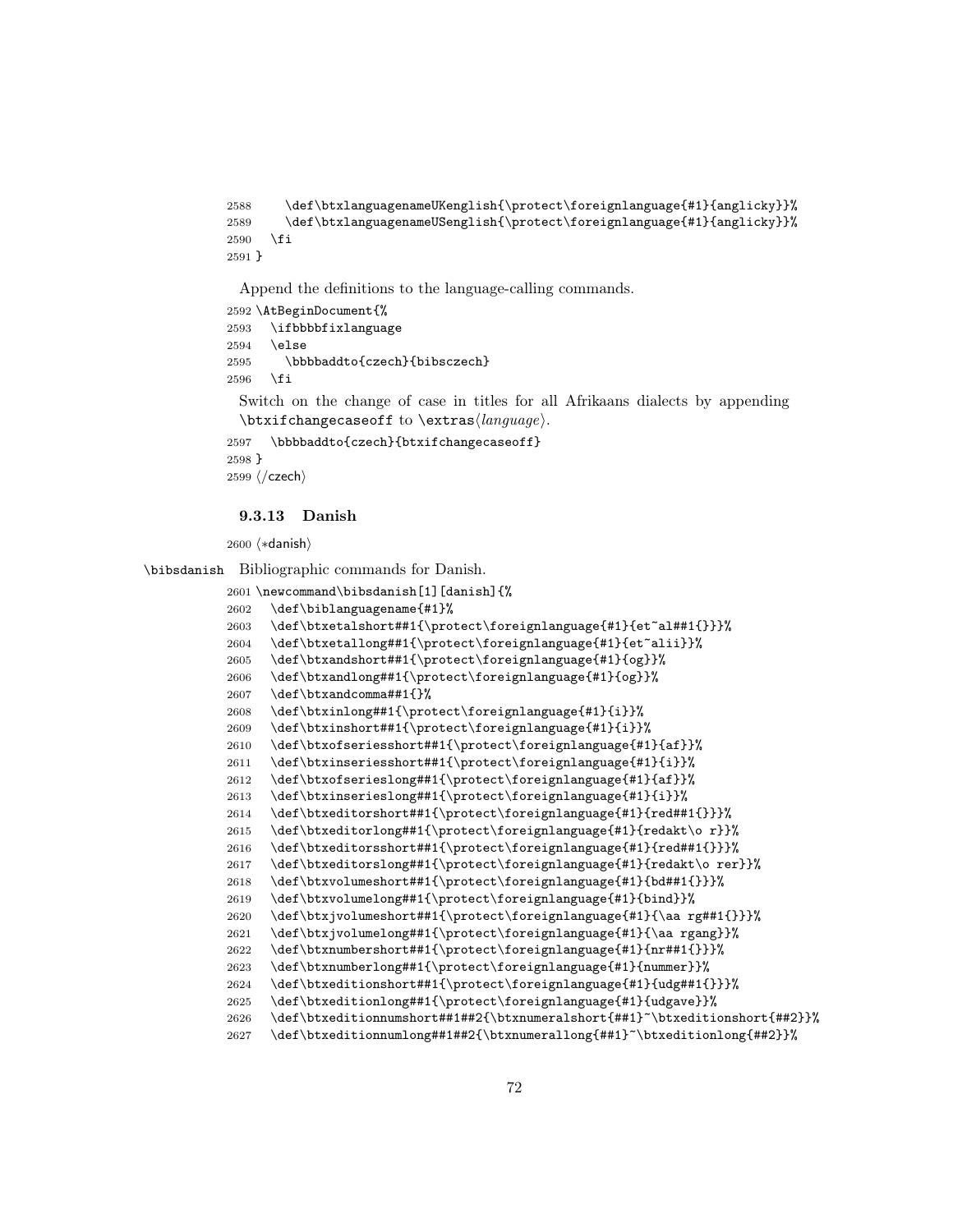```
2588     \def\btxlanguagenameUKenglish{\protect\foreignlanguage{#1}{anglicky}}%
2589     \def\btxlanguagenameUSenglish{\protect\foreignlanguage{#1}{anglicky}}%
2590   \fi
2591 }
```

Append the definitions to the language-calling commands.

```
2592 \AtBeginDocument{%
2593   \ifbbbbfixlanguage
2594   \else
2595     \bbbbaddto{czech}{bibsczech}
2596   \fi
```

Switch on the change of case in titles for all Afrikaans dialects by appending `\btxifchangecaseoff` to `\extras`⟨*language*⟩.

```
2597   \bbbbaddto{czech}{btxifchangecaseoff}
2598 }
2599 ⟨/czech⟩
```

### 9.3.13 Danish

```
2600 ⟨*danish⟩
```

`\bibsdanish` Bibliographic commands for Danish.

```
2601 \newcommand\bibsdanish[1][danish]{%
2602   \def\biblanguagename{#1}%
2603   \def\btxetalshort##1{\protect\foreignlanguage{#1}{et~al##1{}}}%
2604   \def\btxetallong##1{\protect\foreignlanguage{#1}{et~alii}}%
2605   \def\btxandshort##1{\protect\foreignlanguage{#1}{og}}%
2606   \def\btxandlong##1{\protect\foreignlanguage{#1}{og}}%
2607   \def\btxandcomma##1{}%
2608   \def\btxinlong##1{\protect\foreignlanguage{#1}{i}}%
2609   \def\btxinshort##1{\protect\foreignlanguage{#1}{i}}%
2610   \def\btxofseriesshort##1{\protect\foreignlanguage{#1}{af}}%
2611   \def\btxinseriesshort##1{\protect\foreignlanguage{#1}{i}}%
2612   \def\btxofserieslong##1{\protect\foreignlanguage{#1}{af}}%
2613   \def\btxinserieslong##1{\protect\foreignlanguage{#1}{i}}%
2614   \def\btxeditorshort##1{\protect\foreignlanguage{#1}{red##1{}}}%
2615   \def\btxeditorlong##1{\protect\foreignlanguage{#1}{redakt\o r}}%
2616   \def\btxeditorsshort##1{\protect\foreignlanguage{#1}{red##1{}}}%
2617   \def\btxeditorslong##1{\protect\foreignlanguage{#1}{redakt\o rer}}%
2618   \def\btxvolumeshort##1{\protect\foreignlanguage{#1}{bd##1{}}}%
2619   \def\btxvolumelong##1{\protect\foreignlanguage{#1}{bind}}%
2620   \def\btxjvolumeshort##1{\protect\foreignlanguage{#1}{\aa rg##1{}}}%
2621   \def\btxjvolumelong##1{\protect\foreignlanguage{#1}{\aa rgang}}%
2622   \def\btxnumbershort##1{\protect\foreignlanguage{#1}{nr##1{}}}%
2623   \def\btxnumberlong##1{\protect\foreignlanguage{#1}{nummer}}%
2624   \def\btxeditionshort##1{\protect\foreignlanguage{#1}{udg##1{}}}%
2625   \def\btxeditionlong##1{\protect\foreignlanguage{#1}{udgave}}%
2626   \def\btxeditionnumshort##1##2{\btxnumeralshort{##1}~\btxeditionshort{##2}}%
2627   \def\btxeditionnumlong##1##2{\btxnumerallong{##1}~\btxeditionlong{##2}}%
```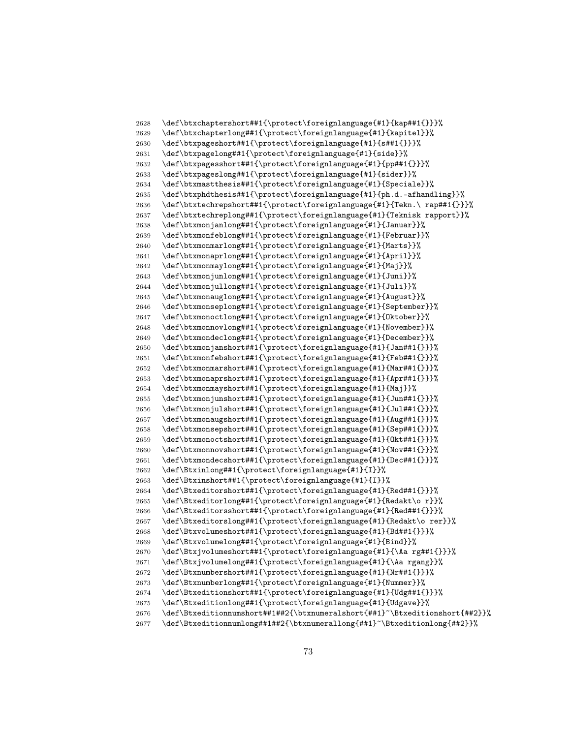```
2628   \def\btxchaptershort##1{\protect\foreignlanguage{#1}{kap##1{}}}%
2629   \def\btxchapterlong##1{\protect\foreignlanguage{#1}{kapitel}}%
2630   \def\btxpageshort##1{\protect\foreignlanguage{#1}{s##1{}}}%
2631   \def\btxpagelong##1{\protect\foreignlanguage{#1}{side}}%
2632   \def\btxpagesshort##1{\protect\foreignlanguage{#1}{pp##1{}}}%
2633   \def\btxpageslong##1{\protect\foreignlanguage{#1}{sider}}%
2634   \def\btxmastthesis##1{\protect\foreignlanguage{#1}{Speciale}}%
2635   \def\btxphdthesis##1{\protect\foreignlanguage{#1}{ph.d.-afhandling}}%
2636   \def\btxtechrepshort##1{\protect\foreignlanguage{#1}{Tekn.\ rap##1{}}}%
2637   \def\btxtechreplong##1{\protect\foreignlanguage{#1}{Teknisk rapport}}%
2638   \def\btxmonjanlong##1{\protect\foreignlanguage{#1}{Januar}}%
2639   \def\btxmonfeblong##1{\protect\foreignlanguage{#1}{Februar}}%
2640   \def\btxmonmarlong##1{\protect\foreignlanguage{#1}{Marts}}%
2641   \def\btxmonaprlong##1{\protect\foreignlanguage{#1}{April}}%
2642   \def\btxmonmaylong##1{\protect\foreignlanguage{#1}{Maj}}%
2643   \def\btxmonjunlong##1{\protect\foreignlanguage{#1}{Juni}}%
2644   \def\btxmonjullong##1{\protect\foreignlanguage{#1}{Juli}}%
2645   \def\btxmonauglong##1{\protect\foreignlanguage{#1}{August}}%
2646   \def\btxmonseplong##1{\protect\foreignlanguage{#1}{September}}%
2647   \def\btxmonoctlong##1{\protect\foreignlanguage{#1}{Oktober}}%
2648   \def\btxmonnovlong##1{\protect\foreignlanguage{#1}{November}}%
2649   \def\btxmondeclong##1{\protect\foreignlanguage{#1}{December}}%
2650   \def\btxmonjanshort##1{\protect\foreignlanguage{#1}{Jan##1{}}}%
2651   \def\btxmonfebshort##1{\protect\foreignlanguage{#1}{Feb##1{}}}%
2652   \def\btxmonmarshort##1{\protect\foreignlanguage{#1}{Mar##1{}}}%
2653   \def\btxmonaprshort##1{\protect\foreignlanguage{#1}{Apr##1{}}}%
2654   \def\btxmonmayshort##1{\protect\foreignlanguage{#1}{Maj}}%
2655   \def\btxmonjunshort##1{\protect\foreignlanguage{#1}{Jun##1{}}}%
2656   \def\btxmonjulshort##1{\protect\foreignlanguage{#1}{Jul##1{}}}%
2657   \def\btxmonaugshort##1{\protect\foreignlanguage{#1}{Aug##1{}}}%
2658   \def\btxmonsepshort##1{\protect\foreignlanguage{#1}{Sep##1{}}}%
2659   \def\btxmonoctshort##1{\protect\foreignlanguage{#1}{Okt##1{}}}%
2660   \def\btxmonnovshort##1{\protect\foreignlanguage{#1}{Nov##1{}}}%
2661   \def\btxmondecshort##1{\protect\foreignlanguage{#1}{Dec##1{}}}%
2662   \def\Btxinlong##1{\protect\foreignlanguage{#1}{I}}%
2663   \def\Btxinshort##1{\protect\foreignlanguage{#1}{I}}%
2664   \def\Btxeditorshort##1{\protect\foreignlanguage{#1}{Red##1{}}}%
2665   \def\Btxeditorlong##1{\protect\foreignlanguage{#1}{Redakt\o r}}%
2666   \def\Btxeditorsshort##1{\protect\foreignlanguage{#1}{Red##1{}}}%
2667   \def\Btxeditorslong##1{\protect\foreignlanguage{#1}{Redakt\o rer}}%
2668   \def\Btxvolumeshort##1{\protect\foreignlanguage{#1}{Bd##1{}}}%
2669   \def\Btxvolumelong##1{\protect\foreignlanguage{#1}{Bind}}%
2670   \def\Btxjvolumeshort##1{\protect\foreignlanguage{#1}{\Aa rg##1{}}}%
2671   \def\Btxjvolumelong##1{\protect\foreignlanguage{#1}{\Aa rgang}}%
2672   \def\Btxnumbershort##1{\protect\foreignlanguage{#1}{Nr##1{}}}%
2673   \def\Btxnumberlong##1{\protect\foreignlanguage{#1}{Nummer}}%
2674   \def\Btxeditionshort##1{\protect\foreignlanguage{#1}{Udg##1{}}}%
2675   \def\Btxeditionlong##1{\protect\foreignlanguage{#1}{Udgave}}%
2676   \def\Btxeditionnumshort##1##2{\btxnumeralshort{##1}~\Btxeditionshort{##2}}%
2677   \def\Btxeditionnumlong##1##2{\btxnumerallong{##1}~\Btxeditionlong{##2}}%
```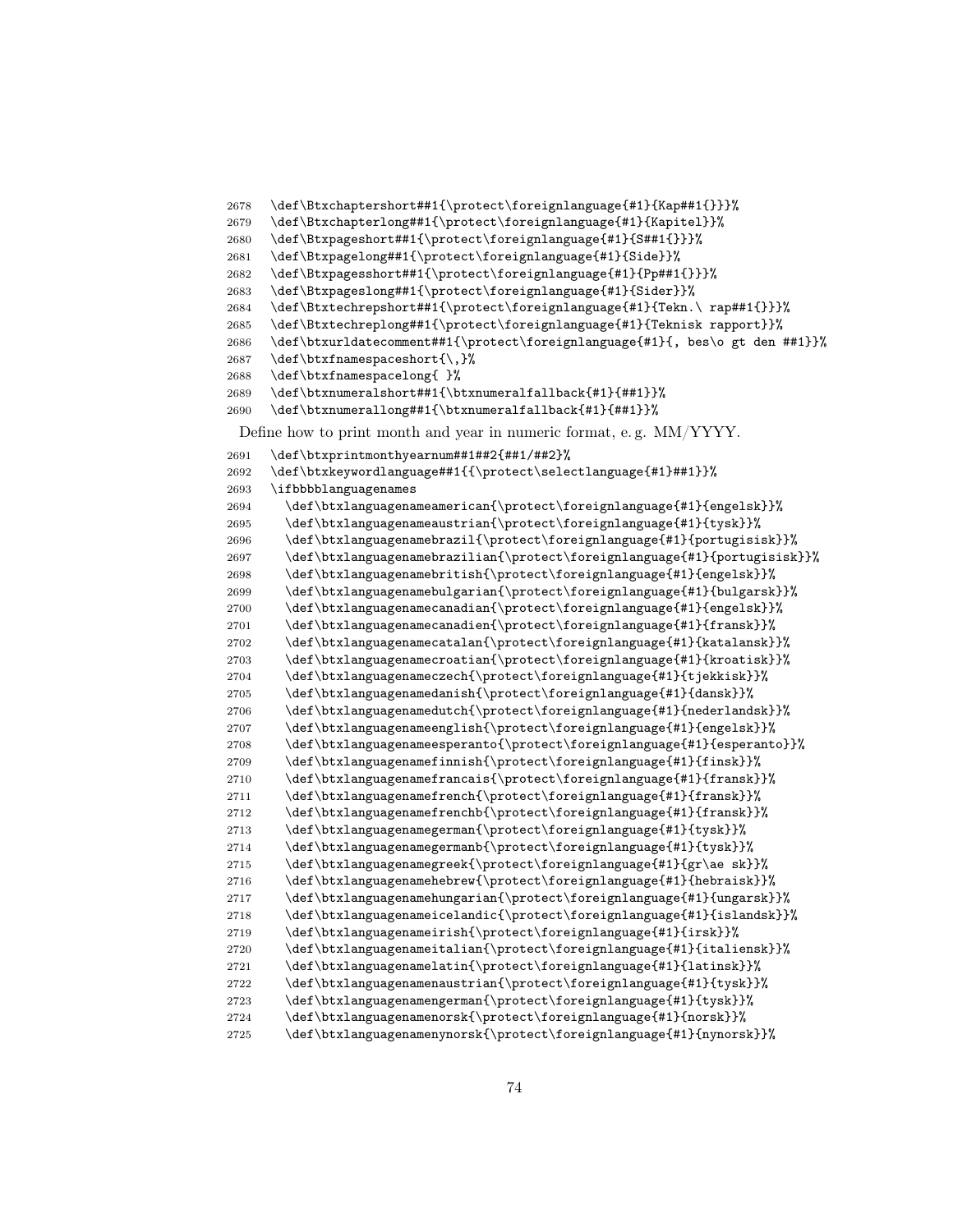```
2678 \def\Btxchaptershort##1{\protect\foreignlanguage{#1}{Kap##1{}}}%
2679 \def\Btxchapterlong##1{\protect\foreignlanguage{#1}{Kapitel}}%
2680 \def\Btxpageshort##1{\protect\foreignlanguage{#1}{S##1{}}}%
2681 \def\Btxpagelong##1{\protect\foreignlanguage{#1}{Side}}%
2682 \def\Btxpagesshort##1{\protect\foreignlanguage{#1}{Pp##1{}}}%
2683 \def\Btxpageslong##1{\protect\foreignlanguage{#1}{Sider}}%
2684 \def\Btxtechrepshort##1{\protect\foreignlanguage{#1}{Tekn.\ rap##1{}}}%
2685 \def\Btxtechreplong##1{\protect\foreignlanguage{#1}{Teknisk rapport}}%
2686 \def\btxurldatecomment##1{\protect\foreignlanguage{#1}{, bes\o gt den ##1}}%
2687 \def\btxfnamespaceshort{\,}%
2688 \def\btxfnamespacelong{ }%
2689 \def\btxnumeralshort##1{\btxnumeralfallback{#1}{##1}}%
2690 \def\btxnumerallong##1{\btxnumeralfallback{#1}{##1}}%
```

Define how to print month and year in numeric format, e. g. MM/YYYY.

```
2691 \def\btxprintmonthyearnum##1##2{##1/##2}%
2692 \def\btxkeywordlanguage##1{{\protect\selectlanguage{#1}##1}}%
2693 \ifbbblanguagenames
2694   \def\btxlanguagenameamerican{\protect\foreignlanguage{#1}{engelsk}}%
2695   \def\btxlanguagenameaustrian{\protect\foreignlanguage{#1}{tysk}}%
2696   \def\btxlanguagenamebrazil{\protect\foreignlanguage{#1}{portugisisk}}%
2697   \def\btxlanguagenamebrazilian{\protect\foreignlanguage{#1}{portugisisk}}%
2698   \def\btxlanguagenamebritish{\protect\foreignlanguage{#1}{engelsk}}%
2699   \def\btxlanguagenamebulgarian{\protect\foreignlanguage{#1}{bulgarsk}}%
2700   \def\btxlanguagenamecanadian{\protect\foreignlanguage{#1}{engelsk}}%
2701   \def\btxlanguagenamecanadien{\protect\foreignlanguage{#1}{fransk}}%
2702   \def\btxlanguagenamecatalan{\protect\foreignlanguage{#1}{katalansk}}%
2703   \def\btxlanguagenamecroatian{\protect\foreignlanguage{#1}{kroatisk}}%
2704   \def\btxlanguagenameczech{\protect\foreignlanguage{#1}{tjekkisk}}%
2705   \def\btxlanguagenamedanish{\protect\foreignlanguage{#1}{dansk}}%
2706   \def\btxlanguagenamedutch{\protect\foreignlanguage{#1}{nederlandsk}}%
2707   \def\btxlanguagenameenglish{\protect\foreignlanguage{#1}{engelsk}}%
2708   \def\btxlanguagenameesperanto{\protect\foreignlanguage{#1}{esperanto}}%
2709   \def\btxlanguagenamefinnish{\protect\foreignlanguage{#1}{finsk}}%
2710   \def\btxlanguagenamefrancais{\protect\foreignlanguage{#1}{fransk}}%
2711   \def\btxlanguagenamefrench{\protect\foreignlanguage{#1}{fransk}}%
2712   \def\btxlanguagenamefrenchb{\protect\foreignlanguage{#1}{fransk}}%
2713   \def\btxlanguagenamegerman{\protect\foreignlanguage{#1}{tysk}}%
2714   \def\btxlanguagenamegermanb{\protect\foreignlanguage{#1}{tysk}}%
2715   \def\btxlanguagenamegreek{\protect\foreignlanguage{#1}{gr\ae sk}}%
2716   \def\btxlanguagenamehebrew{\protect\foreignlanguage{#1}{hebraisk}}%
2717   \def\btxlanguagenamehungarian{\protect\foreignlanguage{#1}{ungarsk}}%
2718   \def\btxlanguagenameicelandic{\protect\foreignlanguage{#1}{islandsk}}%
2719   \def\btxlanguagenameirish{\protect\foreignlanguage{#1}{irsk}}%
2720   \def\btxlanguagenameitalian{\protect\foreignlanguage{#1}{italiensk}}%
2721   \def\btxlanguagenamelatin{\protect\foreignlanguage{#1}{latinsk}}%
2722   \def\btxlanguagenamenaustrian{\protect\foreignlanguage{#1}{tysk}}%
2723   \def\btxlanguagenamengerman{\protect\foreignlanguage{#1}{tysk}}%
2724   \def\btxlanguagenamenorsk{\protect\foreignlanguage{#1}{norsk}}%
2725   \def\btxlanguagenamenynorsk{\protect\foreignlanguage{#1}{nynorsk}}%
```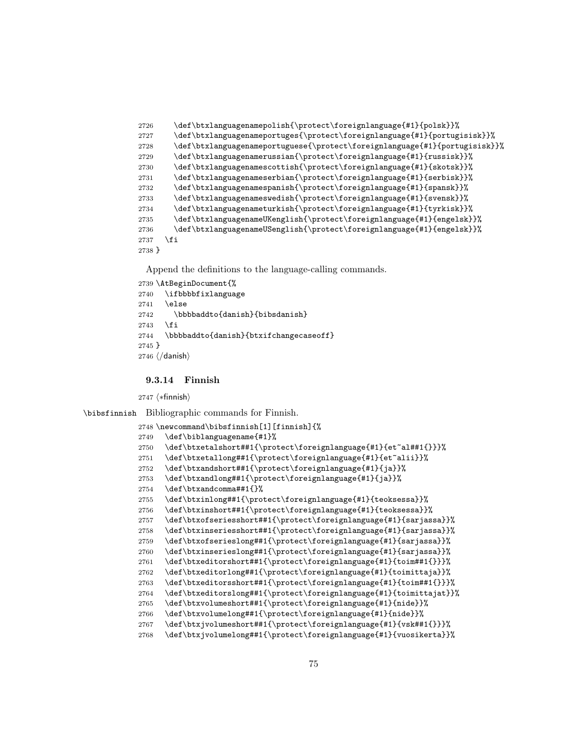```
2726     \def\btxlanguagenamepolish{\protect\foreignlanguage{#1}{polsk}}%
2727     \def\btxlanguagenameportuges{\protect\foreignlanguage{#1}{portugisisk}}%
2728     \def\btxlanguagenameportuguese{\protect\foreignlanguage{#1}{portugisisk}}%
2729     \def\btxlanguagenamerussian{\protect\foreignlanguage{#1}{russisk}}%
2730     \def\btxlanguagenamescottish{\protect\foreignlanguage{#1}{skotsk}}%
2731     \def\btxlanguagenameserbian{\protect\foreignlanguage{#1}{serbisk}}%
2732     \def\btxlanguagenamespanish{\protect\foreignlanguage{#1}{spansk}}%
2733     \def\btxlanguagenameswedish{\protect\foreignlanguage{#1}{svensk}}%
2734     \def\btxlanguagenameturkish{\protect\foreignlanguage{#1}{tyrkisk}}%
2735     \def\btxlanguagenameUKenglish{\protect\foreignlanguage{#1}{engelsk}}%
2736     \def\btxlanguagenameUSenglish{\protect\foreignlanguage{#1}{engelsk}}%
2737   \fi
2738 }
```

Append the definitions to the language-calling commands.

```
2739 \AtBeginDocument{%
2740   \ifbbbbfixlanguage
2741   \else
2742     \bbbbaddto{danish}{bibsdanish}
2743   \fi
2744   \bbbbaddto{danish}{btxifchangecaseoff}
2745 }
2746 </danish>
```

### 9.3.14 Finnish

```
2747 <*finnish>
```

\bibsfinnish Bibliographic commands for Finnish.

```
2748 \newcommand\bibsfinnish[1][finnish]{%
2749   \def\biblanguagename{#1}%
2750   \def\btxetalshort##1{\protect\foreignlanguage{#1}{et~al##1{}}}%
2751   \def\btxetallong##1{\protect\foreignlanguage{#1}{et~alii}}%
2752   \def\btxandshort##1{\protect\foreignlanguage{#1}{ja}}%
2753   \def\btxandlong##1{\protect\foreignlanguage{#1}{ja}}%
2754   \def\btxandcomma##1{}%
2755   \def\btxinlong##1{\protect\foreignlanguage{#1}{teoksessa}}%
2756   \def\btxinshort##1{\protect\foreignlanguage{#1}{teoksessa}}%
2757   \def\btxofseriesshort##1{\protect\foreignlanguage{#1}{sarjassa}}%
2758   \def\btxinseriesshort##1{\protect\foreignlanguage{#1}{sarjassa}}%
2759   \def\btxofserieslong##1{\protect\foreignlanguage{#1}{sarjassa}}%
2760   \def\btxinserieslong##1{\protect\foreignlanguage{#1}{sarjassa}}%
2761   \def\btxeditorshort##1{\protect\foreignlanguage{#1}{toim##1{}}}%
2762   \def\btxeditorlong##1{\protect\foreignlanguage{#1}{toimittaja}}%
2763   \def\btxeditorsshort##1{\protect\foreignlanguage{#1}{toim##1{}}}%
2764   \def\btxeditorslong##1{\protect\foreignlanguage{#1}{toimittajat}}%
2765   \def\btxvolumeshort##1{\protect\foreignlanguage{#1}{nide}}%
2766   \def\btxvolumelong##1{\protect\foreignlanguage{#1}{nide}}%
2767   \def\btxjvolumeshort##1{\protect\foreignlanguage{#1}{vsk##1{}}}%
2768   \def\btxjvolumelong##1{\protect\foreignlanguage{#1}{vuosikerta}}%
```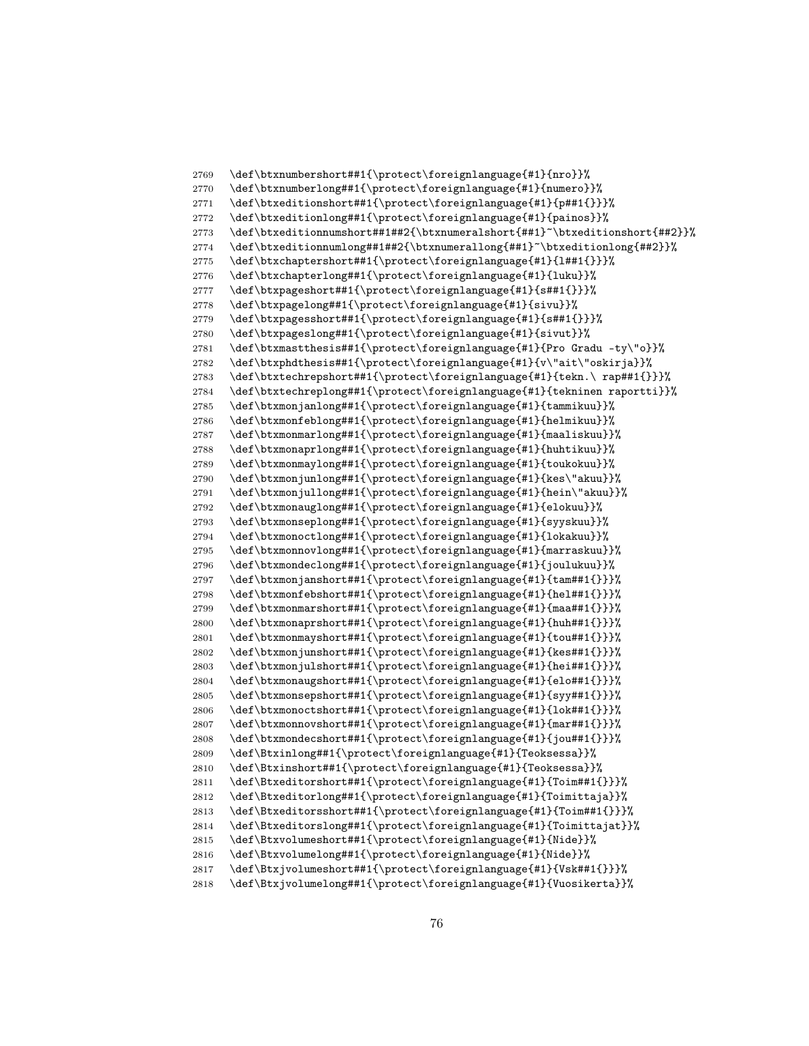```
2769 \def\btxnumbershort##1{\protect\foreignlanguage{#1}{nro}}%
2770 \def\btxnumberlong##1{\protect\foreignlanguage{#1}{numero}}%
2771 \def\btxeditionshort##1{\protect\foreignlanguage{#1}{p##1{}}}%
2772 \def\btxeditionlong##1{\protect\foreignlanguage{#1}{painos}}%
2773 \def\btxeditionnumshort##1##2{\btxnumeralshort{##1}~\btxeditionshort{##2}}%
2774 \def\btxeditionnumlong##1##2{\btxnumerallong{##1}~\btxeditionlong{##2}}%
2775 \def\btxchaptershort##1{\protect\foreignlanguage{#1}{l##1{}}}%
2776 \def\btxchapterlong##1{\protect\foreignlanguage{#1}{luku}}%
2777 \def\btxpageshort##1{\protect\foreignlanguage{#1}{s##1{}}}%
2778 \def\btxpagelong##1{\protect\foreignlanguage{#1}{sivu}}%
2779 \def\btxpagesshort##1{\protect\foreignlanguage{#1}{s##1{}}}%
2780 \def\btxpageslong##1{\protect\foreignlanguage{#1}{sivut}}%
2781 \def\btxmastthesis##1{\protect\foreignlanguage{#1}{Pro Gradu -ty\"o}}%
2782 \def\btxphdthesis##1{\protect\foreignlanguage{#1}{v\"ait\"oskirja}}%
2783 \def\btxtechrepshort##1{\protect\foreignlanguage{#1}{tekn.\ rap##1{}}}%
2784 \def\btxtechreplong##1{\protect\foreignlanguage{#1}{tekninen raportti}}%
2785 \def\btxmonjanlong##1{\protect\foreignlanguage{#1}{tammikuu}}%
2786 \def\btxmonfeblong##1{\protect\foreignlanguage{#1}{helmikuu}}%
2787 \def\btxmonmarlong##1{\protect\foreignlanguage{#1}{maaliskuu}}%
2788 \def\btxmonaprlong##1{\protect\foreignlanguage{#1}{huhtikuu}}%
2789 \def\btxmonmaylong##1{\protect\foreignlanguage{#1}{toukokuu}}%
2790 \def\btxmonjunlong##1{\protect\foreignlanguage{#1}{kes\"akuu}}%
2791 \def\btxmonjullong##1{\protect\foreignlanguage{#1}{hein\"akuu}}%
2792 \def\btxmonauglong##1{\protect\foreignlanguage{#1}{elokuu}}%
2793 \def\btxmonseplong##1{\protect\foreignlanguage{#1}{syyskuu}}%
2794 \def\btxmonoctlong##1{\protect\foreignlanguage{#1}{lokakuu}}%
2795 \def\btxmonnovlong##1{\protect\foreignlanguage{#1}{marraskuu}}%
2796 \def\btxmondeclong##1{\protect\foreignlanguage{#1}{joulukuu}}%
2797 \def\btxmonjanshort##1{\protect\foreignlanguage{#1}{tam##1{}}}%
2798 \def\btxmonfebshort##1{\protect\foreignlanguage{#1}{hel##1{}}}%
2799 \def\btxmonmarshort##1{\protect\foreignlanguage{#1}{maa##1{}}}%
2800 \def\btxmonaprshort##1{\protect\foreignlanguage{#1}{huh##1{}}}%
2801 \def\btxmonmayshort##1{\protect\foreignlanguage{#1}{tou##1{}}}%
2802 \def\btxmonjunshort##1{\protect\foreignlanguage{#1}{kes##1{}}}%
2803 \def\btxmonjulshort##1{\protect\foreignlanguage{#1}{hei##1{}}}%
2804 \def\btxmonaugshort##1{\protect\foreignlanguage{#1}{elo##1{}}}%
2805 \def\btxmonsepshort##1{\protect\foreignlanguage{#1}{syy##1{}}}%
2806 \def\btxmonoctshort##1{\protect\foreignlanguage{#1}{lok##1{}}}%
2807 \def\btxmonnovshort##1{\protect\foreignlanguage{#1}{mar##1{}}}%
2808 \def\btxmondecshort##1{\protect\foreignlanguage{#1}{jou##1{}}}%
2809 \def\Btxinlong##1{\protect\foreignlanguage{#1}{Teoksessa}}%
2810 \def\Btxinshort##1{\protect\foreignlanguage{#1}{Teoksessa}}%
2811 \def\Btxeditorshort##1{\protect\foreignlanguage{#1}{Toim##1{}}}%
2812 \def\Btxeditorlong##1{\protect\foreignlanguage{#1}{Toimittaja}}%
2813 \def\Btxeditorsshort##1{\protect\foreignlanguage{#1}{Toim##1{}}}%
2814 \def\Btxeditorslong##1{\protect\foreignlanguage{#1}{Toimittajat}}%
2815 \def\Btxvolumeshort##1{\protect\foreignlanguage{#1}{Nide}}%
2816 \def\Btxvolumelong##1{\protect\foreignlanguage{#1}{Nide}}%
2817 \def\Btxjvolumeshort##1{\protect\foreignlanguage{#1}{Vsk##1{}}}%
2818 \def\Btxjvolumelong##1{\protect\foreignlanguage{#1}{Vuosikerta}}%
```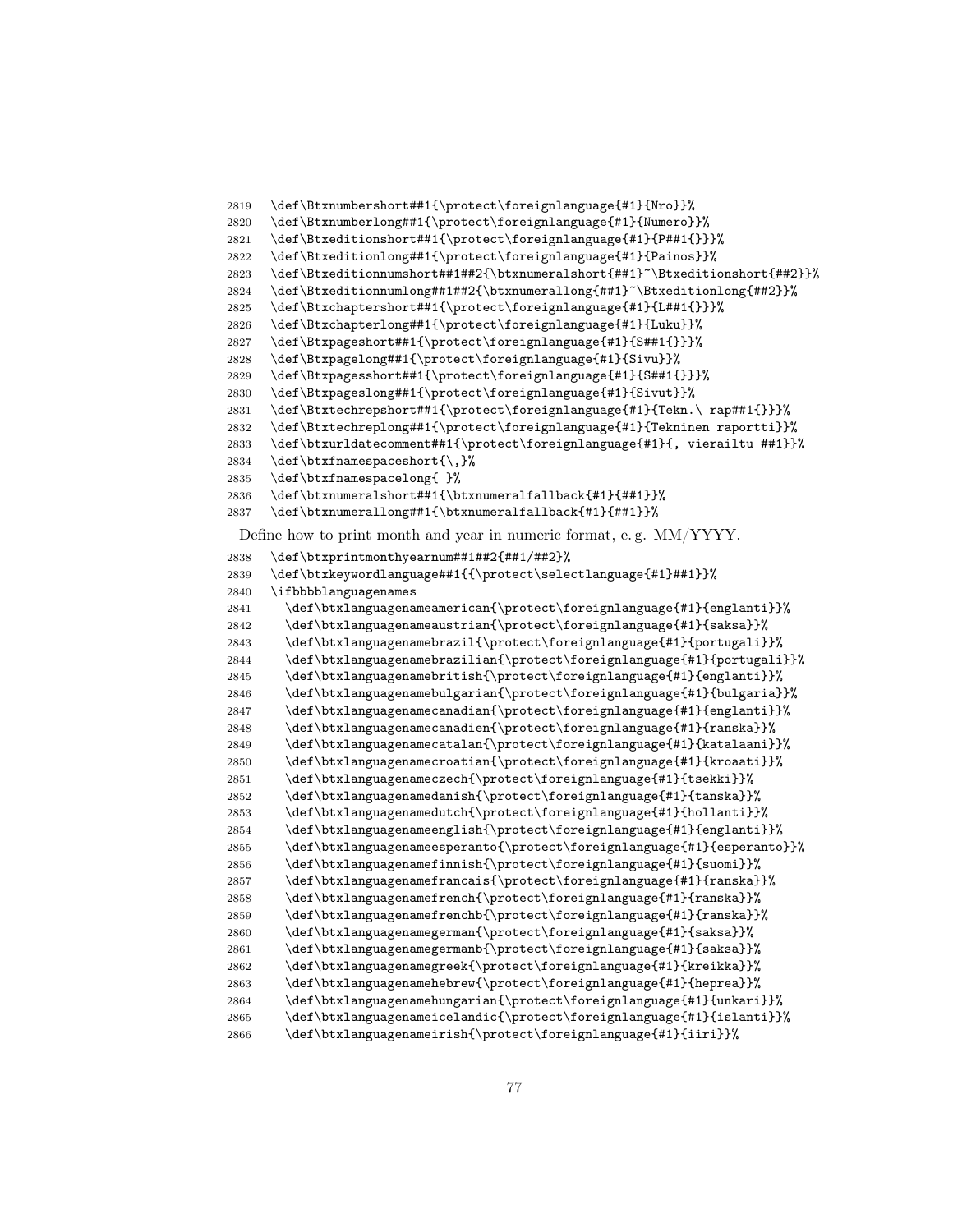```
2819 \def\Btxnumbershort##1{\protect\foreignlanguage{#1}{Nro}}%
2820 \def\Btxnumberlong##1{\protect\foreignlanguage{#1}{Numero}}%
2821 \def\Btxeditionshort##1{\protect\foreignlanguage{#1}{P##1{}}}%
2822 \def\Btxeditionlong##1{\protect\foreignlanguage{#1}{Painos}}%
2823 \def\Btxeditionnumshort##1##2{\btxnumeralshort{##1}~\Btxeditionshort{##2}}%
2824 \def\Btxeditionnumlong##1##2{\btxnumerallong{##1}~\Btxeditionlong{##2}}%
2825 \def\Btxchaptershort##1{\protect\foreignlanguage{#1}{L##1{}}}%
2826 \def\Btxchapterlong##1{\protect\foreignlanguage{#1}{Luku}}%
2827 \def\Btxpageshort##1{\protect\foreignlanguage{#1}{S##1{}}}%
2828 \def\Btxpagelong##1{\protect\foreignlanguage{#1}{Sivu}}%
2829 \def\Btxpagesshort##1{\protect\foreignlanguage{#1}{S##1{}}}%
2830 \def\Btxpageslong##1{\protect\foreignlanguage{#1}{Sivut}}%
2831 \def\Btxtechrepshort##1{\protect\foreignlanguage{#1}{Tekn.\ rap##1{}}}%
2832 \def\Btxtechreplong##1{\protect\foreignlanguage{#1}{Tekninen raportti}}%
2833 \def\btxurldatecomment##1{\protect\foreignlanguage{#1}{, vierailtu ##1}}%
2834 \def\btxfnamespaceshort{\,}%
2835 \def\btxfnamespacelong{ }%
2836 \def\btxnumeralshort##1{\btxnumeralfallback{#1}{##1}}%
2837 \def\btxnumerallong##1{\btxnumeralfallback{#1}{##1}}%
```

Define how to print month and year in numeric format, e. g. MM/YYYY.

```
2838 \def\btxprintmonthyearnum##1##2{##1/##2}%
2839 \def\btxkeywordlanguage##1{{\protect\selectlanguage{#1}##1}}%
2840 \ifbbbblanguagenames
2841   \def\btxlanguagenameamerican{\protect\foreignlanguage{#1}{englanti}}%
2842   \def\btxlanguagenameaustrian{\protect\foreignlanguage{#1}{saksa}}%
2843   \def\btxlanguagenamebrazil{\protect\foreignlanguage{#1}{portugali}}%
2844   \def\btxlanguagenamebrazilian{\protect\foreignlanguage{#1}{portugali}}%
2845   \def\btxlanguagenamebritish{\protect\foreignlanguage{#1}{englanti}}%
2846   \def\btxlanguagenamebulgarian{\protect\foreignlanguage{#1}{bulgaria}}%
2847   \def\btxlanguagenamecanadian{\protect\foreignlanguage{#1}{englanti}}%
2848   \def\btxlanguagenamecanadien{\protect\foreignlanguage{#1}{ranska}}%
2849   \def\btxlanguagenamecatalan{\protect\foreignlanguage{#1}{katalaani}}%
2850   \def\btxlanguagenamecroatian{\protect\foreignlanguage{#1}{kroaati}}%
2851   \def\btxlanguagenameczech{\protect\foreignlanguage{#1}{tsekki}}%
2852   \def\btxlanguagenamedanish{\protect\foreignlanguage{#1}{tanska}}%
2853   \def\btxlanguagenamedutch{\protect\foreignlanguage{#1}{hollanti}}%
2854   \def\btxlanguagenameenglish{\protect\foreignlanguage{#1}{englanti}}%
2855   \def\btxlanguagenameesperanto{\protect\foreignlanguage{#1}{esperanto}}%
2856   \def\btxlanguagenamefinnish{\protect\foreignlanguage{#1}{suomi}}%
2857   \def\btxlanguagenamefrancais{\protect\foreignlanguage{#1}{ranska}}%
2858   \def\btxlanguagenamefrench{\protect\foreignlanguage{#1}{ranska}}%
2859   \def\btxlanguagenamefrenchb{\protect\foreignlanguage{#1}{ranska}}%
2860   \def\btxlanguagenamegerman{\protect\foreignlanguage{#1}{saksa}}%
2861   \def\btxlanguagenamegermanb{\protect\foreignlanguage{#1}{saksa}}%
2862   \def\btxlanguagenamegreek{\protect\foreignlanguage{#1}{kreikka}}%
2863   \def\btxlanguagenamehebrew{\protect\foreignlanguage{#1}{heprea}}%
2864   \def\btxlanguagenamehungarian{\protect\foreignlanguage{#1}{unkari}}%
2865   \def\btxlanguagenameicelandic{\protect\foreignlanguage{#1}{islanti}}%
2866   \def\btxlanguagenameirish{\protect\foreignlanguage{#1}{iiri}}%
```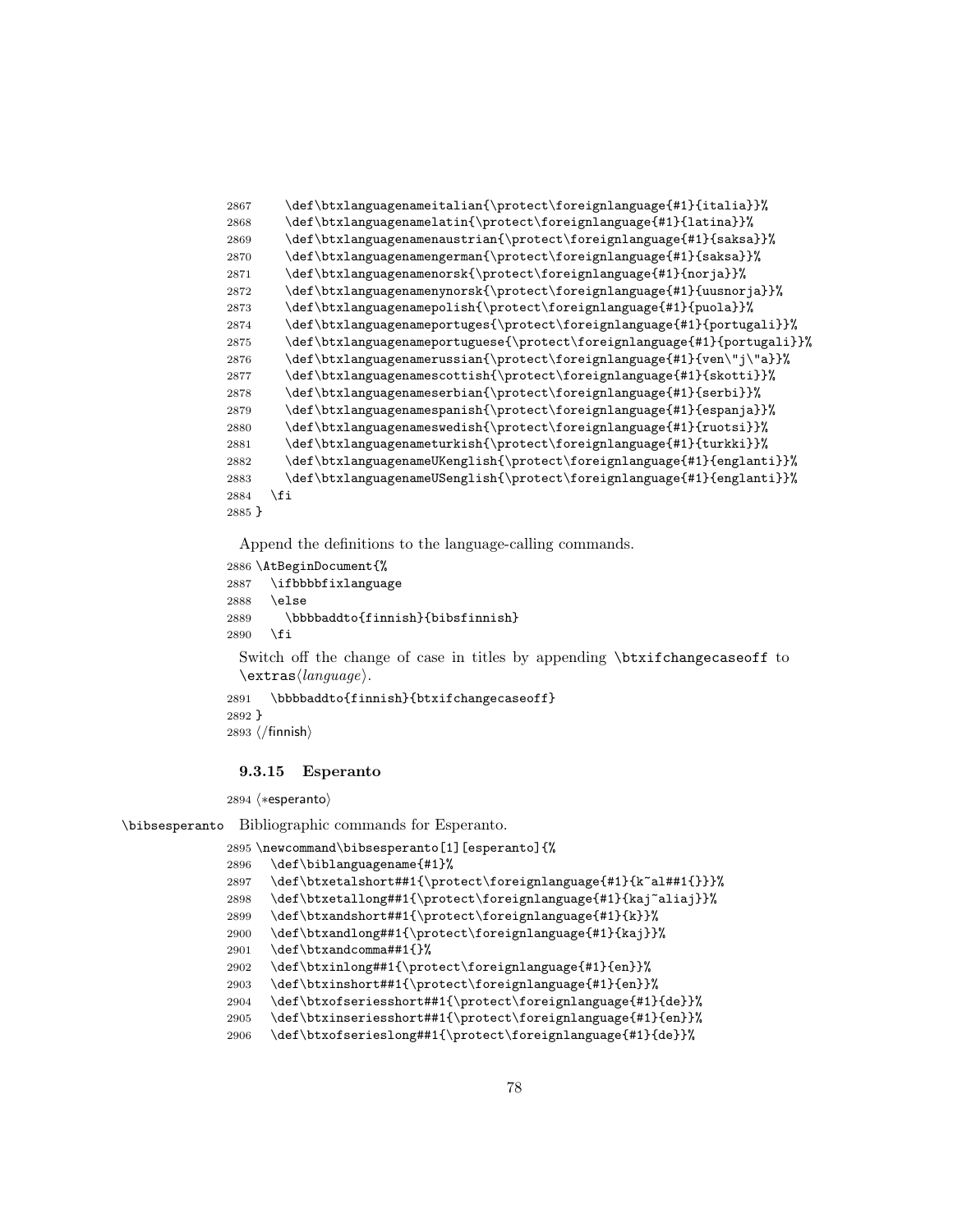```
2867     \def\btxlanguagenameitalian{\protect\foreignlanguage{#1}{italia}}%
2868     \def\btxlanguagenamelatin{\protect\foreignlanguage{#1}{latina}}%
2869     \def\btxlanguagenamenaustrian{\protect\foreignlanguage{#1}{saksa}}%
2870     \def\btxlanguagenamengerman{\protect\foreignlanguage{#1}{saksa}}%
2871     \def\btxlanguagenamenorsk{\protect\foreignlanguage{#1}{norja}}%
2872     \def\btxlanguagenamenynorsk{\protect\foreignlanguage{#1}{uusnorja}}%
2873     \def\btxlanguagenamepolish{\protect\foreignlanguage{#1}{puola}}%
2874     \def\btxlanguagenameportuges{\protect\foreignlanguage{#1}{portugali}}%
2875     \def\btxlanguagenameportuguese{\protect\foreignlanguage{#1}{portugali}}%
2876     \def\btxlanguagenamerussian{\protect\foreignlanguage{#1}{ven\"j\"a}}%
2877     \def\btxlanguagenamescottish{\protect\foreignlanguage{#1}{skotti}}%
2878     \def\btxlanguagenameserbian{\protect\foreignlanguage{#1}{serbi}}%
2879     \def\btxlanguagenamespanish{\protect\foreignlanguage{#1}{espanja}}%
2880     \def\btxlanguagenameswedish{\protect\foreignlanguage{#1}{ruotsi}}%
2881     \def\btxlanguagenameturkish{\protect\foreignlanguage{#1}{turkki}}%
2882     \def\btxlanguagenameUKenglish{\protect\foreignlanguage{#1}{englanti}}%
2883     \def\btxlanguagenameUSenglish{\protect\foreignlanguage{#1}{englanti}}%
2884   \fi
2885 }
```

Append the definitions to the language-calling commands.

```
2886 \AtBeginDocument{%
2887   \ifbbbbfixlanguage
2888   \else
2889     \bbbbaddto{finnish}{bibsfinnish}
2890   \fi
```

Switch off the change of case in titles by appending `\btxifchangecaseoff` to `\extras`⟨*language*⟩.

```
2891   \bbbbaddto{finnish}{btxifchangecaseoff}
2892 }
2893 ⟨/finnish⟩
```

### 9.3.15 Esperanto

```
2894 ⟨*esperanto⟩
```

`\bibsesperanto` Bibliographic commands for Esperanto.

```
2895 \newcommand\bibsesperanto[1][esperanto]{%
2896   \def\biblanguagename{#1}%
2897   \def\btxetalshort##1{\protect\foreignlanguage{#1}{k~al##1{}}}%
2898   \def\btxetallong##1{\protect\foreignlanguage{#1}{kaj~aliaj}}%
2899   \def\btxandshort##1{\protect\foreignlanguage{#1}{k}}%
2900   \def\btxandlong##1{\protect\foreignlanguage{#1}{kaj}}%
2901   \def\btxandcomma##1{}%
2902   \def\btxinlong##1{\protect\foreignlanguage{#1}{en}}%
2903   \def\btxinshort##1{\protect\foreignlanguage{#1}{en}}%
2904   \def\btxofseriesshort##1{\protect\foreignlanguage{#1}{de}}%
2905   \def\btxinseriesshort##1{\protect\foreignlanguage{#1}{en}}%
2906   \def\btxofserieslong##1{\protect\foreignlanguage{#1}{de}}%
```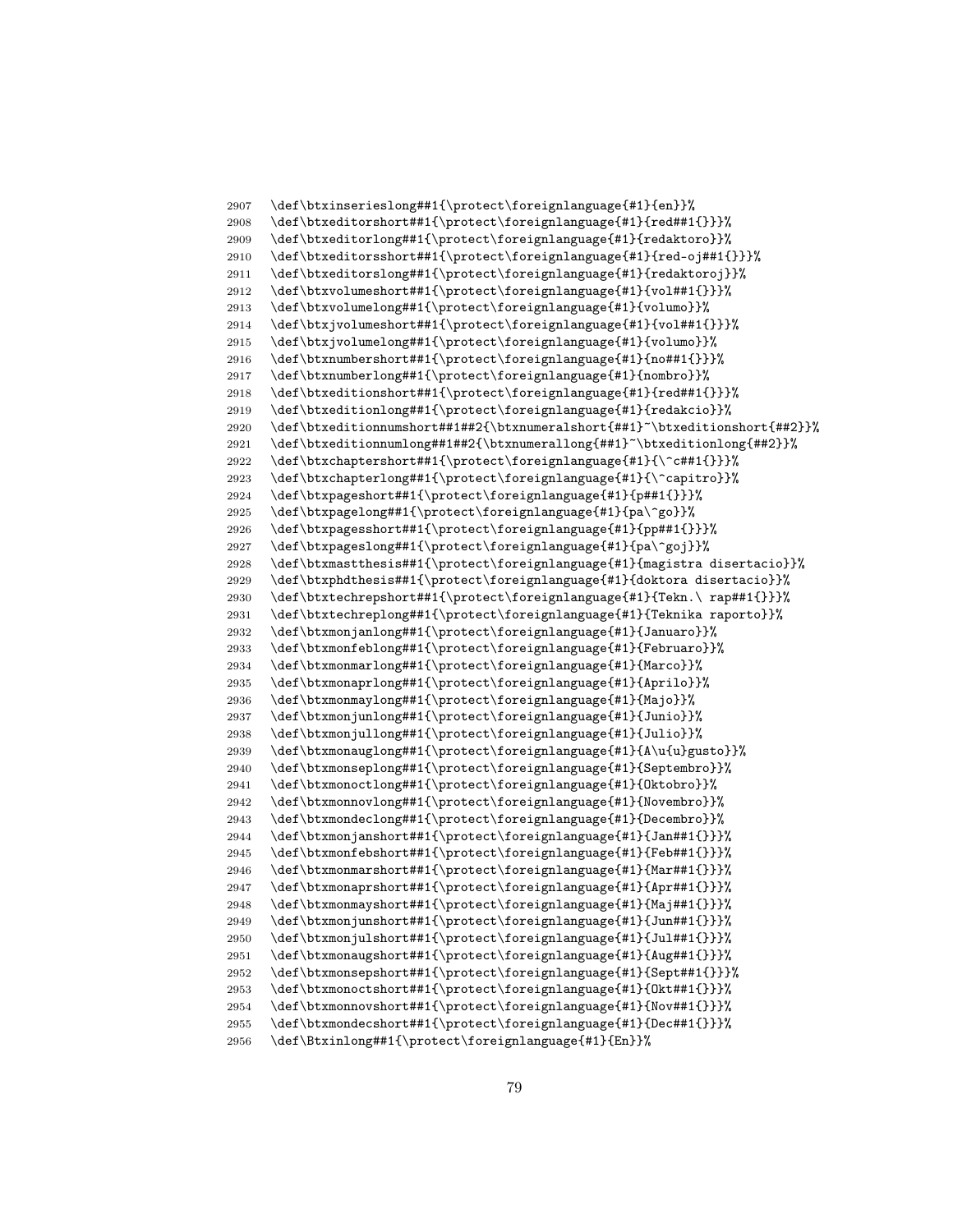```
2907  \def\btxinserieslong##1{\protect\foreignlanguage{#1}{en}}%
2908  \def\btxeditorshort##1{\protect\foreignlanguage{#1}{red##1{}}}%
2909  \def\btxeditorlong##1{\protect\foreignlanguage{#1}{redaktoro}}%
2910  \def\btxeditorsshort##1{\protect\foreignlanguage{#1}{red-oj##1{}}}%
2911  \def\btxeditorslong##1{\protect\foreignlanguage{#1}{redaktoroj}}%
2912  \def\btxvolumeshort##1{\protect\foreignlanguage{#1}{vol##1{}}}%
2913  \def\btxvolumelong##1{\protect\foreignlanguage{#1}{volumo}}%
2914  \def\btxjvolumeshort##1{\protect\foreignlanguage{#1}{vol##1{}}}%
2915  \def\btxjvolumelong##1{\protect\foreignlanguage{#1}{volumo}}%
2916  \def\btxnumbershort##1{\protect\foreignlanguage{#1}{no##1{}}}%
2917  \def\btxnumberlong##1{\protect\foreignlanguage{#1}{nombro}}%
2918  \def\btxeditionshort##1{\protect\foreignlanguage{#1}{red##1{}}}%
2919  \def\btxeditionlong##1{\protect\foreignlanguage{#1}{redakcio}}%
2920  \def\btxeditionnumshort##1##2{\btxnumeralshort{##1}~\btxeditionshort{##2}}%
2921  \def\btxeditionnumlong##1##2{\btxnumerallong{##1}~\btxeditionlong{##2}}%
2922  \def\btxchaptershort##1{\protect\foreignlanguage{#1}{\^c##1{}}}%
2923  \def\btxchapterlong##1{\protect\foreignlanguage{#1}{\^capitro}}%
2924  \def\btxpageshort##1{\protect\foreignlanguage{#1}{p##1{}}}%
2925  \def\btxpagelong##1{\protect\foreignlanguage{#1}{pa\^go}}%
2926  \def\btxpagesshort##1{\protect\foreignlanguage{#1}{pp##1{}}}%
2927  \def\btxpageslong##1{\protect\foreignlanguage{#1}{pa\^goj}}%
2928  \def\btxmastthesis##1{\protect\foreignlanguage{#1}{magistra disertacio}}%
2929  \def\btxphdthesis##1{\protect\foreignlanguage{#1}{doktora disertacio}}%
2930  \def\btxtechrepshort##1{\protect\foreignlanguage{#1}{Tekn.\ rap##1{}}}%
2931  \def\btxtechreplong##1{\protect\foreignlanguage{#1}{Teknika raporto}}%
2932  \def\btxmonjanlong##1{\protect\foreignlanguage{#1}{Januaro}}%
2933  \def\btxmonfeblong##1{\protect\foreignlanguage{#1}{Februaro}}%
2934  \def\btxmonmarlong##1{\protect\foreignlanguage{#1}{Marco}}%
2935  \def\btxmonaprlong##1{\protect\foreignlanguage{#1}{Aprilo}}%
2936  \def\btxmonmaylong##1{\protect\foreignlanguage{#1}{Majo}}%
2937  \def\btxmonjunlong##1{\protect\foreignlanguage{#1}{Junio}}%
2938  \def\btxmonjullong##1{\protect\foreignlanguage{#1}{Julio}}%
2939  \def\btxmonauglong##1{\protect\foreignlanguage{#1}{A\u{u}gusto}}%
2940  \def\btxmonseplong##1{\protect\foreignlanguage{#1}{Septembro}}%
2941  \def\btxmonoctlong##1{\protect\foreignlanguage{#1}{Oktobro}}%
2942  \def\btxmonnovlong##1{\protect\foreignlanguage{#1}{Novembro}}%
2943  \def\btxmondeclong##1{\protect\foreignlanguage{#1}{Decembro}}%
2944  \def\btxmonjanshort##1{\protect\foreignlanguage{#1}{Jan##1{}}}%
2945  \def\btxmonfebshort##1{\protect\foreignlanguage{#1}{Feb##1{}}}%
2946  \def\btxmonmarshort##1{\protect\foreignlanguage{#1}{Mar##1{}}}%
2947  \def\btxmonaprshort##1{\protect\foreignlanguage{#1}{Apr##1{}}}%
2948  \def\btxmonmayshort##1{\protect\foreignlanguage{#1}{Maj##1{}}}%
2949  \def\btxmonjunshort##1{\protect\foreignlanguage{#1}{Jun##1{}}}%
2950  \def\btxmonjulshort##1{\protect\foreignlanguage{#1}{Jul##1{}}}%
2951  \def\btxmonaugshort##1{\protect\foreignlanguage{#1}{Aug##1{}}}%
2952  \def\btxmonsepshort##1{\protect\foreignlanguage{#1}{Sept##1{}}}%
2953  \def\btxmonoctshort##1{\protect\foreignlanguage{#1}{Okt##1{}}}%
2954  \def\btxmonnovshort##1{\protect\foreignlanguage{#1}{Nov##1{}}}%
2955  \def\btxmondecshort##1{\protect\foreignlanguage{#1}{Dec##1{}}}%
2956  \def\Btxinlong##1{\protect\foreignlanguage{#1}{En}}%
```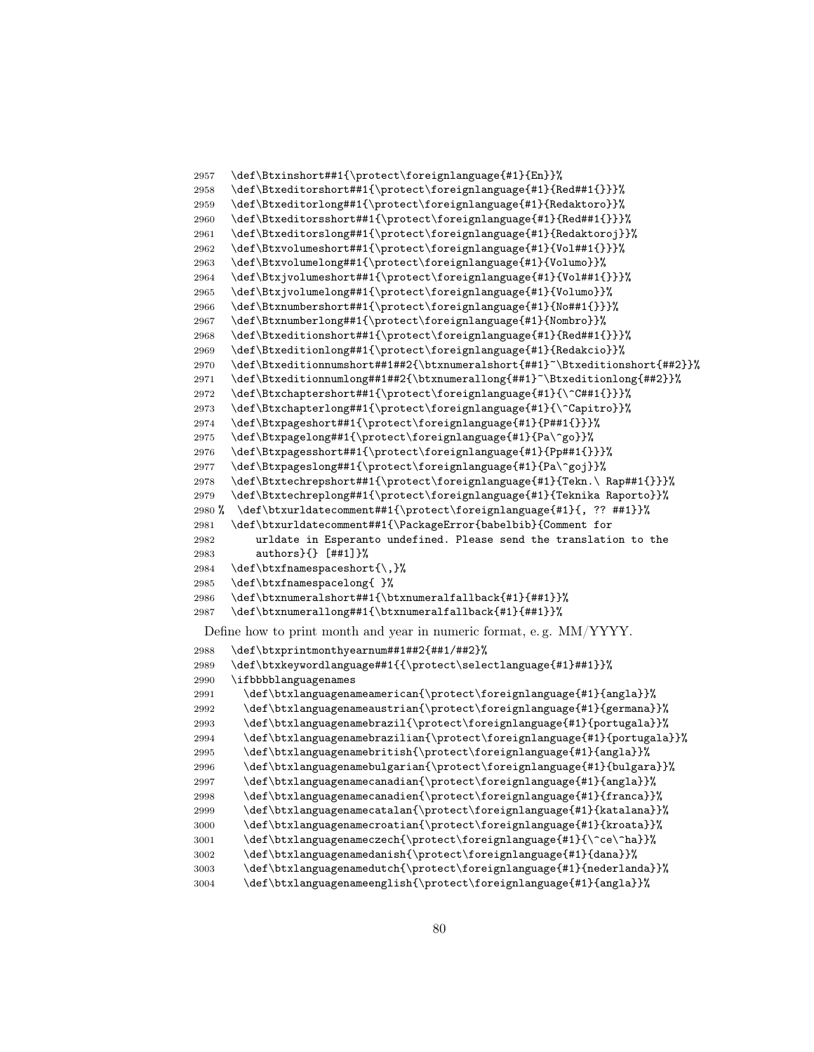```
2957  \def\Btxinshort##1{\protect\foreignlanguage{#1}{En}}%
2958  \def\Btxeditorshort##1{\protect\foreignlanguage{#1}{Red##1{}}}%
2959  \def\Btxeditorlong##1{\protect\foreignlanguage{#1}{Redaktoro}}%
2960  \def\Btxeditorsshort##1{\protect\foreignlanguage{#1}{Red##1{}}}%
2961  \def\Btxeditorslong##1{\protect\foreignlanguage{#1}{Redaktoroj}}%
2962  \def\Btxvolumeshort##1{\protect\foreignlanguage{#1}{Vol##1{}}}%
2963  \def\Btxvolumelong##1{\protect\foreignlanguage{#1}{Volumo}}%
2964  \def\Btxjvolumeshort##1{\protect\foreignlanguage{#1}{Vol##1{}}}%
2965  \def\Btxjvolumelong##1{\protect\foreignlanguage{#1}{Volumo}}%
2966  \def\Btxnumbershort##1{\protect\foreignlanguage{#1}{No##1{}}}%
2967  \def\Btxnumberlong##1{\protect\foreignlanguage{#1}{Nombro}}%
2968  \def\Btxeditionshort##1{\protect\foreignlanguage{#1}{Red##1{}}}%
2969  \def\Btxeditionlong##1{\protect\foreignlanguage{#1}{Redakcio}}%
2970  \def\Btxeditionnumshort##1##2{\btxnumeralshort{##1}~\Btxeditionshort{##2}}%
2971  \def\Btxeditionnumlong##1##2{\btxnumerallong{##1}~\Btxeditionlong{##2}}%
2972  \def\Btxchaptershort##1{\protect\foreignlanguage{#1}{\^C##1{}}}%
2973  \def\Btxchapterlong##1{\protect\foreignlanguage{#1}{\^Capitro}}%
2974  \def\Btxpageshort##1{\protect\foreignlanguage{#1}{P##1{}}}%
2975  \def\Btxpagelong##1{\protect\foreignlanguage{#1}{Pa\^go}}%
2976  \def\Btxpagesshort##1{\protect\foreignlanguage{#1}{Pp##1{}}}%
2977  \def\Btxpageslong##1{\protect\foreignlanguage{#1}{Pa\^goj}}%
2978  \def\Btxtechrepshort##1{\protect\foreignlanguage{#1}{Tekn.\ Rap##1{}}}%
2979  \def\Btxtechreplong##1{\protect\foreignlanguage{#1}{Teknika Raporto}}%
2980 %  \def\btxurldatecomment##1{\protect\foreignlanguage{#1}{, ?? ##1}}%
2981  \def\btxurldatecomment##1{\PackageError{babelbib}{Comment for
2982      urldate in Esperanto undefined. Please send the translation to the
2983      authors}{} [##1]}%
2984  \def\btxfnamespaceshort{\,}%
2985  \def\btxfnamespacelong{ }%
2986  \def\btxnumeralshort##1{\btxnumeralfallback{#1}{##1}}%
2987  \def\btxnumerallong##1{\btxnumeralfallback{#1}{##1}}%
```

Define how to print month and year in numeric format, e. g. MM/YYYY.

```
2988  \def\btxprintmonthyearnum##1##2{##1/##2}%
2989  \def\btxkeywordlanguage##1{{\protect\selectlanguage{#1}##1}}%
2990  \ifbbbblanguagenames
2991    \def\btxlanguagenameamerican{\protect\foreignlanguage{#1}{angla}}%
2992    \def\btxlanguagenameaustrian{\protect\foreignlanguage{#1}{germana}}%
2993    \def\btxlanguagenamebrazil{\protect\foreignlanguage{#1}{portugala}}%
2994    \def\btxlanguagenamebrazilian{\protect\foreignlanguage{#1}{portugala}}%
2995    \def\btxlanguagenamebritish{\protect\foreignlanguage{#1}{angla}}%
2996    \def\btxlanguagenamebulgarian{\protect\foreignlanguage{#1}{bulgara}}%
2997    \def\btxlanguagenamecanadian{\protect\foreignlanguage{#1}{angla}}%
2998    \def\btxlanguagenamecanadien{\protect\foreignlanguage{#1}{franca}}%
2999    \def\btxlanguagenamecatalan{\protect\foreignlanguage{#1}{katalana}}%
3000    \def\btxlanguagenamecroatian{\protect\foreignlanguage{#1}{kroata}}%
3001    \def\btxlanguagenameczech{\protect\foreignlanguage{#1}{\^ce\^ha}}%
3002    \def\btxlanguagenamedanish{\protect\foreignlanguage{#1}{dana}}%
3003    \def\btxlanguagenamedutch{\protect\foreignlanguage{#1}{nederlanda}}%
3004    \def\btxlanguagenameenglish{\protect\foreignlanguage{#1}{angla}}%
```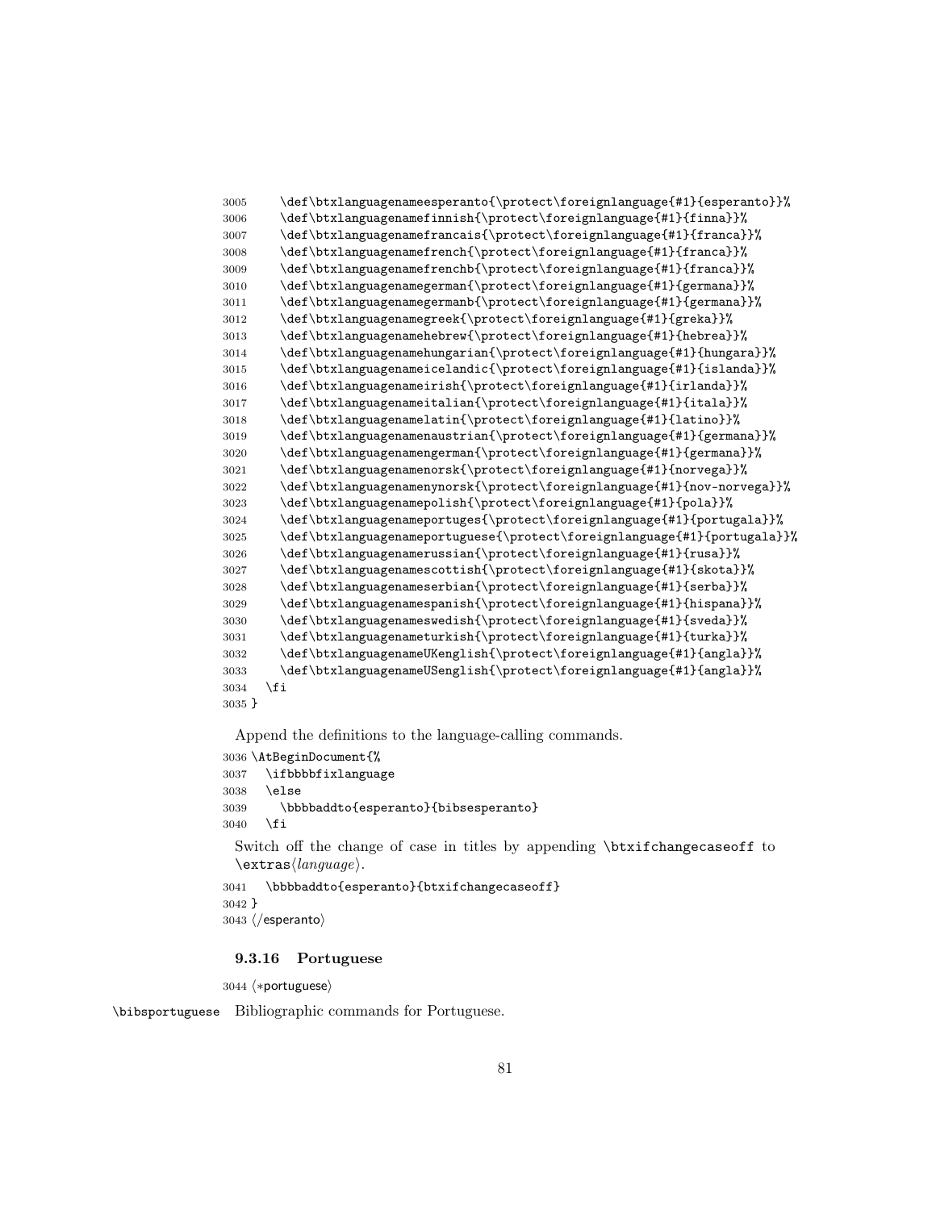```
3005     \def\btxlanguagenameesperanto{\protect\foreignlanguage{#1}{esperanto}}%
3006     \def\btxlanguagenamefinnish{\protect\foreignlanguage{#1}{finna}}%
3007     \def\btxlanguagenamefrancais{\protect\foreignlanguage{#1}{franca}}%
3008     \def\btxlanguagenamefrench{\protect\foreignlanguage{#1}{franca}}%
3009     \def\btxlanguagenamefrenchb{\protect\foreignlanguage{#1}{franca}}%
3010     \def\btxlanguagenamegerman{\protect\foreignlanguage{#1}{germana}}%
3011     \def\btxlanguagenamegermanb{\protect\foreignlanguage{#1}{germana}}%
3012     \def\btxlanguagenamegreek{\protect\foreignlanguage{#1}{greka}}%
3013     \def\btxlanguagenamehebrew{\protect\foreignlanguage{#1}{hebrea}}%
3014     \def\btxlanguagenamehungarian{\protect\foreignlanguage{#1}{hungara}}%
3015     \def\btxlanguagenameicelandic{\protect\foreignlanguage{#1}{islanda}}%
3016     \def\btxlanguagenameirish{\protect\foreignlanguage{#1}{irlanda}}%
3017     \def\btxlanguagenameitalian{\protect\foreignlanguage{#1}{itala}}%
3018     \def\btxlanguagenamelatin{\protect\foreignlanguage{#1}{latino}}%
3019     \def\btxlanguagenamenaustrian{\protect\foreignlanguage{#1}{germana}}%
3020     \def\btxlanguagenamengerman{\protect\foreignlanguage{#1}{germana}}%
3021     \def\btxlanguagenamenorsk{\protect\foreignlanguage{#1}{norvega}}%
3022     \def\btxlanguagenamenynorsk{\protect\foreignlanguage{#1}{nov-norvega}}%
3023     \def\btxlanguagenamepolish{\protect\foreignlanguage{#1}{pola}}%
3024     \def\btxlanguagenameportuges{\protect\foreignlanguage{#1}{portugala}}%
3025     \def\btxlanguagenameportuguese{\protect\foreignlanguage{#1}{portugala}}%
3026     \def\btxlanguagenamerussian{\protect\foreignlanguage{#1}{rusa}}%
3027     \def\btxlanguagenamescottish{\protect\foreignlanguage{#1}{skota}}%
3028     \def\btxlanguagenameserbian{\protect\foreignlanguage{#1}{serba}}%
3029     \def\btxlanguagenamespanish{\protect\foreignlanguage{#1}{hispana}}%
3030     \def\btxlanguagenameswedish{\protect\foreignlanguage{#1}{sveda}}%
3031     \def\btxlanguagenameturkish{\protect\foreignlanguage{#1}{turka}}%
3032     \def\btxlanguagenameUKenglish{\protect\foreignlanguage{#1}{angla}}%
3033     \def\btxlanguagenameUSenglish{\protect\foreignlanguage{#1}{angla}}%
3034   \fi
3035 }
```

Append the definitions to the language-calling commands.

```
3036 \AtBeginDocument{%
3037   \ifbbbbfixlanguage
3038   \else
3039     \bbbbaddto{esperanto}{bibsesperanto}
3040   \fi
```

Switch off the change of case in titles by appending `\btxifchangecaseoff` to `\extras`⟨*language*⟩.

```
3041   \bbbbaddto{esperanto}{btxifchangecaseoff}
3042 }
3043 ⟨/esperanto⟩
```

### 9.3.16 Portuguese

```
3044 ⟨*portuguese⟩
```

`\bibsportuguese` Bibliographic commands for Portuguese.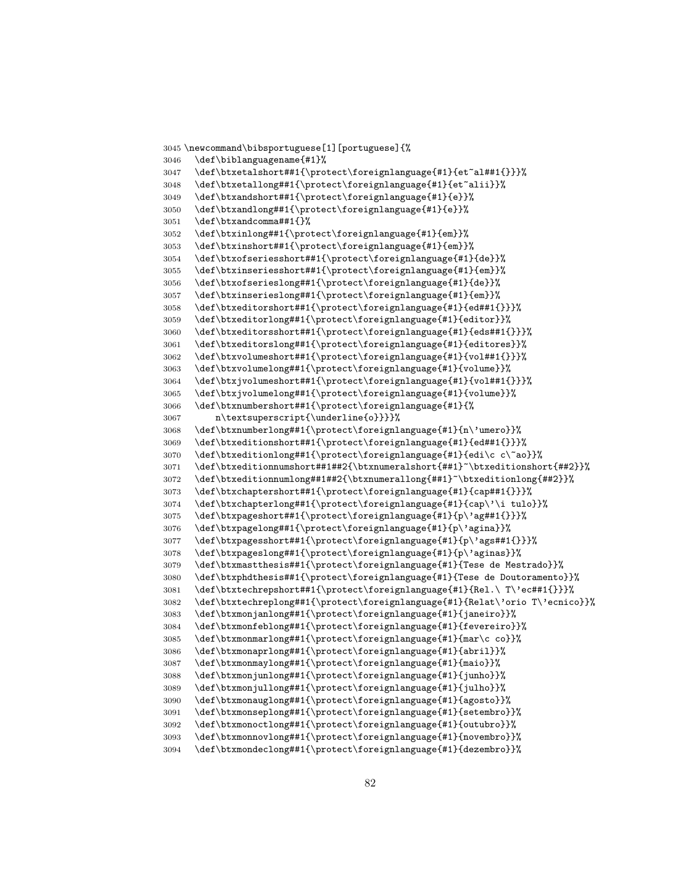```
3045 \newcommand\bibsportuguese[1][portuguese]{%
3046   \def\biblanguagename{#1}%
3047   \def\btxetalshort##1{\protect\foreignlanguage{#1}{et~al##1{}}}%
3048   \def\btxetallong##1{\protect\foreignlanguage{#1}{et~alii}}%
3049   \def\btxandshort##1{\protect\foreignlanguage{#1}{e}}%
3050   \def\btxandlong##1{\protect\foreignlanguage{#1}{e}}%
3051   \def\btxandcomma##1{}%
3052   \def\btxinlong##1{\protect\foreignlanguage{#1}{em}}%
3053   \def\btxinshort##1{\protect\foreignlanguage{#1}{em}}%
3054   \def\btxofseriesshort##1{\protect\foreignlanguage{#1}{de}}%
3055   \def\btxinseriesshort##1{\protect\foreignlanguage{#1}{em}}%
3056   \def\btxofserieslong##1{\protect\foreignlanguage{#1}{de}}%
3057   \def\btxinserieslong##1{\protect\foreignlanguage{#1}{em}}%
3058   \def\btxeditorshort##1{\protect\foreignlanguage{#1}{ed##1{}}}%
3059   \def\btxeditorlong##1{\protect\foreignlanguage{#1}{editor}}%
3060   \def\btxeditorsshort##1{\protect\foreignlanguage{#1}{eds##1{}}}%
3061   \def\btxeditorslong##1{\protect\foreignlanguage{#1}{editores}}%
3062   \def\btxvolumeshort##1{\protect\foreignlanguage{#1}{vol##1{}}}%
3063   \def\btxvolumelong##1{\protect\foreignlanguage{#1}{volume}}%
3064   \def\btxjvolumeshort##1{\protect\foreignlanguage{#1}{vol##1{}}}%
3065   \def\btxjvolumelong##1{\protect\foreignlanguage{#1}{volume}}%
3066   \def\btxnumbershort##1{\protect\foreignlanguage{#1}{%
3067       n\textsuperscript{\underline{o}}}}%
3068   \def\btxnumberlong##1{\protect\foreignlanguage{#1}{n\'umero}}%
3069   \def\btxeditionshort##1{\protect\foreignlanguage{#1}{ed##1{}}}%
3070   \def\btxeditionlong##1{\protect\foreignlanguage{#1}{edi\c c\~ao}}%
3071   \def\btxeditionnumshort##1##2{\btxnumeralshort{##1}~\btxeditionshort{##2}}%
3072   \def\btxeditionnumlong##1##2{\btxnumerallong{##1}~\btxeditionlong{##2}}%
3073   \def\btxchaptershort##1{\protect\foreignlanguage{#1}{cap##1{}}}%
3074   \def\btxchapterlong##1{\protect\foreignlanguage{#1}{cap\'\i tulo}}%
3075   \def\btxpageshort##1{\protect\foreignlanguage{#1}{p\'ag##1{}}}%
3076   \def\btxpagelong##1{\protect\foreignlanguage{#1}{p\'agina}}%
3077   \def\btxpagesshort##1{\protect\foreignlanguage{#1}{p\'ags##1{}}}%
3078   \def\btxpageslong##1{\protect\foreignlanguage{#1}{p\'aginas}}%
3079   \def\btxmastthesis##1{\protect\foreignlanguage{#1}{Tese de Mestrado}}%
3080   \def\btxphdthesis##1{\protect\foreignlanguage{#1}{Tese de Doutoramento}}%
3081   \def\btxtechrepshort##1{\protect\foreignlanguage{#1}{Rel.\ T\'ec##1{}}}%
3082   \def\btxtechreplong##1{\protect\foreignlanguage{#1}{Relat\'orio T\'ecnico}}%
3083   \def\btxmonjanlong##1{\protect\foreignlanguage{#1}{janeiro}}%
3084   \def\btxmonfeblong##1{\protect\foreignlanguage{#1}{fevereiro}}%
3085   \def\btxmonmarlong##1{\protect\foreignlanguage{#1}{mar\c co}}%
3086   \def\btxmonaprlong##1{\protect\foreignlanguage{#1}{abril}}%
3087   \def\btxmonmaylong##1{\protect\foreignlanguage{#1}{maio}}%
3088   \def\btxmonjunlong##1{\protect\foreignlanguage{#1}{junho}}%
3089   \def\btxmonjullong##1{\protect\foreignlanguage{#1}{julho}}%
3090   \def\btxmonauglong##1{\protect\foreignlanguage{#1}{agosto}}%
3091   \def\btxmonseplong##1{\protect\foreignlanguage{#1}{setembro}}%
3092   \def\btxmonoctlong##1{\protect\foreignlanguage{#1}{outubro}}%
3093   \def\btxmonnovlong##1{\protect\foreignlanguage{#1}{novembro}}%
3094   \def\btxmondeclong##1{\protect\foreignlanguage{#1}{dezembro}}%
```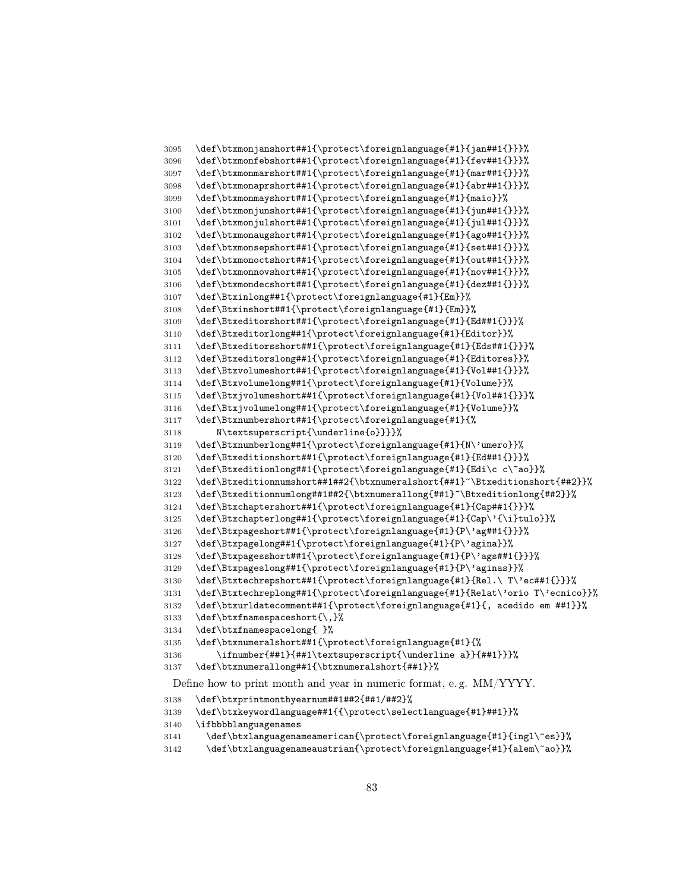```
3095  \def\btxmonjanshort##1{\protect\foreignlanguage{#1}{jan##1{}}}%
3096  \def\btxmonfebshort##1{\protect\foreignlanguage{#1}{fev##1{}}}%
3097  \def\btxmonmarshort##1{\protect\foreignlanguage{#1}{mar##1{}}}%
3098  \def\btxmonaprshort##1{\protect\foreignlanguage{#1}{abr##1{}}}%
3099  \def\btxmonmayshort##1{\protect\foreignlanguage{#1}{maio}}%
3100  \def\btxmonjunshort##1{\protect\foreignlanguage{#1}{jun##1{}}}%
3101  \def\btxmonjulshort##1{\protect\foreignlanguage{#1}{jul##1{}}}%
3102  \def\btxmonaugshort##1{\protect\foreignlanguage{#1}{ago##1{}}}%
3103  \def\btxmonsepshort##1{\protect\foreignlanguage{#1}{set##1{}}}%
3104  \def\btxmonoctshort##1{\protect\foreignlanguage{#1}{out##1{}}}%
3105  \def\btxmonnovshort##1{\protect\foreignlanguage{#1}{nov##1{}}}%
3106  \def\btxmondecshort##1{\protect\foreignlanguage{#1}{dez##1{}}}%
3107  \def\Btxinlong##1{\protect\foreignlanguage{#1}{Em}}%
3108  \def\Btxinshort##1{\protect\foreignlanguage{#1}{Em}}%
3109  \def\Btxeditorshort##1{\protect\foreignlanguage{#1}{Ed##1{}}}%
3110  \def\Btxeditorlong##1{\protect\foreignlanguage{#1}{Editor}}%
3111  \def\Btxeditorsshort##1{\protect\foreignlanguage{#1}{Eds##1{}}}%
3112  \def\Btxeditorslong##1{\protect\foreignlanguage{#1}{Editores}}%
3113  \def\Btxvolumeshort##1{\protect\foreignlanguage{#1}{Vol##1{}}}%
3114  \def\Btxvolumelong##1{\protect\foreignlanguage{#1}{Volume}}%
3115  \def\Btxjvolumeshort##1{\protect\foreignlanguage{#1}{Vol##1{}}}%
3116  \def\Btxjvolumelong##1{\protect\foreignlanguage{#1}{Volume}}%
3117  \def\Btxnumbershort##1{\protect\foreignlanguage{#1}{%
3118      N\textsuperscript{\underline{o}}}}%
3119  \def\Btxnumberlong##1{\protect\foreignlanguage{#1}{N\'umero}}%
3120  \def\Btxeditionshort##1{\protect\foreignlanguage{#1}{Ed##1{}}}%
3121  \def\Btxeditionlong##1{\protect\foreignlanguage{#1}{Edi\c c\~ao}}%
3122  \def\Btxeditionnumshort##1##2{\btxnumeralshort{##1}~\Btxeditionshort{##2}}%
3123  \def\Btxeditionnumlong##1##2{\btxnumerallong{##1}~\Btxeditionlong{##2}}%
3124  \def\Btxchaptershort##1{\protect\foreignlanguage{#1}{Cap##1{}}}%
3125  \def\Btxchapterlong##1{\protect\foreignlanguage{#1}{Cap\'{\i}tulo}}%
3126  \def\Btxpageshort##1{\protect\foreignlanguage{#1}{P\'ag##1{}}}%
3127  \def\Btxpagelong##1{\protect\foreignlanguage{#1}{P\'agina}}%
3128  \def\Btxpagesshort##1{\protect\foreignlanguage{#1}{P\'ags##1{}}}%
3129  \def\Btxpageslong##1{\protect\foreignlanguage{#1}{P\'aginas}}%
3130  \def\Btxtechrepshort##1{\protect\foreignlanguage{#1}{Rel.\ T\'ec##1{}}}%
3131  \def\Btxtechreplong##1{\protect\foreignlanguage{#1}{Relat\'orio T\'ecnico}}%
3132  \def\btxurldatecomment##1{\protect\foreignlanguage{#1}{, acedido em ##1}}%
3133  \def\btxfnamespaceshort{\,}%
3134  \def\btxfnamespacelong{ }%
3135  \def\btxnumeralshort##1{\protect\foreignlanguage{#1}{%
3136      \ifnumber{##1}{##1\textsuperscript{\underline a}}{##1}}}%
3137  \def\btxnumerallong##1{\btxnumeralshort{##1}}%
```

Define how to print month and year in numeric format, e. g. MM/YYYY.

```
3138  \def\btxprintmonthyearnum##1##2{##1/##2}%
3139  \def\btxkeywordlanguage##1{{\protect\selectlanguage{#1}##1}}%
3140  \ifbbbblanguagenames
3141    \def\btxlanguagenameamerican{\protect\foreignlanguage{#1}{ingl\^es}}%
3142    \def\btxlanguagenameaustrian{\protect\foreignlanguage{#1}{alem\~ao}}%
```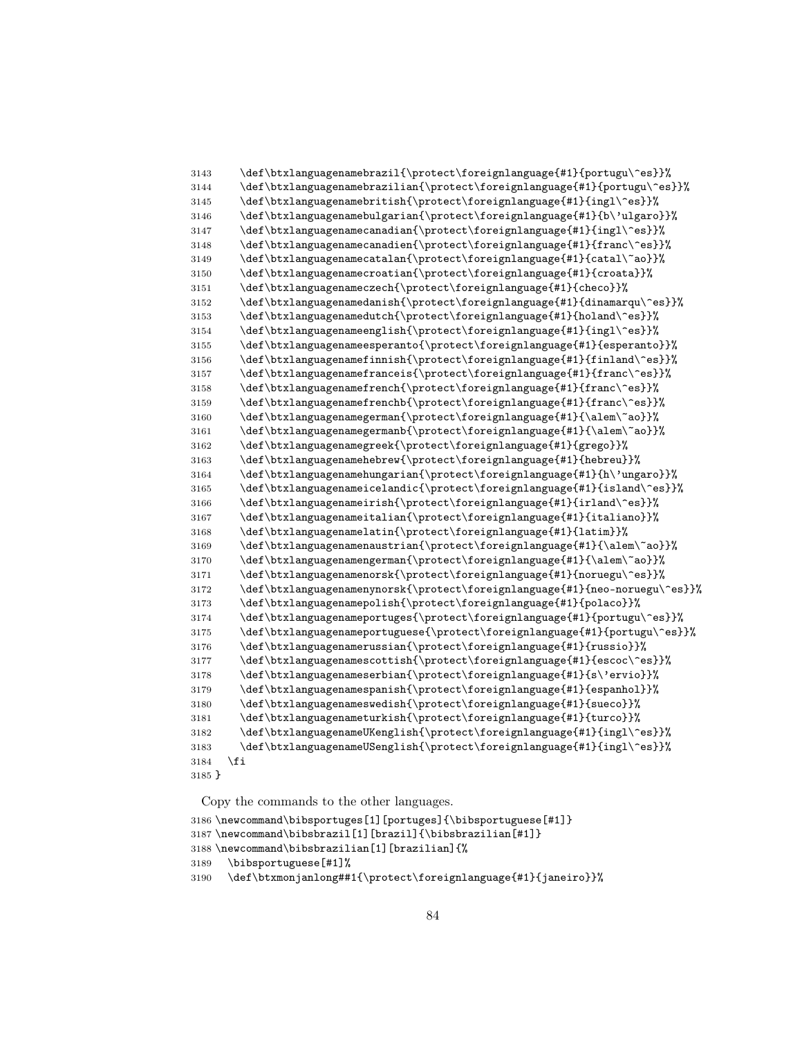```
3143     \def\btxlanguagenamebrazil{\protect\foreignlanguage{#1}{portugu\^es}}%
3144     \def\btxlanguagenamebrazilian{\protect\foreignlanguage{#1}{portugu\^es}}%
3145     \def\btxlanguagenamebritish{\protect\foreignlanguage{#1}{ingl\^es}}%
3146     \def\btxlanguagenamebulgarian{\protect\foreignlanguage{#1}{b\'ulgaro}}%
3147     \def\btxlanguagenamecanadian{\protect\foreignlanguage{#1}{ingl\^es}}%
3148     \def\btxlanguagenamecanadien{\protect\foreignlanguage{#1}{franc\^es}}%
3149     \def\btxlanguagenamecatalan{\protect\foreignlanguage{#1}{catal\~ao}}%
3150     \def\btxlanguagenamecroatian{\protect\foreignlanguage{#1}{croata}}%
3151     \def\btxlanguagenameczech{\protect\foreignlanguage{#1}{checo}}%
3152     \def\btxlanguagenamedanish{\protect\foreignlanguage{#1}{dinamarqu\^es}}%
3153     \def\btxlanguagenamedutch{\protect\foreignlanguage{#1}{holand\^es}}%
3154     \def\btxlanguagenameenglish{\protect\foreignlanguage{#1}{ingl\^es}}%
3155     \def\btxlanguagenameesperanto{\protect\foreignlanguage{#1}{esperanto}}%
3156     \def\btxlanguagenamefinnish{\protect\foreignlanguage{#1}{finland\^es}}%
3157     \def\btxlanguagenamefranceis{\protect\foreignlanguage{#1}{franc\^es}}%
3158     \def\btxlanguagenamefrench{\protect\foreignlanguage{#1}{franc\^es}}%
3159     \def\btxlanguagenamefrenchb{\protect\foreignlanguage{#1}{franc\^es}}%
3160     \def\btxlanguagenamegerman{\protect\foreignlanguage{#1}{\alem\~ao}}%
3161     \def\btxlanguagenamegermanb{\protect\foreignlanguage{#1}{\alem\~ao}}%
3162     \def\btxlanguagenamegreek{\protect\foreignlanguage{#1}{grego}}%
3163     \def\btxlanguagenamehebrew{\protect\foreignlanguage{#1}{hebreu}}%
3164     \def\btxlanguagenamehungarian{\protect\foreignlanguage{#1}{h\'ungaro}}%
3165     \def\btxlanguagenameicelandic{\protect\foreignlanguage{#1}{island\^es}}%
3166     \def\btxlanguagenameirish{\protect\foreignlanguage{#1}{irland\^es}}%
3167     \def\btxlanguagenameitalian{\protect\foreignlanguage{#1}{italiano}}%
3168     \def\btxlanguagenamelatin{\protect\foreignlanguage{#1}{latim}}%
3169     \def\btxlanguagenamenaustrian{\protect\foreignlanguage{#1}{\alem\~ao}}%
3170     \def\btxlanguagenamengerman{\protect\foreignlanguage{#1}{\alem\~ao}}%
3171     \def\btxlanguagenamenorsk{\protect\foreignlanguage{#1}{noruegu\^es}}%
3172     \def\btxlanguagenamenynorsk{\protect\foreignlanguage{#1}{neo-noruegu\^es}}%
3173     \def\btxlanguagenamepolish{\protect\foreignlanguage{#1}{polaco}}%
3174     \def\btxlanguagenameportuges{\protect\foreignlanguage{#1}{portugu\^es}}%
3175     \def\btxlanguagenameportuguese{\protect\foreignlanguage{#1}{portugu\^es}}%
3176     \def\btxlanguagenamerussian{\protect\foreignlanguage{#1}{russio}}%
3177     \def\btxlanguagenamescottish{\protect\foreignlanguage{#1}{escoc\^es}}%
3178     \def\btxlanguagenameserbian{\protect\foreignlanguage{#1}{s\'ervio}}%
3179     \def\btxlanguagenamespanish{\protect\foreignlanguage{#1}{espanhol}}%
3180     \def\btxlanguagenameswedish{\protect\foreignlanguage{#1}{sueco}}%
3181     \def\btxlanguagenameturkish{\protect\foreignlanguage{#1}{turco}}%
3182     \def\btxlanguagenameUKenglish{\protect\foreignlanguage{#1}{ingl\^es}}%
3183     \def\btxlanguagenameUSenglish{\protect\foreignlanguage{#1}{ingl\^es}}%
3184   \fi
3185 }
```

Copy the commands to the other languages.

```
3186 \newcommand\bibsportuges[1][portuges]{\bibsportuguese[#1]}
3187 \newcommand\bibsbrazil[1][brazil]{\bibsbrazilian[#1]}
3188 \newcommand\bibsbrazilian[1][brazilian]{%
3189   \bibsportuguese[#1]%
3190   \def\btxmonjanlong##1{\protect\foreignlanguage{#1}{janeiro}}%
```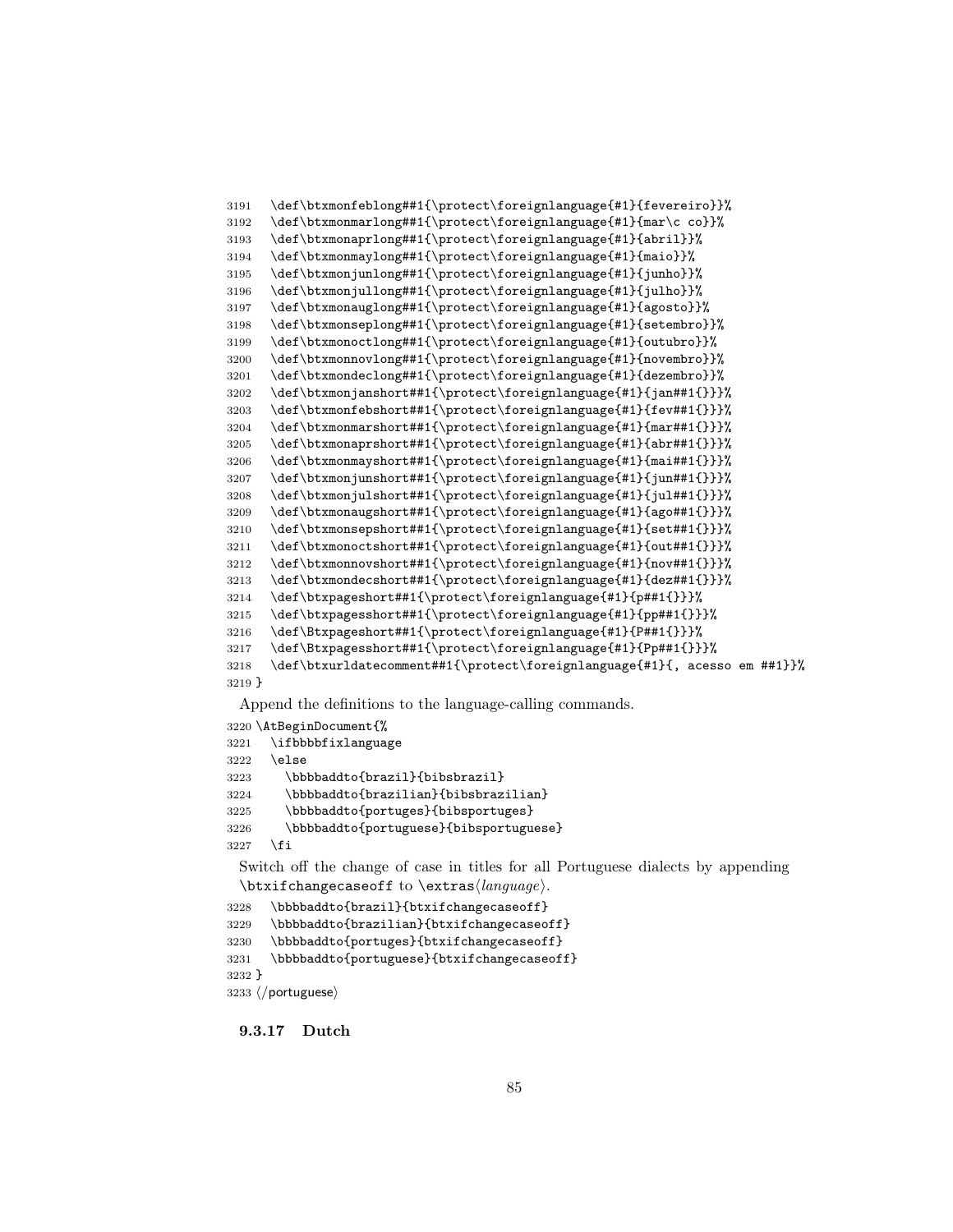```
3191   \def\btxmonfeblong##1{\protect\foreignlanguage{#1}{fevereiro}}%
3192   \def\btxmonmarlong##1{\protect\foreignlanguage{#1}{mar\c co}}%
3193   \def\btxmonaprlong##1{\protect\foreignlanguage{#1}{abril}}%
3194   \def\btxmonmaylong##1{\protect\foreignlanguage{#1}{maio}}%
3195   \def\btxmonjunlong##1{\protect\foreignlanguage{#1}{junho}}%
3196   \def\btxmonjullong##1{\protect\foreignlanguage{#1}{julho}}%
3197   \def\btxmonauglong##1{\protect\foreignlanguage{#1}{agosto}}%
3198   \def\btxmonseplong##1{\protect\foreignlanguage{#1}{setembro}}%
3199   \def\btxmonoctlong##1{\protect\foreignlanguage{#1}{outubro}}%
3200   \def\btxmonnovlong##1{\protect\foreignlanguage{#1}{novembro}}%
3201   \def\btxmondeclong##1{\protect\foreignlanguage{#1}{dezembro}}%
3202   \def\btxmonjanshort##1{\protect\foreignlanguage{#1}{jan##1{}}}%
3203   \def\btxmonfebshort##1{\protect\foreignlanguage{#1}{fev##1{}}}%
3204   \def\btxmonmarshort##1{\protect\foreignlanguage{#1}{mar##1{}}}%
3205   \def\btxmonaprshort##1{\protect\foreignlanguage{#1}{abr##1{}}}%
3206   \def\btxmonmayshort##1{\protect\foreignlanguage{#1}{mai##1{}}}%
3207   \def\btxmonjunshort##1{\protect\foreignlanguage{#1}{jun##1{}}}%
3208   \def\btxmonjulshort##1{\protect\foreignlanguage{#1}{jul##1{}}}%
3209   \def\btxmonaugshort##1{\protect\foreignlanguage{#1}{ago##1{}}}%
3210   \def\btxmonsepshort##1{\protect\foreignlanguage{#1}{set##1{}}}%
3211   \def\btxmonoctshort##1{\protect\foreignlanguage{#1}{out##1{}}}%
3212   \def\btxmonnovshort##1{\protect\foreignlanguage{#1}{nov##1{}}}%
3213   \def\btxmondecshort##1{\protect\foreignlanguage{#1}{dez##1{}}}%
3214   \def\btxpageshort##1{\protect\foreignlanguage{#1}{p##1{}}}%
3215   \def\btxpagesshort##1{\protect\foreignlanguage{#1}{pp##1{}}}%
3216   \def\Btxpageshort##1{\protect\foreignlanguage{#1}{P##1{}}}%
3217   \def\Btxpagesshort##1{\protect\foreignlanguage{#1}{Pp##1{}}}%
3218   \def\btxurldatecomment##1{\protect\foreignlanguage{#1}{, acesso em ##1}}%
3219 }
```

Append the definitions to the language-calling commands.

```
3220 \AtBeginDocument{%
3221   \ifbbbbfixlanguage
3222   \else
3223     \bbbbaddto{brazil}{bibsbrazil}
3224     \bbbbaddto{brazilian}{bibsbrazilian}
3225     \bbbbaddto{portuges}{bibsportuges}
3226     \bbbbaddto{portuguese}{bibsportuguese}
3227   \fi
```

Switch off the change of case in titles for all Portuguese dialects by appending `\btxifchangecaseoff` to `\extras`⟨*language*⟩.

```
3228   \bbbbaddto{brazil}{btxifchangecaseoff}
3229   \bbbbaddto{brazilian}{btxifchangecaseoff}
3230   \bbbbaddto{portuges}{btxifchangecaseoff}
3231   \bbbbaddto{portuguese}{btxifchangecaseoff}
3232 }
3233 ⟨/portuguese⟩
```

#### 9.3.17 Dutch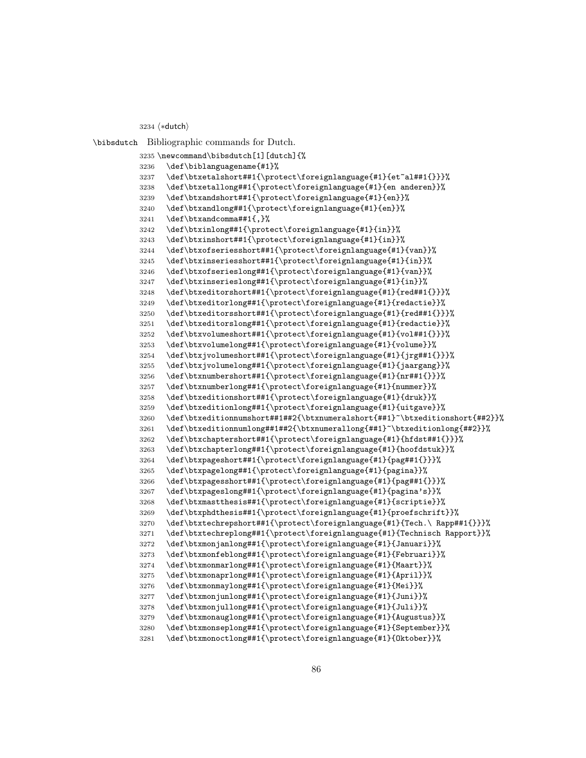3234 ⟨*dutch⟩

\bibsdutch Bibliographic commands for Dutch.

```
3235 \newcommand\bibsdutch[1][dutch]{%
3236   \def\biblanguagename{#1}%
3237   \def\btxetalshort##1{\protect\foreignlanguage{#1}{et~al##1{}}}%
3238   \def\btxetallong##1{\protect\foreignlanguage{#1}{en anderen}}%
3239   \def\btxandshort##1{\protect\foreignlanguage{#1}{en}}%
3240   \def\btxandlong##1{\protect\foreignlanguage{#1}{en}}%
3241   \def\btxandcomma##1{,}%
3242   \def\btxinlong##1{\protect\foreignlanguage{#1}{in}}%
3243   \def\btxinshort##1{\protect\foreignlanguage{#1}{in}}%
3244   \def\btxofseriesshort##1{\protect\foreignlanguage{#1}{van}}%
3245   \def\btxinseriesshort##1{\protect\foreignlanguage{#1}{in}}%
3246   \def\btxofserieslong##1{\protect\foreignlanguage{#1}{van}}%
3247   \def\btxinserieslong##1{\protect\foreignlanguage{#1}{in}}%
3248   \def\btxeditorshort##1{\protect\foreignlanguage{#1}{red##1{}}}%
3249   \def\btxeditorlong##1{\protect\foreignlanguage{#1}{redactie}}%
3250   \def\btxeditorsshort##1{\protect\foreignlanguage{#1}{red##1{}}}%
3251   \def\btxeditorslong##1{\protect\foreignlanguage{#1}{redactie}}%
3252   \def\btxvolumeshort##1{\protect\foreignlanguage{#1}{vol##1{}}}%
3253   \def\btxvolumelong##1{\protect\foreignlanguage{#1}{volume}}%
3254   \def\btxjvolumeshort##1{\protect\foreignlanguage{#1}{jrg##1{}}}%
3255   \def\btxjvolumelong##1{\protect\foreignlanguage{#1}{jaargang}}%
3256   \def\btxnumbershort##1{\protect\foreignlanguage{#1}{nr##1{}}}%
3257   \def\btxnumberlong##1{\protect\foreignlanguage{#1}{nummer}}%
3258   \def\btxeditionshort##1{\protect\foreignlanguage{#1}{druk}}%
3259   \def\btxeditionlong##1{\protect\foreignlanguage{#1}{uitgave}}%
3260   \def\btxeditionnumshort##1##2{\btxnumeralshort{##1}~\btxeditionshort{##2}}%
3261   \def\btxeditionnumlong##1##2{\btxnumerallong{##1}~\btxeditionlong{##2}}%
3262   \def\btxchaptershort##1{\protect\foreignlanguage{#1}{hfdst##1{}}}%
3263   \def\btxchapterlong##1{\protect\foreignlanguage{#1}{hoofdstuk}}%
3264   \def\btxpageshort##1{\protect\foreignlanguage{#1}{pag##1{}}}%
3265   \def\btxpagelong##1{\protect\foreignlanguage{#1}{pagina}}%
3266   \def\btxpagesshort##1{\protect\foreignlanguage{#1}{pag##1{}}}%
3267   \def\btxpageslong##1{\protect\foreignlanguage{#1}{pagina's}}%
3268   \def\btxmastthesis##1{\protect\foreignlanguage{#1}{scriptie}}%
3269   \def\btxphdthesis##1{\protect\foreignlanguage{#1}{proefschrift}}%
3270   \def\btxtechrepshort##1{\protect\foreignlanguage{#1}{Tech.\ Rapp##1{}}}%
3271   \def\btxtechreplong##1{\protect\foreignlanguage{#1}{Technisch Rapport}}%
3272   \def\btxmonjanlong##1{\protect\foreignlanguage{#1}{Januari}}%
3273   \def\btxmonfeblong##1{\protect\foreignlanguage{#1}{Februari}}%
3274   \def\btxmonmarlong##1{\protect\foreignlanguage{#1}{Maart}}%
3275   \def\btxmonaprlong##1{\protect\foreignlanguage{#1}{April}}%
3276   \def\btxmonmaylong##1{\protect\foreignlanguage{#1}{Mei}}%
3277   \def\btxmonjunlong##1{\protect\foreignlanguage{#1}{Juni}}%
3278   \def\btxmonjullong##1{\protect\foreignlanguage{#1}{Juli}}%
3279   \def\btxmonauglong##1{\protect\foreignlanguage{#1}{Augustus}}%
3280   \def\btxmonseplong##1{\protect\foreignlanguage{#1}{September}}%
3281   \def\btxmonoctlong##1{\protect\foreignlanguage{#1}{Oktober}}%
```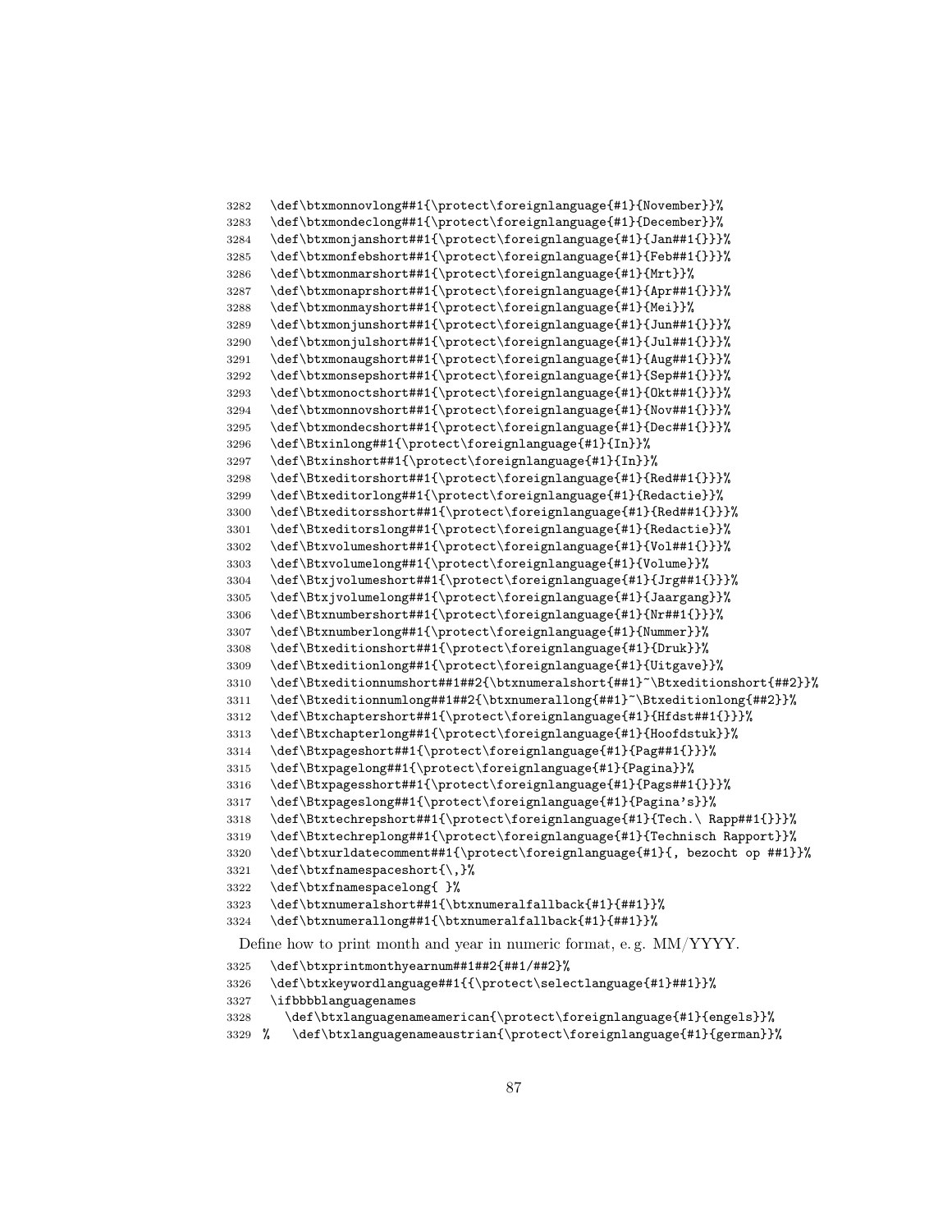```
3282 \def\btxmonnovlong##1{\protect\foreignlanguage{#1}{November}}%
3283 \def\btxmondeclong##1{\protect\foreignlanguage{#1}{December}}%
3284 \def\btxmonjanshort##1{\protect\foreignlanguage{#1}{Jan##1{}}}%
3285 \def\btxmonfebshort##1{\protect\foreignlanguage{#1}{Feb##1{}}}%
3286 \def\btxmonmarshort##1{\protect\foreignlanguage{#1}{Mrt}}%
3287 \def\btxmonaprshort##1{\protect\foreignlanguage{#1}{Apr##1{}}}%
3288 \def\btxmonmayshort##1{\protect\foreignlanguage{#1}{Mei}}%
3289 \def\btxmonjunshort##1{\protect\foreignlanguage{#1}{Jun##1{}}}%
3290 \def\btxmonjulshort##1{\protect\foreignlanguage{#1}{Jul##1{}}}%
3291 \def\btxmonaugshort##1{\protect\foreignlanguage{#1}{Aug##1{}}}%
3292 \def\btxmonsepshort##1{\protect\foreignlanguage{#1}{Sep##1{}}}%
3293 \def\btxmonoctshort##1{\protect\foreignlanguage{#1}{Okt##1{}}}%
3294 \def\btxmonnovshort##1{\protect\foreignlanguage{#1}{Nov##1{}}}%
3295 \def\btxmondecshort##1{\protect\foreignlanguage{#1}{Dec##1{}}}%
3296 \def\Btxinlong##1{\protect\foreignlanguage{#1}{In}}%
3297 \def\Btxinshort##1{\protect\foreignlanguage{#1}{In}}%
3298 \def\Btxeditorshort##1{\protect\foreignlanguage{#1}{Red##1{}}}%
3299 \def\Btxeditorlong##1{\protect\foreignlanguage{#1}{Redactie}}%
3300 \def\Btxeditorsshort##1{\protect\foreignlanguage{#1}{Red##1{}}}%
3301 \def\Btxeditorslong##1{\protect\foreignlanguage{#1}{Redactie}}%
3302 \def\Btxvolumeshort##1{\protect\foreignlanguage{#1}{Vol##1{}}}%
3303 \def\Btxvolumelong##1{\protect\foreignlanguage{#1}{Volume}}%
3304 \def\Btxjvolumeshort##1{\protect\foreignlanguage{#1}{Jrg##1{}}}%
3305 \def\Btxjvolumelong##1{\protect\foreignlanguage{#1}{Jaargang}}%
3306 \def\Btxnumbershort##1{\protect\foreignlanguage{#1}{Nr##1{}}}%
3307 \def\Btxnumberlong##1{\protect\foreignlanguage{#1}{Nummer}}%
3308 \def\Btxeditionshort##1{\protect\foreignlanguage{#1}{Druk}}%
3309 \def\Btxeditionlong##1{\protect\foreignlanguage{#1}{Uitgave}}%
3310 \def\Btxeditionnumshort##1##2{\btxnumeralshort{##1}~\Btxeditionshort{##2}}%
3311 \def\Btxeditionnumlong##1##2{\btxnumerallong{##1}~\Btxeditionlong{##2}}%
3312 \def\Btxchaptershort##1{\protect\foreignlanguage{#1}{Hfdst##1{}}}%
3313 \def\Btxchapterlong##1{\protect\foreignlanguage{#1}{Hoofdstuk}}%
3314 \def\Btxpageshort##1{\protect\foreignlanguage{#1}{Pag##1{}}}%
3315 \def\Btxpagelong##1{\protect\foreignlanguage{#1}{Pagina}}%
3316 \def\Btxpagesshort##1{\protect\foreignlanguage{#1}{Pags##1{}}}%
3317 \def\Btxpageslong##1{\protect\foreignlanguage{#1}{Pagina's}}%
3318 \def\Btxtechrepshort##1{\protect\foreignlanguage{#1}{Tech.\ Rapp##1{}}}%
3319 \def\Btxtechreplong##1{\protect\foreignlanguage{#1}{Technisch Rapport}}%
3320 \def\btxurldatecomment##1{\protect\foreignlanguage{#1}{, bezocht op ##1}}%
3321 \def\btxfnamespaceshort{\,}%
3322 \def\btxfnamespacelong{ }%
3323 \def\btxnumeralshort##1{\btxnumeralfallback{#1}{##1}}%
3324 \def\btxnumerallong##1{\btxnumeralfallback{#1}{##1}}%
```

Define how to print month and year in numeric format, e. g. MM/YYYY.

```
3325 \def\btxprintmonthyearnum##1##2{##1/##2}%
3326 \def\btxkeywordlanguage##1{{\protect\selectlanguage{#1}##1}}%
3327 \ifbbbblanguagenames
3328   \def\btxlanguagenameamerican{\protect\foreignlanguage{#1}{engels}}%
3329 %   \def\btxlanguagenameaustrian{\protect\foreignlanguage{#1}{german}}%
```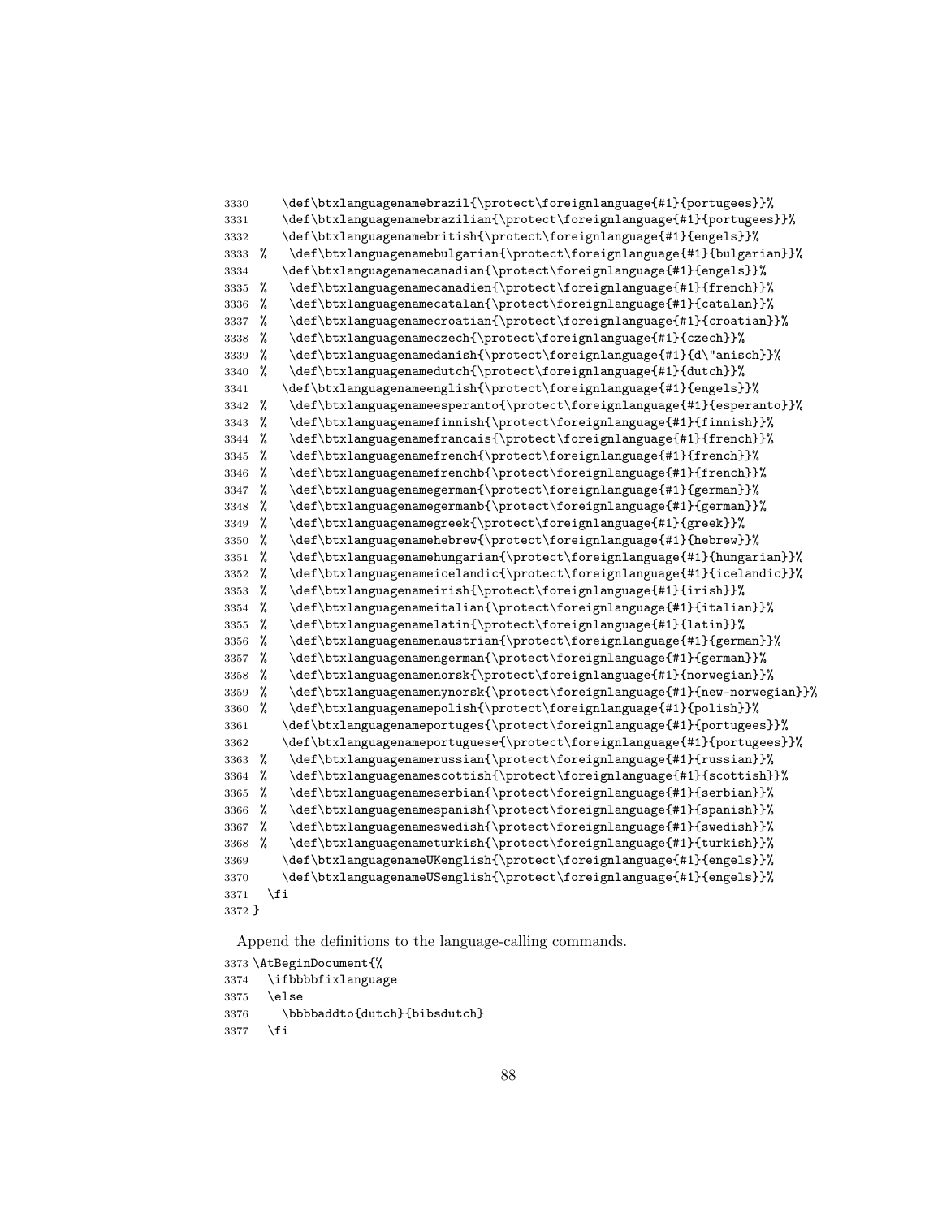```
3330     \def\btxlanguagenamebrazil{\protect\foreignlanguage{#1}{portugees}}%
3331     \def\btxlanguagenamebrazilian{\protect\foreignlanguage{#1}{portugees}}%
3332     \def\btxlanguagenamebritish{\protect\foreignlanguage{#1}{engels}}%
3333 %    \def\btxlanguagenamebulgarian{\protect\foreignlanguage{#1}{bulgarian}}%
3334     \def\btxlanguagenamecanadian{\protect\foreignlanguage{#1}{engels}}%
3335 %    \def\btxlanguagenamecanadien{\protect\foreignlanguage{#1}{french}}%
3336 %    \def\btxlanguagenamecatalan{\protect\foreignlanguage{#1}{catalan}}%
3337 %    \def\btxlanguagenamecroatian{\protect\foreignlanguage{#1}{croatian}}%
3338 %    \def\btxlanguagenameczech{\protect\foreignlanguage{#1}{czech}}%
3339 %    \def\btxlanguagenamedanish{\protect\foreignlanguage{#1}{d\"anisch}}%
3340 %    \def\btxlanguagenamedutch{\protect\foreignlanguage{#1}{dutch}}%
3341     \def\btxlanguagenameenglish{\protect\foreignlanguage{#1}{engels}}%
3342 %    \def\btxlanguagenameesperanto{\protect\foreignlanguage{#1}{esperanto}}%
3343 %    \def\btxlanguagenamefinnish{\protect\foreignlanguage{#1}{finnish}}%
3344 %    \def\btxlanguagenamefrancais{\protect\foreignlanguage{#1}{french}}%
3345 %    \def\btxlanguagenamefrench{\protect\foreignlanguage{#1}{french}}%
3346 %    \def\btxlanguagenamefrenchb{\protect\foreignlanguage{#1}{french}}%
3347 %    \def\btxlanguagenamegerman{\protect\foreignlanguage{#1}{german}}%
3348 %    \def\btxlanguagenamegermanb{\protect\foreignlanguage{#1}{german}}%
3349 %    \def\btxlanguagenamegreek{\protect\foreignlanguage{#1}{greek}}%
3350 %    \def\btxlanguagenamehebrew{\protect\foreignlanguage{#1}{hebrew}}%
3351 %    \def\btxlanguagenamehungarian{\protect\foreignlanguage{#1}{hungarian}}%
3352 %    \def\btxlanguagenameicelandic{\protect\foreignlanguage{#1}{icelandic}}%
3353 %    \def\btxlanguagenameirish{\protect\foreignlanguage{#1}{irish}}%
3354 %    \def\btxlanguagenameitalian{\protect\foreignlanguage{#1}{italian}}%
3355 %    \def\btxlanguagenamelatin{\protect\foreignlanguage{#1}{latin}}%
3356 %    \def\btxlanguagenamenaustrian{\protect\foreignlanguage{#1}{german}}%
3357 %    \def\btxlanguagenamengerman{\protect\foreignlanguage{#1}{german}}%
3358 %    \def\btxlanguagenamenorsk{\protect\foreignlanguage{#1}{norwegian}}%
3359 %    \def\btxlanguagenamenynorsk{\protect\foreignlanguage{#1}{new-norwegian}}%
3360 %    \def\btxlanguagenamepolish{\protect\foreignlanguage{#1}{polish}}%
3361     \def\btxlanguagenameportuges{\protect\foreignlanguage{#1}{portugees}}%
3362     \def\btxlanguagenameportuguese{\protect\foreignlanguage{#1}{portugees}}%
3363 %    \def\btxlanguagenamerussian{\protect\foreignlanguage{#1}{russian}}%
3364 %    \def\btxlanguagenamescottish{\protect\foreignlanguage{#1}{scottish}}%
3365 %    \def\btxlanguagenameserbian{\protect\foreignlanguage{#1}{serbian}}%
3366 %    \def\btxlanguagenamespanish{\protect\foreignlanguage{#1}{spanish}}%
3367 %    \def\btxlanguagenameswedish{\protect\foreignlanguage{#1}{swedish}}%
3368 %    \def\btxlanguagenameturkish{\protect\foreignlanguage{#1}{turkish}}%
3369     \def\btxlanguagenameUKenglish{\protect\foreignlanguage{#1}{engels}}%
3370     \def\btxlanguagenameUSenglish{\protect\foreignlanguage{#1}{engels}}%
3371   \fi
3372 }
```

Append the definitions to the language-calling commands.

```
3373 \AtBeginDocument{%
3374   \ifbbbbfixlanguage
3375   \else
3376     \bbbbaddto{dutch}{bibsdutch}
3377   \fi
```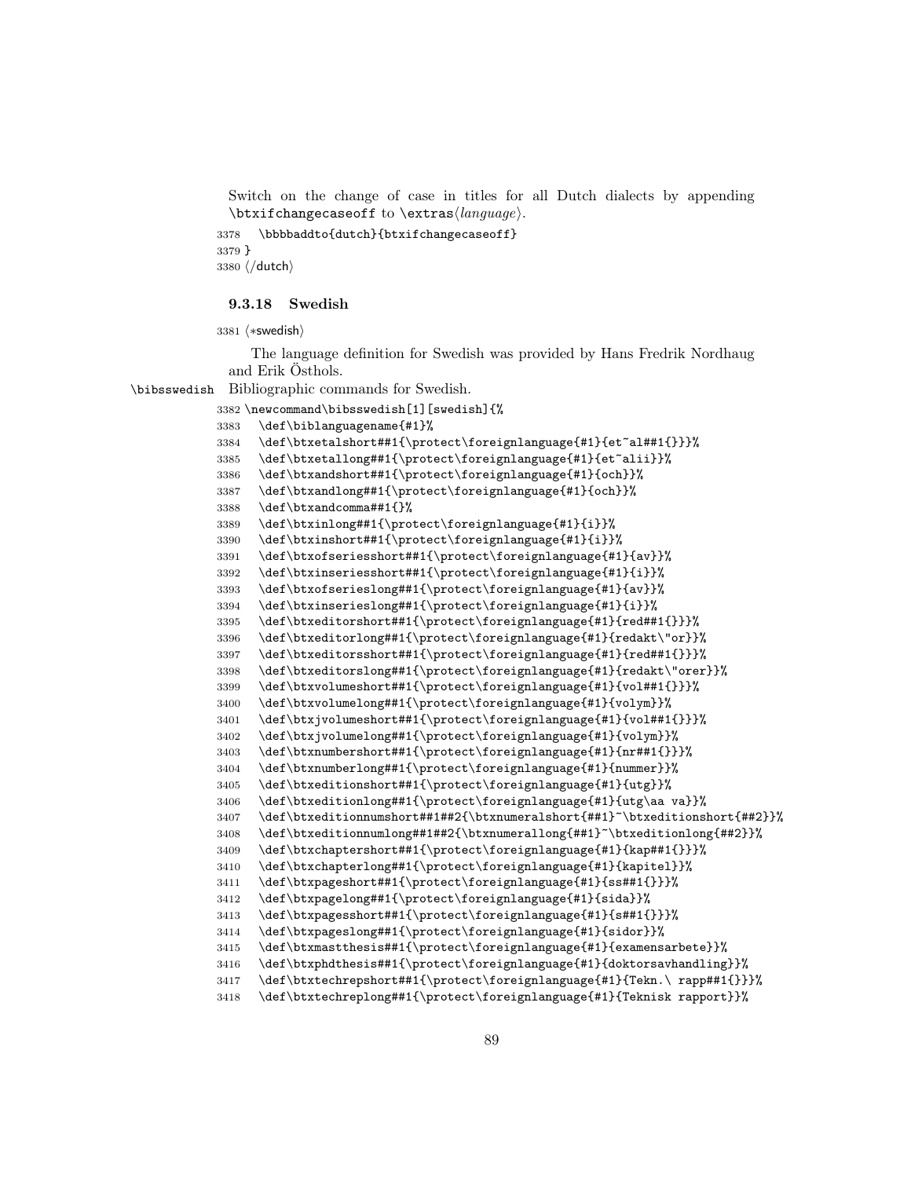Switch on the change of case in titles for all Dutch dialects by appending `\btxifchangecaseoff` to `\extras⟨language⟩`.

```
3378   \bbbbaddto{dutch}{btxifchangecaseoff}
3379 }
3380 ⟨/dutch⟩
```

### 9.3.18 Swedish

```
3381 ⟨*swedish⟩
```

The language definition for Swedish was provided by Hans Fredrik Nordhaug and Erik Östhols.

`\bibsswedish` Bibliographic commands for Swedish.

```
3382 \newcommand\bibsswedish[1][swedish]{%
3383   \def\biblanguagename{#1}%
3384   \def\btxetalshort##1{\protect\foreignlanguage{#1}{et~al##1{}}}%
3385   \def\btxetallong##1{\protect\foreignlanguage{#1}{et~alii}}%
3386   \def\btxandshort##1{\protect\foreignlanguage{#1}{och}}%
3387   \def\btxandlong##1{\protect\foreignlanguage{#1}{och}}%
3388   \def\btxandcomma##1{}%
3389   \def\btxinlong##1{\protect\foreignlanguage{#1}{i}}%
3390   \def\btxinshort##1{\protect\foreignlanguage{#1}{i}}%
3391   \def\btxofseriesshort##1{\protect\foreignlanguage{#1}{av}}%
3392   \def\btxinseriesshort##1{\protect\foreignlanguage{#1}{i}}%
3393   \def\btxofserieslong##1{\protect\foreignlanguage{#1}{av}}%
3394   \def\btxinserieslong##1{\protect\foreignlanguage{#1}{i}}%
3395   \def\btxeditorshort##1{\protect\foreignlanguage{#1}{red##1{}}}%
3396   \def\btxeditorlong##1{\protect\foreignlanguage{#1}{redakt\"or}}%
3397   \def\btxeditorsshort##1{\protect\foreignlanguage{#1}{red##1{}}}%
3398   \def\btxeditorslong##1{\protect\foreignlanguage{#1}{redakt\"orer}}%
3399   \def\btxvolumeshort##1{\protect\foreignlanguage{#1}{vol##1{}}}%
3400   \def\btxvolumelong##1{\protect\foreignlanguage{#1}{volym}}%
3401   \def\btxjvolumeshort##1{\protect\foreignlanguage{#1}{vol##1{}}}%
3402   \def\btxjvolumelong##1{\protect\foreignlanguage{#1}{volym}}%
3403   \def\btxnumbershort##1{\protect\foreignlanguage{#1}{nr##1{}}}%
3404   \def\btxnumberlong##1{\protect\foreignlanguage{#1}{nummer}}%
3405   \def\btxeditionshort##1{\protect\foreignlanguage{#1}{utg}}%
3406   \def\btxeditionlong##1{\protect\foreignlanguage{#1}{utg\aa va}}%
3407   \def\btxeditionnumshort##1##2{\btxnumeralshort{##1}~\btxeditionshort{##2}}%
3408   \def\btxeditionnumlong##1##2{\btxnumerallong{##1}~\btxeditionlong{##2}}%
3409   \def\btxchaptershort##1{\protect\foreignlanguage{#1}{kap##1{}}}%
3410   \def\btxchapterlong##1{\protect\foreignlanguage{#1}{kapitel}}%
3411   \def\btxpageshort##1{\protect\foreignlanguage{#1}{ss##1{}}}%
3412   \def\btxpagelong##1{\protect\foreignlanguage{#1}{sida}}%
3413   \def\btxpagesshort##1{\protect\foreignlanguage{#1}{s##1{}}}%
3414   \def\btxpageslong##1{\protect\foreignlanguage{#1}{sidor}}%
3415   \def\btxmastthesis##1{\protect\foreignlanguage{#1}{examensarbete}}%
3416   \def\btxphdthesis##1{\protect\foreignlanguage{#1}{doktorsavhandling}}%
3417   \def\btxtechrepshort##1{\protect\foreignlanguage{#1}{Tekn.\ rapp##1{}}}%
3418   \def\btxtechreplong##1{\protect\foreignlanguage{#1}{Teknisk rapport}}%
```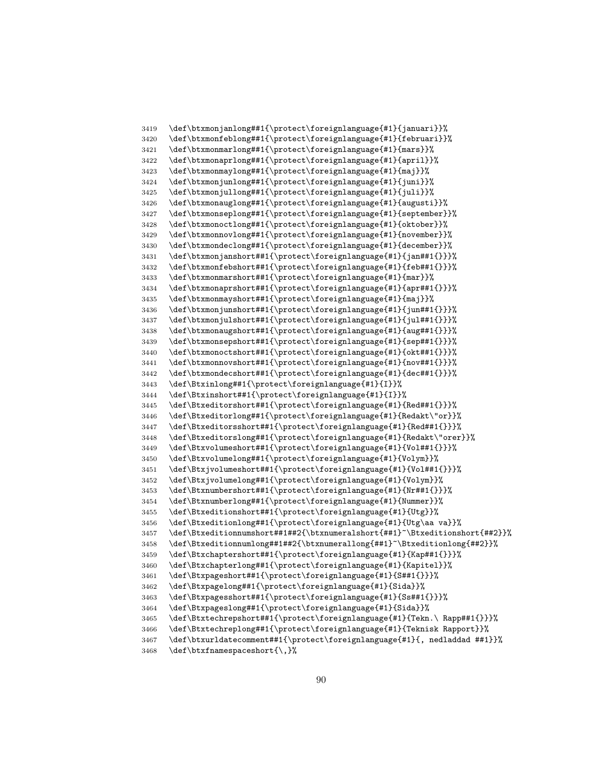```
3419 \def\btxmonjanlong##1{\protect\foreignlanguage{#1}{januari}}%
3420 \def\btxmonfeblong##1{\protect\foreignlanguage{#1}{februari}}%
3421 \def\btxmonmarlong##1{\protect\foreignlanguage{#1}{mars}}%
3422 \def\btxmonaprlong##1{\protect\foreignlanguage{#1}{april}}%
3423 \def\btxmonmaylong##1{\protect\foreignlanguage{#1}{maj}}%
3424 \def\btxmonjunlong##1{\protect\foreignlanguage{#1}{juni}}%
3425 \def\btxmonjullong##1{\protect\foreignlanguage{#1}{juli}}%
3426 \def\btxmonauglong##1{\protect\foreignlanguage{#1}{augusti}}%
3427 \def\btxmonseplong##1{\protect\foreignlanguage{#1}{september}}%
3428 \def\btxmonoctlong##1{\protect\foreignlanguage{#1}{oktober}}%
3429 \def\btxmonnovlong##1{\protect\foreignlanguage{#1}{november}}%
3430 \def\btxmondeclong##1{\protect\foreignlanguage{#1}{december}}%
3431 \def\btxmonjanshort##1{\protect\foreignlanguage{#1}{jan##1{}}}%
3432 \def\btxmonfebshort##1{\protect\foreignlanguage{#1}{feb##1{}}}%
3433 \def\btxmonmarshort##1{\protect\foreignlanguage{#1}{mar}}%
3434 \def\btxmonaprshort##1{\protect\foreignlanguage{#1}{apr##1{}}}%
3435 \def\btxmonmayshort##1{\protect\foreignlanguage{#1}{maj}}%
3436 \def\btxmonjunshort##1{\protect\foreignlanguage{#1}{jun##1{}}}%
3437 \def\btxmonjulshort##1{\protect\foreignlanguage{#1}{jul##1{}}}%
3438 \def\btxmonaugshort##1{\protect\foreignlanguage{#1}{aug##1{}}}%
3439 \def\btxmonsepshort##1{\protect\foreignlanguage{#1}{sep##1{}}}%
3440 \def\btxmonoctshort##1{\protect\foreignlanguage{#1}{okt##1{}}}%
3441 \def\btxmonnovshort##1{\protect\foreignlanguage{#1}{nov##1{}}}%
3442 \def\btxmondecshort##1{\protect\foreignlanguage{#1}{dec##1{}}}%
3443 \def\Btxinlong##1{\protect\foreignlanguage{#1}{I}}%
3444 \def\Btxinshort##1{\protect\foreignlanguage{#1}{I}}%
3445 \def\Btxeditorshort##1{\protect\foreignlanguage{#1}{Red##1{}}}%
3446 \def\Btxeditorlong##1{\protect\foreignlanguage{#1}{Redakt\"or}}%
3447 \def\Btxeditorsshort##1{\protect\foreignlanguage{#1}{Red##1{}}}%
3448 \def\Btxeditorslong##1{\protect\foreignlanguage{#1}{Redakt\"orer}}%
3449 \def\Btxvolumeshort##1{\protect\foreignlanguage{#1}{Vol##1{}}}%
3450 \def\Btxvolumelong##1{\protect\foreignlanguage{#1}{Volym}}%
3451 \def\Btxjvolumeshort##1{\protect\foreignlanguage{#1}{Vol##1{}}}%
3452 \def\Btxjvolumelong##1{\protect\foreignlanguage{#1}{Volym}}%
3453 \def\Btxnumbershort##1{\protect\foreignlanguage{#1}{Nr##1{}}}%
3454 \def\Btxnumberlong##1{\protect\foreignlanguage{#1}{Nummer}}%
3455 \def\Btxeditionshort##1{\protect\foreignlanguage{#1}{Utg}}%
3456 \def\Btxeditionlong##1{\protect\foreignlanguage{#1}{Utg\aa va}}%
3457 \def\Btxeditionnumshort##1##2{\btxnumeralshort{##1}~\Btxeditionshort{##2}}%
3458 \def\Btxeditionnumlong##1##2{\btxnumerallong{##1}~\Btxeditionlong{##2}}%
3459 \def\Btxchaptershort##1{\protect\foreignlanguage{#1}{Kap##1{}}}%
3460 \def\Btxchapterlong##1{\protect\foreignlanguage{#1}{Kapitel}}%
3461 \def\Btxpageshort##1{\protect\foreignlanguage{#1}{S##1{}}}%
3462 \def\Btxpagelong##1{\protect\foreignlanguage{#1}{Sida}}%
3463 \def\Btxpagesshort##1{\protect\foreignlanguage{#1}{Ss##1{}}}%
3464 \def\Btxpageslong##1{\protect\foreignlanguage{#1}{Sida}}%
3465 \def\Btxtechrepshort##1{\protect\foreignlanguage{#1}{Tekn.\ Rapp##1{}}}%
3466 \def\Btxtechreplong##1{\protect\foreignlanguage{#1}{Teknisk Rapport}}%
3467 \def\btxurldatecomment##1{\protect\foreignlanguage{#1}{, nedladdad ##1}}%
3468 \def\btxfnamespaceshort{\,}%
```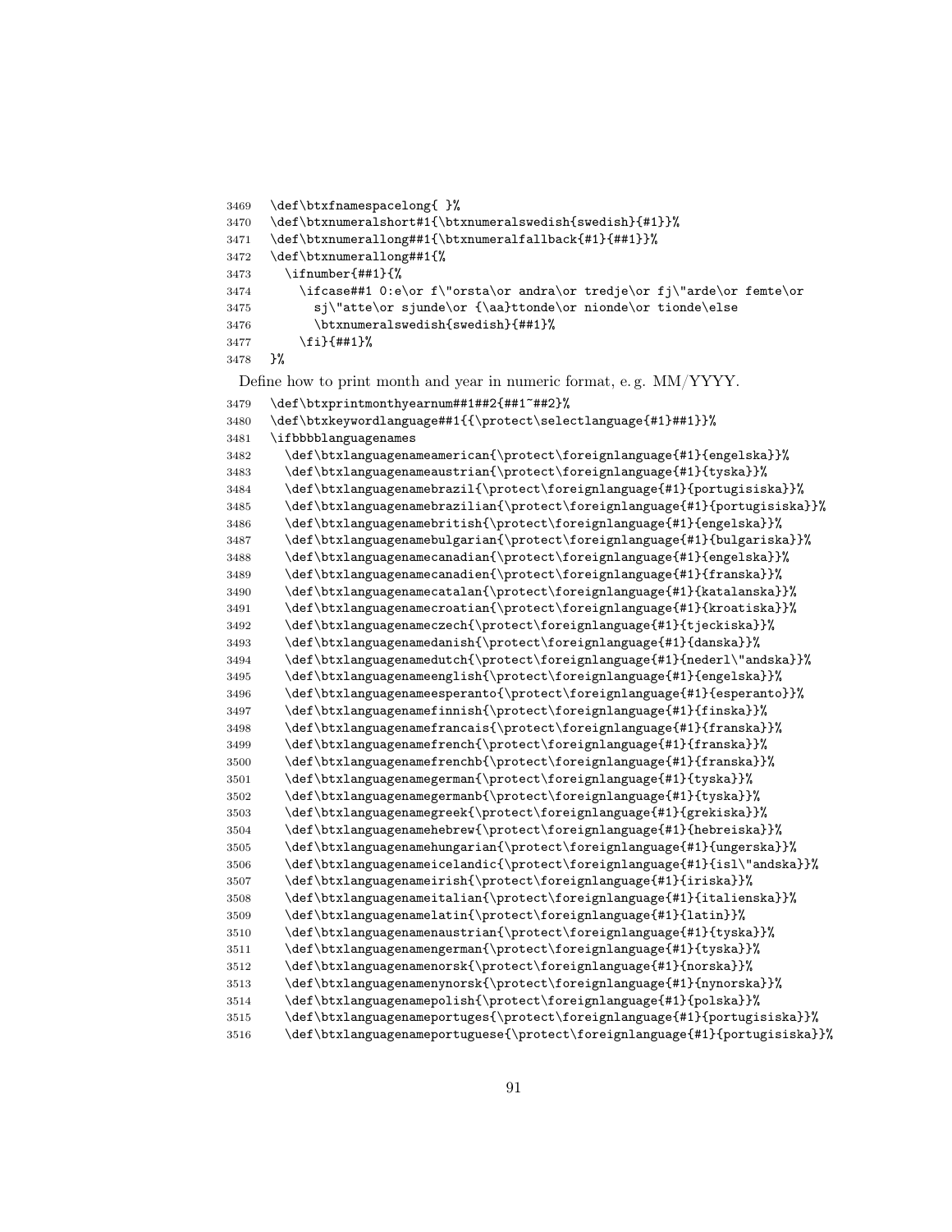```
3469   \def\btxfnamespacelong{ }%
3470   \def\btxnumeralshort#1{\btxnumeralswedish{swedish}{#1}}%
3471   \def\btxnumerallong##1{\btxnumeralfallback{#1}{##1}}%
3472   \def\btxnumerallong##1{%
3473     \ifnumber{##1}{%
3474       \ifcase##1 0:e\or f\"orsta\or andra\or tredje\or fj\"arde\or femte\or
3475         sj\"atte\or sjunde\or {\aa}ttonde\or nionde\or tionde\else
3476         \btxnumeralswedish{swedish}{##1}%
3477       \fi}{##1}%
3478   }%
```

Define how to print month and year in numeric format, e. g. MM/YYYY.

```
3479   \def\btxprintmonthyearnum##1##2{##1~##2}%
3480   \def\btxkeywordlanguage##1{{\protect\selectlanguage{#1}##1}}%
3481   \ifbbbblanguagenames
3482     \def\btxlanguagenameamerican{\protect\foreignlanguage{#1}{engelska}}%
3483     \def\btxlanguagenameaustrian{\protect\foreignlanguage{#1}{tyska}}%
3484     \def\btxlanguagenamebrazil{\protect\foreignlanguage{#1}{portugisiska}}%
3485     \def\btxlanguagenamebrazilian{\protect\foreignlanguage{#1}{portugisiska}}%
3486     \def\btxlanguagenamebritish{\protect\foreignlanguage{#1}{engelska}}%
3487     \def\btxlanguagenamebulgarian{\protect\foreignlanguage{#1}{bulgariska}}%
3488     \def\btxlanguagenamecanadian{\protect\foreignlanguage{#1}{engelska}}%
3489     \def\btxlanguagenamecanadien{\protect\foreignlanguage{#1}{franska}}%
3490     \def\btxlanguagenamecatalan{\protect\foreignlanguage{#1}{katalanska}}%
3491     \def\btxlanguagenamecroatian{\protect\foreignlanguage{#1}{kroatiska}}%
3492     \def\btxlanguagenameczech{\protect\foreignlanguage{#1}{tjeckiska}}%
3493     \def\btxlanguagenamedanish{\protect\foreignlanguage{#1}{danska}}%
3494     \def\btxlanguagenamedutch{\protect\foreignlanguage{#1}{nederl\"andska}}%
3495     \def\btxlanguagenameenglish{\protect\foreignlanguage{#1}{engelska}}%
3496     \def\btxlanguagenameesperanto{\protect\foreignlanguage{#1}{esperanto}}%
3497     \def\btxlanguagenamefinnish{\protect\foreignlanguage{#1}{finska}}%
3498     \def\btxlanguagenamefrancais{\protect\foreignlanguage{#1}{franska}}%
3499     \def\btxlanguagenamefrench{\protect\foreignlanguage{#1}{franska}}%
3500     \def\btxlanguagenamefrenchb{\protect\foreignlanguage{#1}{franska}}%
3501     \def\btxlanguagenamegerman{\protect\foreignlanguage{#1}{tyska}}%
3502     \def\btxlanguagenamegermanb{\protect\foreignlanguage{#1}{tyska}}%
3503     \def\btxlanguagenamegreek{\protect\foreignlanguage{#1}{grekiska}}%
3504     \def\btxlanguagenamehebrew{\protect\foreignlanguage{#1}{hebreiska}}%
3505     \def\btxlanguagenamehungarian{\protect\foreignlanguage{#1}{ungerska}}%
3506     \def\btxlanguagenameicelandic{\protect\foreignlanguage{#1}{isl\"andska}}%
3507     \def\btxlanguagenameirish{\protect\foreignlanguage{#1}{iriska}}%
3508     \def\btxlanguagenameitalian{\protect\foreignlanguage{#1}{italienska}}%
3509     \def\btxlanguagenamelatin{\protect\foreignlanguage{#1}{latin}}%
3510     \def\btxlanguagenamenaustrian{\protect\foreignlanguage{#1}{tyska}}%
3511     \def\btxlanguagenamengerman{\protect\foreignlanguage{#1}{tyska}}%
3512     \def\btxlanguagenamenorsk{\protect\foreignlanguage{#1}{norska}}%
3513     \def\btxlanguagenamenynorsk{\protect\foreignlanguage{#1}{nynorska}}%
3514     \def\btxlanguagenamepolish{\protect\foreignlanguage{#1}{polska}}%
3515     \def\btxlanguagenameportuges{\protect\foreignlanguage{#1}{portugisiska}}%
3516     \def\btxlanguagenameportuguese{\protect\foreignlanguage{#1}{portugisiska}}%
```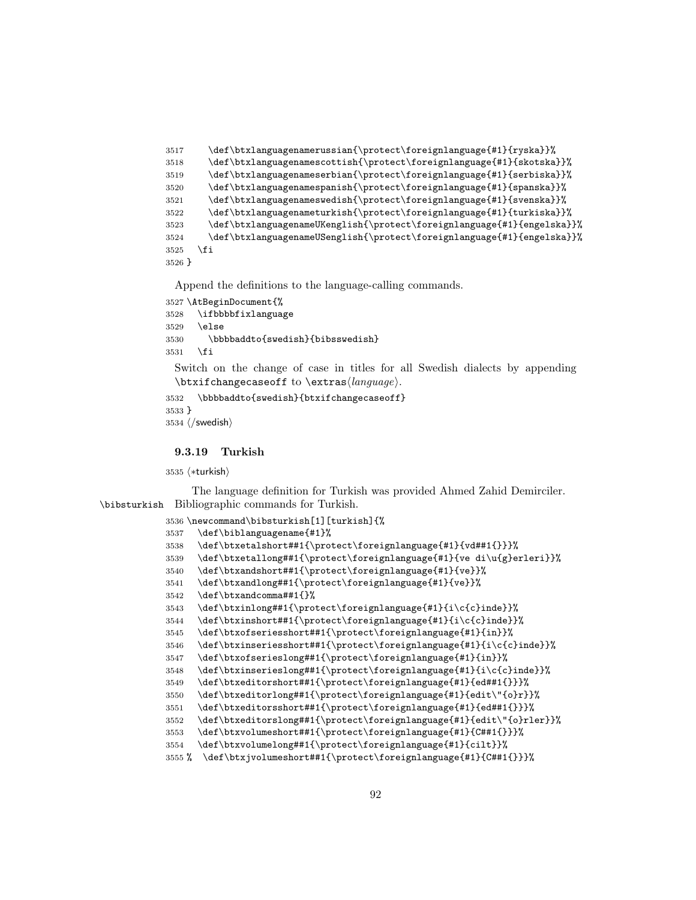```
3517     \def\btxlanguagenamerussian{\protect\foreignlanguage{#1}{ryska}}%
3518     \def\btxlanguagenamescottish{\protect\foreignlanguage{#1}{skotska}}%
3519     \def\btxlanguagenameserbian{\protect\foreignlanguage{#1}{serbiska}}%
3520     \def\btxlanguagenamespanish{\protect\foreignlanguage{#1}{spanska}}%
3521     \def\btxlanguagenameswedish{\protect\foreignlanguage{#1}{svenska}}%
3522     \def\btxlanguagenameturkish{\protect\foreignlanguage{#1}{turkiska}}%
3523     \def\btxlanguagenameUKenglish{\protect\foreignlanguage{#1}{engelska}}%
3524     \def\btxlanguagenameUSenglish{\protect\foreignlanguage{#1}{engelska}}%
3525   \fi
3526 }
```

Append the definitions to the language-calling commands.

```
3527 \AtBeginDocument{%
3528   \ifbbbbfixlanguage
3529   \else
3530     \bbbbaddto{swedish}{bibsswedish}
3531   \fi
```

Switch on the change of case in titles for all Swedish dialects by appending `\btxifchangecaseoff` to `\extras`⟨*language*⟩.

```
3532   \bbbbaddto{swedish}{btxifchangecaseoff}
3533 }
3534 ⟨/swedish⟩
```

### 9.3.19 Turkish

```
3535 ⟨*turkish⟩
```

The language definition for Turkish was provided Ahmed Zahid Demirciler.

`\bibsturkish` Bibliographic commands for Turkish.

```
3536 \newcommand\bibsturkish[1][turkish]{%
3537   \def\biblanguagename{#1}%
3538   \def\btxetalshort##1{\protect\foreignlanguage{#1}{vd##1{}}}%
3539   \def\btxetallong##1{\protect\foreignlanguage{#1}{ve di\u{g}erleri}}%
3540   \def\btxandshort##1{\protect\foreignlanguage{#1}{ve}}%
3541   \def\btxandlong##1{\protect\foreignlanguage{#1}{ve}}%
3542   \def\btxandcomma##1{}%
3543   \def\btxinlong##1{\protect\foreignlanguage{#1}{i\c{c}inde}}%
3544   \def\btxinshort##1{\protect\foreignlanguage{#1}{i\c{c}inde}}%
3545   \def\btxofseriesshort##1{\protect\foreignlanguage{#1}{in}}%
3546   \def\btxinseriesshort##1{\protect\foreignlanguage{#1}{i\c{c}inde}}%
3547   \def\btxofserieslong##1{\protect\foreignlanguage{#1}{in}}%
3548   \def\btxinserieslong##1{\protect\foreignlanguage{#1}{i\c{c}inde}}%
3549   \def\btxeditorshort##1{\protect\foreignlanguage{#1}{ed##1{}}}%
3550   \def\btxeditorlong##1{\protect\foreignlanguage{#1}{edit\"{o}r}}%
3551   \def\btxeditorsshort##1{\protect\foreignlanguage{#1}{ed##1{}}}%
3552   \def\btxeditorslong##1{\protect\foreignlanguage{#1}{edit\"{o}rler}}%
3553   \def\btxvolumeshort##1{\protect\foreignlanguage{#1}{C##1{}}}%
3554   \def\btxvolumelong##1{\protect\foreignlanguage{#1}{cilt}}%
3555 %  \def\btxjvolumeshort##1{\protect\foreignlanguage{#1}{C##1{}}}%
```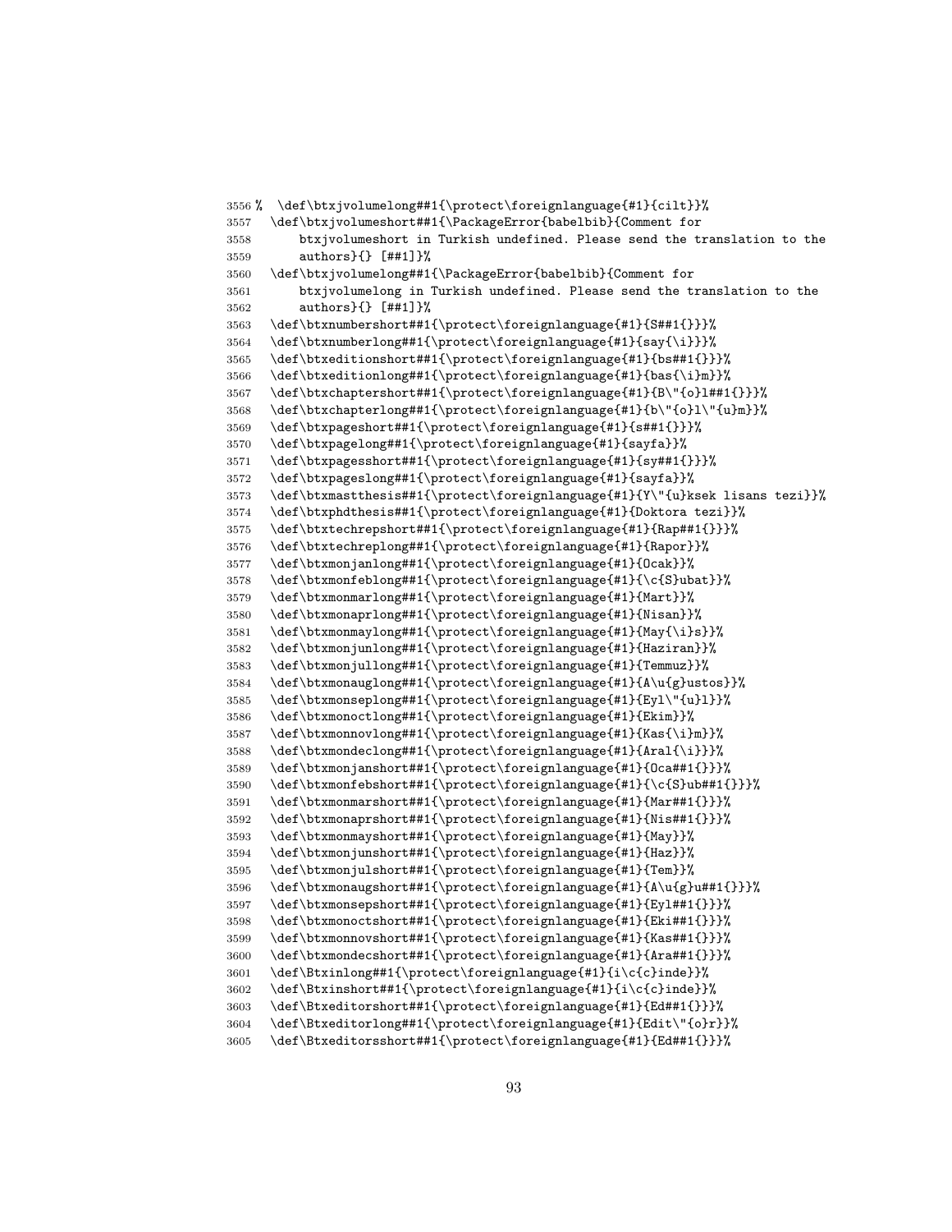```
3556 %  \def\btxjvolumelong##1{\protect\foreignlanguage{#1}{cilt}}%
3557   \def\btxjvolumeshort##1{\PackageError{babelbib}{Comment for
3558       btxjvolumeshort in Turkish undefined. Please send the translation to the
3559       authors}{} [##1]}%
3560   \def\btxjvolumelong##1{\PackageError{babelbib}{Comment for
3561       btxjvolumelong in Turkish undefined. Please send the translation to the
3562       authors}{} [##1]}%
3563   \def\btxnumbershort##1{\protect\foreignlanguage{#1}{S##1{}}}%
3564   \def\btxnumberlong##1{\protect\foreignlanguage{#1}{say{\i}}}%
3565   \def\btxeditionshort##1{\protect\foreignlanguage{#1}{bs##1{}}}%
3566   \def\btxeditionlong##1{\protect\foreignlanguage{#1}{bas{\i}m}}%
3567   \def\btxchaptershort##1{\protect\foreignlanguage{#1}{B\"{o}l##1{}}}%
3568   \def\btxchapterlong##1{\protect\foreignlanguage{#1}{b\"{o}l\"{u}m}}%
3569   \def\btxpageshort##1{\protect\foreignlanguage{#1}{s##1{}}}%
3570   \def\btxpagelong##1{\protect\foreignlanguage{#1}{sayfa}}%
3571   \def\btxpagesshort##1{\protect\foreignlanguage{#1}{sy##1{}}}%
3572   \def\btxpageslong##1{\protect\foreignlanguage{#1}{sayfa}}%
3573   \def\btxmastthesis##1{\protect\foreignlanguage{#1}{Y\"{u}ksek lisans tezi}}%
3574   \def\btxphdthesis##1{\protect\foreignlanguage{#1}{Doktora tezi}}%
3575   \def\btxtechrepshort##1{\protect\foreignlanguage{#1}{Rap##1{}}}%
3576   \def\btxtechreplong##1{\protect\foreignlanguage{#1}{Rapor}}%
3577   \def\btxmonjanlong##1{\protect\foreignlanguage{#1}{Ocak}}%
3578   \def\btxmonfeblong##1{\protect\foreignlanguage{#1}{\c{S}ubat}}%
3579   \def\btxmonmarlong##1{\protect\foreignlanguage{#1}{Mart}}%
3580   \def\btxmonaprlong##1{\protect\foreignlanguage{#1}{Nisan}}%
3581   \def\btxmonmaylong##1{\protect\foreignlanguage{#1}{May{\i}s}}%
3582   \def\btxmonjunlong##1{\protect\foreignlanguage{#1}{Haziran}}%
3583   \def\btxmonjullong##1{\protect\foreignlanguage{#1}{Temmuz}}%
3584   \def\btxmonauglong##1{\protect\foreignlanguage{#1}{A\u{g}ustos}}%
3585   \def\btxmonseplong##1{\protect\foreignlanguage{#1}{Eyl\"{u}l}}%
3586   \def\btxmonoctlong##1{\protect\foreignlanguage{#1}{Ekim}}%
3587   \def\btxmonnovlong##1{\protect\foreignlanguage{#1}{Kas{\i}m}}%
3588   \def\btxmondeclong##1{\protect\foreignlanguage{#1}{Aral{\i}k}}%
3589   \def\btxmonjanshort##1{\protect\foreignlanguage{#1}{Oca##1{}}}%
3590   \def\btxmonfebshort##1{\protect\foreignlanguage{#1}{\c{S}ub##1{}}}%
3591   \def\btxmonmarshort##1{\protect\foreignlanguage{#1}{Mar##1{}}}%
3592   \def\btxmonaprshort##1{\protect\foreignlanguage{#1}{Nis##1{}}}%
3593   \def\btxmonmayshort##1{\protect\foreignlanguage{#1}{May}}%
3594   \def\btxmonjunshort##1{\protect\foreignlanguage{#1}{Haz}}%
3595   \def\btxmonjulshort##1{\protect\foreignlanguage{#1}{Tem}}%
3596   \def\btxmonaugshort##1{\protect\foreignlanguage{#1}{A\u{g}u##1{}}}%
3597   \def\btxmonsepshort##1{\protect\foreignlanguage{#1}{Eyl##1{}}}%
3598   \def\btxmonoctshort##1{\protect\foreignlanguage{#1}{Eki##1{}}}%
3599   \def\btxmonnovshort##1{\protect\foreignlanguage{#1}{Kas##1{}}}%
3600   \def\btxmondecshort##1{\protect\foreignlanguage{#1}{Ara##1{}}}%
3601   \def\Btxinlong##1{\protect\foreignlanguage{#1}{i\c{c}inde}}%
3602   \def\Btxinshort##1{\protect\foreignlanguage{#1}{i\c{c}inde}}%
3603   \def\Btxeditorshort##1{\protect\foreignlanguage{#1}{Ed##1{}}}%
3604   \def\Btxeditorlong##1{\protect\foreignlanguage{#1}{Edit\"{o}r}}%
3605   \def\Btxeditorsshort##1{\protect\foreignlanguage{#1}{Ed##1{}}}%
```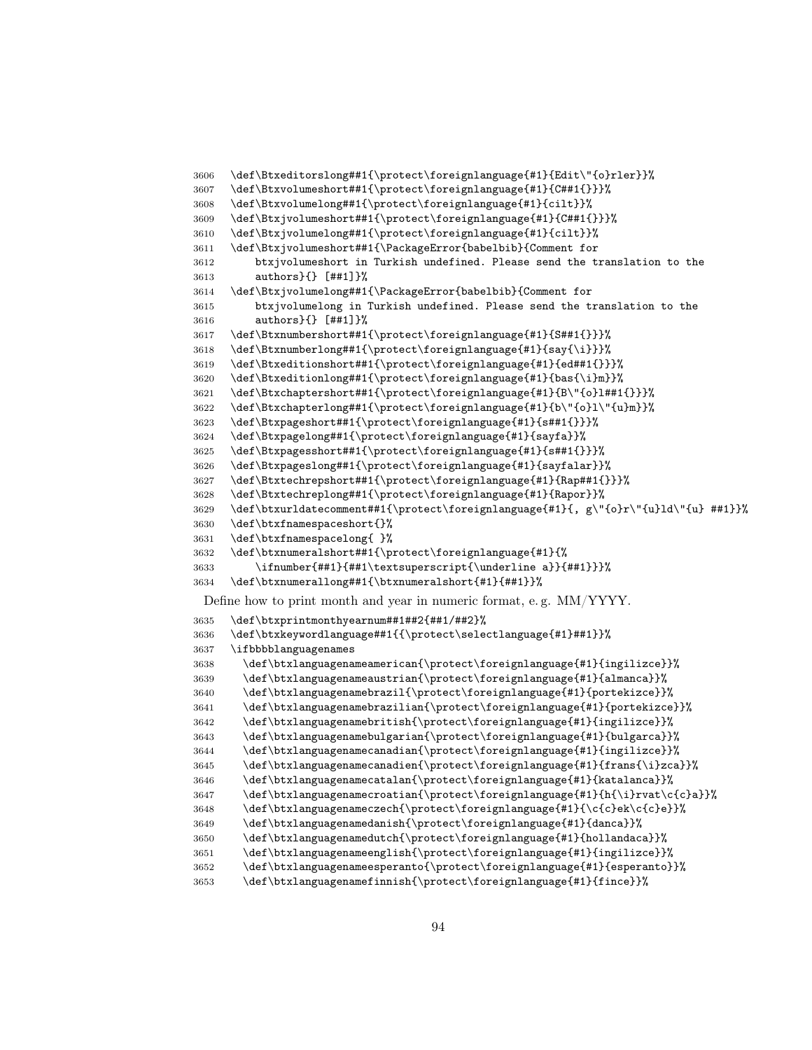```
3606 \def\Btxeditorslong##1{\protect\foreignlanguage{#1}{Edit\"{o}rler}}%
3607 \def\Btxvolumeshort##1{\protect\foreignlanguage{#1}{C##1{}}}%
3608 \def\Btxvolumelong##1{\protect\foreignlanguage{#1}{cilt}}%
3609 \def\Btxjvolumeshort##1{\protect\foreignlanguage{#1}{C##1{}}}%
3610 \def\Btxjvolumelong##1{\protect\foreignlanguage{#1}{cilt}}%
3611 \def\Btxjvolumeshort##1{\PackageError{babelbib}{Comment for
3612     btxjvolumeshort in Turkish undefined. Please send the translation to the
3613     authors}{} [##1]}%
3614 \def\Btxjvolumelong##1{\PackageError{babelbib}{Comment for
3615     btxjvolumelong in Turkish undefined. Please send the translation to the
3616     authors}{} [##1]}%
3617 \def\Btxnumbershort##1{\protect\foreignlanguage{#1}{S##1{}}}%
3618 \def\Btxnumberlong##1{\protect\foreignlanguage{#1}{say{\i}}}%
3619 \def\Btxeditionshort##1{\protect\foreignlanguage{#1}{ed##1{}}}%
3620 \def\Btxeditionlong##1{\protect\foreignlanguage{#1}{bas{\i}m}}%
3621 \def\Btxchaptershort##1{\protect\foreignlanguage{#1}{B\"{o}l##1{}}}%
3622 \def\Btxchapterlong##1{\protect\foreignlanguage{#1}{b\"{o}l\"{u}m}}%
3623 \def\Btxpageshort##1{\protect\foreignlanguage{#1}{s##1{}}}%
3624 \def\Btxpagelong##1{\protect\foreignlanguage{#1}{sayfa}}%
3625 \def\Btxpagesshort##1{\protect\foreignlanguage{#1}{s##1{}}}%
3626 \def\Btxpageslong##1{\protect\foreignlanguage{#1}{sayfalar}}%
3627 \def\Btxtechrepshort##1{\protect\foreignlanguage{#1}{Rap##1{}}}%
3628 \def\Btxtechreplong##1{\protect\foreignlanguage{#1}{Rapor}}%
3629 \def\btxurldatecomment##1{\protect\foreignlanguage{#1}{, g\"{o}r\"{u}ld\"{u} ##1}}%
3630 \def\btxfnamespaceshort{}%
3631 \def\btxfnamespacelong{ }%
3632 \def\btxnumeralshort##1{\protect\foreignlanguage{#1}{%
3633     \ifnumber{##1}{##1\textsuperscript{\underline a}}{##1}}}%
3634 \def\btxnumerallong##1{\btxnumeralshort{#1}{##1}}%
```

Define how to print month and year in numeric format, e. g. MM/YYYY.

```
3635 \def\btxprintmonthyearnum##1##2{##1/##2}%
3636 \def\btxkeywordlanguage##1{{\protect\selectlanguage{#1}##1}}%
3637 \ifbbbblanguagenames
3638   \def\btxlanguagenameamerican{\protect\foreignlanguage{#1}{ingilizce}}%
3639   \def\btxlanguagenameaustrian{\protect\foreignlanguage{#1}{almanca}}%
3640   \def\btxlanguagenamebrazil{\protect\foreignlanguage{#1}{portekizce}}%
3641   \def\btxlanguagenamebrazilian{\protect\foreignlanguage{#1}{portekizce}}%
3642   \def\btxlanguagenamebritish{\protect\foreignlanguage{#1}{ingilizce}}%
3643   \def\btxlanguagenamebulgarian{\protect\foreignlanguage{#1}{bulgarca}}%
3644   \def\btxlanguagenamecanadian{\protect\foreignlanguage{#1}{ingilizce}}%
3645   \def\btxlanguagenamecanadien{\protect\foreignlanguage{#1}{frans{\i}zca}}%
3646   \def\btxlanguagenamecatalan{\protect\foreignlanguage{#1}{katalanca}}%
3647   \def\btxlanguagenamecroatian{\protect\foreignlanguage{#1}{h{\i}rvat\c{c}a}}%
3648   \def\btxlanguagenameczech{\protect\foreignlanguage{#1}{\c{c}ek\c{c}e}}%
3649   \def\btxlanguagenamedanish{\protect\foreignlanguage{#1}{danca}}%
3650   \def\btxlanguagenamedutch{\protect\foreignlanguage{#1}{hollandaca}}%
3651   \def\btxlanguagenameenglish{\protect\foreignlanguage{#1}{ingilizce}}%
3652   \def\btxlanguagenameesperanto{\protect\foreignlanguage{#1}{esperanto}}%
3653   \def\btxlanguagenamefinnish{\protect\foreignlanguage{#1}{fince}}%
```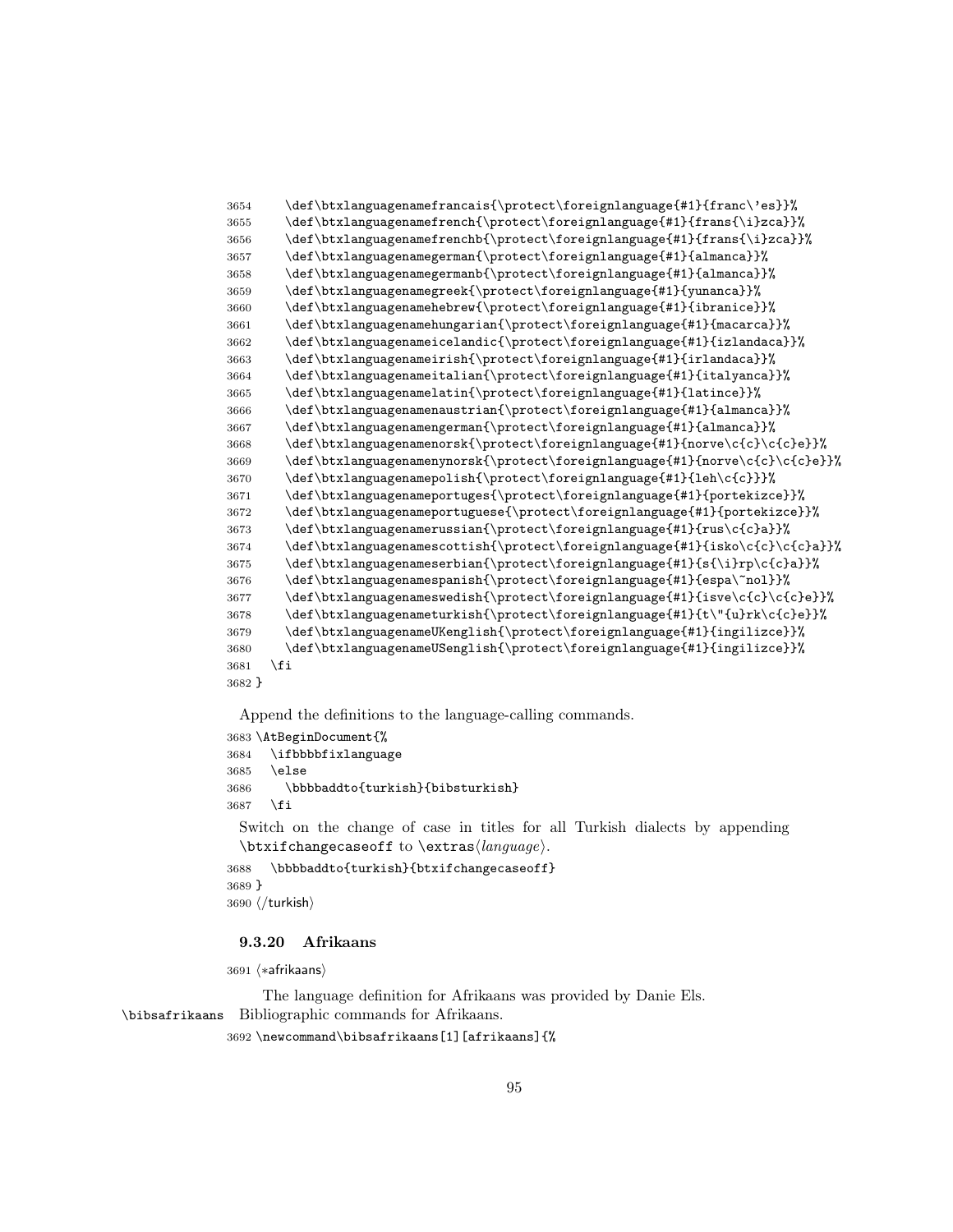```
3654     \def\btxlanguagenamefrancais{\protect\foreignlanguage{#1}{franc\'es}}%
3655     \def\btxlanguagenamefrench{\protect\foreignlanguage{#1}{frans{\i}zca}}%
3656     \def\btxlanguagenamefrenchb{\protect\foreignlanguage{#1}{frans{\i}zca}}%
3657     \def\btxlanguagenamegerman{\protect\foreignlanguage{#1}{almanca}}%
3658     \def\btxlanguagenamegermanb{\protect\foreignlanguage{#1}{almanca}}%
3659     \def\btxlanguagenamegreek{\protect\foreignlanguage{#1}{yunanca}}%
3660     \def\btxlanguagenamehebrew{\protect\foreignlanguage{#1}{ibranice}}%
3661     \def\btxlanguagenamehungarian{\protect\foreignlanguage{#1}{macarca}}%
3662     \def\btxlanguagenameicelandic{\protect\foreignlanguage{#1}{izlandaca}}%
3663     \def\btxlanguagenameirish{\protect\foreignlanguage{#1}{irlandaca}}%
3664     \def\btxlanguagenameitalian{\protect\foreignlanguage{#1}{italyanca}}%
3665     \def\btxlanguagenamelatin{\protect\foreignlanguage{#1}{latince}}%
3666     \def\btxlanguagenamenaustrian{\protect\foreignlanguage{#1}{almanca}}%
3667     \def\btxlanguagenamengerman{\protect\foreignlanguage{#1}{almanca}}%
3668     \def\btxlanguagenamenorsk{\protect\foreignlanguage{#1}{norve\c{c}\c{c}e}}%
3669     \def\btxlanguagenamenynorsk{\protect\foreignlanguage{#1}{norve\c{c}\c{c}e}}%
3670     \def\btxlanguagenamepolish{\protect\foreignlanguage{#1}{leh\c{c}}}%
3671     \def\btxlanguagenameportuges{\protect\foreignlanguage{#1}{portekizce}}%
3672     \def\btxlanguagenameportuguese{\protect\foreignlanguage{#1}{portekizce}}%
3673     \def\btxlanguagenamerussian{\protect\foreignlanguage{#1}{rus\c{c}a}}%
3674     \def\btxlanguagenamescottish{\protect\foreignlanguage{#1}{isko\c{c}\c{c}a}}%
3675     \def\btxlanguagenameserbian{\protect\foreignlanguage{#1}{s{\i}rp\c{c}a}}%
3676     \def\btxlanguagenamespanish{\protect\foreignlanguage{#1}{espa\~nol}}%
3677     \def\btxlanguagenameswedish{\protect\foreignlanguage{#1}{isve\c{c}\c{c}e}}%
3678     \def\btxlanguagenameturkish{\protect\foreignlanguage{#1}{t\"{u}rk\c{c}e}}%
3679     \def\btxlanguagenameUKenglish{\protect\foreignlanguage{#1}{ingilizce}}%
3680     \def\btxlanguagenameUSenglish{\protect\foreignlanguage{#1}{ingilizce}}%
3681   \fi
3682 }
```

Append the definitions to the language-calling commands.

```
3683 \AtBeginDocument{%
3684   \ifbbbbfixlanguage
3685   \else
3686     \bbbbaddto{turkish}{bibsturkish}
3687   \fi
```

Switch on the change of case in titles for all Turkish dialects by appending `\btxifchangecaseoff` to `\extras⟨language⟩`.

```
3688   \bbbbaddto{turkish}{btxifchangecaseoff}
3689 }
3690 ⟨/turkish⟩
```

### 9.3.20 Afrikaans

```
3691 ⟨*afrikaans⟩
```

The language definition for Afrikaans was provided by Danie Els.

`\bibsafrikaans` Bibliographic commands for Afrikaans.

```
3692 \newcommand\bibsafrikaans[1][afrikaans]{%
```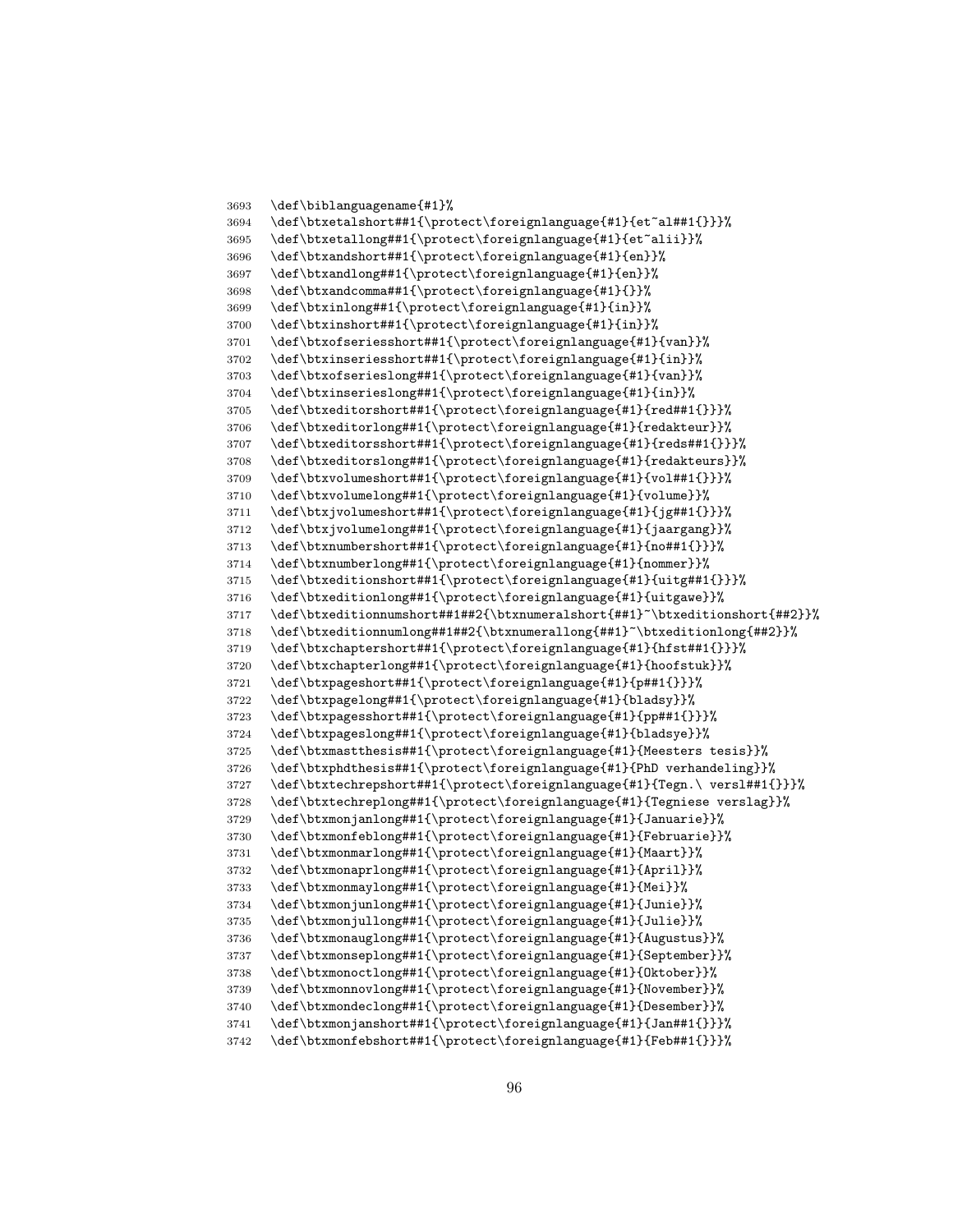```
3693 \def\biblanguagename{#1}%
3694 \def\btxetalshort##1{\protect\foreignlanguage{#1}{et~al##1{}}}%
3695 \def\btxetallong##1{\protect\foreignlanguage{#1}{et~alii}}%
3696 \def\btxandshort##1{\protect\foreignlanguage{#1}{en}}%
3697 \def\btxandlong##1{\protect\foreignlanguage{#1}{en}}%
3698 \def\btxandcomma##1{\protect\foreignlanguage{#1}{}}%
3699 \def\btxinlong##1{\protect\foreignlanguage{#1}{in}}%
3700 \def\btxinshort##1{\protect\foreignlanguage{#1}{in}}%
3701 \def\btxofseriesshort##1{\protect\foreignlanguage{#1}{van}}%
3702 \def\btxinseriesshort##1{\protect\foreignlanguage{#1}{in}}%
3703 \def\btxofserieslong##1{\protect\foreignlanguage{#1}{van}}%
3704 \def\btxinserieslong##1{\protect\foreignlanguage{#1}{in}}%
3705 \def\btxeditorshort##1{\protect\foreignlanguage{#1}{red##1{}}}%
3706 \def\btxeditorlong##1{\protect\foreignlanguage{#1}{redakteur}}%
3707 \def\btxeditorsshort##1{\protect\foreignlanguage{#1}{reds##1{}}}%
3708 \def\btxeditorslong##1{\protect\foreignlanguage{#1}{redakteurs}}%
3709 \def\btxvolumeshort##1{\protect\foreignlanguage{#1}{vol##1{}}}%
3710 \def\btxvolumelong##1{\protect\foreignlanguage{#1}{volume}}%
3711 \def\btxjvolumeshort##1{\protect\foreignlanguage{#1}{jg##1{}}}%
3712 \def\btxjvolumelong##1{\protect\foreignlanguage{#1}{jaargang}}%
3713 \def\btxnumbershort##1{\protect\foreignlanguage{#1}{no##1{}}}%
3714 \def\btxnumberlong##1{\protect\foreignlanguage{#1}{nommer}}%
3715 \def\btxeditionshort##1{\protect\foreignlanguage{#1}{uitg##1{}}}%
3716 \def\btxeditionlong##1{\protect\foreignlanguage{#1}{uitgawe}}%
3717 \def\btxeditionnumshort##1##2{\btxnumeralshort{##1}~\btxeditionshort{##2}}%
3718 \def\btxeditionnumlong##1##2{\btxnumerallong{##1}~\btxeditionlong{##2}}%
3719 \def\btxchaptershort##1{\protect\foreignlanguage{#1}{hfst##1{}}}%
3720 \def\btxchapterlong##1{\protect\foreignlanguage{#1}{hoofstuk}}%
3721 \def\btxpageshort##1{\protect\foreignlanguage{#1}{p##1{}}}%
3722 \def\btxpagelong##1{\protect\foreignlanguage{#1}{bladsy}}%
3723 \def\btxpagesshort##1{\protect\foreignlanguage{#1}{pp##1{}}}%
3724 \def\btxpageslong##1{\protect\foreignlanguage{#1}{bladsye}}%
3725 \def\btxmastthesis##1{\protect\foreignlanguage{#1}{Meesters tesis}}%
3726 \def\btxphdthesis##1{\protect\foreignlanguage{#1}{PhD verhandeling}}%
3727 \def\btxtechrepshort##1{\protect\foreignlanguage{#1}{Tegn.\ versl##1{}}}%
3728 \def\btxtechreplong##1{\protect\foreignlanguage{#1}{Tegniese verslag}}%
3729 \def\btxmonjanlong##1{\protect\foreignlanguage{#1}{Januarie}}%
3730 \def\btxmonfeblong##1{\protect\foreignlanguage{#1}{Februarie}}%
3731 \def\btxmonmarlong##1{\protect\foreignlanguage{#1}{Maart}}%
3732 \def\btxmonaprlong##1{\protect\foreignlanguage{#1}{April}}%
3733 \def\btxmonmaylong##1{\protect\foreignlanguage{#1}{Mei}}%
3734 \def\btxmonjunlong##1{\protect\foreignlanguage{#1}{Junie}}%
3735 \def\btxmonjullong##1{\protect\foreignlanguage{#1}{Julie}}%
3736 \def\btxmonauglong##1{\protect\foreignlanguage{#1}{Augustus}}%
3737 \def\btxmonseplong##1{\protect\foreignlanguage{#1}{September}}%
3738 \def\btxmonoctlong##1{\protect\foreignlanguage{#1}{Oktober}}%
3739 \def\btxmonnovlong##1{\protect\foreignlanguage{#1}{November}}%
3740 \def\btxmondeclong##1{\protect\foreignlanguage{#1}{Desember}}%
3741 \def\btxmonjanshort##1{\protect\foreignlanguage{#1}{Jan##1{}}}%
3742 \def\btxmonfebshort##1{\protect\foreignlanguage{#1}{Feb##1{}}}%
```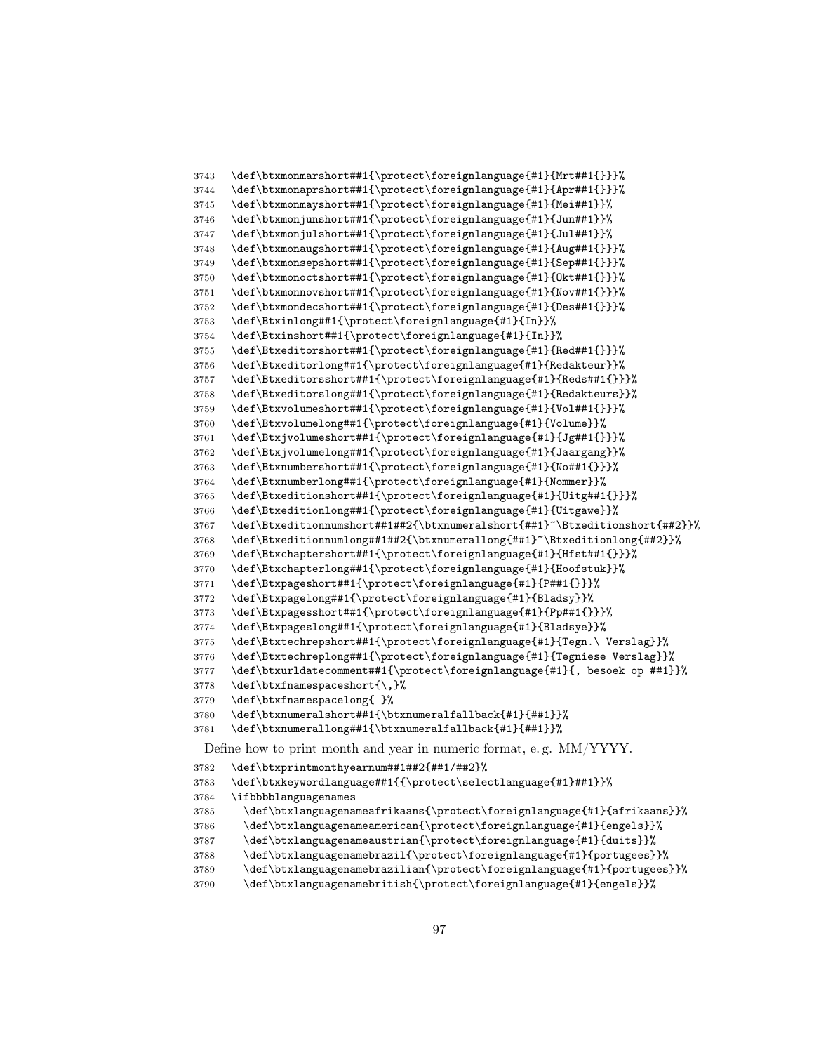```
3743   \def\btxmonmarshort##1{\protect\foreignlanguage{#1}{Mrt##1{}}}%
3744   \def\btxmonaprshort##1{\protect\foreignlanguage{#1}{Apr##1{}}}%
3745   \def\btxmonmayshort##1{\protect\foreignlanguage{#1}{Mei##1}}%
3746   \def\btxmonjunshort##1{\protect\foreignlanguage{#1}{Jun##1}}%
3747   \def\btxmonjulshort##1{\protect\foreignlanguage{#1}{Jul##1}}%
3748   \def\btxmonaugshort##1{\protect\foreignlanguage{#1}{Aug##1{}}}%
3749   \def\btxmonsepshort##1{\protect\foreignlanguage{#1}{Sep##1{}}}%
3750   \def\btxmonoctshort##1{\protect\foreignlanguage{#1}{Okt##1{}}}%
3751   \def\btxmonnovshort##1{\protect\foreignlanguage{#1}{Nov##1{}}}%
3752   \def\btxmondecshort##1{\protect\foreignlanguage{#1}{Des##1{}}}%
3753   \def\Btxinlong##1{\protect\foreignlanguage{#1}{In}}%
3754   \def\Btxinshort##1{\protect\foreignlanguage{#1}{In}}%
3755   \def\Btxeditorshort##1{\protect\foreignlanguage{#1}{Red##1{}}}%
3756   \def\Btxeditorlong##1{\protect\foreignlanguage{#1}{Redakteur}}%
3757   \def\Btxeditorsshort##1{\protect\foreignlanguage{#1}{Reds##1{}}}%
3758   \def\Btxeditorslong##1{\protect\foreignlanguage{#1}{Redakteurs}}%
3759   \def\Btxvolumeshort##1{\protect\foreignlanguage{#1}{Vol##1{}}}%
3760   \def\Btxvolumelong##1{\protect\foreignlanguage{#1}{Volume}}%
3761   \def\Btxjvolumeshort##1{\protect\foreignlanguage{#1}{Jg##1{}}}%
3762   \def\Btxjvolumelong##1{\protect\foreignlanguage{#1}{Jaargang}}%
3763   \def\Btxnumbershort##1{\protect\foreignlanguage{#1}{No##1{}}}%
3764   \def\Btxnumberlong##1{\protect\foreignlanguage{#1}{Nommer}}%
3765   \def\Btxeditionshort##1{\protect\foreignlanguage{#1}{Uitg##1{}}}%
3766   \def\Btxeditionlong##1{\protect\foreignlanguage{#1}{Uitgawe}}%
3767   \def\Btxeditionnumshort##1##2{\btxnumeralshort{##1}~\Btxeditionshort{##2}}%
3768   \def\Btxeditionnumlong##1##2{\btxnumerallong{##1}~\Btxeditionlong{##2}}%
3769   \def\Btxchaptershort##1{\protect\foreignlanguage{#1}{Hfst##1{}}}%
3770   \def\Btxchapterlong##1{\protect\foreignlanguage{#1}{Hoofstuk}}%
3771   \def\Btxpageshort##1{\protect\foreignlanguage{#1}{P##1{}}}%
3772   \def\Btxpagelong##1{\protect\foreignlanguage{#1}{Bladsy}}%
3773   \def\Btxpagesshort##1{\protect\foreignlanguage{#1}{Pp##1{}}}%
3774   \def\Btxpageslong##1{\protect\foreignlanguage{#1}{Bladsye}}%
3775   \def\Btxtechrepshort##1{\protect\foreignlanguage{#1}{Tegn.\ Verslag}}%
3776   \def\Btxtechreplong##1{\protect\foreignlanguage{#1}{Tegniese Verslag}}%
3777   \def\btxurldatecomment##1{\protect\foreignlanguage{#1}{, besoek op ##1}}%
3778   \def\btxfnamespaceshort{\,}%
3779   \def\btxfnamespacelong{ }%
3780   \def\btxnumeralshort##1{\btxnumeralfallback{#1}{##1}}%
3781   \def\btxnumerallong##1{\btxnumeralfallback{#1}{##1}}%
```

Define how to print month and year in numeric format, e. g. MM/YYYY.

```
3782   \def\btxprintmonthyearnum##1##2{##1/##2}%
3783   \def\btxkeywordlanguage##1{{\protect\selectlanguage{#1}##1}}%
3784   \ifbbbblanguagenames
3785     \def\btxlanguagenameafrikaans{\protect\foreignlanguage{#1}{afrikaans}}%
3786     \def\btxlanguagenameamerican{\protect\foreignlanguage{#1}{engels}}%
3787     \def\btxlanguagenameaustrian{\protect\foreignlanguage{#1}{duits}}%
3788     \def\btxlanguagenamebrazil{\protect\foreignlanguage{#1}{portugees}}%
3789     \def\btxlanguagenamebrazilian{\protect\foreignlanguage{#1}{portugees}}%
3790     \def\btxlanguagenamebritish{\protect\foreignlanguage{#1}{engels}}%
```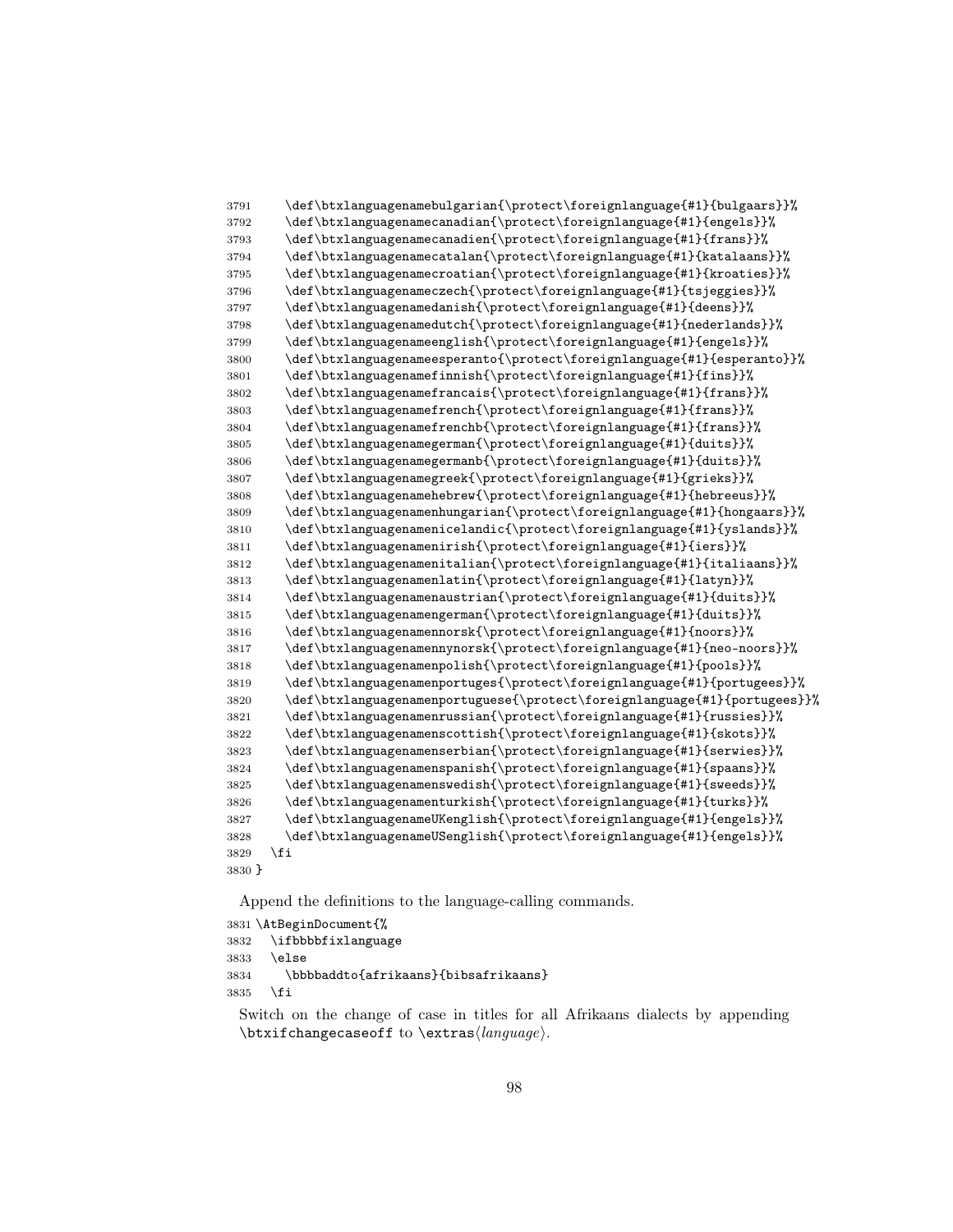```
3791     \def\btxlanguagenamebulgarian{\protect\foreignlanguage{#1}{bulgaars}}%
3792     \def\btxlanguagenamecanadian{\protect\foreignlanguage{#1}{engels}}%
3793     \def\btxlanguagenamecanadien{\protect\foreignlanguage{#1}{frans}}%
3794     \def\btxlanguagenamecatalan{\protect\foreignlanguage{#1}{katalaans}}%
3795     \def\btxlanguagenamecroatian{\protect\foreignlanguage{#1}{kroaties}}%
3796     \def\btxlanguagenameczech{\protect\foreignlanguage{#1}{tsjeggies}}%
3797     \def\btxlanguagenamedanish{\protect\foreignlanguage{#1}{deens}}%
3798     \def\btxlanguagenamedutch{\protect\foreignlanguage{#1}{nederlands}}%
3799     \def\btxlanguagenameenglish{\protect\foreignlanguage{#1}{engels}}%
3800     \def\btxlanguagenameesperanto{\protect\foreignlanguage{#1}{esperanto}}%
3801     \def\btxlanguagenamefinnish{\protect\foreignlanguage{#1}{fins}}%
3802     \def\btxlanguagenamefrancais{\protect\foreignlanguage{#1}{frans}}%
3803     \def\btxlanguagenamefrench{\protect\foreignlanguage{#1}{frans}}%
3804     \def\btxlanguagenamefrenchb{\protect\foreignlanguage{#1}{frans}}%
3805     \def\btxlanguagenamegerman{\protect\foreignlanguage{#1}{duits}}%
3806     \def\btxlanguagenamegermanb{\protect\foreignlanguage{#1}{duits}}%
3807     \def\btxlanguagenamegreek{\protect\foreignlanguage{#1}{grieks}}%
3808     \def\btxlanguagenamehebrew{\protect\foreignlanguage{#1}{hebreeus}}%
3809     \def\btxlanguagenamenhungarian{\protect\foreignlanguage{#1}{hongaars}}%
3810     \def\btxlanguagenamenicelandic{\protect\foreignlanguage{#1}{yslands}}%
3811     \def\btxlanguagenamenirish{\protect\foreignlanguage{#1}{iers}}%
3812     \def\btxlanguagenamenitalian{\protect\foreignlanguage{#1}{italiaans}}%
3813     \def\btxlanguagenamenlatin{\protect\foreignlanguage{#1}{latyn}}%
3814     \def\btxlanguagenamenaustrian{\protect\foreignlanguage{#1}{duits}}%
3815     \def\btxlanguagenamengerman{\protect\foreignlanguage{#1}{duits}}%
3816     \def\btxlanguagenamennorsk{\protect\foreignlanguage{#1}{noors}}%
3817     \def\btxlanguagenamennynorsk{\protect\foreignlanguage{#1}{neo-noors}}%
3818     \def\btxlanguagenamenpolish{\protect\foreignlanguage{#1}{pools}}%
3819     \def\btxlanguagenamenportuges{\protect\foreignlanguage{#1}{portugees}}%
3820     \def\btxlanguagenamenportuguese{\protect\foreignlanguage{#1}{portugees}}%
3821     \def\btxlanguagenamenrussian{\protect\foreignlanguage{#1}{russies}}%
3822     \def\btxlanguagenamenscottish{\protect\foreignlanguage{#1}{skots}}%
3823     \def\btxlanguagenamenserbian{\protect\foreignlanguage{#1}{serwies}}%
3824     \def\btxlanguagenamenspanish{\protect\foreignlanguage{#1}{spaans}}%
3825     \def\btxlanguagenamenswedish{\protect\foreignlanguage{#1}{sweeds}}%
3826     \def\btxlanguagenamenturkish{\protect\foreignlanguage{#1}{turks}}%
3827     \def\btxlanguagenameUKenglish{\protect\foreignlanguage{#1}{engels}}%
3828     \def\btxlanguagenameUSenglish{\protect\foreignlanguage{#1}{engels}}%
3829   \fi
3830 }
```

Append the definitions to the language-calling commands.

```
3831 \AtBeginDocument{%
3832   \ifbbbbfixlanguage
3833   \else
3834     \bbbbaddto{afrikaans}{bibsafrikaans}
3835   \fi
```

Switch on the change of case in titles for all Afrikaans dialects by appending `\btxifchangecaseoff` to `\extras`⟨*language*⟩.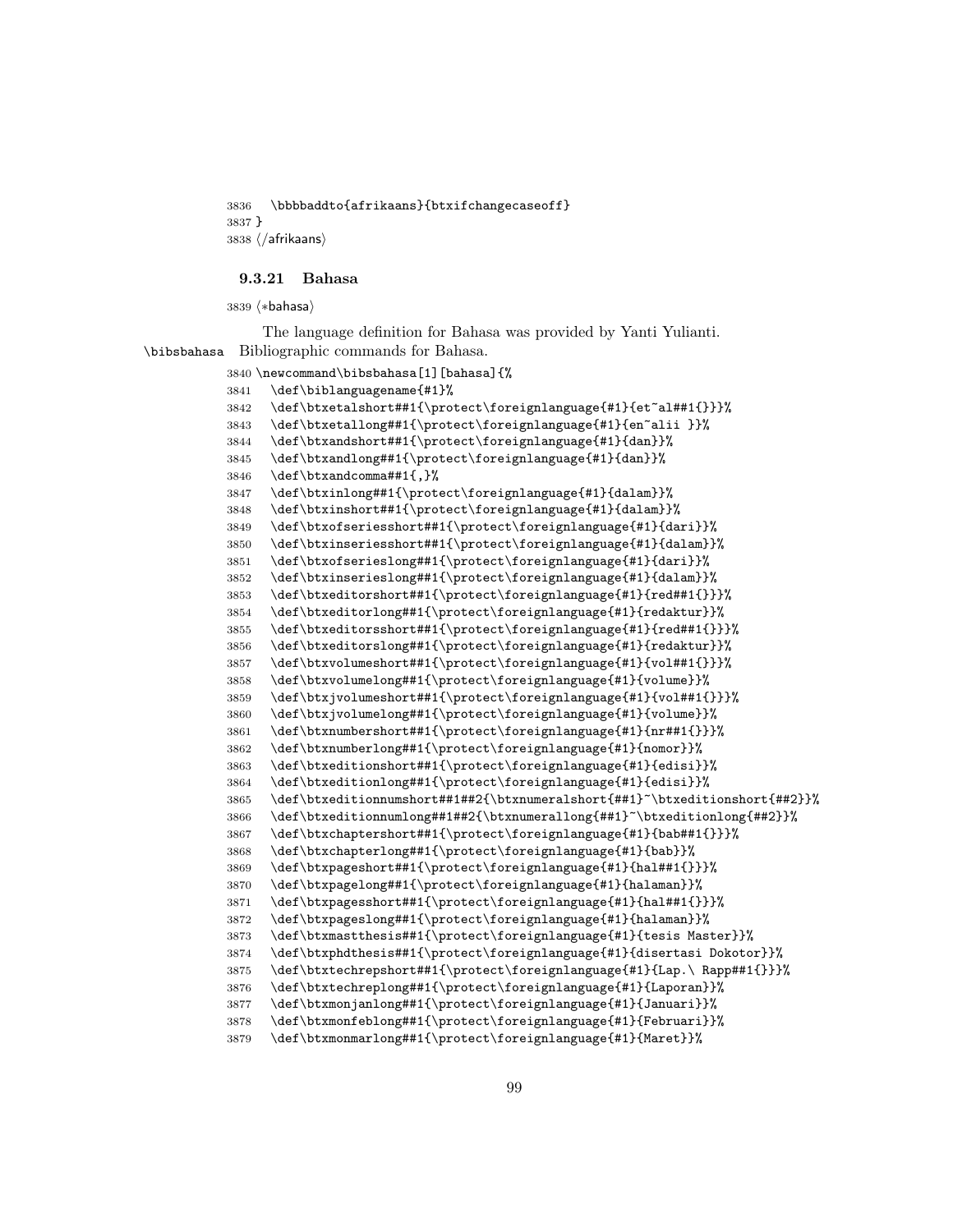```
3836   \bbbbaddto{afrikaans}{btxifchangecaseoff}
3837 }
3838 ⟨/afrikaans⟩
```

### 9.3.21 Bahasa

```
3839 ⟨*bahasa⟩
```

The language definition for Bahasa was provided by Yanti Yulianti.

\bibsbahasa Bibliographic commands for Bahasa.

```
3840 \newcommand\bibsbahasa[1][bahasa]{%
3841   \def\biblanguagename{#1}%
3842   \def\btxetalshort##1{\protect\foreignlanguage{#1}{et~al##1{}}}%
3843   \def\btxetallong##1{\protect\foreignlanguage{#1}{en~alii }}%
3844   \def\btxandshort##1{\protect\foreignlanguage{#1}{dan}}%
3845   \def\btxandlong##1{\protect\foreignlanguage{#1}{dan}}%
3846   \def\btxandcomma##1{,}%
3847   \def\btxinlong##1{\protect\foreignlanguage{#1}{dalam}}%
3848   \def\btxinshort##1{\protect\foreignlanguage{#1}{dalam}}%
3849   \def\btxofseriesshort##1{\protect\foreignlanguage{#1}{dari}}%
3850   \def\btxinseriesshort##1{\protect\foreignlanguage{#1}{dalam}}%
3851   \def\btxofserieslong##1{\protect\foreignlanguage{#1}{dari}}%
3852   \def\btxinserieslong##1{\protect\foreignlanguage{#1}{dalam}}%
3853   \def\btxeditorshort##1{\protect\foreignlanguage{#1}{red##1{}}}%
3854   \def\btxeditorlong##1{\protect\foreignlanguage{#1}{redaktur}}%
3855   \def\btxeditorsshort##1{\protect\foreignlanguage{#1}{red##1{}}}%
3856   \def\btxeditorslong##1{\protect\foreignlanguage{#1}{redaktur}}%
3857   \def\btxvolumeshort##1{\protect\foreignlanguage{#1}{vol##1{}}}%
3858   \def\btxvolumelong##1{\protect\foreignlanguage{#1}{volume}}%
3859   \def\btxjvolumeshort##1{\protect\foreignlanguage{#1}{vol##1{}}}%
3860   \def\btxjvolumelong##1{\protect\foreignlanguage{#1}{volume}}%
3861   \def\btxnumbershort##1{\protect\foreignlanguage{#1}{nr##1{}}}%
3862   \def\btxnumberlong##1{\protect\foreignlanguage{#1}{nomor}}%
3863   \def\btxeditionshort##1{\protect\foreignlanguage{#1}{edisi}}%
3864   \def\btxeditionlong##1{\protect\foreignlanguage{#1}{edisi}}%
3865   \def\btxeditionnumshort##1##2{\btxnumeralshort{##1}~\btxeditionshort{##2}}%
3866   \def\btxeditionnumlong##1##2{\btxnumerallong{##1}~\btxeditionlong{##2}}%
3867   \def\btxchaptershort##1{\protect\foreignlanguage{#1}{bab##1{}}}%
3868   \def\btxchapterlong##1{\protect\foreignlanguage{#1}{bab}}%
3869   \def\btxpageshort##1{\protect\foreignlanguage{#1}{hal##1{}}}%
3870   \def\btxpagelong##1{\protect\foreignlanguage{#1}{halaman}}%
3871   \def\btxpagesshort##1{\protect\foreignlanguage{#1}{hal##1{}}}%
3872   \def\btxpageslong##1{\protect\foreignlanguage{#1}{halaman}}%
3873   \def\btxmastthesis##1{\protect\foreignlanguage{#1}{tesis Master}}%
3874   \def\btxphdthesis##1{\protect\foreignlanguage{#1}{disertasi Dokotor}}%
3875   \def\btxtechrepshort##1{\protect\foreignlanguage{#1}{Lap.\ Rapp##1{}}}%
3876   \def\btxtechreplong##1{\protect\foreignlanguage{#1}{Laporan}}%
3877   \def\btxmonjanlong##1{\protect\foreignlanguage{#1}{Januari}}%
3878   \def\btxmonfeblong##1{\protect\foreignlanguage{#1}{Februari}}%
3879   \def\btxmonmarlong##1{\protect\foreignlanguage{#1}{Maret}}%
```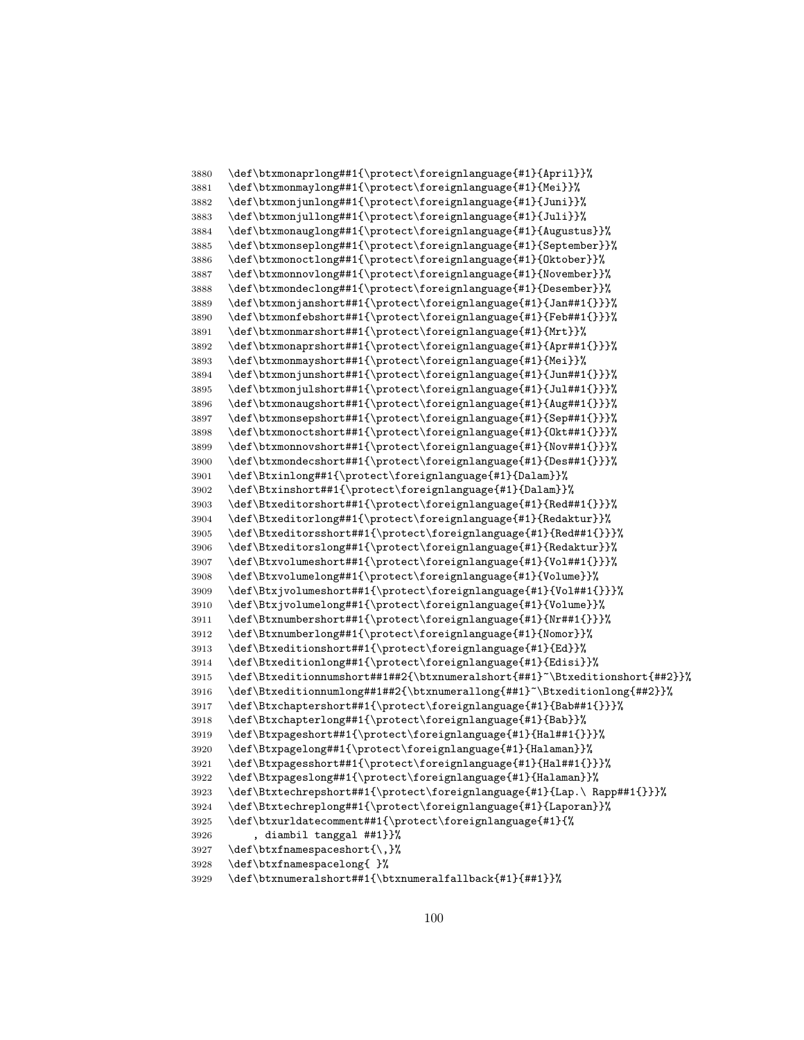```
3880 \def\btxmonaprlong##1{\protect\foreignlanguage{#1}{April}}%
3881 \def\btxmonmaylong##1{\protect\foreignlanguage{#1}{Mei}}%
3882 \def\btxmonjunlong##1{\protect\foreignlanguage{#1}{Juni}}%
3883 \def\btxmonjullong##1{\protect\foreignlanguage{#1}{Juli}}%
3884 \def\btxmonauglong##1{\protect\foreignlanguage{#1}{Augustus}}%
3885 \def\btxmonseplong##1{\protect\foreignlanguage{#1}{September}}%
3886 \def\btxmonoctlong##1{\protect\foreignlanguage{#1}{Oktober}}%
3887 \def\btxmonnovlong##1{\protect\foreignlanguage{#1}{November}}%
3888 \def\btxmondeclong##1{\protect\foreignlanguage{#1}{Desember}}%
3889 \def\btxmonjanshort##1{\protect\foreignlanguage{#1}{Jan##1{}}}%
3890 \def\btxmonfebshort##1{\protect\foreignlanguage{#1}{Feb##1{}}}%
3891 \def\btxmonmarshort##1{\protect\foreignlanguage{#1}{Mrt}}%
3892 \def\btxmonaprshort##1{\protect\foreignlanguage{#1}{Apr##1{}}}%
3893 \def\btxmonmayshort##1{\protect\foreignlanguage{#1}{Mei}}%
3894 \def\btxmonjunshort##1{\protect\foreignlanguage{#1}{Jun##1{}}}%
3895 \def\btxmonjulshort##1{\protect\foreignlanguage{#1}{Jul##1{}}}%
3896 \def\btxmonaugshort##1{\protect\foreignlanguage{#1}{Aug##1{}}}%
3897 \def\btxmonsepshort##1{\protect\foreignlanguage{#1}{Sep##1{}}}%
3898 \def\btxmonoctshort##1{\protect\foreignlanguage{#1}{Okt##1{}}}%
3899 \def\btxmonnovshort##1{\protect\foreignlanguage{#1}{Nov##1{}}}%
3900 \def\btxmondecshort##1{\protect\foreignlanguage{#1}{Des##1{}}}%
3901 \def\Btxinlong##1{\protect\foreignlanguage{#1}{Dalam}}%
3902 \def\Btxinshort##1{\protect\foreignlanguage{#1}{Dalam}}%
3903 \def\Btxeditorshort##1{\protect\foreignlanguage{#1}{Red##1{}}}%
3904 \def\Btxeditorlong##1{\protect\foreignlanguage{#1}{Redaktur}}%
3905 \def\Btxeditorsshort##1{\protect\foreignlanguage{#1}{Red##1{}}}%
3906 \def\Btxeditorslong##1{\protect\foreignlanguage{#1}{Redaktur}}%
3907 \def\Btxvolumeshort##1{\protect\foreignlanguage{#1}{Vol##1{}}}%
3908 \def\Btxvolumelong##1{\protect\foreignlanguage{#1}{Volume}}%
3909 \def\Btxjvolumeshort##1{\protect\foreignlanguage{#1}{Vol##1{}}}%
3910 \def\Btxjvolumelong##1{\protect\foreignlanguage{#1}{Volume}}%
3911 \def\Btxnumbershort##1{\protect\foreignlanguage{#1}{Nr##1{}}}%
3912 \def\Btxnumberlong##1{\protect\foreignlanguage{#1}{Nomor}}%
3913 \def\Btxeditionshort##1{\protect\foreignlanguage{#1}{Ed}}%
3914 \def\Btxeditionlong##1{\protect\foreignlanguage{#1}{Edisi}}%
3915 \def\Btxeditionnumshort##1##2{\btxnumeralshort{##1}~\Btxeditionshort{##2}}%
3916 \def\Btxeditionnumlong##1##2{\btxnumerallong{##1}~\Btxeditionlong{##2}}%
3917 \def\Btxchaptershort##1{\protect\foreignlanguage{#1}{Bab##1{}}}%
3918 \def\Btxchapterlong##1{\protect\foreignlanguage{#1}{Bab}}%
3919 \def\Btxpageshort##1{\protect\foreignlanguage{#1}{Hal##1{}}}%
3920 \def\Btxpagelong##1{\protect\foreignlanguage{#1}{Halaman}}%
3921 \def\Btxpagesshort##1{\protect\foreignlanguage{#1}{Hal##1{}}}%
3922 \def\Btxpageslong##1{\protect\foreignlanguage{#1}{Halaman}}%
3923 \def\Btxtechrepshort##1{\protect\foreignlanguage{#1}{Lap.\ Rapp##1{}}}%
3924 \def\Btxtechreplong##1{\protect\foreignlanguage{#1}{Laporan}}%
3925 \def\btxurldatecomment##1{\protect\foreignlanguage{#1}{%
3926     , diambil tanggal ##1}}%
3927 \def\btxfnamespaceshort{\,}%
3928 \def\btxfnamespacelong{ }%
3929 \def\btxnumeralshort##1{\btxnumeralfallback{#1}{##1}}%
```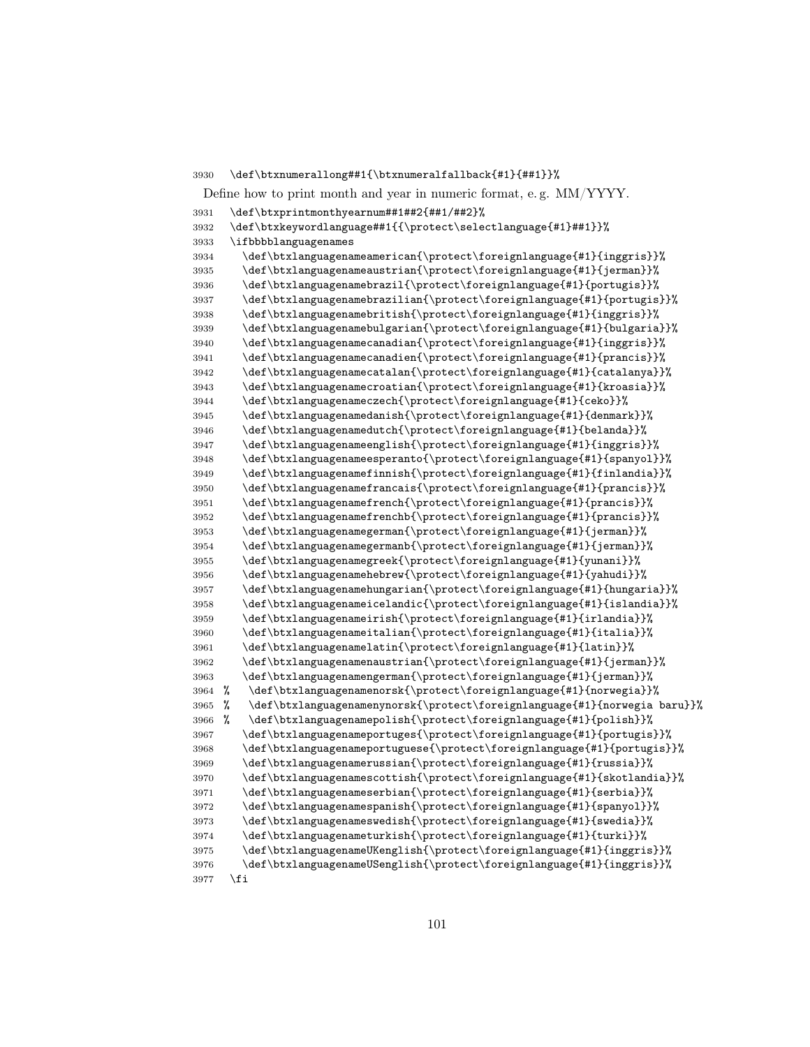```
3930  \def\btxnumerallong##1{\btxnumeralfallback{#1}{##1}}%
```

Define how to print month and year in numeric format, e. g. MM/YYYY.

```
3931  \def\btxprintmonthyearnum##1##2{##1/##2}%
3932  \def\btxkeywordlanguage##1{{\protect\selectlanguage{#1}##1}}%
3933  \ifbbbblanguagenames
3934    \def\btxlanguagenameamerican{\protect\foreignlanguage{#1}{inggris}}%
3935    \def\btxlanguagenameaustrian{\protect\foreignlanguage{#1}{jerman}}%
3936    \def\btxlanguagenamebrazil{\protect\foreignlanguage{#1}{portugis}}%
3937    \def\btxlanguagenamebrazilian{\protect\foreignlanguage{#1}{portugis}}%
3938    \def\btxlanguagenamebritish{\protect\foreignlanguage{#1}{inggris}}%
3939    \def\btxlanguagenamebulgarian{\protect\foreignlanguage{#1}{bulgaria}}%
3940    \def\btxlanguagenamecanadian{\protect\foreignlanguage{#1}{inggris}}%
3941    \def\btxlanguagenamecanadien{\protect\foreignlanguage{#1}{prancis}}%
3942    \def\btxlanguagenamecatalan{\protect\foreignlanguage{#1}{catalanya}}%
3943    \def\btxlanguagenamecroatian{\protect\foreignlanguage{#1}{kroasia}}%
3944    \def\btxlanguagenameczech{\protect\foreignlanguage{#1}{ceko}}%
3945    \def\btxlanguagenamedanish{\protect\foreignlanguage{#1}{denmark}}%
3946    \def\btxlanguagenamedutch{\protect\foreignlanguage{#1}{belanda}}%
3947    \def\btxlanguagenameenglish{\protect\foreignlanguage{#1}{inggris}}%
3948    \def\btxlanguagenameesperanto{\protect\foreignlanguage{#1}{spanyol}}%
3949    \def\btxlanguagenamefinnish{\protect\foreignlanguage{#1}{finlandia}}%
3950    \def\btxlanguagenamefrancais{\protect\foreignlanguage{#1}{prancis}}%
3951    \def\btxlanguagenamefrench{\protect\foreignlanguage{#1}{prancis}}%
3952    \def\btxlanguagenamefrenchb{\protect\foreignlanguage{#1}{prancis}}%
3953    \def\btxlanguagenamegerman{\protect\foreignlanguage{#1}{jerman}}%
3954    \def\btxlanguagenamegermanb{\protect\foreignlanguage{#1}{jerman}}%
3955    \def\btxlanguagenamegreek{\protect\foreignlanguage{#1}{yunani}}%
3956    \def\btxlanguagenamehebrew{\protect\foreignlanguage{#1}{yahudi}}%
3957    \def\btxlanguagenamehungarian{\protect\foreignlanguage{#1}{hungaria}}%
3958    \def\btxlanguagenameicelandic{\protect\foreignlanguage{#1}{islandia}}%
3959    \def\btxlanguagenameirish{\protect\foreignlanguage{#1}{irlandia}}%
3960    \def\btxlanguagenameitalian{\protect\foreignlanguage{#1}{italia}}%
3961    \def\btxlanguagenamelatin{\protect\foreignlanguage{#1}{latin}}%
3962    \def\btxlanguagenamenaustrian{\protect\foreignlanguage{#1}{jerman}}%
3963    \def\btxlanguagenamengerman{\protect\foreignlanguage{#1}{jerman}}%
3964  %   \def\btxlanguagenamenorsk{\protect\foreignlanguage{#1}{norwegia}}%
3965  %   \def\btxlanguagenamenynorsk{\protect\foreignlanguage{#1}{norwegia baru}}%
3966  %   \def\btxlanguagenamepolish{\protect\foreignlanguage{#1}{polish}}%
3967    \def\btxlanguagenameportuges{\protect\foreignlanguage{#1}{portugis}}%
3968    \def\btxlanguagenameportuguese{\protect\foreignlanguage{#1}{portugis}}%
3969    \def\btxlanguagenamerussian{\protect\foreignlanguage{#1}{russia}}%
3970    \def\btxlanguagenamescottish{\protect\foreignlanguage{#1}{skotlandia}}%
3971    \def\btxlanguagenameserbian{\protect\foreignlanguage{#1}{serbia}}%
3972    \def\btxlanguagenamespanish{\protect\foreignlanguage{#1}{spanyol}}%
3973    \def\btxlanguagenameswedish{\protect\foreignlanguage{#1}{swedia}}%
3974    \def\btxlanguagenameturkish{\protect\foreignlanguage{#1}{turki}}%
3975    \def\btxlanguagenameUKenglish{\protect\foreignlanguage{#1}{inggris}}%
3976    \def\btxlanguagenameUSenglish{\protect\foreignlanguage{#1}{inggris}}%
3977  \fi
```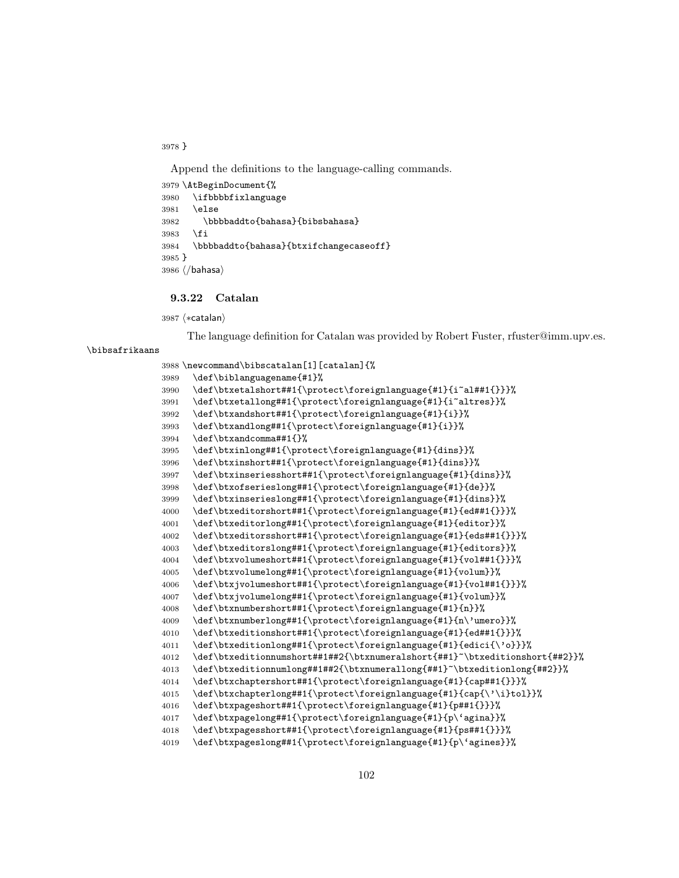```
3978 }
```

Append the definitions to the language-calling commands.

```
3979 \AtBeginDocument{%
3980   \ifbbbbfixlanguage
3981   \else
3982     \bbbbaddto{bahasa}{bibsbahasa}
3983   \fi
3984   \bbbbaddto{bahasa}{btxifchangecaseoff}
3985 }
3986 ⟨/bahasa⟩
```

### 9.3.22 Catalan

```
3987 ⟨*catalan⟩
```

The language definition for Catalan was provided by Robert Fuster, rfuster@imm.upv.es.

\bibsafrikaans

```
3988 \newcommand\bibscatalan[1][catalan]{%
3989   \def\biblanguagename{#1}%
3990   \def\btxetalshort##1{\protect\foreignlanguage{#1}{i~al##1{}}}%
3991   \def\btxetallong##1{\protect\foreignlanguage{#1}{i~altres}}%
3992   \def\btxandshort##1{\protect\foreignlanguage{#1}{i}}%
3993   \def\btxandlong##1{\protect\foreignlanguage{#1}{i}}%
3994   \def\btxandcomma##1{}%
3995   \def\btxinlong##1{\protect\foreignlanguage{#1}{dins}}%
3996   \def\btxinshort##1{\protect\foreignlanguage{#1}{dins}}%
3997   \def\btxinseriesshort##1{\protect\foreignlanguage{#1}{dins}}%
3998   \def\btxofserieslong##1{\protect\foreignlanguage{#1}{de}}%
3999   \def\btxinserieslong##1{\protect\foreignlanguage{#1}{dins}}%
4000   \def\btxeditorshort##1{\protect\foreignlanguage{#1}{ed##1{}}}%
4001   \def\btxeditorlong##1{\protect\foreignlanguage{#1}{editor}}%
4002   \def\btxeditorsshort##1{\protect\foreignlanguage{#1}{eds##1{}}}%
4003   \def\btxeditorslong##1{\protect\foreignlanguage{#1}{editors}}%
4004   \def\btxvolumeshort##1{\protect\foreignlanguage{#1}{vol##1{}}}%
4005   \def\btxvolumelong##1{\protect\foreignlanguage{#1}{volum}}%
4006   \def\btxjvolumeshort##1{\protect\foreignlanguage{#1}{vol##1{}}}%
4007   \def\btxjvolumelong##1{\protect\foreignlanguage{#1}{volum}}%
4008   \def\btxnumbershort##1{\protect\foreignlanguage{#1}{n}}%
4009   \def\btxnumberlong##1{\protect\foreignlanguage{#1}{n\'umero}}%
4010   \def\btxeditionshort##1{\protect\foreignlanguage{#1}{ed##1{}}}%
4011   \def\btxeditionlong##1{\protect\foreignlanguage{#1}{edici{\'o}}}%
4012   \def\btxeditionnumshort##1##2{\btxnumeralshort{##1}~\btxeditionshort{##2}}%
4013   \def\btxeditionnumlong##1##2{\btxnumerallong{##1}~\btxeditionlong{##2}}%
4014   \def\btxchaptershort##1{\protect\foreignlanguage{#1}{cap##1{}}}%
4015   \def\btxchapterlong##1{\protect\foreignlanguage{#1}{cap{\'\i}tol}}%
4016   \def\btxpageshort##1{\protect\foreignlanguage{#1}{p##1{}}}%
4017   \def\btxpagelong##1{\protect\foreignlanguage{#1}{p\`agina}}%
4018   \def\btxpagesshort##1{\protect\foreignlanguage{#1}{ps##1{}}}%
4019   \def\btxpageslong##1{\protect\foreignlanguage{#1}{p\`agines}}%
```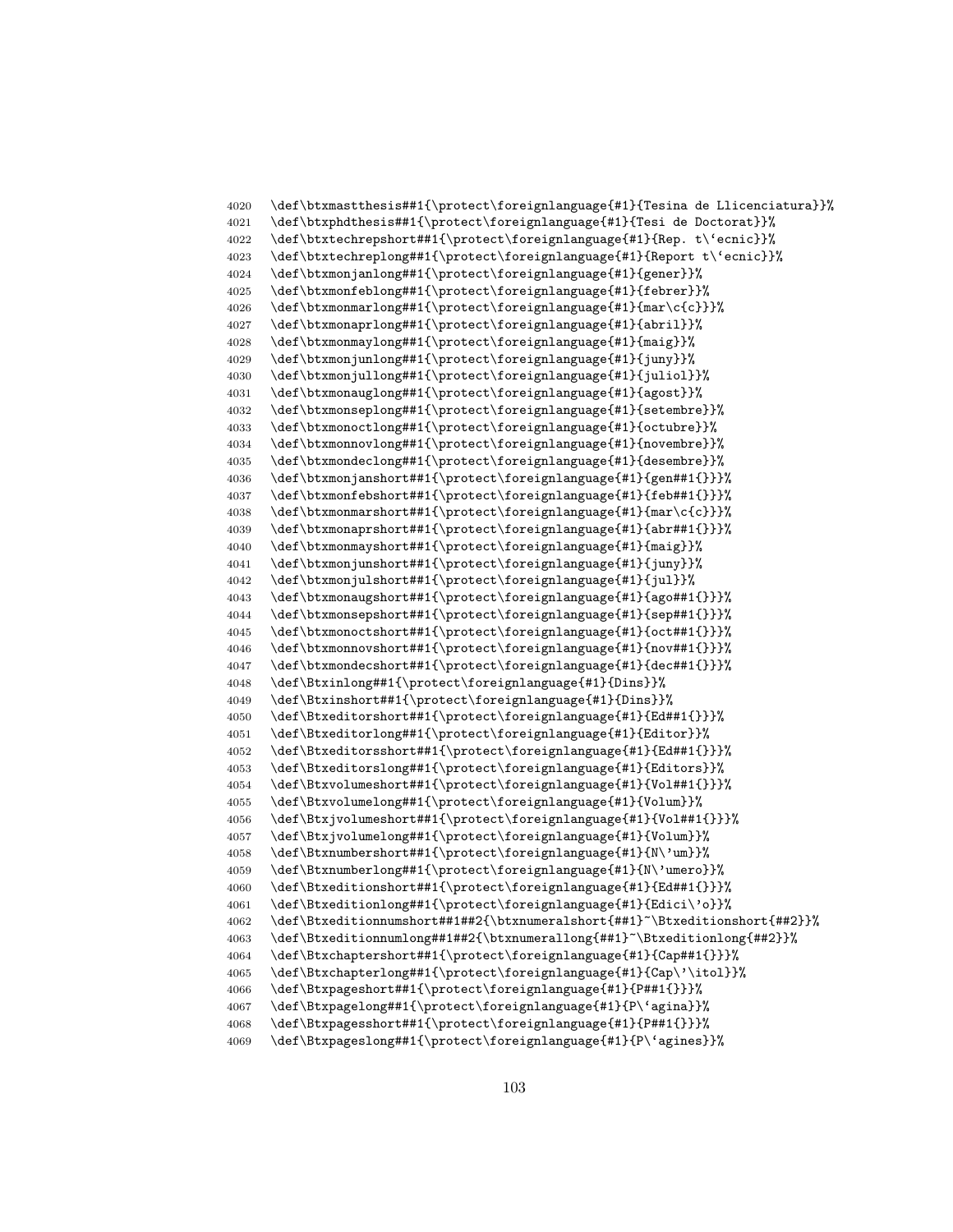```
4020 \def\btxmastthesis##1{\protect\foreignlanguage{#1}{Tesina de Llicenciatura}}%
4021 \def\btxphdthesis##1{\protect\foreignlanguage{#1}{Tesi de Doctorat}}%
4022 \def\btxtechrepshort##1{\protect\foreignlanguage{#1}{Rep. t\`ecnic}}%
4023 \def\btxtechreplong##1{\protect\foreignlanguage{#1}{Report t\`ecnic}}%
4024 \def\btxmonjanlong##1{\protect\foreignlanguage{#1}{gener}}%
4025 \def\btxmonfeblong##1{\protect\foreignlanguage{#1}{febrer}}%
4026 \def\btxmonmarlong##1{\protect\foreignlanguage{#1}{mar\c{c}}}%
4027 \def\btxmonaprlong##1{\protect\foreignlanguage{#1}{abril}}%
4028 \def\btxmonmaylong##1{\protect\foreignlanguage{#1}{maig}}%
4029 \def\btxmonjunlong##1{\protect\foreignlanguage{#1}{juny}}%
4030 \def\btxmonjullong##1{\protect\foreignlanguage{#1}{juliol}}%
4031 \def\btxmonauglong##1{\protect\foreignlanguage{#1}{agost}}%
4032 \def\btxmonseplong##1{\protect\foreignlanguage{#1}{setembre}}%
4033 \def\btxmonoctlong##1{\protect\foreignlanguage{#1}{octubre}}%
4034 \def\btxmonnovlong##1{\protect\foreignlanguage{#1}{novembre}}%
4035 \def\btxmondeclong##1{\protect\foreignlanguage{#1}{desembre}}%
4036 \def\btxmonjanshort##1{\protect\foreignlanguage{#1}{gen##1{}}}%
4037 \def\btxmonfebshort##1{\protect\foreignlanguage{#1}{feb##1{}}}%
4038 \def\btxmonmarshort##1{\protect\foreignlanguage{#1}{mar\c{c}}}%
4039 \def\btxmonaprshort##1{\protect\foreignlanguage{#1}{abr##1{}}}%
4040 \def\btxmonmayshort##1{\protect\foreignlanguage{#1}{maig}}%
4041 \def\btxmonjunshort##1{\protect\foreignlanguage{#1}{juny}}%
4042 \def\btxmonjulshort##1{\protect\foreignlanguage{#1}{jul}}%
4043 \def\btxmonaugshort##1{\protect\foreignlanguage{#1}{ago##1{}}}%
4044 \def\btxmonsepshort##1{\protect\foreignlanguage{#1}{sep##1{}}}%
4045 \def\btxmonoctshort##1{\protect\foreignlanguage{#1}{oct##1{}}}%
4046 \def\btxmonnovshort##1{\protect\foreignlanguage{#1}{nov##1{}}}%
4047 \def\btxmondecshort##1{\protect\foreignlanguage{#1}{dec##1{}}}%
4048 \def\Btxinlong##1{\protect\foreignlanguage{#1}{Dins}}%
4049 \def\Btxinshort##1{\protect\foreignlanguage{#1}{Dins}}%
4050 \def\Btxeditorshort##1{\protect\foreignlanguage{#1}{Ed##1{}}}%
4051 \def\Btxeditorlong##1{\protect\foreignlanguage{#1}{Editor}}%
4052 \def\Btxeditorsshort##1{\protect\foreignlanguage{#1}{Ed##1{}}}%
4053 \def\Btxeditorslong##1{\protect\foreignlanguage{#1}{Editors}}%
4054 \def\Btxvolumeshort##1{\protect\foreignlanguage{#1}{Vol##1{}}}%
4055 \def\Btxvolumelong##1{\protect\foreignlanguage{#1}{Volum}}%
4056 \def\Btxjvolumeshort##1{\protect\foreignlanguage{#1}{Vol##1{}}}%
4057 \def\Btxjvolumelong##1{\protect\foreignlanguage{#1}{Volum}}%
4058 \def\Btxnumbershort##1{\protect\foreignlanguage{#1}{N\'um}}%
4059 \def\Btxnumberlong##1{\protect\foreignlanguage{#1}{N\'umero}}%
4060 \def\Btxeditionshort##1{\protect\foreignlanguage{#1}{Ed##1{}}}%
4061 \def\Btxeditionlong##1{\protect\foreignlanguage{#1}{Edici\'o}}%
4062 \def\Btxeditionnumshort##1##2{\btxnumeralshort{##1}~\Btxeditionshort{##2}}%
4063 \def\Btxeditionnumlong##1##2{\btxnumerallong{##1}~\Btxeditionlong{##2}}%
4064 \def\Btxchaptershort##1{\protect\foreignlanguage{#1}{Cap##1{}}}%
4065 \def\Btxchapterlong##1{\protect\foreignlanguage{#1}{Cap\'\itol}}%
4066 \def\Btxpageshort##1{\protect\foreignlanguage{#1}{P##1{}}}%
4067 \def\Btxpagelong##1{\protect\foreignlanguage{#1}{P\`agina}}%
4068 \def\Btxpagesshort##1{\protect\foreignlanguage{#1}{P##1{}}}%
4069 \def\Btxpageslong##1{\protect\foreignlanguage{#1}{P\`agines}}%
```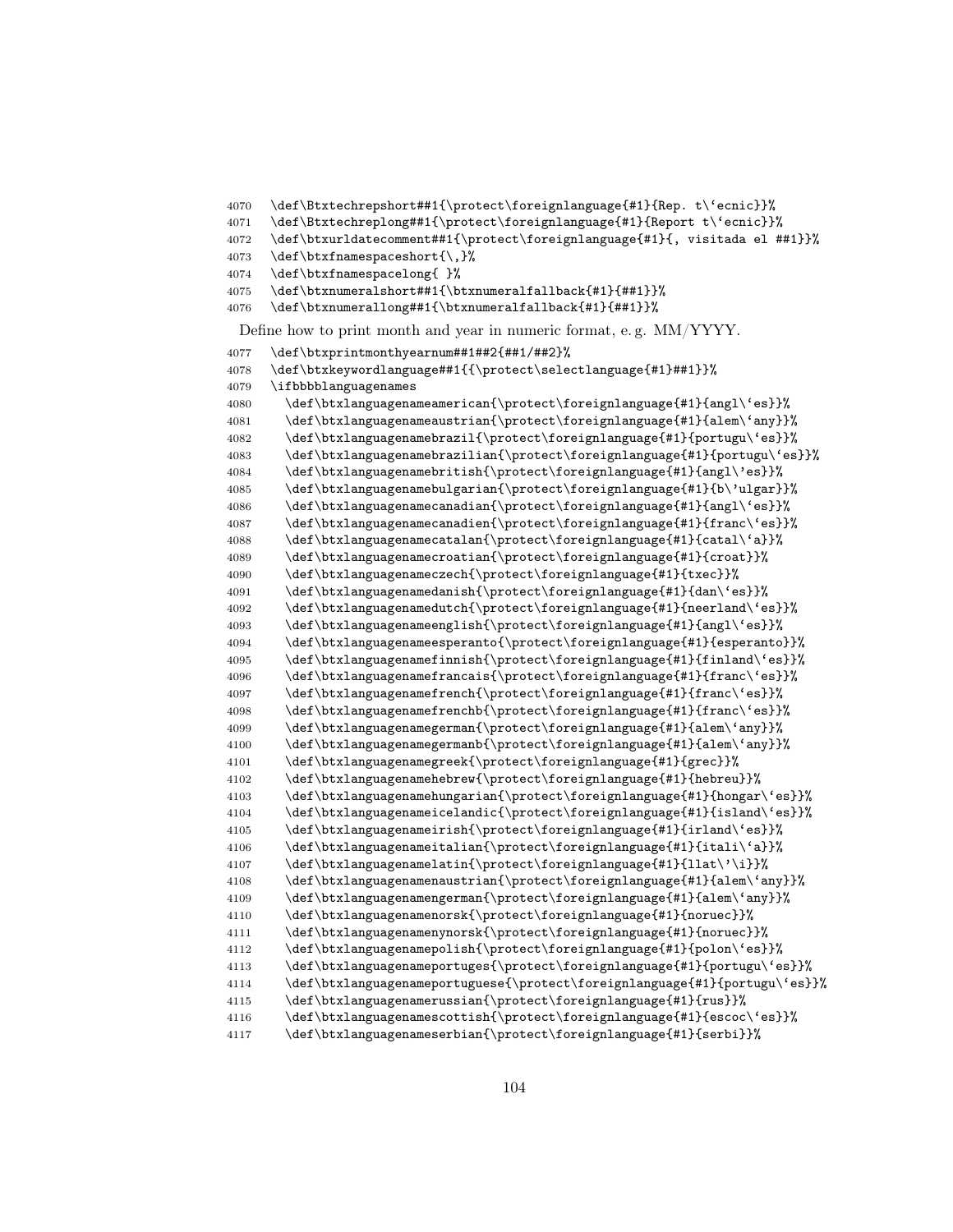```
4070   \def\Btxtechrepshort##1{\protect\foreignlanguage{#1}{Rep. t\`ecnic}}%
4071   \def\Btxtechreplong##1{\protect\foreignlanguage{#1}{Report t\`ecnic}}%
4072   \def\btxurldatecomment##1{\protect\foreignlanguage{#1}{, visitada el ##1}}%
4073   \def\btxfnamespaceshort{\,}%
4074   \def\btxfnamespacelong{ }%
4075   \def\btxnumeralshort##1{\btxnumeralfallback{#1}{##1}}%
4076   \def\btxnumerallong##1{\btxnumeralfallback{#1}{##1}}%
```

Define how to print month and year in numeric format, e. g. MM/YYYY.

```
4077   \def\btxprintmonthyearnum##1##2{##1/##2}%
4078   \def\btxkeywordlanguage##1{{\protect\selectlanguage{#1}##1}}%
4079   \ifbbbblanguagenames
4080     \def\btxlanguagenameamerican{\protect\foreignlanguage{#1}{angl\`es}}%
4081     \def\btxlanguagenameaustrian{\protect\foreignlanguage{#1}{alem\`any}}%
4082     \def\btxlanguagenamebrazil{\protect\foreignlanguage{#1}{portugu\`es}}%
4083     \def\btxlanguagenamebrazilian{\protect\foreignlanguage{#1}{portugu\`es}}%
4084     \def\btxlanguagenamebritish{\protect\foreignlanguage{#1}{angl\'es}}%
4085     \def\btxlanguagenamebulgarian{\protect\foreignlanguage{#1}{b\'ulgar}}%
4086     \def\btxlanguagenamecanadian{\protect\foreignlanguage{#1}{angl\`es}}%
4087     \def\btxlanguagenamecanadien{\protect\foreignlanguage{#1}{franc\`es}}%
4088     \def\btxlanguagenamecatalan{\protect\foreignlanguage{#1}{catal\`a}}%
4089     \def\btxlanguagenamecroatian{\protect\foreignlanguage{#1}{croat}}%
4090     \def\btxlanguagenameczech{\protect\foreignlanguage{#1}{txec}}%
4091     \def\btxlanguagenamedanish{\protect\foreignlanguage{#1}{dan\`es}}%
4092     \def\btxlanguagenamedutch{\protect\foreignlanguage{#1}{neerland\`es}}%
4093     \def\btxlanguagenameenglish{\protect\foreignlanguage{#1}{angl\`es}}%
4094     \def\btxlanguagenameesperanto{\protect\foreignlanguage{#1}{esperanto}}%
4095     \def\btxlanguagenamefinnish{\protect\foreignlanguage{#1}{finland\`es}}%
4096     \def\btxlanguagenamefrancais{\protect\foreignlanguage{#1}{franc\`es}}%
4097     \def\btxlanguagenamefrench{\protect\foreignlanguage{#1}{franc\`es}}%
4098     \def\btxlanguagenamefrenchb{\protect\foreignlanguage{#1}{franc\`es}}%
4099     \def\btxlanguagenamegerman{\protect\foreignlanguage{#1}{alem\`any}}%
4100     \def\btxlanguagenamegermanb{\protect\foreignlanguage{#1}{alem\`any}}%
4101     \def\btxlanguagenamegreek{\protect\foreignlanguage{#1}{grec}}%
4102     \def\btxlanguagenamehebrew{\protect\foreignlanguage{#1}{hebreu}}%
4103     \def\btxlanguagenamehungarian{\protect\foreignlanguage{#1}{hongar\`es}}%
4104     \def\btxlanguagenameicelandic{\protect\foreignlanguage{#1}{island\`es}}%
4105     \def\btxlanguagenameirish{\protect\foreignlanguage{#1}{irland\`es}}%
4106     \def\btxlanguagenameitalian{\protect\foreignlanguage{#1}{itali\`a}}%
4107     \def\btxlanguagenamelatin{\protect\foreignlanguage{#1}{llat\'\i}}%
4108     \def\btxlanguagenamenaustrian{\protect\foreignlanguage{#1}{alem\`any}}%
4109     \def\btxlanguagenamengerman{\protect\foreignlanguage{#1}{alem\`any}}%
4110     \def\btxlanguagenamenorsk{\protect\foreignlanguage{#1}{noruec}}%
4111     \def\btxlanguagenamenynorsk{\protect\foreignlanguage{#1}{noruec}}%
4112     \def\btxlanguagenamepolish{\protect\foreignlanguage{#1}{polon\`es}}%
4113     \def\btxlanguagenameportuges{\protect\foreignlanguage{#1}{portugu\`es}}%
4114     \def\btxlanguagenameportuguese{\protect\foreignlanguage{#1}{portugu\`es}}%
4115     \def\btxlanguagenamerussian{\protect\foreignlanguage{#1}{rus}}%
4116     \def\btxlanguagenamescottish{\protect\foreignlanguage{#1}{escoc\`es}}%
4117     \def\btxlanguagenameserbian{\protect\foreignlanguage{#1}{serbi}}%
```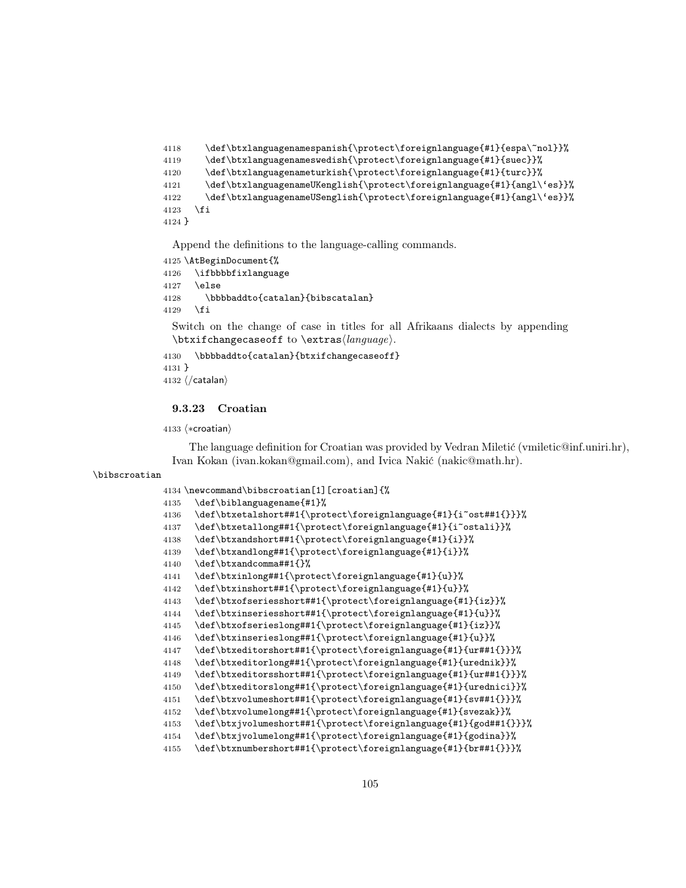```
4118     \def\btxlanguagenamespanish{\protect\foreignlanguage{#1}{espa\~nol}}%
4119     \def\btxlanguagenameswedish{\protect\foreignlanguage{#1}{suec}}%
4120     \def\btxlanguagenameturkish{\protect\foreignlanguage{#1}{turc}}%
4121     \def\btxlanguagenameUKenglish{\protect\foreignlanguage{#1}{angl\`es}}%
4122     \def\btxlanguagenameUSenglish{\protect\foreignlanguage{#1}{angl\`es}}%
4123   \fi
4124 }
```

Append the definitions to the language-calling commands.

```
4125 \AtBeginDocument{%
4126   \ifbbbbfixlanguage
4127   \else
4128     \bbbbaddto{catalan}{bibscatalan}
4129   \fi
```

Switch on the change of case in titles for all Afrikaans dialects by appending `\btxifchangecaseoff` to `\extras`⟨*language*⟩.

```
4130   \bbbbaddto{catalan}{btxifchangecaseoff}
4131 }
4132 ⟨/catalan⟩
```

### 9.3.23 Croatian

```
4133 ⟨*croatian⟩
```

The language definition for Croatian was provided by Vedran Miletić (vmiletic@inf.uniri.hr), Ivan Kokan (ivan.kokan@gmail.com), and Ivica Nakić (nakic@math.hr).

\bibscroatian

```
4134 \newcommand\bibscroatian[1][croatian]{%
4135   \def\biblanguagename{#1}%
4136   \def\btxetalshort##1{\protect\foreignlanguage{#1}{i~ost##1{}}}%
4137   \def\btxetallong##1{\protect\foreignlanguage{#1}{i~ostali}}%
4138   \def\btxandshort##1{\protect\foreignlanguage{#1}{i}}%
4139   \def\btxandlong##1{\protect\foreignlanguage{#1}{i}}%
4140   \def\btxandcomma##1{}%
4141   \def\btxinlong##1{\protect\foreignlanguage{#1}{u}}%
4142   \def\btxinshort##1{\protect\foreignlanguage{#1}{u}}%
4143   \def\btxofseriesshort##1{\protect\foreignlanguage{#1}{iz}}%
4144   \def\btxinseriesshort##1{\protect\foreignlanguage{#1}{u}}%
4145   \def\btxofserieslong##1{\protect\foreignlanguage{#1}{iz}}%
4146   \def\btxinserieslong##1{\protect\foreignlanguage{#1}{u}}%
4147   \def\btxeditorshort##1{\protect\foreignlanguage{#1}{ur##1{}}}%
4148   \def\btxeditorlong##1{\protect\foreignlanguage{#1}{urednik}}%
4149   \def\btxeditorsshort##1{\protect\foreignlanguage{#1}{ur##1{}}}%
4150   \def\btxeditorslong##1{\protect\foreignlanguage{#1}{urednici}}%
4151   \def\btxvolumeshort##1{\protect\foreignlanguage{#1}{sv##1{}}}%
4152   \def\btxvolumelong##1{\protect\foreignlanguage{#1}{svezak}}%
4153   \def\btxjvolumeshort##1{\protect\foreignlanguage{#1}{god##1{}}}%
4154   \def\btxjvolumelong##1{\protect\foreignlanguage{#1}{godina}}%
4155   \def\btxnumbershort##1{\protect\foreignlanguage{#1}{br##1{}}}%
```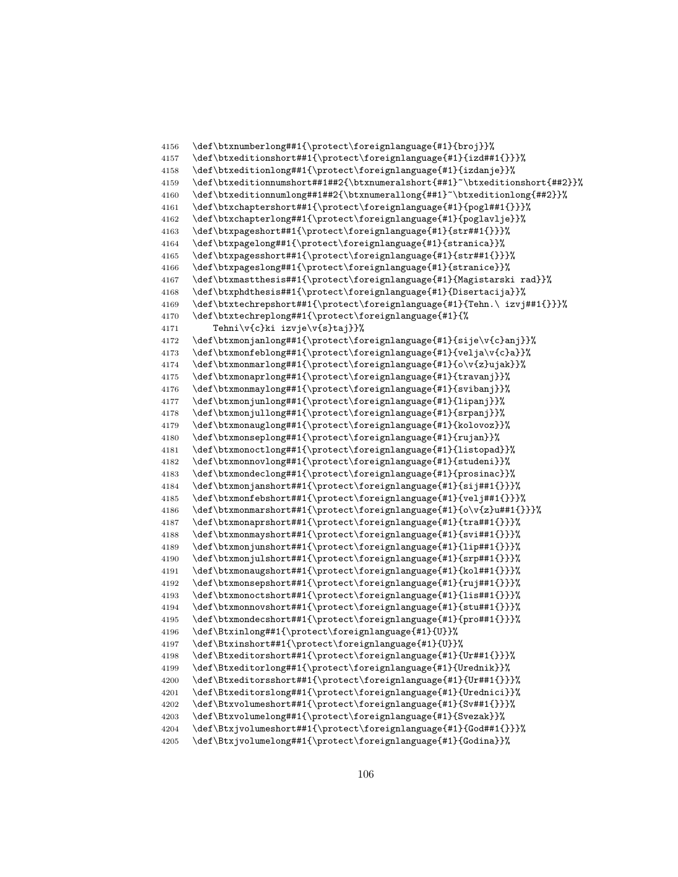```
4156   \def\btxnumberlong##1{\protect\foreignlanguage{#1}{broj}}%
4157   \def\btxeditionshort##1{\protect\foreignlanguage{#1}{izd##1{}}}%
4158   \def\btxeditionlong##1{\protect\foreignlanguage{#1}{izdanje}}%
4159   \def\btxeditionnumshort##1##2{\btxnumeralshort{##1}~\btxeditionshort{##2}}%
4160   \def\btxeditionnumlong##1##2{\btxnumerallong{##1}~\btxeditionlong{##2}}%
4161   \def\btxchaptershort##1{\protect\foreignlanguage{#1}{pogl##1{}}}%
4162   \def\btxchapterlong##1{\protect\foreignlanguage{#1}{poglavlje}}%
4163   \def\btxpageshort##1{\protect\foreignlanguage{#1}{str##1{}}}%
4164   \def\btxpagelong##1{\protect\foreignlanguage{#1}{stranica}}%
4165   \def\btxpagesshort##1{\protect\foreignlanguage{#1}{str##1{}}}%
4166   \def\btxpageslong##1{\protect\foreignlanguage{#1}{stranice}}%
4167   \def\btxmastthesis##1{\protect\foreignlanguage{#1}{Magistarski rad}}%
4168   \def\btxphdthesis##1{\protect\foreignlanguage{#1}{Disertacija}}%
4169   \def\btxtechrepshort##1{\protect\foreignlanguage{#1}{Tehn.\ izvj##1{}}}%
4170   \def\btxtechreplong##1{\protect\foreignlanguage{#1}{%
4171       Tehni\v{c}ki izvje\v{s}taj}}%
4172   \def\btxmonjanlong##1{\protect\foreignlanguage{#1}{sije\v{c}anj}}%
4173   \def\btxmonfeblong##1{\protect\foreignlanguage{#1}{velja\v{c}a}}%
4174   \def\btxmonmarlong##1{\protect\foreignlanguage{#1}{o\v{z}ujak}}%
4175   \def\btxmonaprlong##1{\protect\foreignlanguage{#1}{travanj}}%
4176   \def\btxmonmaylong##1{\protect\foreignlanguage{#1}{svibanj}}%
4177   \def\btxmonjunlong##1{\protect\foreignlanguage{#1}{lipanj}}%
4178   \def\btxmonjullong##1{\protect\foreignlanguage{#1}{srpanj}}%
4179   \def\btxmonauglong##1{\protect\foreignlanguage{#1}{kolovoz}}%
4180   \def\btxmonseplong##1{\protect\foreignlanguage{#1}{rujan}}%
4181   \def\btxmonoctlong##1{\protect\foreignlanguage{#1}{listopad}}%
4182   \def\btxmonnovlong##1{\protect\foreignlanguage{#1}{studeni}}%
4183   \def\btxmondeclong##1{\protect\foreignlanguage{#1}{prosinac}}%
4184   \def\btxmonjanshort##1{\protect\foreignlanguage{#1}{sij##1{}}}%
4185   \def\btxmonfebshort##1{\protect\foreignlanguage{#1}{velj##1{}}}%
4186   \def\btxmonmarshort##1{\protect\foreignlanguage{#1}{o\v{z}u##1{}}}%
4187   \def\btxmonaprshort##1{\protect\foreignlanguage{#1}{tra##1{}}}%
4188   \def\btxmonmayshort##1{\protect\foreignlanguage{#1}{svi##1{}}}%
4189   \def\btxmonjunshort##1{\protect\foreignlanguage{#1}{lip##1{}}}%
4190   \def\btxmonjulshort##1{\protect\foreignlanguage{#1}{srp##1{}}}%
4191   \def\btxmonaugshort##1{\protect\foreignlanguage{#1}{kol##1{}}}%
4192   \def\btxmonsepshort##1{\protect\foreignlanguage{#1}{ruj##1{}}}%
4193   \def\btxmonoctshort##1{\protect\foreignlanguage{#1}{lis##1{}}}%
4194   \def\btxmonnovshort##1{\protect\foreignlanguage{#1}{stu##1{}}}%
4195   \def\btxmondecshort##1{\protect\foreignlanguage{#1}{pro##1{}}}%
4196   \def\Btxinlong##1{\protect\foreignlanguage{#1}{U}}%
4197   \def\Btxinshort##1{\protect\foreignlanguage{#1}{U}}%
4198   \def\Btxeditorshort##1{\protect\foreignlanguage{#1}{Ur##1{}}}%
4199   \def\Btxeditorlong##1{\protect\foreignlanguage{#1}{Urednik}}%
4200   \def\Btxeditorsshort##1{\protect\foreignlanguage{#1}{Ur##1{}}}%
4201   \def\Btxeditorslong##1{\protect\foreignlanguage{#1}{Urednici}}%
4202   \def\Btxvolumeshort##1{\protect\foreignlanguage{#1}{Sv##1{}}}%
4203   \def\Btxvolumelong##1{\protect\foreignlanguage{#1}{Svezak}}%
4204   \def\Btxjvolumeshort##1{\protect\foreignlanguage{#1}{God##1{}}}%
4205   \def\Btxjvolumelong##1{\protect\foreignlanguage{#1}{Godina}}%
```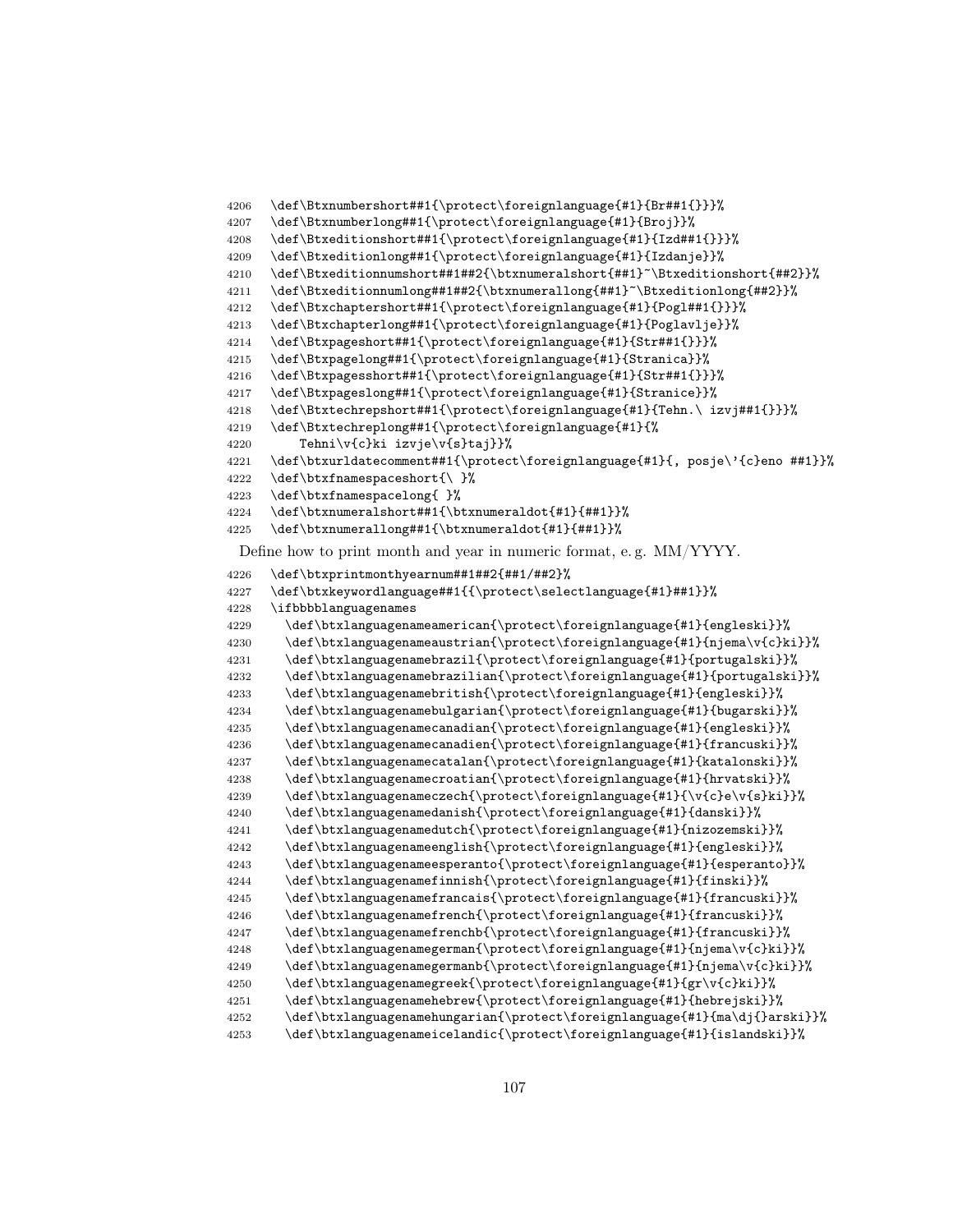```
4206   \def\Btxnumbershort##1{\protect\foreignlanguage{#1}{Br##1{}}}%
4207   \def\Btxnumberlong##1{\protect\foreignlanguage{#1}{Broj}}%
4208   \def\Btxeditionshort##1{\protect\foreignlanguage{#1}{Izd##1{}}}%
4209   \def\Btxeditionlong##1{\protect\foreignlanguage{#1}{Izdanje}}%
4210   \def\Btxeditionnumshort##1##2{\btxnumeralshort{##1}~\Btxeditionshort{##2}}%
4211   \def\Btxeditionnumlong##1##2{\btxnumerallong{##1}~\Btxeditionlong{##2}}%
4212   \def\Btxchaptershort##1{\protect\foreignlanguage{#1}{Pogl##1{}}}%
4213   \def\Btxchapterlong##1{\protect\foreignlanguage{#1}{Poglavlje}}%
4214   \def\Btxpageshort##1{\protect\foreignlanguage{#1}{Str##1{}}}%
4215   \def\Btxpagelong##1{\protect\foreignlanguage{#1}{Stranica}}%
4216   \def\Btxpagesshort##1{\protect\foreignlanguage{#1}{Str##1{}}}%
4217   \def\Btxpageslong##1{\protect\foreignlanguage{#1}{Stranice}}%
4218   \def\Btxtechrepshort##1{\protect\foreignlanguage{#1}{Tehn.\ izvj##1{}}}%
4219   \def\Btxtechreplong##1{\protect\foreignlanguage{#1}{%
4220       Tehni\v{c}ki izvje\v{s}taj}}%
4221   \def\btxurldatecomment##1{\protect\foreignlanguage{#1}{, posje\'{c}eno ##1}}%
4222   \def\btxfnamespaceshort{\ }%
4223   \def\btxfnamespacelong{ }%
4224   \def\btxnumeralshort##1{\btxnumeraldot{#1}{##1}}%
4225   \def\btxnumerallong##1{\btxnumeraldot{#1}{##1}}%
```

Define how to print month and year in numeric format, e. g. MM/YYYY.

```
4226   \def\btxprintmonthyearnum##1##2{##1/##2}%
4227   \def\btxkeywordlanguage##1{{\protect\selectlanguage{#1}##1}}%
4228   \ifbbbblanguagenames
4229     \def\btxlanguagenameamerican{\protect\foreignlanguage{#1}{engleski}}%
4230     \def\btxlanguagenameaustrian{\protect\foreignlanguage{#1}{njema\v{c}ki}}%
4231     \def\btxlanguagenamebrazil{\protect\foreignlanguage{#1}{portugalski}}%
4232     \def\btxlanguagenamebrazilian{\protect\foreignlanguage{#1}{portugalski}}%
4233     \def\btxlanguagenamebritish{\protect\foreignlanguage{#1}{engleski}}%
4234     \def\btxlanguagenamebulgarian{\protect\foreignlanguage{#1}{bugarski}}%
4235     \def\btxlanguagenamecanadian{\protect\foreignlanguage{#1}{engleski}}%
4236     \def\btxlanguagenamecanadien{\protect\foreignlanguage{#1}{francuski}}%
4237     \def\btxlanguagenamecatalan{\protect\foreignlanguage{#1}{katalonski}}%
4238     \def\btxlanguagenamecroatian{\protect\foreignlanguage{#1}{hrvatski}}%
4239     \def\btxlanguagenameczech{\protect\foreignlanguage{#1}{\v{c}e\v{s}ki}}%
4240     \def\btxlanguagenamedanish{\protect\foreignlanguage{#1}{danski}}%
4241     \def\btxlanguagenamedutch{\protect\foreignlanguage{#1}{nizozemski}}%
4242     \def\btxlanguagenameenglish{\protect\foreignlanguage{#1}{engleski}}%
4243     \def\btxlanguagenameesperanto{\protect\foreignlanguage{#1}{esperanto}}%
4244     \def\btxlanguagenamefinnish{\protect\foreignlanguage{#1}{finski}}%
4245     \def\btxlanguagenamefrancais{\protect\foreignlanguage{#1}{francuski}}%
4246     \def\btxlanguagenamefrench{\protect\foreignlanguage{#1}{francuski}}%
4247     \def\btxlanguagenamefrenchb{\protect\foreignlanguage{#1}{francuski}}%
4248     \def\btxlanguagenamegerman{\protect\foreignlanguage{#1}{njema\v{c}ki}}%
4249     \def\btxlanguagenamegermanb{\protect\foreignlanguage{#1}{njema\v{c}ki}}%
4250     \def\btxlanguagenamegreek{\protect\foreignlanguage{#1}{gr\v{c}ki}}%
4251     \def\btxlanguagenamehebrew{\protect\foreignlanguage{#1}{hebrejski}}%
4252     \def\btxlanguagenamehungarian{\protect\foreignlanguage{#1}{ma\dj{}arski}}%
4253     \def\btxlanguagenameicelandic{\protect\foreignlanguage{#1}{islandski}}%
```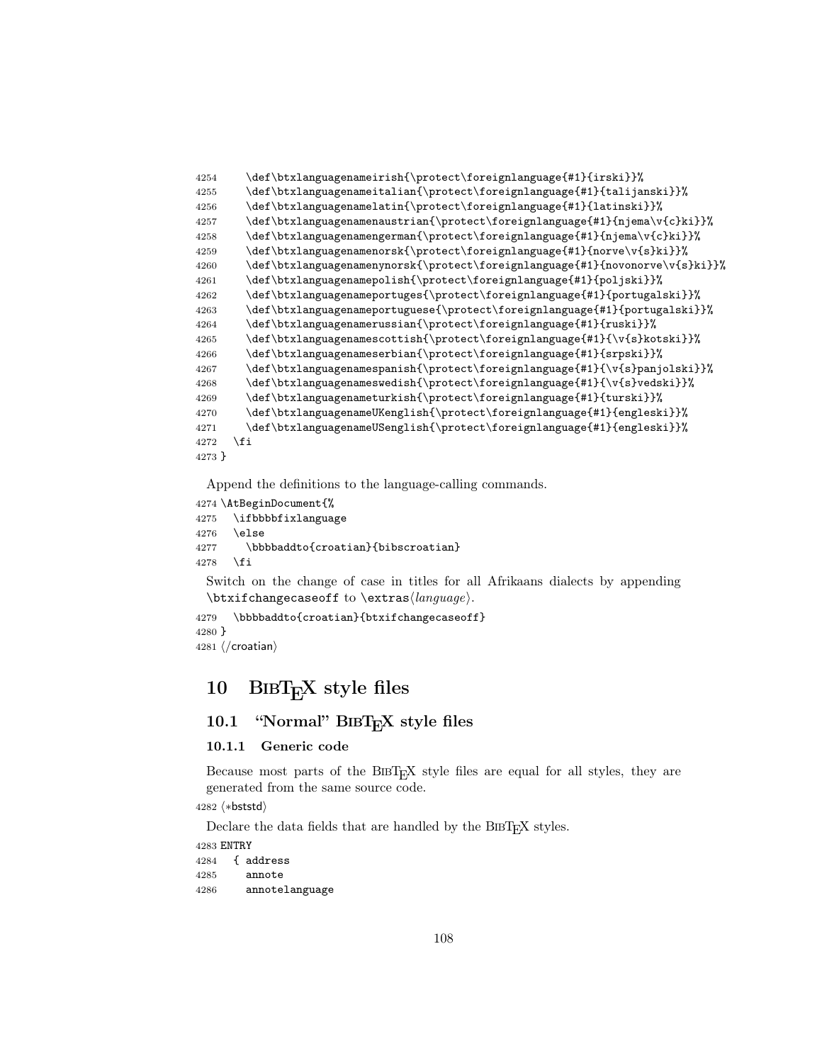```
4254      \def\btxlanguagenameirish{\protect\foreignlanguage{#1}{irski}}%
4255      \def\btxlanguagenameitalian{\protect\foreignlanguage{#1}{talijanski}}%
4256      \def\btxlanguagenamelatin{\protect\foreignlanguage{#1}{latinski}}%
4257      \def\btxlanguagenamenaustrian{\protect\foreignlanguage{#1}{njema\v{c}ki}}%
4258      \def\btxlanguagenamengerman{\protect\foreignlanguage{#1}{njema\v{c}ki}}%
4259      \def\btxlanguagenamenorsk{\protect\foreignlanguage{#1}{norve\v{s}ki}}%
4260      \def\btxlanguagenamenynorsk{\protect\foreignlanguage{#1}{novonorve\v{s}ki}}%
4261      \def\btxlanguagenamepolish{\protect\foreignlanguage{#1}{poljski}}%
4262      \def\btxlanguagenameportuges{\protect\foreignlanguage{#1}{portugalski}}%
4263      \def\btxlanguagenameportuguese{\protect\foreignlanguage{#1}{portugalski}}%
4264      \def\btxlanguagenamerussian{\protect\foreignlanguage{#1}{ruski}}%
4265      \def\btxlanguagenamescottish{\protect\foreignlanguage{#1}{\v{s}kotski}}%
4266      \def\btxlanguagenameserbian{\protect\foreignlanguage{#1}{srpski}}%
4267      \def\btxlanguagenamespanish{\protect\foreignlanguage{#1}{\v{s}panjolski}}%
4268      \def\btxlanguagenameswedish{\protect\foreignlanguage{#1}{\v{s}vedski}}%
4269      \def\btxlanguagenameturkish{\protect\foreignlanguage{#1}{turski}}%
4270      \def\btxlanguagenameUKenglish{\protect\foreignlanguage{#1}{engleski}}%
4271      \def\btxlanguagenameUSenglish{\protect\foreignlanguage{#1}{engleski}}%
4272    \fi
4273 }
```

Append the definitions to the language-calling commands.

```
4274 \AtBeginDocument{%
4275   \ifbbbbfixlanguage
4276   \else
4277     \bbbbaddto{croatian}{bibscroatian}
4278   \fi
```

Switch on the change of case in titles for all Afrikaans dialects by appending `\btxifchangecaseoff` to `\extras`⟨*language*⟩.

```
4279   \bbbbaddto{croatian}{btxifchangecaseoff}
4280 }
4281 ⟨/croatian⟩
```

# 10 BibTeX style files

## 10.1 "Normal" BibTeX style files

### 10.1.1 Generic code

Because most parts of the BibTeX style files are equal for all styles, they are generated from the same source code.

```
4282 ⟨*bststd⟩
```

Declare the data fields that are handled by the BibTeX styles.

```
4283 ENTRY
4284   { address
4285     annote
4286     annotelanguage
```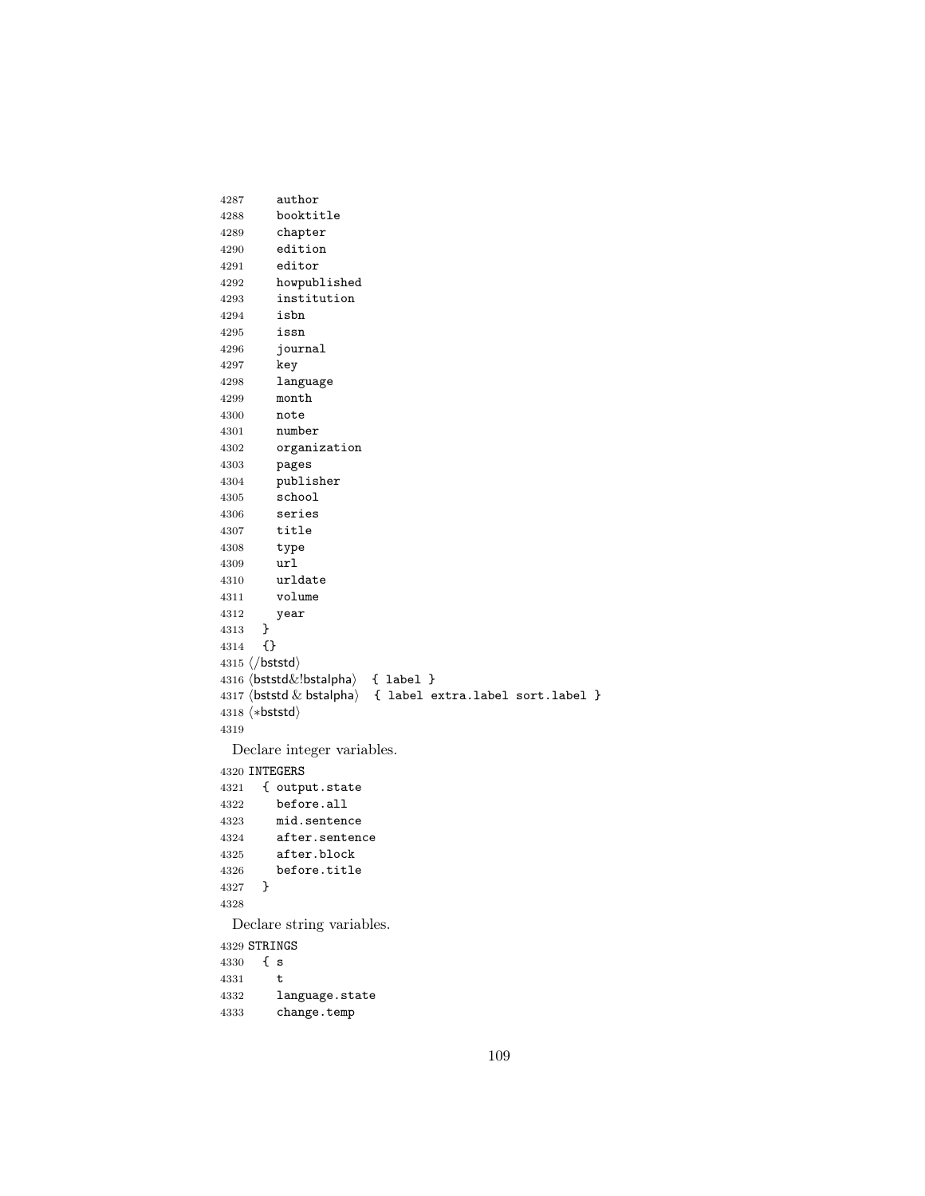```
4287     author
4288     booktitle
4289     chapter
4290     edition
4291     editor
4292     howpublished
4293     institution
4294     isbn
4295     issn
4296     journal
4297     key
4298     language
4299     month
4300     note
4301     number
4302     organization
4303     pages
4304     publisher
4305     school
4306     series
4307     title
4308     type
4309     url
4310     urldate
4311     volume
4312     year
4313   }
4314   {}
4315 ⟨/bststd⟩
4316 ⟨bststd&!bstalpha⟩   { label }
4317 ⟨bststd & bstalpha⟩  { label extra.label sort.label }
4318 ⟨*bststd⟩
4319
```

Declare integer variables.

```
4320 INTEGERS
4321   { output.state
4322     before.all
4323     mid.sentence
4324     after.sentence
4325     after.block
4326     before.title
4327   }
4328
```

Declare string variables.

```
4329 STRINGS
4330   { s
4331     t
4332     language.state
4333     change.temp
```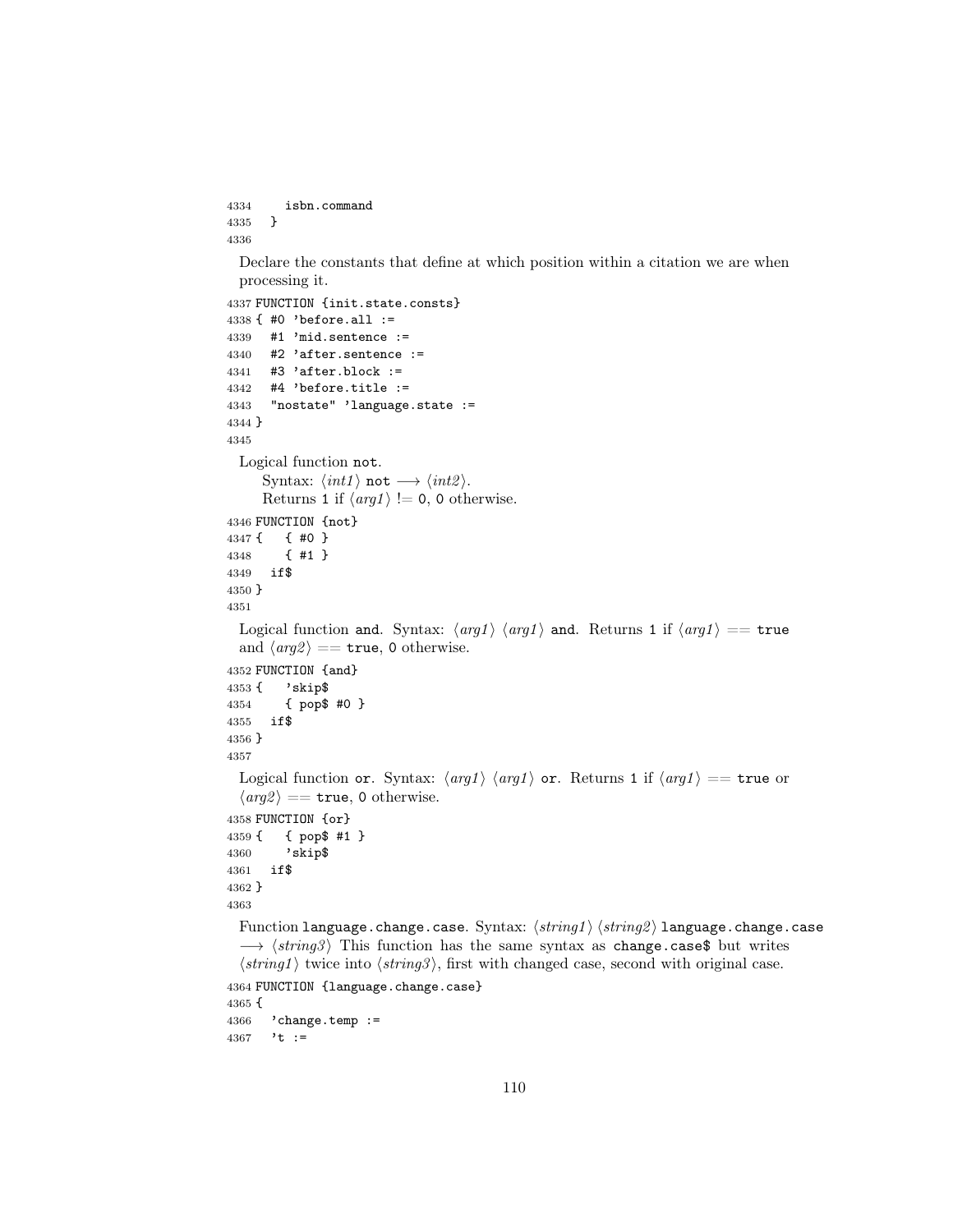```
4334    isbn.command
4335  }
4336
```

Declare the constants that define at which position within a citation we are when processing it.

```
4337 FUNCTION {init.state.consts}
4338 { #0 'before.all :=
4339   #1 'mid.sentence :=
4340   #2 'after.sentence :=
4341   #3 'after.block :=
4342   #4 'before.title :=
4343   "nostate" 'language.state :=
4344 }
4345
```

Logical function `not`.
Syntax: ⟨*int1*⟩ `not` ⟶ ⟨*int2*⟩.
Returns `1` if ⟨*arg1*⟩ != `0`, `0` otherwise.

```
4346 FUNCTION {not}
4347 {   { #0 }
4348     { #1 }
4349   if$
4350 }
4351
```

Logical function `and`. Syntax: ⟨*arg1*⟩ ⟨*arg1*⟩ `and`. Returns `1` if ⟨*arg1*⟩ == `true` and ⟨*arg2*⟩ == `true`, `0` otherwise.

```
4352 FUNCTION {and}
4353 {   'skip$
4354     { pop$ #0 }
4355   if$
4356 }
4357
```

Logical function `or`. Syntax: ⟨*arg1*⟩ ⟨*arg1*⟩ `or`. Returns `1` if ⟨*arg1*⟩ == `true` or ⟨*arg2*⟩ == `true`, `0` otherwise.

```
4358 FUNCTION {or}
4359 {   { pop$ #1 }
4360     'skip$
4361   if$
4362 }
4363
```

Function `language.change.case`. Syntax: ⟨*string1*⟩ ⟨*string2*⟩ `language.change.case` ⟶ ⟨*string3*⟩ This function has the same syntax as `change.case$` but writes ⟨*string1*⟩ twice into ⟨*string3*⟩, first with changed case, second with original case.

```
4364 FUNCTION {language.change.case}
4365 {
4366   'change.temp :=
4367   't :=
```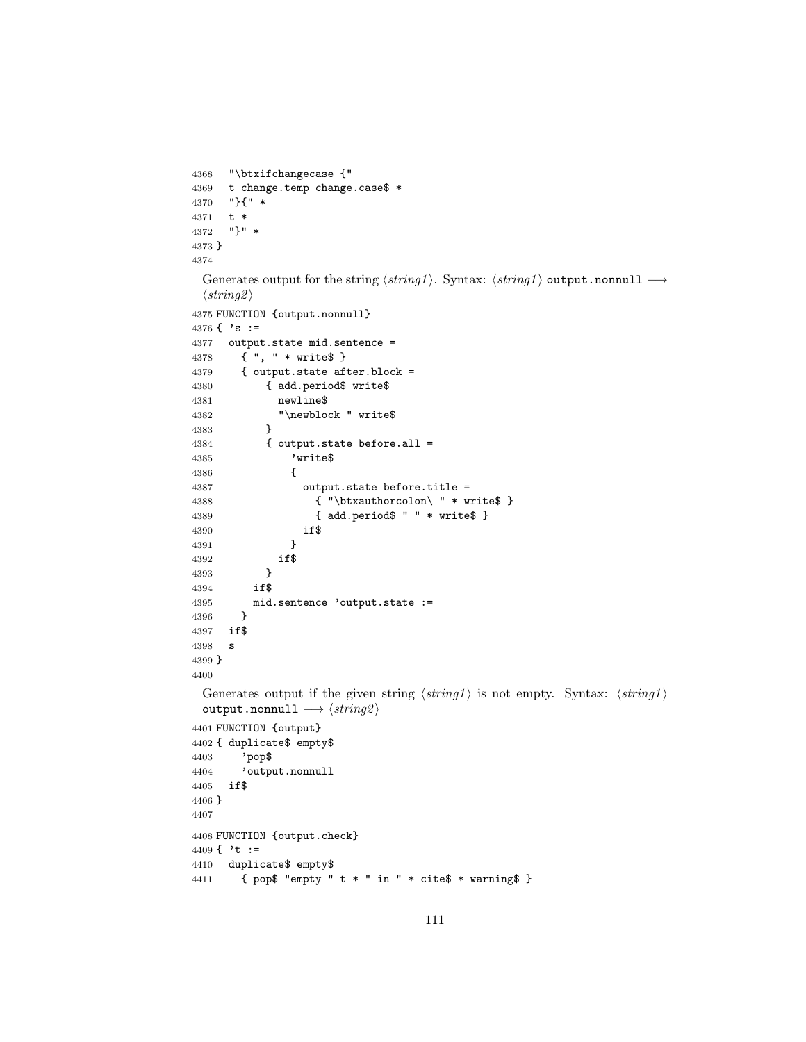```
4368   "\btxifchangecase {"
4369   t change.temp change.case$ *
4370   "}{" *
4371   t *
4372   "}" *
4373 }
4374
```

Generates output for the string ⟨*string1*⟩. Syntax: ⟨*string1*⟩ `output.nonnull` ⟶ ⟨*string2*⟩

```
4375 FUNCTION {output.nonnull}
4376 { 's :=
4377   output.state mid.sentence =
4378     { ", " * write$ }
4379     { output.state after.block =
4380         { add.period$ write$
4381           newline$
4382           "\newblock " write$
4383         }
4384         { output.state before.all =
4385             'write$
4386             {
4387               output.state before.title =
4388                 { "\btxauthorcolon\ " * write$ }
4389                 { add.period$ " " * write$ }
4390               if$
4391             }
4392           if$
4393         }
4394       if$
4395       mid.sentence 'output.state :=
4396     }
4397   if$
4398   s
4399 }
4400
```

Generates output if the given string ⟨*string1*⟩ is not empty. Syntax: ⟨*string1*⟩ `output.nonnull` ⟶ ⟨*string2*⟩

```
4401 FUNCTION {output}
4402 { duplicate$ empty$
4403     'pop$
4404     'output.nonnull
4405   if$
4406 }
4407
4408 FUNCTION {output.check}
4409 { 't :=
4410   duplicate$ empty$
4411     { pop$ "empty " t * " in " * cite$ * warning$ }
```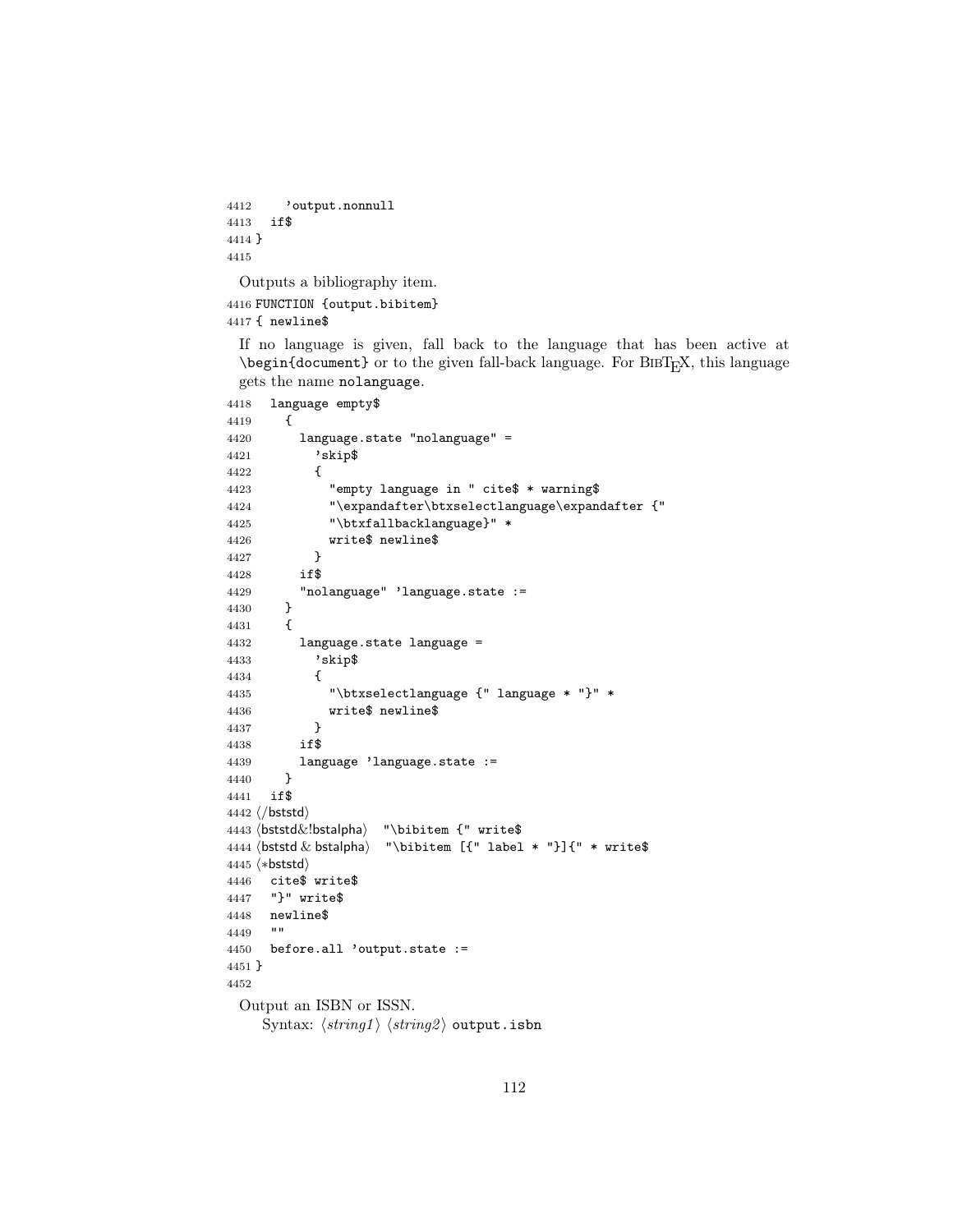```
4412     'output.nonnull
4413   if$
4414 }
4415
```

Outputs a bibliography item.

```
4416 FUNCTION {output.bibitem}
4417 { newline$
```

If no language is given, fall back to the language that has been active at `\begin{document}` or to the given fall-back language. For BibTeX, this language gets the name `nolanguage`.

```
4418   language empty$
4419     {
4420       language.state "nolanguage" =
4421         'skip$
4422         {
4423           "empty language in " cite$ * warning$
4424           "\expandafter\btxselectlanguage\expandafter {"
4425           "\btxfallbacklanguage}" *
4426           write$ newline$
4427         }
4428       if$
4429       "nolanguage" 'language.state :=
4430     }
4431     {
4432       language.state language =
4433         'skip$
4434         {
4435           "\btxselectlanguage {" language * "}" *
4436           write$ newline$
4437         }
4438       if$
4439       language 'language.state :=
4440     }
4441   if$
4442 </bststd>
4443 <bststd&!bstalpha>   "\bibitem {" write$
4444 <bststd & bstalpha>   "\bibitem [{" label * "}]{" * write$
4445 <*bststd>
4446   cite$ write$
4447   "}" write$
4448   newline$
4449   ""
4450   before.all 'output.state :=
4451 }
4452
```

Output an ISBN or ISSN.

Syntax: ⟨*string1*⟩ ⟨*string2*⟩ `output.isbn`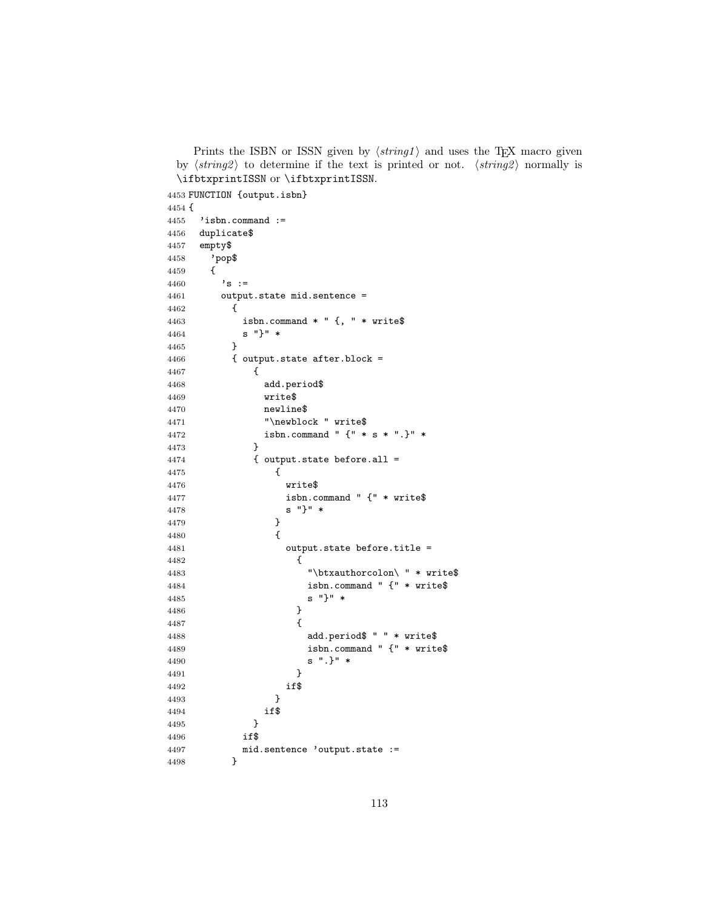Prints the ISBN or ISSN given by ⟨*string1*⟩ and uses the TEX macro given by ⟨*string2*⟩ to determine if the text is printed or not. ⟨*string2*⟩ normally is \ifbtxprintISSN or \ifbtxprintISSN.

```
4453 FUNCTION {output.isbn}
4454 {
4455   'isbn.command :=
4456   duplicate$
4457   empty$
4458     'pop$
4459     {
4460       's :=
4461       output.state mid.sentence =
4462         {
4463           isbn.command * " {, " * write$
4464           s "}" *
4465         }
4466         { output.state after.block =
4467             {
4468               add.period$
4469               write$
4470               newline$
4471               "\newblock " write$
4472               isbn.command " {" * s * ".}" *
4473             }
4474             { output.state before.all =
4475                 {
4476                   write$
4477                   isbn.command " {" * write$
4478                   s "}" *
4479                 }
4480                 {
4481                   output.state before.title =
4482                     {
4483                       "\btxauthorcolon\ " * write$
4484                       isbn.command " {" * write$
4485                       s "}" *
4486                     }
4487                     {
4488                       add.period$ " " * write$
4489                       isbn.command " {" * write$
4490                       s ".}" *
4491                     }
4492                   if$
4493                 }
4494               if$
4495             }
4496           if$
4497           mid.sentence 'output.state :=
4498         }
```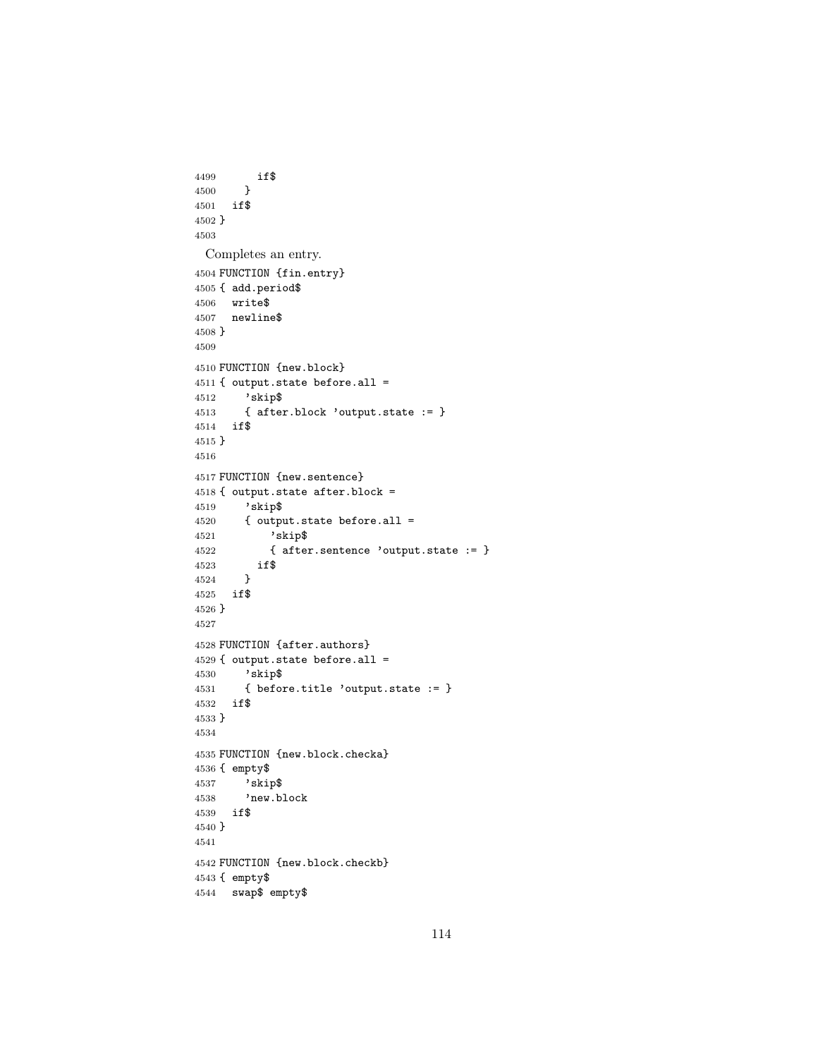```
4499       if$
4500     }
4501   if$
4502 }
4503
```

Completes an entry.

```
4504 FUNCTION {fin.entry}
4505 { add.period$
4506   write$
4507   newline$
4508 }
4509
4510 FUNCTION {new.block}
4511 { output.state before.all =
4512     'skip$
4513     { after.block 'output.state := }
4514   if$
4515 }
4516
4517 FUNCTION {new.sentence}
4518 { output.state after.block =
4519     'skip$
4520     { output.state before.all =
4521         'skip$
4522         { after.sentence 'output.state := }
4523       if$
4524     }
4525   if$
4526 }
4527
4528 FUNCTION {after.authors}
4529 { output.state before.all =
4530     'skip$
4531     { before.title 'output.state := }
4532   if$
4533 }
4534
4535 FUNCTION {new.block.checka}
4536 { empty$
4537     'skip$
4538     'new.block
4539   if$
4540 }
4541
4542 FUNCTION {new.block.checkb}
4543 { empty$
4544   swap$ empty$
```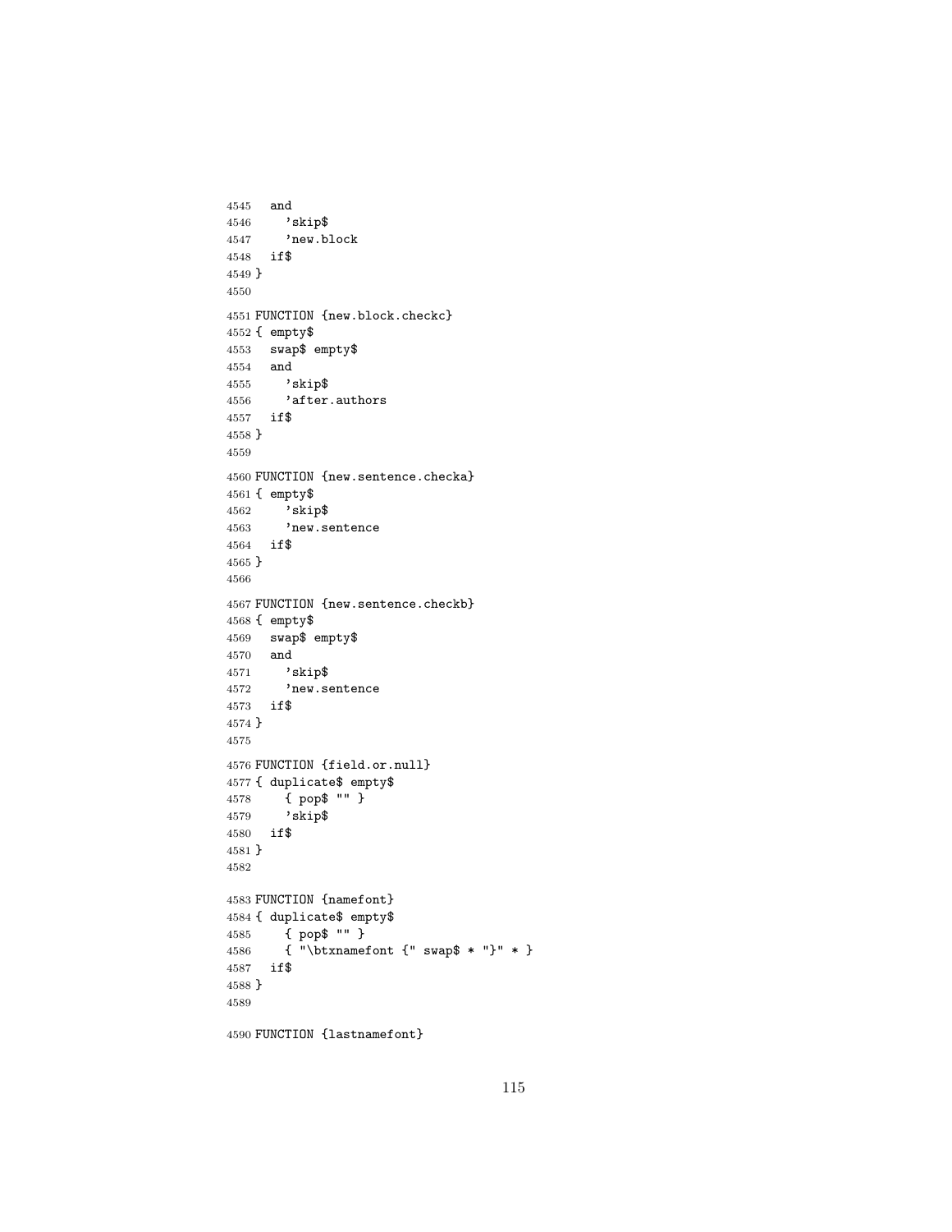```
4545   and
4546     'skip$
4547     'new.block
4548   if$
4549 }
4550
4551 FUNCTION {new.block.checkc}
4552 { empty$
4553   swap$ empty$
4554   and
4555     'skip$
4556     'after.authors
4557   if$
4558 }
4559
4560 FUNCTION {new.sentence.checka}
4561 { empty$
4562     'skip$
4563     'new.sentence
4564   if$
4565 }
4566
4567 FUNCTION {new.sentence.checkb}
4568 { empty$
4569   swap$ empty$
4570   and
4571     'skip$
4572     'new.sentence
4573   if$
4574 }
4575
4576 FUNCTION {field.or.null}
4577 { duplicate$ empty$
4578     { pop$ "" }
4579     'skip$
4580   if$
4581 }
4582
4583 FUNCTION {namefont}
4584 { duplicate$ empty$
4585     { pop$ "" }
4586     { "\btxnamefont {" swap$ * "}" * }
4587   if$
4588 }
4589
4590 FUNCTION {lastnamefont}
```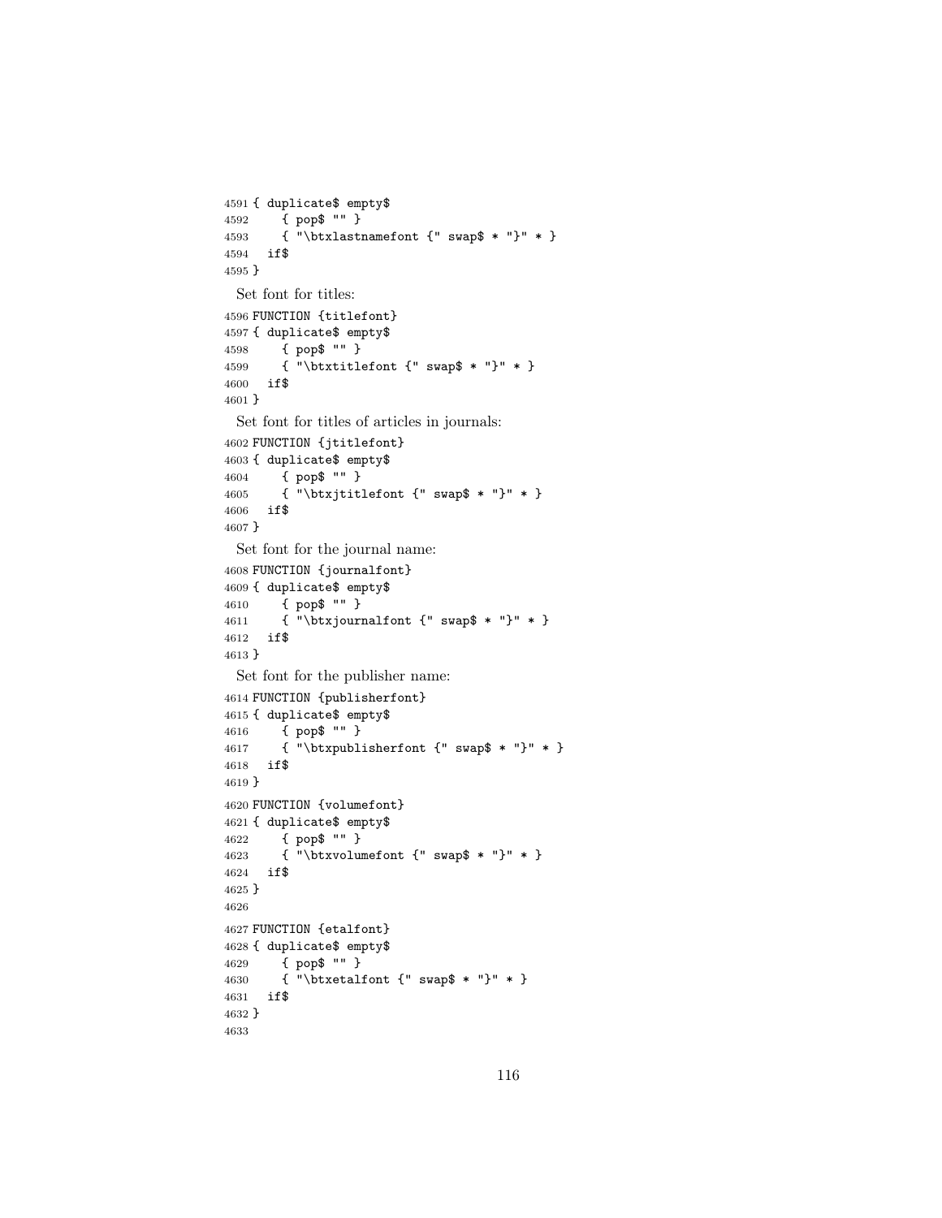```
4591 { duplicate$ empty$
4592     { pop$ "" }
4593     { "\btxlastnamefont {" swap$ * "}" * }
4594   if$
4595 }
```

Set font for titles:

```
4596 FUNCTION {titlefont}
4597 { duplicate$ empty$
4598     { pop$ "" }
4599     { "\btxtitlefont {" swap$ * "}" * }
4600   if$
4601 }
```

Set font for titles of articles in journals:

```
4602 FUNCTION {jtitlefont}
4603 { duplicate$ empty$
4604     { pop$ "" }
4605     { "\btxjtitlefont {" swap$ * "}" * }
4606   if$
4607 }
```

Set font for the journal name:

```
4608 FUNCTION {journalfont}
4609 { duplicate$ empty$
4610     { pop$ "" }
4611     { "\btxjournalfont {" swap$ * "}" * }
4612   if$
4613 }
```

Set font for the publisher name:

```
4614 FUNCTION {publisherfont}
4615 { duplicate$ empty$
4616     { pop$ "" }
4617     { "\btxpublisherfont {" swap$ * "}" * }
4618   if$
4619 }
4620 FUNCTION {volumefont}
4621 { duplicate$ empty$
4622     { pop$ "" }
4623     { "\btxvolumefont {" swap$ * "}" * }
4624   if$
4625 }
4626
4627 FUNCTION {etalfont}
4628 { duplicate$ empty$
4629     { pop$ "" }
4630     { "\btxetalfont {" swap$ * "}" * }
4631   if$
4632 }
4633
```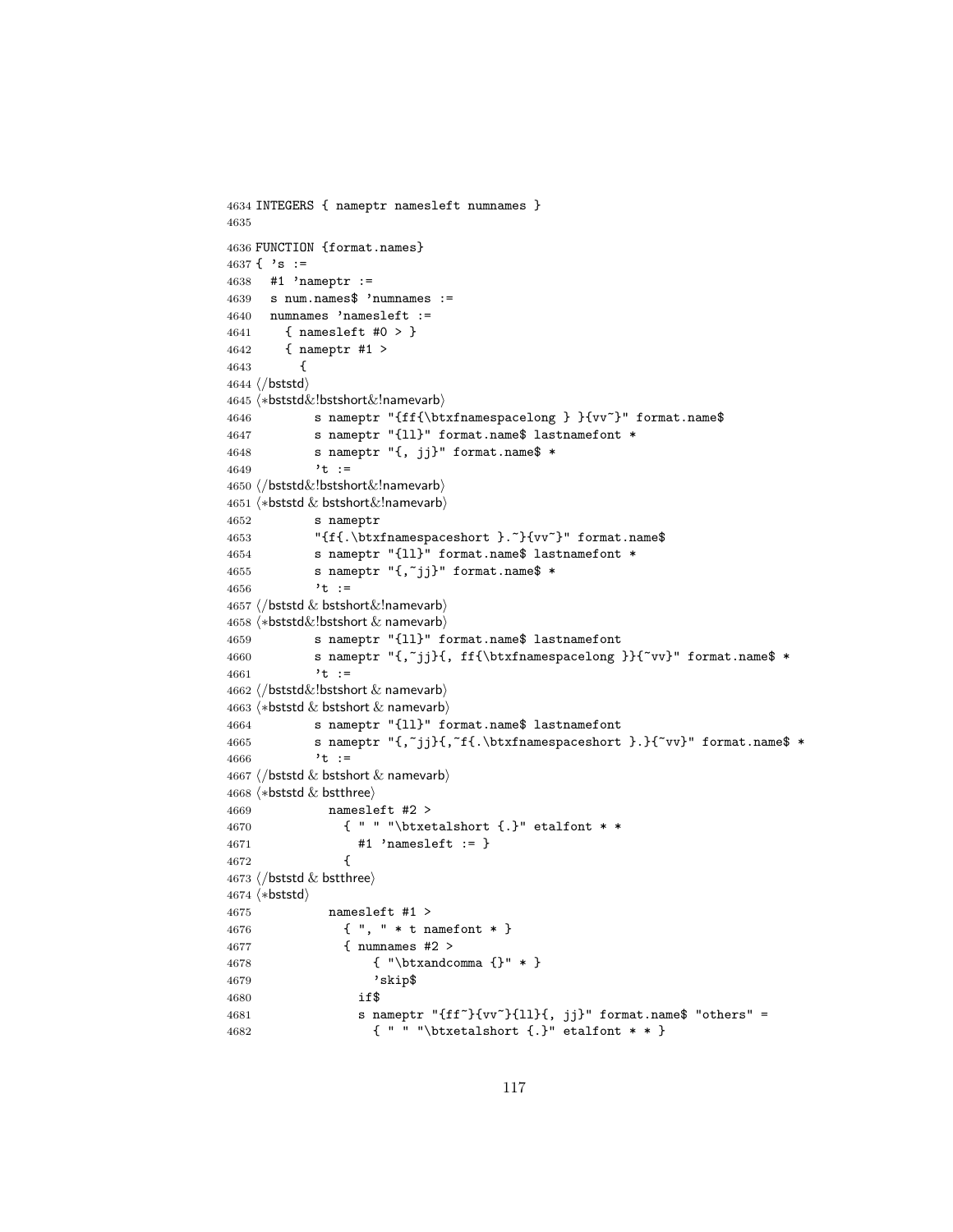```
4634 INTEGERS { nameptr namesleft numnames }
4635
4636 FUNCTION {format.names}
4637 { 's :=
4638   #1 'nameptr :=
4639   s num.names$ 'numnames :=
4640   numnames 'namesleft :=
4641     { namesleft #0 > }
4642     { nameptr #1 >
4643       {
4644 ⟨/bststd⟩
4645 ⟨*bststd&!bstshort&!namevarb⟩
4646         s nameptr "{ff{\btxfnamespacelong } }{vv~}" format.name$
4647         s nameptr "{ll}" format.name$ lastnamefont *
4648         s nameptr "{, jj}" format.name$ *
4649         't :=
4650 ⟨/bststd&!bstshort&!namevarb⟩
4651 ⟨*bststd & bstshort&!namevarb⟩
4652         s nameptr
4653         "{f{.\btxfnamespaceshort }.~}{vv~}" format.name$
4654         s nameptr "{ll}" format.name$ lastnamefont *
4655         s nameptr "{,~jj}" format.name$ *
4656         't :=
4657 ⟨/bststd & bstshort&!namevarb⟩
4658 ⟨*bststd&!bstshort & namevarb⟩
4659         s nameptr "{ll}" format.name$ lastnamefont
4660         s nameptr "{,~jj}{, ff{\btxfnamespacelong }}{~vv}" format.name$ *
4661         't :=
4662 ⟨/bststd&!bstshort & namevarb⟩
4663 ⟨*bststd & bstshort & namevarb⟩
4664         s nameptr "{ll}" format.name$ lastnamefont
4665         s nameptr "{,~jj}{,~f{.\btxfnamespaceshort }.}{~vv}" format.name$ *
4666         't :=
4667 ⟨/bststd & bstshort & namevarb⟩
4668 ⟨*bststd & bstthree⟩
4669           namesleft #2 >
4670             { " " "\btxetalshort {.}" etalfont * *
4671               #1 'namesleft := }
4672             {
4673 ⟨/bststd & bstthree⟩
4674 ⟨*bststd⟩
4675           namesleft #1 >
4676             { ", " * t namefont * }
4677             { numnames #2 >
4678                 { "\btxandcomma {}" * }
4679                 'skip$
4680               if$
4681               s nameptr "{ff~}{vv~}{ll}{, jj}" format.name$ "others" =
4682                 { " " "\btxetalshort {.}" etalfont * * }
```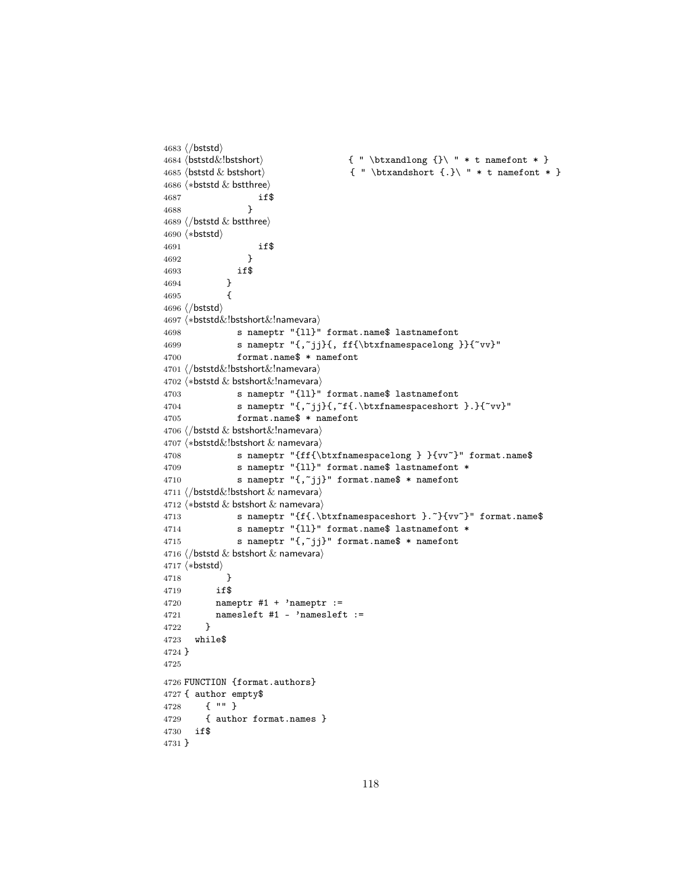```
4683 ⟨/bststd⟩
4684 ⟨bststd&!bstshort⟩                  { " \btxandlong {}\ " * t namefont * }
4685 ⟨bststd & bstshort⟩                 { " \btxandshort {.}\ " * t namefont * }
4686 ⟨*bststd & bstthree⟩
4687                 if$
4688               }
4689 ⟨/bststd & bstthree⟩
4690 ⟨*bststd⟩
4691                 if$
4692               }
4693             if$
4694           }
4695           {
4696 ⟨/bststd⟩
4697 ⟨*bststd&!bstshort&!namevara⟩
4698             s nameptr "{ll}" format.name$ lastnamefont
4699             s nameptr "{,~jj}{, ff{\btxfnamespacelong }}{~vv}"
4700             format.name$ * namefont
4701 ⟨/bststd&!bstshort&!namevara⟩
4702 ⟨*bststd & bstshort&!namevara⟩
4703             s nameptr "{ll}" format.name$ lastnamefont
4704             s nameptr "{,~jj}{,~f{.\btxfnamespaceshort }.}{~vv}"
4705             format.name$ * namefont
4706 ⟨/bststd & bstshort&!namevara⟩
4707 ⟨*bststd&!bstshort & namevara⟩
4708             s nameptr "{ff{\btxfnamespacelong } }{vv~}" format.name$
4709             s nameptr "{ll}" format.name$ lastnamefont *
4710             s nameptr "{,~jj}" format.name$ * namefont
4711 ⟨/bststd&!bstshort & namevara⟩
4712 ⟨*bststd & bstshort & namevara⟩
4713             s nameptr "{f{.\btxfnamespaceshort }.~}{vv~}" format.name$
4714             s nameptr "{ll}" format.name$ lastnamefont *
4715             s nameptr "{,~jj}" format.name$ * namefont
4716 ⟨/bststd & bstshort & namevara⟩
4717 ⟨*bststd⟩
4718           }
4719         if$
4720         nameptr #1 + 'nameptr :=
4721         namesleft #1 - 'namesleft :=
4722       }
4723   while$
4724 }
4725
4726 FUNCTION {format.authors}
4727 { author empty$
4728     { "" }
4729     { author format.names }
4730   if$
4731 }
```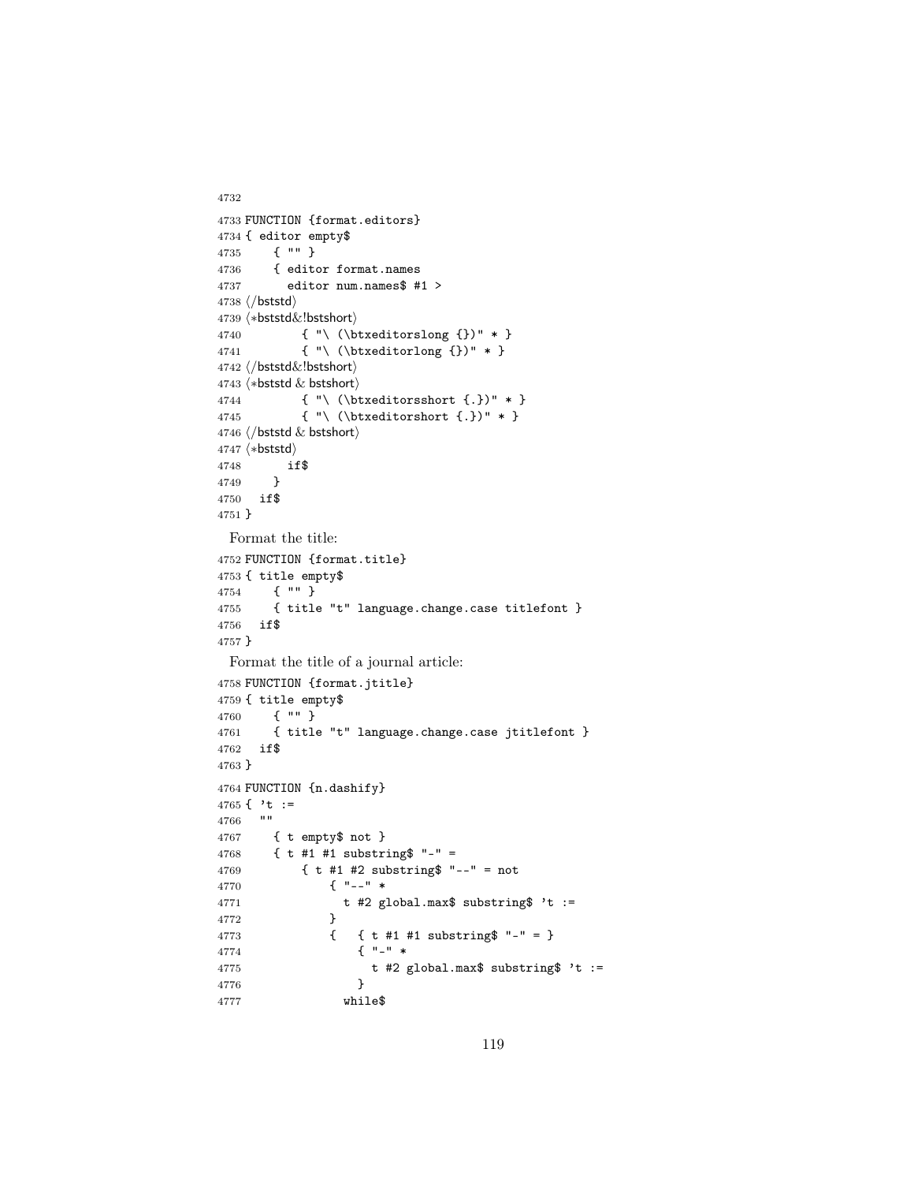```
4732
4733 FUNCTION {format.editors}
4734 { editor empty$
4735     { "" }
4736     { editor format.names
4737       editor num.names$ #1 >
4738 ⟨/bststd⟩
4739 ⟨*bststd&!bstshort⟩
4740         { "\ (\btxeditorslong {})" * }
4741         { "\ (\btxeditorlong {})" * }
4742 ⟨/bststd&!bstshort⟩
4743 ⟨*bststd & bstshort⟩
4744         { "\ (\btxeditorsshort {.})" * }
4745         { "\ (\btxeditorshort {.})" * }
4746 ⟨/bststd & bstshort⟩
4747 ⟨*bststd⟩
4748       if$
4749     }
4750   if$
4751 }
```

Format the title:

```
4752 FUNCTION {format.title}
4753 { title empty$
4754     { "" }
4755     { title "t" language.change.case titlefont }
4756   if$
4757 }
```

Format the title of a journal article:

```
4758 FUNCTION {format.jtitle}
4759 { title empty$
4760     { "" }
4761     { title "t" language.change.case jtitlefont }
4762   if$
4763 }
4764 FUNCTION {n.dashify}
4765 { 't :=
4766   ""
4767     { t empty$ not }
4768     { t #1 #1 substring$ "-" =
4769         { t #1 #2 substring$ "--" = not
4770             { "--" *
4771               t #2 global.max$ substring$ 't :=
4772             }
4773             {   { t #1 #1 substring$ "-" = }
4774                 { "-" *
4775                   t #2 global.max$ substring$ 't :=
4776                 }
4777               while$
```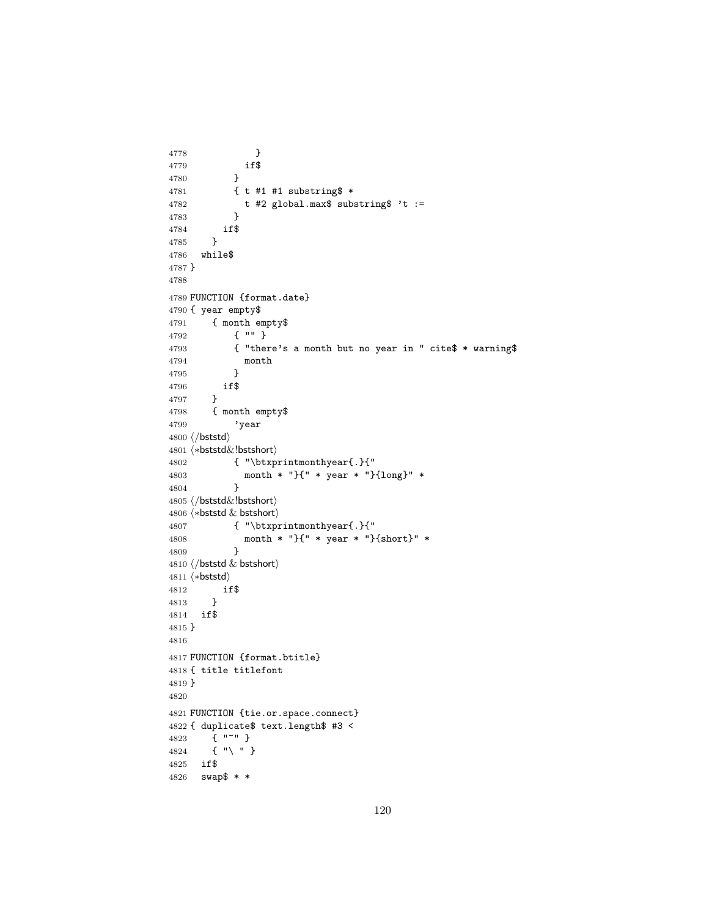```
4778            }
4779          if$
4780        }
4781        { t #1 #1 substring$ *
4782          t #2 global.max$ substring$ 't :=
4783        }
4784      if$
4785    }
4786  while$
4787 }
4788
4789 FUNCTION {format.date}
4790 { year empty$
4791     { month empty$
4792         { "" }
4793         { "there's a month but no year in " cite$ * warning$
4794           month
4795         }
4796       if$
4797     }
4798     { month empty$
4799         'year
4800 ⟨/bststd⟩
4801 ⟨*bststd&!bstshort⟩
4802         { "\btxprintmonthyear{.}{"
4803           month * "}{" * year * "}{long}" *
4804         }
4805 ⟨/bststd&!bstshort⟩
4806 ⟨*bststd & bstshort⟩
4807         { "\btxprintmonthyear{.}{"
4808           month * "}{" * year * "}{short}" *
4809         }
4810 ⟨/bststd & bstshort⟩
4811 ⟨*bststd⟩
4812       if$
4813     }
4814   if$
4815 }
4816
4817 FUNCTION {format.btitle}
4818 { title titlefont
4819 }
4820
4821 FUNCTION {tie.or.space.connect}
4822 { duplicate$ text.length$ #3 <
4823     { "~" }
4824     { "\ " }
4825   if$
4826   swap$ * *
```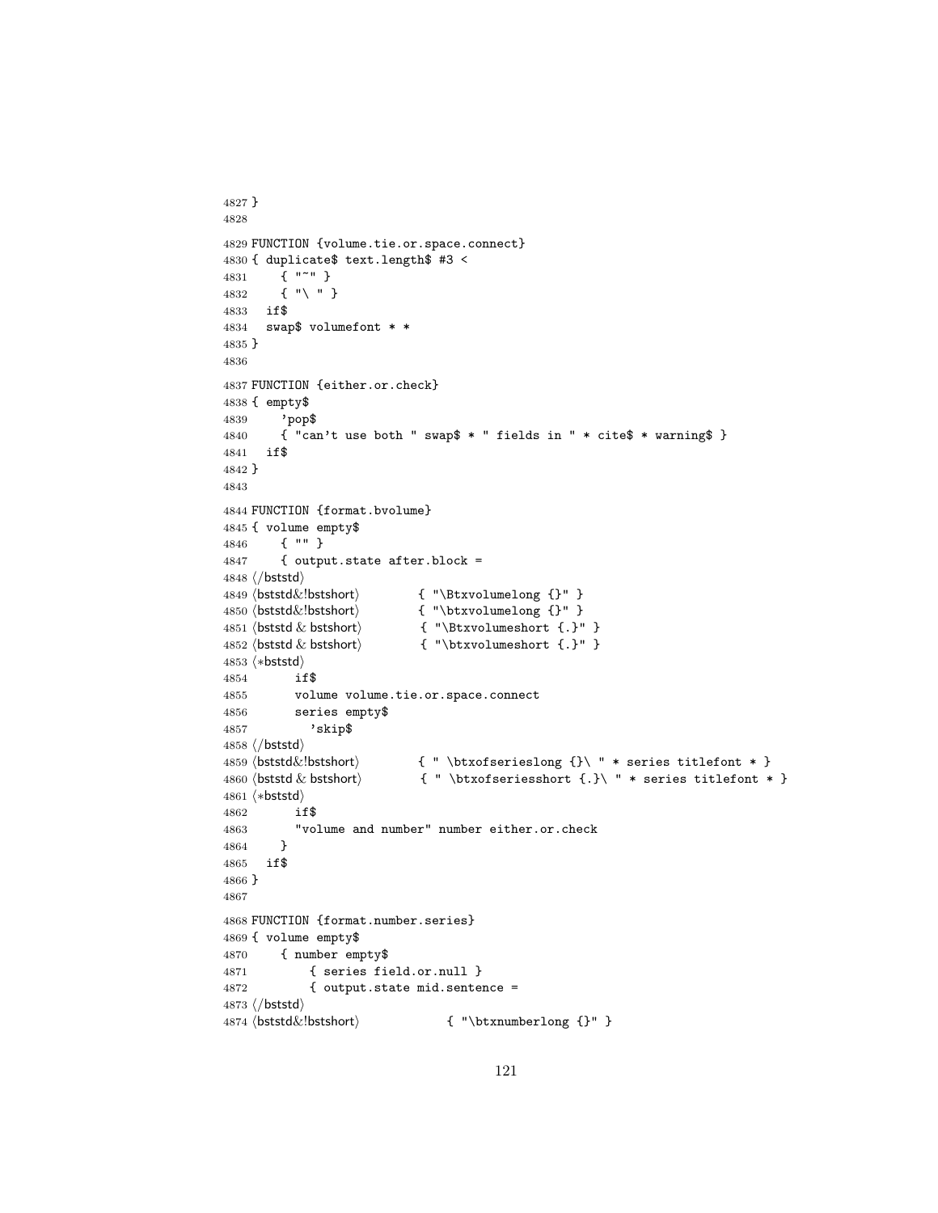```
4827 }
4828
4829 FUNCTION {volume.tie.or.space.connect}
4830 { duplicate$ text.length$ #3 <
4831     { "~" }
4832     { "\ " }
4833   if$
4834   swap$ volumefont * *
4835 }
4836
4837 FUNCTION {either.or.check}
4838 { empty$
4839     'pop$
4840     { "can't use both " swap$ * " fields in " * cite$ * warning$ }
4841   if$
4842 }
4843
4844 FUNCTION {format.bvolume}
4845 { volume empty$
4846     { "" }
4847     { output.state after.block =
4848 ⟨/bststd⟩
4849 ⟨bststd&!bstshort⟩         { "\Btxvolumelong {}" }
4850 ⟨bststd&!bstshort⟩         { "\btxvolumelong {}" }
4851 ⟨bststd & bstshort⟩        { "\Btxvolumeshort {.}" }
4852 ⟨bststd & bstshort⟩        { "\btxvolumeshort {.}" }
4853 ⟨*bststd⟩
4854       if$
4855       volume volume.tie.or.space.connect
4856       series empty$
4857         'skip$
4858 ⟨/bststd⟩
4859 ⟨bststd&!bstshort⟩         { " \btxofserieslong {}\ " * series titlefont * }
4860 ⟨bststd & bstshort⟩        { " \btxofseriesshort {.}\ " * series titlefont * }
4861 ⟨*bststd⟩
4862       if$
4863       "volume and number" number either.or.check
4864     }
4865   if$
4866 }
4867
4868 FUNCTION {format.number.series}
4869 { volume empty$
4870     { number empty$
4871         { series field.or.null }
4872         { output.state mid.sentence =
4873 ⟨/bststd⟩
4874 ⟨bststd&!bstshort⟩             { "\btxnumberlong {}" }
```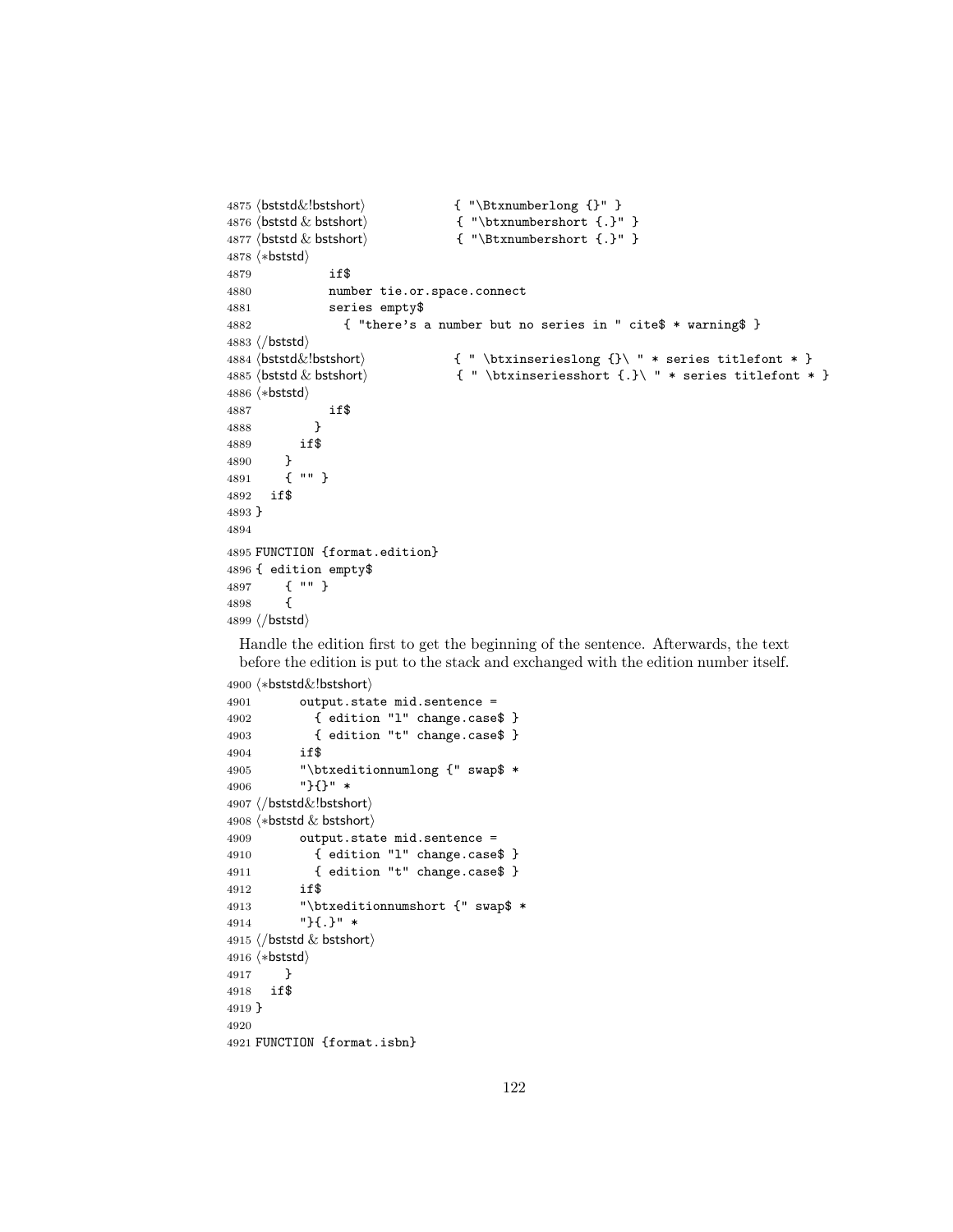```
4875 ⟨bststd&!bstshort⟩             { "\Btxnumberlong {}" }
4876 ⟨bststd & bstshort⟩             { "\btxnumbershort {.}" }
4877 ⟨bststd & bstshort⟩             { "\Btxnumbershort {.}" }
4878 ⟨*bststd⟩
4879           if$
4880           number tie.or.space.connect
4881           series empty$
4882             { "there's a number but no series in " cite$ * warning$ }
4883 ⟨/bststd⟩
4884 ⟨bststd&!bstshort⟩             { " \btxinserieslong {}\ " * series titlefont * }
4885 ⟨bststd & bstshort⟩             { " \btxinseriesshort {.}\ " * series titlefont * }
4886 ⟨*bststd⟩
4887           if$
4888         }
4889       if$
4890     }
4891     { "" }
4892   if$
4893 }
4894
4895 FUNCTION {format.edition}
4896 { edition empty$
4897     { "" }
4898     {
4899 ⟨/bststd⟩
```

Handle the edition first to get the beginning of the sentence. Afterwards, the text before the edition is put to the stack and exchanged with the edition number itself.

```
4900 ⟨*bststd&!bstshort⟩
4901       output.state mid.sentence =
4902         { edition "l" change.case$ }
4903         { edition "t" change.case$ }
4904       if$
4905       "\btxeditionnumlong {" swap$ *
4906       "}{}" *
4907 ⟨/bststd&!bstshort⟩
4908 ⟨*bststd & bstshort⟩
4909       output.state mid.sentence =
4910         { edition "l" change.case$ }
4911         { edition "t" change.case$ }
4912       if$
4913       "\btxeditionnumshort {" swap$ *
4914       "}{.}" *
4915 ⟨/bststd & bstshort⟩
4916 ⟨*bststd⟩
4917     }
4918   if$
4919 }
4920
4921 FUNCTION {format.isbn}
```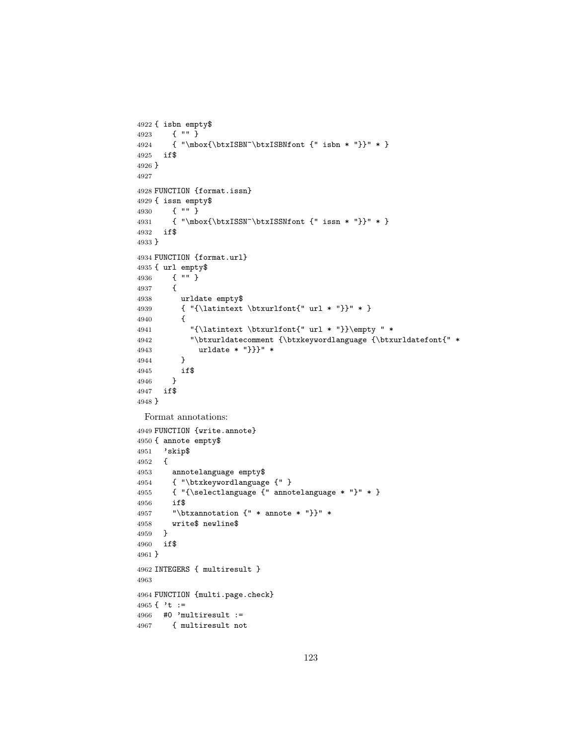```
4922 { isbn empty$
4923     { "" }
4924     { "\mbox{\btxISBN~\btxISBNfont {" isbn * "}}" * }
4925   if$
4926 }
4927
4928 FUNCTION {format.issn}
4929 { issn empty$
4930     { "" }
4931     { "\mbox{\btxISSN~\btxISSNfont {" issn * "}}" * }
4932   if$
4933 }
4934 FUNCTION {format.url}
4935 { url empty$
4936     { "" }
4937     {
4938       urldate empty$
4939       { "{\latintext \btxurlfont{" url * "}}" * }
4940       {
4941         "{\latintext \btxurlfont{" url * "}}\empty " *
4942         "\btxurldatecomment {\btxkeywordlanguage {\btxurldatefont{" *
4943           urldate * "}}}" *
4944       }
4945       if$
4946     }
4947   if$
4948 }
```

Format annotations:

```
4949 FUNCTION {write.annote}
4950 { annote empty$
4951   'skip$
4952   {
4953     annotelanguage empty$
4954     { "\btxkeywordlanguage {" }
4955     { "{\selectlanguage {" annotelanguage * "}" * }
4956     if$
4957     "\btxannotation {" * annote * "}}" *
4958     write$ newline$
4959   }
4960   if$
4961 }
4962 INTEGERS { multiresult }
4963
4964 FUNCTION {multi.page.check}
4965 { 't :=
4966   #0 'multiresult :=
4967     { multiresult not
```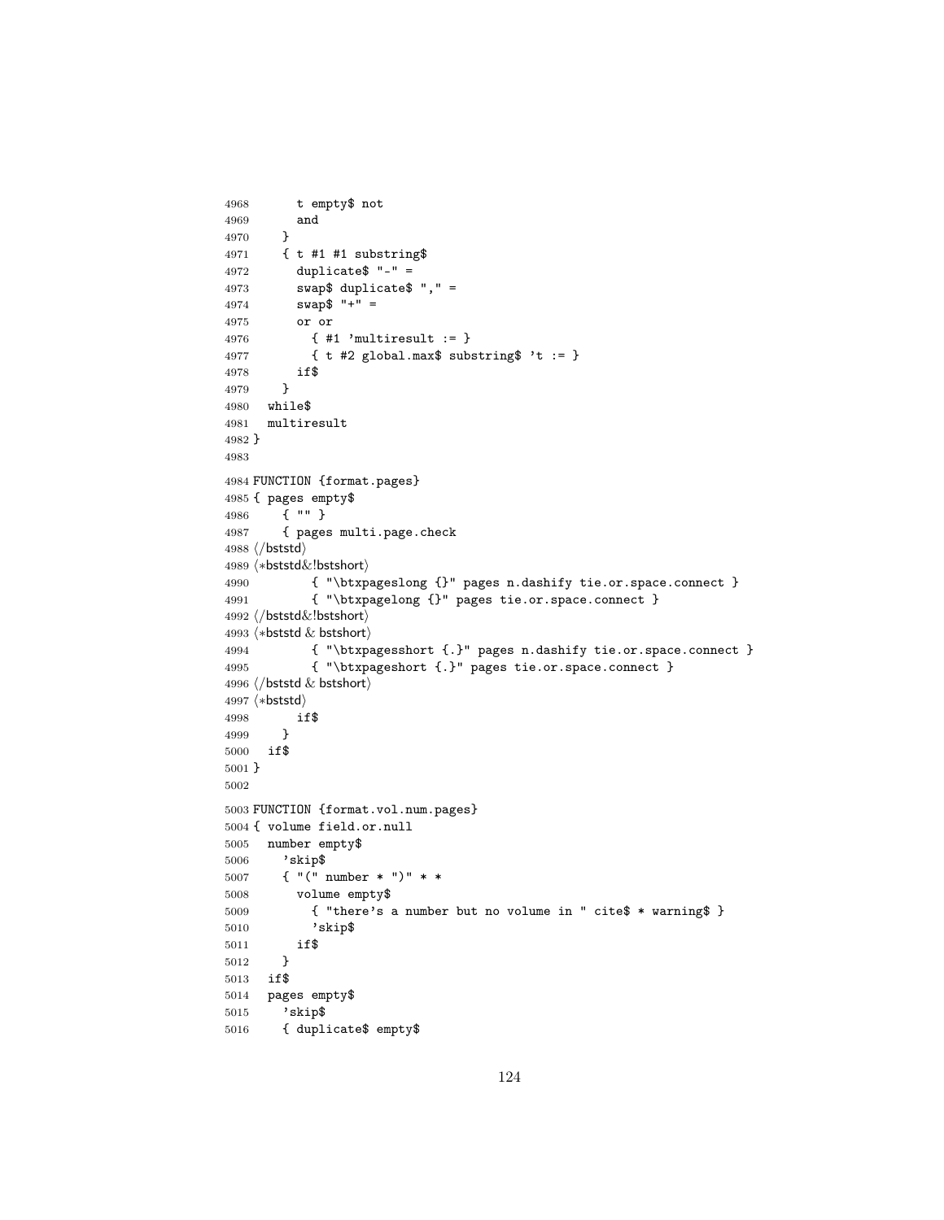```
4968      t empty$ not
4969      and
4970    }
4971    { t #1 #1 substring$
4972      duplicate$ "-" =
4973      swap$ duplicate$ "," =
4974      swap$ "+" =
4975      or or
4976        { #1 'multiresult := }
4977        { t #2 global.max$ substring$ 't := }
4978      if$
4979    }
4980  while$
4981  multiresult
4982 }
4983
4984 FUNCTION {format.pages}
4985 { pages empty$
4986     { "" }
4987     { pages multi.page.check
4988 ⟨/bststd⟩
4989 ⟨*bststd&!bstshort⟩
4990         { "\btxpageslong {}" pages n.dashify tie.or.space.connect }
4991         { "\btxpagelong {}" pages tie.or.space.connect }
4992 ⟨/bststd&!bstshort⟩
4993 ⟨*bststd & bstshort⟩
4994         { "\btxpagesshort {.}" pages n.dashify tie.or.space.connect }
4995         { "\btxpageshort {.}" pages tie.or.space.connect }
4996 ⟨/bststd & bstshort⟩
4997 ⟨*bststd⟩
4998       if$
4999     }
5000   if$
5001 }
5002
5003 FUNCTION {format.vol.num.pages}
5004 { volume field.or.null
5005   number empty$
5006     'skip$
5007     { "(" number * ")" * *
5008       volume empty$
5009         { "there's a number but no volume in " cite$ * warning$ }
5010         'skip$
5011       if$
5012     }
5013   if$
5014   pages empty$
5015     'skip$
5016     { duplicate$ empty$
```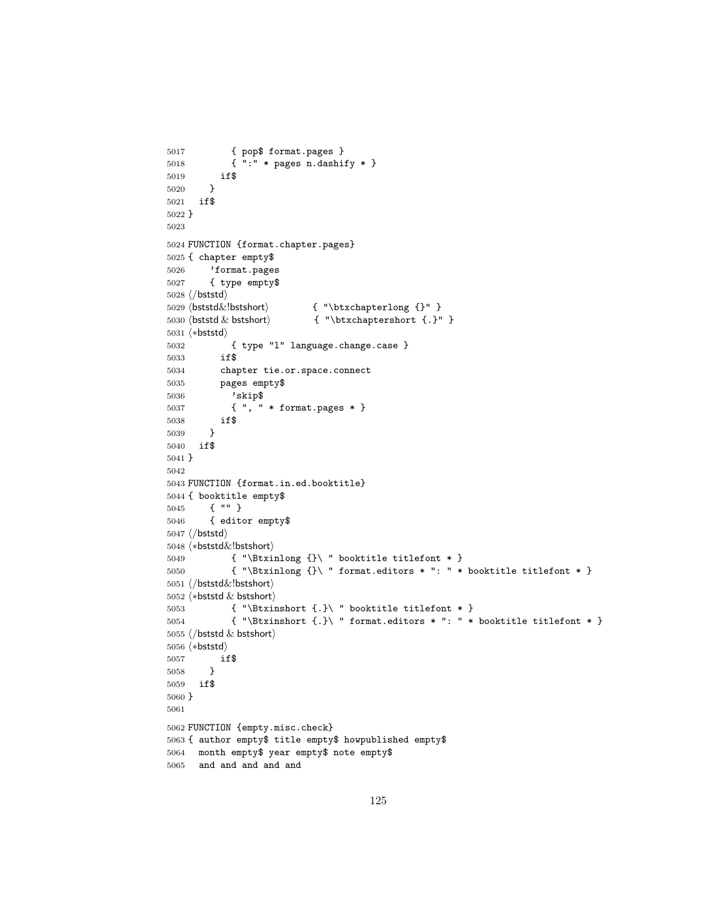```
5017         { pop$ format.pages }
5018         { ":" * pages n.dashify * }
5019       if$
5020     }
5021   if$
5022 }
5023
5024 FUNCTION {format.chapter.pages}
5025 { chapter empty$
5026     'format.pages
5027     { type empty$
5028 </bststd>
5029 <bststd&!bststhort>        { "\btxchapterlong {}" }
5030 <bststd & bstshort>        { "\btxchaptershort {.}" }
5031 <*bststd>
5032         { type "l" language.change.case }
5033       if$
5034       chapter tie.or.space.connect
5035       pages empty$
5036         'skip$
5037         { ", " * format.pages * }
5038       if$
5039     }
5040   if$
5041 }
5042
5043 FUNCTION {format.in.ed.booktitle}
5044 { booktitle empty$
5045     { "" }
5046     { editor empty$
5047 </bststd>
5048 <*bststd&!bstshort>
5049         { "\Btxinlong {}\ " booktitle titlefont * }
5050         { "\Btxinlong {}\ " format.editors * ": " * booktitle titlefont * }
5051 </bststd&!bstshort>
5052 <*bststd & bstshort>
5053         { "\Btxinshort {.}\ " booktitle titlefont * }
5054         { "\Btxinshort {.}\ " format.editors * ": " * booktitle titlefont * }
5055 </bststd & bstshort>
5056 <*bststd>
5057       if$
5058     }
5059   if$
5060 }
5061
5062 FUNCTION {empty.misc.check}
5063 { author empty$ title empty$ howpublished empty$
5064   month empty$ year empty$ note empty$
5065   and and and and and
```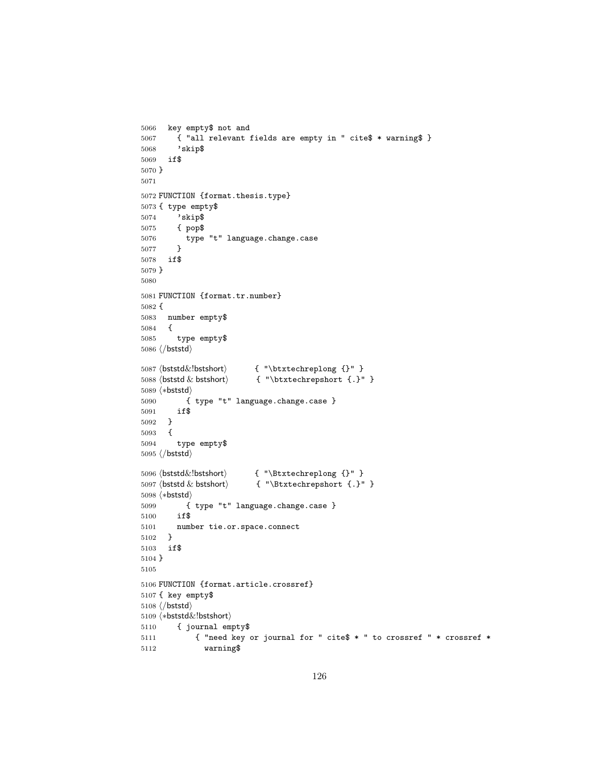```
5066   key empty$ not and
5067     { "all relevant fields are empty in " cite$ * warning$ }
5068     'skip$
5069   if$
5070 }
5071
5072 FUNCTION {format.thesis.type}
5073 { type empty$
5074     'skip$
5075     { pop$
5076       type "t" language.change.case
5077     }
5078   if$
5079 }
5080
5081 FUNCTION {format.tr.number}
5082 {
5083   number empty$
5084   {
5085     type empty$
5086 ⟨/bststd⟩
5087 ⟨bststd&!bststshort⟩      { "\btxtechreplong {}" }
5088 ⟨bststd & bststshort⟩     { "\btxtechrepshort {.}" }
5089 ⟨*bststd⟩
5090       { type "t" language.change.case }
5091     if$
5092   }
5093   {
5094     type empty$
5095 ⟨/bststd⟩
5096 ⟨bststd&!bststshort⟩      { "\Btxtechreplong {}" }
5097 ⟨bststd & bststshort⟩     { "\Btxtechrepshort {.}" }
5098 ⟨*bststd⟩
5099       { type "t" language.change.case }
5100     if$
5101     number tie.or.space.connect
5102   }
5103   if$
5104 }
5105
5106 FUNCTION {format.article.crossref}
5107 { key empty$
5108 ⟨/bststd⟩
5109 ⟨*bststd&!bststshort⟩
5110     { journal empty$
5111         { "need key or journal for " cite$ * " to crossref " * crossref *
5112           warning$
```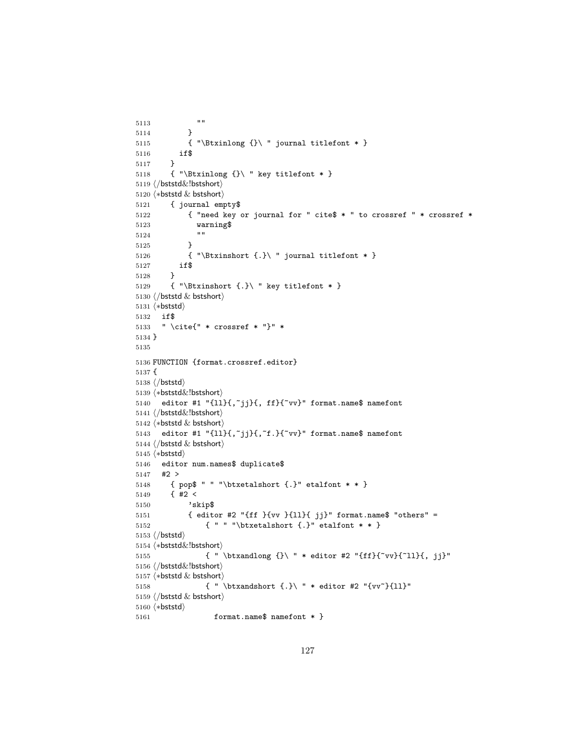```
5113           ""
5114         }
5115         { "\Btxinlong {}\ " journal titlefont * }
5116       if$
5117     }
5118     { "\Btxinlong {}\ " key titlefont * }
5119 ⟨/bststd&!bstshort⟩
5120 ⟨*bststd & bstshort⟩
5121     { journal empty$
5122         { "need key or journal for " cite$ * " to crossref " * crossref *
5123           warning$
5124           ""
5125         }
5126         { "\Btxinshort {.}\ " journal titlefont * }
5127       if$
5128     }
5129     { "\Btxinshort {.}\ " key titlefont * }
5130 ⟨/bststd & bstshort⟩
5131 ⟨*bststd⟩
5132   if$
5133   " \cite{" * crossref * "}" *
5134 }
5135
5136 FUNCTION {format.crossref.editor}
5137 {
5138 ⟨/bststd⟩
5139 ⟨*bststd&!bstshort⟩
5140   editor #1 "{ll}{,~jj}{, ff}{~vv}" format.name$ namefont
5141 ⟨/bststd&!bstshort⟩
5142 ⟨*bststd & bstshort⟩
5143   editor #1 "{ll}{,~jj}{,~f.}{~vv}" format.name$ namefont
5144 ⟨/bststd & bstshort⟩
5145 ⟨*bststd⟩
5146   editor num.names$ duplicate$
5147   #2 >
5148     { pop$ " " "\btxetalshort {.}" etalfont * * }
5149     { #2 <
5150         'skip$
5151         { editor #2 "{ff }{vv }{ll}{ jj}" format.name$ "others" =
5152             { " " "\btxetalshort {.}" etalfont * * }
5153 ⟨/bststd⟩
5154 ⟨*bststd&!bstshort⟩
5155             { " \btxandlong {}\ " * editor #2 "{ff}{~vv}{~ll}{, jj}"
5156 ⟨/bststd&!bstshort⟩
5157 ⟨*bststd & bstshort⟩
5158             { " \btxandshort {.}\ " * editor #2 "{vv~}{ll}"
5159 ⟨/bststd & bstshort⟩
5160 ⟨*bststd⟩
5161               format.name$ namefont * }
```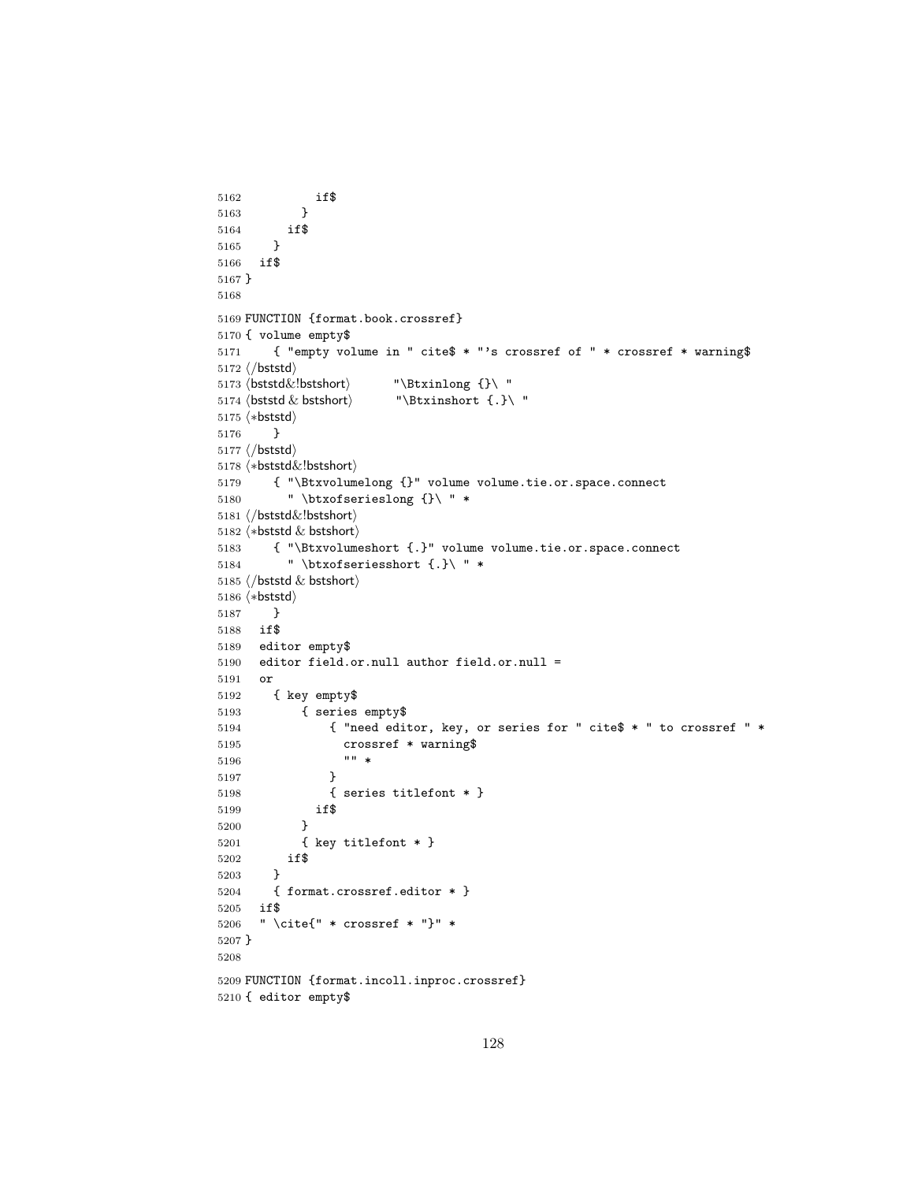```
5162          if$
5163        }
5164      if$
5165    }
5166  if$
5167 }
5168
5169 FUNCTION {format.book.crossref}
5170 { volume empty$
5171     { "empty volume in " cite$ * "'s crossref of " * crossref * warning$
5172 ⟨/bststd⟩
5173 ⟨bststd&!bstshort⟩      "\Btxinlong {}\ "
5174 ⟨bststd & bstshort⟩      "\Btxinshort {.}\ "
5175 ⟨*bststd⟩
5176     }
5177 ⟨/bststd⟩
5178 ⟨*bststd&!bstshort⟩
5179     { "\Btxvolumelong {}" volume volume.tie.or.space.connect
5180       " \btxofserieslong {}\ " *
5181 ⟨/bststd&!bstshort⟩
5182 ⟨*bststd & bstshort⟩
5183     { "\Btxvolumeshort {.}" volume volume.tie.or.space.connect
5184       " \btxofseriesshort {.}\ " *
5185 ⟨/bststd & bstshort⟩
5186 ⟨*bststd⟩
5187     }
5188   if$
5189   editor empty$
5190   editor field.or.null author field.or.null =
5191   or
5192     { key empty$
5193         { series empty$
5194             { "need editor, key, or series for " cite$ * " to crossref " *
5195               crossref * warning$
5196               "" *
5197             }
5198             { series titlefont * }
5199           if$
5200         }
5201         { key titlefont * }
5202       if$
5203     }
5204     { format.crossref.editor * }
5205   if$
5206   " \cite{" * crossref * "}" *
5207 }
5208
5209 FUNCTION {format.incoll.inproc.crossref}
5210 { editor empty$
```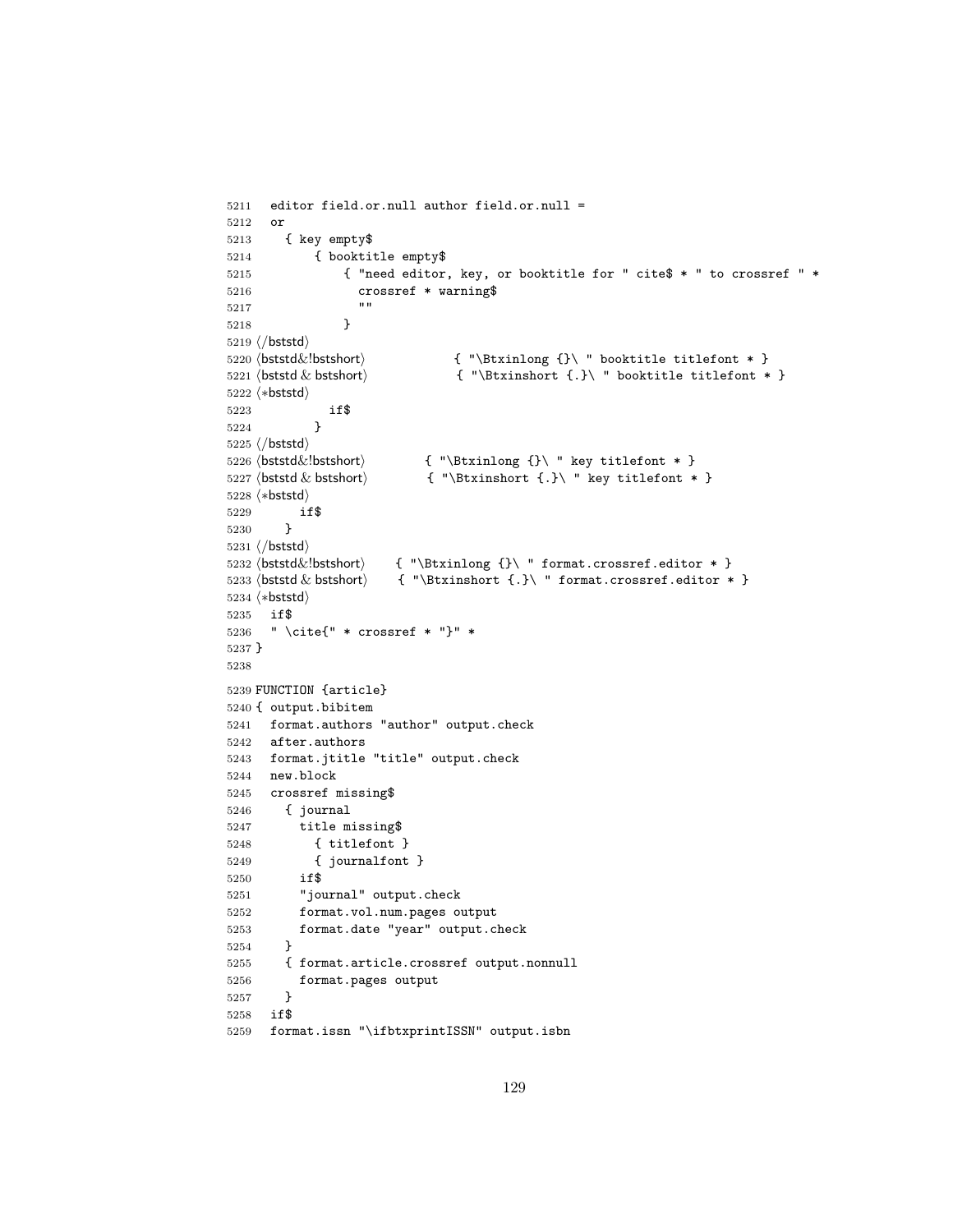```
5211   editor field.or.null author field.or.null =
5212   or
5213     { key empty$
5214         { booktitle empty$
5215             { "need editor, key, or booktitle for " cite$ * " to crossref " *
5216               crossref * warning$
5217               ""
5218             }
5219 ⟨/bststd⟩
5220 ⟨bststd&!bstshort⟩             { "\Btxinlong {}\ " booktitle titlefont * }
5221 ⟨bststd & bstshort⟩            { "\Btxinshort {.}\ " booktitle titlefont * }
5222 ⟨*bststd⟩
5223           if$
5224         }
5225 ⟨/bststd⟩
5226 ⟨bststd&!bstshort⟩         { "\Btxinlong {}\ " key titlefont * }
5227 ⟨bststd & bstshort⟩        { "\Btxinshort {.}\ " key titlefont * }
5228 ⟨*bststd⟩
5229       if$
5230     }
5231 ⟨/bststd⟩
5232 ⟨bststd&!bstshort⟩     { "\Btxinlong {}\ " format.crossref.editor * }
5233 ⟨bststd & bstshort⟩    { "\Btxinshort {.}\ " format.crossref.editor * }
5234 ⟨*bststd⟩
5235   if$
5236   " \cite{" * crossref * "}" *
5237 }
5238
5239 FUNCTION {article}
5240 { output.bibitem
5241   format.authors "author" output.check
5242   after.authors
5243   format.jtitle "title" output.check
5244   new.block
5245   crossref missing$
5246     { journal
5247       title missing$
5248         { titlefont }
5249         { journalfont }
5250       if$
5251       "journal" output.check
5252       format.vol.num.pages output
5253       format.date "year" output.check
5254     }
5255     { format.article.crossref output.nonnull
5256       format.pages output
5257     }
5258   if$
5259   format.issn "\ifbtxprintISSN" output.isbn
```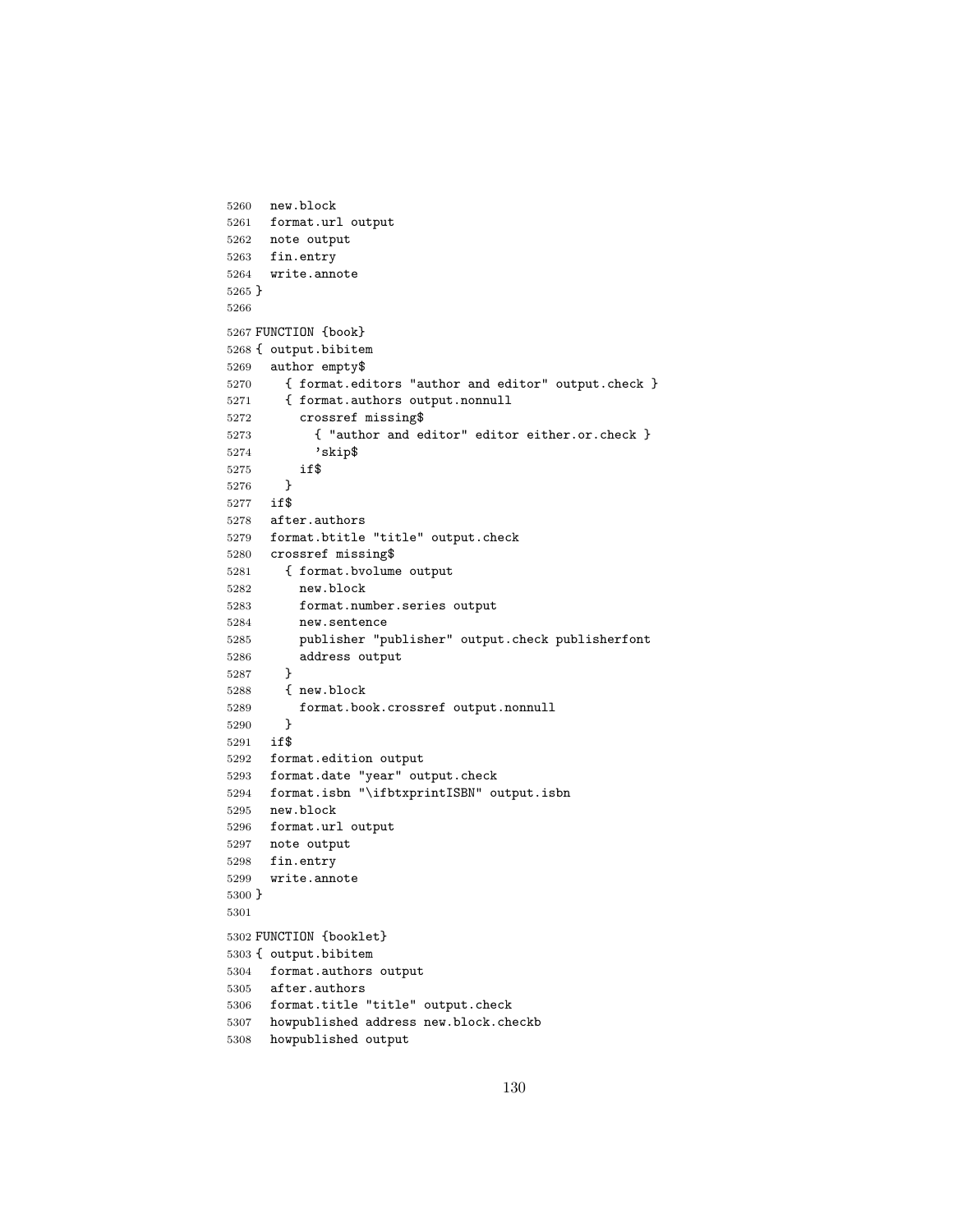```
5260   new.block
5261   format.url output
5262   note output
5263   fin.entry
5264   write.annote
5265 }
5266
5267 FUNCTION {book}
5268 { output.bibitem
5269   author empty$
5270     { format.editors "author and editor" output.check }
5271     { format.authors output.nonnull
5272       crossref missing$
5273         { "author and editor" editor either.or.check }
5274         'skip$
5275       if$
5276     }
5277   if$
5278   after.authors
5279   format.btitle "title" output.check
5280   crossref missing$
5281     { format.bvolume output
5282       new.block
5283       format.number.series output
5284       new.sentence
5285       publisher "publisher" output.check publisherfont
5286       address output
5287     }
5288     { new.block
5289       format.book.crossref output.nonnull
5290     }
5291   if$
5292   format.edition output
5293   format.date "year" output.check
5294   format.isbn "\ifbtxprintISBN" output.isbn
5295   new.block
5296   format.url output
5297   note output
5298   fin.entry
5299   write.annote
5300 }
5301
5302 FUNCTION {booklet}
5303 { output.bibitem
5304   format.authors output
5305   after.authors
5306   format.title "title" output.check
5307   howpublished address new.block.checkb
5308   howpublished output
```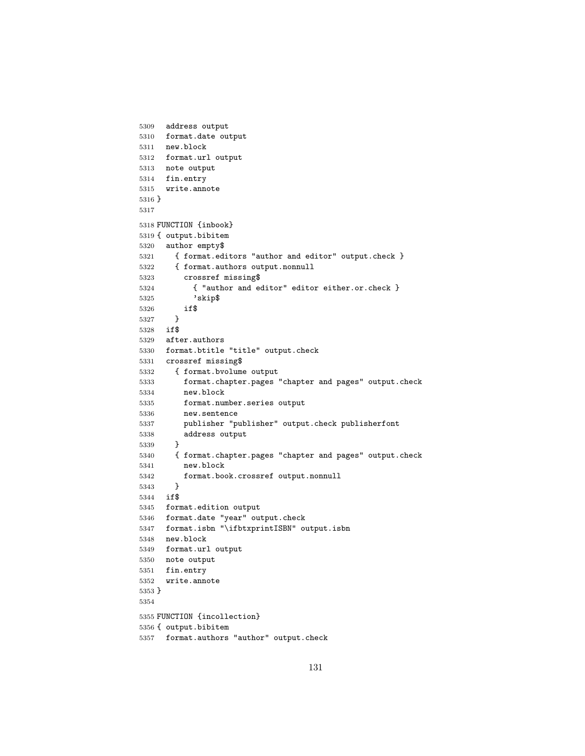```
5309   address output
5310   format.date output
5311   new.block
5312   format.url output
5313   note output
5314   fin.entry
5315   write.annote
5316 }
5317
5318 FUNCTION {inbook}
5319 { output.bibitem
5320   author empty$
5321     { format.editors "author and editor" output.check }
5322     { format.authors output.nonnull
5323       crossref missing$
5324         { "author and editor" editor either.or.check }
5325         'skip$
5326       if$
5327     }
5328   if$
5329   after.authors
5330   format.btitle "title" output.check
5331   crossref missing$
5332     { format.bvolume output
5333       format.chapter.pages "chapter and pages" output.check
5334       new.block
5335       format.number.series output
5336       new.sentence
5337       publisher "publisher" output.check publisherfont
5338       address output
5339     }
5340     { format.chapter.pages "chapter and pages" output.check
5341       new.block
5342       format.book.crossref output.nonnull
5343     }
5344   if$
5345   format.edition output
5346   format.date "year" output.check
5347   format.isbn "\ifbtxprintISBN" output.isbn
5348   new.block
5349   format.url output
5350   note output
5351   fin.entry
5352   write.annote
5353 }
5354
5355 FUNCTION {incollection}
5356 { output.bibitem
5357   format.authors "author" output.check
```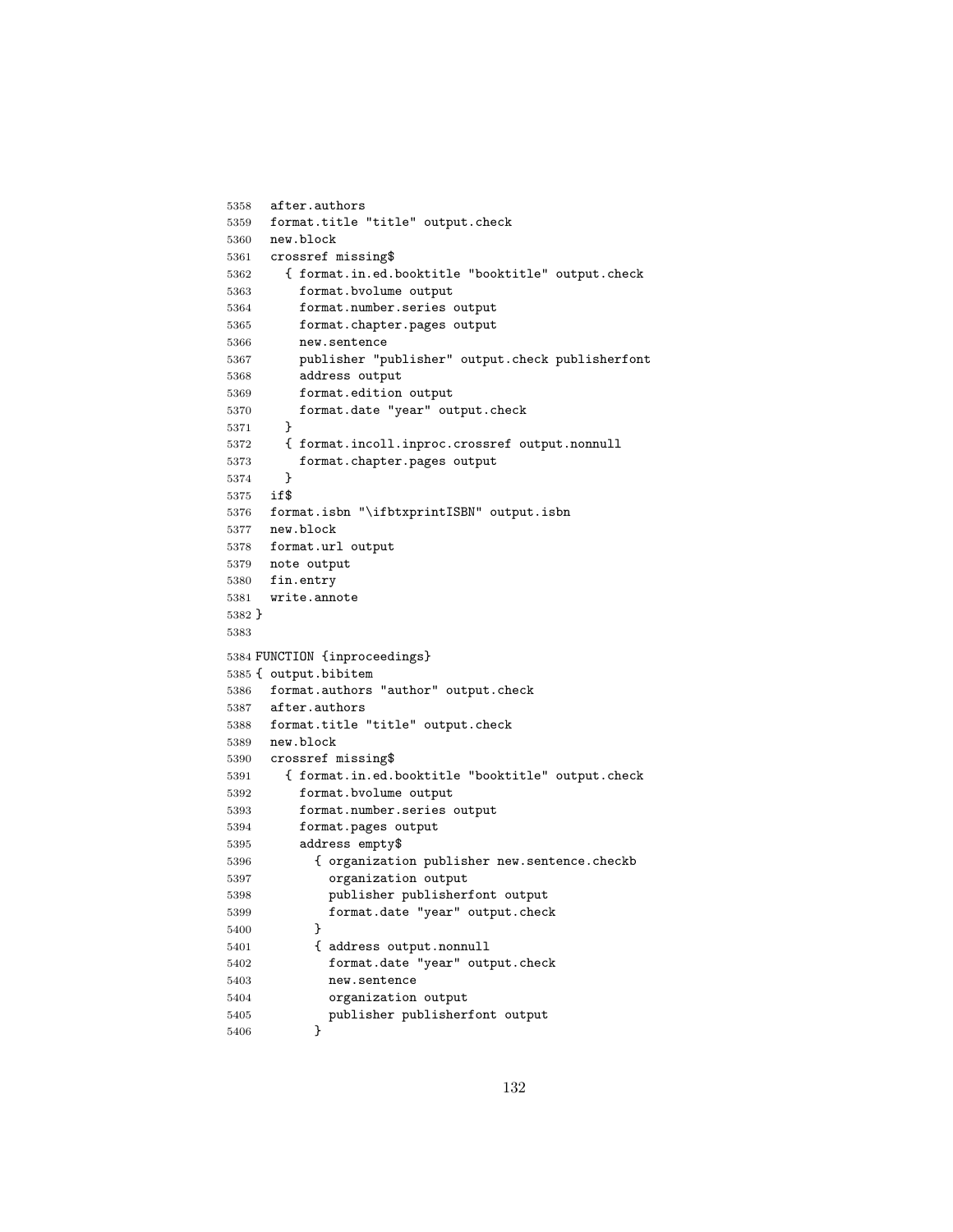```
5358   after.authors
5359   format.title "title" output.check
5360   new.block
5361   crossref missing$
5362     { format.in.ed.booktitle "booktitle" output.check
5363       format.bvolume output
5364       format.number.series output
5365       format.chapter.pages output
5366       new.sentence
5367       publisher "publisher" output.check publisherfont
5368       address output
5369       format.edition output
5370       format.date "year" output.check
5371     }
5372     { format.incoll.inproc.crossref output.nonnull
5373       format.chapter.pages output
5374     }
5375   if$
5376   format.isbn "\ifbtxprintISBN" output.isbn
5377   new.block
5378   format.url output
5379   note output
5380   fin.entry
5381   write.annote
5382 }
5383
5384 FUNCTION {inproceedings}
5385 { output.bibitem
5386   format.authors "author" output.check
5387   after.authors
5388   format.title "title" output.check
5389   new.block
5390   crossref missing$
5391     { format.in.ed.booktitle "booktitle" output.check
5392       format.bvolume output
5393       format.number.series output
5394       format.pages output
5395       address empty$
5396         { organization publisher new.sentence.checkb
5397           organization output
5398           publisher publisherfont output
5399           format.date "year" output.check
5400         }
5401         { address output.nonnull
5402           format.date "year" output.check
5403           new.sentence
5404           organization output
5405           publisher publisherfont output
5406         }
```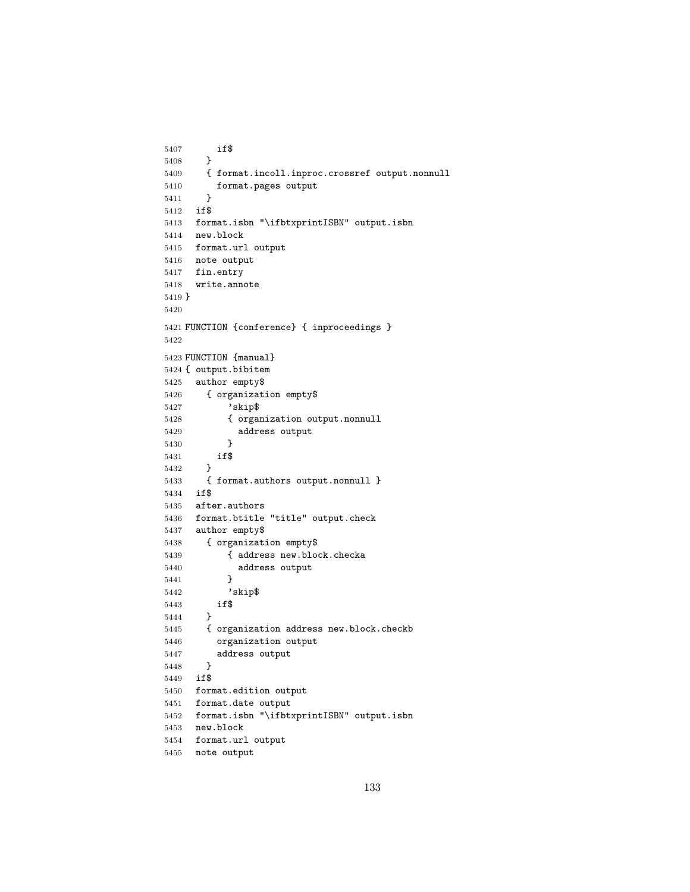```
5407       if$
5408     }
5409     { format.incoll.inproc.crossref output.nonnull
5410       format.pages output
5411     }
5412   if$
5413   format.isbn "\ifbtxprintISBN" output.isbn
5414   new.block
5415   format.url output
5416   note output
5417   fin.entry
5418   write.annote
5419 }
5420
5421 FUNCTION {conference} { inproceedings }
5422
5423 FUNCTION {manual}
5424 { output.bibitem
5425   author empty$
5426     { organization empty$
5427         'skip$
5428         { organization output.nonnull
5429           address output
5430         }
5431       if$
5432     }
5433     { format.authors output.nonnull }
5434   if$
5435   after.authors
5436   format.btitle "title" output.check
5437   author empty$
5438     { organization empty$
5439         { address new.block.checka
5440           address output
5441         }
5442         'skip$
5443       if$
5444     }
5445     { organization address new.block.checkb
5446       organization output
5447       address output
5448     }
5449   if$
5450   format.edition output
5451   format.date output
5452   format.isbn "\ifbtxprintISBN" output.isbn
5453   new.block
5454   format.url output
5455   note output
```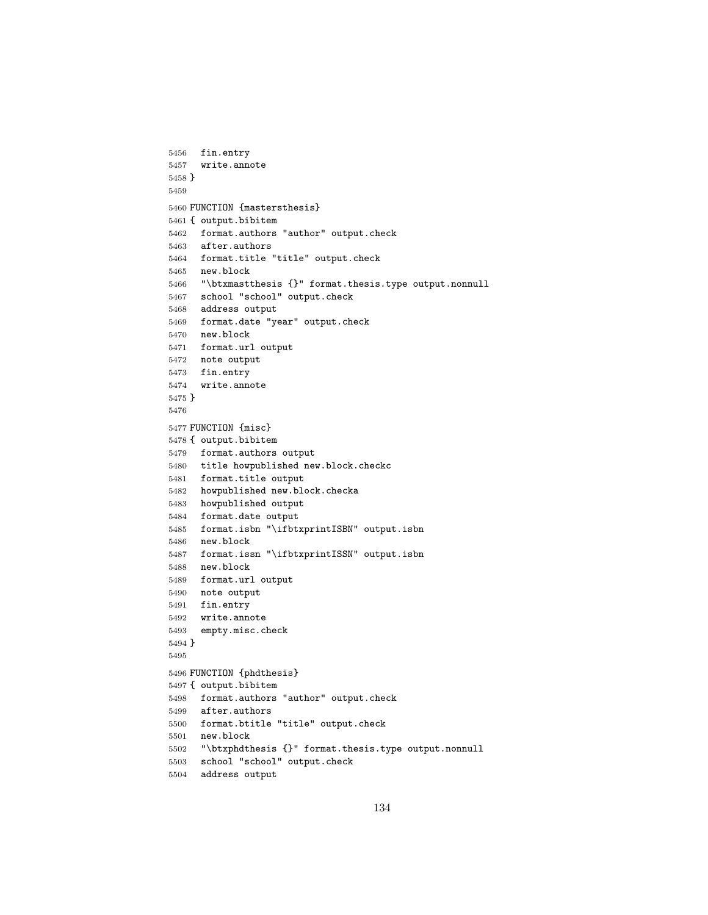```
5456   fin.entry
5457   write.annote
5458 }
5459
5460 FUNCTION {mastersthesis}
5461 { output.bibitem
5462   format.authors "author" output.check
5463   after.authors
5464   format.title "title" output.check
5465   new.block
5466   "\btxmastthesis {}" format.thesis.type output.nonnull
5467   school "school" output.check
5468   address output
5469   format.date "year" output.check
5470   new.block
5471   format.url output
5472   note output
5473   fin.entry
5474   write.annote
5475 }
5476
5477 FUNCTION {misc}
5478 { output.bibitem
5479   format.authors output
5480   title howpublished new.block.checkc
5481   format.title output
5482   howpublished new.block.checka
5483   howpublished output
5484   format.date output
5485   format.isbn "\ifbtxprintISBN" output.isbn
5486   new.block
5487   format.issn "\ifbtxprintISSN" output.isbn
5488   new.block
5489   format.url output
5490   note output
5491   fin.entry
5492   write.annote
5493   empty.misc.check
5494 }
5495
5496 FUNCTION {phdthesis}
5497 { output.bibitem
5498   format.authors "author" output.check
5499   after.authors
5500   format.btitle "title" output.check
5501   new.block
5502   "\btxphdthesis {}" format.thesis.type output.nonnull
5503   school "school" output.check
5504   address output
```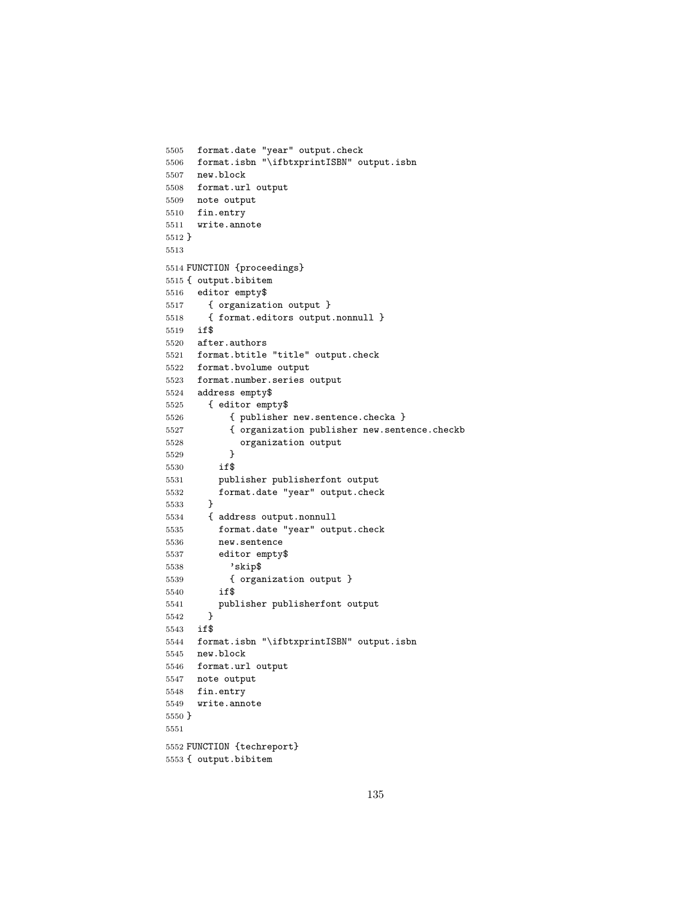```
5505   format.date "year" output.check
5506   format.isbn "\ifbtxprintISBN" output.isbn
5507   new.block
5508   format.url output
5509   note output
5510   fin.entry
5511   write.annote
5512 }
5513
5514 FUNCTION {proceedings}
5515 { output.bibitem
5516   editor empty$
5517     { organization output }
5518     { format.editors output.nonnull }
5519   if$
5520   after.authors
5521   format.btitle "title" output.check
5522   format.bvolume output
5523   format.number.series output
5524   address empty$
5525     { editor empty$
5526         { publisher new.sentence.checka }
5527         { organization publisher new.sentence.checkb
5528           organization output
5529         }
5530       if$
5531       publisher publisherfont output
5532       format.date "year" output.check
5533     }
5534     { address output.nonnull
5535       format.date "year" output.check
5536       new.sentence
5537       editor empty$
5538         'skip$
5539         { organization output }
5540       if$
5541       publisher publisherfont output
5542     }
5543   if$
5544   format.isbn "\ifbtxprintISBN" output.isbn
5545   new.block
5546   format.url output
5547   note output
5548   fin.entry
5549   write.annote
5550 }
5551
5552 FUNCTION {techreport}
5553 { output.bibitem
```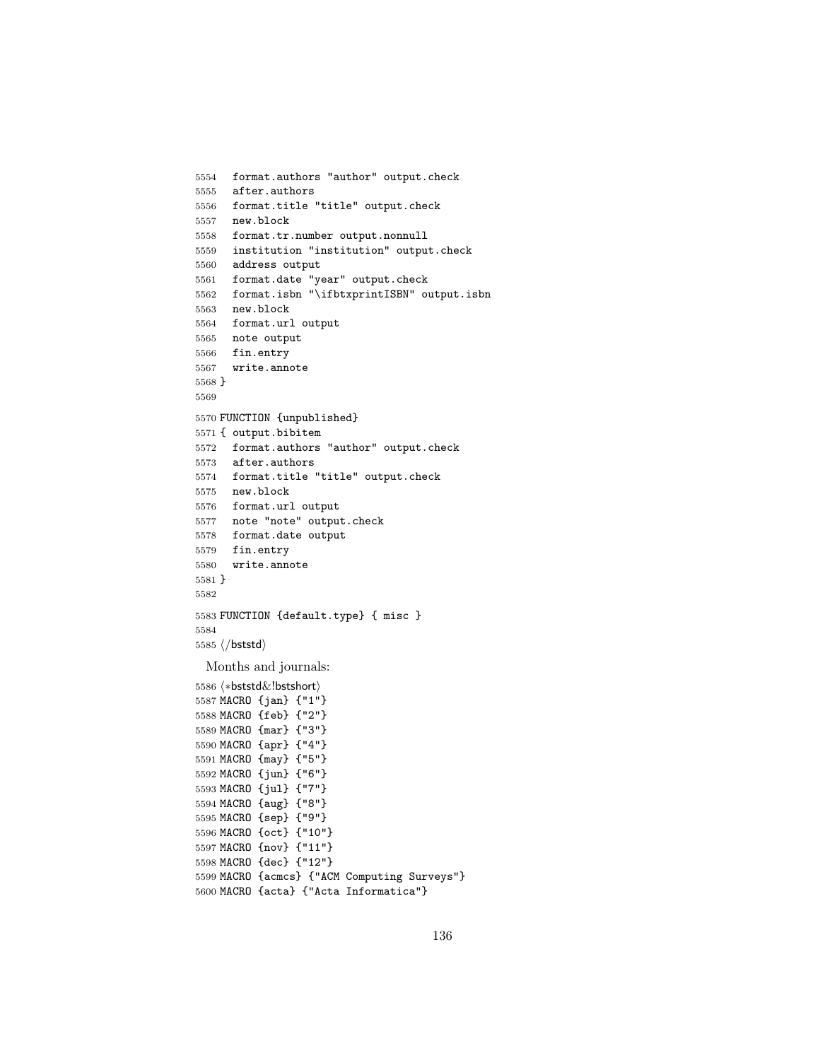```
5554   format.authors "author" output.check
5555   after.authors
5556   format.title "title" output.check
5557   new.block
5558   format.tr.number output.nonnull
5559   institution "institution" output.check
5560   address output
5561   format.date "year" output.check
5562   format.isbn "\ifbtxprintISBN" output.isbn
5563   new.block
5564   format.url output
5565   note output
5566   fin.entry
5567   write.annote
5568 }
5569
5570 FUNCTION {unpublished}
5571 { output.bibitem
5572   format.authors "author" output.check
5573   after.authors
5574   format.title "title" output.check
5575   new.block
5576   format.url output
5577   note "note" output.check
5578   format.date output
5579   fin.entry
5580   write.annote
5581 }
5582
5583 FUNCTION {default.type} { misc }
5584
5585 ⟨/bststd⟩
```

Months and journals:

```
5586 ⟨*bststd&!bstshort⟩
5587 MACRO {jan} {"1"}
5588 MACRO {feb} {"2"}
5589 MACRO {mar} {"3"}
5590 MACRO {apr} {"4"}
5591 MACRO {may} {"5"}
5592 MACRO {jun} {"6"}
5593 MACRO {jul} {"7"}
5594 MACRO {aug} {"8"}
5595 MACRO {sep} {"9"}
5596 MACRO {oct} {"10"}
5597 MACRO {nov} {"11"}
5598 MACRO {dec} {"12"}
5599 MACRO {acmcs} {"ACM Computing Surveys"}
5600 MACRO {acta} {"Acta Informatica"}
```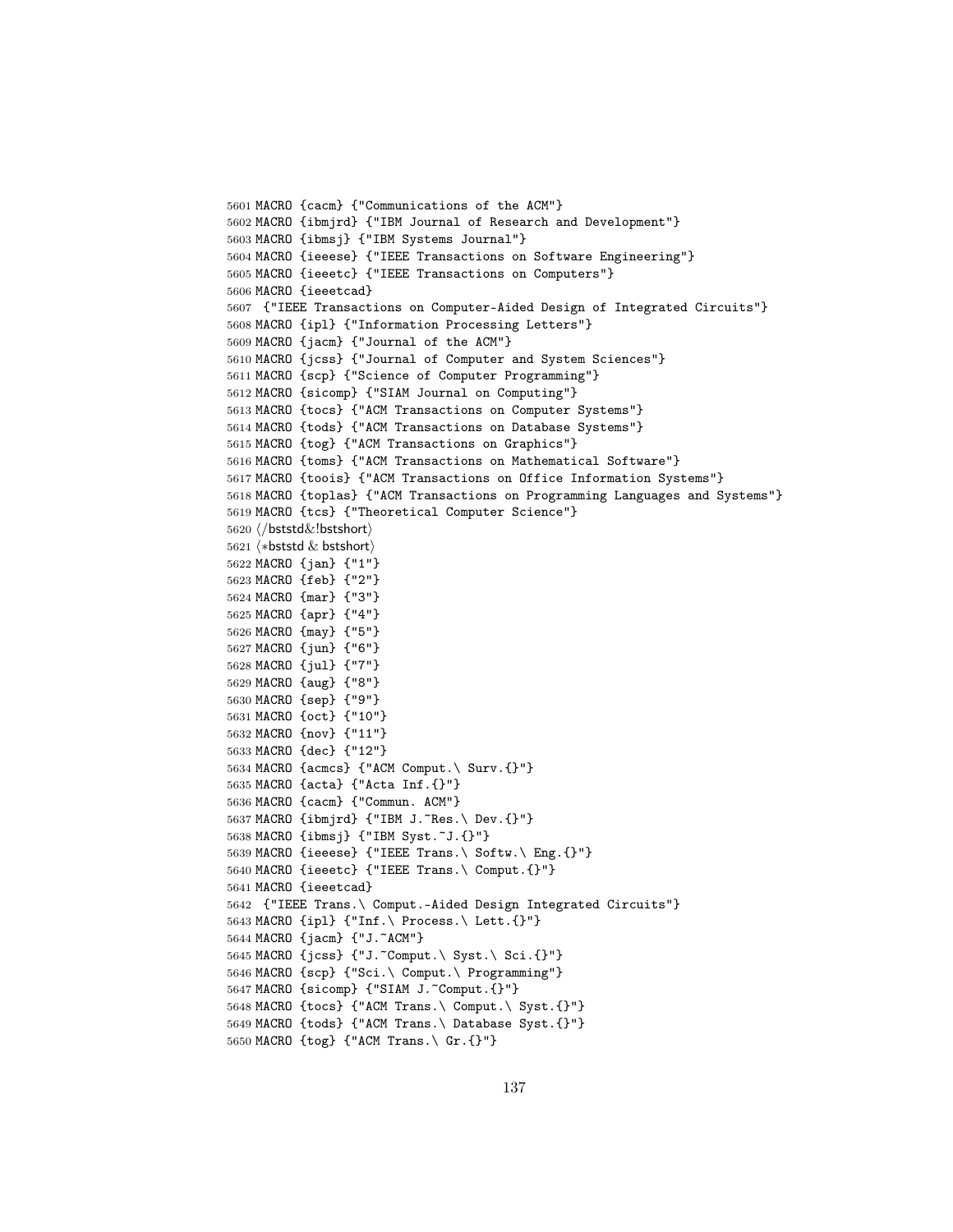```
5601 MACRO {cacm} {"Communications of the ACM"}
5602 MACRO {ibmjrd} {"IBM Journal of Research and Development"}
5603 MACRO {ibmsj} {"IBM Systems Journal"}
5604 MACRO {ieeese} {"IEEE Transactions on Software Engineering"}
5605 MACRO {ieeetc} {"IEEE Transactions on Computers"}
5606 MACRO {ieeetcad}
5607  {"IEEE Transactions on Computer-Aided Design of Integrated Circuits"}
5608 MACRO {ipl} {"Information Processing Letters"}
5609 MACRO {jacm} {"Journal of the ACM"}
5610 MACRO {jcss} {"Journal of Computer and System Sciences"}
5611 MACRO {scp} {"Science of Computer Programming"}
5612 MACRO {sicomp} {"SIAM Journal on Computing"}
5613 MACRO {tocs} {"ACM Transactions on Computer Systems"}
5614 MACRO {tods} {"ACM Transactions on Database Systems"}
5615 MACRO {tog} {"ACM Transactions on Graphics"}
5616 MACRO {toms} {"ACM Transactions on Mathematical Software"}
5617 MACRO {toois} {"ACM Transactions on Office Information Systems"}
5618 MACRO {toplas} {"ACM Transactions on Programming Languages and Systems"}
5619 MACRO {tcs} {"Theoretical Computer Science"}
5620 ⟨/bststd&!bstshort⟩
5621 ⟨*bststd & bstshort⟩
5622 MACRO {jan} {"1"}
5623 MACRO {feb} {"2"}
5624 MACRO {mar} {"3"}
5625 MACRO {apr} {"4"}
5626 MACRO {may} {"5"}
5627 MACRO {jun} {"6"}
5628 MACRO {jul} {"7"}
5629 MACRO {aug} {"8"}
5630 MACRO {sep} {"9"}
5631 MACRO {oct} {"10"}
5632 MACRO {nov} {"11"}
5633 MACRO {dec} {"12"}
5634 MACRO {acmcs} {"ACM Comput.\ Surv.{}"}
5635 MACRO {acta} {"Acta Inf.{}"}
5636 MACRO {cacm} {"Commun. ACM"}
5637 MACRO {ibmjrd} {"IBM J.~Res.\ Dev.{}"}
5638 MACRO {ibmsj} {"IBM Syst.~J.{}"}
5639 MACRO {ieeese} {"IEEE Trans.\ Softw.\ Eng.{}"}
5640 MACRO {ieeetc} {"IEEE Trans.\ Comput.{}"}
5641 MACRO {ieeetcad}
5642  {"IEEE Trans.\ Comput.-Aided Design Integrated Circuits"}
5643 MACRO {ipl} {"Inf.\ Process.\ Lett.{}"}
5644 MACRO {jacm} {"J.~ACM"}
5645 MACRO {jcss} {"J.~Comput.\ Syst.\ Sci.{}"}
5646 MACRO {scp} {"Sci.\ Comput.\ Programming"}
5647 MACRO {sicomp} {"SIAM J.~Comput.{}"}
5648 MACRO {tocs} {"ACM Trans.\ Comput.\ Syst.{}"}
5649 MACRO {tods} {"ACM Trans.\ Database Syst.{}"}
5650 MACRO {tog} {"ACM Trans.\ Gr.{}"}
```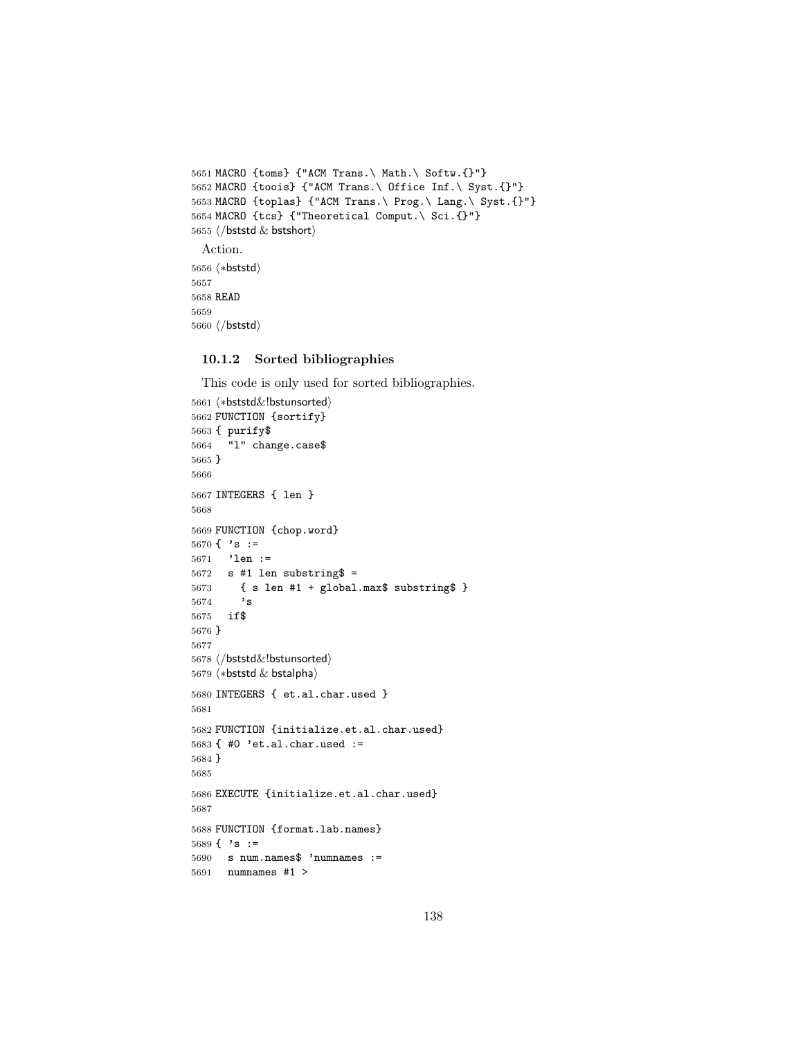```
5651 MACRO {toms} {"ACM Trans.\ Math.\ Softw.{}"}
5652 MACRO {toois} {"ACM Trans.\ Office Inf.\ Syst.{}"}
5653 MACRO {toplas} {"ACM Trans.\ Prog.\ Lang.\ Syst.{}"}
5654 MACRO {tcs} {"Theoretical Comput.\ Sci.{}"}
5655 ⟨/bststd & bstshort⟩
```

Action.

```
5656 ⟨*bststd⟩
5657
5658 READ
5659
5660 ⟨/bststd⟩
```

### 10.1.2 Sorted bibliographies

This code is only used for sorted bibliographies.

```
5661 ⟨*bststd&!bstunsorted⟩
5662 FUNCTION {sortify}
5663 { purify$
5664   "l" change.case$
5665 }
5666
5667 INTEGERS { len }
5668
5669 FUNCTION {chop.word}
5670 { 's :=
5671   'len :=
5672   s #1 len substring$ =
5673     { s len #1 + global.max$ substring$ }
5674     's
5675   if$
5676 }
5677
5678 ⟨/bststd&!bstunsorted⟩
5679 ⟨*bststd & bstalpha⟩
5680 INTEGERS { et.al.char.used }
5681
5682 FUNCTION {initialize.et.al.char.used}
5683 { #0 'et.al.char.used :=
5684 }
5685
5686 EXECUTE {initialize.et.al.char.used}
5687
5688 FUNCTION {format.lab.names}
5689 { 's :=
5690   s num.names$ 'numnames :=
5691   numnames #1 >
```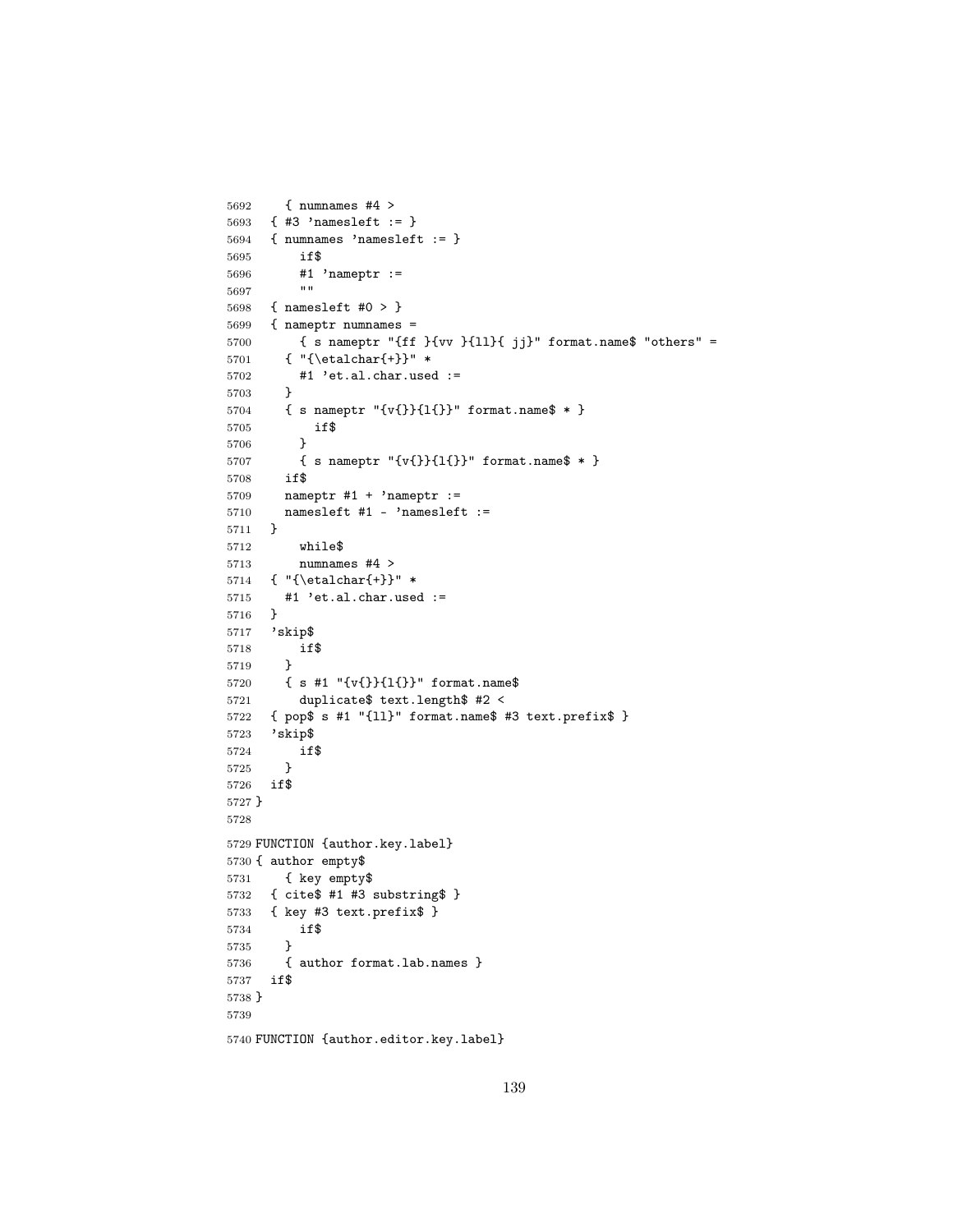```
5692     { numnames #4 >
5693   { #3 'namesleft := }
5694   { numnames 'namesleft := }
5695       if$
5696       #1 'nameptr :=
5697       ""
5698   { namesleft #0 > }
5699   { nameptr numnames =
5700       { s nameptr "{ff }{vv }{ll}{ jj}" format.name$ "others" =
5701     { "{\etalchar{+}}" *
5702       #1 'et.al.char.used :=
5703     }
5704     { s nameptr "{v{}}{l{}}" format.name$ * }
5705         if$
5706       }
5707       { s nameptr "{v{}}{l{}}" format.name$ * }
5708     if$
5709     nameptr #1 + 'nameptr :=
5710     namesleft #1 - 'namesleft :=
5711   }
5712       while$
5713       numnames #4 >
5714   { "{\etalchar{+}}" *
5715     #1 'et.al.char.used :=
5716   }
5717   'skip$
5718       if$
5719     }
5720     { s #1 "{v{}}{l{}}" format.name$
5721       duplicate$ text.length$ #2 <
5722   { pop$ s #1 "{ll}" format.name$ #3 text.prefix$ }
5723   'skip$
5724       if$
5725     }
5726   if$
5727 }
5728
5729 FUNCTION {author.key.label}
5730 { author empty$
5731     { key empty$
5732   { cite$ #1 #3 substring$ }
5733   { key #3 text.prefix$ }
5734       if$
5735     }
5736     { author format.lab.names }
5737   if$
5738 }
5739
5740 FUNCTION {author.editor.key.label}
```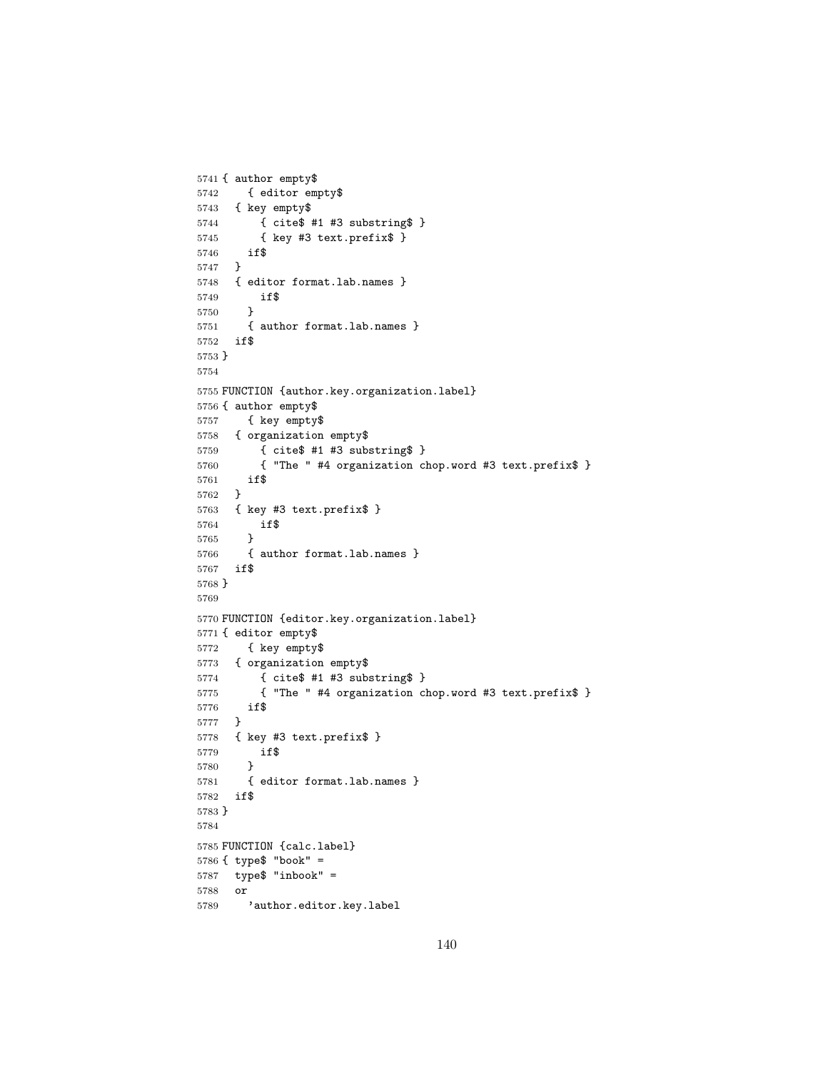```
5741 { author empty$
5742     { editor empty$
5743   { key empty$
5744       { cite$ #1 #3 substring$ }
5745       { key #3 text.prefix$ }
5746     if$
5747   }
5748   { editor format.lab.names }
5749       if$
5750     }
5751     { author format.lab.names }
5752   if$
5753 }
5754 
5755 FUNCTION {author.key.organization.label}
5756 { author empty$
5757     { key empty$
5758   { organization empty$
5759       { cite$ #1 #3 substring$ }
5760       { "The " #4 organization chop.word #3 text.prefix$ }
5761     if$
5762   }
5763   { key #3 text.prefix$ }
5764       if$
5765     }
5766     { author format.lab.names }
5767   if$
5768 }
5769 
5770 FUNCTION {editor.key.organization.label}
5771 { editor empty$
5772     { key empty$
5773   { organization empty$
5774       { cite$ #1 #3 substring$ }
5775       { "The " #4 organization chop.word #3 text.prefix$ }
5776     if$
5777   }
5778   { key #3 text.prefix$ }
5779       if$
5780     }
5781     { editor format.lab.names }
5782   if$
5783 }
5784 
5785 FUNCTION {calc.label}
5786 { type$ "book" =
5787   type$ "inbook" =
5788   or
5789     'author.editor.key.label
```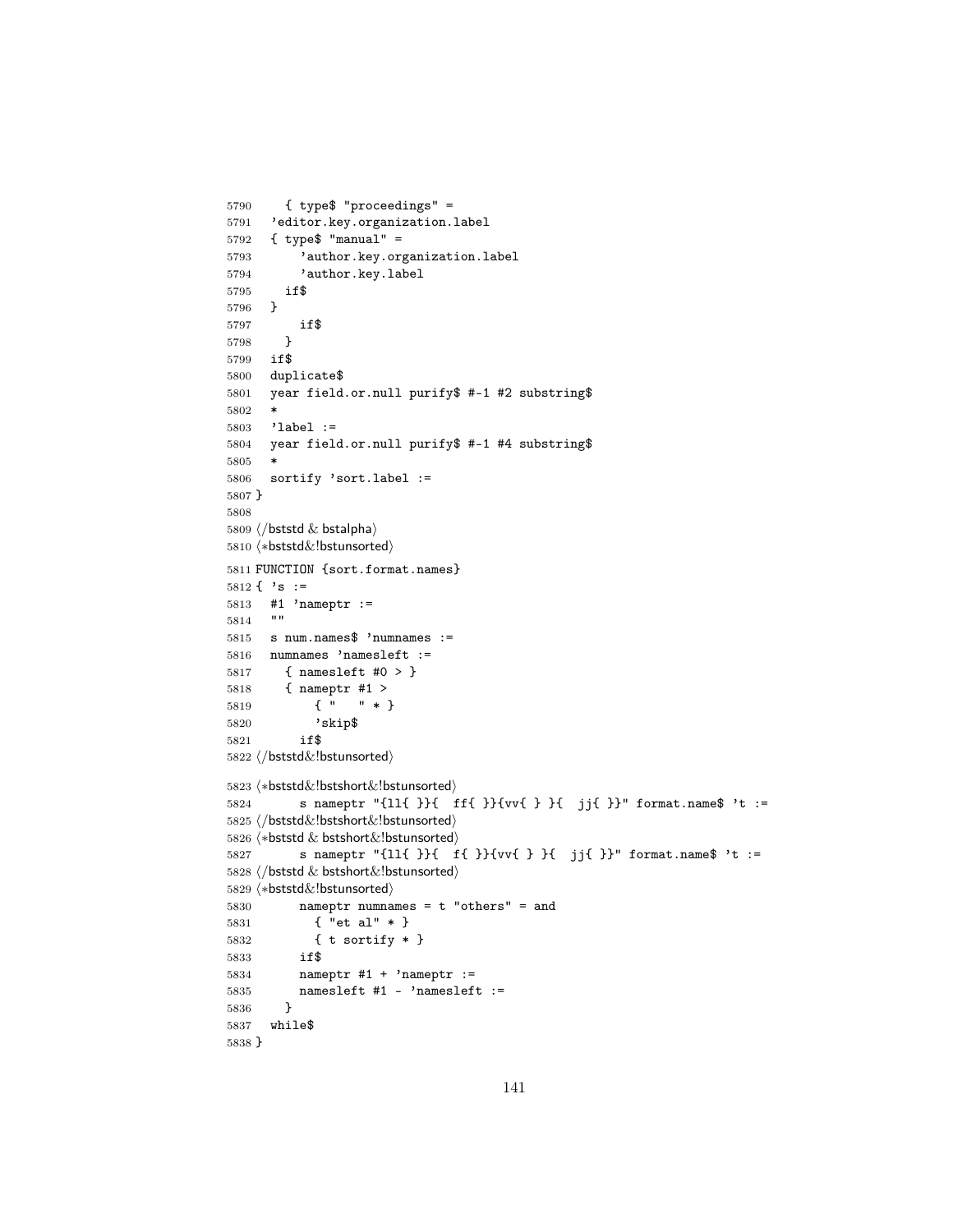```
5790     { type$ "proceedings" =
5791   'editor.key.organization.label
5792   { type$ "manual" =
5793       'author.key.organization.label
5794       'author.key.label
5795     if$
5796   }
5797       if$
5798     }
5799   if$
5800   duplicate$
5801   year field.or.null purify$ #-1 #2 substring$
5802   *
5803   'label :=
5804   year field.or.null purify$ #-1 #4 substring$
5805   *
5806   sortify 'sort.label :=
5807 }
5808
5809 ⟨/bststd & bstalpha⟩
5810 ⟨*bststd&!bstunsorted⟩
5811 FUNCTION {sort.format.names}
5812 { 's :=
5813   #1 'nameptr :=
5814   ""
5815   s num.names$ 'numnames :=
5816   numnames 'namesleft :=
5817     { namesleft #0 > }
5818     { nameptr #1 >
5819         { "   " * }
5820         'skip$
5821       if$
5822 ⟨/bststd&!bstunsorted⟩
5823 ⟨*bststd&!bstshort&!bstunsorted⟩
5824       s nameptr "{ll{ }}{  ff{ }}{vv{ } }{  jj{ }}" format.name$ 't :=
5825 ⟨/bststd&!bstshort&!bstunsorted⟩
5826 ⟨*bststd & bstshort&!bstunsorted⟩
5827       s nameptr "{ll{ }}{  f{ }}{vv{ } }{  jj{ }}" format.name$ 't :=
5828 ⟨/bststd & bstshort&!bstunsorted⟩
5829 ⟨*bststd&!bstunsorted⟩
5830       nameptr numnames = t "others" = and
5831         { "et al" * }
5832         { t sortify * }
5833       if$
5834       nameptr #1 + 'nameptr :=
5835       namesleft #1 - 'namesleft :=
5836     }
5837   while$
5838 }
```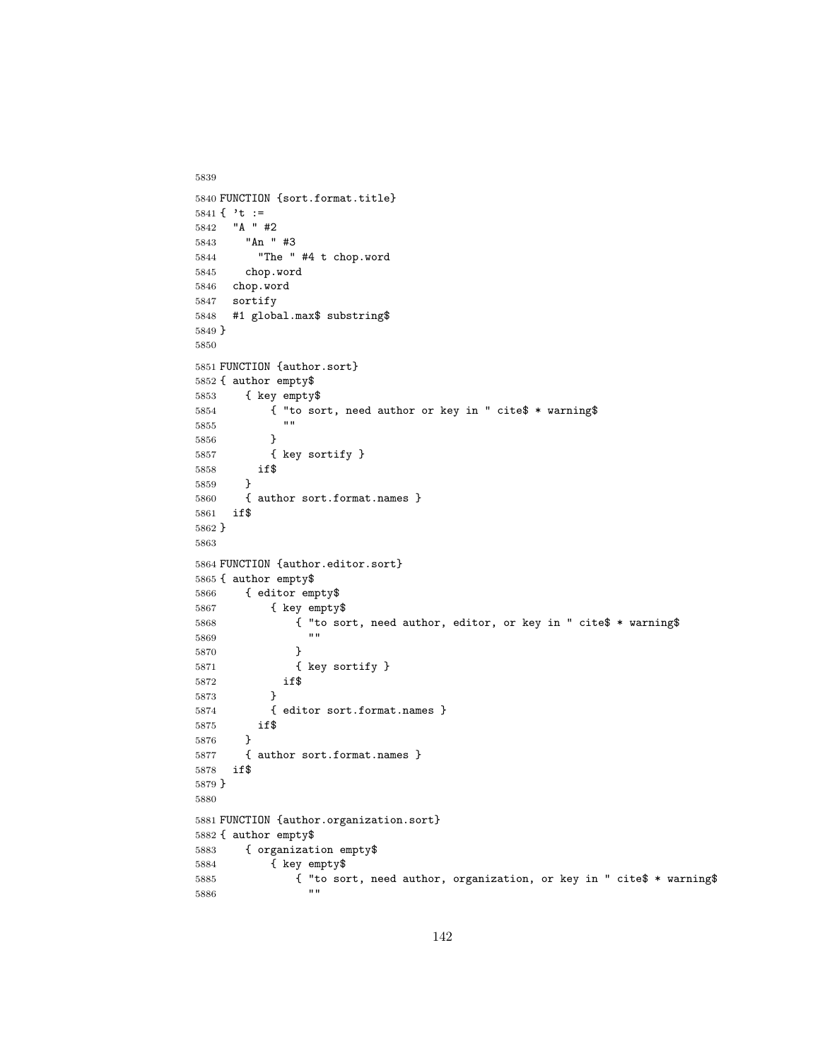```
5839
5840 FUNCTION {sort.format.title}
5841 { 't :=
5842   "A " #2
5843     "An " #3
5844       "The " #4 t chop.word
5845     chop.word
5846   chop.word
5847   sortify
5848   #1 global.max$ substring$
5849 }
5850
5851 FUNCTION {author.sort}
5852 { author empty$
5853     { key empty$
5854         { "to sort, need author or key in " cite$ * warning$
5855           ""
5856         }
5857         { key sortify }
5858       if$
5859     }
5860     { author sort.format.names }
5861   if$
5862 }
5863
5864 FUNCTION {author.editor.sort}
5865 { author empty$
5866     { editor empty$
5867         { key empty$
5868             { "to sort, need author, editor, or key in " cite$ * warning$
5869               ""
5870             }
5871             { key sortify }
5872           if$
5873         }
5874         { editor sort.format.names }
5875       if$
5876     }
5877     { author sort.format.names }
5878   if$
5879 }
5880
5881 FUNCTION {author.organization.sort}
5882 { author empty$
5883     { organization empty$
5884         { key empty$
5885             { "to sort, need author, organization, or key in " cite$ * warning$
5886               ""
```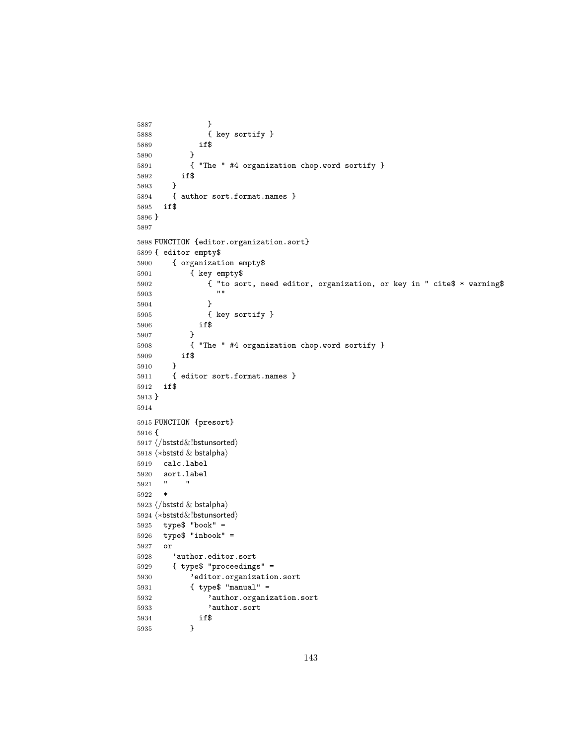```
5887             }
5888             { key sortify }
5889           if$
5890         }
5891         { "The " #4 organization chop.word sortify }
5892       if$
5893     }
5894     { author sort.format.names }
5895   if$
5896 }
5897
5898 FUNCTION {editor.organization.sort}
5899 { editor empty$
5900     { organization empty$
5901         { key empty$
5902             { "to sort, need editor, organization, or key in " cite$ * warning$
5903               ""
5904             }
5905             { key sortify }
5906           if$
5907         }
5908         { "The " #4 organization chop.word sortify }
5909       if$
5910     }
5911     { editor sort.format.names }
5912   if$
5913 }
5914
5915 FUNCTION {presort}
5916 {
5917 ⟨/bststd&!bstunsorted⟩
5918 ⟨*bststd & bstalpha⟩
5919   calc.label
5920   sort.label
5921   "    "
5922   *
5923 ⟨/bststd & bstalpha⟩
5924 ⟨*bststd&!bstunsorted⟩
5925   type$ "book" =
5926   type$ "inbook" =
5927   or
5928     'author.editor.sort
5929     { type$ "proceedings" =
5930         'editor.organization.sort
5931         { type$ "manual" =
5932             'author.organization.sort
5933             'author.sort
5934           if$
5935         }
```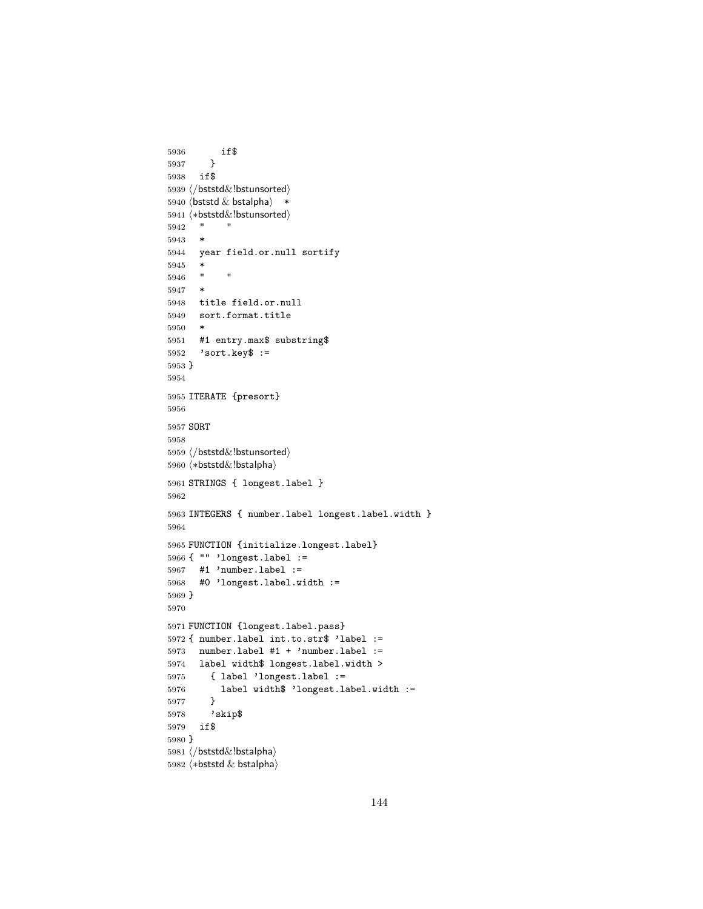```
5936       if$
5937     }
5938   if$
5939 ⟨/bststd&!bstunsorted⟩
5940 ⟨bststd & bstalpha⟩   *
5941 ⟨*bststd&!bstunsorted⟩
5942   "    "
5943   *
5944   year field.or.null sortify
5945   *
5946   "    "
5947   *
5948   title field.or.null
5949   sort.format.title
5950   *
5951   #1 entry.max$ substring$
5952   'sort.key$ :=
5953 }
5954
5955 ITERATE {presort}
5956
5957 SORT
5958
5959 ⟨/bststd&!bstunsorted⟩
5960 ⟨*bststd&!bstalpha⟩
5961 STRINGS { longest.label }
5962
5963 INTEGERS { number.label longest.label.width }
5964
5965 FUNCTION {initialize.longest.label}
5966 { "" 'longest.label :=
5967   #1 'number.label :=
5968   #0 'longest.label.width :=
5969 }
5970
5971 FUNCTION {longest.label.pass}
5972 { number.label int.to.str$ 'label :=
5973   number.label #1 + 'number.label :=
5974   label width$ longest.label.width >
5975     { label 'longest.label :=
5976       label width$ 'longest.label.width :=
5977     }
5978     'skip$
5979   if$
5980 }
5981 ⟨/bststd&!bstalpha⟩
5982 ⟨*bststd & bstalpha⟩
```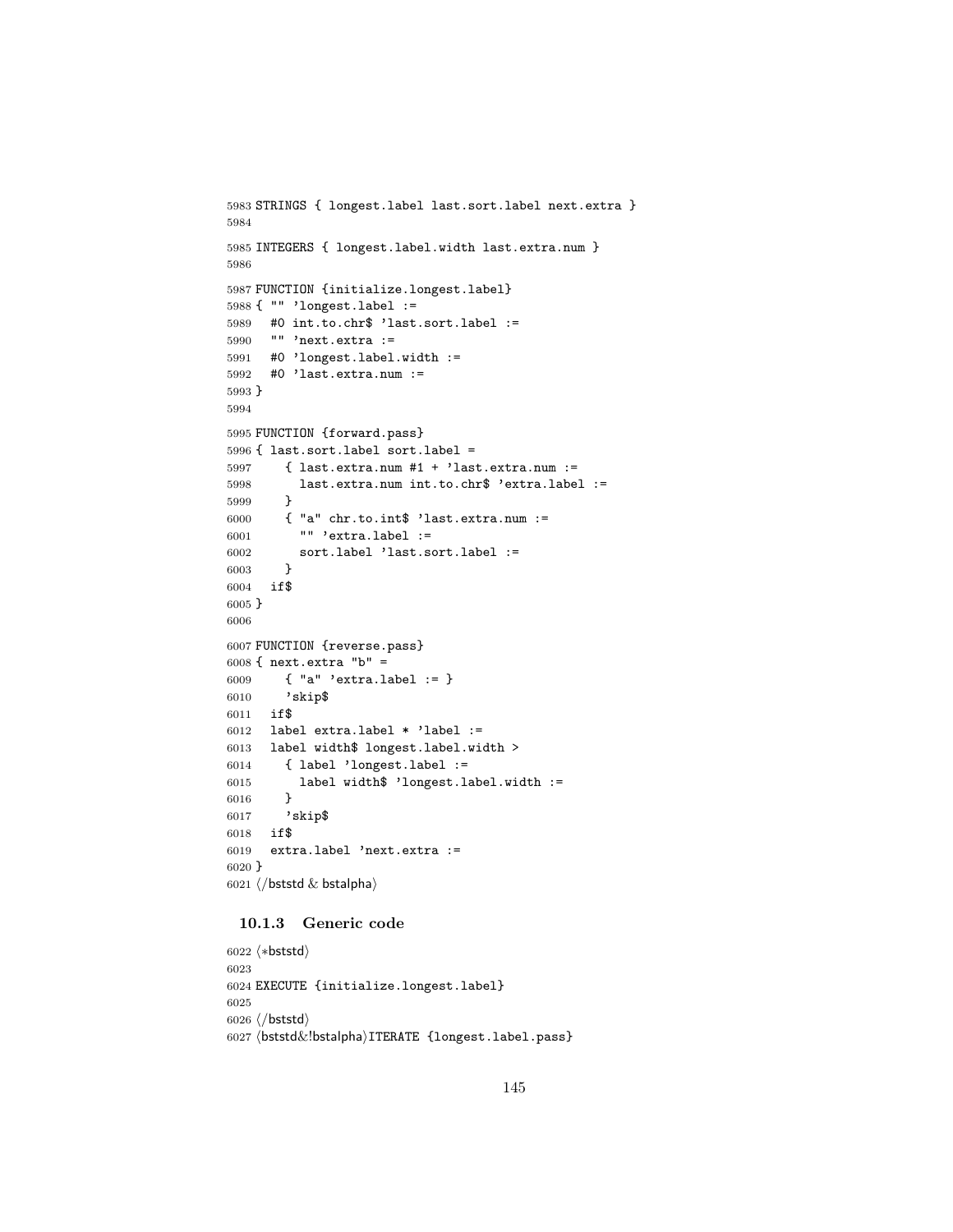```
5983 STRINGS { longest.label last.sort.label next.extra }
5984
5985 INTEGERS { longest.label.width last.extra.num }
5986
5987 FUNCTION {initialize.longest.label}
5988 { "" 'longest.label :=
5989   #0 int.to.chr$ 'last.sort.label :=
5990   "" 'next.extra :=
5991   #0 'longest.label.width :=
5992   #0 'last.extra.num :=
5993 }
5994
5995 FUNCTION {forward.pass}
5996 { last.sort.label sort.label =
5997     { last.extra.num #1 + 'last.extra.num :=
5998       last.extra.num int.to.chr$ 'extra.label :=
5999     }
6000     { "a" chr.to.int$ 'last.extra.num :=
6001       "" 'extra.label :=
6002       sort.label 'last.sort.label :=
6003     }
6004   if$
6005 }
6006
6007 FUNCTION {reverse.pass}
6008 { next.extra "b" =
6009     { "a" 'extra.label := }
6010     'skip$
6011   if$
6012   label extra.label * 'label :=
6013   label width$ longest.label.width >
6014     { label 'longest.label :=
6015       label width$ 'longest.label.width :=
6016     }
6017     'skip$
6018   if$
6019   extra.label 'next.extra :=
6020 }
6021 ⟨/bststd & bstalpha⟩
```

### 10.1.3 Generic code

```
6022 ⟨*bststd⟩
6023
6024 EXECUTE {initialize.longest.label}
6025
6026 ⟨/bststd⟩
6027 ⟨bststd&!bstalpha⟩ITERATE {longest.label.pass}
```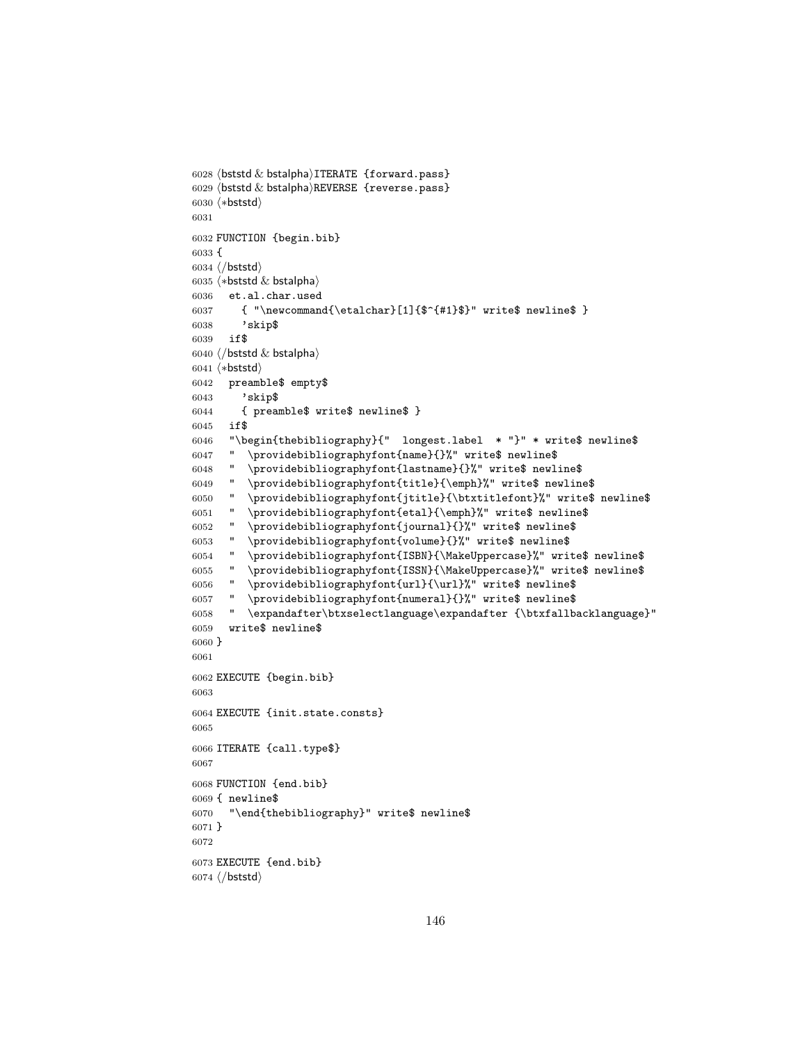```
6028 ⟨bststd & bstalpha⟩ITERATE {forward.pass}
6029 ⟨bststd & bstalpha⟩REVERSE {reverse.pass}
6030 ⟨*bststd⟩
6031
6032 FUNCTION {begin.bib}
6033 {
6034 ⟨/bststd⟩
6035 ⟨*bststd & bstalpha⟩
6036   et.al.char.used
6037     { "\newcommand{\etalchar}[1]{$^{#1}$}" write$ newline$ }
6038     'skip$
6039   if$
6040 ⟨/bststd & bstalpha⟩
6041 ⟨*bststd⟩
6042   preamble$ empty$
6043     'skip$
6044     { preamble$ write$ newline$ }
6045   if$
6046   "\begin{thebibliography}{"  longest.label  * "}" * write$ newline$
6047   "  \providebibliographyfont{name}{}%" write$ newline$
6048   "  \providebibliographyfont{lastname}{}%" write$ newline$
6049   "  \providebibliographyfont{title}{\emph}%" write$ newline$
6050   "  \providebibliographyfont{jtitle}{\btxtitlefont}%" write$ newline$
6051   "  \providebibliographyfont{etal}{\emph}%" write$ newline$
6052   "  \providebibliographyfont{journal}{}%" write$ newline$
6053   "  \providebibliographyfont{volume}{}%" write$ newline$
6054   "  \providebibliographyfont{ISBN}{\MakeUppercase}%" write$ newline$
6055   "  \providebibliographyfont{ISSN}{\MakeUppercase}%" write$ newline$
6056   "  \providebibliographyfont{url}{\url}%" write$ newline$
6057   "  \providebibliographyfont{numeral}{}%" write$ newline$
6058   "  \expandafter\btxselectlanguage\expandafter {\btxfallbacklanguage}"
6059   write$ newline$
6060 }
6061
6062 EXECUTE {begin.bib}
6063
6064 EXECUTE {init.state.consts}
6065
6066 ITERATE {call.type$}
6067
6068 FUNCTION {end.bib}
6069 { newline$
6070   "\end{thebibliography}" write$ newline$
6071 }
6072
6073 EXECUTE {end.bib}
6074 ⟨/bststd⟩
```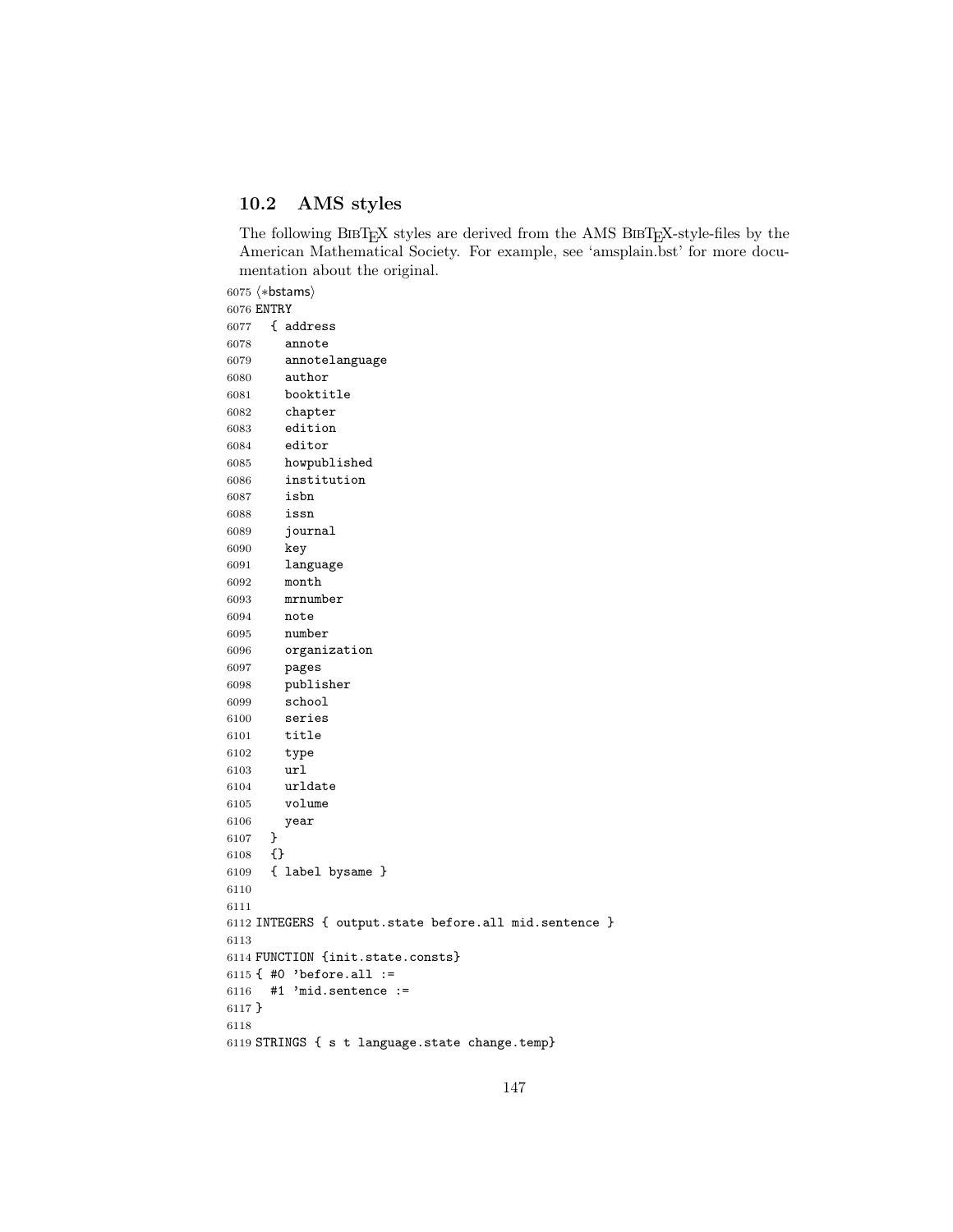## 10.2 AMS styles

The following BibTeX styles are derived from the AMS BibTeX-style-files by the American Mathematical Society. For example, see 'amsplain.bst' for more documentation about the original.

```
6075 ⟨*bstams⟩
6076 ENTRY
6077   { address
6078     annote
6079     annotelanguage
6080     author
6081     booktitle
6082     chapter
6083     edition
6084     editor
6085     howpublished
6086     institution
6087     isbn
6088     issn
6089     journal
6090     key
6091     language
6092     month
6093     mrnumber
6094     note
6095     number
6096     organization
6097     pages
6098     publisher
6099     school
6100     series
6101     title
6102     type
6103     url
6104     urldate
6105     volume
6106     year
6107   }
6108   {}
6109   { label bysame }
6110
6111
6112 INTEGERS { output.state before.all mid.sentence }
6113
6114 FUNCTION {init.state.consts}
6115 { #0 'before.all :=
6116   #1 'mid.sentence :=
6117 }
6118
6119 STRINGS { s t language.state change.temp}
```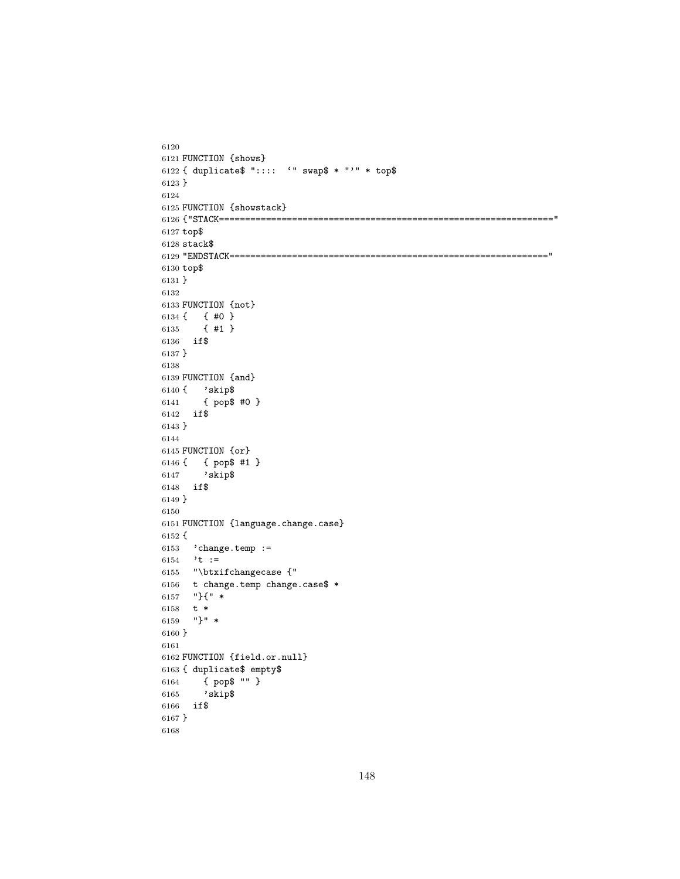```
6120
6121 FUNCTION {shows}
6122 { duplicate$ "::::  `" swap$ * "'" * top$
6123 }
6124
6125 FUNCTION {showstack}
6126 {"STACK================================================================"
6127 top$
6128 stack$
6129 "ENDSTACK============================================================="
6130 top$
6131 }
6132
6133 FUNCTION {not}
6134 {   { #0 }
6135     { #1 }
6136   if$
6137 }
6138
6139 FUNCTION {and}
6140 {   'skip$
6141     { pop$ #0 }
6142   if$
6143 }
6144
6145 FUNCTION {or}
6146 {   { pop$ #1 }
6147     'skip$
6148   if$
6149 }
6150
6151 FUNCTION {language.change.case}
6152 {
6153   'change.temp :=
6154   't :=
6155   "\btxifchangecase {"
6156   t change.temp change.case$ *
6157   "}{" *
6158   t *
6159   "}" *
6160 }
6161
6162 FUNCTION {field.or.null}
6163 { duplicate$ empty$
6164     { pop$ "" }
6165     'skip$
6166   if$
6167 }
6168
```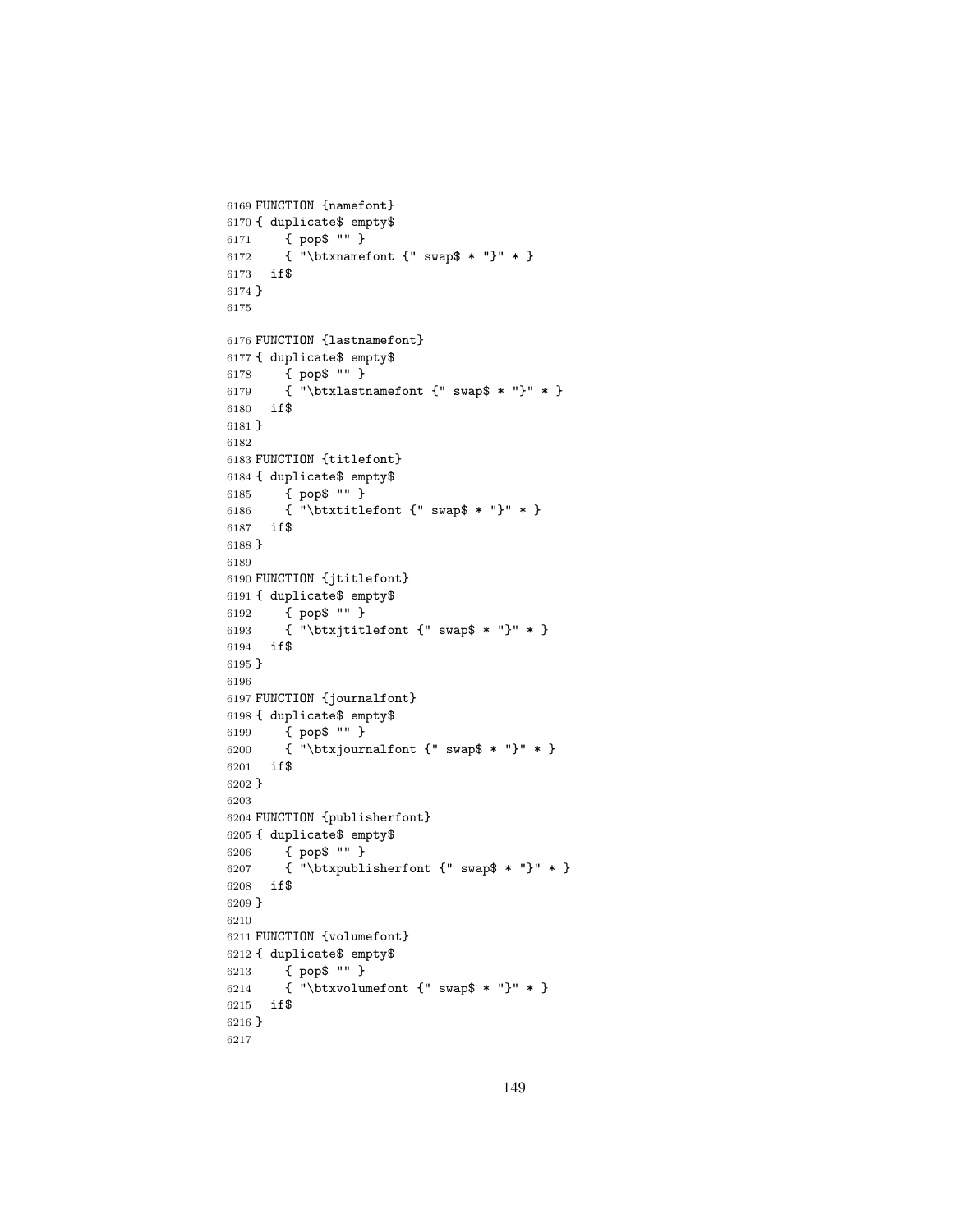```
6169 FUNCTION {namefont}
6170 { duplicate$ empty$
6171     { pop$ "" }
6172     { "\btxnamefont {" swap$ * "}" * }
6173   if$
6174 }
6175
6176 FUNCTION {lastnamefont}
6177 { duplicate$ empty$
6178     { pop$ "" }
6179     { "\btxlastnamefont {" swap$ * "}" * }
6180   if$
6181 }
6182
6183 FUNCTION {titlefont}
6184 { duplicate$ empty$
6185     { pop$ "" }
6186     { "\btxtitlefont {" swap$ * "}" * }
6187   if$
6188 }
6189
6190 FUNCTION {jtitlefont}
6191 { duplicate$ empty$
6192     { pop$ "" }
6193     { "\btxjtitlefont {" swap$ * "}" * }
6194   if$
6195 }
6196
6197 FUNCTION {journalfont}
6198 { duplicate$ empty$
6199     { pop$ "" }
6200     { "\btxjournalfont {" swap$ * "}" * }
6201   if$
6202 }
6203
6204 FUNCTION {publisherfont}
6205 { duplicate$ empty$
6206     { pop$ "" }
6207     { "\btxpublisherfont {" swap$ * "}" * }
6208   if$
6209 }
6210
6211 FUNCTION {volumefont}
6212 { duplicate$ empty$
6213     { pop$ "" }
6214     { "\btxvolumefont {" swap$ * "}" * }
6215   if$
6216 }
6217
```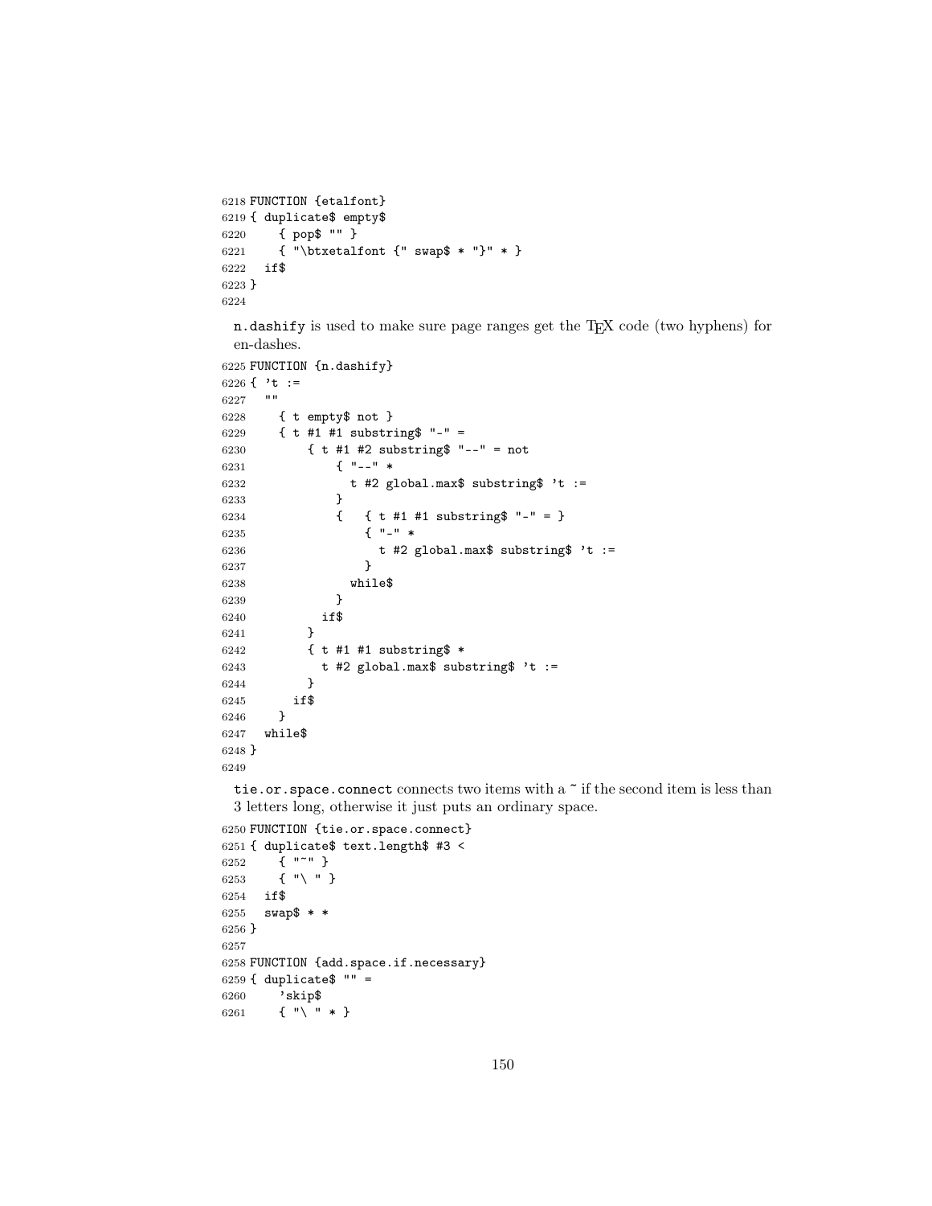```
6218 FUNCTION {etalfont}
6219 { duplicate$ empty$
6220     { pop$ "" }
6221     { "\btxetalfont {" swap$ * "}" * }
6222   if$
6223 }
6224
```

n.dashify is used to make sure page ranges get the TeX code (two hyphens) for en-dashes.

```
6225 FUNCTION {n.dashify}
6226 { 't :=
6227   ""
6228     { t empty$ not }
6229     { t #1 #1 substring$ "-" =
6230         { t #1 #2 substring$ "--" = not
6231             { "--" *
6232               t #2 global.max$ substring$ 't :=
6233             }
6234             {   { t #1 #1 substring$ "-" = }
6235                 { "-" *
6236                   t #2 global.max$ substring$ 't :=
6237                 }
6238               while$
6239             }
6240           if$
6241         }
6242         { t #1 #1 substring$ *
6243           t #2 global.max$ substring$ 't :=
6244         }
6245       if$
6246     }
6247   while$
6248 }
6249
```

tie.or.space.connect connects two items with a ~ if the second item is less than 3 letters long, otherwise it just puts an ordinary space.

```
6250 FUNCTION {tie.or.space.connect}
6251 { duplicate$ text.length$ #3 <
6252     { "~" }
6253     { "\ " }
6254   if$
6255   swap$ * *
6256 }
6257
6258 FUNCTION {add.space.if.necessary}
6259 { duplicate$ "" =
6260     'skip$
6261     { "\ " * }
```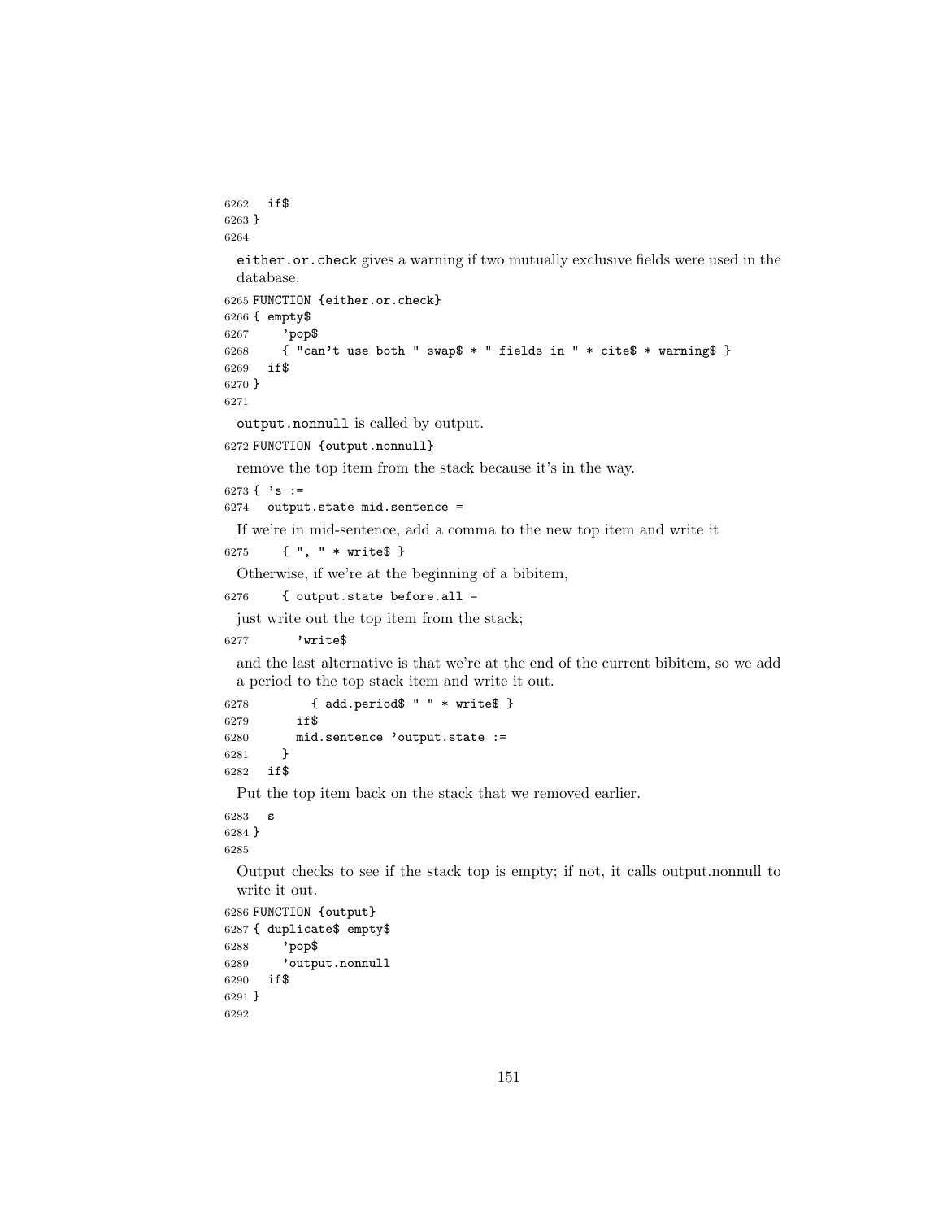```
6262   if$
6263 }
6264
```

`either.or.check` gives a warning if two mutually exclusive fields were used in the database.

```
6265 FUNCTION {either.or.check}
6266 { empty$
6267     'pop$
6268     { "can't use both " swap$ * " fields in " * cite$ * warning$ }
6269   if$
6270 }
6271
```

`output.nonnull` is called by output.

```
6272 FUNCTION {output.nonnull}
```

remove the top item from the stack because it's in the way.

```
6273 { 's :=
6274   output.state mid.sentence =
```

If we're in mid-sentence, add a comma to the new top item and write it

```
6275     { ", " * write$ }
```

Otherwise, if we're at the beginning of a bibitem,

```
6276     { output.state before.all =
```

just write out the top item from the stack;

```
6277         'write$
```

and the last alternative is that we're at the end of the current bibitem, so we add a period to the top stack item and write it out.

```
6278         { add.period$ " " * write$ }
6279       if$
6280       mid.sentence 'output.state :=
6281     }
6282   if$
```

Put the top item back on the stack that we removed earlier.

```
6283   s
6284 }
6285
```

Output checks to see if the stack top is empty; if not, it calls output.nonnull to write it out.

```
6286 FUNCTION {output}
6287 { duplicate$ empty$
6288     'pop$
6289     'output.nonnull
6290   if$
6291 }
6292
```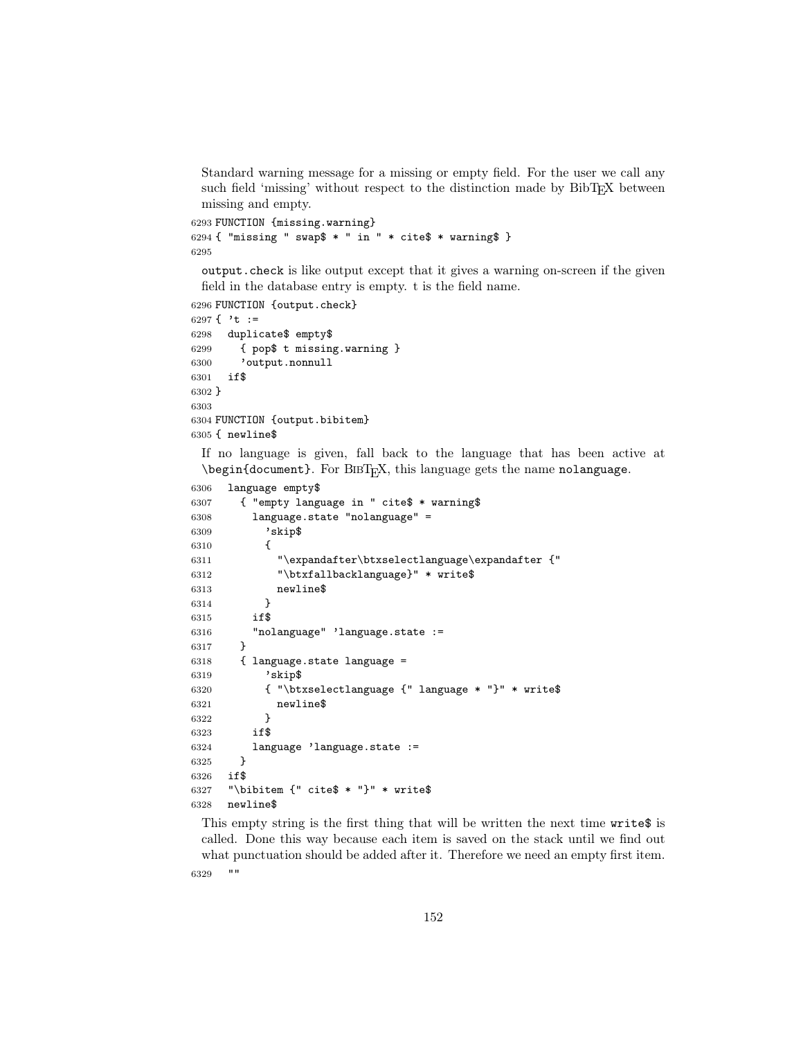Standard warning message for a missing or empty field. For the user we call any such field 'missing' without respect to the distinction made by BibTEX between missing and empty.

```
6293 FUNCTION {missing.warning}
6294 { "missing " swap$ * " in " * cite$ * warning$ }
6295
```

output.check is like output except that it gives a warning on-screen if the given field in the database entry is empty. t is the field name.

```
6296 FUNCTION {output.check}
6297 { 't :=
6298   duplicate$ empty$
6299     { pop$ t missing.warning }
6300     'output.nonnull
6301   if$
6302 }
6303
6304 FUNCTION {output.bibitem}
6305 { newline$
```

If no language is given, fall back to the language that has been active at `\begin{document}`. For BIBTEX, this language gets the name nolanguage.

```
6306   language empty$
6307     { "empty language in " cite$ * warning$
6308       language.state "nolanguage" =
6309         'skip$
6310         {
6311           "\expandafter\btxselectlanguage\expandafter {"
6312           "\btxfallbacklanguage}" * write$
6313           newline$
6314         }
6315       if$
6316       "nolanguage" 'language.state :=
6317     }
6318     { language.state language =
6319         'skip$
6320         { "\btxselectlanguage {" language * "}" * write$
6321           newline$
6322         }
6323       if$
6324       language 'language.state :=
6325     }
6326   if$
6327   "\bibitem {" cite$ * "}" * write$
6328   newline$
```

This empty string is the first thing that will be written the next time write$ is called. Done this way because each item is saved on the stack until we find out what punctuation should be added after it. Therefore we need an empty first item.

```
6329   ""
```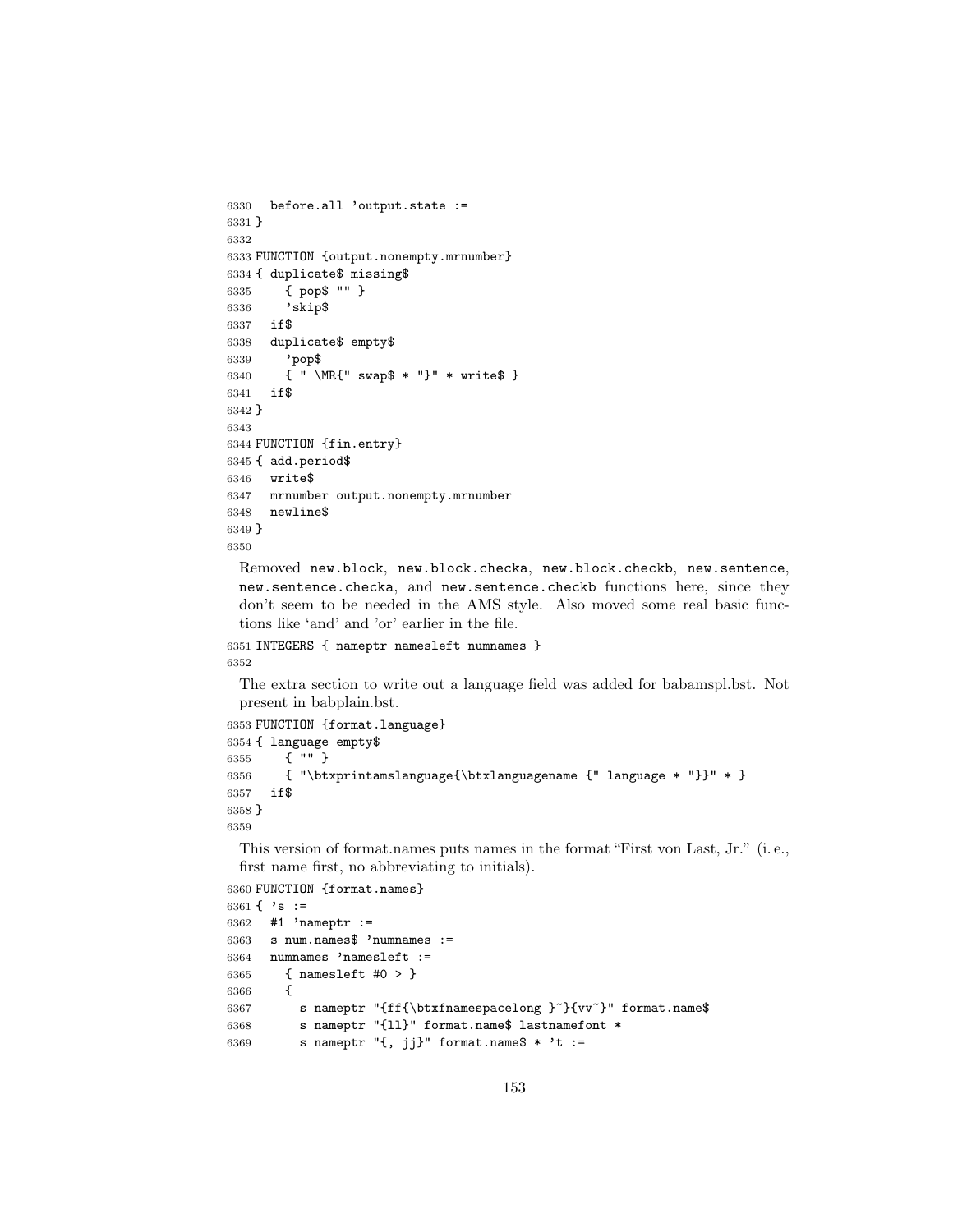```
6330   before.all 'output.state :=
6331 }
6332
6333 FUNCTION {output.nonempty.mrnumber}
6334 { duplicate$ missing$
6335     { pop$ "" }
6336     'skip$
6337   if$
6338   duplicate$ empty$
6339     'pop$
6340     { " \MR{" swap$ * "}" * write$ }
6341   if$
6342 }
6343
6344 FUNCTION {fin.entry}
6345 { add.period$
6346   write$
6347   mrnumber output.nonempty.mrnumber
6348   newline$
6349 }
6350
```

Removed `new.block`, `new.block.checka`, `new.block.checkb`, `new.sentence`, `new.sentence.checka`, and `new.sentence.checkb` functions here, since they don't seem to be needed in the AMS style. Also moved some real basic functions like 'and' and 'or' earlier in the file.

```
6351 INTEGERS { nameptr namesleft numnames }
6352
```

The extra section to write out a language field was added for babamspl.bst. Not present in babplain.bst.

```
6353 FUNCTION {format.language}
6354 { language empty$
6355     { "" }
6356     { "\btxprintamslanguage{\btxlanguagename {" language * "}}" * }
6357   if$
6358 }
6359
```

This version of format.names puts names in the format "First von Last, Jr." (i. e., first name first, no abbreviating to initials).

```
6360 FUNCTION {format.names}
6361 { 's :=
6362   #1 'nameptr :=
6363   s num.names$ 'numnames :=
6364   numnames 'namesleft :=
6365     { namesleft #0 > }
6366     {
6367       s nameptr "{ff{\btxfnamespacelong }~}{vv~}" format.name$
6368       s nameptr "{ll}" format.name$ lastnamefont *
6369       s nameptr "{, jj}" format.name$ * 't :=
```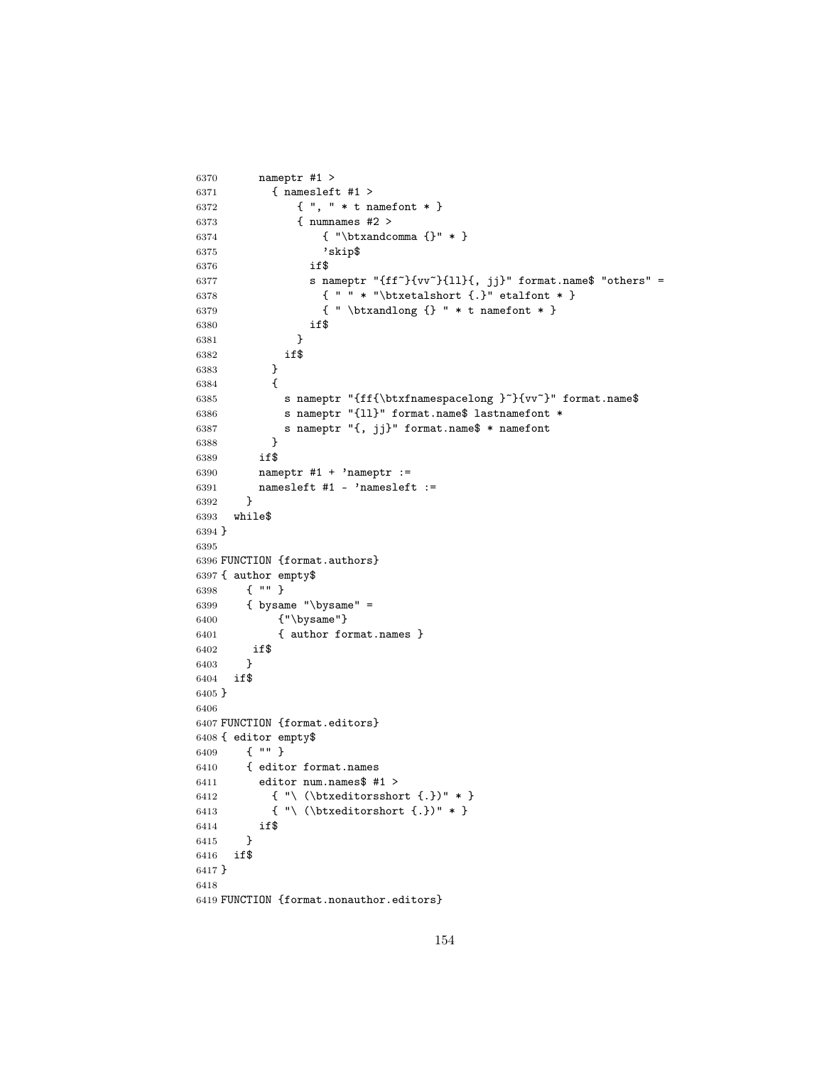```
6370      nameptr #1 >
6371        { namesleft #1 >
6372            { ", " * t namefont * }
6373            { numnames #2 >
6374                { "\btxandcomma {}" * }
6375                'skip$
6376              if$
6377              s nameptr "{ff~}{vv~}{ll}{, jj}" format.name$ "others" =
6378                { " " * "\btxetalshort {.}" etalfont * }
6379                { " \btxandlong {} " * t namefont * }
6380              if$
6381            }
6382          if$
6383        }
6384        {
6385          s nameptr "{ff{\btxfnamespacelong }~}{vv~}" format.name$
6386          s nameptr "{ll}" format.name$ lastnamefont *
6387          s nameptr "{, jj}" format.name$ * namefont
6388        }
6389      if$
6390      nameptr #1 + 'nameptr :=
6391      namesleft #1 - 'namesleft :=
6392    }
6393  while$
6394 }
6395
6396 FUNCTION {format.authors}
6397 { author empty$
6398     { "" }
6399     { bysame "\bysame" =
6400         {"\bysame"}
6401         { author format.names }
6402      if$
6403     }
6404   if$
6405 }
6406
6407 FUNCTION {format.editors}
6408 { editor empty$
6409     { "" }
6410     { editor format.names
6411       editor num.names$ #1 >
6412         { "\ (\btxeditorsshort {.})" * }
6413         { "\ (\btxeditorshort {.})" * }
6414       if$
6415     }
6416   if$
6417 }
6418
6419 FUNCTION {format.nonauthor.editors}
```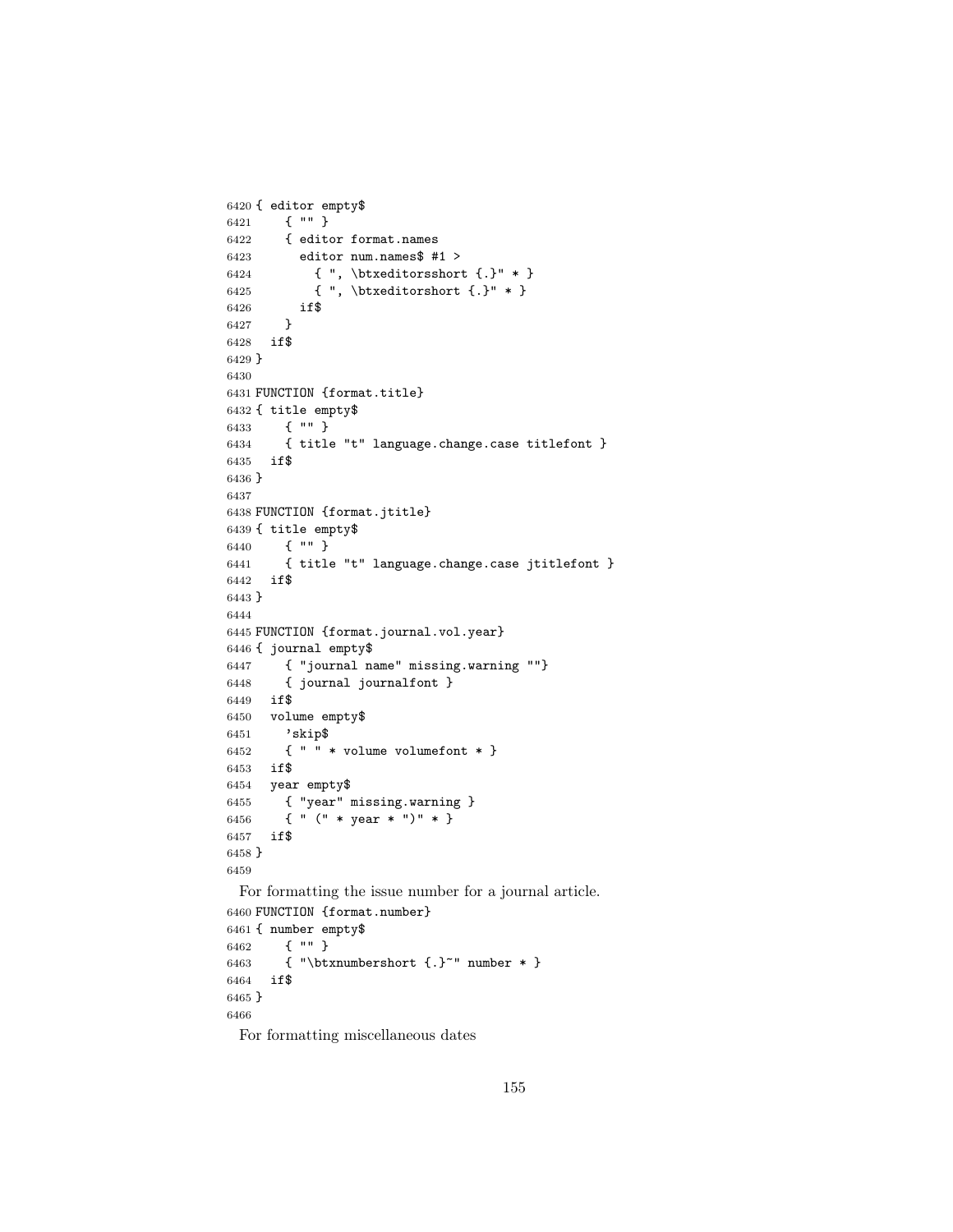```
6420 { editor empty$
6421     { "" }
6422     { editor format.names
6423       editor num.names$ #1 >
6424         { ", \btxeditorsshort {.}" * }
6425         { ", \btxeditorshort {.}" * }
6426       if$
6427     }
6428   if$
6429 }
6430
6431 FUNCTION {format.title}
6432 { title empty$
6433     { "" }
6434     { title "t" language.change.case titlefont }
6435   if$
6436 }
6437
6438 FUNCTION {format.jtitle}
6439 { title empty$
6440     { "" }
6441     { title "t" language.change.case jtitlefont }
6442   if$
6443 }
6444
6445 FUNCTION {format.journal.vol.year}
6446 { journal empty$
6447     { "journal name" missing.warning ""}
6448     { journal journalfont }
6449   if$
6450   volume empty$
6451     'skip$
6452     { " " * volume volumefont * }
6453   if$
6454   year empty$
6455     { "year" missing.warning }
6456     { " (" * year * ")" * }
6457   if$
6458 }
6459
```

For formatting the issue number for a journal article.

```
6460 FUNCTION {format.number}
6461 { number empty$
6462     { "" }
6463     { "\btxnumbershort {.}~" number * }
6464   if$
6465 }
6466
```

For formatting miscellaneous dates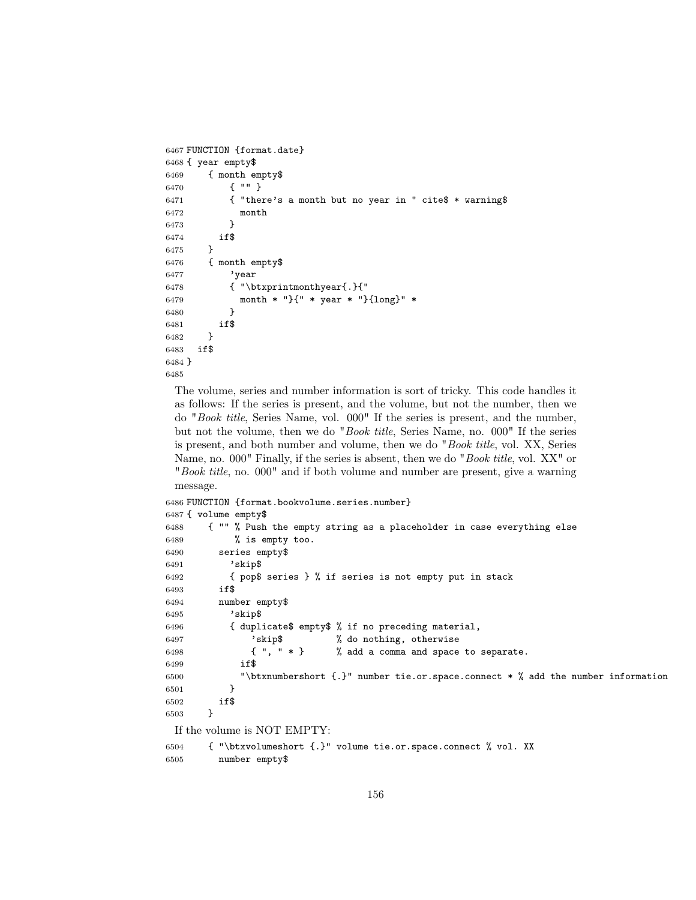```
6467 FUNCTION {format.date}
6468 { year empty$
6469     { month empty$
6470         { "" }
6471         { "there's a month but no year in " cite$ * warning$
6472           month
6473         }
6474       if$
6475     }
6476     { month empty$
6477         'year
6478         { "\btxprintmonthyear{.}{"
6479           month * "}{" * year * "}{long}" *
6480         }
6481       if$
6482     }
6483   if$
6484 }
6485
```

The volume, series and number information is sort of tricky. This code handles it as follows: If the series is present, and the volume, but not the number, then we do "*Book title*, Series Name, vol. 000" If the series is present, and the number, but not the volume, then we do "*Book title*, Series Name, no. 000" If the series is present, and both number and volume, then we do "*Book title*, vol. XX, Series Name, no. 000" Finally, if the series is absent, then we do "*Book title*, vol. XX" or "*Book title*, no. 000" and if both volume and number are present, give a warning message.

```
6486 FUNCTION {format.bookvolume.series.number}
6487 { volume empty$
6488     { "" % Push the empty string as a placeholder in case everything else
6489          % is empty too.
6490       series empty$
6491         'skip$
6492         { pop$ series } % if series is not empty put in stack
6493       if$
6494       number empty$
6495         'skip$
6496         { duplicate$ empty$ % if no preceding material,
6497             'skip$          % do nothing, otherwise
6498             { ", " * }      % add a comma and space to separate.
6499           if$
6500           "\btxnumbershort {.}" number tie.or.space.connect * % add the number information
6501         }
6502       if$
6503     }
```

If the volume is NOT EMPTY:

```
6504     { "\btxvolumeshort {.}" volume tie.or.space.connect % vol. XX
6505       number empty$
```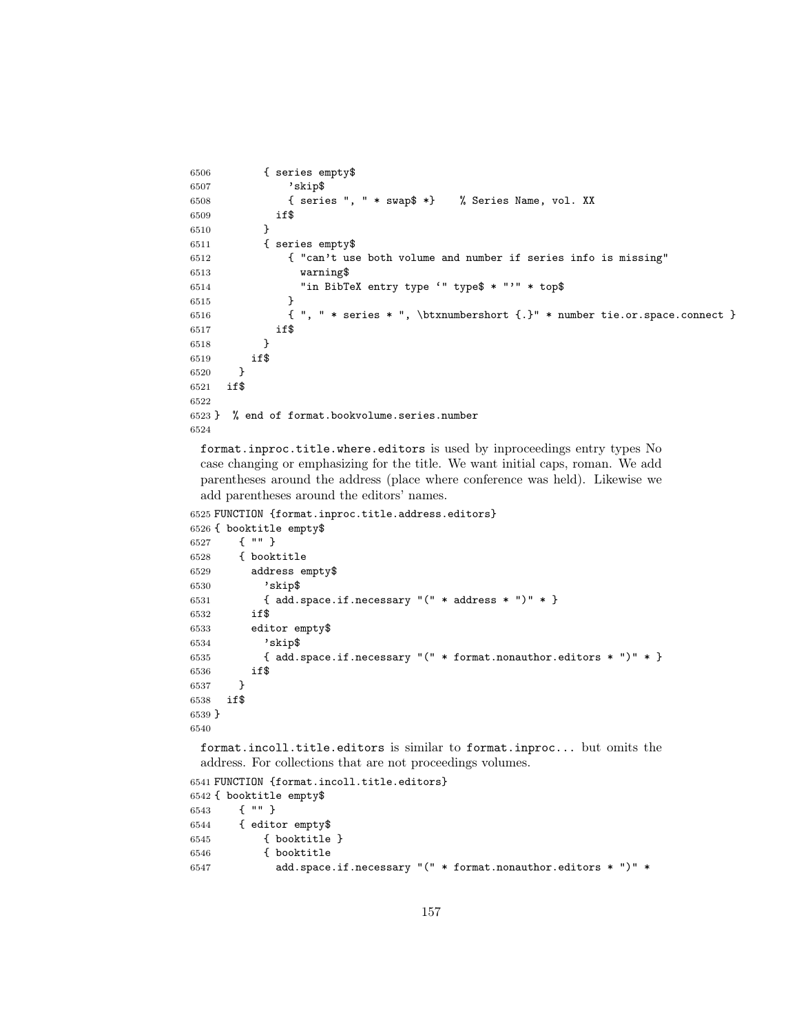```
6506        { series empty$
6507            'skip$
6508            { series ", " * swap$ *}    % Series Name, vol. XX
6509          if$
6510        }
6511        { series empty$
6512            { "can't use both volume and number if series info is missing"
6513              warning$
6514              "in BibTeX entry type `" type$ * "'" * top$
6515            }
6516            { ", " * series * ", \btxnumbershort {.}" * number tie.or.space.connect }
6517          if$
6518        }
6519      if$
6520    }
6521  if$
6522
6523 }  % end of format.bookvolume.series.number
6524
```

format.inproc.title.where.editors is used by inproceedings entry types No case changing or emphasizing for the title. We want initial caps, roman. We add parentheses around the address (place where conference was held). Likewise we add parentheses around the editors' names.

```
6525 FUNCTION {format.inproc.title.address.editors}
6526 { booktitle empty$
6527     { "" }
6528     { booktitle
6529       address empty$
6530         'skip$
6531         { add.space.if.necessary "(" * address * ")" * }
6532       if$
6533       editor empty$
6534         'skip$
6535         { add.space.if.necessary "(" * format.nonauthor.editors * ")" * }
6536       if$
6537     }
6538   if$
6539 }
6540
```

format.incoll.title.editors is similar to format.inproc... but omits the address. For collections that are not proceedings volumes.

```
6541 FUNCTION {format.incoll.title.editors}
6542 { booktitle empty$
6543     { "" }
6544     { editor empty$
6545         { booktitle }
6546         { booktitle
6547           add.space.if.necessary "(" * format.nonauthor.editors * ")" *
```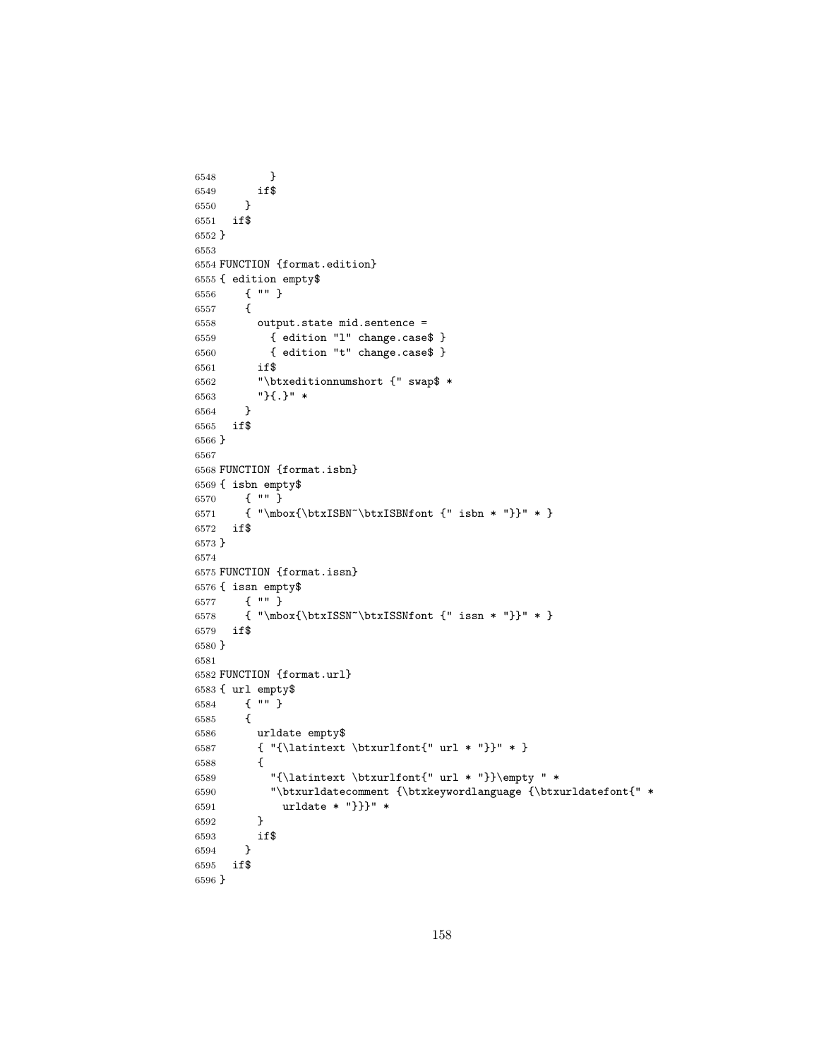```
6548          }
6549        if$
6550      }
6551    if$
6552 }
6553
6554 FUNCTION {format.edition}
6555 { edition empty$
6556     { "" }
6557     {
6558       output.state mid.sentence =
6559         { edition "l" change.case$ }
6560         { edition "t" change.case$ }
6561       if$
6562       "\btxeditionnumshort {" swap$ *
6563       "}{.}" *
6564     }
6565   if$
6566 }
6567
6568 FUNCTION {format.isbn}
6569 { isbn empty$
6570     { "" }
6571     { "\mbox{\btxISBN~\btxISBNfont {" isbn * "}}" * }
6572   if$
6573 }
6574
6575 FUNCTION {format.issn}
6576 { issn empty$
6577     { "" }
6578     { "\mbox{\btxISSN~\btxISSNfont {" issn * "}}" * }
6579   if$
6580 }
6581
6582 FUNCTION {format.url}
6583 { url empty$
6584     { "" }
6585     {
6586       urldate empty$
6587       { "{\latintext \btxurlfont{" url * "}}" * }
6588       {
6589         "{\latintext \btxurlfont{" url * "}}\empty " *
6590         "\btxurldatecomment {\btxkeywordlanguage {\btxurldatefont{" *
6591           urldate * "}}}" *
6592       }
6593       if$
6594     }
6595   if$
6596 }
```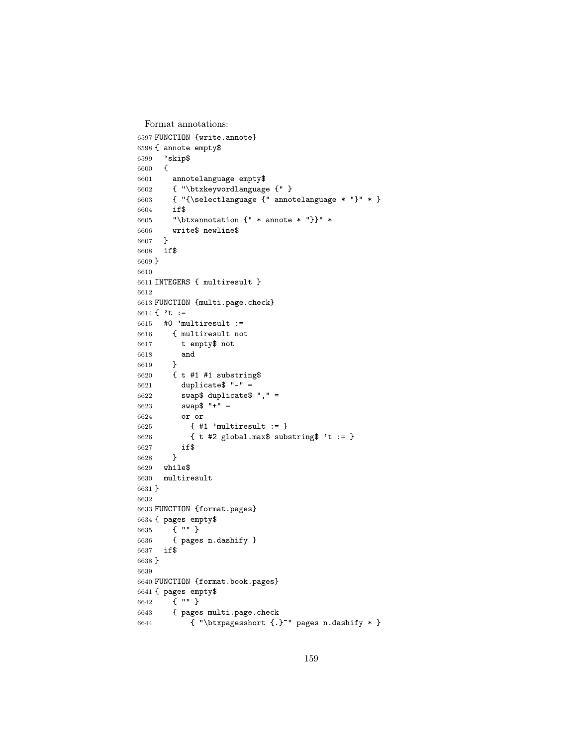Format annotations:

```
6597 FUNCTION {write.annote}
6598 { annote empty$
6599   'skip$
6600   {
6601     annotelanguage empty$
6602     { "\btxkeywordlanguage {" }
6603     { "{\selectlanguage {" annotelanguage * "}" * }
6604     if$
6605     "\btxannotation {" * annote * "}}" *
6606     write$ newline$
6607   }
6608   if$
6609 }
6610
6611 INTEGERS { multiresult }
6612
6613 FUNCTION {multi.page.check}
6614 { 't :=
6615   #0 'multiresult :=
6616     { multiresult not
6617       t empty$ not
6618       and
6619     }
6620     { t #1 #1 substring$
6621       duplicate$ "-" =
6622       swap$ duplicate$ "," =
6623       swap$ "+" =
6624       or or
6625         { #1 'multiresult := }
6626         { t #2 global.max$ substring$ 't := }
6627       if$
6628     }
6629   while$
6630   multiresult
6631 }
6632
6633 FUNCTION {format.pages}
6634 { pages empty$
6635     { "" }
6636     { pages n.dashify }
6637   if$
6638 }
6639
6640 FUNCTION {format.book.pages}
6641 { pages empty$
6642     { "" }
6643     { pages multi.page.check
6644         { "\btxpagesshort {.}~" pages n.dashify * }
```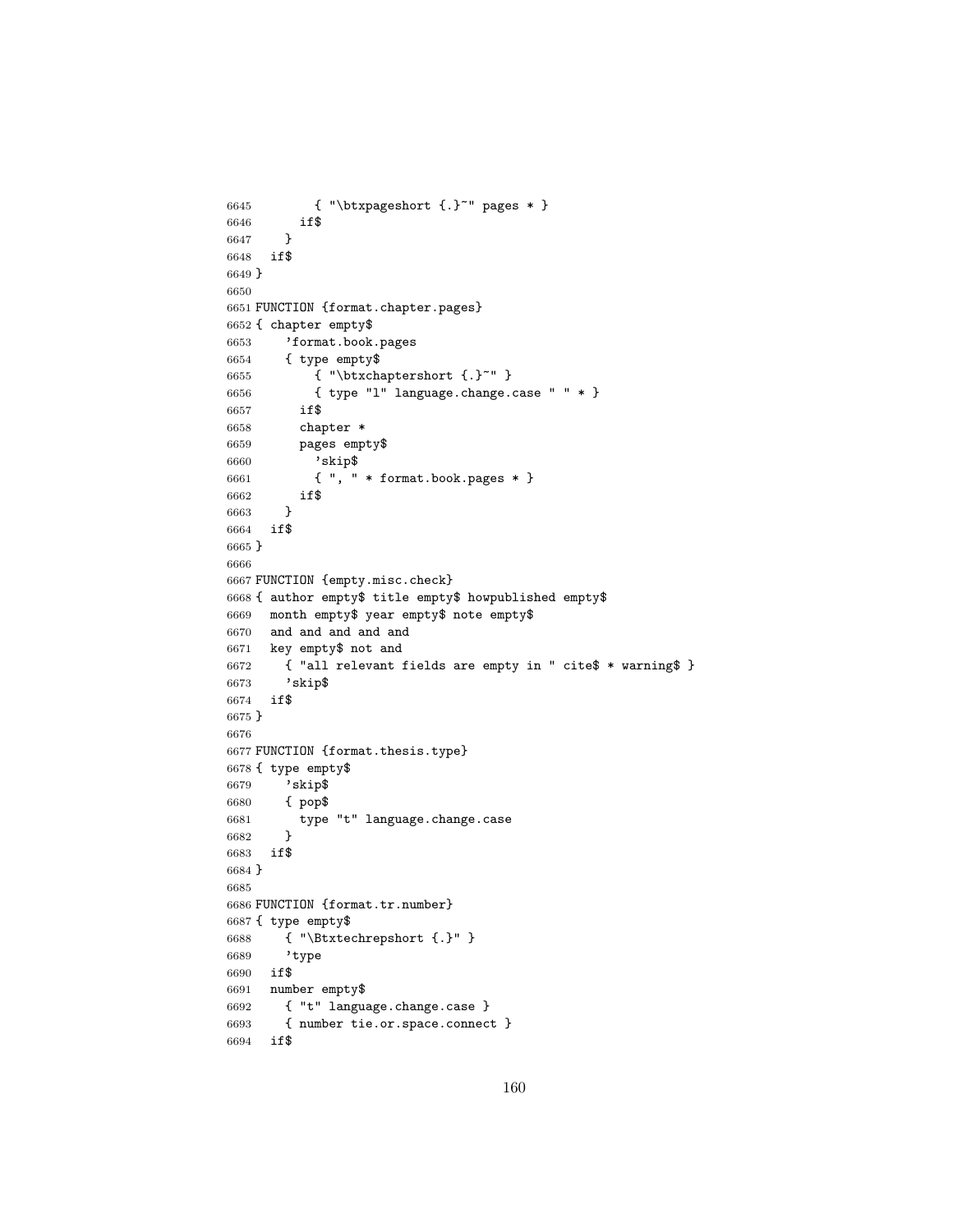```
6645        { "\btxpageshort {.}~" pages * }
6646      if$
6647    }
6648  if$
6649 }
6650
6651 FUNCTION {format.chapter.pages}
6652 { chapter empty$
6653     'format.book.pages
6654     { type empty$
6655         { "\btxchaptershort {.}~" }
6656         { type "l" language.change.case " " * }
6657       if$
6658       chapter *
6659       pages empty$
6660         'skip$
6661         { ", " * format.book.pages * }
6662       if$
6663     }
6664   if$
6665 }
6666
6667 FUNCTION {empty.misc.check}
6668 { author empty$ title empty$ howpublished empty$
6669   month empty$ year empty$ note empty$
6670   and and and and and
6671   key empty$ not and
6672     { "all relevant fields are empty in " cite$ * warning$ }
6673     'skip$
6674   if$
6675 }
6676
6677 FUNCTION {format.thesis.type}
6678 { type empty$
6679     'skip$
6680     { pop$
6681       type "t" language.change.case
6682     }
6683   if$
6684 }
6685
6686 FUNCTION {format.tr.number}
6687 { type empty$
6688     { "\Btxtechrepshort {.}" }
6689     'type
6690   if$
6691   number empty$
6692     { "t" language.change.case }
6693     { number tie.or.space.connect }
6694   if$
```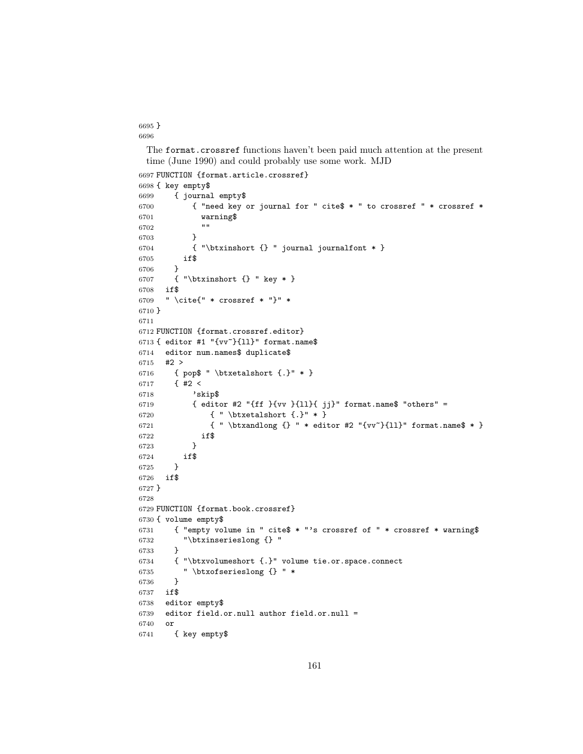```
6695 }
6696
```

The `format.crossref` functions haven't been paid much attention at the present time (June 1990) and could probably use some work. MJD

```
6697 FUNCTION {format.article.crossref}
6698 { key empty$
6699     { journal empty$
6700         { "need key or journal for " cite$ * " to crossref " * crossref *
6701           warning$
6702           ""
6703         }
6704         { "\btxinshort {} " journal journalfont * }
6705       if$
6706     }
6707     { "\btxinshort {} " key * }
6708   if$
6709   " \cite{" * crossref * "}" *
6710 }
6711
6712 FUNCTION {format.crossref.editor}
6713 { editor #1 "{vv~}{ll}" format.name$
6714   editor num.names$ duplicate$
6715   #2 >
6716     { pop$ " \btxetalshort {.}" * }
6717     { #2 <
6718         'skip$
6719         { editor #2 "{ff }{vv }{ll}{ jj}" format.name$ "others" =
6720             { " \btxetalshort {.}" * }
6721             { " \btxandlong {} " * editor #2 "{vv~}{ll}" format.name$ * }
6722           if$
6723         }
6724       if$
6725     }
6726   if$
6727 }
6728
6729 FUNCTION {format.book.crossref}
6730 { volume empty$
6731     { "empty volume in " cite$ * "'s crossref of " * crossref * warning$
6732       "\btxinserieslong {} "
6733     }
6734     { "\btxvolumeshort {.}" volume tie.or.space.connect
6735       " \btxofserieslong {} " *
6736     }
6737   if$
6738   editor empty$
6739   editor field.or.null author field.or.null =
6740   or
6741     { key empty$
```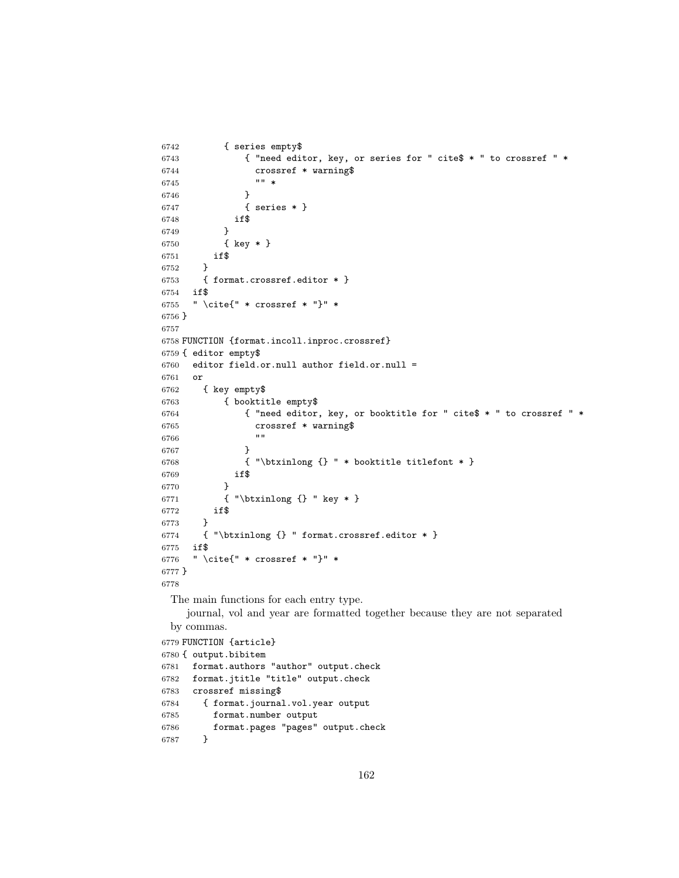```
6742        { series empty$
6743            { "need editor, key, or series for " cite$ * " to crossref " *
6744              crossref * warning$
6745              "" *
6746            }
6747            { series * }
6748          if$
6749        }
6750        { key * }
6751      if$
6752    }
6753    { format.crossref.editor * }
6754  if$
6755  " \cite{" * crossref * "}" *
6756 }
6757
6758 FUNCTION {format.incoll.inproc.crossref}
6759 { editor empty$
6760   editor field.or.null author field.or.null =
6761   or
6762     { key empty$
6763         { booktitle empty$
6764             { "need editor, key, or booktitle for " cite$ * " to crossref " *
6765               crossref * warning$
6766               ""
6767             }
6768             { "\btxinlong {} " * booktitle titlefont * }
6769           if$
6770         }
6771         { "\btxinlong {} " key * }
6772       if$
6773     }
6774     { "\btxinlong {} " format.crossref.editor * }
6775   if$
6776   " \cite{" * crossref * "}" *
6777 }
6778
```

The main functions for each entry type.

journal, vol and year are formatted together because they are not separated by commas.

```
6779 FUNCTION {article}
6780 { output.bibitem
6781   format.authors "author" output.check
6782   format.jtitle "title" output.check
6783   crossref missing$
6784     { format.journal.vol.year output
6785       format.number output
6786       format.pages "pages" output.check
6787     }
```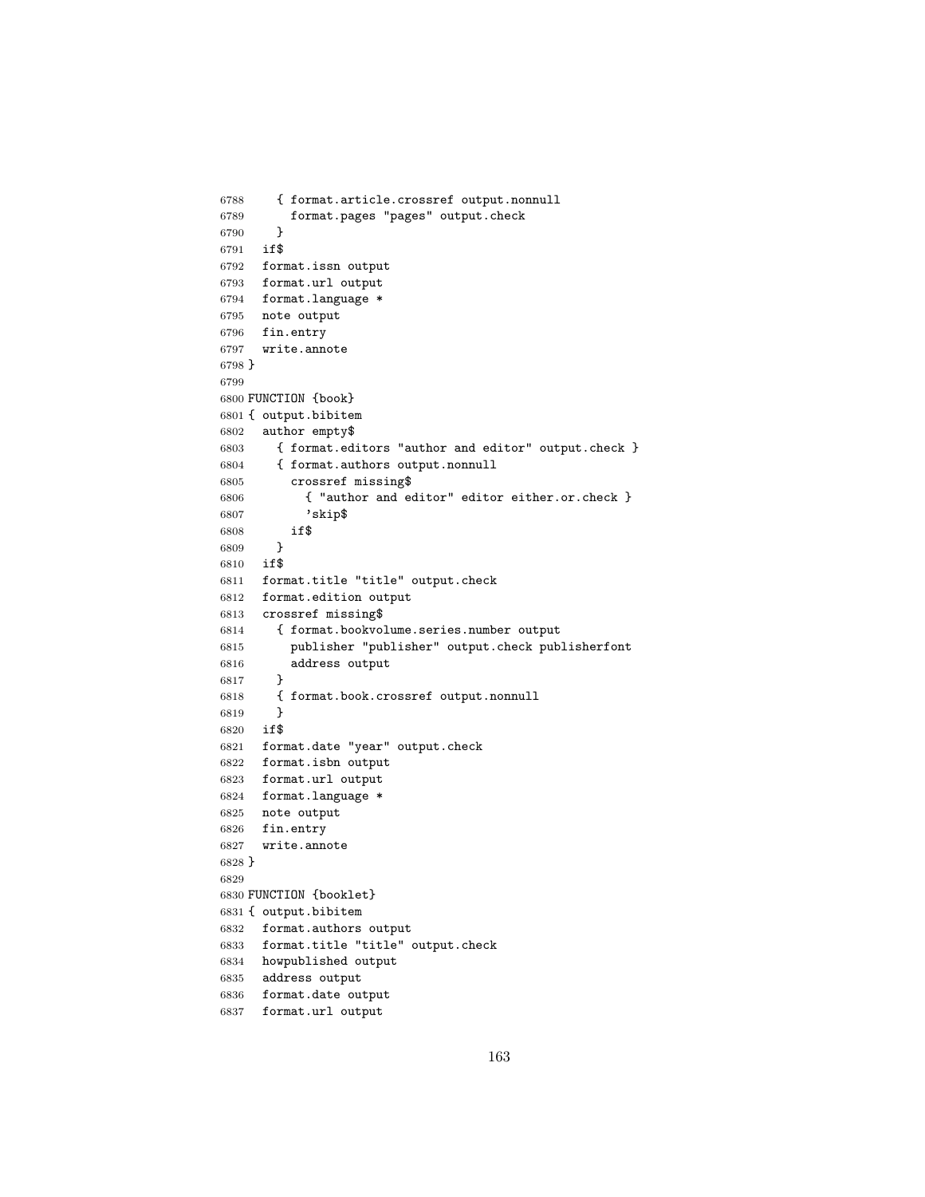```
6788     { format.article.crossref output.nonnull
6789       format.pages "pages" output.check
6790     }
6791   if$
6792   format.issn output
6793   format.url output
6794   format.language *
6795   note output
6796   fin.entry
6797   write.annote
6798 }
6799
6800 FUNCTION {book}
6801 { output.bibitem
6802   author empty$
6803     { format.editors "author and editor" output.check }
6804     { format.authors output.nonnull
6805       crossref missing$
6806         { "author and editor" editor either.or.check }
6807         'skip$
6808       if$
6809     }
6810   if$
6811   format.title "title" output.check
6812   format.edition output
6813   crossref missing$
6814     { format.bookvolume.series.number output
6815       publisher "publisher" output.check publisherfont
6816       address output
6817     }
6818     { format.book.crossref output.nonnull
6819     }
6820   if$
6821   format.date "year" output.check
6822   format.isbn output
6823   format.url output
6824   format.language *
6825   note output
6826   fin.entry
6827   write.annote
6828 }
6829
6830 FUNCTION {booklet}
6831 { output.bibitem
6832   format.authors output
6833   format.title "title" output.check
6834   howpublished output
6835   address output
6836   format.date output
6837   format.url output
```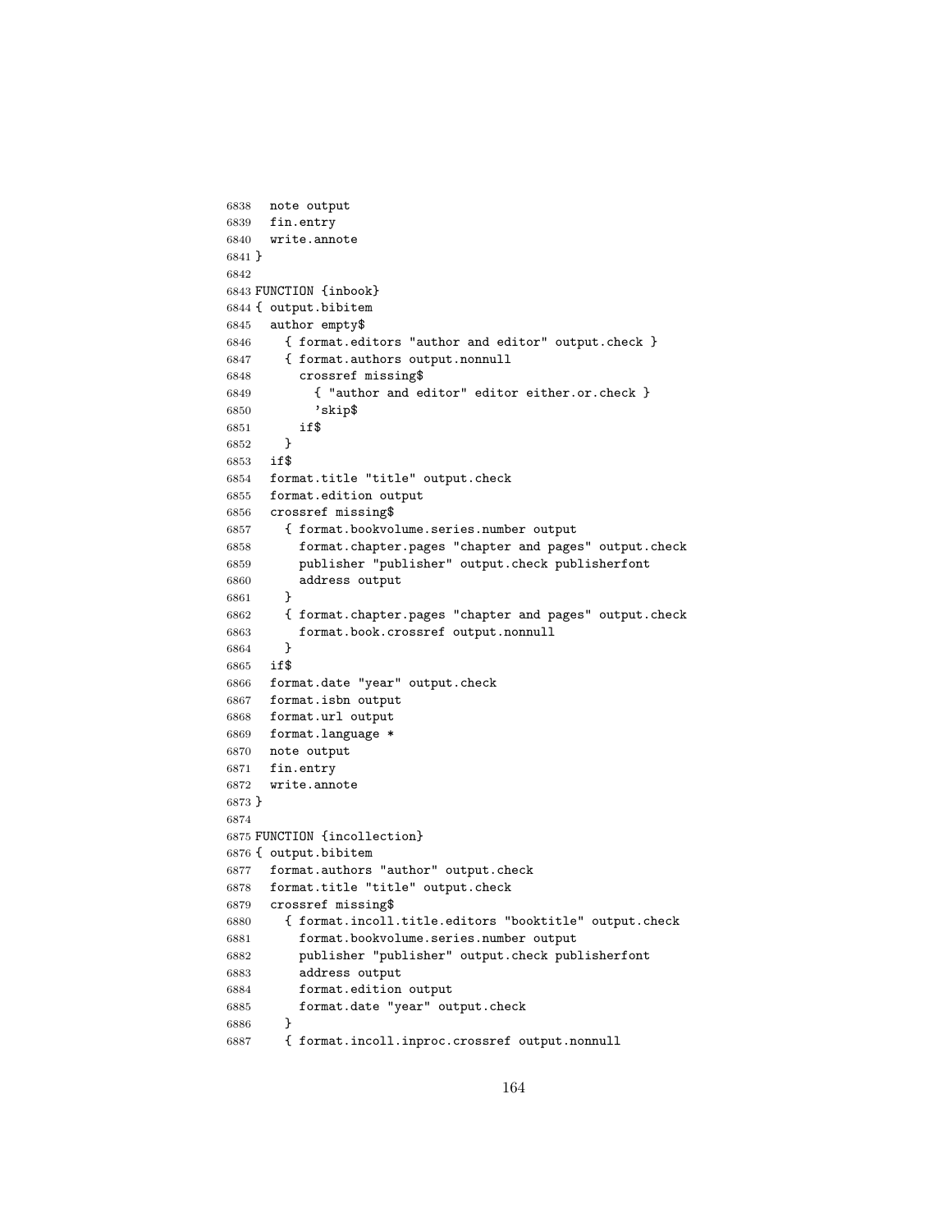```
6838   note output
6839   fin.entry
6840   write.annote
6841 }
6842
6843 FUNCTION {inbook}
6844 { output.bibitem
6845   author empty$
6846     { format.editors "author and editor" output.check }
6847     { format.authors output.nonnull
6848       crossref missing$
6849         { "author and editor" editor either.or.check }
6850         'skip$
6851       if$
6852     }
6853   if$
6854   format.title "title" output.check
6855   format.edition output
6856   crossref missing$
6857     { format.bookvolume.series.number output
6858       format.chapter.pages "chapter and pages" output.check
6859       publisher "publisher" output.check publisherfont
6860       address output
6861     }
6862     { format.chapter.pages "chapter and pages" output.check
6863       format.book.crossref output.nonnull
6864     }
6865   if$
6866   format.date "year" output.check
6867   format.isbn output
6868   format.url output
6869   format.language *
6870   note output
6871   fin.entry
6872   write.annote
6873 }
6874
6875 FUNCTION {incollection}
6876 { output.bibitem
6877   format.authors "author" output.check
6878   format.title "title" output.check
6879   crossref missing$
6880     { format.incoll.title.editors "booktitle" output.check
6881       format.bookvolume.series.number output
6882       publisher "publisher" output.check publisherfont
6883       address output
6884       format.edition output
6885       format.date "year" output.check
6886     }
6887     { format.incoll.inproc.crossref output.nonnull
```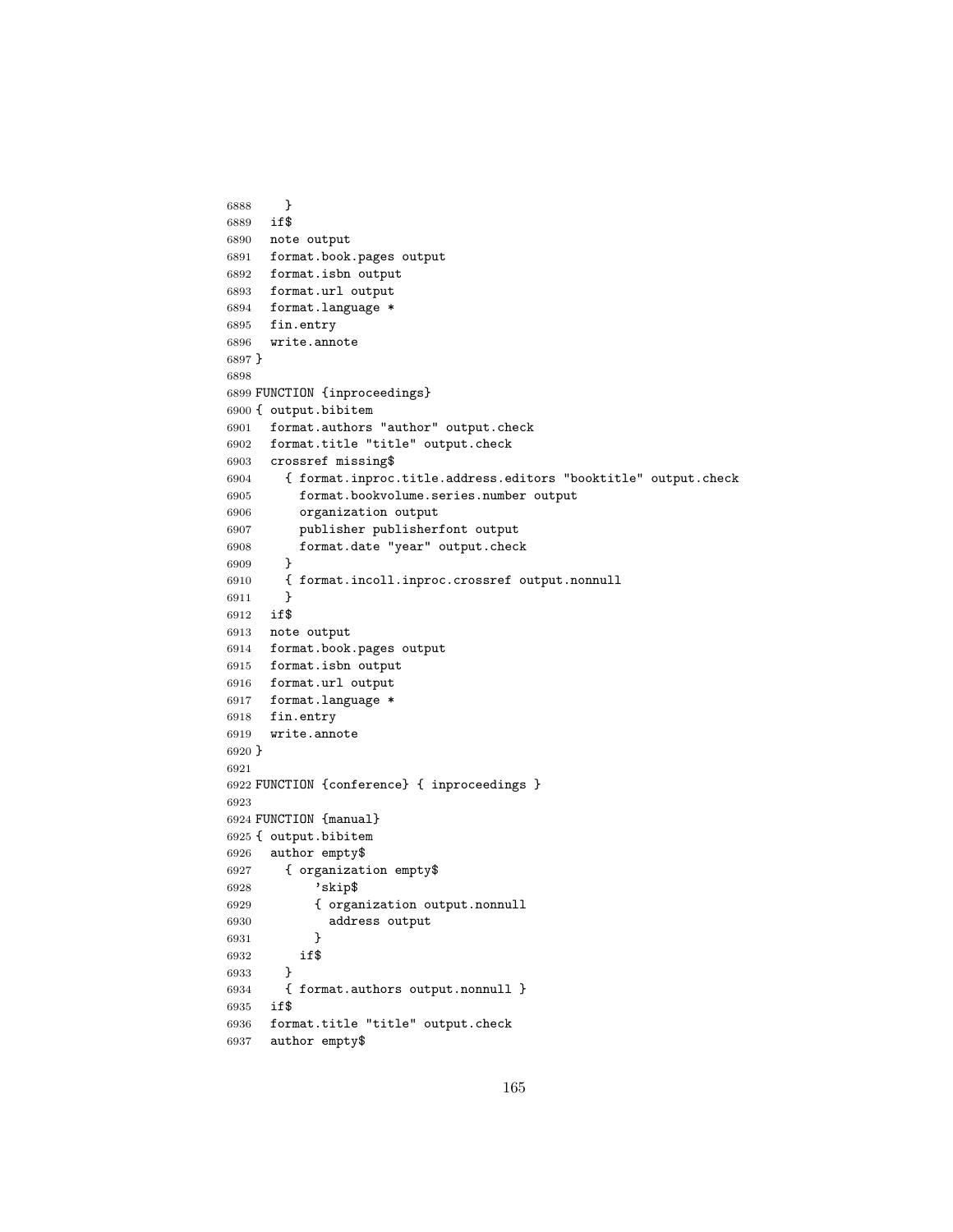```
6888     }
6889   if$
6890   note output
6891   format.book.pages output
6892   format.isbn output
6893   format.url output
6894   format.language *
6895   fin.entry
6896   write.annote
6897 }
6898
6899 FUNCTION {inproceedings}
6900 { output.bibitem
6901   format.authors "author" output.check
6902   format.title "title" output.check
6903   crossref missing$
6904     { format.inproc.title.address.editors "booktitle" output.check
6905       format.bookvolume.series.number output
6906       organization output
6907       publisher publisherfont output
6908       format.date "year" output.check
6909     }
6910     { format.incoll.inproc.crossref output.nonnull
6911     }
6912   if$
6913   note output
6914   format.book.pages output
6915   format.isbn output
6916   format.url output
6917   format.language *
6918   fin.entry
6919   write.annote
6920 }
6921
6922 FUNCTION {conference} { inproceedings }
6923
6924 FUNCTION {manual}
6925 { output.bibitem
6926   author empty$
6927     { organization empty$
6928         'skip$
6929         { organization output.nonnull
6930           address output
6931         }
6932       if$
6933     }
6934     { format.authors output.nonnull }
6935   if$
6936   format.title "title" output.check
6937   author empty$
```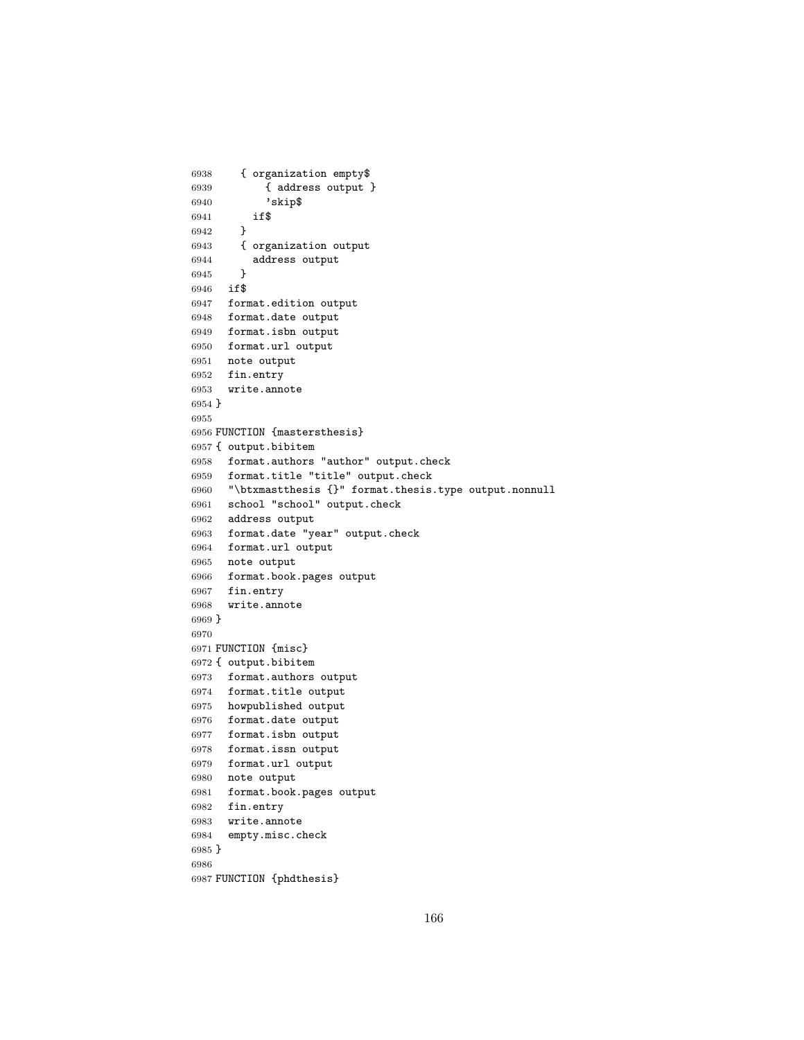```
6938     { organization empty$
6939         { address output }
6940         'skip$
6941       if$
6942     }
6943     { organization output
6944       address output
6945     }
6946   if$
6947   format.edition output
6948   format.date output
6949   format.isbn output
6950   format.url output
6951   note output
6952   fin.entry
6953   write.annote
6954 }
6955
6956 FUNCTION {mastersthesis}
6957 { output.bibitem
6958   format.authors "author" output.check
6959   format.title "title" output.check
6960   "\btxmastthesis {}" format.thesis.type output.nonnull
6961   school "school" output.check
6962   address output
6963   format.date "year" output.check
6964   format.url output
6965   note output
6966   format.book.pages output
6967   fin.entry
6968   write.annote
6969 }
6970
6971 FUNCTION {misc}
6972 { output.bibitem
6973   format.authors output
6974   format.title output
6975   howpublished output
6976   format.date output
6977   format.isbn output
6978   format.issn output
6979   format.url output
6980   note output
6981   format.book.pages output
6982   fin.entry
6983   write.annote
6984   empty.misc.check
6985 }
6986
6987 FUNCTION {phdthesis}
```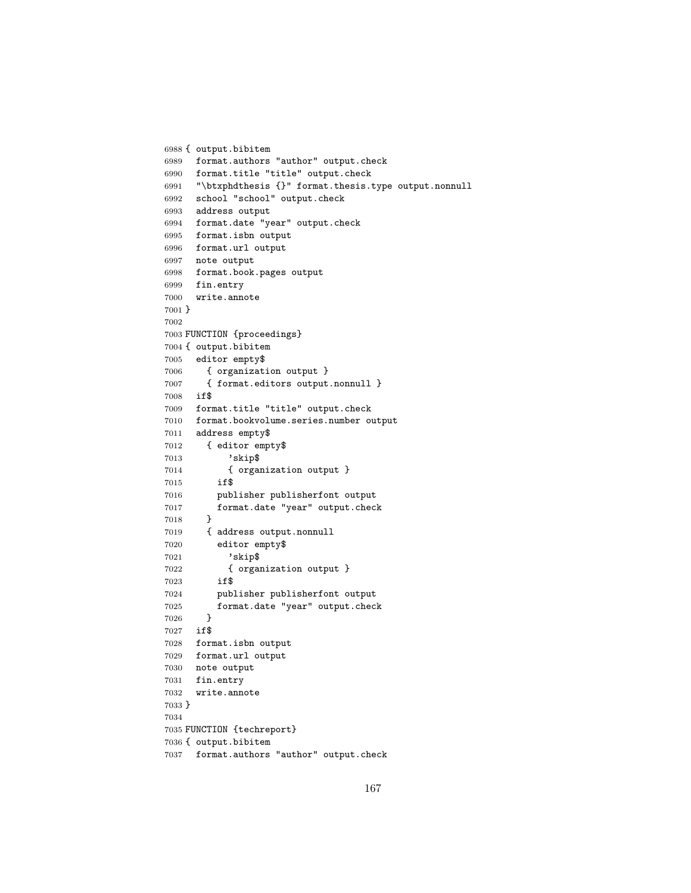```
6988 { output.bibitem
6989   format.authors "author" output.check
6990   format.title "title" output.check
6991   "\btxphdthesis {}" format.thesis.type output.nonnull
6992   school "school" output.check
6993   address output
6994   format.date "year" output.check
6995   format.isbn output
6996   format.url output
6997   note output
6998   format.book.pages output
6999   fin.entry
7000   write.annote
7001 }
7002
7003 FUNCTION {proceedings}
7004 { output.bibitem
7005   editor empty$
7006     { organization output }
7007     { format.editors output.nonnull }
7008   if$
7009   format.title "title" output.check
7010   format.bookvolume.series.number output
7011   address empty$
7012     { editor empty$
7013         'skip$
7014         { organization output }
7015       if$
7016       publisher publisherfont output
7017       format.date "year" output.check
7018     }
7019     { address output.nonnull
7020       editor empty$
7021         'skip$
7022         { organization output }
7023       if$
7024       publisher publisherfont output
7025       format.date "year" output.check
7026     }
7027   if$
7028   format.isbn output
7029   format.url output
7030   note output
7031   fin.entry
7032   write.annote
7033 }
7034
7035 FUNCTION {techreport}
7036 { output.bibitem
7037   format.authors "author" output.check
```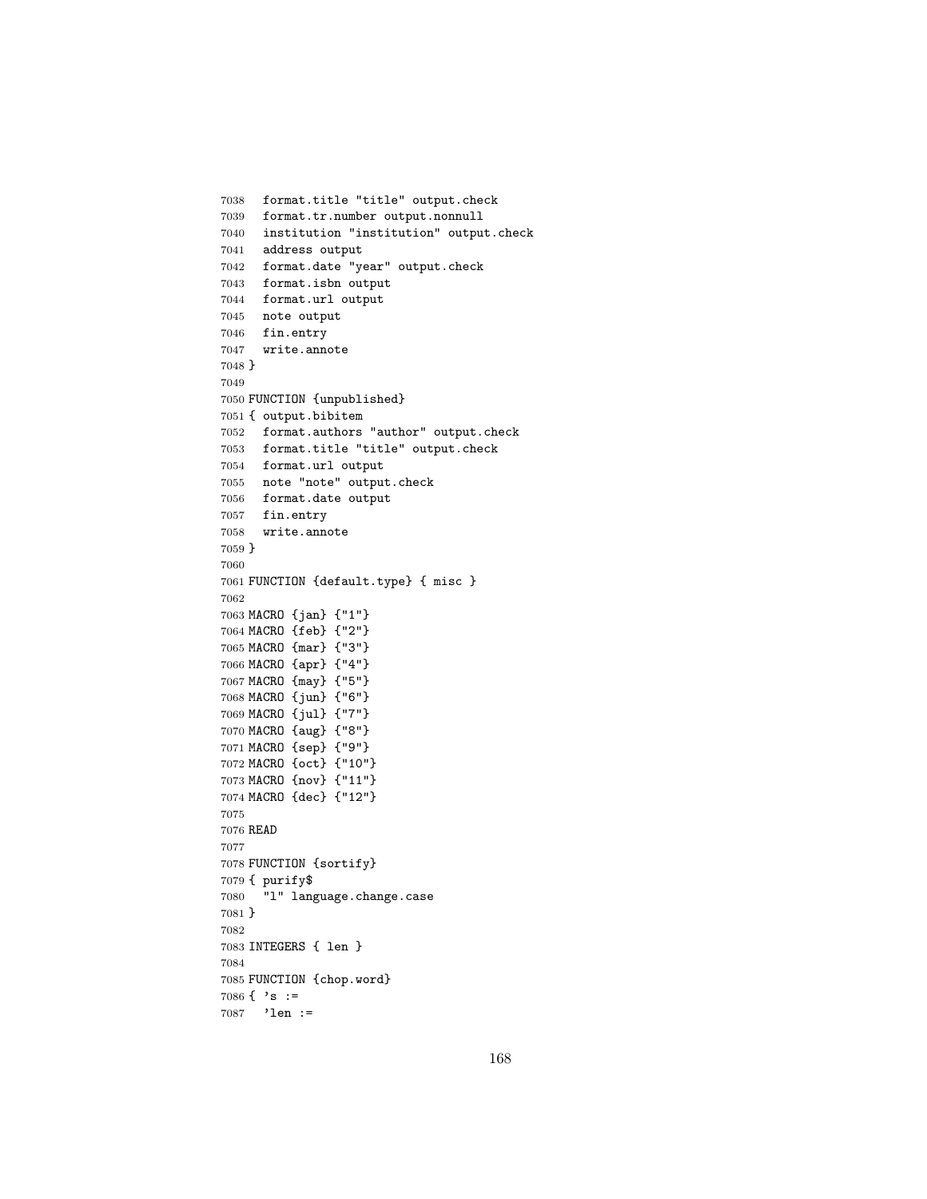```
7038   format.title "title" output.check
7039   format.tr.number output.nonnull
7040   institution "institution" output.check
7041   address output
7042   format.date "year" output.check
7043   format.isbn output
7044   format.url output
7045   note output
7046   fin.entry
7047   write.annote
7048 }
7049
7050 FUNCTION {unpublished}
7051 { output.bibitem
7052   format.authors "author" output.check
7053   format.title "title" output.check
7054   format.url output
7055   note "note" output.check
7056   format.date output
7057   fin.entry
7058   write.annote
7059 }
7060
7061 FUNCTION {default.type} { misc }
7062
7063 MACRO {jan} {"1"}
7064 MACRO {feb} {"2"}
7065 MACRO {mar} {"3"}
7066 MACRO {apr} {"4"}
7067 MACRO {may} {"5"}
7068 MACRO {jun} {"6"}
7069 MACRO {jul} {"7"}
7070 MACRO {aug} {"8"}
7071 MACRO {sep} {"9"}
7072 MACRO {oct} {"10"}
7073 MACRO {nov} {"11"}
7074 MACRO {dec} {"12"}
7075
7076 READ
7077
7078 FUNCTION {sortify}
7079 { purify$
7080   "l" language.change.case
7081 }
7082
7083 INTEGERS { len }
7084
7085 FUNCTION {chop.word}
7086 { 's :=
7087   'len :=
```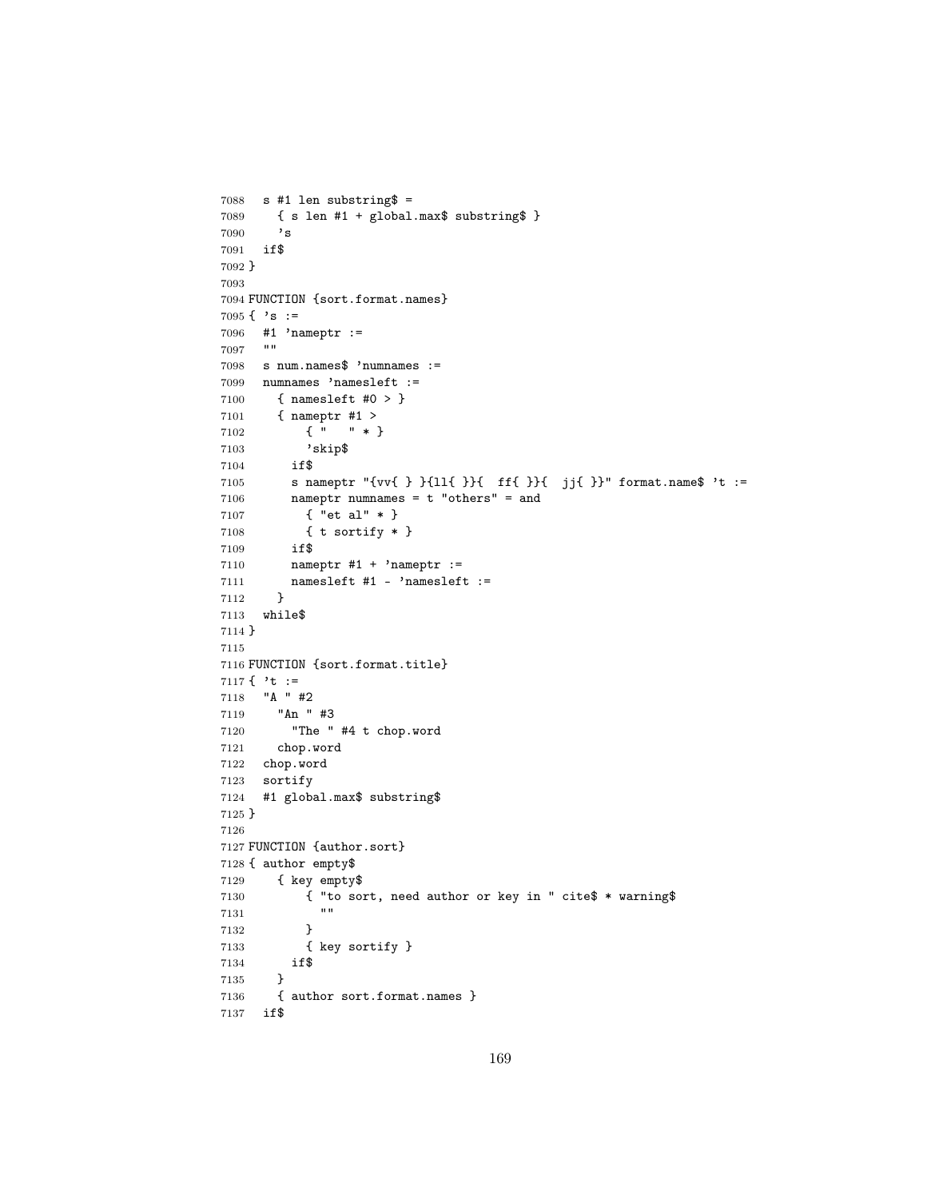```
7088   s #1 len substring$ =
7089     { s len #1 + global.max$ substring$ }
7090     's
7091   if$
7092 }
7093
7094 FUNCTION {sort.format.names}
7095 { 's :=
7096   #1 'nameptr :=
7097   ""
7098   s num.names$ 'numnames :=
7099   numnames 'namesleft :=
7100     { namesleft #0 > }
7101     { nameptr #1 >
7102         { "   " * }
7103         'skip$
7104       if$
7105       s nameptr "{vv{ } }{ll{ }}{  ff{ }}{  jj{ }}" format.name$ 't :=
7106       nameptr numnames = t "others" = and
7107         { "et al" * }
7108         { t sortify * }
7109       if$
7110       nameptr #1 + 'nameptr :=
7111       namesleft #1 - 'namesleft :=
7112     }
7113   while$
7114 }
7115
7116 FUNCTION {sort.format.title}
7117 { 't :=
7118   "A " #2
7119     "An " #3
7120       "The " #4 t chop.word
7121     chop.word
7122   chop.word
7123   sortify
7124   #1 global.max$ substring$
7125 }
7126
7127 FUNCTION {author.sort}
7128 { author empty$
7129     { key empty$
7130         { "to sort, need author or key in " cite$ * warning$
7131           ""
7132         }
7133         { key sortify }
7134       if$
7135     }
7136     { author sort.format.names }
7137   if$
```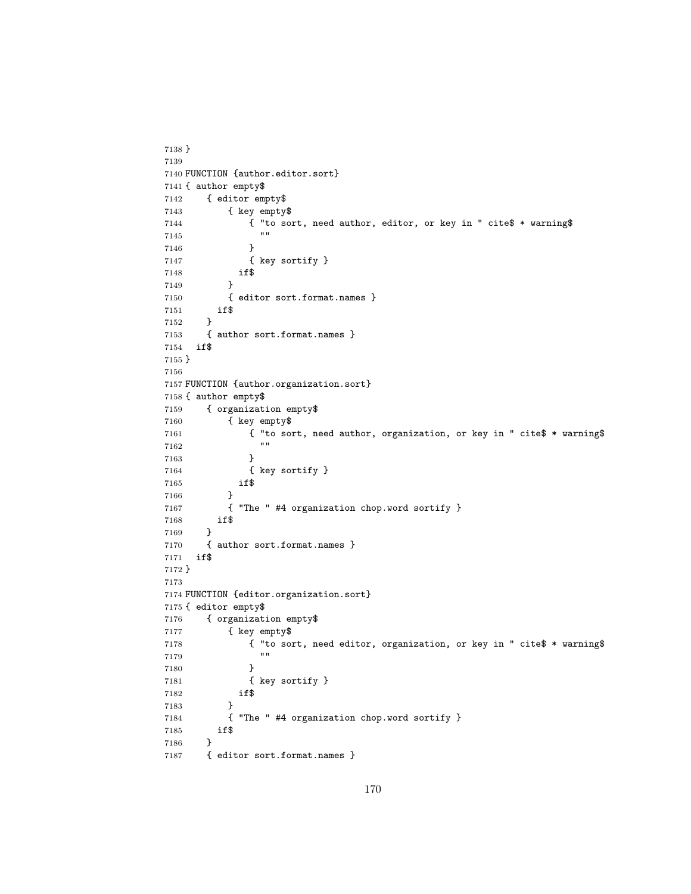```
7138 }
7139
7140 FUNCTION {author.editor.sort}
7141 { author empty$
7142     { editor empty$
7143         { key empty$
7144             { "to sort, need author, editor, or key in " cite$ * warning$
7145               ""
7146             }
7147             { key sortify }
7148           if$
7149         }
7150         { editor sort.format.names }
7151       if$
7152     }
7153     { author sort.format.names }
7154   if$
7155 }
7156
7157 FUNCTION {author.organization.sort}
7158 { author empty$
7159     { organization empty$
7160         { key empty$
7161             { "to sort, need author, organization, or key in " cite$ * warning$
7162               ""
7163             }
7164             { key sortify }
7165           if$
7166         }
7167         { "The " #4 organization chop.word sortify }
7168       if$
7169     }
7170     { author sort.format.names }
7171   if$
7172 }
7173
7174 FUNCTION {editor.organization.sort}
7175 { editor empty$
7176     { organization empty$
7177         { key empty$
7178             { "to sort, need editor, organization, or key in " cite$ * warning$
7179               ""
7180             }
7181             { key sortify }
7182           if$
7183         }
7184         { "The " #4 organization chop.word sortify }
7185       if$
7186     }
7187     { editor sort.format.names }
```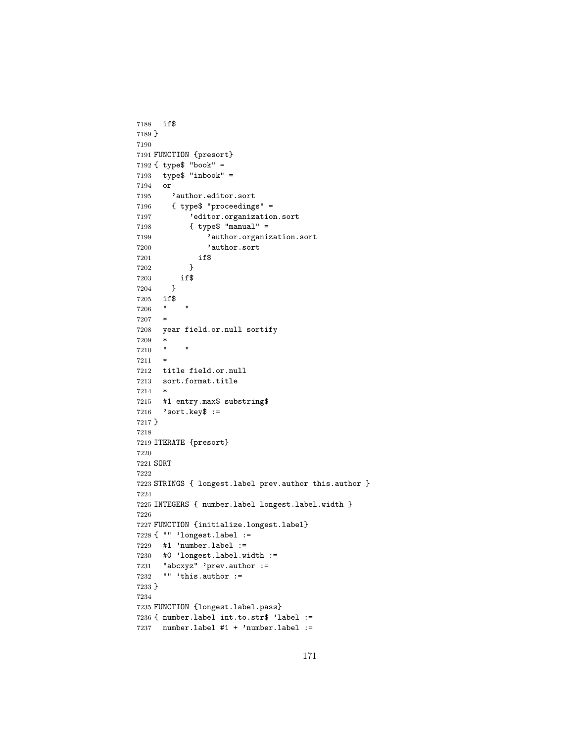```
7188   if$
7189 }
7190
7191 FUNCTION {presort}
7192 { type$ "book" =
7193   type$ "inbook" =
7194   or
7195     'author.editor.sort
7196     { type$ "proceedings" =
7197         'editor.organization.sort
7198         { type$ "manual" =
7199             'author.organization.sort
7200             'author.sort
7201           if$
7202         }
7203       if$
7204     }
7205   if$
7206   "    "
7207   *
7208   year field.or.null sortify
7209   *
7210   "    "
7211   *
7212   title field.or.null
7213   sort.format.title
7214   *
7215   #1 entry.max$ substring$
7216   'sort.key$ :=
7217 }
7218
7219 ITERATE {presort}
7220
7221 SORT
7222
7223 STRINGS { longest.label prev.author this.author }
7224
7225 INTEGERS { number.label longest.label.width }
7226
7227 FUNCTION {initialize.longest.label}
7228 { "" 'longest.label :=
7229   #1 'number.label :=
7230   #0 'longest.label.width :=
7231   "abcxyz" 'prev.author :=
7232   "" 'this.author :=
7233 }
7234
7235 FUNCTION {longest.label.pass}
7236 { number.label int.to.str$ 'label :=
7237   number.label #1 + 'number.label :=
```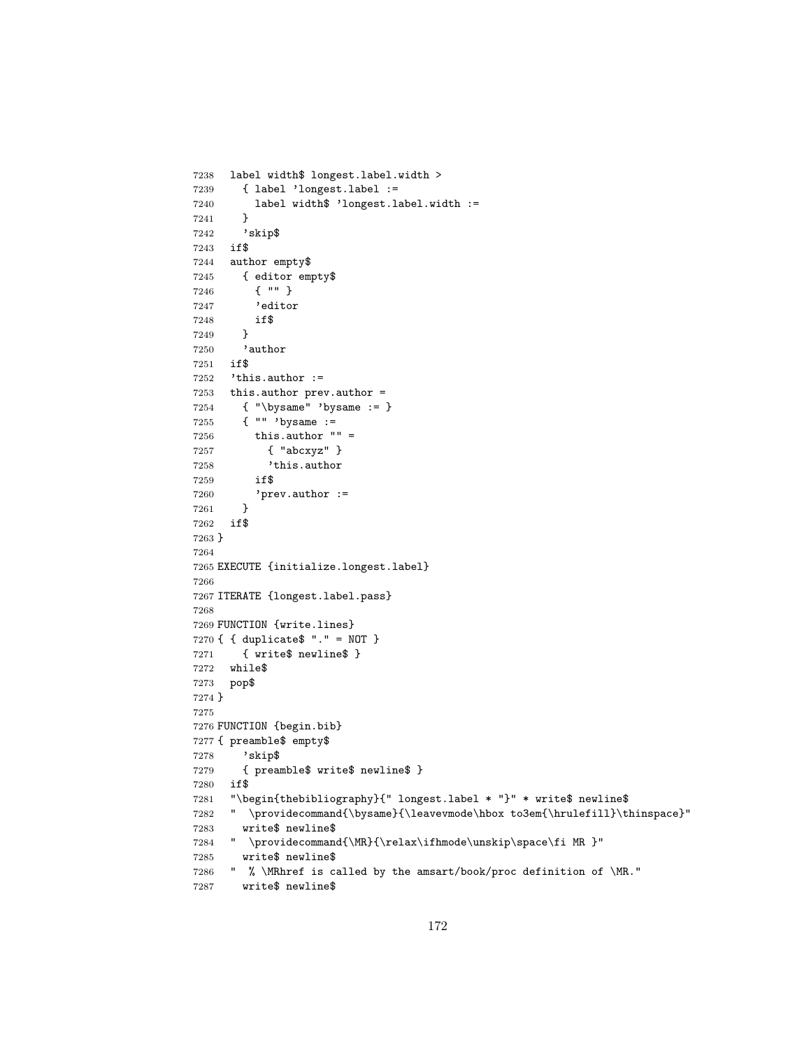```
7238   label width$ longest.label.width >
7239     { label 'longest.label :=
7240       label width$ 'longest.label.width :=
7241     }
7242     'skip$
7243   if$
7244   author empty$
7245     { editor empty$
7246       { "" }
7247       'editor
7248       if$
7249     }
7250     'author
7251   if$
7252   'this.author :=
7253   this.author prev.author =
7254     { "\bysame" 'bysame := }
7255     { "" 'bysame :=
7256       this.author "" =
7257         { "abcxyz" }
7258         'this.author
7259       if$
7260       'prev.author :=
7261     }
7262   if$
7263 }
7264
7265 EXECUTE {initialize.longest.label}
7266
7267 ITERATE {longest.label.pass}
7268
7269 FUNCTION {write.lines}
7270 { { duplicate$ "." = NOT }
7271     { write$ newline$ }
7272   while$
7273   pop$
7274 }
7275
7276 FUNCTION {begin.bib}
7277 { preamble$ empty$
7278     'skip$
7279     { preamble$ write$ newline$ }
7280   if$
7281   "\begin{thebibliography}{" longest.label * "}" * write$ newline$
7282   "  \providecommand{\bysame}{\leavevmode\hbox to3em{\hrulefill}\thinspace}"
7283     write$ newline$
7284   "  \providecommand{\MR}{\relax\ifhmode\unskip\space\fi MR }"
7285     write$ newline$
7286   "  % \MRhref is called by the amsart/book/proc definition of \MR."
7287     write$ newline$
```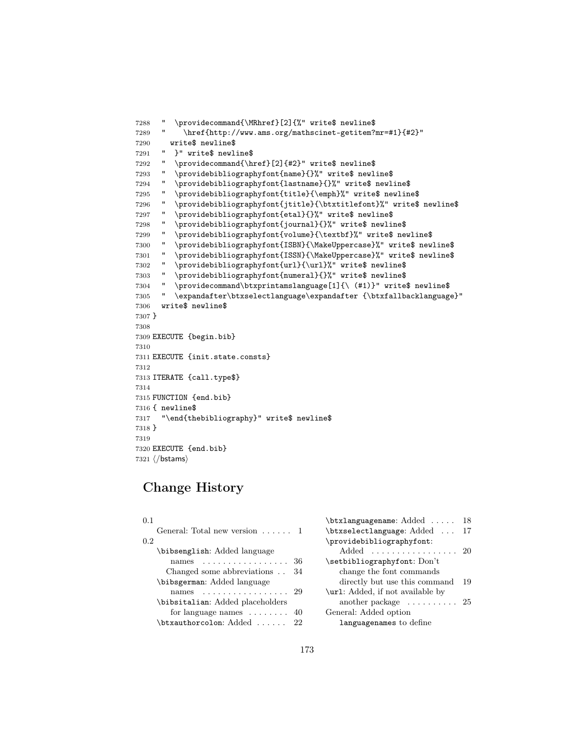```
7288   "  \providecommand{\MRhref}[2]{%" write$ newline$
7289   "    \href{http://www.ams.org/mathscinet-getitem?mr=#1}{#2}"
7290     write$ newline$
7291   "  }" write$ newline$
7292   "  \providecommand{\href}[2]{#2}" write$ newline$
7293   "  \providebibliographyfont{name}{}%" write$ newline$
7294   "  \providebibliographyfont{lastname}{}%" write$ newline$
7295   "  \providebibliographyfont{title}{\emph}%" write$ newline$
7296   "  \providebibliographyfont{jtitle}{\btxtitlefont}%" write$ newline$
7297   "  \providebibliographyfont{etal}{}%" write$ newline$
7298   "  \providebibliographyfont{journal}{}%" write$ newline$
7299   "  \providebibliographyfont{volume}{\textbf}%" write$ newline$
7300   "  \providebibliographyfont{ISBN}{\MakeUppercase}%" write$ newline$
7301   "  \providebibliographyfont{ISSN}{\MakeUppercase}%" write$ newline$
7302   "  \providebibliographyfont{url}{\url}%" write$ newline$
7303   "  \providebibliographyfont{numeral}{}%" write$ newline$
7304   "  \providecommand\btxprintamslanguage[1]{\ (#1)}" write$ newline$
7305   "  \expandafter\btxselectlanguage\expandafter {\btxfallbacklanguage}"
7306   write$ newline$
7307 }
7308
7309 EXECUTE {begin.bib}
7310
7311 EXECUTE {init.state.consts}
7312
7313 ITERATE {call.type$}
7314
7315 FUNCTION {end.bib}
7316 { newline$
7317   "\end{thebibliography}" write$ newline$
7318 }
7319
7320 EXECUTE {end.bib}
7321 </bstams>
```

## Change History

0.1
- General: Total new version . . . . . . 1

0.2
- `\bibsenglish`: Added language names . . . . . . . . . . . . . . . . . 36
  - Changed some abbreviations . . 34
- `\bibsgerman`: Added language names . . . . . . . . . . . . . . . . . 29
- `\bibsitalian`: Added placeholders for language names . . . . . . . . 40
- `\btxauthorcolon`: Added . . . . . . 22
- `\btxlanguagename`: Added . . . . . 18
- `\btxselectlanguage`: Added . . . 17
- `\providebibliographyfont`: Added . . . . . . . . . . . . . . . . . 20
- `\setbibliographyfont`: Don't change the font commands directly but use this command 19
- `\url`: Added, if not available by another package . . . . . . . . . . 25
- General: Added option `languagenames` to define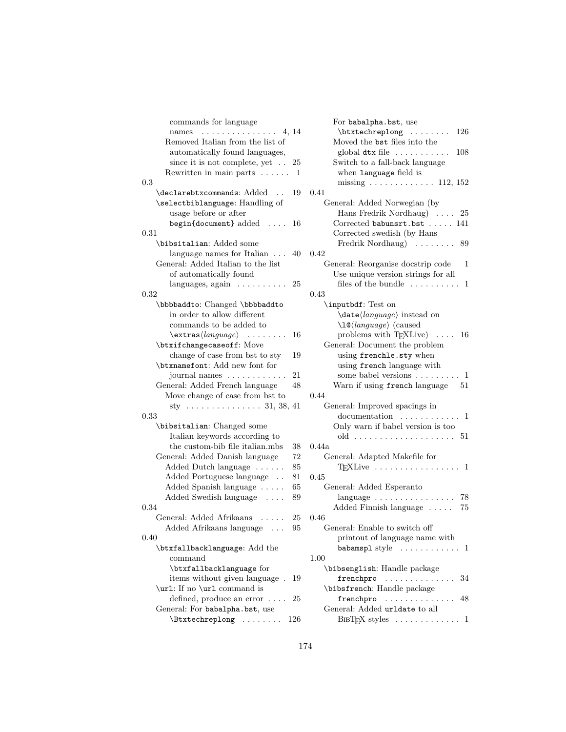commands for language names . . . . . . . . . . . . . . . 4, 14

Removed Italian from the list of automatically found languages, since it is not complete, yet . . 25

Rewritten in main parts . . . . . . 1

0.3

`\declarebtxcommands`: Added . . 19

`\selectbiblanguage`: Handling of usage before or after `begin{document}` added . . . . 16

0.31

`\bibsitalian`: Added some language names for Italian . . . 40

General: Added Italian to the list of automatically found languages, again . . . . . . . . . . 25

0.32

`\bbbbaddto`: Changed `\bbbbaddto` in order to allow different commands to be added to `\extras`⟨*language*⟩ . . . . . . . . 16

`\btxifchangecaseoff`: Move change of case from bst to sty 19

`\btxnamefont`: Add new font for journal names . . . . . . . . . . . . 21

General: Added French language 48

Move change of case from bst to sty . . . . . . . . . . . . . . . 31, 38, 41

0.33

`\bibsitalian`: Changed some Italian keywords according to the custom-bib file italian.mbs 38

General: Added Danish language 72

Added Dutch language . . . . . . 85

Added Portuguese language . . 81

Added Spanish language . . . . . 65

Added Swedish language . . . . 89

0.34

General: Added Afrikaans . . . . . 25

Added Afrikaans language . . . 95

0.40

`\btxfallbacklanguage`: Add the command `\btxfallbacklanguage` for items without given language . 19

`\url`: If no `\url` command is defined, produce an error . . . . 25

General: For `babalpha.bst`, use `\Btxtechreplong` . . . . . . . . 126

For `babalpha.bst`, use `\btxtechreplong` . . . . . . . . 126

Moved the `bst` files into the global `dtx` file . . . . . . . . . . . 108

Switch to a fall-back language when `language` field is missing . . . . . . . . . . . . . 112, 152

0.41

General: Added Norwegian (by Hans Fredrik Nordhaug) . . . . 25

Corrected `babunsrt.bst` . . . . . 141

Corrected swedish (by Hans Fredrik Nordhaug) . . . . . . . . 89

0.42

General: Reorganise docstrip code 1

Use unique version strings for all files of the bundle . . . . . . . . . . 1

0.43

`\inputbdf`: Test on `\date`⟨*language*⟩ instead on `\l@`⟨*language*⟩ (caused problems with TEXLive) . . . . 16

General: Document the problem using `frenchle.sty` when using `french` language with some babel versions . . . . . . . . . 1

Warn if using `french` language 51

0.44

General: Improved spacings in documentation . . . . . . . . . . . . 1

Only warn if babel version is too old . . . . . . . . . . . . . . . . . . . . 51

0.44a

General: Adapted Makefile for TEXLive . . . . . . . . . . . . . . . . . 1

0.45

General: Added Esperanto language . . . . . . . . . . . . . . . . 78

Added Finnish language . . . . . 75

0.46

General: Enable to switch off printout of language name with `babamspl` style . . . . . . . . . . . . 1

1.00

`\bibsenglish`: Handle package `frenchpro` . . . . . . . . . . . . . . 34

`\bibsfrench`: Handle package `frenchpro` . . . . . . . . . . . . . . 48

General: Added `urldate` to all BIBTEX styles . . . . . . . . . . . . . 1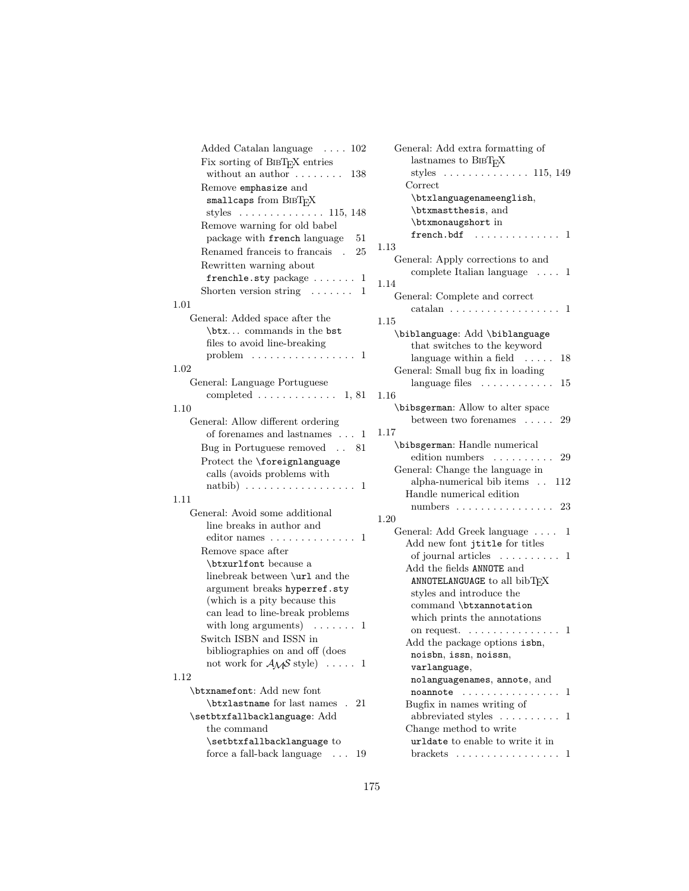Added Catalan language . . . . 102
Fix sorting of BIBTEX entries without an author . . . . . . . . 138
Remove `emphasize` and `smallcaps` from BIBTEX styles . . . . . . . . . . . . . . 115, 148
Remove warning for old babel package with `french` language 51
Renamed franceis to francais . 25
Rewritten warning about `frenchle.sty` package . . . . . . . 1
Shorten version string . . . . . . . 1

1.01
General: Added space after the `\btx`... commands in the `bst` files to avoid line-breaking problem . . . . . . . . . . . . . . . . . 1

1.02
General: Language Portuguese completed . . . . . . . . . . . . . 1, 81

1.10
General: Allow different ordering of forenames and lastnames . . . 1
Bug in Portuguese removed . . 81
Protect the `\foreignlanguage` calls (avoids problems with natbib) . . . . . . . . . . . . . . . . . . 1

1.11
General: Avoid some additional line breaks in author and editor names . . . . . . . . . . . . . . 1
Remove space after `\btxurlfont` because a linebreak between `\url` and the argument breaks `hyperref.sty` (which is a pity because this can lead to line-break problems with long arguments) . . . . . . . 1
Switch ISBN and ISSN in bibliographies on and off (does not work for $\mathcal{AMS}$ style) . . . . . 1

1.12
`\btxnamefont`: Add new font `\btxlastname` for last names . 21
`\setbtxfallbacklanguage`: Add the command `\setbtxfallbacklanguage` to force a fall-back language . . . 19
General: Add extra formatting of lastnames to BIBTEX styles . . . . . . . . . . . . . . 115, 149
Correct `\btxlanguagenameenglish`, `\btxmastthesis`, and `\btxmonaugshort` in `french.bdf` . . . . . . . . . . . . . . 1

1.13
General: Apply corrections to and complete Italian language . . . . 1

1.14
General: Complete and correct catalan . . . . . . . . . . . . . . . . . . 1

1.15
`\biblanguage`: Add `\biblanguage` that switches to the keyword language within a field . . . . . 18
General: Small bug fix in loading language files . . . . . . . . . . . . 15

1.16
`\bibsgerman`: Allow to alter space between two forenames . . . . . 29

1.17
`\bibsgerman`: Handle numerical edition numbers . . . . . . . . . . 29
General: Change the language in alpha-numerical bib items . . 112
Handle numerical edition numbers . . . . . . . . . . . . . . . . 23

1.20
General: Add Greek language . . . . 1
Add new font `jtitle` for titles of journal articles . . . . . . . . . . 1
Add the fields `ANNOTE` and `ANNOTELANGUAGE` to all bibTEX styles and introduce the command `\btxannotation` which prints the annotations on request. . . . . . . . . . . . . . . . 1
Add the package options `isbn`, `noisbn`, `issn`, `noissn`, `varlanguage`, `nolanguagenames`, `annote`, and `noannote` . . . . . . . . . . . . . . . . 1
Bugfix in names writing of abbreviated styles . . . . . . . . . . 1
Change method to write `urldate` to enable to write it in brackets . . . . . . . . . . . . . . . . . 1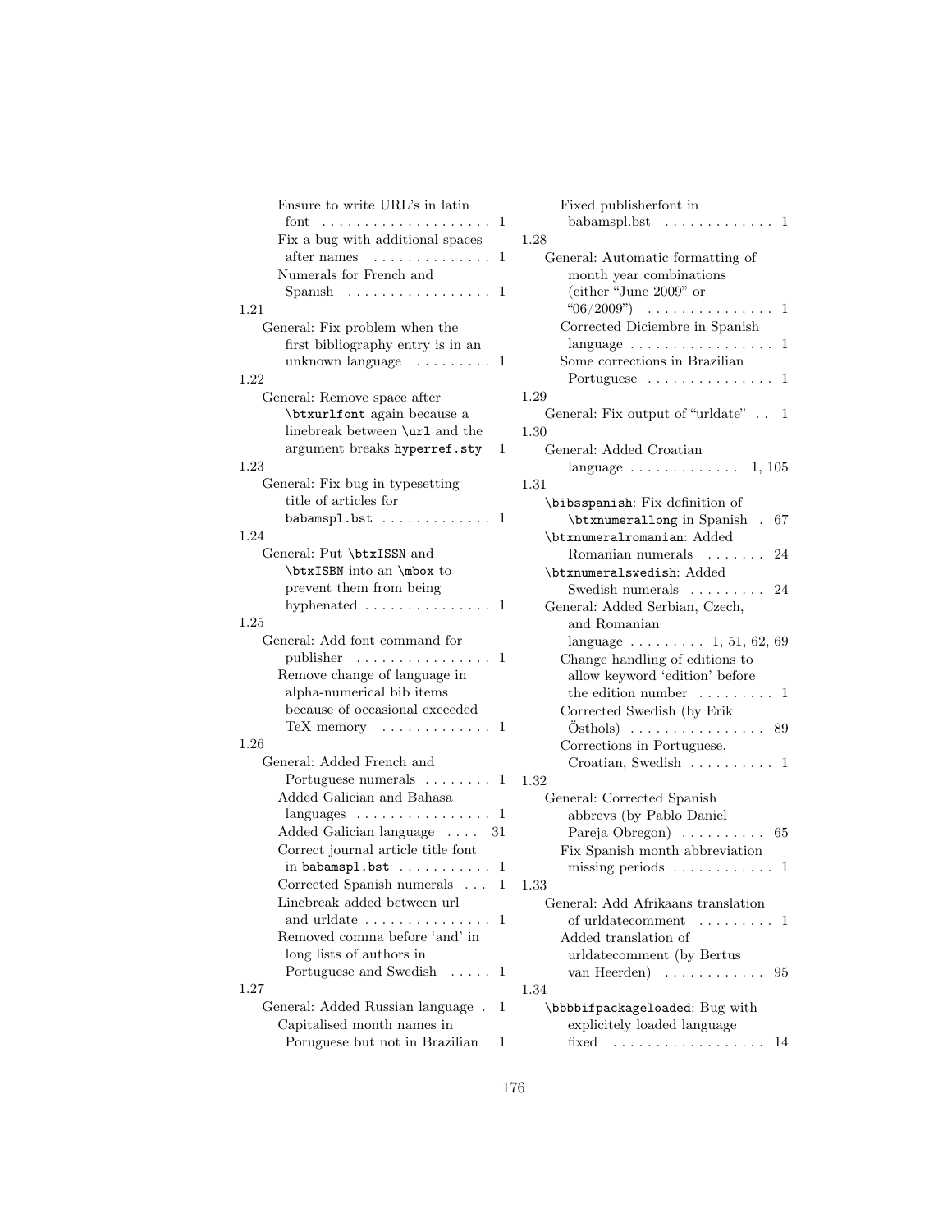Ensure to write URL's in latin font . . . . . . . . . . . . . . . . . . . . 1
Fix a bug with additional spaces after names . . . . . . . . . . . . . . 1
Numerals for French and Spanish . . . . . . . . . . . . . . . . . 1

1.21
General: Fix problem when the first bibliography entry is in an unknown language . . . . . . . . . 1

1.22
General: Remove space after `\btxurlfont` again because a linebreak between `\url` and the argument breaks `hyperref.sty` 1

1.23
General: Fix bug in typesetting title of articles for `babamspl.bst` . . . . . . . . . . . . . 1

1.24
General: Put `\btxISSN` and `\btxISBN` into an `\mbox` to prevent them from being hyphenated . . . . . . . . . . . . . . . 1

1.25
General: Add font command for publisher . . . . . . . . . . . . . . . . 1
Remove change of language in alpha-numerical bib items because of occasional exceeded TeX memory . . . . . . . . . . . . . 1

1.26
General: Added French and Portuguese numerals . . . . . . . . 1
Added Galician and Bahasa languages . . . . . . . . . . . . . . . . 1
Added Galician language . . . . 31
Correct journal article title font in `babamspl.bst` . . . . . . . . . . . 1
Corrected Spanish numerals . . . 1
Linebreak added between url and urldate . . . . . . . . . . . . . . . 1
Removed comma before 'and' in long lists of authors in Portuguese and Swedish . . . . . 1

1.27
General: Added Russian language . 1
Capitalised month names in Poruguese but not in Brazilian 1
Fixed publisherfont in babamspl.bst . . . . . . . . . . . . . 1

1.28
General: Automatic formatting of month year combinations (either "June 2009" or "06/2009") . . . . . . . . . . . . . . . 1
Corrected Diciembre in Spanish language . . . . . . . . . . . . . . . . . 1
Some corrections in Brazilian Portuguese . . . . . . . . . . . . . . . 1

1.29
General: Fix output of "urldate" . . 1

1.30
General: Added Croatian language . . . . . . . . . . . . . 1, 105

1.31
`\bibsspanish`: Fix definition of `\btxnumerallong` in Spanish . 67
`\btxnumeralromanian`: Added Romanian numerals . . . . . . . 24
`\btxnumeralswedish`: Added Swedish numerals . . . . . . . . . 24
General: Added Serbian, Czech, and Romanian language . . . . . . . . . 1, 51, 62, 69
Change handling of editions to allow keyword 'edition' before the edition number . . . . . . . . . 1
Corrected Swedish (by Erik Östhols) . . . . . . . . . . . . . . . . 89
Corrections in Portuguese, Croatian, Swedish . . . . . . . . . . 1

1.32
General: Corrected Spanish abbrevs (by Pablo Daniel Pareja Obregon) . . . . . . . . . . 65
Fix Spanish month abbreviation missing periods . . . . . . . . . . . . 1

1.33
General: Add Afrikaans translation of urldatecomment . . . . . . . . . 1
Added translation of urldatecomment (by Bertus van Heerden) . . . . . . . . . . . . 95

1.34
`\bbbbifpackageloaded`: Bug with explicitely loaded language fixed . . . . . . . . . . . . . . . . . . 14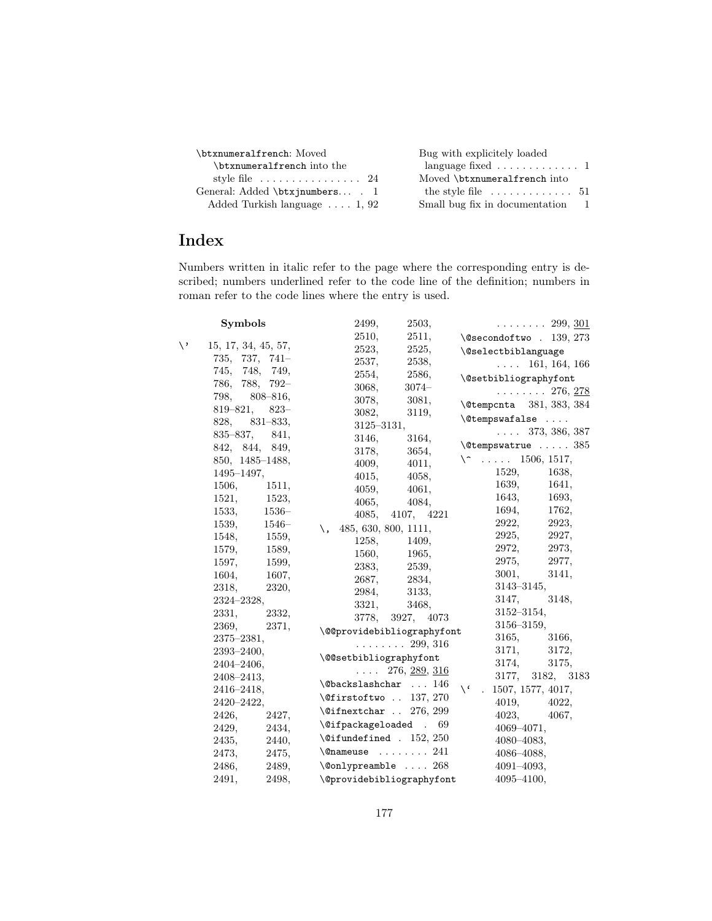\btxnumeralfrench: Moved \btxnumeralfrench into the style file . . . . . . . . . . . . . . . . 24

General: Added \btxjnumbers. . . . 1

Added Turkish language . . . . 1, 92

Bug with explicitely loaded language fixed . . . . . . . . . . . . . 1

Moved \btxnumeralfrench into the style file . . . . . . . . . . . . . 51

Small bug fix in documentation 1

# Index

Numbers written in italic refer to the page where the corresponding entry is described; numbers underlined refer to the code line of the definition; numbers in roman refer to the code lines where the entry is used.

**Symbols**

\' 15, 17, 34, 45, 57, 735, 737, 741–745, 748, 749, 786, 788, 792–798, 808–816, 819–821, 823–828, 831–833, 835–837, 841, 842, 844, 849, 850, 1485–1488, 1495–1497, 1506, 1511, 1521, 1523, 1533, 1536–1539, 1546–1548, 1559, 1579, 1589, 1597, 1599, 1604, 1607, 2318, 2320, 2324–2328, 2331, 2332, 2369, 2371, 2375–2381, 2393–2400, 2404–2406, 2408–2413, 2416–2418, 2420–2422, 2426, 2427, 2429, 2434, 2435, 2440, 2473, 2475, 2486, 2489, 2491, 2498, 2499, 2503, 2510, 2511, 2523, 2525, 2537, 2538, 2554, 2586, 3068, 3074–3078, 3081, 3082, 3119, 3125–3131, 3146, 3164, 3178, 3654, 4009, 4011, 4015, 4058, 4059, 4061, 4065, 4084, 4085, 4107, 4221

\, 485, 630, 800, 1111, 1258, 1409, 1560, 1965, 2383, 2539, 2687, 2834, 2984, 3133, 3321, 3468, 3778, 3927, 4073

\@@providebibliographyfont . . . . . . . . 299, 316

\@@setbibliographyfont . . . . 276, 289, 316

\@backslashchar . . . 146

\@firstoftwo . . 137, 270

\@ifnextchar . . 276, 299

\@ifpackageloaded . 69

\@ifundefined . 152, 250

\@nameuse . . . . . . . . 241

\@onlypreamble . . . . 268

\@providebibliographyfont . . . . . . . . 299, 301

\@secondoftwo . 139, 273

\@selectbiblanguage . . . . 161, 164, 166

\@setbibliographyfont . . . . . . . . 276, 278

\@tempcnta 381, 383, 384

\@tempswafalse . . . . . . . . 373, 386, 387

\@tempswatrue . . . . . 385

\^ . . . . . 1506, 1517, 1529, 1638, 1639, 1641, 1643, 1693, 1694, 1762, 2922, 2923, 2925, 2927, 2972, 2973, 2975, 2977, 3001, 3141, 3143–3145, 3147, 3148, 3152–3154, 3156–3159, 3165, 3166, 3171, 3172, 3174, 3175, 3177, 3182, 3183

\` . 1507, 1577, 4017, 4019, 4022, 4023, 4067, 4069–4071, 4080–4083, 4086–4088, 4091–4093, 4095–4100,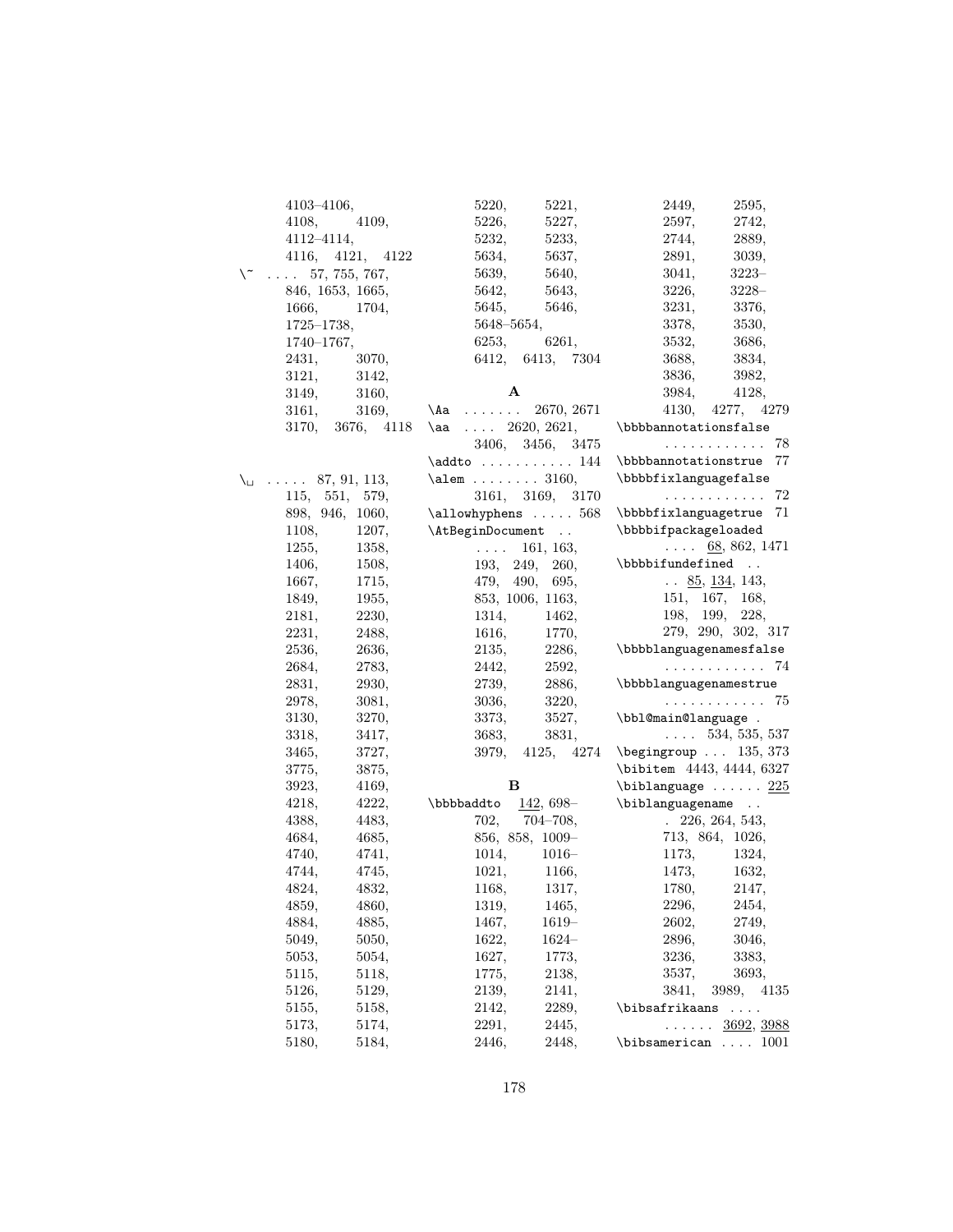4103–4106, 4108, 4109, 4112–4114, 4116, 4121, 4122

\~ .... 57, 755, 767, 846, 1653, 1665, 1666, 1704, 1725–1738, 1740–1767, 2431, 3070, 3121, 3142, 3149, 3160, 3161, 3169, 3170, 3676, 4118

\␣ ..... 87, 91, 113, 115, 551, 579, 898, 946, 1060, 1108, 1207, 1255, 1358, 1406, 1508, 1667, 1715, 1849, 1955, 2181, 2230, 2231, 2488, 2536, 2636, 2684, 2783, 2831, 2930, 2978, 3081, 3130, 3270, 3318, 3417, 3465, 3727, 3775, 3875, 3923, 4169, 4218, 4222, 4388, 4483, 4684, 4685, 4740, 4741, 4744, 4745, 4824, 4832, 4859, 4860, 4884, 4885, 5049, 5050, 5053, 5054, 5115, 5118, 5126, 5129, 5155, 5158, 5173, 5174, 5180, 5184, 5220, 5221, 5226, 5227, 5232, 5233, 5634, 5637, 5639, 5640, 5642, 5643, 5645, 5646, 5648–5654, 6253, 6261, 6412, 6413, 7304

**A**

\Aa ....... 2670, 2671
\aa .... 2620, 2621, 3406, 3456, 3475
\addto ........... 144
\alem ........ 3160, 3161, 3169, 3170
\allowhyphens ..... 568
\AtBeginDocument .. .... 161, 163, 193, 249, 260, 479, 490, 695, 853, 1006, 1163, 1314, 1462, 1616, 1770, 2135, 2286, 2442, 2592, 2739, 2886, 3036, 3220, 3373, 3527, 3683, 3831, 3979, 4125, 4274

**B**

\bbbbaddto 142, 698–702, 704–708, 856, 858, 1009–1014, 1016–1021, 1166, 1168, 1317, 1319, 1465, 1467, 1619–1622, 1624–1627, 1773, 1775, 2138, 2139, 2141, 2142, 2289, 2291, 2445, 2446, 2448, 2449, 2595, 2597, 2742, 2744, 2889, 2891, 3039, 3041, 3223–3226, 3228–3231, 3376, 3378, 3530, 3532, 3686, 3688, 3834, 3836, 3982, 3984, 4128, 4130, 4277, 4279
\bbbbannotationsfalse ............ 78
\bbbbannotationstrue 77
\bbbbfixlanguagefalse ............ 72
\bbbbfixlanguagetrue 71
\bbbbifpackageloaded .... 68, 862, 1471
\bbbbifundefined .. .. 85, 134, 143, 151, 167, 168, 198, 199, 228, 279, 290, 302, 317
\bbbblanguagenamesfalse ............ 74
\bbbblanguagenamestrue ............ 75
\bbl@main@language . .... 534, 535, 537
\begingroup ... 135, 373
\bibitem 4443, 4444, 6327
\biblanguage ...... 225
\biblanguagename .. . 226, 264, 543, 713, 864, 1026, 1173, 1324, 1473, 1632, 1780, 2147, 2296, 2454, 2602, 2749, 2896, 3046, 3236, 3383, 3537, 3693, 3841, 3989, 4135
\bibsafrikaans .... ...... 3692, 3988
\bibsamerican .... 1001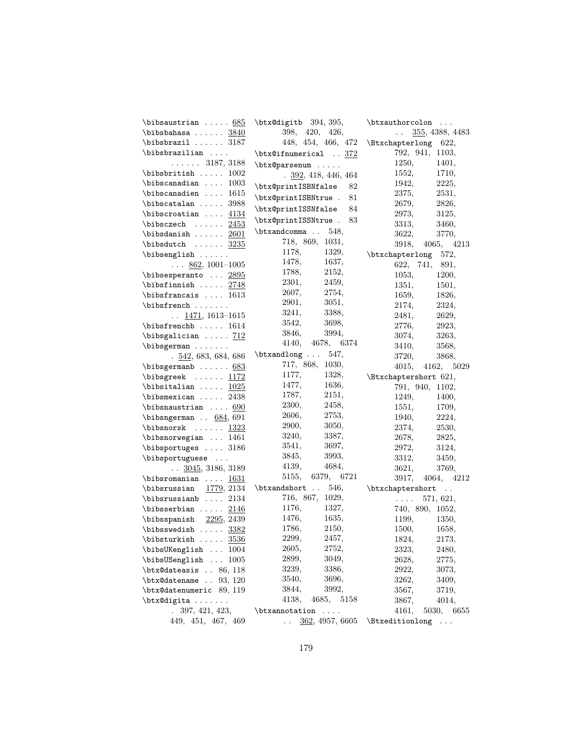\bibsaustrian . . . . . 685
\bibsbahasa . . . . . . 3840
\bibsbrazil . . . . . . 3187
\bibsbrazilian . . . . . . . . . . 3187, 3188
\bibsbritish . . . . . 1002
\bibscanadian . . . . 1003
\bibscanadien . . . . 1615
\bibscatalan . . . . . 3988
\bibscroatian . . . . 4134
\bibsczech . . . . . . 2453
\bibsdanish . . . . . . 2601
\bibsdutch . . . . . . 3235
\bibsenglish . . . . . . . . . 862, 1001–1005
\bibsesperanto . . . 2895
\bibsfinnish . . . . . 2748
\bibsfrancais . . . . 1613
\bibsfrench . . . . . . . . . 1471, 1613–1615
\bibsfrenchb . . . . . 1614
\bibsgalician . . . . . 712
\bibsgerman . . . . . . . . 542, 683, 684, 686
\bibsgermanb . . . . . . 683
\bibsgreek . . . . . . 1172
\bibsitalian . . . . . 1025
\bibsmexican . . . . . 2438
\bibsnaustrian . . . . 690
\bibsngerman . . 684, 691
\bibsnorsk . . . . . . 1323
\bibsnorwegian . . . 1461
\bibsportuges . . . . 3186
\bibsportuguese . . . . . 3045, 3186, 3189
\bibsromanian . . . . 1631
\bibsrussian 1779, 2134
\bibsrussianb . . . . 2134
\bibsserbian . . . . . 2146
\bibsspanish 2295, 2439
\bibsswedish . . . . . 3382
\bibsturkish . . . . . 3536
\bibsUKenglish . . . 1004
\bibsUSenglish . . . 1005
\btx@dateasis . . 86, 118
\btx@datename . . 93, 120
\btx@datenumeric 89, 119
\btx@digita . . . . . . . . 397, 421, 423, 449, 451, 467, 469
\btx@digitb 394, 395, 398, 420, 426, 448, 454, 466, 472
\btx@ifnumerical . . 372
\btx@parsenum . . . . . . 392, 418, 446, 464
\btx@printISBNfalse 82
\btx@printISBNtrue . 81
\btx@printISSNfalse 84
\btx@printISSNtrue . 83
\btxandcomma . . 548, 718, 869, 1031, 1178, 1329, 1478, 1637, 1788, 2152, 2301, 2459, 2607, 2754, 2901, 3051, 3241, 3388, 3542, 3698, 3846, 3994, 4140, 4678, 6374
\btxandlong . . . 547, 717, 868, 1030, 1177, 1328, 1477, 1636, 1787, 2151, 2300, 2458, 2606, 2753, 2900, 3050, 3240, 3387, 3541, 3697, 3845, 3993, 4139, 4684, 5155, 6379, 6721
\btxandshort . . 546, 716, 867, 1029, 1176, 1327, 1476, 1635, 1786, 2150, 2299, 2457, 2605, 2752, 2899, 3049, 3239, 3386, 3540, 3696, 3844, 3992, 4138, 4685, 5158
\btxannotation . . . . . . 362, 4957, 6605
\btxauthorcolon . . . . . 355, 4388, 4483
\Btxchapterlong 622, 792, 941, 1103, 1250, 1401, 1552, 1710, 1942, 2225, 2375, 2531, 2679, 2826, 2973, 3125, 3313, 3460, 3622, 3770, 3918, 4065, 4213
\btxchapterlong 572, 622, 741, 891, 1053, 1200, 1351, 1501, 1659, 1826, 2174, 2324, 2481, 2629, 2776, 2923, 3074, 3263, 3410, 3568, 3720, 3868, 4015, 4162, 5029
\Btxchaptershort 621, 791, 940, 1102, 1249, 1400, 1551, 1709, 1940, 2224, 2374, 2530, 2678, 2825, 2972, 3124, 3312, 3459, 3621, 3769, 3917, 4064, 4212
\btxchaptershort . . . . . . 571, 621, 740, 890, 1052, 1199, 1350, 1500, 1658, 1824, 2173, 2323, 2480, 2628, 2775, 2922, 3073, 3262, 3409, 3567, 3719, 3867, 4014, 4161, 5030, 6655
\Btxeditionlong . . .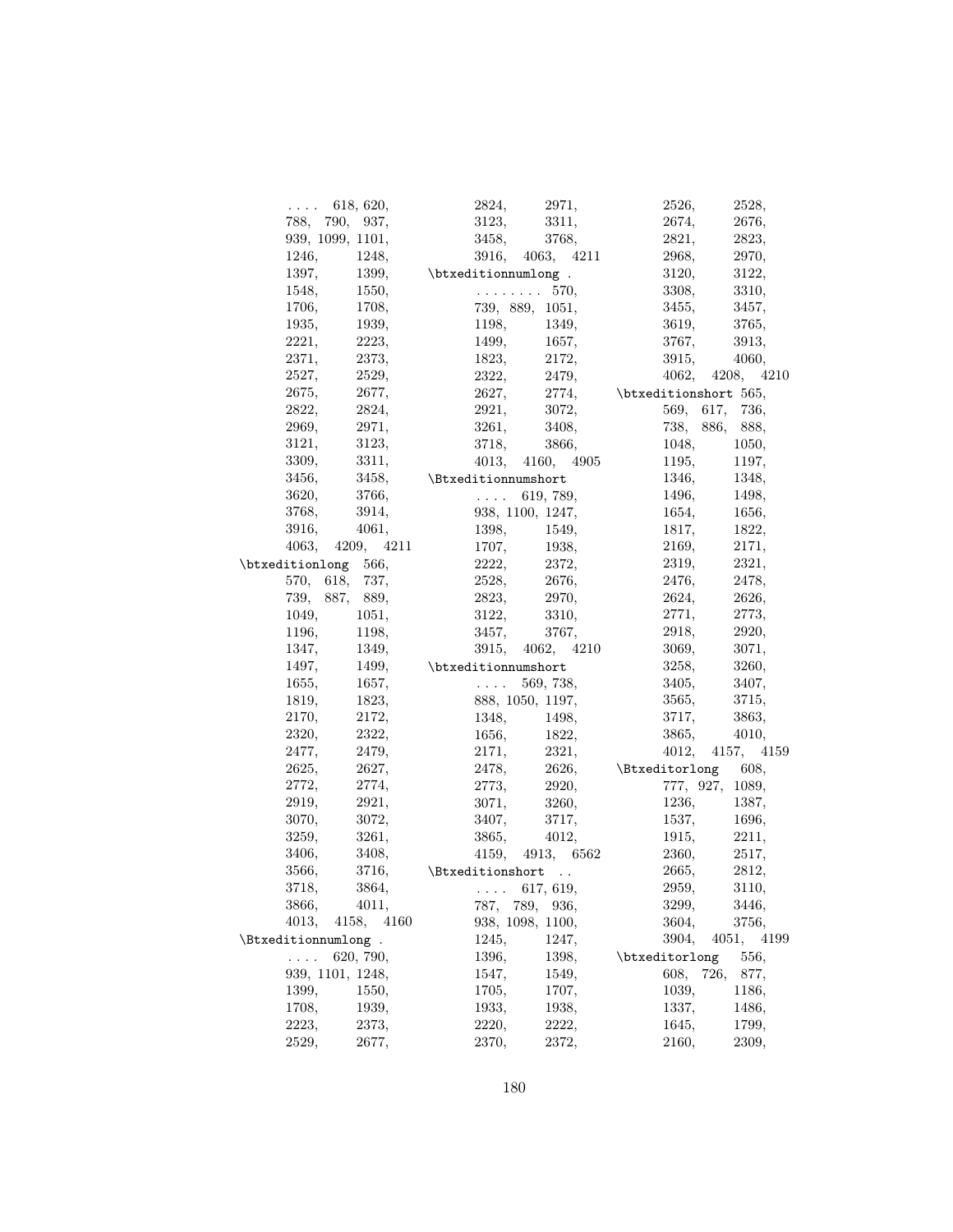. . . . 618, 620, 788, 790, 937, 939, 1099, 1101, 1246, 1248, 1397, 1399, 1548, 1550, 1706, 1708, 1935, 1939, 2221, 2223, 2371, 2373, 2527, 2529, 2675, 2677, 2822, 2824, 2969, 2971, 3121, 3123, 3309, 3311, 3456, 3458, 3620, 3766, 3768, 3914, 3916, 4061, 4063, 4209, 4211

\btxeditionlong 566, 570, 618, 737, 739, 887, 889, 1049, 1051, 1196, 1198, 1347, 1349, 1497, 1499, 1655, 1657, 1819, 1823, 2170, 2172, 2320, 2322, 2477, 2479, 2625, 2627, 2772, 2774, 2919, 2921, 3070, 3072, 3259, 3261, 3406, 3408, 3566, 3716, 3718, 3864, 3866, 4011, 4013, 4158, 4160

\Btxeditionnumlong . . . . . 620, 790, 939, 1101, 1248, 1399, 1550, 1708, 1939, 2223, 2373, 2529, 2677, 2824, 2971, 3123, 3311, 3458, 3768, 3916, 4063, 4211

\btxeditionnumlong . . . . . . . . . 570, 739, 889, 1051, 1198, 1349, 1499, 1657, 1823, 2172, 2322, 2479, 2627, 2774, 2921, 3072, 3261, 3408, 3718, 3866, 4013, 4160, 4905

\Btxeditionnumshort . . . . 619, 789, 938, 1100, 1247, 1398, 1549, 1707, 1938, 2222, 2372, 2528, 2676, 2823, 2970, 3122, 3310, 3457, 3767, 3915, 4062, 4210

\btxeditionnumshort . . . . 569, 738, 888, 1050, 1197, 1348, 1498, 1656, 1822, 2171, 2321, 2478, 2626, 2773, 2920, 3071, 3260, 3407, 3717, 3865, 4012, 4159, 4913, 6562

\Btxeditionshort . . . . . . 617, 619, 787, 789, 936, 938, 1098, 1100, 1245, 1247, 1396, 1398, 1547, 1549, 1705, 1707, 1933, 1938, 2220, 2222, 2370, 2372, 2526, 2528, 2674, 2676, 2821, 2823, 2968, 2970, 3120, 3122, 3308, 3310, 3455, 3457, 3619, 3765, 3767, 3913, 3915, 4060, 4062, 4208, 4210

\btxeditionshort 565, 569, 617, 736, 738, 886, 888, 1048, 1050, 1195, 1197, 1346, 1348, 1496, 1498, 1654, 1656, 1817, 1822, 2169, 2171, 2319, 2321, 2476, 2478, 2624, 2626, 2771, 2773, 2918, 2920, 3069, 3071, 3258, 3260, 3405, 3407, 3565, 3715, 3717, 3863, 3865, 4010, 4012, 4157, 4159

\Btxeditorlong 608, 777, 927, 1089, 1236, 1387, 1537, 1696, 1915, 2211, 2360, 2517, 2665, 2812, 2959, 3110, 3299, 3446, 3604, 3756, 3904, 4051, 4199

\btxeditorlong 556, 608, 726, 877, 1039, 1186, 1337, 1486, 1645, 1799, 2160, 2309,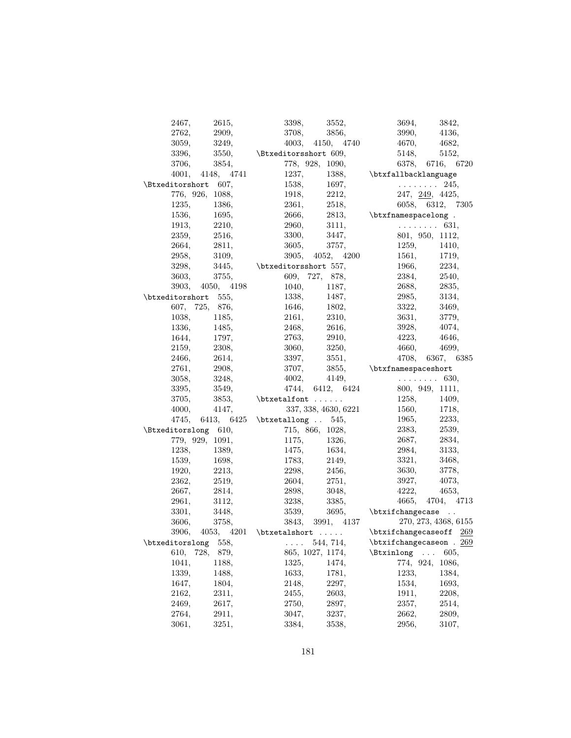2467, 2615, 2762, 2909, 3059, 3249, 3396, 3550, 3706, 3854, 4001, 4148, 4741

\Btxeditorshort 607, 776, 926, 1088, 1235, 1386, 1536, 1695, 1913, 2210, 2359, 2516, 2664, 2811, 2958, 3109, 3298, 3445, 3603, 3755, 3903, 4050, 4198

\btxeditorshort 555, 607, 725, 876, 1038, 1185, 1336, 1485, 1644, 1797, 2159, 2308, 2466, 2614, 2761, 2908, 3058, 3248, 3395, 3549, 3705, 3853, 4000, 4147, 4745, 6413, 6425

\Btxeditorslong 610, 779, 929, 1091, 1238, 1389, 1539, 1698, 1920, 2213, 2362, 2519, 2667, 2814, 2961, 3112, 3301, 3448, 3606, 3758, 3906, 4053, 4201

\btxeditorslong 558, 610, 728, 879, 1041, 1188, 1339, 1488, 1647, 1804, 2162, 2311, 2469, 2617, 2764, 2911, 3061, 3251, 3398, 3552, 3708, 3856, 4003, 4150, 4740

\Btxeditorsshort 609, 778, 928, 1090, 1237, 1388, 1538, 1697, 1918, 2212, 2361, 2518, 2666, 2813, 2960, 3111, 3300, 3447, 3605, 3757, 3905, 4052, 4200

\btxeditorsshort 557, 609, 727, 878, 1040, 1187, 1338, 1487, 1646, 1802, 2161, 2310, 2468, 2616, 2763, 2910, 3060, 3250, 3397, 3551, 3707, 3855, 4002, 4149, 4744, 6412, 6424

\btxetalfont . . . . . . 337, 338, 4630, 6221

\btxetallong . . 545, 715, 866, 1028, 1175, 1326, 1475, 1634, 1783, 2149, 2298, 2456, 2604, 2751, 2898, 3048, 3238, 3385, 3539, 3695, 3843, 3991, 4137

\btxetalshort . . . . . . . . . 544, 714, 865, 1027, 1174, 1325, 1474, 1633, 1781, 2148, 2297, 2455, 2603, 2750, 2897, 3047, 3237, 3384, 3538, 3694, 3842, 3990, 4136, 4670, 4682, 5148, 5152, 6378, 6716, 6720

\btxfallbacklanguage . . . . . . . . 245, 247, 249, 4425, 6058, 6312, 7305

\btxfnamespacelong . . . . . . . . . 631, 801, 950, 1112, 1259, 1410, 1561, 1719, 1966, 2234, 2384, 2540, 2688, 2835, 2985, 3134, 3322, 3469, 3631, 3779, 3928, 4074, 4223, 4646, 4660, 4699, 4708, 6367, 6385

\btxfnamespaceshort . . . . . . . . 630, 800, 949, 1111, 1258, 1409, 1560, 1718, 1965, 2233, 2383, 2539, 2687, 2834, 2984, 3133, 3321, 3468, 3630, 3778, 3927, 4073, 4222, 4653, 4665, 4704, 4713

\btxifchangecase . . 270, 273, 4368, 6155

\btxifchangecaseoff 269

\btxifchangecaseon . 269

\Btxinlong . . . 605, 774, 924, 1086, 1233, 1384, 1534, 1693, 1911, 2208, 2357, 2514, 2662, 2809, 2956, 3107,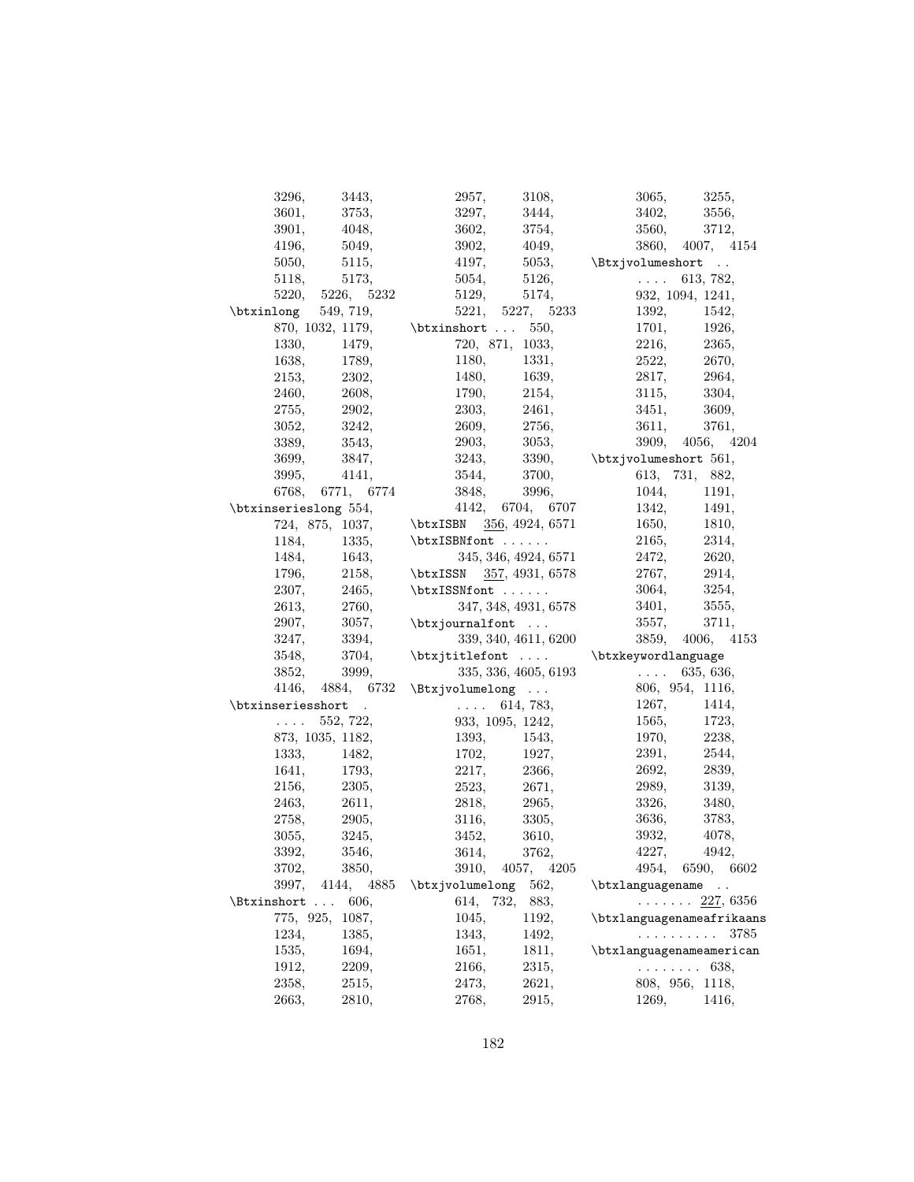3296, 3443, 3601, 3753, 3901, 4048, 4196, 5049, 5050, 5115, 5118, 5173, 5220, 5226, 5232

\btxinlong 549, 719, 870, 1032, 1179, 1330, 1479, 1638, 1789, 2153, 2302, 2460, 2608, 2755, 2902, 3052, 3242, 3389, 3543, 3699, 3847, 3995, 4141, 6768, 6771, 6774

\btxinserieslong 554, 724, 875, 1037, 1184, 1335, 1484, 1643, 1796, 2158, 2307, 2465, 2613, 2760, 2907, 3057, 3247, 3394, 3548, 3704, 3852, 3999, 4146, 4884, 6732

\btxinseriesshort . . . . . 552, 722, 873, 1035, 1182, 1333, 1482, 1641, 1793, 2156, 2305, 2463, 2611, 2758, 2905, 3055, 3245, 3392, 3546, 3702, 3850, 3997, 4144, 4885

\Btxinshort . . . 606, 775, 925, 1087, 1234, 1385, 1535, 1694, 1912, 2209, 2358, 2515, 2663, 2810,

2957, 3108, 3297, 3444, 3602, 3754, 3902, 4049, 4197, 5053, 5054, 5126, 5129, 5174, 5221, 5227, 5233

\btxinshort . . . 550, 720, 871, 1033, 1180, 1331, 1480, 1639, 1790, 2154, 2303, 2461, 2609, 2756, 2903, 3053, 3243, 3390, 3544, 3700, 3848, 3996, 4142, 6704, 6707

\btxISBN 356, 4924, 6571

\btxISBNfont . . . . . . 345, 346, 4924, 6571

\btxISSN 357, 4931, 6578

\btxISSNfont . . . . . . 347, 348, 4931, 6578

\btxjournalfont . . . 339, 340, 4611, 6200

\btxjtitlefont . . . . 335, 336, 4605, 6193

\Btxjvolumelong . . . . . . . 614, 783, 933, 1095, 1242, 1393, 1543, 1702, 1927, 2217, 2366, 2523, 2671, 2818, 2965, 3116, 3305, 3452, 3610, 3614, 3762, 3910, 4057, 4205

\btxjvolumelong 562, 614, 732, 883, 1045, 1192, 1343, 1492, 1651, 1811, 2166, 2315, 2473, 2621, 2768, 2915,

3065, 3255, 3402, 3556, 3560, 3712, 3860, 4007, 4154

\Btxjvolumeshort . . . . . . 613, 782, 932, 1094, 1241, 1392, 1542, 1701, 1926, 2216, 2365, 2522, 2670, 2817, 2964, 3115, 3304, 3451, 3609, 3611, 3761, 3909, 4056, 4204

\btxjvolumeshort 561, 613, 731, 882, 1044, 1191, 1342, 1491, 1650, 1810, 2165, 2314, 2472, 2620, 2767, 2914, 3064, 3254, 3401, 3555, 3557, 3711, 3859, 4006, 4153

\btxkeywordlanguage . . . . 635, 636, 806, 954, 1116, 1267, 1414, 1565, 1723, 1970, 2238, 2391, 2544, 2692, 2839, 2989, 3139, 3326, 3480, 3636, 3783, 3932, 4078, 4227, 4942, 4954, 6590, 6602

\btxlanguagename . . . . . . . . . 227, 6356

\btxlanguagenameafrikaans . . . . . . . . . . 3785

\btxlanguagenameamerican . . . . . . . . 638, 808, 956, 1118, 1269, 1416,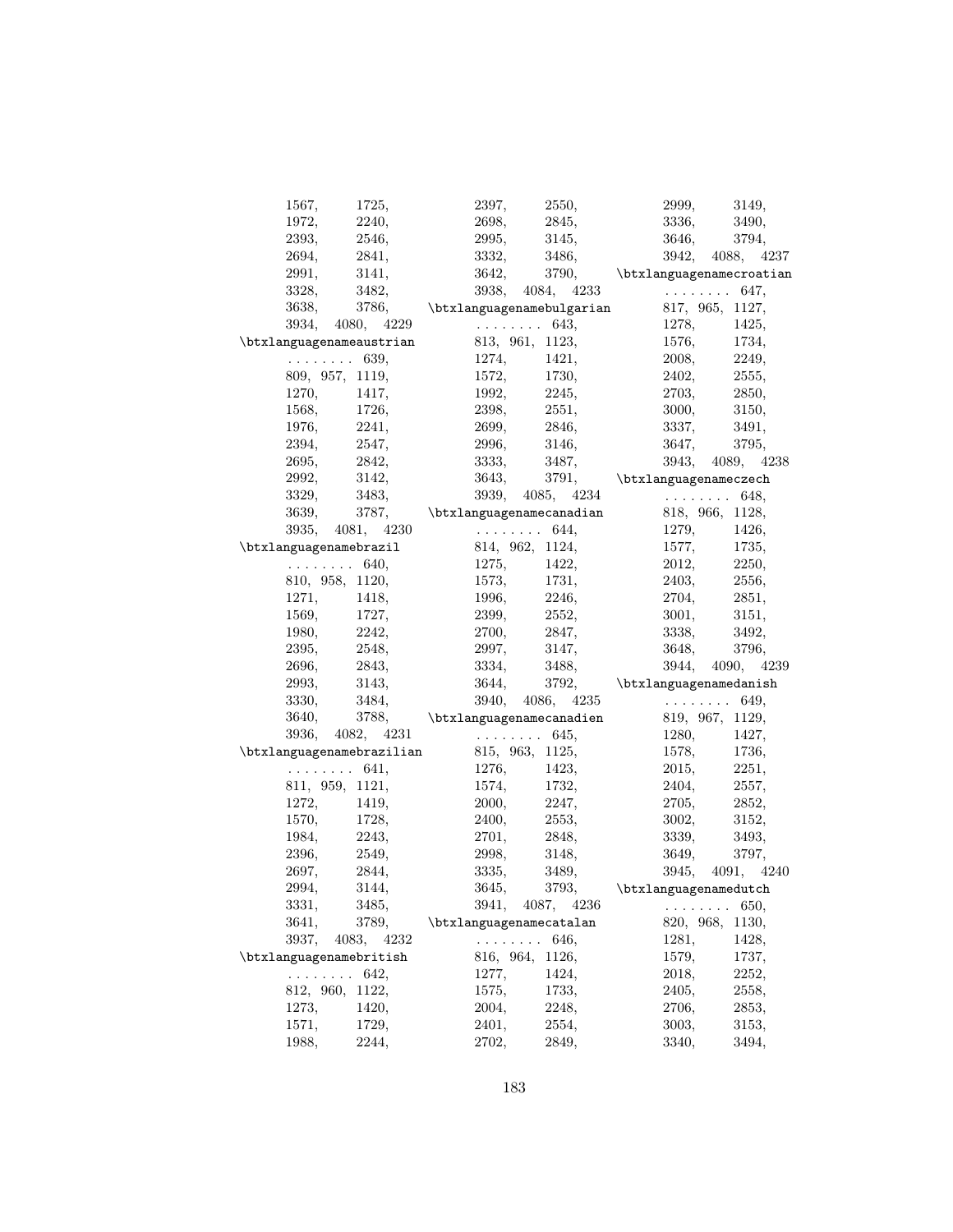1567, 1725, 1972, 2240, 2393, 2546, 2694, 2841, 2991, 3141, 3328, 3482, 3638, 3786, 3934, 4080, 4229

\btxlanguagenameaustrian . . . . . . . . 639, 809, 957, 1119, 1270, 1417, 1568, 1726, 1976, 2241, 2394, 2547, 2695, 2842, 2992, 3142, 3329, 3483, 3639, 3787, 3935, 4081, 4230

\btxlanguagenamebrazil . . . . . . . . 640, 810, 958, 1120, 1271, 1418, 1569, 1727, 1980, 2242, 2395, 2548, 2696, 2843, 2993, 3143, 3330, 3484, 3640, 3788, 3936, 4082, 4231

\btxlanguagenamebrazilian . . . . . . . . 641, 811, 959, 1121, 1272, 1419, 1570, 1728, 1984, 2243, 2396, 2549, 2697, 2844, 2994, 3144, 3331, 3485, 3641, 3789, 3937, 4083, 4232

\btxlanguagenamebritish . . . . . . . . 642, 812, 960, 1122, 1273, 1420, 1571, 1729, 1988, 2244, 2397, 2550, 2698, 2845, 2995, 3145, 3332, 3486, 3642, 3790, 3938, 4084, 4233

\btxlanguagenamebulgarian . . . . . . . . 643, 813, 961, 1123, 1274, 1421, 1572, 1730, 1992, 2245, 2398, 2551, 2699, 2846, 2996, 3146, 3333, 3487, 3643, 3791, 3939, 4085, 4234

\btxlanguagenamecanadian . . . . . . . . 644, 814, 962, 1124, 1275, 1422, 1573, 1731, 1996, 2246, 2399, 2552, 2700, 2847, 2997, 3147, 3334, 3488, 3644, 3792, 3940, 4086, 4235

\btxlanguagenamecanadien . . . . . . . . 645, 815, 963, 1125, 1276, 1423, 1574, 1732, 2000, 2247, 2400, 2553, 2701, 2848, 2998, 3148, 3335, 3489, 3645, 3793, 3941, 4087, 4236

\btxlanguagenamecatalan . . . . . . . . 646, 816, 964, 1126, 1277, 1424, 1575, 1733, 2004, 2248, 2401, 2554, 2702, 2849, 2999, 3149, 3336, 3490, 3646, 3794, 3942, 4088, 4237

\btxlanguagenamecroatian . . . . . . . . 647, 817, 965, 1127, 1278, 1425, 1576, 1734, 2008, 2249, 2402, 2555, 2703, 2850, 3000, 3150, 3337, 3491, 3647, 3795, 3943, 4089, 4238

\btxlanguagenameczech . . . . . . . . 648, 818, 966, 1128, 1279, 1426, 1577, 1735, 2012, 2250, 2403, 2556, 2704, 2851, 3001, 3151, 3338, 3492, 3648, 3796, 3944, 4090, 4239

\btxlanguagenamedanish . . . . . . . . 649, 819, 967, 1129, 1280, 1427, 1578, 1736, 2015, 2251, 2404, 2557, 2705, 2852, 3002, 3152, 3339, 3493, 3649, 3797, 3945, 4091, 4240

\btxlanguagenamedutch . . . . . . . . 650, 820, 968, 1130, 1281, 1428, 1579, 1737, 2018, 2252, 2405, 2558, 2706, 2853, 3003, 3153, 3340, 3494,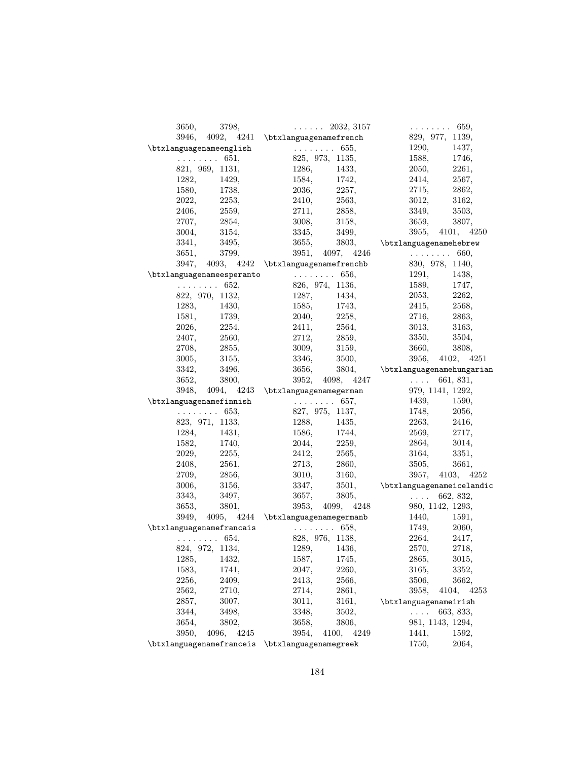3650, 3798, 3946, 4092, 4241

\btxlanguagenameenglish . . . . . . . . 651, 821, 969, 1131, 1282, 1429, 1580, 1738, 2022, 2253, 2406, 2559, 2707, 2854, 3004, 3154, 3341, 3495, 3651, 3799, 3947, 4093, 4242

\btxlanguagenameesperanto . . . . . . . . 652, 822, 970, 1132, 1283, 1430, 1581, 1739, 2026, 2254, 2407, 2560, 2708, 2855, 3005, 3155, 3342, 3496, 3652, 3800, 3948, 4094, 4243

\btxlanguagenamefinnish . . . . . . . . 653, 823, 971, 1133, 1284, 1431, 1582, 1740, 2029, 2255, 2408, 2561, 2709, 2856, 3006, 3156, 3343, 3497, 3653, 3801, 3949, 4095, 4244

\btxlanguagenamefrancais . . . . . . . . 654, 824, 972, 1134, 1285, 1432, 1583, 1741, 2256, 2409, 2562, 2710, 2857, 3007, 3344, 3498, 3654, 3802, 3950, 4096, 4245

\btxlanguagenamefranceis . . . . . . 2032, 3157

\btxlanguagenamefrench . . . . . . . . 655, 825, 973, 1135, 1286, 1433, 1584, 1742, 2036, 2257, 2410, 2563, 2711, 2858, 3008, 3158, 3345, 3499, 3655, 3803, 3951, 4097, 4246

\btxlanguagenamefrenchb . . . . . . . . 656, 826, 974, 1136, 1287, 1434, 1585, 1743, 2040, 2258, 2411, 2564, 2712, 2859, 3009, 3159, 3346, 3500, 3656, 3804, 3952, 4098, 4247

\btxlanguagenamegerman . . . . . . . . 657, 827, 975, 1137, 1288, 1435, 1586, 1744, 2044, 2259, 2412, 2565, 2713, 2860, 3010, 3160, 3347, 3501, 3657, 3805, 3953, 4099, 4248

\btxlanguagenamegermanb . . . . . . . . 658, 828, 976, 1138, 1289, 1436, 1587, 1745, 2047, 2260, 2413, 2566, 2714, 2861, 3011, 3161, 3348, 3502, 3658, 3806, 3954, 4100, 4249

\btxlanguagenamegreek . . . . . . . . 659, 829, 977, 1139, 1290, 1437, 1588, 1746, 2050, 2261, 2414, 2567, 2715, 2862, 3012, 3162, 3349, 3503, 3659, 3807, 3955, 4101, 4250

\btxlanguagenamehebrew . . . . . . . . 660, 830, 978, 1140, 1291, 1438, 1589, 1747, 2053, 2262, 2415, 2568, 2716, 2863, 3013, 3163, 3350, 3504, 3660, 3808, 3956, 4102, 4251

\btxlanguagenamehungarian . . . . 661, 831, 979, 1141, 1292, 1439, 1590, 1748, 2056, 2263, 2416, 2569, 2717, 2864, 3014, 3164, 3351, 3505, 3661, 3957, 4103, 4252

\btxlanguagenameicelandic . . . . 662, 832, 980, 1142, 1293, 1440, 1591, 1749, 2060, 2264, 2417, 2570, 2718, 2865, 3015, 3165, 3352, 3506, 3662, 3958, 4104, 4253

\btxlanguagenameirish . . . . 663, 833, 981, 1143, 1294, 1441, 1592, 1750, 2064,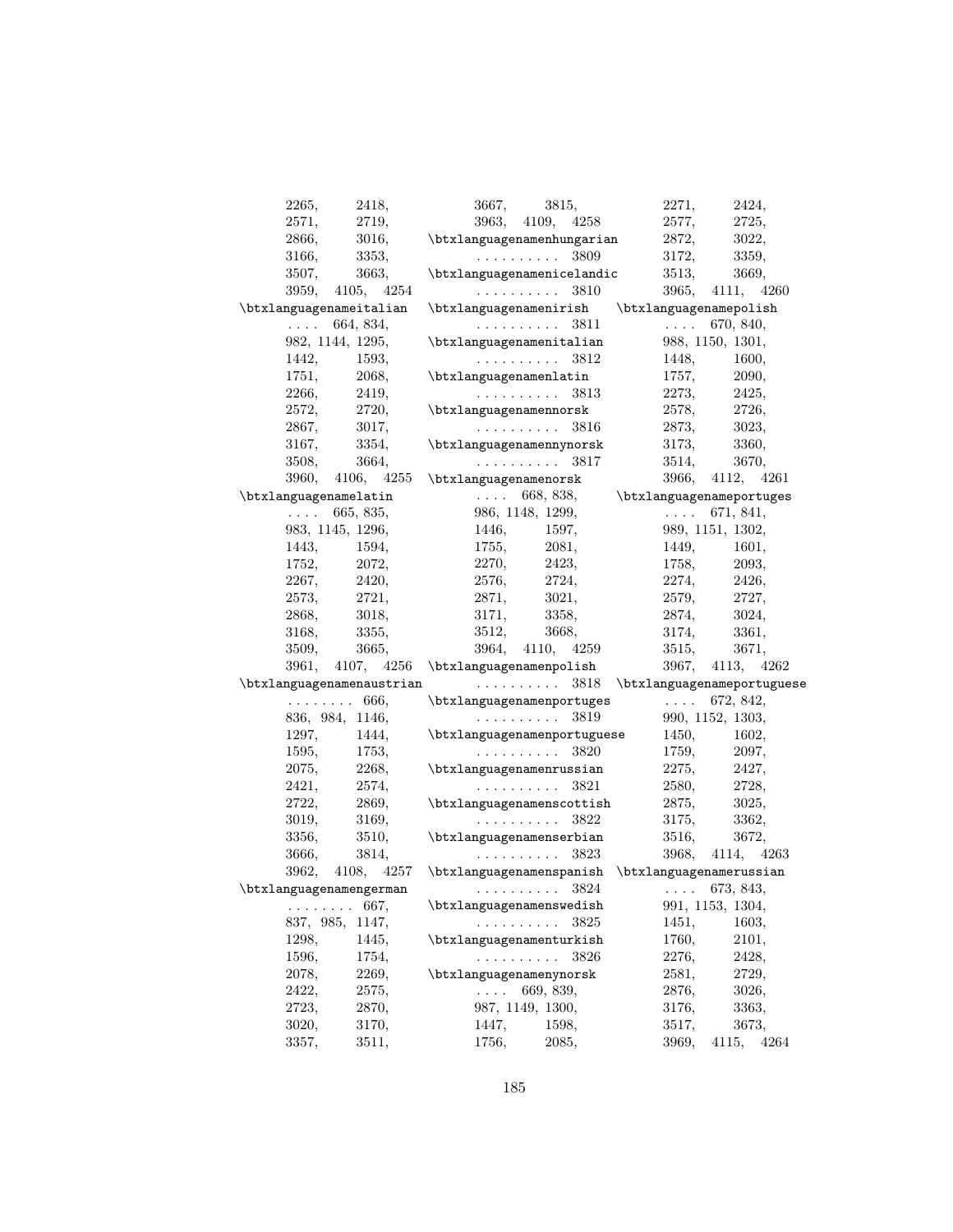2265, 2418, 2571, 2719, 2866, 3016, 3166, 3353, 3507, 3663, 3959, 4105, 4254

\btxlanguagenameitalian .... 664, 834, 982, 1144, 1295, 1442, 1593, 1751, 2068, 2266, 2419, 2572, 2720, 2867, 3017, 3167, 3354, 3508, 3664, 3960, 4106, 4255

\btxlanguagenamelatin .... 665, 835, 983, 1145, 1296, 1443, 1594, 1752, 2072, 2267, 2420, 2573, 2721, 2868, 3018, 3168, 3355, 3509, 3665, 3961, 4107, 4256

\btxlanguagenamenaustrian ........ 666, 836, 984, 1146, 1297, 1444, 1595, 1753, 2075, 2268, 2421, 2574, 2722, 2869, 3019, 3169, 3356, 3510, 3666, 3814, 3962, 4108, 4257

\btxlanguagenamengerman ........ 667, 837, 985, 1147, 1298, 1445, 1596, 1754, 2078, 2269, 2422, 2575, 2723, 2870, 3020, 3170, 3357, 3511, 3667, 3815, 3963, 4109, 4258

\btxlanguagenamenhungarian .......... 3809

\btxlanguagenamenicelandic .......... 3810

\btxlanguagenamenirish .......... 3811

\btxlanguagenamenitalian .......... 3812

\btxlanguagenamenlatin .......... 3813

\btxlanguagenamennorsk .......... 3816

\btxlanguagenamennynorsk .......... 3817

\btxlanguagenamenorsk .... 668, 838, 986, 1148, 1299, 1446, 1597, 1755, 2081, 2270, 2423, 2576, 2724, 2871, 3021, 3171, 3358, 3512, 3668, 3964, 4110, 4259

\btxlanguagenamenpolish .......... 3818

\btxlanguagenamenportuges .......... 3819

\btxlanguagenamenportuguese .......... 3820

\btxlanguagenamenrussian .......... 3821

\btxlanguagenamenscottish .......... 3822

\btxlanguagenamenserbian .......... 3823

\btxlanguagenamenspanish .......... 3824

\btxlanguagenamenswedish .......... 3825

\btxlanguagenamenturkish .......... 3826

\btxlanguagenamenynorsk .... 669, 839, 987, 1149, 1300, 1447, 1598, 1756, 2085, 2271, 2424, 2577, 2725, 2872, 3022, 3172, 3359, 3513, 3669, 3965, 4111, 4260

\btxlanguagenamepolish .... 670, 840, 988, 1150, 1301, 1448, 1600, 1757, 2090, 2273, 2425, 2578, 2726, 2873, 3023, 3173, 3360, 3514, 3670, 3966, 4112, 4261

\btxlanguagenameportuges .... 671, 841, 989, 1151, 1302, 1449, 1601, 1758, 2093, 2274, 2426, 2579, 2727, 2874, 3024, 3174, 3361, 3515, 3671, 3967, 4113, 4262

\btxlanguagenameportuguese .... 672, 842, 990, 1152, 1303, 1450, 1602, 1759, 2097, 2275, 2427, 2580, 2728, 2875, 3025, 3175, 3362, 3516, 3672, 3968, 4114, 4263

\btxlanguagenamerussian .... 673, 843, 991, 1153, 1304, 1451, 1603, 1760, 2101, 2276, 2428, 2581, 2729, 2876, 3026, 3176, 3363, 3517, 3673, 3969, 4115, 4264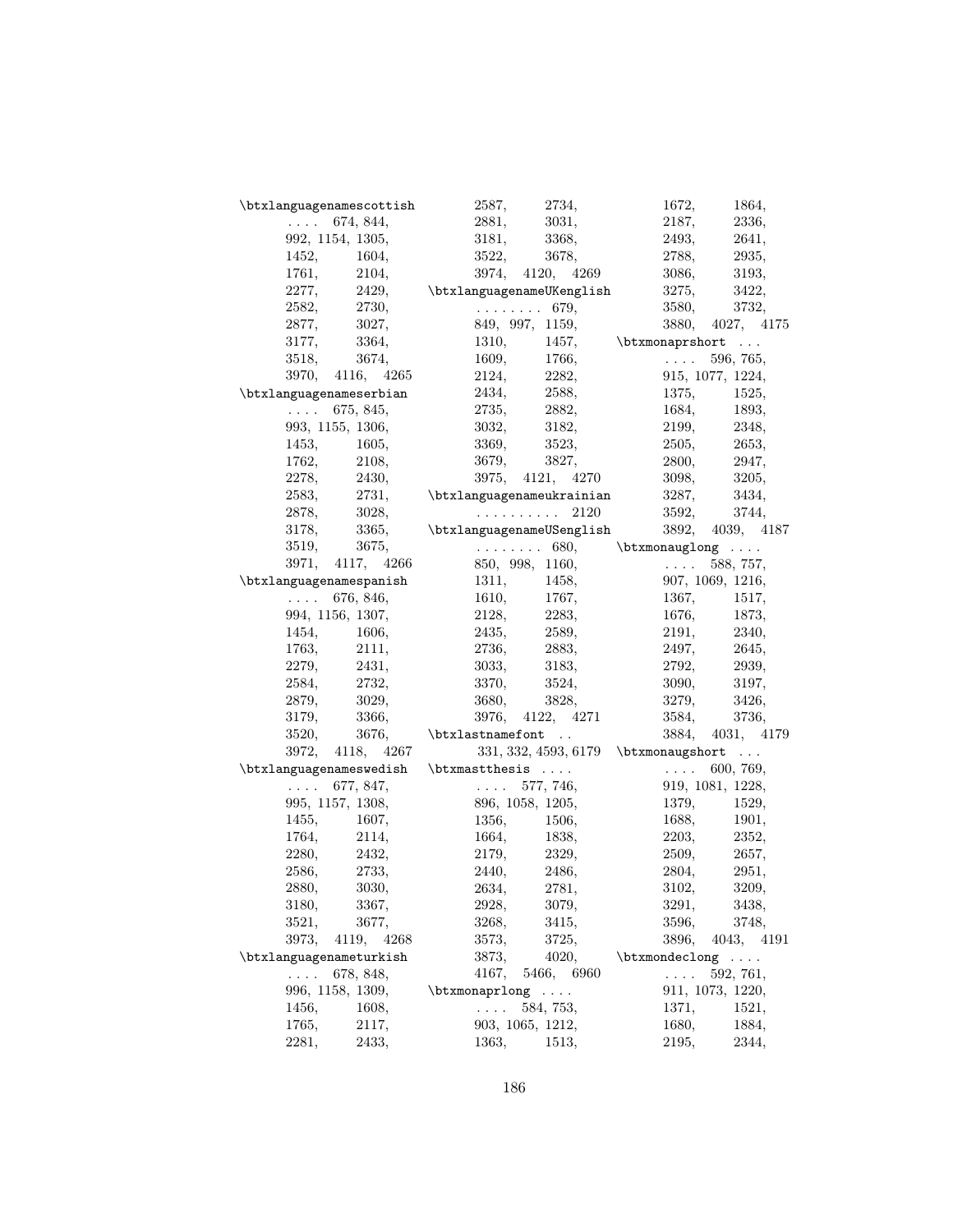\btxlanguagenamescottish .... 674, 844, 992, 1154, 1305, 1452, 1604, 1761, 2104, 2277, 2429, 2582, 2730, 2877, 3027, 3177, 3364, 3518, 3674, 3970, 4116, 4265

\btxlanguagenameserbian .... 675, 845, 993, 1155, 1306, 1453, 1605, 1762, 2108, 2278, 2430, 2583, 2731, 2878, 3028, 3178, 3365, 3519, 3675, 3971, 4117, 4266

\btxlanguagenamespanish .... 676, 846, 994, 1156, 1307, 1454, 1606, 1763, 2111, 2279, 2431, 2584, 2732, 2879, 3029, 3179, 3366, 3520, 3676, 3972, 4118, 4267

\btxlanguagenameswedish .... 677, 847, 995, 1157, 1308, 1455, 1607, 1764, 2114, 2280, 2432, 2586, 2733, 2880, 3030, 3180, 3367, 3521, 3677, 3973, 4119, 4268

\btxlanguagenameturkish .... 678, 848, 996, 1158, 1309, 1456, 1608, 1765, 2117, 2281, 2433, 2587, 2734, 2881, 3031, 3181, 3368, 3522, 3678, 3974, 4120, 4269

\btxlanguagenameUKenglish ........ 679, 849, 997, 1159, 1310, 1457, 1609, 1766, 2124, 2282, 2434, 2588, 2735, 2882, 3032, 3182, 3369, 3523, 3679, 3827, 3975, 4121, 4270

\btxlanguagenameukrainian .......... 2120

\btxlanguagenameUSenglish ........ 680, 850, 998, 1160, 1311, 1458, 1610, 1767, 2128, 2283, 2435, 2589, 2736, 2883, 3033, 3183, 3370, 3524, 3680, 3828, 3976, 4122, 4271

\btxlastnamefont .. 331, 332, 4593, 6179

\btxmastthesis .... 577, 746, 896, 1058, 1205, 1356, 1506, 1664, 1838, 2179, 2329, 2440, 2486, 2634, 2781, 2928, 3079, 3268, 3415, 3573, 3725, 3873, 4020, 4167, 5466, 6960

\btxmonaprlong .... 584, 753, 903, 1065, 1212, 1363, 1513, 1672, 1864, 2187, 2336, 2493, 2641, 2788, 2935, 3086, 3193, 3275, 3422, 3580, 3732, 3880, 4027, 4175

\btxmonaprshort .... 596, 765, 915, 1077, 1224, 1375, 1525, 1684, 1893, 2199, 2348, 2505, 2653, 2800, 2947, 3098, 3205, 3287, 3434, 3592, 3744, 3892, 4039, 4187

\btxmonauglong .... 588, 757, 907, 1069, 1216, 1367, 1517, 1676, 1873, 2191, 2340, 2497, 2645, 2792, 2939, 3090, 3197, 3279, 3426, 3584, 3736, 3884, 4031, 4179

\btxmonaugshort .... 600, 769, 919, 1081, 1228, 1379, 1529, 1688, 1901, 2203, 2352, 2509, 2657, 2804, 2951, 3102, 3209, 3291, 3438, 3596, 3748, 3896, 4043, 4191

\btxmondeclong .... 592, 761, 911, 1073, 1220, 1371, 1521, 1680, 1884, 2195, 2344,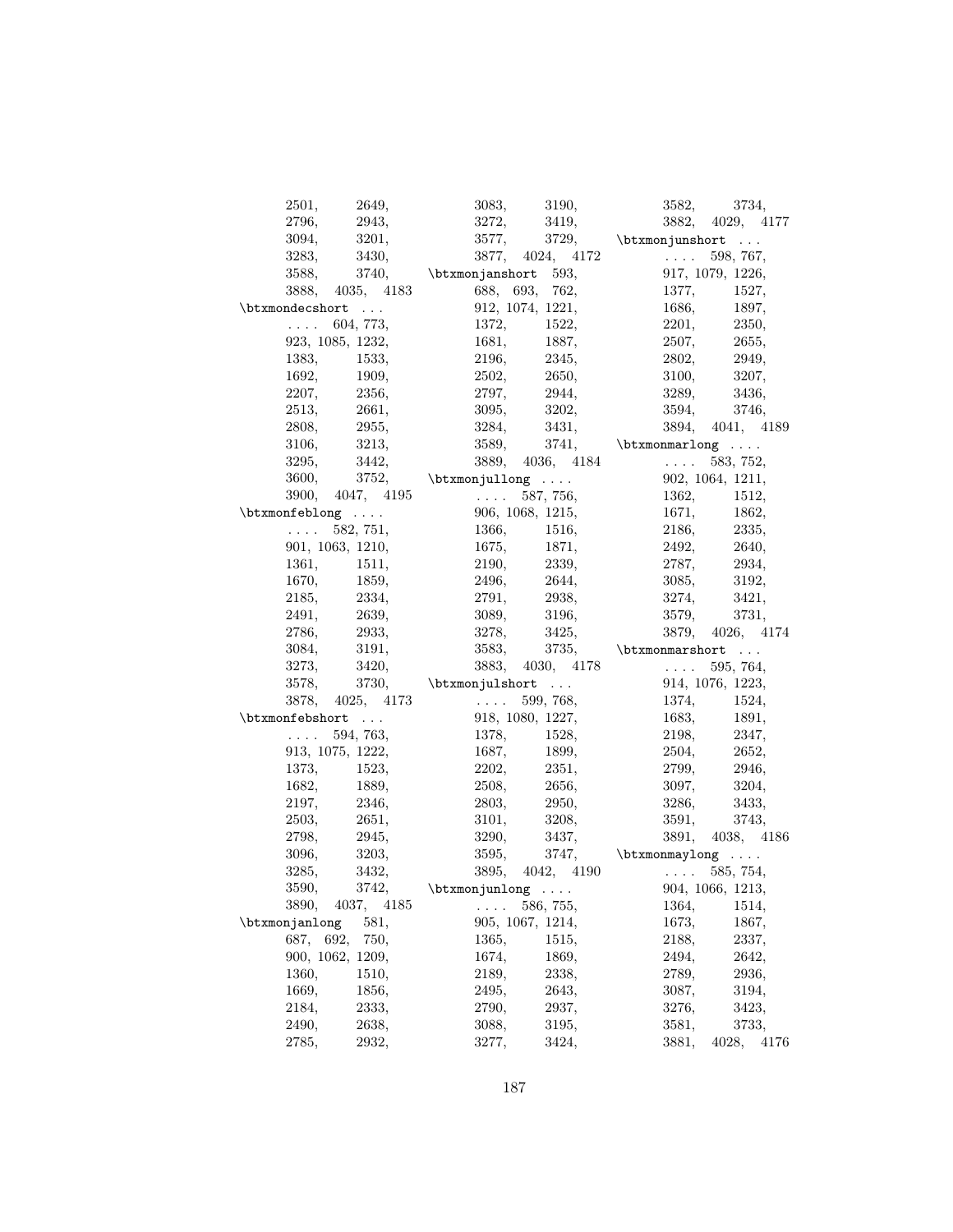2501, 2649, 2796, 2943, 3094, 3201, 3283, 3430, 3588, 3740, 3888, 4035, 4183

\btxmondecshort . . . . . . . 604, 773, 923, 1085, 1232, 1383, 1533, 1692, 1909, 2207, 2356, 2513, 2661, 2808, 2955, 3106, 3213, 3295, 3442, 3600, 3752, 3900, 4047, 4195

\btxmonfeblong . . . . . . . . 582, 751, 901, 1063, 1210, 1361, 1511, 1670, 1859, 2185, 2334, 2491, 2639, 2786, 2933, 3084, 3191, 3273, 3420, 3578, 3730, 3878, 4025, 4173

\btxmonfebshort . . . . . . . 594, 763, 913, 1075, 1222, 1373, 1523, 1682, 1889, 2197, 2346, 2503, 2651, 2798, 2945, 3096, 3203, 3285, 3432, 3590, 3742, 3890, 4037, 4185

\btxmonjanlong 581, 687, 692, 750, 900, 1062, 1209, 1360, 1510, 1669, 1856, 2184, 2333, 2490, 2638, 2785, 2932, 3083, 3190, 3272, 3419, 3577, 3729, 3877, 4024, 4172

\btxmonjanshort 593, 688, 693, 762, 912, 1074, 1221, 1372, 1522, 1681, 1887, 2196, 2345, 2502, 2650, 2797, 2944, 3095, 3202, 3284, 3431, 3589, 3741, 3889, 4036, 4184

\btxmonjullong . . . . . . . . 587, 756, 906, 1068, 1215, 1366, 1516, 1675, 1871, 2190, 2339, 2496, 2644, 2791, 2938, 3089, 3196, 3278, 3425, 3583, 3735, 3883, 4030, 4178

\btxmonjulshort . . . . . . . 599, 768, 918, 1080, 1227, 1378, 1528, 1687, 1899, 2202, 2351, 2508, 2656, 2803, 2950, 3101, 3208, 3290, 3437, 3595, 3747, 3895, 4042, 4190

\btxmonjunlong . . . . . . . . 586, 755, 905, 1067, 1214, 1365, 1515, 1674, 1869, 2189, 2338, 2495, 2643, 2790, 2937, 3088, 3195, 3277, 3424, 3582, 3734, 3882, 4029, 4177

\btxmonjunshort . . . . . . . 598, 767, 917, 1079, 1226, 1377, 1527, 1686, 1897, 2201, 2350, 2507, 2655, 2802, 2949, 3100, 3207, 3289, 3436, 3594, 3746, 3894, 4041, 4189

\btxmonmarlong . . . . . . . . 583, 752, 902, 1064, 1211, 1362, 1512, 1671, 1862, 2186, 2335, 2492, 2640, 2787, 2934, 3085, 3192, 3274, 3421, 3579, 3731, 3879, 4026, 4174

\btxmonmarshort . . . . . . . 595, 764, 914, 1076, 1223, 1374, 1524, 1683, 1891, 2198, 2347, 2504, 2652, 2799, 2946, 3097, 3204, 3286, 3433, 3591, 3743, 3891, 4038, 4186

\btxmonmaylong . . . . . . . . 585, 754, 904, 1066, 1213, 1364, 1514, 1673, 1867, 2188, 2337, 2494, 2642, 2789, 2936, 3087, 3194, 3276, 3423, 3581, 3733, 3881, 4028, 4176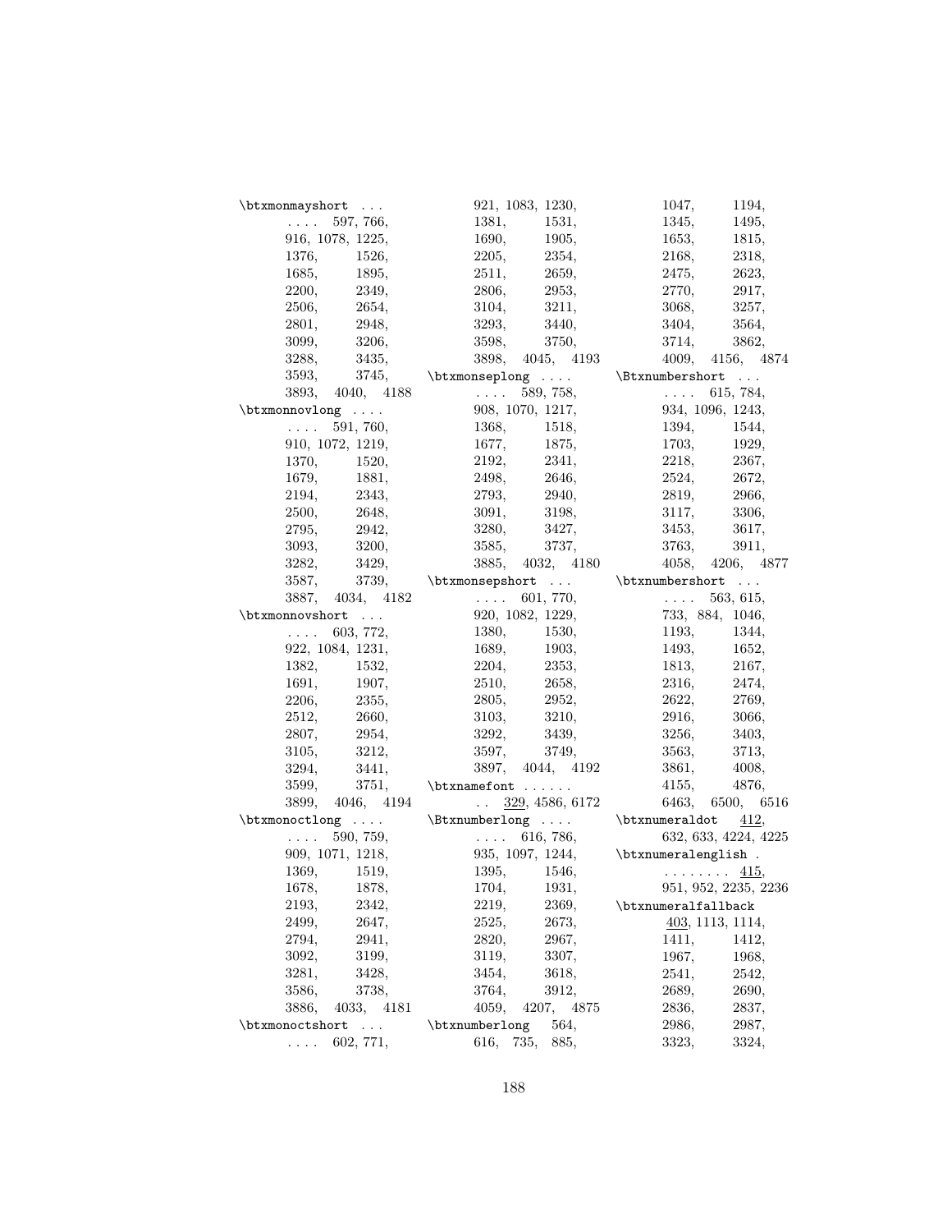\btxmonmayshort . . . . . . . 597, 766, 916, 1078, 1225, 1376, 1526, 1685, 1895, 2200, 2349, 2506, 2654, 2801, 2948, 3099, 3206, 3288, 3435, 3593, 3745, 3893, 4040, 4188

\btxmonnovlong . . . . . . . . 591, 760, 910, 1072, 1219, 1370, 1520, 1679, 1881, 2194, 2343, 2500, 2648, 2795, 2942, 3093, 3200, 3282, 3429, 3587, 3739, 3887, 4034, 4182

\btxmonnovshort . . . . . . . 603, 772, 922, 1084, 1231, 1382, 1532, 1691, 1907, 2206, 2355, 2512, 2660, 2807, 2954, 3105, 3212, 3294, 3441, 3599, 3751, 3899, 4046, 4194

\btxmonoctlong . . . . . . . . 590, 759, 909, 1071, 1218, 1369, 1519, 1678, 1878, 2193, 2342, 2499, 2647, 2794, 2941, 3092, 3199, 3281, 3428, 3586, 3738, 3886, 4033, 4181

\btxmonoctshort . . . . . . . 602, 771, 921, 1083, 1230, 1381, 1531, 1690, 1905, 2205, 2354, 2511, 2659, 2806, 2953, 3104, 3211, 3293, 3440, 3598, 3750, 3898, 4045, 4193

\btxmonseplong . . . . . . . . 589, 758, 908, 1070, 1217, 1368, 1518, 1677, 1875, 2192, 2341, 2498, 2646, 2793, 2940, 3091, 3198, 3280, 3427, 3585, 3737, 3885, 4032, 4180

\btxmonsepshort . . . . . . . 601, 770, 920, 1082, 1229, 1380, 1530, 1689, 1903, 2204, 2353, 2510, 2658, 2805, 2952, 3103, 3210, 3292, 3439, 3597, 3749, 3897, 4044, 4192

\btxnamefont . . . . . . . . <u>329</u>, 4586, 6172

\Btxnumberlong . . . . . . . . 616, 786, 935, 1097, 1244, 1395, 1546, 1704, 1931, 2219, 2369, 2525, 2673, 2820, 2967, 3119, 3307, 3454, 3618, 3764, 3912, 4059, 4207, 4875

\btxnumberlong 564, 616, 735, 885, 1047, 1194, 1345, 1495, 1653, 1815, 2168, 2318, 2475, 2623, 2770, 2917, 3068, 3257, 3404, 3564, 3714, 3862, 4009, 4156, 4874

\Btxnumbershort . . . . . . . 615, 784, 934, 1096, 1243, 1394, 1544, 1703, 1929, 2218, 2367, 2524, 2672, 2819, 2966, 3117, 3306, 3453, 3617, 3763, 3911, 4058, 4206, 4877

\btxnumbershort . . . . . . . 563, 615, 733, 884, 1046, 1193, 1344, 1493, 1652, 1813, 2167, 2316, 2474, 2622, 2769, 2916, 3066, 3256, 3403, 3563, 3713, 3861, 4008, 4155, 4876, 6463, 6500, 6516

\btxnumeraldot <u>412</u>, 632, 633, 4224, 4225

\btxnumeralenglish . . . . . . . . . <u>415</u>, 951, 952, 2235, 2236

\btxnumeralfallback <u>403</u>, 1113, 1114, 1411, 1412, 1967, 1968, 2541, 2542, 2689, 2690, 2836, 2837, 2986, 2987, 3323, 3324,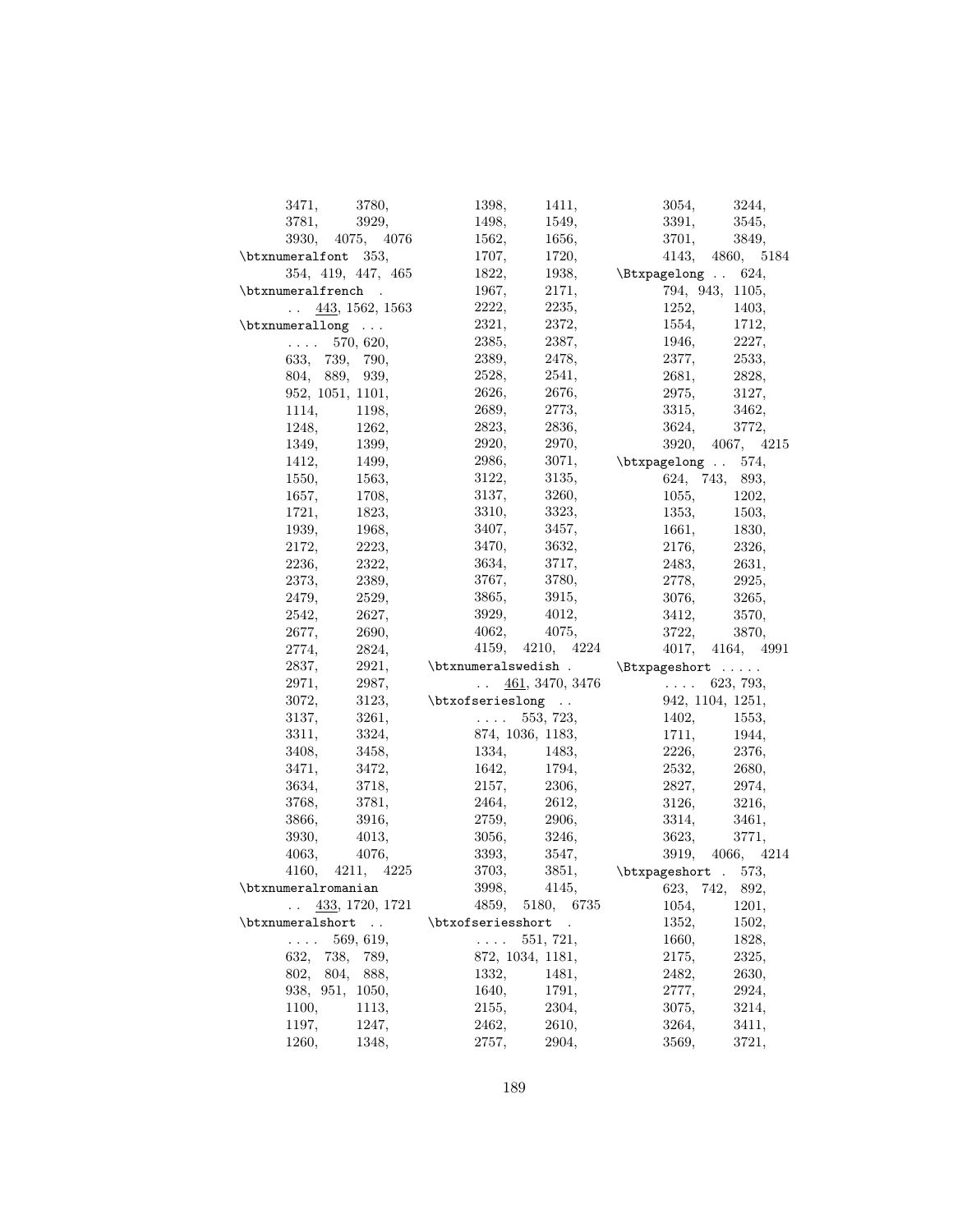3471, 3780, 3781, 3929, 3930, 4075, 4076

\btxnumeralfont 353, 354, 419, 447, 465

\btxnumeralfrench . . . 443, 1562, 1563

\btxnumerallong . . . . . . . 570, 620, 633, 739, 790, 804, 889, 939, 952, 1051, 1101, 1114, 1198, 1248, 1262, 1349, 1399, 1412, 1499, 1550, 1563, 1657, 1708, 1721, 1823, 1939, 1968, 2172, 2223, 2236, 2322, 2373, 2389, 2479, 2529, 2542, 2627, 2677, 2690, 2774, 2824, 2837, 2921, 2971, 2987, 3072, 3123, 3137, 3261, 3311, 3324, 3408, 3458, 3471, 3472, 3634, 3718, 3768, 3781, 3866, 3916, 3930, 4013, 4063, 4076, 4160, 4211, 4225

\btxnumeralromanian . . 433, 1720, 1721

\btxnumeralshort . . . . . . 569, 619, 632, 738, 789, 802, 804, 888, 938, 951, 1050, 1100, 1113, 1197, 1247, 1260, 1348, 1398, 1411, 1498, 1549, 1562, 1656, 1707, 1720, 1822, 1938, 1967, 2171, 2222, 2235, 2321, 2372, 2385, 2387, 2389, 2478, 2528, 2541, 2626, 2676, 2689, 2773, 2823, 2836, 2920, 2970, 2986, 3071, 3122, 3135, 3137, 3260, 3310, 3323, 3407, 3457, 3470, 3632, 3634, 3717, 3767, 3780, 3865, 3915, 3929, 4012, 4062, 4075, 4159, 4210, 4224

\btxnumeralswedish . . . 461, 3470, 3476

\btxofserieslong . . . . . . 553, 723, 874, 1036, 1183, 1334, 1483, 1642, 1794, 2157, 2306, 2464, 2612, 2759, 2906, 3056, 3246, 3393, 3547, 3703, 3851, 3998, 4145, 4859, 5180, 6735

\btxofseriesshort . . . . . 551, 721, 872, 1034, 1181, 1332, 1481, 1640, 1791, 2155, 2304, 2462, 2610, 2757, 2904, 3054, 3244, 3391, 3545, 3701, 3849, 4143, 4860, 5184

\Btxpagelong . . 624, 794, 943, 1105, 1252, 1403, 1554, 1712, 1946, 2227, 2377, 2533, 2681, 2828, 2975, 3127, 3315, 3462, 3624, 3772, 3920, 4067, 4215

\btxpagelong . . 574, 624, 743, 893, 1055, 1202, 1353, 1503, 1661, 1830, 2176, 2326, 2483, 2631, 2778, 2925, 3076, 3265, 3412, 3570, 3722, 3870, 4017, 4164, 4991

\Btxpageshort . . . . . . . . . 623, 793, 942, 1104, 1251, 1402, 1553, 1711, 1944, 2226, 2376, 2532, 2680, 2827, 2974, 3126, 3216, 3314, 3461, 3623, 3771, 3919, 4066, 4214

\btxpageshort . 573, 623, 742, 892, 1054, 1201, 1352, 1502, 1660, 1828, 2175, 2325, 2482, 2630, 2777, 2924, 3075, 3214, 3264, 3411, 3569, 3721,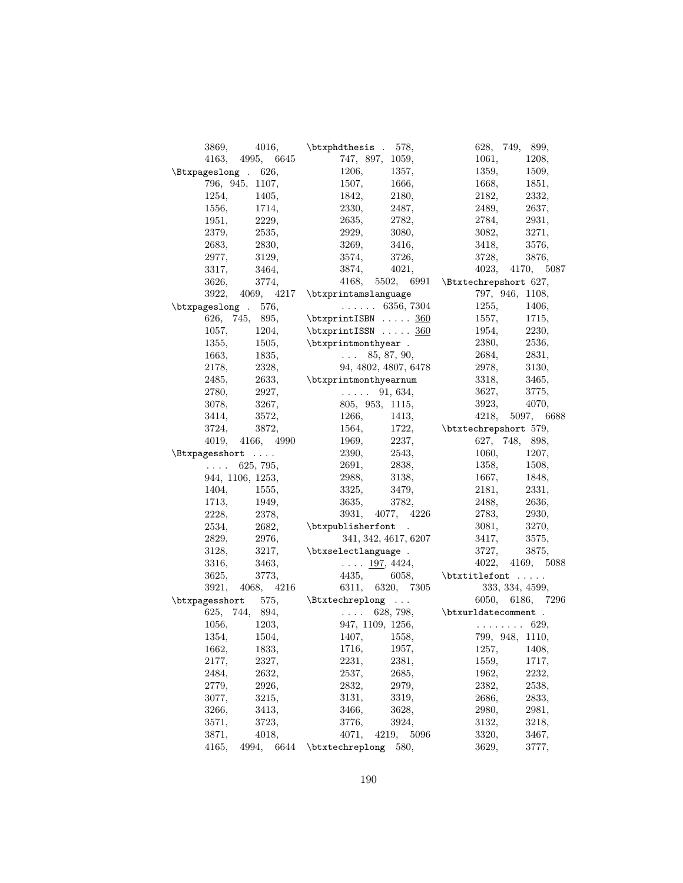3869, 4016, 4163, 4995, 6645

\Btxpageslong . 626, 796, 945, 1107, 1254, 1405, 1556, 1714, 1951, 2229, 2379, 2535, 2683, 2830, 2977, 3129, 3317, 3464, 3626, 3774, 3922, 4069, 4217

\btxpageslong . 576, 626, 745, 895, 1057, 1204, 1355, 1505, 1663, 1835, 2178, 2328, 2485, 2633, 2780, 2927, 3078, 3267, 3414, 3572, 3724, 3872, 4019, 4166, 4990

\Btxpagesshort . . . . . . . . 625, 795, 944, 1106, 1253, 1404, 1555, 1713, 1949, 2228, 2378, 2534, 2682, 2829, 2976, 3128, 3217, 3316, 3463, 3625, 3773, 3921, 4068, 4216

\btxpagesshort 575, 625, 744, 894, 1056, 1203, 1354, 1504, 1662, 1833, 2177, 2327, 2484, 2632, 2779, 2926, 3077, 3215, 3266, 3413, 3571, 3723, 3871, 4018, 4165, 4994, 6644

\btxphdthesis . 578, 747, 897, 1059, 1206, 1357, 1507, 1666, 1842, 2180, 2330, 2487, 2635, 2782, 2929, 3080, 3269, 3416, 3574, 3726, 3874, 4021, 4168, 5502, 6991

\btxprintamslanguage . . . . . . 6356, 7304

\btxprintISBN . . . . . 360

\btxprintISSN . . . . . 360

\btxprintmonthyear . . . . 85, 87, 90, 94, 4802, 4807, 6478

\btxprintmonthyearnum . . . . . 91, 634, 805, 953, 1115, 1266, 1413, 1564, 1722, 1969, 2237, 2390, 2543, 2691, 2838, 2988, 3138, 3325, 3479, 3635, 3782, 3931, 4077, 4226

\btxpublisherfont . 341, 342, 4617, 6207

\btxselectlanguage . . . . . 197, 4424, 4435, 6058, 6311, 6320, 7305

\Btxtechreplong . . . . . . . 628, 798, 947, 1109, 1256, 1407, 1558, 1716, 1957, 2231, 2381, 2537, 2685, 2832, 2979, 3131, 3319, 3466, 3628, 3776, 3924, 4071, 4219, 5096

\btxtechreplong 580, 628, 749, 899, 1061, 1208, 1359, 1509, 1668, 1851, 2182, 2332, 2489, 2637, 2784, 2931, 3082, 3271, 3418, 3576, 3728, 3876, 4023, 4170, 5087

\Btxtechrepshort 627, 797, 946, 1108, 1255, 1406, 1557, 1715, 1954, 2230, 2380, 2536, 2684, 2831, 2978, 3130, 3318, 3465, 3627, 3775, 3923, 4070, 4218, 5097, 6688

\btxtechrepshort 579, 627, 748, 898, 1060, 1207, 1358, 1508, 1667, 1848, 2181, 2331, 2488, 2636, 2783, 2930, 3081, 3270, 3417, 3575, 3727, 3875, 4022, 4169, 5088

\btxtitlefont . . . . . 333, 334, 4599, 6050, 6186, 7296

\btxurldatecomment . . . . . . . . . 629, 799, 948, 1110, 1257, 1408, 1559, 1717, 1962, 2232, 2382, 2538, 2686, 2833, 2980, 2981, 3132, 3218, 3320, 3467, 3629, 3777,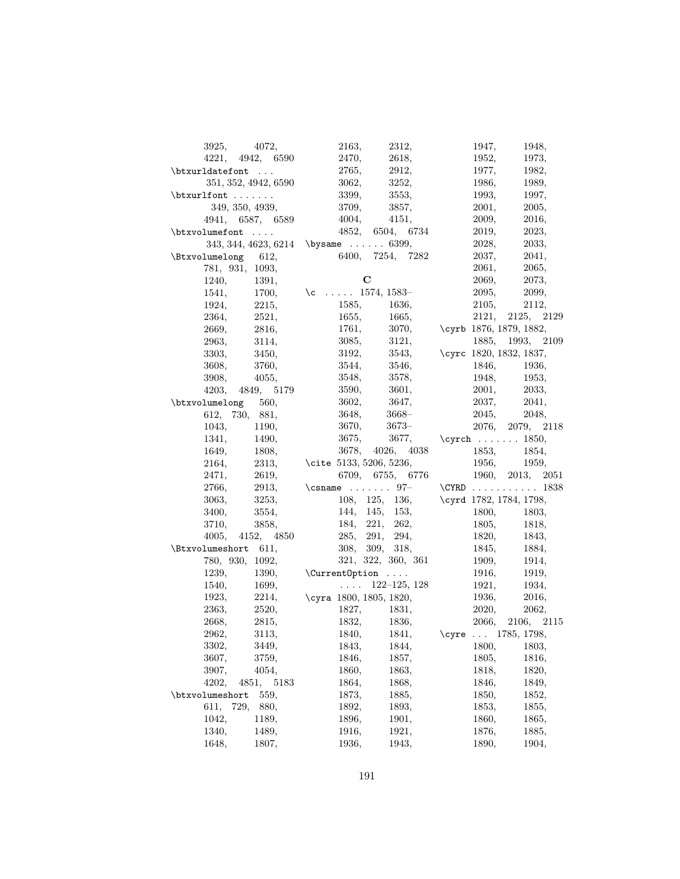3925, 4072, 4221, 4942, 6590

\btxurldatefont . . . 351, 352, 4942, 6590

\btxurlfont . . . . . . . 349, 350, 4939, 4941, 6587, 6589

\btxvolumefont . . . . 343, 344, 4623, 6214

\Btxvolumelong 612, 781, 931, 1093, 1240, 1391, 1541, 1700, 1924, 2215, 2364, 2521, 2669, 2816, 2963, 3114, 3303, 3450, 3608, 3760, 3908, 4055, 4203, 4849, 5179

\btxvolumelong 560, 612, 730, 881, 1043, 1190, 1341, 1490, 1649, 1808, 2164, 2313, 2471, 2619, 2766, 2913, 3063, 3253, 3400, 3554, 3710, 3858, 4005, 4152, 4850

\Btxvolumeshort 611, 780, 930, 1092, 1239, 1390, 1540, 1699, 1923, 2214, 2363, 2520, 2668, 2815, 2962, 3113, 3302, 3449, 3607, 3759, 3907, 4054, 4202, 4851, 5183

\btxvolumeshort 559, 611, 729, 880, 1042, 1189, 1340, 1489, 1648, 1807, 2163, 2312, 2470, 2618, 2765, 2912, 3062, 3252, 3399, 3553, 3709, 3857, 4004, 4151, 4852, 6504, 6734

\bysame . . . . . . 6399, 6400, 7254, 7282

**C**

\c . . . . . 1574, 1583–1585, 1636, 1655, 1665, 1761, 3070, 3085, 3121, 3192, 3543, 3544, 3546, 3548, 3578, 3590, 3601, 3602, 3647, 3648, 3668–3670, 3673–3675, 3677, 3678, 4026, 4038

\cite 5133, 5206, 5236, 6709, 6755, 6776

\csname . . . . . . . 97–108, 125, 136, 144, 145, 153, 184, 221, 262, 285, 291, 294, 308, 309, 318, 321, 322, 360, 361

\CurrentOption . . . . . . . . 122–125, 128

\cyra 1800, 1805, 1820, 1827, 1831, 1832, 1836, 1840, 1841, 1843, 1844, 1846, 1857, 1860, 1863, 1864, 1868, 1873, 1885, 1892, 1893, 1896, 1901, 1916, 1921, 1936, 1943, 1947, 1948, 1952, 1973, 1977, 1982, 1986, 1989, 1993, 1997, 2001, 2005, 2009, 2016, 2019, 2023, 2028, 2033, 2037, 2041, 2061, 2065, 2069, 2073, 2095, 2099, 2105, 2112, 2121, 2125, 2129

\cyrb 1876, 1879, 1882, 1885, 1993, 2109

\cyrc 1820, 1832, 1837, 1846, 1936, 1948, 1953, 2001, 2033, 2037, 2041, 2045, 2048, 2076, 2079, 2118

\cyrch . . . . . . . 1850, 1853, 1854, 1956, 1959, 1960, 2013, 2051

\CYRD . . . . . . . . . . . 1838

\cyrd 1782, 1784, 1798, 1800, 1803, 1805, 1818, 1820, 1843, 1845, 1884, 1909, 1914, 1916, 1919, 1921, 1934, 1936, 2016, 2020, 2062, 2066, 2106, 2115

\cyre . . . 1785, 1798, 1800, 1803, 1805, 1816, 1818, 1820, 1846, 1849, 1850, 1852, 1853, 1855, 1860, 1865, 1876, 1885, 1890, 1904,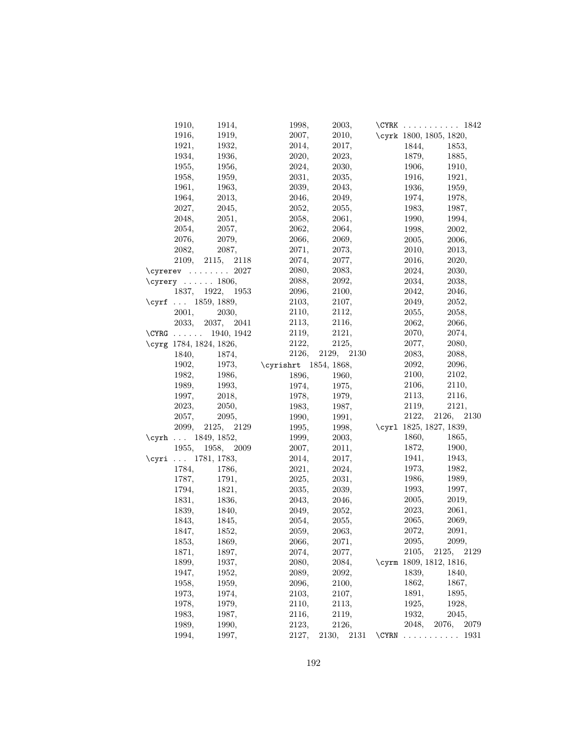1910, 1914, 1916, 1919, 1921, 1932, 1934, 1936, 1955, 1956, 1958, 1959, 1961, 1963, 1964, 2013, 2027, 2045, 2048, 2051, 2054, 2057, 2076, 2079, 2082, 2087, 2109, 2115, 2118

\cyrerev . . . . . . . . 2027

\cyrery . . . . . . 1806, 1837, 1922, 1953

\cyrf . . . 1859, 1889, 2001, 2030, 2033, 2037, 2041

\CYRG . . . . . . 1940, 1942

\cyrg 1784, 1824, 1826, 1840, 1874, 1902, 1973, 1982, 1986, 1989, 1993, 1997, 2018, 2023, 2050, 2057, 2095, 2099, 2125, 2129

\cyrh . . . 1849, 1852, 1955, 1958, 2009

\cyri . . . 1781, 1783, 1784, 1786, 1787, 1791, 1794, 1821, 1831, 1836, 1839, 1840, 1843, 1845, 1847, 1852, 1853, 1869, 1871, 1897, 1899, 1937, 1947, 1952, 1958, 1959, 1973, 1974, 1978, 1979, 1983, 1987, 1989, 1990, 1994, 1997, 1998, 2003, 2007, 2010, 2014, 2017, 2020, 2023, 2024, 2030, 2031, 2035, 2039, 2043, 2046, 2049, 2052, 2055, 2058, 2061, 2062, 2064, 2066, 2069, 2071, 2073, 2074, 2077, 2080, 2083, 2088, 2092, 2096, 2100, 2103, 2107, 2110, 2112, 2113, 2116, 2119, 2121, 2122, 2125, 2126, 2129, 2130

\cyrishrt 1854, 1868, 1896, 1960, 1974, 1975, 1978, 1979, 1983, 1987, 1990, 1991, 1995, 1998, 1999, 2003, 2007, 2011, 2014, 2017, 2021, 2024, 2025, 2031, 2035, 2039, 2043, 2046, 2049, 2052, 2054, 2055, 2059, 2063, 2066, 2071, 2074, 2077, 2080, 2084, 2089, 2092, 2096, 2100, 2103, 2107, 2110, 2113, 2116, 2119, 2123, 2126, 2127, 2130, 2131

\CYRK . . . . . . . . . . . 1842

\cyrk 1800, 1805, 1820, 1844, 1853, 1879, 1885, 1906, 1910, 1916, 1921, 1936, 1959, 1974, 1978, 1983, 1987, 1990, 1994, 1998, 2002, 2005, 2006, 2010, 2013, 2016, 2020, 2024, 2030, 2034, 2038, 2042, 2046, 2049, 2052, 2055, 2058, 2062, 2066, 2070, 2074, 2077, 2080, 2083, 2088, 2092, 2096, 2100, 2102, 2106, 2110, 2113, 2116, 2119, 2121, 2122, 2126, 2130

\cyrl 1825, 1827, 1839, 1860, 1865, 1872, 1900, 1941, 1943, 1973, 1982, 1986, 1989, 1993, 1997, 2005, 2019, 2023, 2061, 2065, 2069, 2072, 2091, 2095, 2099, 2105, 2125, 2129

\cyrm 1809, 1812, 1816, 1839, 1840, 1862, 1867, 1891, 1895, 1925, 1928, 1932, 2045, 2048, 2076, 2079

\CYRN . . . . . . . . . . . 1931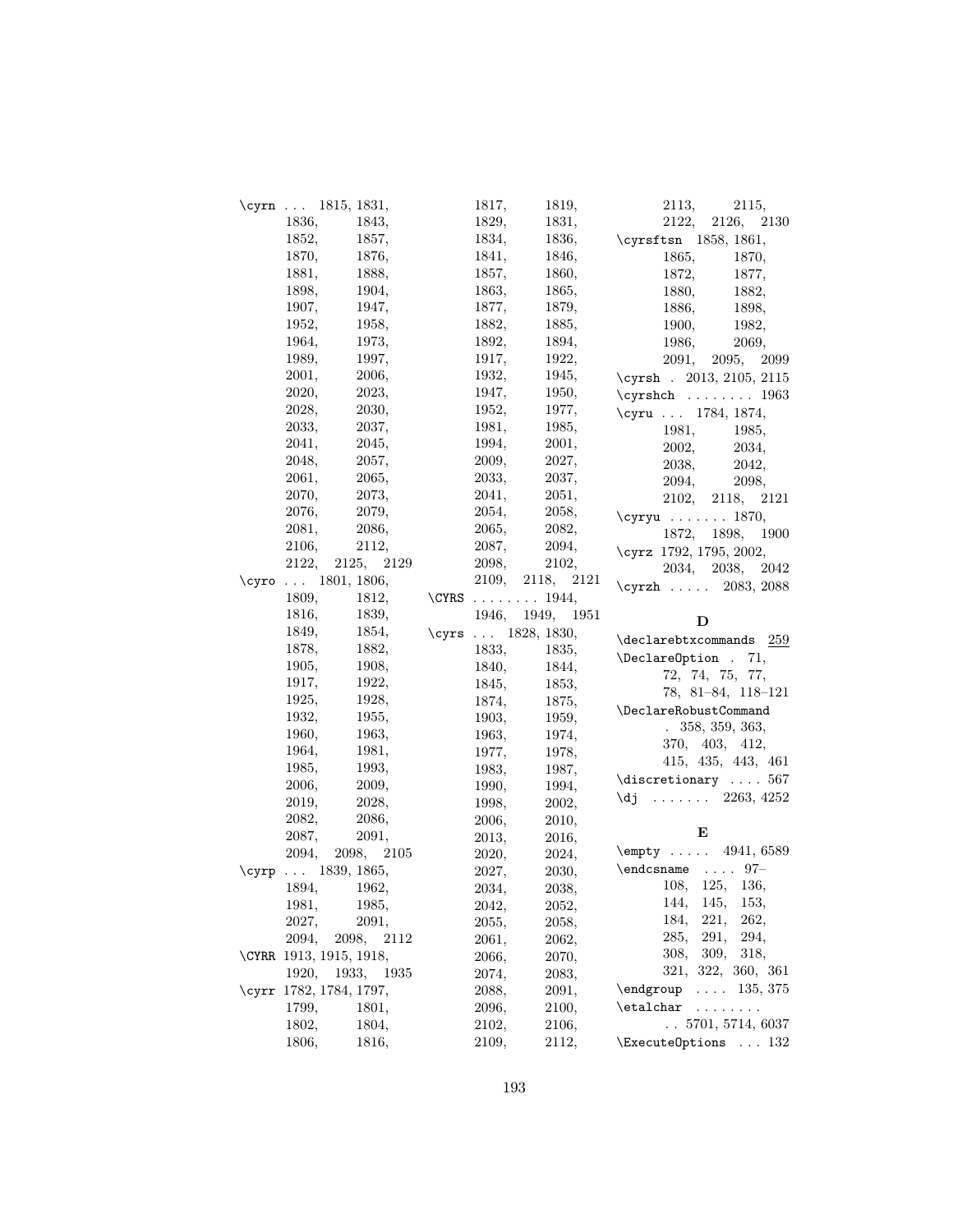\cyrn . . . 1815, 1831, 1836, 1843, 1852, 1857, 1870, 1876, 1881, 1888, 1898, 1904, 1907, 1947, 1952, 1958, 1964, 1973, 1989, 1997, 2001, 2006, 2020, 2023, 2028, 2030, 2033, 2037, 2041, 2045, 2048, 2057, 2061, 2065, 2070, 2073, 2076, 2079, 2081, 2086, 2106, 2112, 2122, 2125, 2129

\cyro . . . 1801, 1806, 1809, 1812, 1816, 1839, 1849, 1854, 1878, 1882, 1905, 1908, 1917, 1922, 1925, 1928, 1932, 1955, 1960, 1963, 1964, 1981, 1985, 1993, 2006, 2009, 2019, 2028, 2082, 2086, 2087, 2091, 2094, 2098, 2105

\cyrp . . . 1839, 1865, 1894, 1962, 1981, 1985, 2027, 2091, 2094, 2098, 2112

\CYRR 1913, 1915, 1918, 1920, 1933, 1935

\cyrr 1782, 1784, 1797, 1799, 1801, 1802, 1804, 1806, 1816, 1817, 1819, 1829, 1831, 1834, 1836, 1841, 1846, 1857, 1860, 1863, 1865, 1877, 1879, 1882, 1885, 1892, 1894, 1917, 1922, 1932, 1945, 1947, 1950, 1952, 1977, 1981, 1985, 1994, 2001, 2009, 2027, 2033, 2037, 2041, 2051, 2054, 2058, 2065, 2082, 2087, 2094, 2098, 2102, 2109, 2118, 2121

\CYRS . . . . . . . . 1944, 1946, 1949, 1951

\cyrs . . . 1828, 1830, 1833, 1835, 1840, 1844, 1845, 1853, 1874, 1875, 1903, 1959, 1963, 1974, 1977, 1978, 1983, 1987, 1990, 1994, 1998, 2002, 2006, 2010, 2013, 2016, 2020, 2024, 2027, 2030, 2034, 2038, 2042, 2052, 2055, 2058, 2061, 2062, 2066, 2070, 2074, 2083, 2088, 2091, 2096, 2100, 2102, 2106, 2109, 2112, 2113, 2115, 2122, 2126, 2130

\cyrsftsn 1858, 1861, 1865, 1870, 1872, 1877, 1880, 1882, 1886, 1898, 1900, 1982, 1986, 2069, 2091, 2095, 2099

\cyrsh . 2013, 2105, 2115

\cyrshch . . . . . . . . 1963

\cyru . . . 1784, 1874, 1981, 1985, 2002, 2034, 2038, 2042, 2094, 2098, 2102, 2118, 2121

\cyryu . . . . . . . 1870, 1872, 1898, 1900

\cyrz 1792, 1795, 2002, 2034, 2038, 2042

\cyrzh . . . . . 2083, 2088

## D

\declarebtxcommands 259

\DeclareOption . 71, 72, 74, 75, 77, 78, 81–84, 118–121

\DeclareRobustCommand . 358, 359, 363, 370, 403, 412, 415, 435, 443, 461

\discretionary . . . . 567

\dj . . . . . . . 2263, 4252

## E

\empty . . . . . 4941, 6589

\endcsname . . . . 97–108, 125, 136, 144, 145, 153, 184, 221, 262, 285, 291, 294, 308, 309, 318, 321, 322, 360, 361

\endgroup . . . . 135, 375

\etalchar . . . . . . . . . 5701, 5714, 6037

\ExecuteOptions . . . 132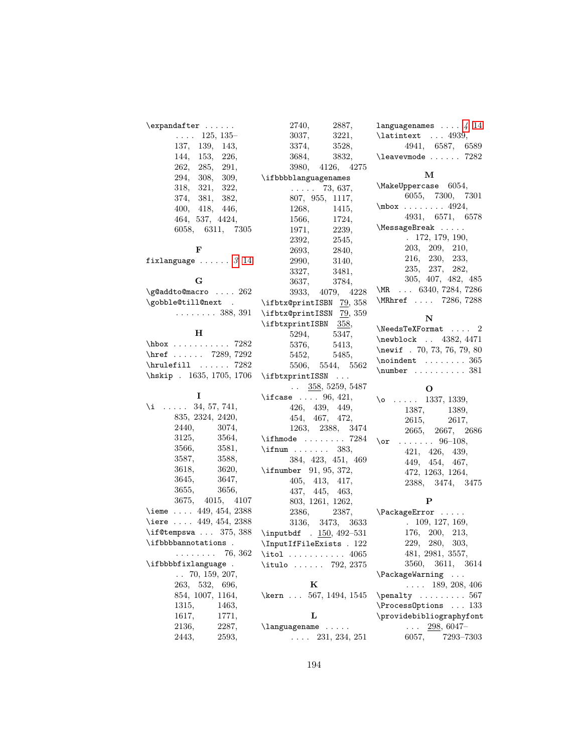\expandafter . . . . . . . . . . 125, 135–137, 139, 143, 144, 153, 226, 262, 285, 291, 294, 308, 309, 318, 321, 322, 374, 381, 382, 400, 418, 446, 464, 537, 4424, 6058, 6311, 7305

**F**

fixlanguage . . . . . . *3*, 14

**G**

\g@addto@macro . . . . 262
\gobble@till@next . . . . . . . . . 388, 391

**H**

\hbox . . . . . . . . . . . 7282
\href . . . . . . 7289, 7292
\hrulefill . . . . . . 7282
\hskip . 1635, 1705, 1706

**I**

\i . . . . . 34, 57, 741, 835, 2324, 2420, 2440, 3074, 3125, 3564, 3566, 3581, 3587, 3588, 3618, 3620, 3645, 3647, 3655, 3656, 3675, 4015, 4107
\ieme . . . . 449, 454, 2388
\iere . . . . 449, 454, 2388
\if@tempswa . . . 375, 388
\ifbbbbannotations . . . . . . . . . 76, 362
\ifbbbbfixlanguage . . . 70, 159, 207, 263, 532, 696, 854, 1007, 1164, 1315, 1463, 1617, 1771, 2136, 2287, 2443, 2593, 2740, 2887, 3037, 3221, 3374, 3528, 3684, 3832, 3980, 4126, 4275
\ifbbbblanguagenames . . . . . 73, 637, 807, 955, 1117, 1268, 1415, 1566, 1724, 1971, 2239, 2392, 2545, 2693, 2840, 2990, 3140, 3327, 3481, 3637, 3784, 3933, 4079, 4228
\ifbtx@printISBN 79, 358
\ifbtx@printISSN 79, 359
\ifbtxprintISBN 358, 5294, 5347, 5376, 5413, 5452, 5485, 5506, 5544, 5562
\ifbtxprintISSN . . . . . 358, 5259, 5487
\ifcase . . . . 96, 421, 426, 439, 449, 454, 467, 472, 1263, 2388, 3474
\ifhmode . . . . . . . . 7284
\ifnum . . . . . . . 383, 384, 423, 451, 469
\ifnumber 91, 95, 372, 405, 413, 417, 437, 445, 463, 803, 1261, 1262, 2386, 2387, 3136, 3473, 3633
\inputbdf . 150, 492–531
\InputIfFileExists . 122
\itol . . . . . . . . . . . 4065
\itulo . . . . . . 792, 2375

**K**

\kern . . . 567, 1494, 1545

**L**

\languagename . . . . . . . . . 231, 234, 251
languagenames . . . . *4*, 14
\latintext . . . 4939, 4941, 6587, 6589
\leavevmode . . . . . . 7282

**M**

\MakeUppercase 6054, 6055, 7300, 7301
\mbox . . . . . . . . 4924, 4931, 6571, 6578
\MessageBreak . . . . . . 172, 179, 190, 203, 209, 210, 216, 230, 233, 235, 237, 282, 305, 407, 482, 485
\MR . . . 6340, 7284, 7286
\MRhref . . . . 7286, 7288

**N**

\NeedsTeXFormat . . . . 2
\newblock . . 4382, 4471
\newif . 70, 73, 76, 79, 80
\noindent . . . . . . . . 365
\number . . . . . . . . . . 381

**O**

\o . . . . . 1337, 1339, 1387, 1389, 2615, 2617, 2665, 2667, 2686
\or . . . . . . . 96–108, 421, 426, 439, 449, 454, 467, 472, 1263, 1264, 2388, 3474, 3475

**P**

\PackageError . . . . . . 109, 127, 169, 176, 200, 213, 229, 280, 303, 481, 2981, 3557, 3560, 3611, 3614
\PackageWarning . . . . . . . 189, 208, 406
\penalty . . . . . . . . . 567
\ProcessOptions . . . 133
\providebibliographyfont . . . 298, 6047–6057, 7293–7303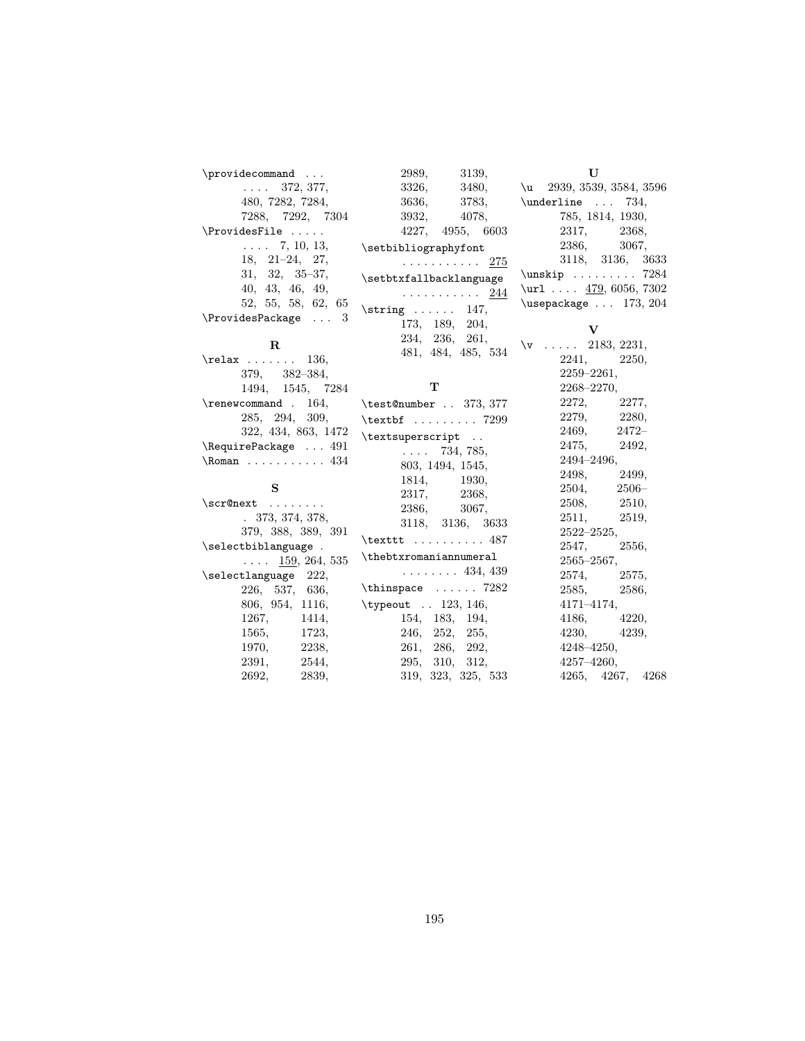\providecommand . . . . . . . 372, 377, 480, 7282, 7284, 7288, 7292, 7304

\ProvidesFile . . . . . . . . . 7, 10, 13, 18, 21–24, 27, 31, 32, 35–37, 40, 43, 46, 49, 52, 55, 58, 62, 65

\ProvidesPackage . . . 3

**R**

\relax . . . . . . . 136, 379, 382–384, 1494, 1545, 7284

\renewcommand . 164, 285, 294, 309, 322, 434, 863, 1472

\RequirePackage . . . 491

\Roman . . . . . . . . . . . 434

**S**

\scr@next . . . . . . . . . 373, 374, 378, 379, 388, 389, 391

\selectbiblanguage . . . . . <u>159</u>, 264, 535

\selectlanguage 222, 226, 537, 636, 806, 954, 1116, 1267, 1414, 1565, 1723, 1970, 2238, 2391, 2544, 2692, 2839, 2989, 3139, 3326, 3480, 3636, 3783, 3932, 4078, 4227, 4955, 6603

\setbibliographyfont . . . . . . . . . . . <u>275</u>

\setbtxfallbacklanguage . . . . . . . . . . . <u>244</u>

\string . . . . . . 147, 173, 189, 204, 234, 236, 261, 481, 484, 485, 534

**T**

\test@number . . 373, 377

\textbf . . . . . . . . . 7299

\textsuperscript . . . . . . 734, 785, 803, 1494, 1545, 1814, 1930, 2317, 2368, 2386, 3067, 3118, 3136, 3633

\texttt . . . . . . . . . . 487

\thebtxromaniannumeral . . . . . . . . 434, 439

\thinspace . . . . . . 7282

\typeout . . 123, 146, 154, 183, 194, 246, 252, 255, 261, 286, 292, 295, 310, 312, 319, 323, 325, 533

**U**

\u 2939, 3539, 3584, 3596

\underline . . . 734, 785, 1814, 1930, 2317, 2368, 2386, 3067, 3118, 3136, 3633

\unskip . . . . . . . . . 7284

\url . . . . <u>479</u>, 6056, 7302

\usepackage . . . 173, 204

**V**

\v . . . . . 2183, 2231, 2241, 2250, 2259–2261, 2268–2270, 2272, 2277, 2279, 2280, 2469, 2472–2475, 2492, 2494–2496, 2498, 2499, 2504, 2506–2508, 2510, 2511, 2519, 2522–2525, 2547, 2556, 2565–2567, 2574, 2575, 2585, 2586, 4171–4174, 4186, 4220, 4230, 4239, 4248–4250, 4257–4260, 4265, 4267, 4268